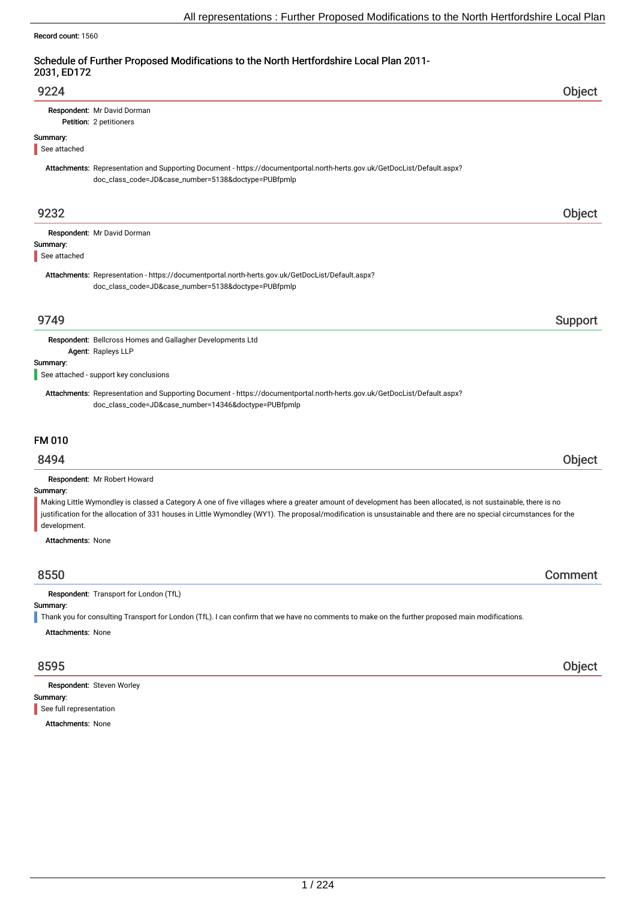Record count: 1560

## Schedule of Further Proposed Modifications to the North Hertfordshire Local Plan 2011-2031, ED172

### 9224 — Object

**Respondent:** Mr David Dorman
**Petition:** 2 petitioners

**Summary:**

See attached

**Attachments:** Representation and Supporting Document - https://documentportal.north-herts.gov.uk/GetDocList/Default.aspx?doc_class_code=JD&case_number=5138&doctype=PUBfpmlp

### 9232 — Object

**Respondent:** Mr David Dorman

**Summary:**

See attached

**Attachments:** Representation - https://documentportal.north-herts.gov.uk/GetDocList/Default.aspx?doc_class_code=JD&case_number=5138&doctype=PUBfpmlp

### 9749 — Support

**Respondent:** Bellcross Homes and Gallagher Developments Ltd
**Agent:** Rapleys LLP

**Summary:**

See attached - support key conclusions

**Attachments:** Representation and Supporting Document - https://documentportal.north-herts.gov.uk/GetDocList/Default.aspx?doc_class_code=JD&case_number=14346&doctype=PUBfpmlp

## FM 010

### 8494 — Object

**Respondent:** Mr Robert Howard

**Summary:**

Making Little Wymondley is classed a Category A one of five villages where a greater amount of development has been allocated, is not sustainable, there is no justification for the allocation of 331 houses in Little Wymondley (WY1). The proposal/modification is unsustainable and there are no special circumstances for the development.

**Attachments:** None

### 8550 — Comment

**Respondent:** Transport for London (TfL)

**Summary:**

Thank you for consulting Transport for London (TfL). I can confirm that we have no comments to make on the further proposed main modifications.

**Attachments:** None

### 8595 — Object

**Respondent:** Steven Worley

**Summary:**

See full representation

**Attachments:** None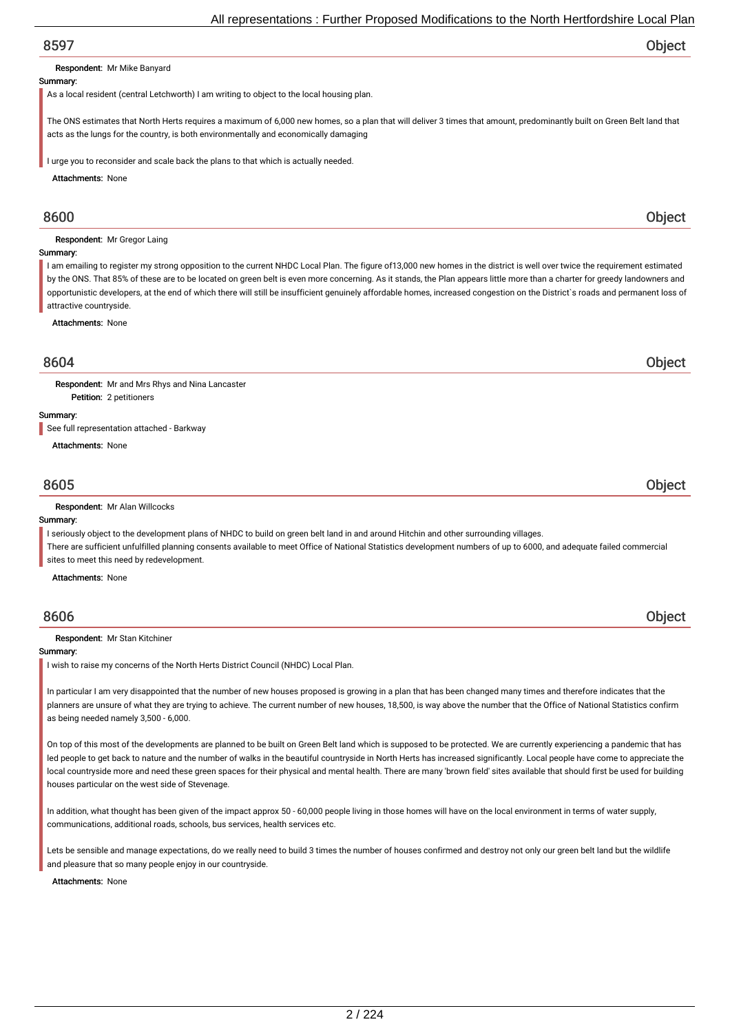## 8597 Object

**Respondent:** Mr Mike Banyard

**Summary:**

As a local resident (central Letchworth) I am writing to object to the local housing plan.

The ONS estimates that North Herts requires a maximum of 6,000 new homes, so a plan that will deliver 3 times that amount, predominantly built on Green Belt land that acts as the lungs for the country, is both environmentally and economically damaging

I urge you to reconsider and scale back the plans to that which is actually needed.

**Attachments:** None

## 8600 Object

**Respondent:** Mr Gregor Laing

**Summary:**

I am emailing to register my strong opposition to the current NHDC Local Plan. The figure of13,000 new homes in the district is well over twice the requirement estimated by the ONS. That 85% of these are to be located on green belt is even more concerning. As it stands, the Plan appears little more than a charter for greedy landowners and opportunistic developers, at the end of which there will still be insufficient genuinely affordable homes, increased congestion on the District`s roads and permanent loss of attractive countryside.

**Attachments:** None

## 8604 Object

**Respondent:** Mr and Mrs Rhys and Nina Lancaster
**Petition:** 2 petitioners

**Summary:**

See full representation attached - Barkway

**Attachments:** None

## 8605 Object

**Respondent:** Mr Alan Willcocks

**Summary:**

I seriously object to the development plans of NHDC to build on green belt land in and around Hitchin and other surrounding villages.
There are sufficient unfulfilled planning consents available to meet Office of National Statistics development numbers of up to 6000, and adequate failed commercial sites to meet this need by redevelopment.

**Attachments:** None

## 8606 Object

**Respondent:** Mr Stan Kitchiner

**Summary:**

I wish to raise my concerns of the North Herts District Council (NHDC) Local Plan.

In particular I am very disappointed that the number of new houses proposed is growing in a plan that has been changed many times and therefore indicates that the planners are unsure of what they are trying to achieve. The current number of new houses, 18,500, is way above the number that the Office of National Statistics confirm as being needed namely 3,500 - 6,000.

On top of this most of the developments are planned to be built on Green Belt land which is supposed to be protected. We are currently experiencing a pandemic that has led people to get back to nature and the number of walks in the beautiful countryside in North Herts has increased significantly. Local people have come to appreciate the local countryside more and need these green spaces for their physical and mental health. There are many 'brown field' sites available that should first be used for building houses particular on the west side of Stevenage.

In addition, what thought has been given of the impact approx 50 - 60,000 people living in those homes will have on the local environment in terms of water supply, communications, additional roads, schools, bus services, health services etc.

Lets be sensible and manage expectations, do we really need to build 3 times the number of houses confirmed and destroy not only our green belt land but the wildlife and pleasure that so many people enjoy in our countryside.

**Attachments:** None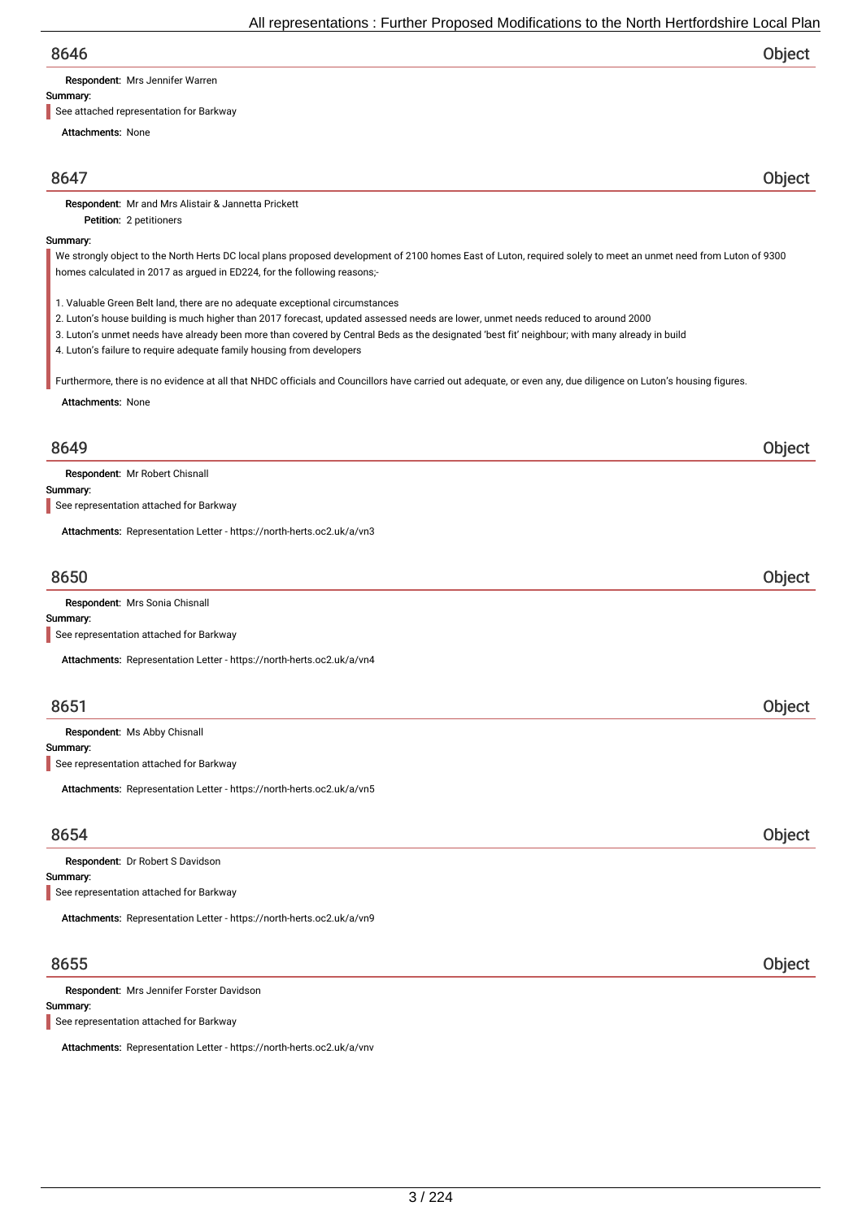## 8646

**Object**

**Respondent:** Mrs Jennifer Warren

**Summary:**

See attached representation for Barkway

**Attachments:** None

## 8647

**Object**

**Respondent:** Mr and Mrs Alistair & Jannetta Prickett

**Petition:** 2 petitioners

**Summary:**

We strongly object to the North Herts DC local plans proposed development of 2100 homes East of Luton, required solely to meet an unmet need from Luton of 9300 homes calculated in 2017 as argued in ED224, for the following reasons;-

1. Valuable Green Belt land, there are no adequate exceptional circumstances
2. Luton's house building is much higher than 2017 forecast, updated assessed needs are lower, unmet needs reduced to around 2000
3. Luton's unmet needs have already been more than covered by Central Beds as the designated 'best fit' neighbour; with many already in build
4. Luton's failure to require adequate family housing from developers

Furthermore, there is no evidence at all that NHDC officials and Councillors have carried out adequate, or even any, due diligence on Luton's housing figures.

**Attachments:** None

## 8649

**Object**

**Respondent:** Mr Robert Chisnall

**Summary:**

See representation attached for Barkway

**Attachments:** Representation Letter - https://north-herts.oc2.uk/a/vn3

## 8650

**Object**

**Respondent:** Mrs Sonia Chisnall

**Summary:**

See representation attached for Barkway

**Attachments:** Representation Letter - https://north-herts.oc2.uk/a/vn4

## 8651

**Object**

**Respondent:** Ms Abby Chisnall

**Summary:**

See representation attached for Barkway

**Attachments:** Representation Letter - https://north-herts.oc2.uk/a/vn5

## 8654

**Object**

**Respondent:** Dr Robert S Davidson

**Summary:**

See representation attached for Barkway

**Attachments:** Representation Letter - https://north-herts.oc2.uk/a/vn9

## 8655

**Object**

**Respondent:** Mrs Jennifer Forster Davidson

**Summary:**

See representation attached for Barkway

**Attachments:** Representation Letter - https://north-herts.oc2.uk/a/vnv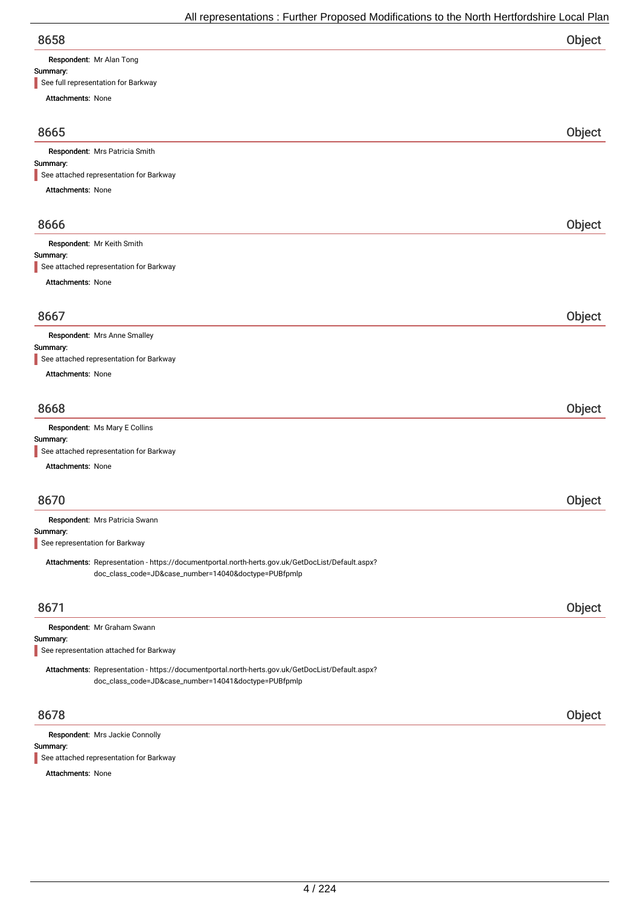## 8658

**Object**

**Respondent:** Mr Alan Tong

**Summary:**

See full representation for Barkway

**Attachments:** None

## 8665

**Object**

**Respondent:** Mrs Patricia Smith

**Summary:**

See attached representation for Barkway

**Attachments:** None

## 8666

**Object**

**Respondent:** Mr Keith Smith

**Summary:**

See attached representation for Barkway

**Attachments:** None

## 8667

**Object**

**Respondent:** Mrs Anne Smalley

**Summary:**

See attached representation for Barkway

**Attachments:** None

## 8668

**Object**

**Respondent:** Ms Mary E Collins

**Summary:**

See attached representation for Barkway

**Attachments:** None

## 8670

**Object**

**Respondent:** Mrs Patricia Swann

**Summary:**

See representation for Barkway

**Attachments:** Representation - https://documentportal.north-herts.gov.uk/GetDocList/Default.aspx?doc_class_code=JD&case_number=14040&doctype=PUBfpmlp

## 8671

**Object**

**Respondent:** Mr Graham Swann

**Summary:**

See representation attached for Barkway

**Attachments:** Representation - https://documentportal.north-herts.gov.uk/GetDocList/Default.aspx?doc_class_code=JD&case_number=14041&doctype=PUBfpmlp

## 8678

**Object**

**Respondent:** Mrs Jackie Connolly

**Summary:**

See attached representation for Barkway

**Attachments:** None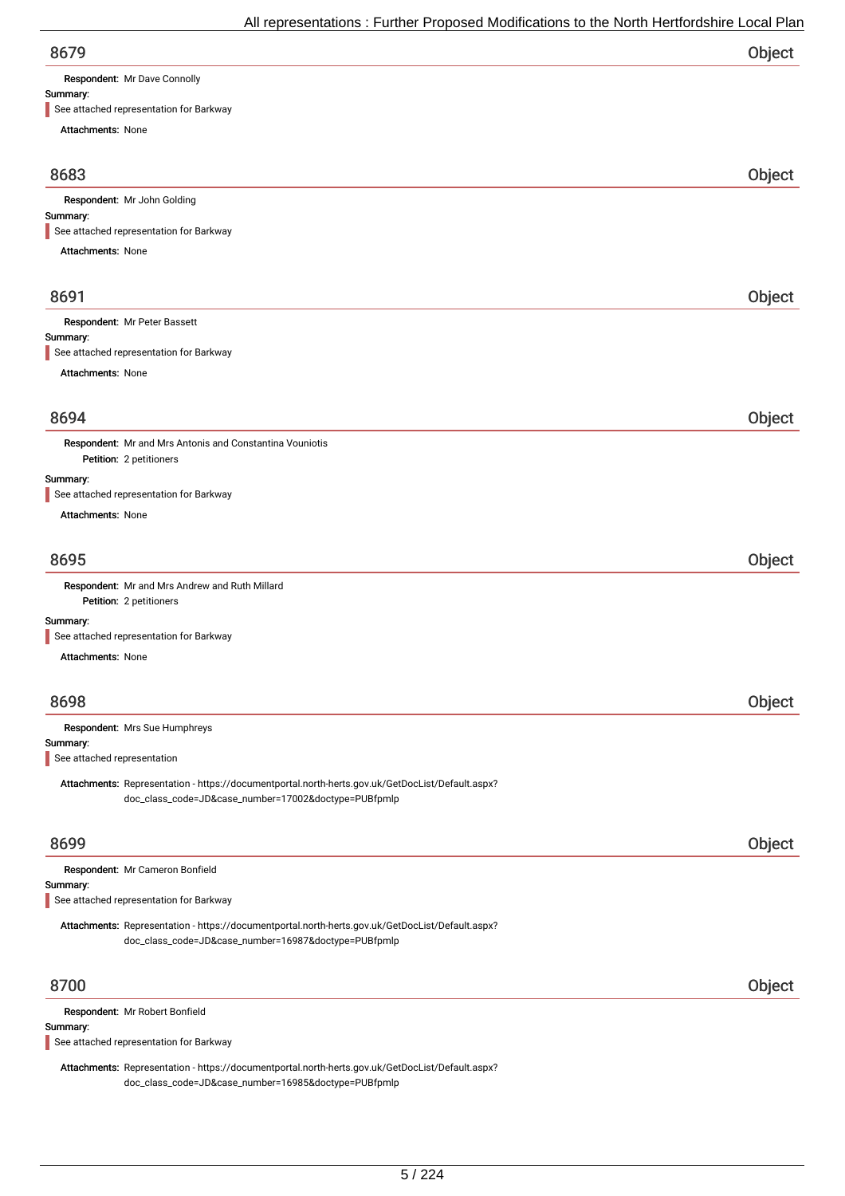## 8679 — Object

**Respondent:** Mr Dave Connolly

**Summary:**

> See attached representation for Barkway

**Attachments:** None

## 8683 — Object

**Respondent:** Mr John Golding

**Summary:**

> See attached representation for Barkway

**Attachments:** None

## 8691 — Object

**Respondent:** Mr Peter Bassett

**Summary:**

> See attached representation for Barkway

**Attachments:** None

## 8694 — Object

**Respondent:** Mr and Mrs Antonis and Constantina Vouniotis

**Petition:** 2 petitioners

**Summary:**

> See attached representation for Barkway

**Attachments:** None

## 8695 — Object

**Respondent:** Mr and Mrs Andrew and Ruth Millard

**Petition:** 2 petitioners

**Summary:**

> See attached representation for Barkway

**Attachments:** None

## 8698 — Object

**Respondent:** Mrs Sue Humphreys

**Summary:**

> See attached representation

**Attachments:** Representation - https://documentportal.north-herts.gov.uk/GetDocList/Default.aspx?doc_class_code=JD&case_number=17002&doctype=PUBfpmlp

## 8699 — Object

**Respondent:** Mr Cameron Bonfield

**Summary:**

> See attached representation for Barkway

**Attachments:** Representation - https://documentportal.north-herts.gov.uk/GetDocList/Default.aspx?doc_class_code=JD&case_number=16987&doctype=PUBfpmlp

## 8700 — Object

**Respondent:** Mr Robert Bonfield

**Summary:**

> See attached representation for Barkway

**Attachments:** Representation - https://documentportal.north-herts.gov.uk/GetDocList/Default.aspx?doc_class_code=JD&case_number=16985&doctype=PUBfpmlp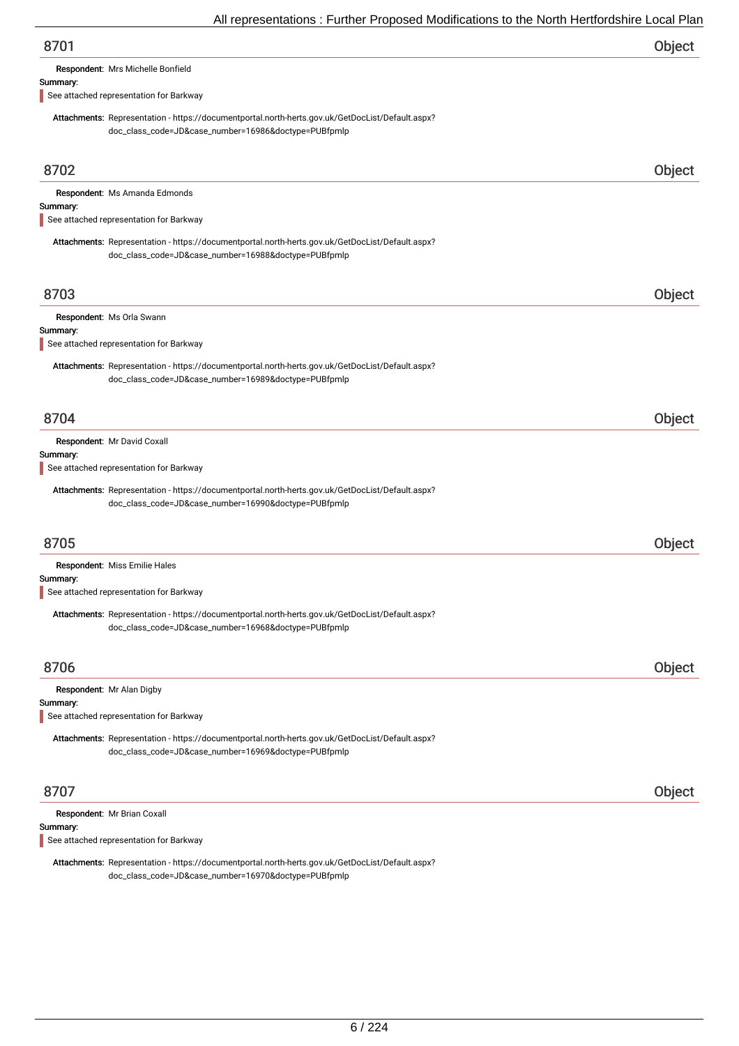## 8701 Object

**Respondent:** Mrs Michelle Bonfield

**Summary:**

See attached representation for Barkway

**Attachments:** Representation - https://documentportal.north-herts.gov.uk/GetDocList/Default.aspx?doc_class_code=JD&case_number=16986&doctype=PUBfpmlp

## 8702 Object

**Respondent:** Ms Amanda Edmonds

**Summary:**

See attached representation for Barkway

**Attachments:** Representation - https://documentportal.north-herts.gov.uk/GetDocList/Default.aspx?doc_class_code=JD&case_number=16988&doctype=PUBfpmlp

## 8703 Object

**Respondent:** Ms Orla Swann

**Summary:**

See attached representation for Barkway

**Attachments:** Representation - https://documentportal.north-herts.gov.uk/GetDocList/Default.aspx?doc_class_code=JD&case_number=16989&doctype=PUBfpmlp

## 8704 Object

**Respondent:** Mr David Coxall

**Summary:**

See attached representation for Barkway

**Attachments:** Representation - https://documentportal.north-herts.gov.uk/GetDocList/Default.aspx?doc_class_code=JD&case_number=16990&doctype=PUBfpmlp

## 8705 Object

**Respondent:** Miss Emilie Hales

**Summary:**

See attached representation for Barkway

**Attachments:** Representation - https://documentportal.north-herts.gov.uk/GetDocList/Default.aspx?doc_class_code=JD&case_number=16968&doctype=PUBfpmlp

## 8706 Object

**Respondent:** Mr Alan Digby

**Summary:**

See attached representation for Barkway

**Attachments:** Representation - https://documentportal.north-herts.gov.uk/GetDocList/Default.aspx?doc_class_code=JD&case_number=16969&doctype=PUBfpmlp

## 8707 Object

**Respondent:** Mr Brian Coxall

**Summary:**

See attached representation for Barkway

**Attachments:** Representation - https://documentportal.north-herts.gov.uk/GetDocList/Default.aspx?doc_class_code=JD&case_number=16970&doctype=PUBfpmlp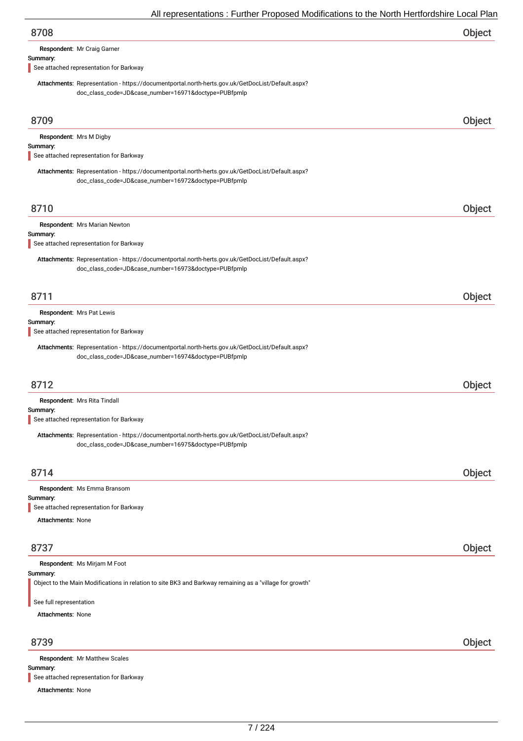## 8708 Object

**Respondent:** Mr Craig Garner

**Summary:**

See attached representation for Barkway

**Attachments:** Representation - https://documentportal.north-herts.gov.uk/GetDocList/Default.aspx?doc_class_code=JD&case_number=16971&doctype=PUBfpmlp

## 8709 Object

**Respondent:** Mrs M Digby

**Summary:**

See attached representation for Barkway

**Attachments:** Representation - https://documentportal.north-herts.gov.uk/GetDocList/Default.aspx?doc_class_code=JD&case_number=16972&doctype=PUBfpmlp

## 8710 Object

**Respondent:** Mrs Marian Newton

**Summary:**

See attached representation for Barkway

**Attachments:** Representation - https://documentportal.north-herts.gov.uk/GetDocList/Default.aspx?doc_class_code=JD&case_number=16973&doctype=PUBfpmlp

## 8711 Object

**Respondent:** Mrs Pat Lewis

**Summary:**

See attached representation for Barkway

**Attachments:** Representation - https://documentportal.north-herts.gov.uk/GetDocList/Default.aspx?doc_class_code=JD&case_number=16974&doctype=PUBfpmlp

## 8712 Object

**Respondent:** Mrs Rita Tindall

**Summary:**

See attached representation for Barkway

**Attachments:** Representation - https://documentportal.north-herts.gov.uk/GetDocList/Default.aspx?doc_class_code=JD&case_number=16975&doctype=PUBfpmlp

## 8714 Object

**Respondent:** Ms Emma Bransom

**Summary:**

See attached representation for Barkway

**Attachments:** None

## 8737 Object

**Respondent:** Ms Mirjam M Foot

**Summary:**

Object to the Main Modifications in relation to site BK3 and Barkway remaining as a "village for growth"

See full representation

**Attachments:** None

## 8739 Object

**Respondent:** Mr Matthew Scales

**Summary:**

See attached representation for Barkway

**Attachments:** None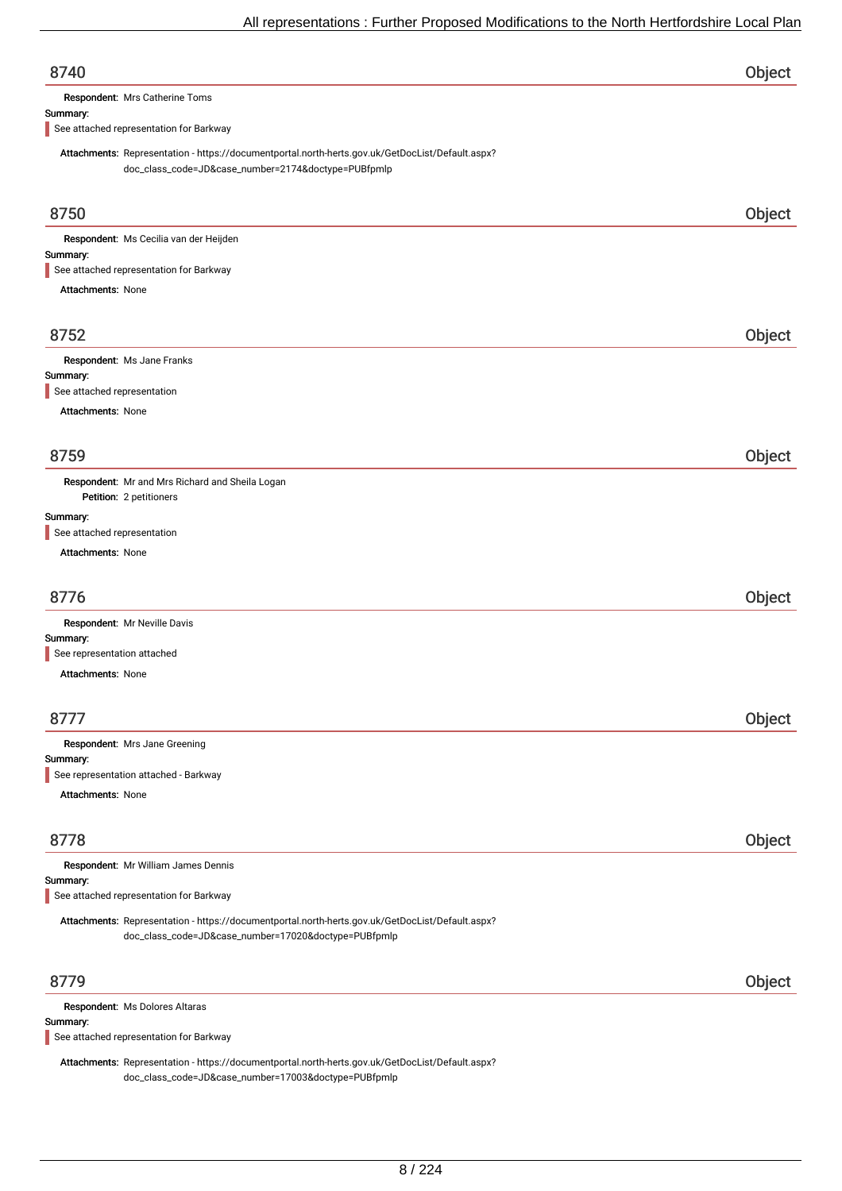## 8740 Object

**Respondent:** Mrs Catherine Toms

**Summary:**

See attached representation for Barkway

**Attachments:** Representation - https://documentportal.north-herts.gov.uk/GetDocList/Default.aspx?doc_class_code=JD&case_number=2174&doctype=PUBfpmlp

## 8750 Object

**Respondent:** Ms Cecilia van der Heijden

**Summary:**

See attached representation for Barkway

**Attachments:** None

## 8752 Object

**Respondent:** Ms Jane Franks

**Summary:**

See attached representation

**Attachments:** None

## 8759 Object

**Respondent:** Mr and Mrs Richard and Sheila Logan

**Petition:** 2 petitioners

**Summary:**

See attached representation

**Attachments:** None

## 8776 Object

**Respondent:** Mr Neville Davis

**Summary:**

See representation attached

**Attachments:** None

## 8777 Object

**Respondent:** Mrs Jane Greening

**Summary:**

See representation attached - Barkway

**Attachments:** None

## 8778 Object

**Respondent:** Mr William James Dennis

**Summary:**

See attached representation for Barkway

**Attachments:** Representation - https://documentportal.north-herts.gov.uk/GetDocList/Default.aspx?doc_class_code=JD&case_number=17020&doctype=PUBfpmlp

## 8779 Object

**Respondent:** Ms Dolores Altaras

**Summary:**

See attached representation for Barkway

**Attachments:** Representation - https://documentportal.north-herts.gov.uk/GetDocList/Default.aspx?doc_class_code=JD&case_number=17003&doctype=PUBfpmlp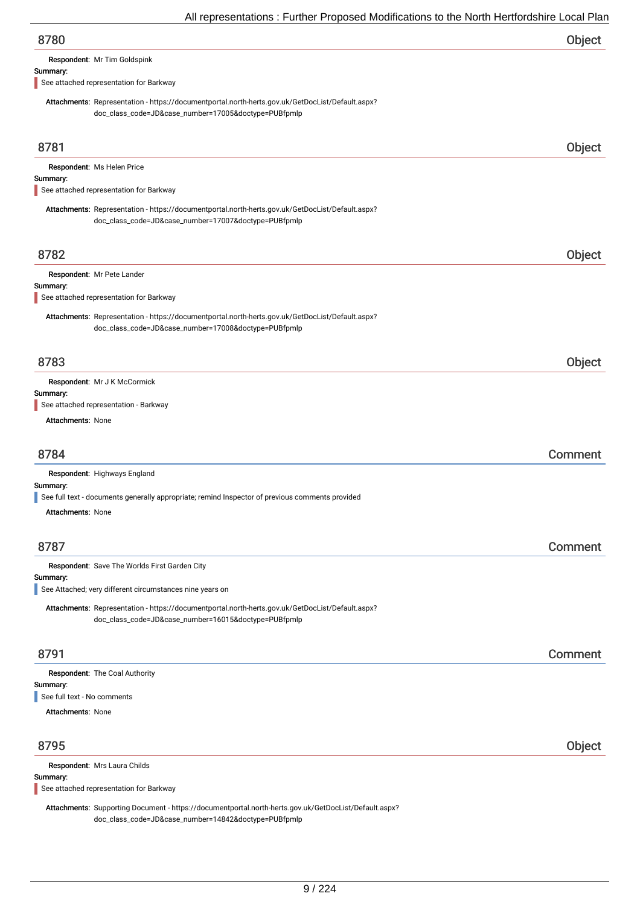## 8780 — Object

**Respondent:** Mr Tim Goldspink

**Summary:**

See attached representation for Barkway

**Attachments:** Representation - https://documentportal.north-herts.gov.uk/GetDocList/Default.aspx?doc_class_code=JD&case_number=17005&doctype=PUBfpmlp

## 8781 — Object

**Respondent:** Ms Helen Price

**Summary:**

See attached representation for Barkway

**Attachments:** Representation - https://documentportal.north-herts.gov.uk/GetDocList/Default.aspx?doc_class_code=JD&case_number=17007&doctype=PUBfpmlp

## 8782 — Object

**Respondent:** Mr Pete Lander

**Summary:**

See attached representation for Barkway

**Attachments:** Representation - https://documentportal.north-herts.gov.uk/GetDocList/Default.aspx?doc_class_code=JD&case_number=17008&doctype=PUBfpmlp

## 8783 — Object

**Respondent:** Mr J K McCormick

**Summary:**

See attached representation - Barkway

**Attachments:** None

## 8784 — Comment

**Respondent:** Highways England

**Summary:**

See full text - documents generally appropriate; remind Inspector of previous comments provided

**Attachments:** None

## 8787 — Comment

**Respondent:** Save The Worlds First Garden City

**Summary:**

See Attached; very different circumstances nine years on

**Attachments:** Representation - https://documentportal.north-herts.gov.uk/GetDocList/Default.aspx?doc_class_code=JD&case_number=16015&doctype=PUBfpmlp

## 8791 — Comment

**Respondent:** The Coal Authority

**Summary:**

See full text - No comments

**Attachments:** None

## 8795 — Object

**Respondent:** Mrs Laura Childs

**Summary:**

See attached representation for Barkway

**Attachments:** Supporting Document - https://documentportal.north-herts.gov.uk/GetDocList/Default.aspx?doc_class_code=JD&case_number=14842&doctype=PUBfpmlp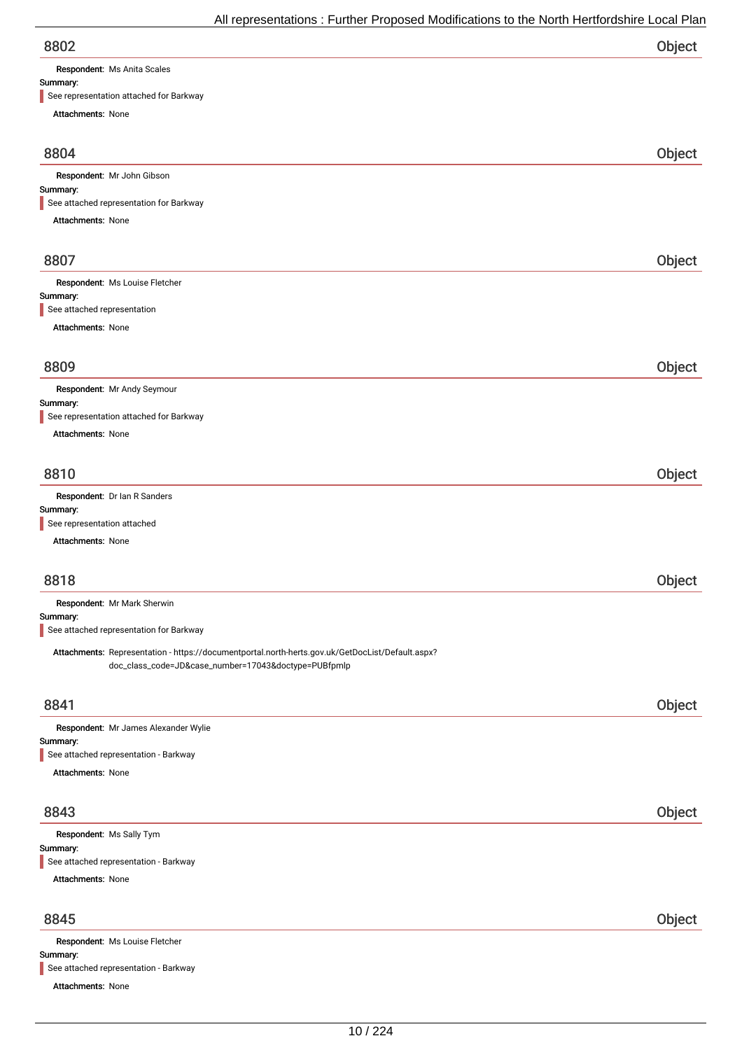## 8802 — Object

**Respondent:** Ms Anita Scales

**Summary:**

> See representation attached for Barkway

**Attachments:** None

## 8804 — Object

**Respondent:** Mr John Gibson

**Summary:**

> See attached representation for Barkway

**Attachments:** None

## 8807 — Object

**Respondent:** Ms Louise Fletcher

**Summary:**

> See attached representation

**Attachments:** None

## 8809 — Object

**Respondent:** Mr Andy Seymour

**Summary:**

> See representation attached for Barkway

**Attachments:** None

## 8810 — Object

**Respondent:** Dr Ian R Sanders

**Summary:**

> See representation attached

**Attachments:** None

## 8818 — Object

**Respondent:** Mr Mark Sherwin

**Summary:**

> See attached representation for Barkway

**Attachments:** Representation - https://documentportal.north-herts.gov.uk/GetDocList/Default.aspx?doc_class_code=JD&case_number=17043&doctype=PUBfpmlp

## 8841 — Object

**Respondent:** Mr James Alexander Wylie

**Summary:**

> See attached representation - Barkway

**Attachments:** None

## 8843 — Object

**Respondent:** Ms Sally Tym

**Summary:**

> See attached representation - Barkway

**Attachments:** None

## 8845 — Object

**Respondent:** Ms Louise Fletcher

**Summary:**

> See attached representation - Barkway

**Attachments:** None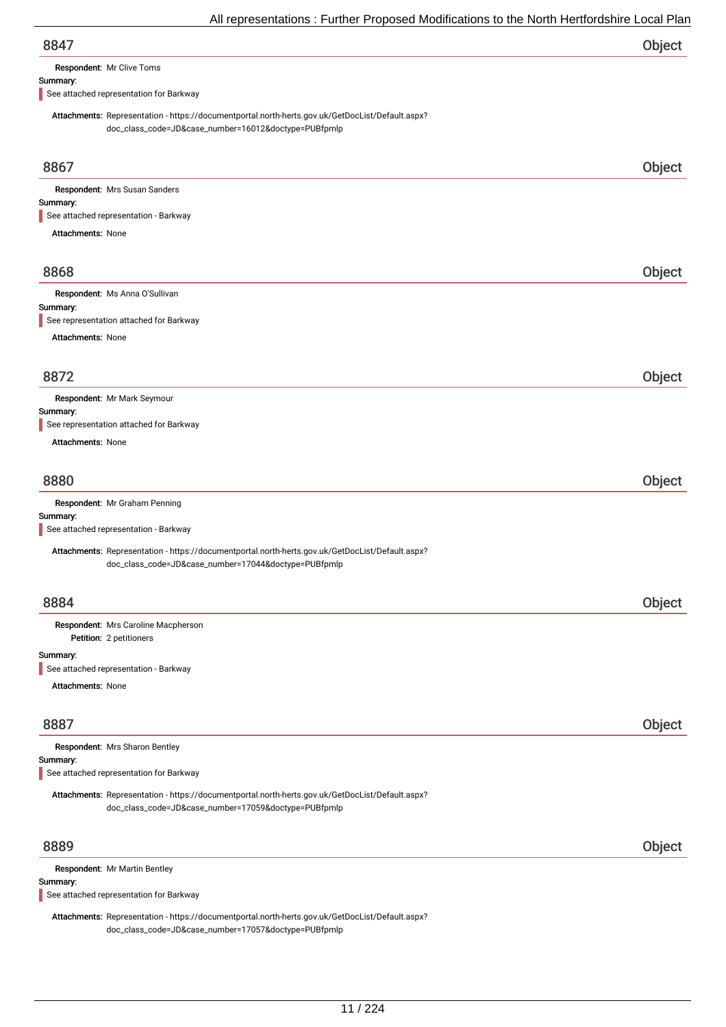## 8847 — Object

**Respondent:** Mr Clive Toms

**Summary:**

See attached representation for Barkway

**Attachments:** Representation - https://documentportal.north-herts.gov.uk/GetDocList/Default.aspx?doc_class_code=JD&case_number=16012&doctype=PUBfpmlp

## 8867 — Object

**Respondent:** Mrs Susan Sanders

**Summary:**

See attached representation - Barkway

**Attachments:** None

## 8868 — Object

**Respondent:** Ms Anna O'Sullivan

**Summary:**

See representation attached for Barkway

**Attachments:** None

## 8872 — Object

**Respondent:** Mr Mark Seymour

**Summary:**

See representation attached for Barkway

**Attachments:** None

## 8880 — Object

**Respondent:** Mr Graham Penning

**Summary:**

See attached representation - Barkway

**Attachments:** Representation - https://documentportal.north-herts.gov.uk/GetDocList/Default.aspx?doc_class_code=JD&case_number=17044&doctype=PUBfpmlp

## 8884 — Object

**Respondent:** Mrs Caroline Macpherson

**Petition:** 2 petitioners

**Summary:**

See attached representation - Barkway

**Attachments:** None

## 8887 — Object

**Respondent:** Mrs Sharon Bentley

**Summary:**

See attached representation for Barkway

**Attachments:** Representation - https://documentportal.north-herts.gov.uk/GetDocList/Default.aspx?doc_class_code=JD&case_number=17059&doctype=PUBfpmlp

## 8889 — Object

**Respondent:** Mr Martin Bentley

**Summary:**

See attached representation for Barkway

**Attachments:** Representation - https://documentportal.north-herts.gov.uk/GetDocList/Default.aspx?doc_class_code=JD&case_number=17057&doctype=PUBfpmlp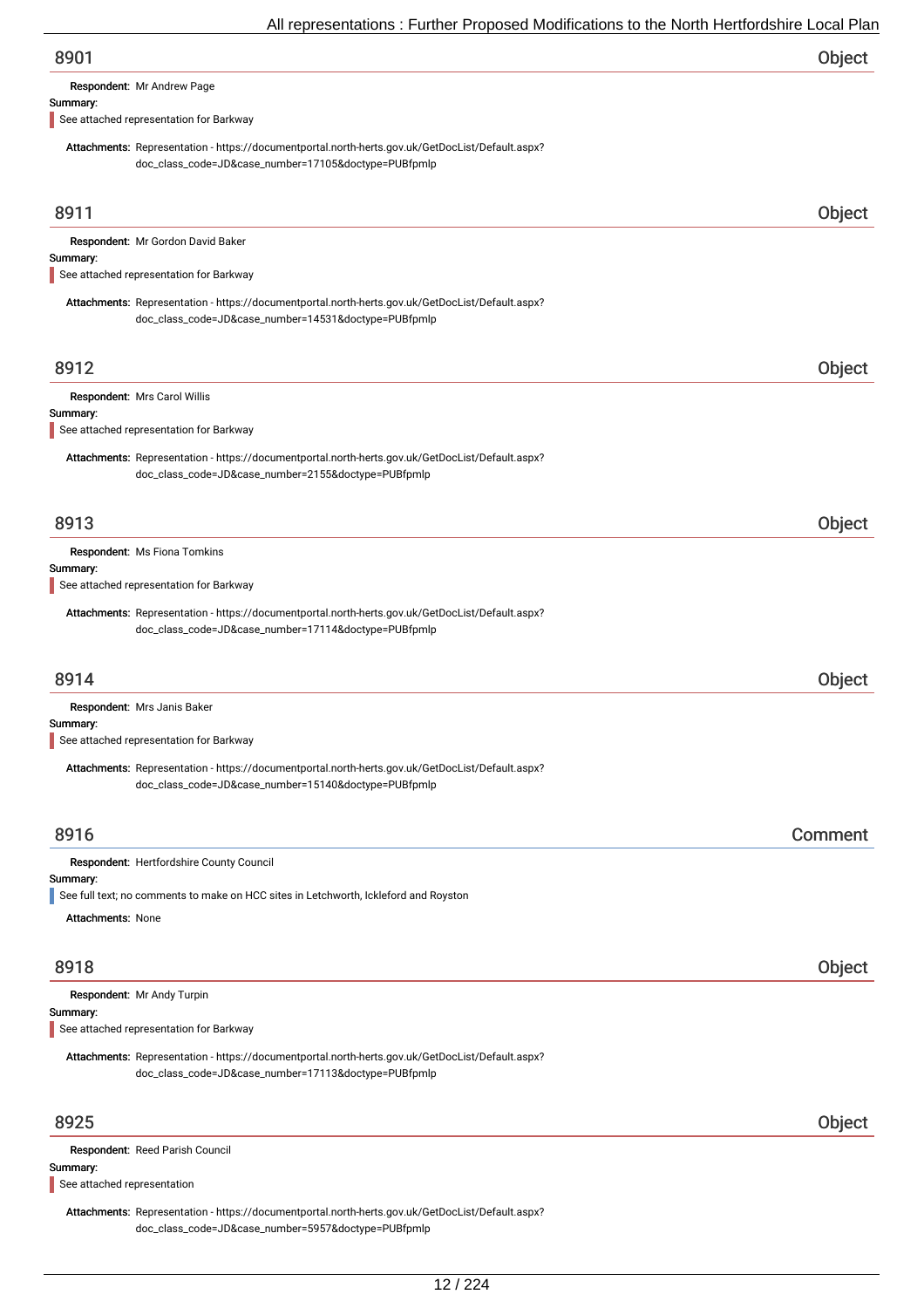## 8901 — Object

**Respondent:** Mr Andrew Page

**Summary:**

See attached representation for Barkway

**Attachments:** Representation - https://documentportal.north-herts.gov.uk/GetDocList/Default.aspx?doc_class_code=JD&case_number=17105&doctype=PUBfpmlp

## 8911 — Object

**Respondent:** Mr Gordon David Baker

**Summary:**

See attached representation for Barkway

**Attachments:** Representation - https://documentportal.north-herts.gov.uk/GetDocList/Default.aspx?doc_class_code=JD&case_number=14531&doctype=PUBfpmlp

## 8912 — Object

**Respondent:** Mrs Carol Willis

**Summary:**

See attached representation for Barkway

**Attachments:** Representation - https://documentportal.north-herts.gov.uk/GetDocList/Default.aspx?doc_class_code=JD&case_number=2155&doctype=PUBfpmlp

## 8913 — Object

**Respondent:** Ms Fiona Tomkins

**Summary:**

See attached representation for Barkway

**Attachments:** Representation - https://documentportal.north-herts.gov.uk/GetDocList/Default.aspx?doc_class_code=JD&case_number=17114&doctype=PUBfpmlp

## 8914 — Object

**Respondent:** Mrs Janis Baker

**Summary:**

See attached representation for Barkway

**Attachments:** Representation - https://documentportal.north-herts.gov.uk/GetDocList/Default.aspx?doc_class_code=JD&case_number=15140&doctype=PUBfpmlp

## 8916 — Comment

**Respondent:** Hertfordshire County Council

**Summary:**

See full text; no comments to make on HCC sites in Letchworth, Ickleford and Royston

**Attachments:** None

## 8918 — Object

**Respondent:** Mr Andy Turpin

**Summary:**

See attached representation for Barkway

**Attachments:** Representation - https://documentportal.north-herts.gov.uk/GetDocList/Default.aspx?doc_class_code=JD&case_number=17113&doctype=PUBfpmlp

## 8925 — Object

**Respondent:** Reed Parish Council

**Summary:**

See attached representation

**Attachments:** Representation - https://documentportal.north-herts.gov.uk/GetDocList/Default.aspx?doc_class_code=JD&case_number=5957&doctype=PUBfpmlp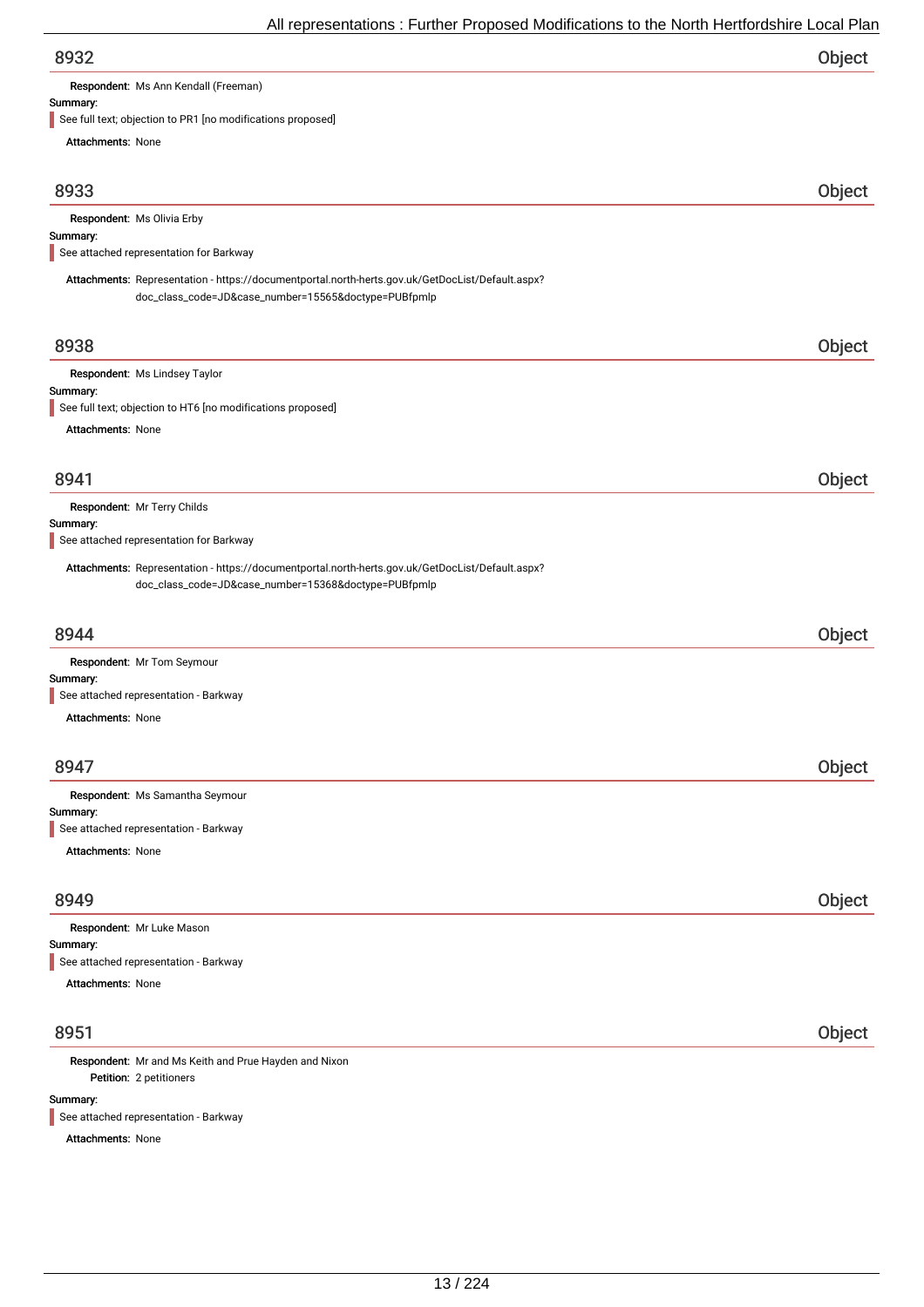## 8932 Object

**Respondent:** Ms Ann Kendall (Freeman)

**Summary:**

See full text; objection to PR1 [no modifications proposed]

**Attachments:** None

## 8933 Object

**Respondent:** Ms Olivia Erby

**Summary:**

See attached representation for Barkway

**Attachments:** Representation - https://documentportal.north-herts.gov.uk/GetDocList/Default.aspx?doc_class_code=JD&case_number=15565&doctype=PUBfpmlp

## 8938 Object

**Respondent:** Ms Lindsey Taylor

**Summary:**

See full text; objection to HT6 [no modifications proposed]

**Attachments:** None

## 8941 Object

**Respondent:** Mr Terry Childs

**Summary:**

See attached representation for Barkway

**Attachments:** Representation - https://documentportal.north-herts.gov.uk/GetDocList/Default.aspx?doc_class_code=JD&case_number=15368&doctype=PUBfpmlp

## 8944 Object

**Respondent:** Mr Tom Seymour

**Summary:**

See attached representation - Barkway

**Attachments:** None

## 8947 Object

**Respondent:** Ms Samantha Seymour

**Summary:**

See attached representation - Barkway

**Attachments:** None

## 8949 Object

**Respondent:** Mr Luke Mason

**Summary:**

See attached representation - Barkway

**Attachments:** None

## 8951 Object

**Respondent:** Mr and Ms Keith and Prue Hayden and Nixon

**Petition:** 2 petitioners

**Summary:**

See attached representation - Barkway

**Attachments:** None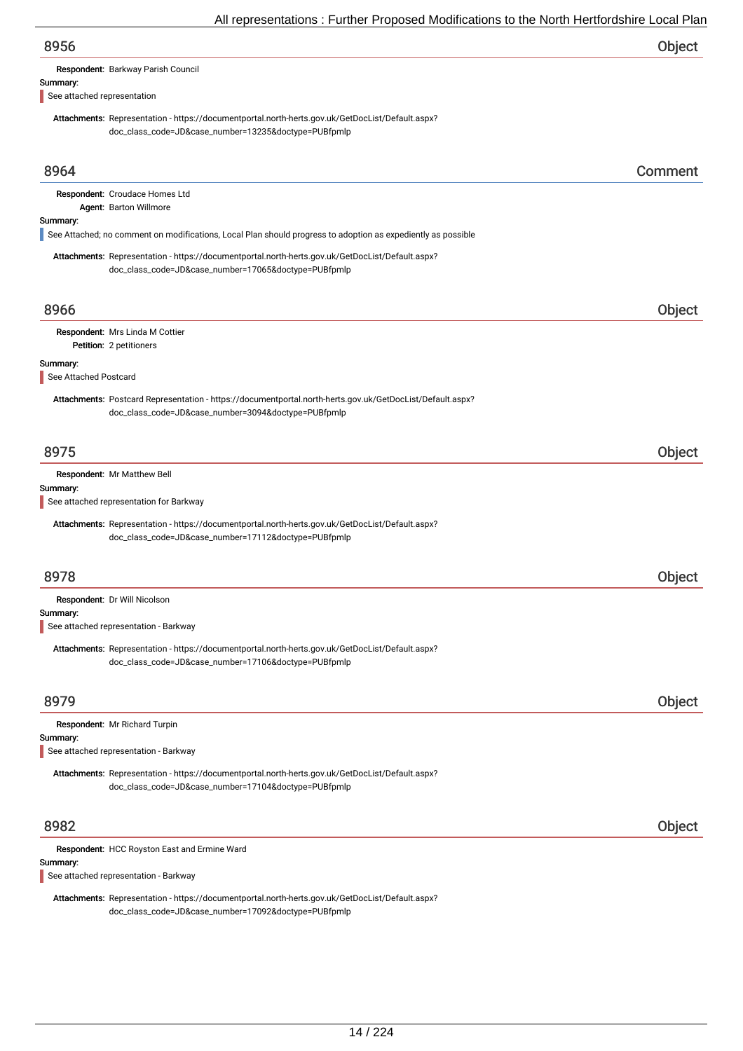## 8956 — Object

**Respondent:** Barkway Parish Council

**Summary:**

See attached representation

**Attachments:** Representation - https://documentportal.north-herts.gov.uk/GetDocList/Default.aspx?doc_class_code=JD&case_number=13235&doctype=PUBfpmlp

## 8964 — Comment

**Respondent:** Croudace Homes Ltd

**Agent:** Barton Willmore

**Summary:**

See Attached; no comment on modifications, Local Plan should progress to adoption as expediently as possible

**Attachments:** Representation - https://documentportal.north-herts.gov.uk/GetDocList/Default.aspx?doc_class_code=JD&case_number=17065&doctype=PUBfpmlp

## 8966 — Object

**Respondent:** Mrs Linda M Cottier

**Petition:** 2 petitioners

**Summary:**

See Attached Postcard

**Attachments:** Postcard Representation - https://documentportal.north-herts.gov.uk/GetDocList/Default.aspx?doc_class_code=JD&case_number=3094&doctype=PUBfpmlp

## 8975 — Object

**Respondent:** Mr Matthew Bell

**Summary:**

See attached representation for Barkway

**Attachments:** Representation - https://documentportal.north-herts.gov.uk/GetDocList/Default.aspx?doc_class_code=JD&case_number=17112&doctype=PUBfpmlp

## 8978 — Object

**Respondent:** Dr Will Nicolson

**Summary:**

See attached representation - Barkway

**Attachments:** Representation - https://documentportal.north-herts.gov.uk/GetDocList/Default.aspx?doc_class_code=JD&case_number=17106&doctype=PUBfpmlp

## 8979 — Object

**Respondent:** Mr Richard Turpin

**Summary:**

See attached representation - Barkway

**Attachments:** Representation - https://documentportal.north-herts.gov.uk/GetDocList/Default.aspx?doc_class_code=JD&case_number=17104&doctype=PUBfpmlp

## 8982 — Object

**Respondent:** HCC Royston East and Ermine Ward

**Summary:**

See attached representation - Barkway

**Attachments:** Representation - https://documentportal.north-herts.gov.uk/GetDocList/Default.aspx?doc_class_code=JD&case_number=17092&doctype=PUBfpmlp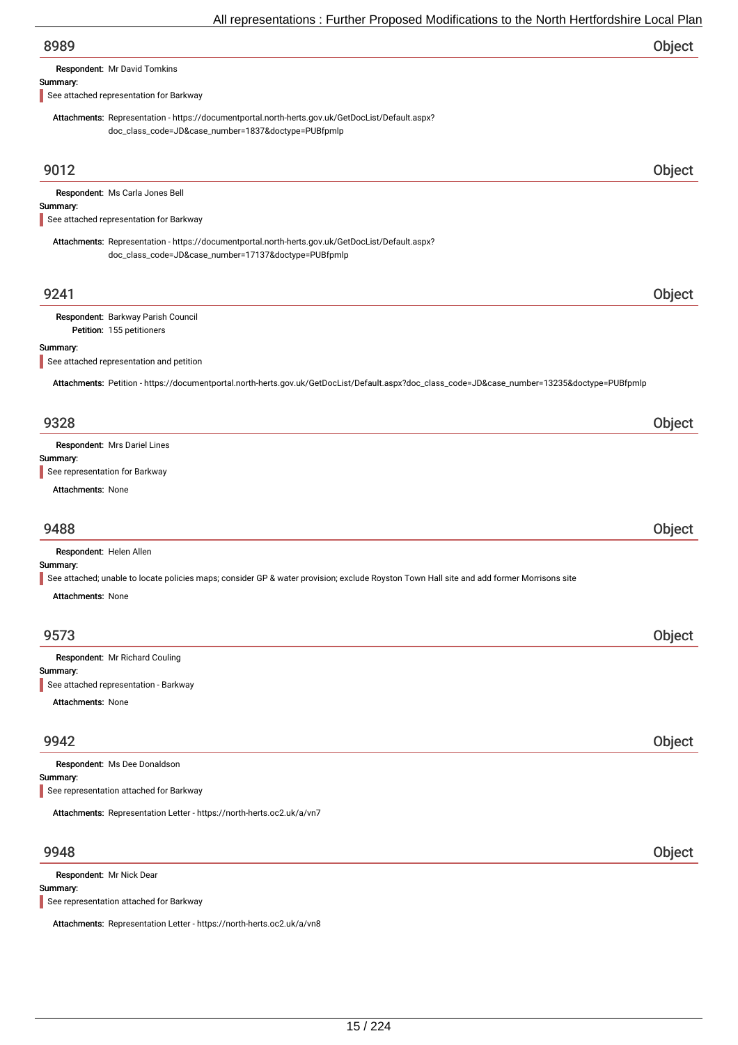## 8989 — Object

**Respondent:** Mr David Tomkins

**Summary:**

See attached representation for Barkway

**Attachments:** Representation - https://documentportal.north-herts.gov.uk/GetDocList/Default.aspx?doc_class_code=JD&case_number=1837&doctype=PUBfpmlp

## 9012 — Object

**Respondent:** Ms Carla Jones Bell

**Summary:**

See attached representation for Barkway

**Attachments:** Representation - https://documentportal.north-herts.gov.uk/GetDocList/Default.aspx?doc_class_code=JD&case_number=17137&doctype=PUBfpmlp

## 9241 — Object

**Respondent:** Barkway Parish Council

**Petition:** 155 petitioners

**Summary:**

See attached representation and petition

**Attachments:** Petition - https://documentportal.north-herts.gov.uk/GetDocList/Default.aspx?doc_class_code=JD&case_number=13235&doctype=PUBfpmlp

## 9328 — Object

**Respondent:** Mrs Dariel Lines

**Summary:**

See representation for Barkway

**Attachments:** None

## 9488 — Object

**Respondent:** Helen Allen

**Summary:**

See attached; unable to locate policies maps; consider GP & water provision; exclude Royston Town Hall site and add former Morrisons site

**Attachments:** None

## 9573 — Object

**Respondent:** Mr Richard Couling

**Summary:**

See attached representation - Barkway

**Attachments:** None

## 9942 — Object

**Respondent:** Ms Dee Donaldson

**Summary:**

See representation attached for Barkway

**Attachments:** Representation Letter - https://north-herts.oc2.uk/a/vn7

## 9948 — Object

**Respondent:** Mr Nick Dear

**Summary:**

See representation attached for Barkway

**Attachments:** Representation Letter - https://north-herts.oc2.uk/a/vn8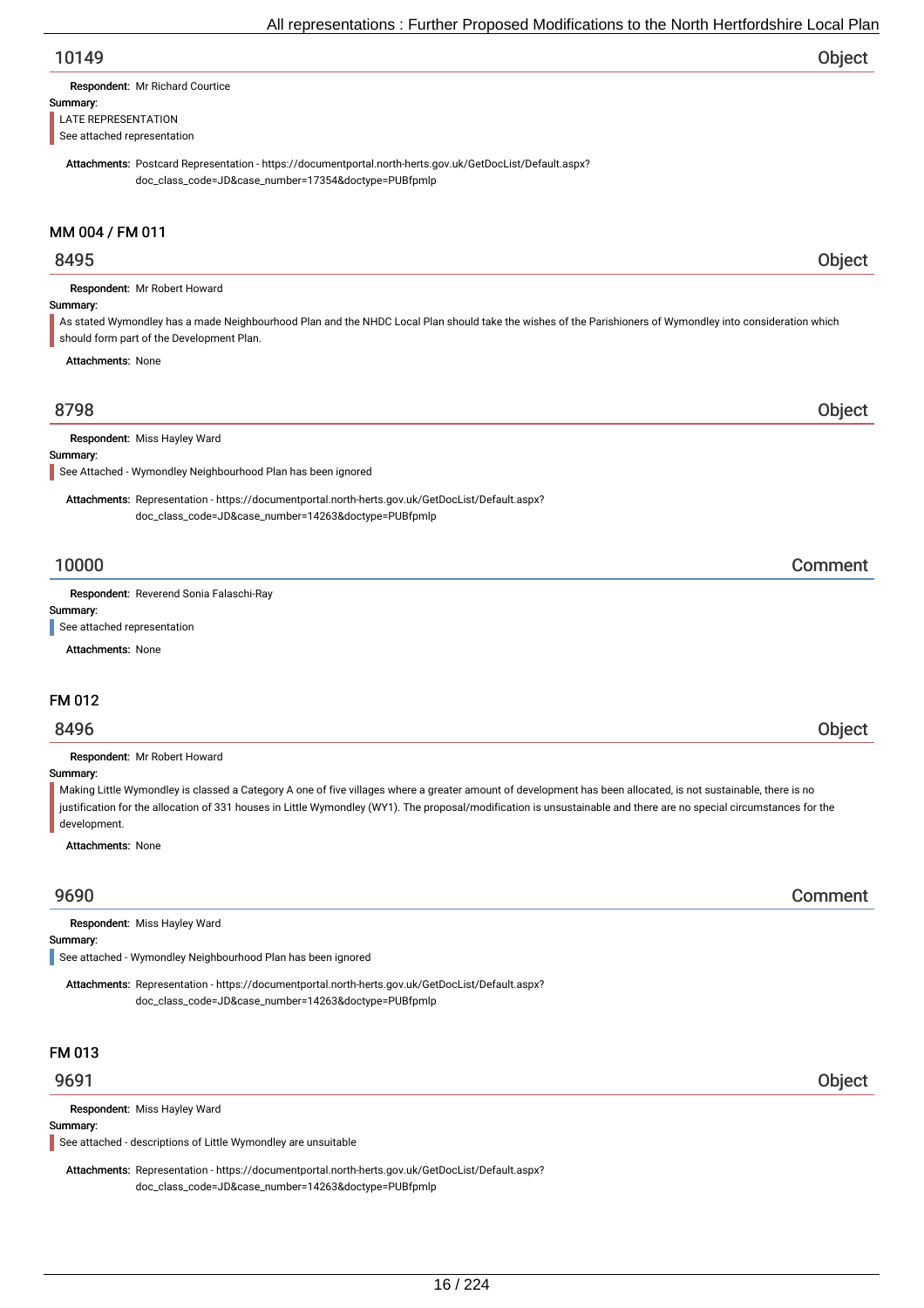## 10149 — Object

**Respondent:** Mr Richard Courtice

**Summary:**

LATE REPRESENTATION
See attached representation

**Attachments:** Postcard Representation - https://documentportal.north-herts.gov.uk/GetDocList/Default.aspx?doc_class_code=JD&case_number=17354&doctype=PUBfpmlp

# MM 004 / FM 011

## 8495 — Object

**Respondent:** Mr Robert Howard

**Summary:**

As stated Wymondley has a made Neighbourhood Plan and the NHDC Local Plan should take the wishes of the Parishioners of Wymondley into consideration which should form part of the Development Plan.

**Attachments:** None

## 8798 — Object

**Respondent:** Miss Hayley Ward

**Summary:**

See Attached - Wymondley Neighbourhood Plan has been ignored

**Attachments:** Representation - https://documentportal.north-herts.gov.uk/GetDocList/Default.aspx?doc_class_code=JD&case_number=14263&doctype=PUBfpmlp

## 10000 — Comment

**Respondent:** Reverend Sonia Falaschi-Ray

**Summary:**

See attached representation

**Attachments:** None

# FM 012

## 8496 — Object

**Respondent:** Mr Robert Howard

**Summary:**

Making Little Wymondley is classed a Category A one of five villages where a greater amount of development has been allocated, is not sustainable, there is no justification for the allocation of 331 houses in Little Wymondley (WY1). The proposal/modification is unsustainable and there are no special circumstances for the development.

**Attachments:** None

## 9690 — Comment

**Respondent:** Miss Hayley Ward

**Summary:**

See attached - Wymondley Neighbourhood Plan has been ignored

**Attachments:** Representation - https://documentportal.north-herts.gov.uk/GetDocList/Default.aspx?doc_class_code=JD&case_number=14263&doctype=PUBfpmlp

# FM 013

## 9691 — Object

**Respondent:** Miss Hayley Ward

**Summary:**

See attached - descriptions of Little Wymondley are unsuitable

**Attachments:** Representation - https://documentportal.north-herts.gov.uk/GetDocList/Default.aspx?doc_class_code=JD&case_number=14263&doctype=PUBfpmlp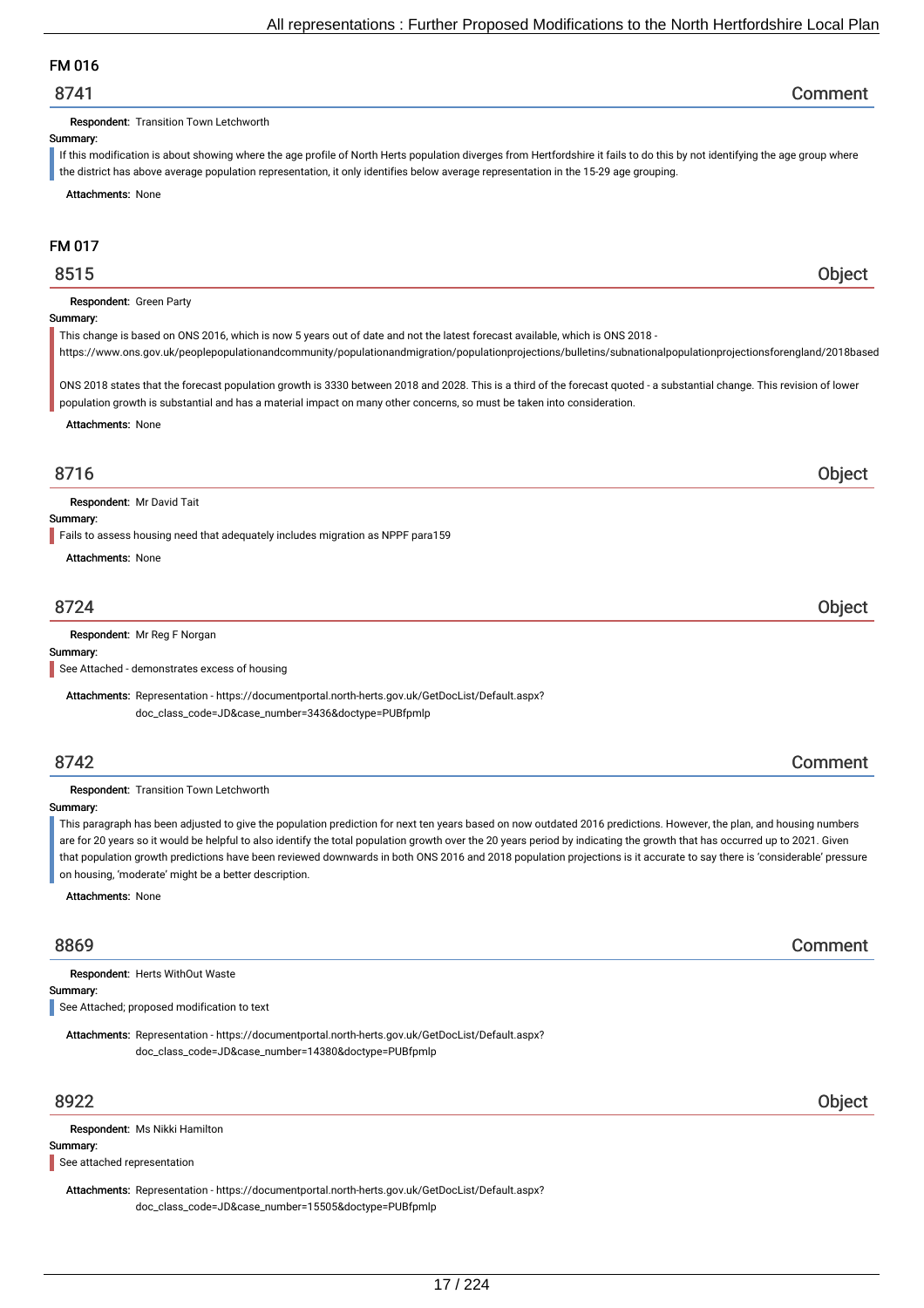## FM 016

### 8741 — Comment

**Respondent:** Transition Town Letchworth

**Summary:**

If this modification is about showing where the age profile of North Herts population diverges from Hertfordshire it fails to do this by not identifying the age group where the district has above average population representation, it only identifies below average representation in the 15-29 age grouping.

**Attachments:** None

## FM 017

### 8515 — Object

**Respondent:** Green Party

**Summary:**

This change is based on ONS 2016, which is now 5 years out of date and not the latest forecast available, which is ONS 2018 - https://www.ons.gov.uk/peoplepopulationandcommunity/populationandmigration/populationprojections/bulletins/subnationalpopulationprojectionsforengland/2018based

ONS 2018 states that the forecast population growth is 3330 between 2018 and 2028. This is a third of the forecast quoted - a substantial change. This revision of lower population growth is substantial and has a material impact on many other concerns, so must be taken into consideration.

**Attachments:** None

### 8716 — Object

**Respondent:** Mr David Tait

**Summary:**

Fails to assess housing need that adequately includes migration as NPPF para159

**Attachments:** None

### 8724 — Object

**Respondent:** Mr Reg F Norgan

**Summary:**

See Attached - demonstrates excess of housing

**Attachments:** Representation - https://documentportal.north-herts.gov.uk/GetDocList/Default.aspx?doc_class_code=JD&case_number=3436&doctype=PUBfpmlp

### 8742 — Comment

**Respondent:** Transition Town Letchworth

**Summary:**

This paragraph has been adjusted to give the population prediction for next ten years based on now outdated 2016 predictions. However, the plan, and housing numbers are for 20 years so it would be helpful to also identify the total population growth over the 20 years period by indicating the growth that has occurred up to 2021. Given that population growth predictions have been reviewed downwards in both ONS 2016 and 2018 population projections is it accurate to say there is 'considerable' pressure on housing, 'moderate' might be a better description.

**Attachments:** None

### 8869 — Comment

**Respondent:** Herts WithOut Waste

**Summary:**

See Attached; proposed modification to text

**Attachments:** Representation - https://documentportal.north-herts.gov.uk/GetDocList/Default.aspx?doc_class_code=JD&case_number=14380&doctype=PUBfpmlp

### 8922 — Object

**Respondent:** Ms Nikki Hamilton

**Summary:**

See attached representation

**Attachments:** Representation - https://documentportal.north-herts.gov.uk/GetDocList/Default.aspx?doc_class_code=JD&case_number=15505&doctype=PUBfpmlp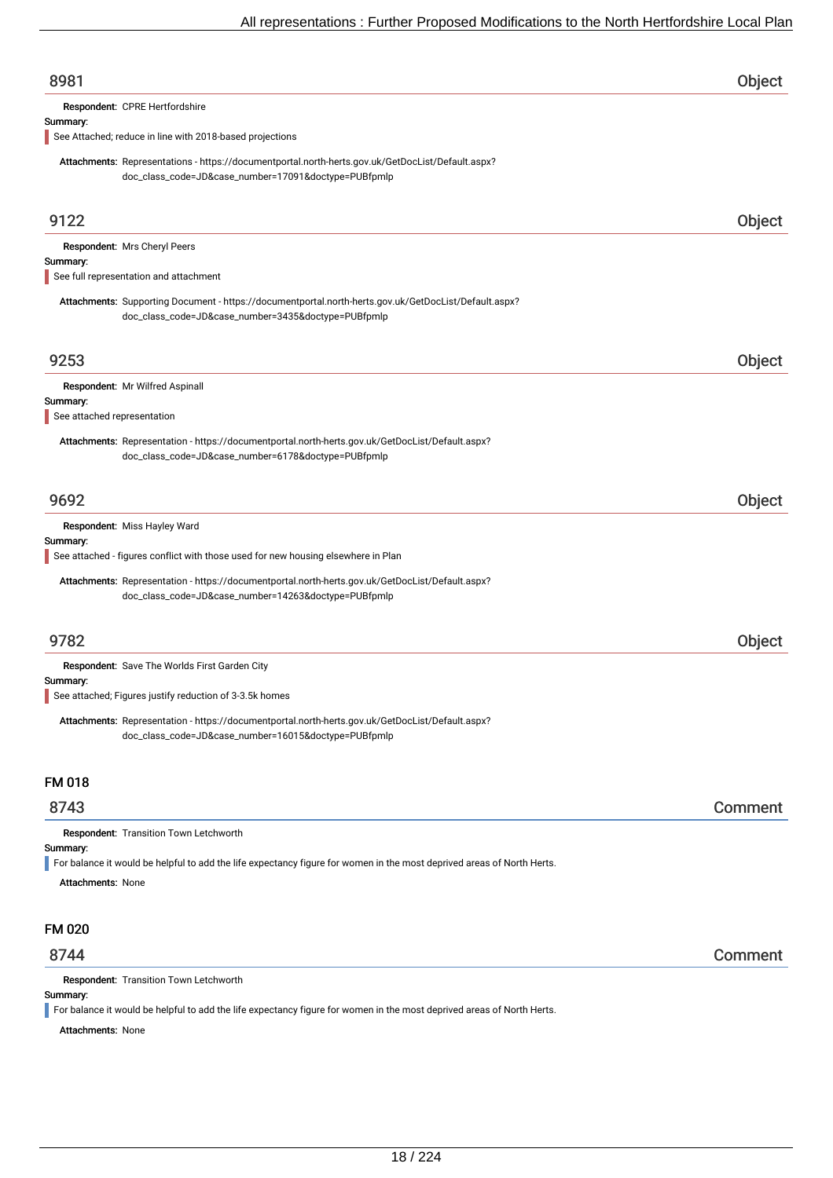## 8981 — Object

**Respondent:** CPRE Hertfordshire

**Summary:**

See Attached; reduce in line with 2018-based projections

**Attachments:** Representations - https://documentportal.north-herts.gov.uk/GetDocList/Default.aspx?doc_class_code=JD&case_number=17091&doctype=PUBfpmlp

## 9122 — Object

**Respondent:** Mrs Cheryl Peers

**Summary:**

See full representation and attachment

**Attachments:** Supporting Document - https://documentportal.north-herts.gov.uk/GetDocList/Default.aspx?doc_class_code=JD&case_number=3435&doctype=PUBfpmlp

## 9253 — Object

**Respondent:** Mr Wilfred Aspinall

**Summary:**

See attached representation

**Attachments:** Representation - https://documentportal.north-herts.gov.uk/GetDocList/Default.aspx?doc_class_code=JD&case_number=6178&doctype=PUBfpmlp

## 9692 — Object

**Respondent:** Miss Hayley Ward

**Summary:**

See attached - figures conflict with those used for new housing elsewhere in Plan

**Attachments:** Representation - https://documentportal.north-herts.gov.uk/GetDocList/Default.aspx?doc_class_code=JD&case_number=14263&doctype=PUBfpmlp

## 9782 — Object

**Respondent:** Save The Worlds First Garden City

**Summary:**

See attached; Figures justify reduction of 3-3.5k homes

**Attachments:** Representation - https://documentportal.north-herts.gov.uk/GetDocList/Default.aspx?doc_class_code=JD&case_number=16015&doctype=PUBfpmlp

# FM 018

## 8743 — Comment

**Respondent:** Transition Town Letchworth

**Summary:**

For balance it would be helpful to add the life expectancy figure for women in the most deprived areas of North Herts.

**Attachments:** None

# FM 020

## 8744 — Comment

**Respondent:** Transition Town Letchworth

**Summary:**

For balance it would be helpful to add the life expectancy figure for women in the most deprived areas of North Herts.

**Attachments:** None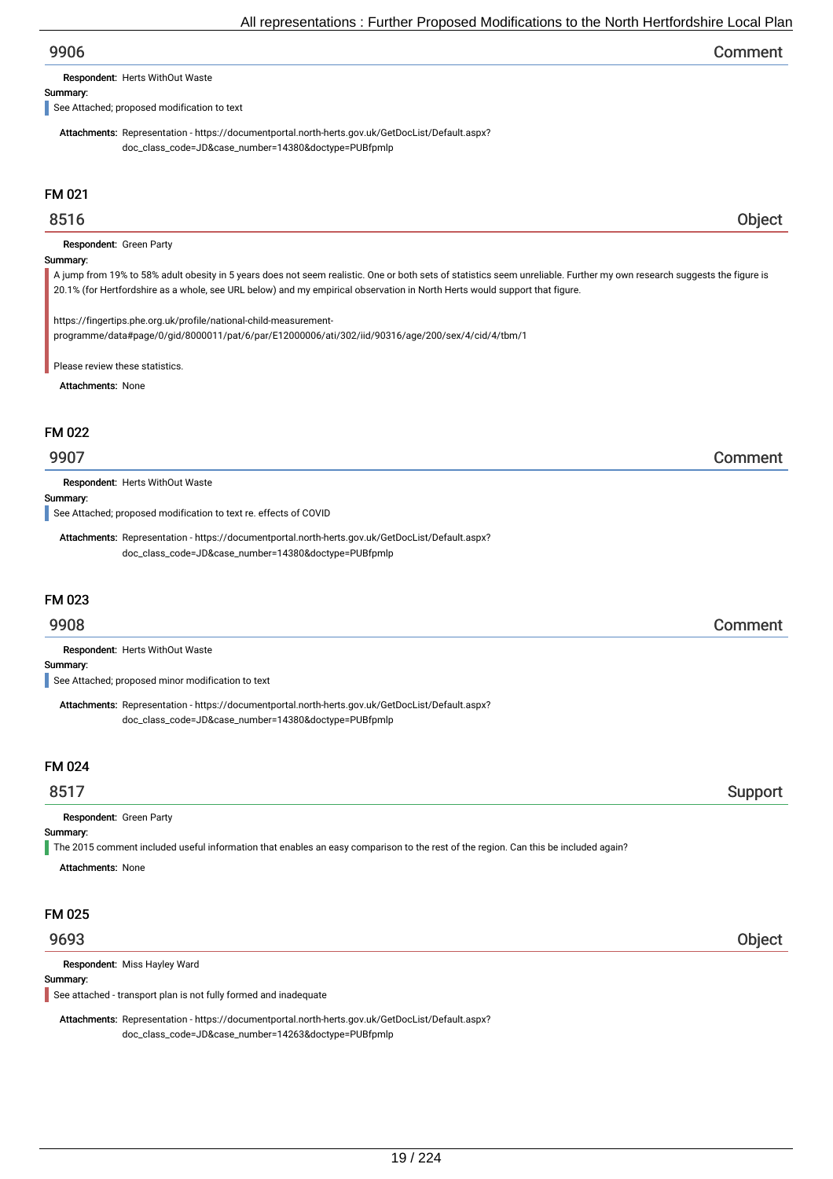## 9906 — Comment

**Respondent:** Herts WithOut Waste

**Summary:**

See Attached; proposed modification to text

**Attachments:** Representation - https://documentportal.north-herts.gov.uk/GetDocList/Default.aspx?doc_class_code=JD&case_number=14380&doctype=PUBfpmlp

# FM 021

## 8516 — Object

**Respondent:** Green Party

**Summary:**

A jump from 19% to 58% adult obesity in 5 years does not seem realistic. One or both sets of statistics seem unreliable. Further my own research suggests the figure is 20.1% (for Hertfordshire as a whole, see URL below) and my empirical observation in North Herts would support that figure.

https://fingertips.phe.org.uk/profile/national-child-measurement-programme/data#page/0/gid/8000011/pat/6/par/E12000006/ati/302/iid/90316/age/200/sex/4/cid/4/tbm/1

Please review these statistics.

**Attachments:** None

# FM 022

## 9907 — Comment

**Respondent:** Herts WithOut Waste

**Summary:**

See Attached; proposed modification to text re. effects of COVID

**Attachments:** Representation - https://documentportal.north-herts.gov.uk/GetDocList/Default.aspx?doc_class_code=JD&case_number=14380&doctype=PUBfpmlp

# FM 023

## 9908 — Comment

**Respondent:** Herts WithOut Waste

**Summary:**

See Attached; proposed minor modification to text

**Attachments:** Representation - https://documentportal.north-herts.gov.uk/GetDocList/Default.aspx?doc_class_code=JD&case_number=14380&doctype=PUBfpmlp

# FM 024

## 8517 — Support

**Respondent:** Green Party

**Summary:**

The 2015 comment included useful information that enables an easy comparison to the rest of the region. Can this be included again?

**Attachments:** None

# FM 025

## 9693 — Object

**Respondent:** Miss Hayley Ward

**Summary:**

See attached - transport plan is not fully formed and inadequate

**Attachments:** Representation - https://documentportal.north-herts.gov.uk/GetDocList/Default.aspx?doc_class_code=JD&case_number=14263&doctype=PUBfpmlp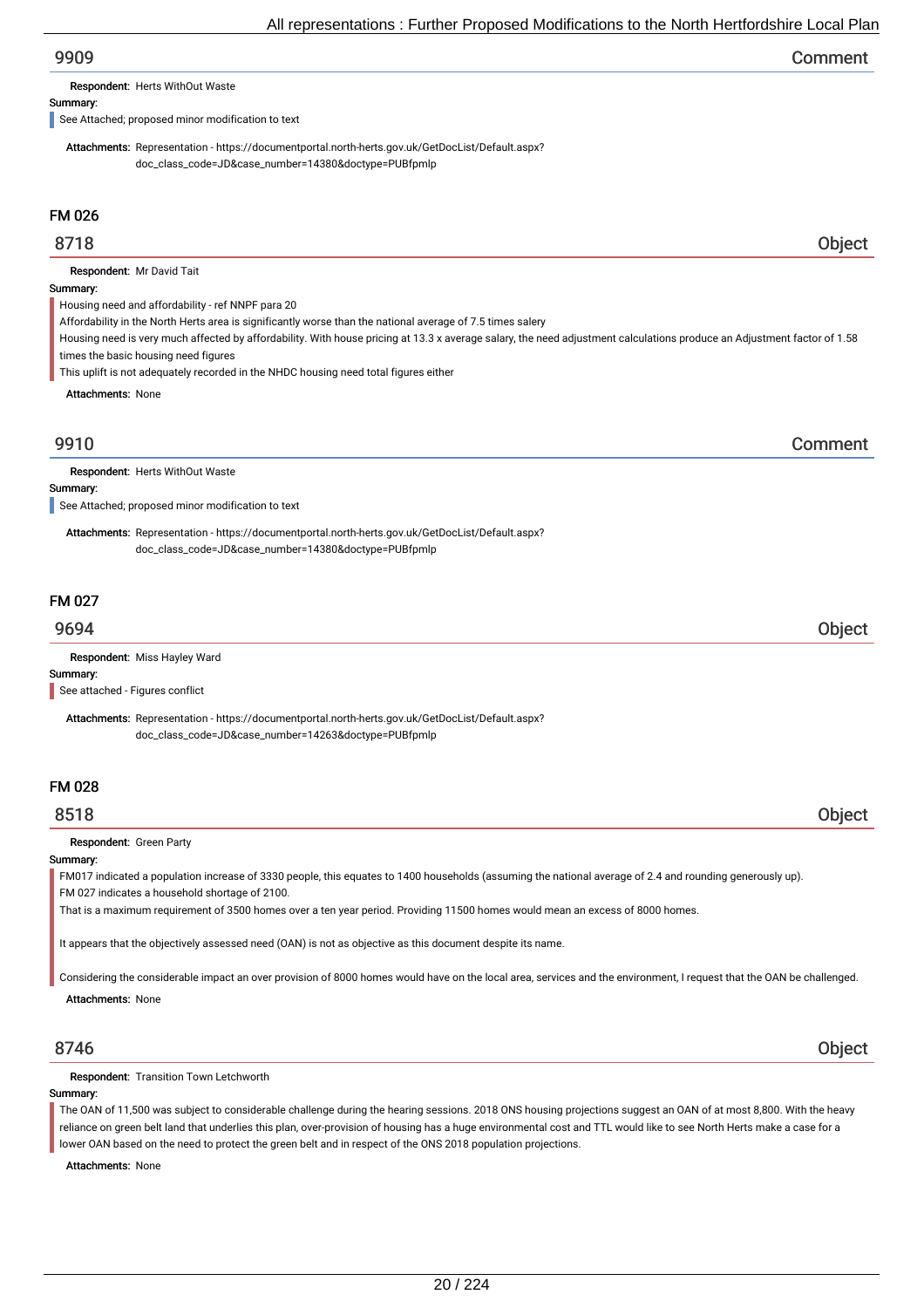## 9909 — Comment

**Respondent:** Herts WithOut Waste

**Summary:**

See Attached; proposed minor modification to text

**Attachments:** Representation - https://documentportal.north-herts.gov.uk/GetDocList/Default.aspx?doc_class_code=JD&case_number=14380&doctype=PUBfpmlp

### FM 026

## 8718 — Object

**Respondent:** Mr David Tait

**Summary:**

Housing need and affordability - ref NNPF para 20
Affordability in the North Herts area is significantly worse than the national average of 7.5 times salery
Housing need is very much affected by affordability. With house pricing at 13.3 x average salary, the need adjustment calculations produce an Adjustment factor of 1.58 times the basic housing need figures
This uplift is not adequately recorded in the NHDC housing need total figures either

**Attachments:** None

## 9910 — Comment

**Respondent:** Herts WithOut Waste

**Summary:**

See Attached; proposed minor modification to text

**Attachments:** Representation - https://documentportal.north-herts.gov.uk/GetDocList/Default.aspx?doc_class_code=JD&case_number=14380&doctype=PUBfpmlp

### FM 027

## 9694 — Object

**Respondent:** Miss Hayley Ward

**Summary:**

See attached - Figures conflict

**Attachments:** Representation - https://documentportal.north-herts.gov.uk/GetDocList/Default.aspx?doc_class_code=JD&case_number=14263&doctype=PUBfpmlp

### FM 028

## 8518 — Object

**Respondent:** Green Party

**Summary:**

FM017 indicated a population increase of 3330 people, this equates to 1400 households (assuming the national average of 2.4 and rounding generously up).
FM 027 indicates a household shortage of 2100.
That is a maximum requirement of 3500 homes over a ten year period. Providing 11500 homes would mean an excess of 8000 homes.

It appears that the objectively assessed need (OAN) is not as objective as this document despite its name.

Considering the considerable impact an over provision of 8000 homes would have on the local area, services and the environment, I request that the OAN be challenged.

**Attachments:** None

## 8746 — Object

**Respondent:** Transition Town Letchworth

**Summary:**

The OAN of 11,500 was subject to considerable challenge during the hearing sessions. 2018 ONS housing projections suggest an OAN of at most 8,800. With the heavy reliance on green belt land that underlies this plan, over-provision of housing has a huge environmental cost and TTL would like to see North Herts make a case for a lower OAN based on the need to protect the green belt and in respect of the ONS 2018 population projections.

**Attachments:** None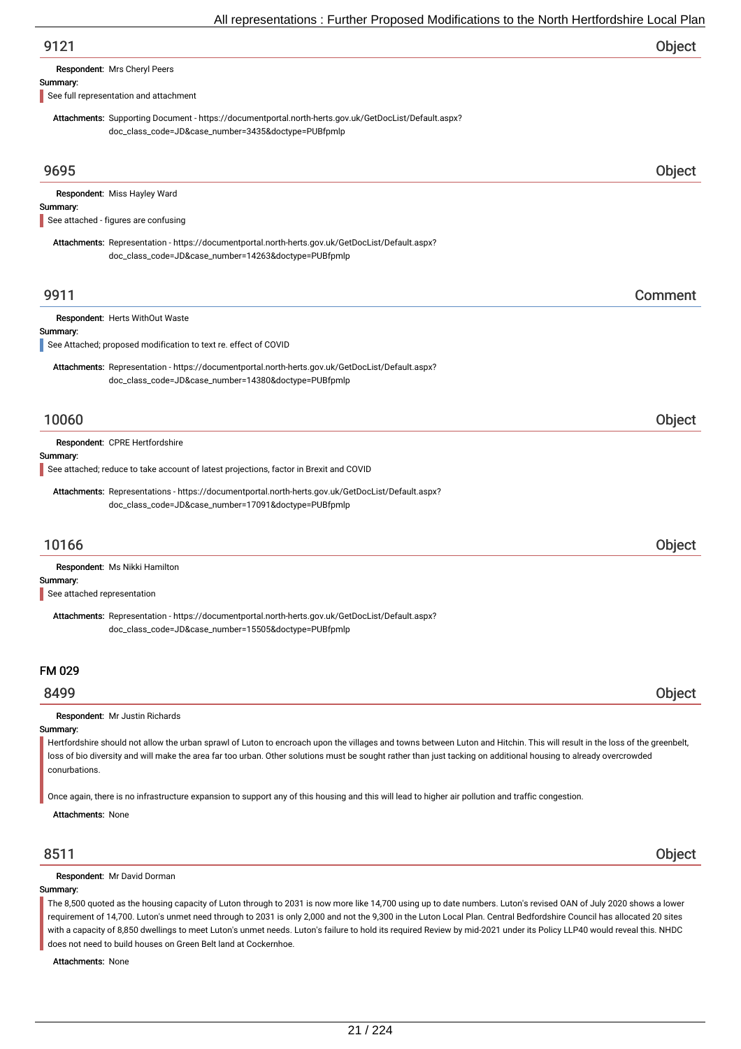## 9121 — Object

**Respondent:** Mrs Cheryl Peers

**Summary:**

See full representation and attachment

**Attachments:** Supporting Document - https://documentportal.north-herts.gov.uk/GetDocList/Default.aspx?doc_class_code=JD&case_number=3435&doctype=PUBfpmlp

## 9695 — Object

**Respondent:** Miss Hayley Ward

**Summary:**

See attached - figures are confusing

**Attachments:** Representation - https://documentportal.north-herts.gov.uk/GetDocList/Default.aspx?doc_class_code=JD&case_number=14263&doctype=PUBfpmlp

## 9911 — Comment

**Respondent:** Herts WithOut Waste

**Summary:**

See Attached; proposed modification to text re. effect of COVID

**Attachments:** Representation - https://documentportal.north-herts.gov.uk/GetDocList/Default.aspx?doc_class_code=JD&case_number=14380&doctype=PUBfpmlp

## 10060 — Object

**Respondent:** CPRE Hertfordshire

**Summary:**

See attached; reduce to take account of latest projections, factor in Brexit and COVID

**Attachments:** Representations - https://documentportal.north-herts.gov.uk/GetDocList/Default.aspx?doc_class_code=JD&case_number=17091&doctype=PUBfpmlp

## 10166 — Object

**Respondent:** Ms Nikki Hamilton

**Summary:**

See attached representation

**Attachments:** Representation - https://documentportal.north-herts.gov.uk/GetDocList/Default.aspx?doc_class_code=JD&case_number=15505&doctype=PUBfpmlp

# FM 029

## 8499 — Object

**Respondent:** Mr Justin Richards

**Summary:**

Hertfordshire should not allow the urban sprawl of Luton to encroach upon the villages and towns between Luton and Hitchin. This will result in the loss of the greenbelt, loss of bio diversity and will make the area far too urban. Other solutions must be sought rather than just tacking on additional housing to already overcrowded conurbations.

Once again, there is no infrastructure expansion to support any of this housing and this will lead to higher air pollution and traffic congestion.

**Attachments:** None

## 8511 — Object

**Respondent:** Mr David Dorman

**Summary:**

The 8,500 quoted as the housing capacity of Luton through to 2031 is now more like 14,700 using up to date numbers. Luton's revised OAN of July 2020 shows a lower requirement of 14,700. Luton's unmet need through to 2031 is only 2,000 and not the 9,300 in the Luton Local Plan. Central Bedfordshire Council has allocated 20 sites with a capacity of 8,850 dwellings to meet Luton's unmet needs. Luton's failure to hold its required Review by mid-2021 under its Policy LLP40 would reveal this. NHDC does not need to build houses on Green Belt land at Cockernhoe.

**Attachments:** None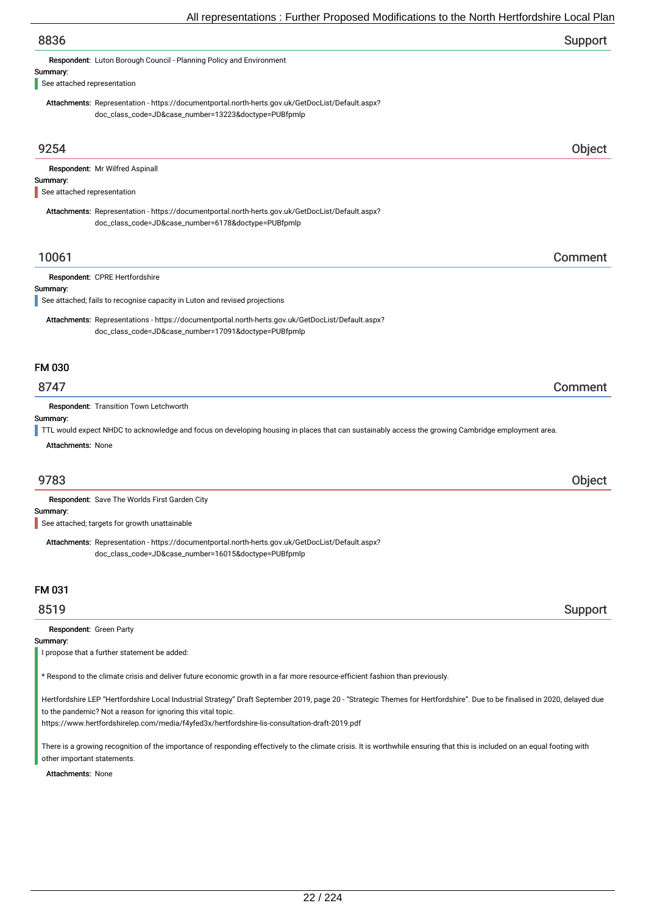## 8836 — Support

**Respondent:** Luton Borough Council - Planning Policy and Environment

**Summary:**

See attached representation

**Attachments:** Representation - https://documentportal.north-herts.gov.uk/GetDocList/Default.aspx?doc_class_code=JD&case_number=13223&doctype=PUBfpmlp

## 9254 — Object

**Respondent:** Mr Wilfred Aspinall

**Summary:**

See attached representation

**Attachments:** Representation - https://documentportal.north-herts.gov.uk/GetDocList/Default.aspx?doc_class_code=JD&case_number=6178&doctype=PUBfpmlp

## 10061 — Comment

**Respondent:** CPRE Hertfordshire

**Summary:**

See attached; fails to recognise capacity in Luton and revised projections

**Attachments:** Representations - https://documentportal.north-herts.gov.uk/GetDocList/Default.aspx?doc_class_code=JD&case_number=17091&doctype=PUBfpmlp

# FM 030

## 8747 — Comment

**Respondent:** Transition Town Letchworth

**Summary:**

TTL would expect NHDC to acknowledge and focus on developing housing in places that can sustainably access the growing Cambridge employment area.

**Attachments:** None

## 9783 — Object

**Respondent:** Save The Worlds First Garden City

**Summary:**

See attached; targets for growth unattainable

**Attachments:** Representation - https://documentportal.north-herts.gov.uk/GetDocList/Default.aspx?doc_class_code=JD&case_number=16015&doctype=PUBfpmlp

# FM 031

## 8519 — Support

**Respondent:** Green Party

**Summary:**

I propose that a further statement be added:

* Respond to the climate crisis and deliver future economic growth in a far more resource-efficient fashion than previously.

Hertfordshire LEP "Hertfordshire Local Industrial Strategy" Draft September 2019, page 20 - "Strategic Themes for Hertfordshire". Due to be finalised in 2020, delayed due to the pandemic? Not a reason for ignoring this vital topic.
https://www.hertfordshirelep.com/media/f4yfed3x/hertfordshire-lis-consultation-draft-2019.pdf

There is a growing recognition of the importance of responding effectively to the climate crisis. It is worthwhile ensuring that this is included on an equal footing with other important statements.

**Attachments:** None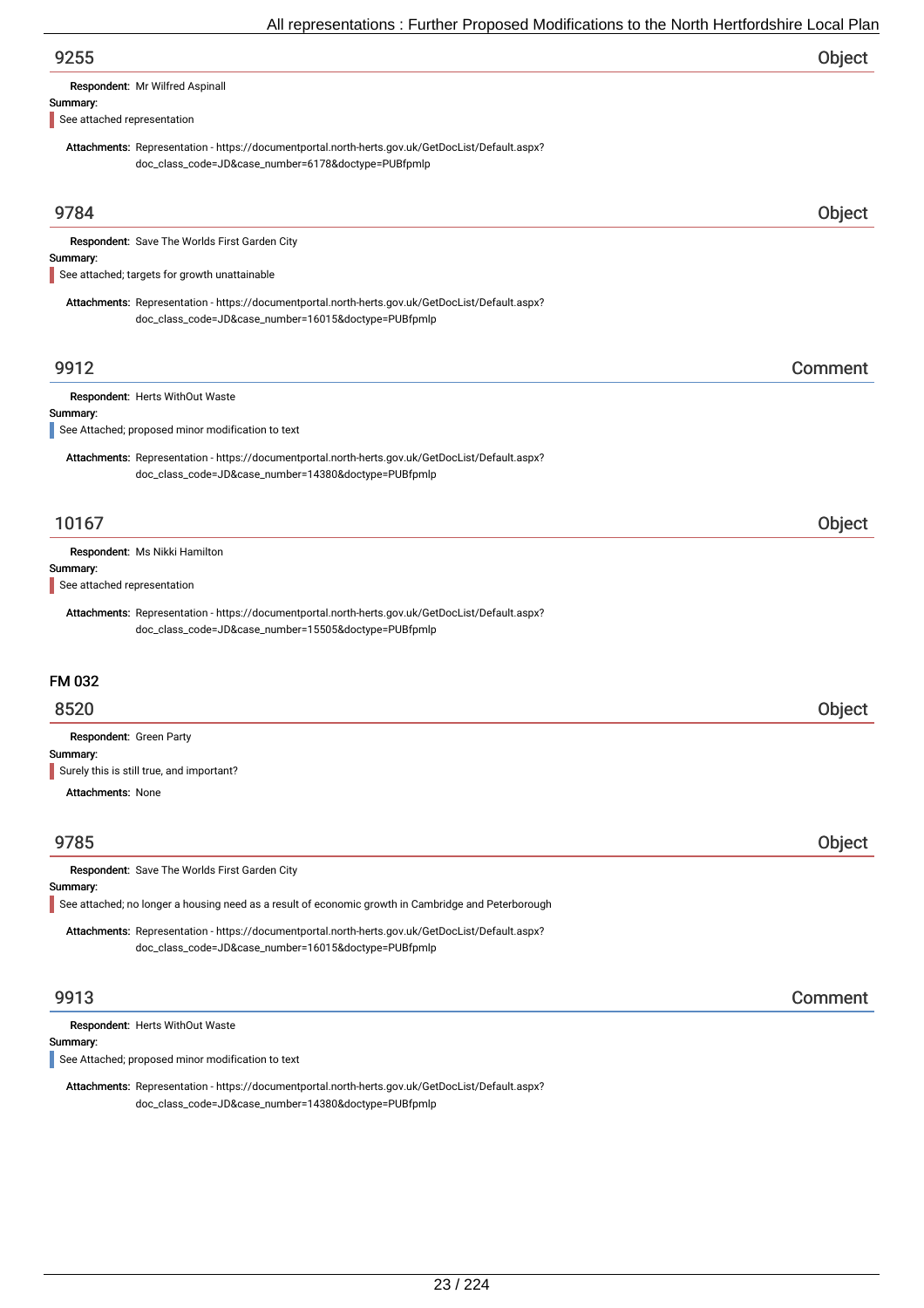## 9255 — Object

**Respondent:** Mr Wilfred Aspinall

**Summary:**

See attached representation

**Attachments:** Representation - https://documentportal.north-herts.gov.uk/GetDocList/Default.aspx?doc_class_code=JD&case_number=6178&doctype=PUBfpmlp

## 9784 — Object

**Respondent:** Save The Worlds First Garden City

**Summary:**

See attached; targets for growth unattainable

**Attachments:** Representation - https://documentportal.north-herts.gov.uk/GetDocList/Default.aspx?doc_class_code=JD&case_number=16015&doctype=PUBfpmlp

## 9912 — Comment

**Respondent:** Herts WithOut Waste

**Summary:**

See Attached; proposed minor modification to text

**Attachments:** Representation - https://documentportal.north-herts.gov.uk/GetDocList/Default.aspx?doc_class_code=JD&case_number=14380&doctype=PUBfpmlp

## 10167 — Object

**Respondent:** Ms Nikki Hamilton

**Summary:**

See attached representation

**Attachments:** Representation - https://documentportal.north-herts.gov.uk/GetDocList/Default.aspx?doc_class_code=JD&case_number=15505&doctype=PUBfpmlp

# FM 032

## 8520 — Object

**Respondent:** Green Party

**Summary:**

Surely this is still true, and important?

**Attachments:** None

## 9785 — Object

**Respondent:** Save The Worlds First Garden City

**Summary:**

See attached; no longer a housing need as a result of economic growth in Cambridge and Peterborough

**Attachments:** Representation - https://documentportal.north-herts.gov.uk/GetDocList/Default.aspx?doc_class_code=JD&case_number=16015&doctype=PUBfpmlp

## 9913 — Comment

**Respondent:** Herts WithOut Waste

**Summary:**

See Attached; proposed minor modification to text

**Attachments:** Representation - https://documentportal.north-herts.gov.uk/GetDocList/Default.aspx?doc_class_code=JD&case_number=14380&doctype=PUBfpmlp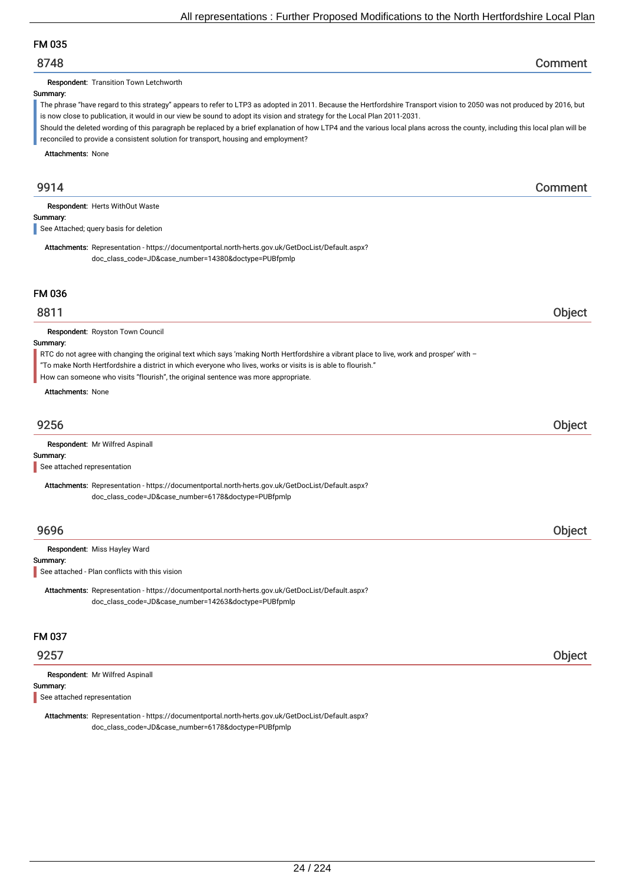## FM 035

### 8748 — Comment

**Respondent:** Transition Town Letchworth

**Summary:**

The phrase "have regard to this strategy" appears to refer to LTP3 as adopted in 2011. Because the Hertfordshire Transport vision to 2050 was not produced by 2016, but is now close to publication, it would in our view be sound to adopt its vision and strategy for the Local Plan 2011-2031.

Should the deleted wording of this paragraph be replaced by a brief explanation of how LTP4 and the various local plans across the county, including this local plan will be reconciled to provide a consistent solution for transport, housing and employment?

**Attachments:** None

### 9914 — Comment

**Respondent:** Herts WithOut Waste

**Summary:**

See Attached; query basis for deletion

**Attachments:** Representation - https://documentportal.north-herts.gov.uk/GetDocList/Default.aspx?doc_class_code=JD&case_number=14380&doctype=PUBfpmlp

## FM 036

### 8811 — Object

**Respondent:** Royston Town Council

**Summary:**

RTC do not agree with changing the original text which says 'making North Hertfordshire a vibrant place to live, work and prosper' with –

"To make North Hertfordshire a district in which everyone who lives, works or visits is is able to flourish."

How can someone who visits "flourish", the original sentence was more appropriate.

**Attachments:** None

### 9256 — Object

**Respondent:** Mr Wilfred Aspinall

**Summary:**

See attached representation

**Attachments:** Representation - https://documentportal.north-herts.gov.uk/GetDocList/Default.aspx?doc_class_code=JD&case_number=6178&doctype=PUBfpmlp

### 9696 — Object

**Respondent:** Miss Hayley Ward

**Summary:**

See attached - Plan conflicts with this vision

**Attachments:** Representation - https://documentportal.north-herts.gov.uk/GetDocList/Default.aspx?doc_class_code=JD&case_number=14263&doctype=PUBfpmlp

## FM 037

### 9257 — Object

**Respondent:** Mr Wilfred Aspinall

**Summary:**

See attached representation

**Attachments:** Representation - https://documentportal.north-herts.gov.uk/GetDocList/Default.aspx?doc_class_code=JD&case_number=6178&doctype=PUBfpmlp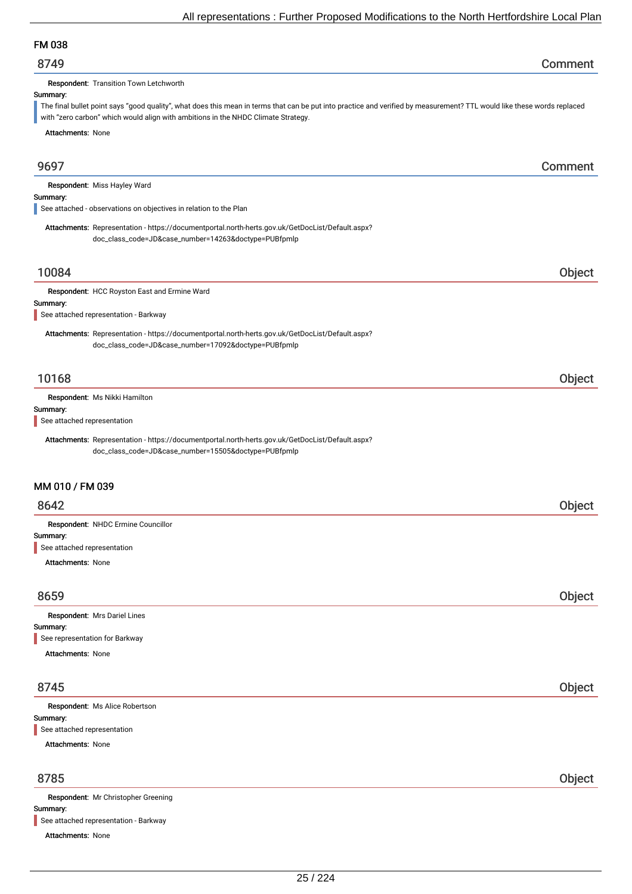## FM 038

### 8749 — Comment

**Respondent:** Transition Town Letchworth

**Summary:**

The final bullet point says "good quality", what does this mean in terms that can be put into practice and verified by measurement? TTL would like these words replaced with "zero carbon" which would align with ambitions in the NHDC Climate Strategy.

**Attachments:** None

### 9697 — Comment

**Respondent:** Miss Hayley Ward

**Summary:**

See attached - observations on objectives in relation to the Plan

**Attachments:** Representation - https://documentportal.north-herts.gov.uk/GetDocList/Default.aspx?doc_class_code=JD&case_number=14263&doctype=PUBfpmlp

### 10084 — Object

**Respondent:** HCC Royston East and Ermine Ward

**Summary:**

See attached representation - Barkway

**Attachments:** Representation - https://documentportal.north-herts.gov.uk/GetDocList/Default.aspx?doc_class_code=JD&case_number=17092&doctype=PUBfpmlp

### 10168 — Object

**Respondent:** Ms Nikki Hamilton

**Summary:**

See attached representation

**Attachments:** Representation - https://documentportal.north-herts.gov.uk/GetDocList/Default.aspx?doc_class_code=JD&case_number=15505&doctype=PUBfpmlp

## MM 010 / FM 039

### 8642 — Object

**Respondent:** NHDC Ermine Councillor

**Summary:**

See attached representation

**Attachments:** None

### 8659 — Object

**Respondent:** Mrs Dariel Lines

**Summary:**

See representation for Barkway

**Attachments:** None

### 8745 — Object

**Respondent:** Ms Alice Robertson

**Summary:**

See attached representation

**Attachments:** None

### 8785 — Object

**Respondent:** Mr Christopher Greening

**Summary:**

See attached representation - Barkway

**Attachments:** None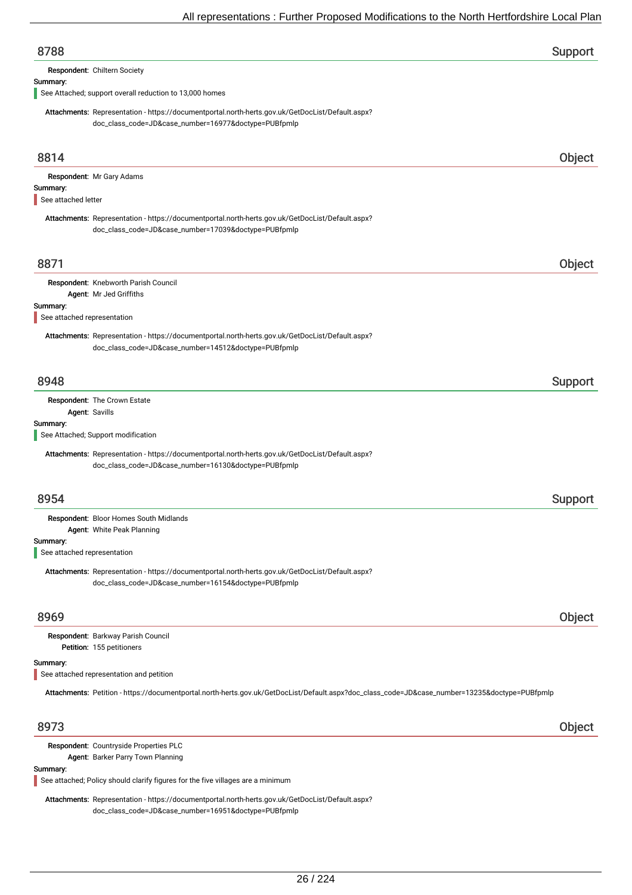## 8788 — Support

**Respondent:** Chiltern Society

**Summary:**

See Attached; support overall reduction to 13,000 homes

**Attachments:** Representation - https://documentportal.north-herts.gov.uk/GetDocList/Default.aspx?doc_class_code=JD&case_number=16977&doctype=PUBfpmlp

## 8814 — Object

**Respondent:** Mr Gary Adams

**Summary:**

See attached letter

**Attachments:** Representation - https://documentportal.north-herts.gov.uk/GetDocList/Default.aspx?doc_class_code=JD&case_number=17039&doctype=PUBfpmlp

## 8871 — Object

**Respondent:** Knebworth Parish Council
**Agent:** Mr Jed Griffiths

**Summary:**

See attached representation

**Attachments:** Representation - https://documentportal.north-herts.gov.uk/GetDocList/Default.aspx?doc_class_code=JD&case_number=14512&doctype=PUBfpmlp

## 8948 — Support

**Respondent:** The Crown Estate
**Agent:** Savills

**Summary:**

See Attached; Support modification

**Attachments:** Representation - https://documentportal.north-herts.gov.uk/GetDocList/Default.aspx?doc_class_code=JD&case_number=16130&doctype=PUBfpmlp

## 8954 — Support

**Respondent:** Bloor Homes South Midlands
**Agent:** White Peak Planning

**Summary:**

See attached representation

**Attachments:** Representation - https://documentportal.north-herts.gov.uk/GetDocList/Default.aspx?doc_class_code=JD&case_number=16154&doctype=PUBfpmlp

## 8969 — Object

**Respondent:** Barkway Parish Council
**Petition:** 155 petitioners

**Summary:**

See attached representation and petition

**Attachments:** Petition - https://documentportal.north-herts.gov.uk/GetDocList/Default.aspx?doc_class_code=JD&case_number=13235&doctype=PUBfpmlp

## 8973 — Object

**Respondent:** Countryside Properties PLC
**Agent:** Barker Parry Town Planning

**Summary:**

See attached; Policy should clarify figures for the five villages are a minimum

**Attachments:** Representation - https://documentportal.north-herts.gov.uk/GetDocList/Default.aspx?doc_class_code=JD&case_number=16951&doctype=PUBfpmlp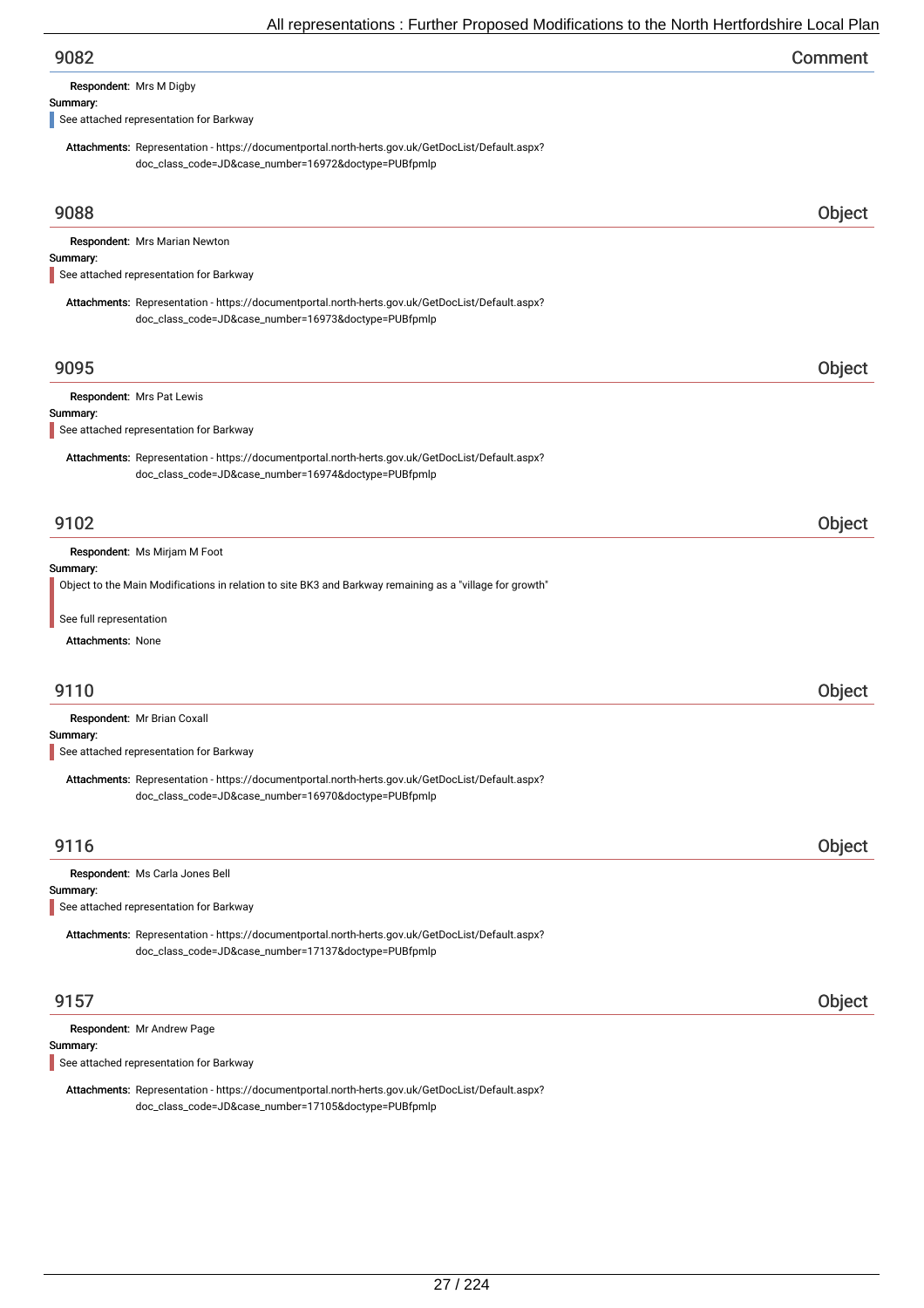## 9082 Comment

**Respondent:** Mrs M Digby

**Summary:**

See attached representation for Barkway

**Attachments:** Representation - https://documentportal.north-herts.gov.uk/GetDocList/Default.aspx?doc_class_code=JD&case_number=16972&doctype=PUBfpmlp

## 9088 Object

**Respondent:** Mrs Marian Newton

**Summary:**

See attached representation for Barkway

**Attachments:** Representation - https://documentportal.north-herts.gov.uk/GetDocList/Default.aspx?doc_class_code=JD&case_number=16973&doctype=PUBfpmlp

## 9095 Object

**Respondent:** Mrs Pat Lewis

**Summary:**

See attached representation for Barkway

**Attachments:** Representation - https://documentportal.north-herts.gov.uk/GetDocList/Default.aspx?doc_class_code=JD&case_number=16974&doctype=PUBfpmlp

## 9102 Object

**Respondent:** Ms Mirjam M Foot

**Summary:**

Object to the Main Modifications in relation to site BK3 and Barkway remaining as a "village for growth"

See full representation

**Attachments:** None

## 9110 Object

**Respondent:** Mr Brian Coxall

**Summary:**

See attached representation for Barkway

**Attachments:** Representation - https://documentportal.north-herts.gov.uk/GetDocList/Default.aspx?doc_class_code=JD&case_number=16970&doctype=PUBfpmlp

## 9116 Object

**Respondent:** Ms Carla Jones Bell

**Summary:**

See attached representation for Barkway

**Attachments:** Representation - https://documentportal.north-herts.gov.uk/GetDocList/Default.aspx?doc_class_code=JD&case_number=17137&doctype=PUBfpmlp

## 9157 Object

**Respondent:** Mr Andrew Page

**Summary:**

See attached representation for Barkway

**Attachments:** Representation - https://documentportal.north-herts.gov.uk/GetDocList/Default.aspx?doc_class_code=JD&case_number=17105&doctype=PUBfpmlp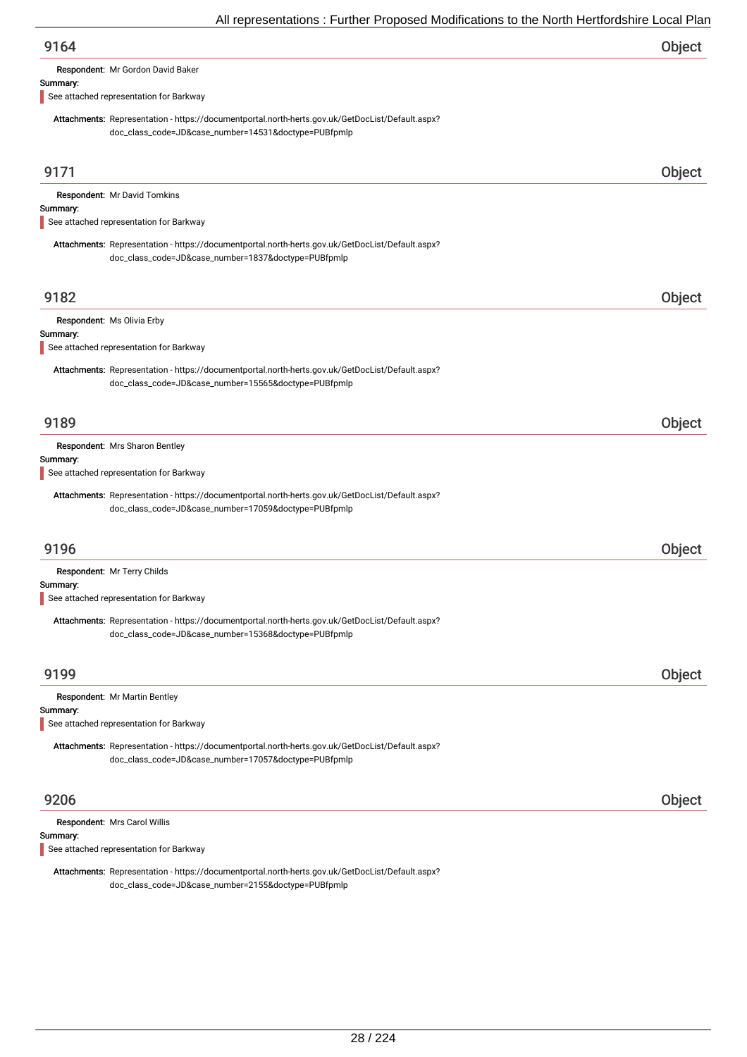## 9164

**Object**

**Respondent:** Mr Gordon David Baker

**Summary:**

See attached representation for Barkway

**Attachments:** Representation - https://documentportal.north-herts.gov.uk/GetDocList/Default.aspx?doc_class_code=JD&case_number=14531&doctype=PUBfpmlp

## 9171

**Object**

**Respondent:** Mr David Tomkins

**Summary:**

See attached representation for Barkway

**Attachments:** Representation - https://documentportal.north-herts.gov.uk/GetDocList/Default.aspx?doc_class_code=JD&case_number=1837&doctype=PUBfpmlp

## 9182

**Object**

**Respondent:** Ms Olivia Erby

**Summary:**

See attached representation for Barkway

**Attachments:** Representation - https://documentportal.north-herts.gov.uk/GetDocList/Default.aspx?doc_class_code=JD&case_number=15565&doctype=PUBfpmlp

## 9189

**Object**

**Respondent:** Mrs Sharon Bentley

**Summary:**

See attached representation for Barkway

**Attachments:** Representation - https://documentportal.north-herts.gov.uk/GetDocList/Default.aspx?doc_class_code=JD&case_number=17059&doctype=PUBfpmlp

## 9196

**Object**

**Respondent:** Mr Terry Childs

**Summary:**

See attached representation for Barkway

**Attachments:** Representation - https://documentportal.north-herts.gov.uk/GetDocList/Default.aspx?doc_class_code=JD&case_number=15368&doctype=PUBfpmlp

## 9199

**Object**

**Respondent:** Mr Martin Bentley

**Summary:**

See attached representation for Barkway

**Attachments:** Representation - https://documentportal.north-herts.gov.uk/GetDocList/Default.aspx?doc_class_code=JD&case_number=17057&doctype=PUBfpmlp

## 9206

**Object**

**Respondent:** Mrs Carol Willis

**Summary:**

See attached representation for Barkway

**Attachments:** Representation - https://documentportal.north-herts.gov.uk/GetDocList/Default.aspx?doc_class_code=JD&case_number=2155&doctype=PUBfpmlp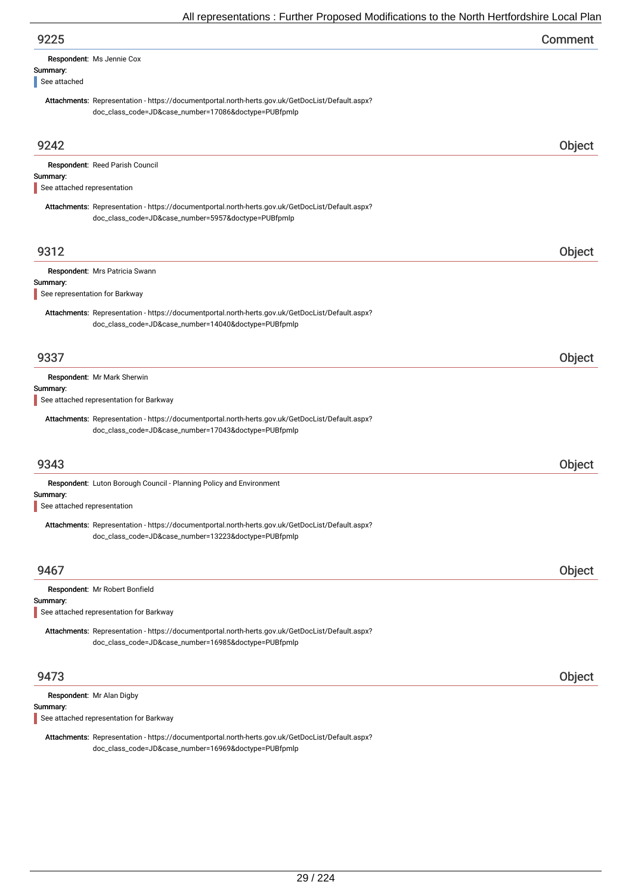## 9225 — Comment

**Respondent:** Ms Jennie Cox

**Summary:**

See attached

**Attachments:** Representation - https://documentportal.north-herts.gov.uk/GetDocList/Default.aspx?doc_class_code=JD&case_number=17086&doctype=PUBfpmlp

## 9242 — Object

**Respondent:** Reed Parish Council

**Summary:**

See attached representation

**Attachments:** Representation - https://documentportal.north-herts.gov.uk/GetDocList/Default.aspx?doc_class_code=JD&case_number=5957&doctype=PUBfpmlp

## 9312 — Object

**Respondent:** Mrs Patricia Swann

**Summary:**

See representation for Barkway

**Attachments:** Representation - https://documentportal.north-herts.gov.uk/GetDocList/Default.aspx?doc_class_code=JD&case_number=14040&doctype=PUBfpmlp

## 9337 — Object

**Respondent:** Mr Mark Sherwin

**Summary:**

See attached representation for Barkway

**Attachments:** Representation - https://documentportal.north-herts.gov.uk/GetDocList/Default.aspx?doc_class_code=JD&case_number=17043&doctype=PUBfpmlp

## 9343 — Object

**Respondent:** Luton Borough Council - Planning Policy and Environment

**Summary:**

See attached representation

**Attachments:** Representation - https://documentportal.north-herts.gov.uk/GetDocList/Default.aspx?doc_class_code=JD&case_number=13223&doctype=PUBfpmlp

## 9467 — Object

**Respondent:** Mr Robert Bonfield

**Summary:**

See attached representation for Barkway

**Attachments:** Representation - https://documentportal.north-herts.gov.uk/GetDocList/Default.aspx?doc_class_code=JD&case_number=16985&doctype=PUBfpmlp

## 9473 — Object

**Respondent:** Mr Alan Digby

**Summary:**

See attached representation for Barkway

**Attachments:** Representation - https://documentportal.north-herts.gov.uk/GetDocList/Default.aspx?doc_class_code=JD&case_number=16969&doctype=PUBfpmlp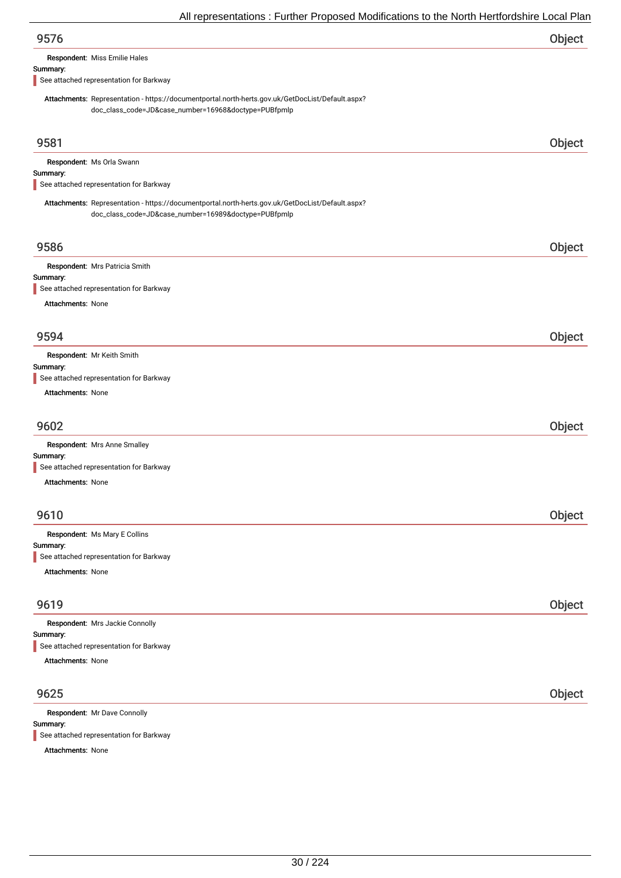## 9576

Object

**Respondent:** Miss Emilie Hales

**Summary:**

See attached representation for Barkway

**Attachments:** Representation - https://documentportal.north-herts.gov.uk/GetDocList/Default.aspx?doc_class_code=JD&case_number=16968&doctype=PUBfpmlp

## 9581

Object

**Respondent:** Ms Orla Swann

**Summary:**

See attached representation for Barkway

**Attachments:** Representation - https://documentportal.north-herts.gov.uk/GetDocList/Default.aspx?doc_class_code=JD&case_number=16989&doctype=PUBfpmlp

## 9586

Object

**Respondent:** Mrs Patricia Smith

**Summary:**

See attached representation for Barkway

**Attachments:** None

## 9594

Object

**Respondent:** Mr Keith Smith

**Summary:**

See attached representation for Barkway

**Attachments:** None

## 9602

Object

**Respondent:** Mrs Anne Smalley

**Summary:**

See attached representation for Barkway

**Attachments:** None

## 9610

Object

**Respondent:** Ms Mary E Collins

**Summary:**

See attached representation for Barkway

**Attachments:** None

## 9619

Object

**Respondent:** Mrs Jackie Connolly

**Summary:**

See attached representation for Barkway

**Attachments:** None

## 9625

Object

**Respondent:** Mr Dave Connolly

**Summary:**

See attached representation for Barkway

**Attachments:** None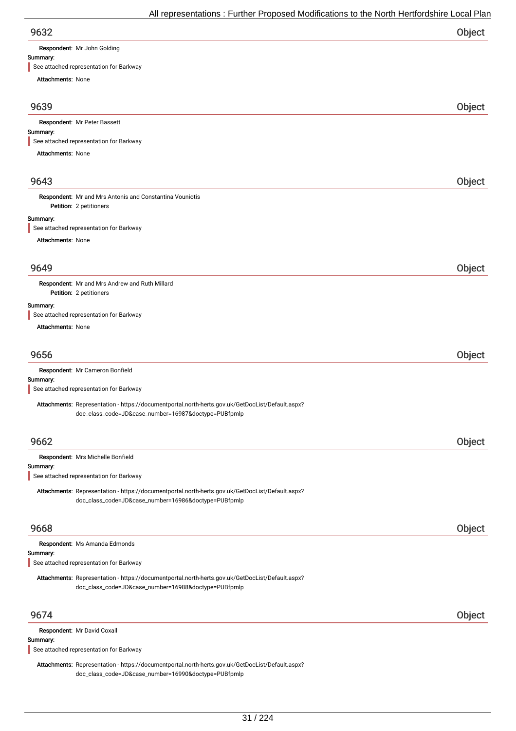## 9632 — Object

**Respondent:** Mr John Golding

**Summary:**

> See attached representation for Barkway

**Attachments:** None

## 9639 — Object

**Respondent:** Mr Peter Bassett

**Summary:**

> See attached representation for Barkway

**Attachments:** None

## 9643 — Object

**Respondent:** Mr and Mrs Antonis and Constantina Vouniotis

**Petition:** 2 petitioners

**Summary:**

> See attached representation for Barkway

**Attachments:** None

## 9649 — Object

**Respondent:** Mr and Mrs Andrew and Ruth Millard

**Petition:** 2 petitioners

**Summary:**

> See attached representation for Barkway

**Attachments:** None

## 9656 — Object

**Respondent:** Mr Cameron Bonfield

**Summary:**

> See attached representation for Barkway

**Attachments:** Representation - https://documentportal.north-herts.gov.uk/GetDocList/Default.aspx?doc_class_code=JD&case_number=16987&doctype=PUBfpmlp

## 9662 — Object

**Respondent:** Mrs Michelle Bonfield

**Summary:**

> See attached representation for Barkway

**Attachments:** Representation - https://documentportal.north-herts.gov.uk/GetDocList/Default.aspx?doc_class_code=JD&case_number=16986&doctype=PUBfpmlp

## 9668 — Object

**Respondent:** Ms Amanda Edmonds

**Summary:**

> See attached representation for Barkway

**Attachments:** Representation - https://documentportal.north-herts.gov.uk/GetDocList/Default.aspx?doc_class_code=JD&case_number=16988&doctype=PUBfpmlp

## 9674 — Object

**Respondent:** Mr David Coxall

**Summary:**

> See attached representation for Barkway

**Attachments:** Representation - https://documentportal.north-herts.gov.uk/GetDocList/Default.aspx?doc_class_code=JD&case_number=16990&doctype=PUBfpmlp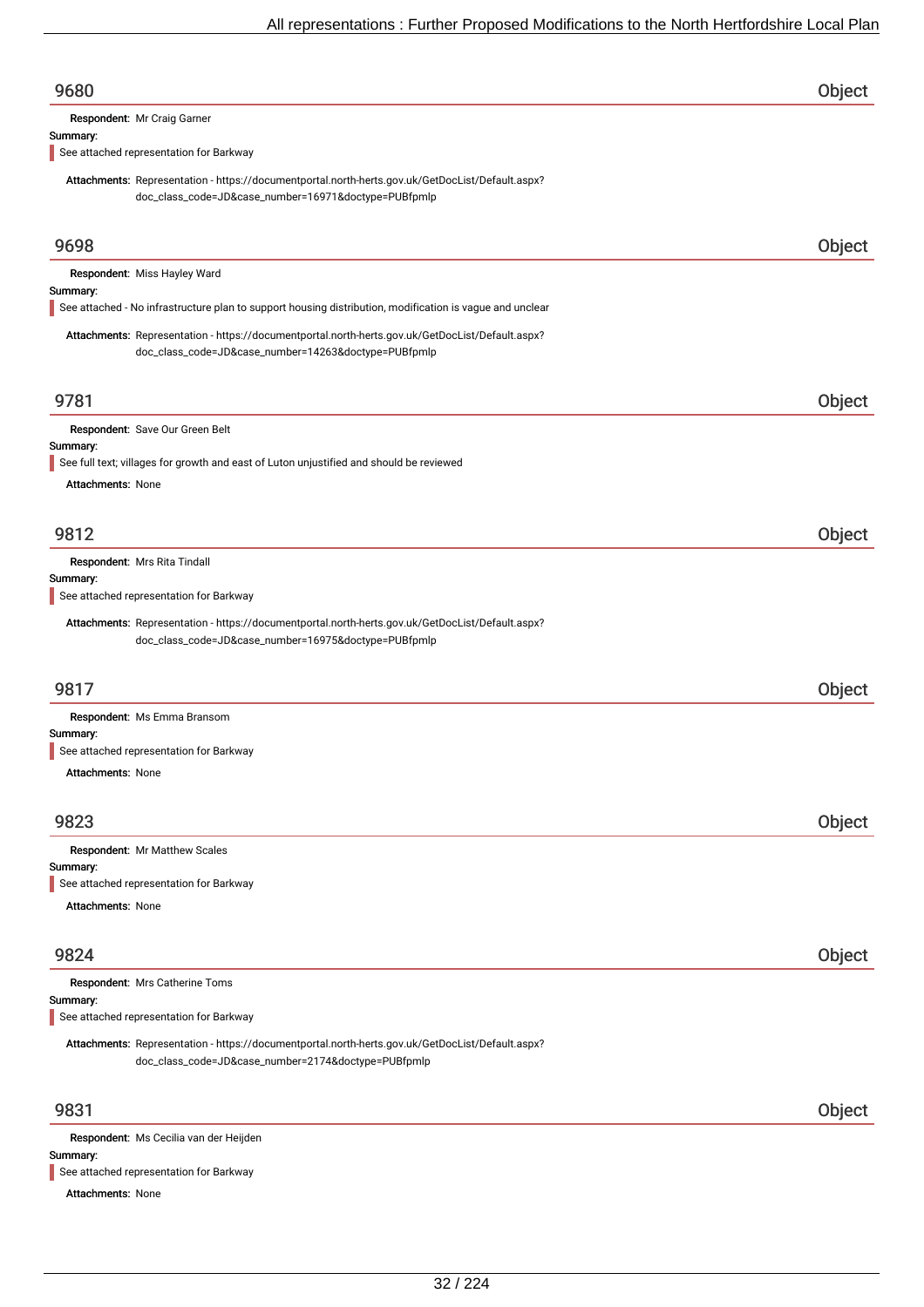## 9680 — Object

**Respondent:** Mr Craig Garner

**Summary:**

See attached representation for Barkway

**Attachments:** Representation - https://documentportal.north-herts.gov.uk/GetDocList/Default.aspx?doc_class_code=JD&case_number=16971&doctype=PUBfpmlp

## 9698 — Object

**Respondent:** Miss Hayley Ward

**Summary:**

See attached - No infrastructure plan to support housing distribution, modification is vague and unclear

**Attachments:** Representation - https://documentportal.north-herts.gov.uk/GetDocList/Default.aspx?doc_class_code=JD&case_number=14263&doctype=PUBfpmlp

## 9781 — Object

**Respondent:** Save Our Green Belt

**Summary:**

See full text; villages for growth and east of Luton unjustified and should be reviewed

**Attachments:** None

## 9812 — Object

**Respondent:** Mrs Rita Tindall

**Summary:**

See attached representation for Barkway

**Attachments:** Representation - https://documentportal.north-herts.gov.uk/GetDocList/Default.aspx?doc_class_code=JD&case_number=16975&doctype=PUBfpmlp

## 9817 — Object

**Respondent:** Ms Emma Bransom

**Summary:**

See attached representation for Barkway

**Attachments:** None

## 9823 — Object

**Respondent:** Mr Matthew Scales

**Summary:**

See attached representation for Barkway

**Attachments:** None

## 9824 — Object

**Respondent:** Mrs Catherine Toms

**Summary:**

See attached representation for Barkway

**Attachments:** Representation - https://documentportal.north-herts.gov.uk/GetDocList/Default.aspx?doc_class_code=JD&case_number=2174&doctype=PUBfpmlp

## 9831 — Object

**Respondent:** Ms Cecilia van der Heijden

**Summary:**

See attached representation for Barkway

**Attachments:** None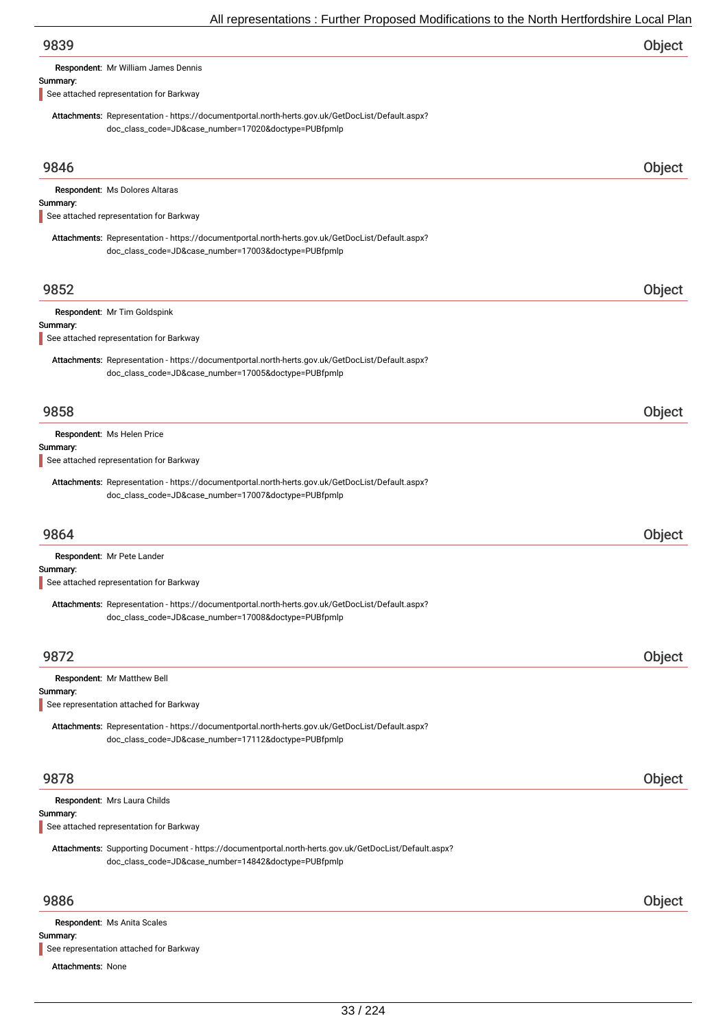## 9839 — Object

**Respondent:** Mr William James Dennis

**Summary:**

See attached representation for Barkway

**Attachments:** Representation - https://documentportal.north-herts.gov.uk/GetDocList/Default.aspx?doc_class_code=JD&case_number=17020&doctype=PUBfpmlp

## 9846 — Object

**Respondent:** Ms Dolores Altaras

**Summary:**

See attached representation for Barkway

**Attachments:** Representation - https://documentportal.north-herts.gov.uk/GetDocList/Default.aspx?doc_class_code=JD&case_number=17003&doctype=PUBfpmlp

## 9852 — Object

**Respondent:** Mr Tim Goldspink

**Summary:**

See attached representation for Barkway

**Attachments:** Representation - https://documentportal.north-herts.gov.uk/GetDocList/Default.aspx?doc_class_code=JD&case_number=17005&doctype=PUBfpmlp

## 9858 — Object

**Respondent:** Ms Helen Price

**Summary:**

See attached representation for Barkway

**Attachments:** Representation - https://documentportal.north-herts.gov.uk/GetDocList/Default.aspx?doc_class_code=JD&case_number=17007&doctype=PUBfpmlp

## 9864 — Object

**Respondent:** Mr Pete Lander

**Summary:**

See attached representation for Barkway

**Attachments:** Representation - https://documentportal.north-herts.gov.uk/GetDocList/Default.aspx?doc_class_code=JD&case_number=17008&doctype=PUBfpmlp

## 9872 — Object

**Respondent:** Mr Matthew Bell

**Summary:**

See representation attached for Barkway

**Attachments:** Representation - https://documentportal.north-herts.gov.uk/GetDocList/Default.aspx?doc_class_code=JD&case_number=17112&doctype=PUBfpmlp

## 9878 — Object

**Respondent:** Mrs Laura Childs

**Summary:**

See attached representation for Barkway

**Attachments:** Supporting Document - https://documentportal.north-herts.gov.uk/GetDocList/Default.aspx?doc_class_code=JD&case_number=14842&doctype=PUBfpmlp

## 9886 — Object

**Respondent:** Ms Anita Scales

**Summary:**

See representation attached for Barkway

**Attachments:** None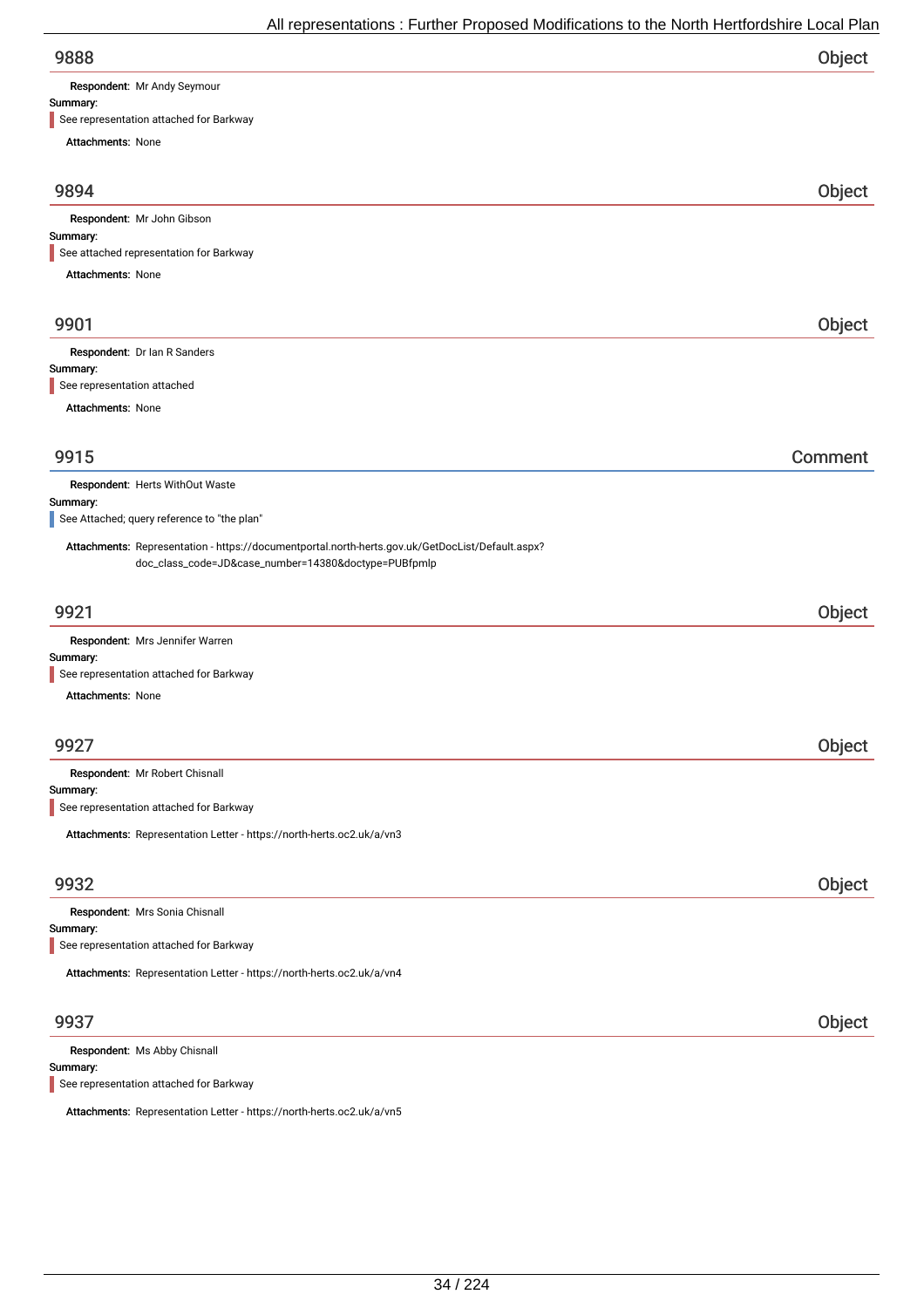## 9888 — Object

**Respondent:** Mr Andy Seymour

**Summary:**

See representation attached for Barkway

**Attachments:** None

## 9894 — Object

**Respondent:** Mr John Gibson

**Summary:**

See attached representation for Barkway

**Attachments:** None

## 9901 — Object

**Respondent:** Dr Ian R Sanders

**Summary:**

See representation attached

**Attachments:** None

## 9915 — Comment

**Respondent:** Herts WithOut Waste

**Summary:**

See Attached; query reference to "the plan"

**Attachments:** Representation - https://documentportal.north-herts.gov.uk/GetDocList/Default.aspx?doc_class_code=JD&case_number=14380&doctype=PUBfpmlp

## 9921 — Object

**Respondent:** Mrs Jennifer Warren

**Summary:**

See representation attached for Barkway

**Attachments:** None

## 9927 — Object

**Respondent:** Mr Robert Chisnall

**Summary:**

See representation attached for Barkway

**Attachments:** Representation Letter - https://north-herts.oc2.uk/a/vn3

## 9932 — Object

**Respondent:** Mrs Sonia Chisnall

**Summary:**

See representation attached for Barkway

**Attachments:** Representation Letter - https://north-herts.oc2.uk/a/vn4

## 9937 — Object

**Respondent:** Ms Abby Chisnall

**Summary:**

See representation attached for Barkway

**Attachments:** Representation Letter - https://north-herts.oc2.uk/a/vn5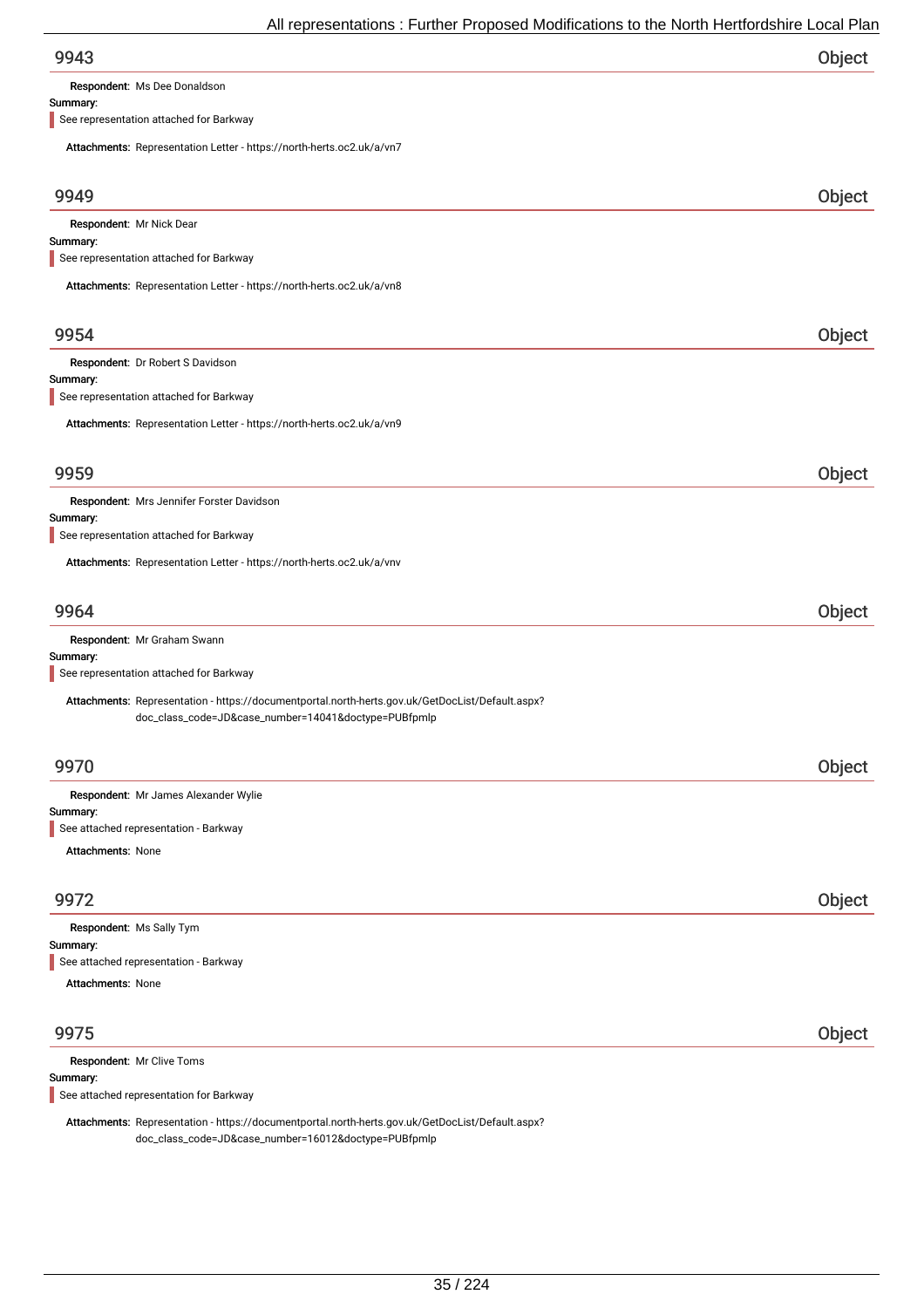## 9943

**Object**

**Respondent:** Ms Dee Donaldson

**Summary:**

See representation attached for Barkway

**Attachments:** Representation Letter - https://north-herts.oc2.uk/a/vn7

## 9949

**Object**

**Respondent:** Mr Nick Dear

**Summary:**

See representation attached for Barkway

**Attachments:** Representation Letter - https://north-herts.oc2.uk/a/vn8

## 9954

**Object**

**Respondent:** Dr Robert S Davidson

**Summary:**

See representation attached for Barkway

**Attachments:** Representation Letter - https://north-herts.oc2.uk/a/vn9

## 9959

**Object**

**Respondent:** Mrs Jennifer Forster Davidson

**Summary:**

See representation attached for Barkway

**Attachments:** Representation Letter - https://north-herts.oc2.uk/a/vnv

## 9964

**Object**

**Respondent:** Mr Graham Swann

**Summary:**

See representation attached for Barkway

**Attachments:** Representation - https://documentportal.north-herts.gov.uk/GetDocList/Default.aspx?doc_class_code=JD&case_number=14041&doctype=PUBfpmlp

## 9970

**Object**

**Respondent:** Mr James Alexander Wylie

**Summary:**

See attached representation - Barkway

**Attachments:** None

## 9972

**Object**

**Respondent:** Ms Sally Tym

**Summary:**

See attached representation - Barkway

**Attachments:** None

## 9975

**Object**

**Respondent:** Mr Clive Toms

**Summary:**

See attached representation for Barkway

**Attachments:** Representation - https://documentportal.north-herts.gov.uk/GetDocList/Default.aspx?doc_class_code=JD&case_number=16012&doctype=PUBfpmlp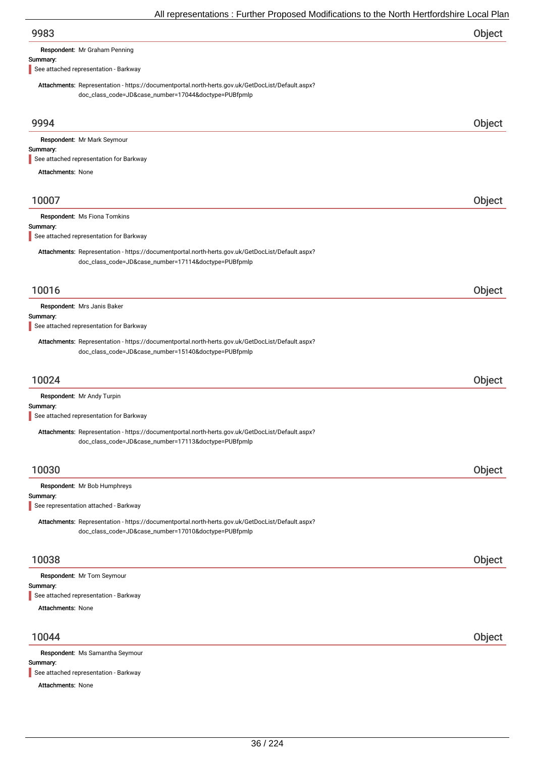## 9983 Object

**Respondent:** Mr Graham Penning

**Summary:**

See attached representation - Barkway

**Attachments:** Representation - https://documentportal.north-herts.gov.uk/GetDocList/Default.aspx?doc_class_code=JD&case_number=17044&doctype=PUBfpmlp

## 9994 Object

**Respondent:** Mr Mark Seymour

**Summary:**

See attached representation for Barkway

**Attachments:** None

## 10007 Object

**Respondent:** Ms Fiona Tomkins

**Summary:**

See attached representation for Barkway

**Attachments:** Representation - https://documentportal.north-herts.gov.uk/GetDocList/Default.aspx?doc_class_code=JD&case_number=17114&doctype=PUBfpmlp

## 10016 Object

**Respondent:** Mrs Janis Baker

**Summary:**

See attached representation for Barkway

**Attachments:** Representation - https://documentportal.north-herts.gov.uk/GetDocList/Default.aspx?doc_class_code=JD&case_number=15140&doctype=PUBfpmlp

## 10024 Object

**Respondent:** Mr Andy Turpin

**Summary:**

See attached representation for Barkway

**Attachments:** Representation - https://documentportal.north-herts.gov.uk/GetDocList/Default.aspx?doc_class_code=JD&case_number=17113&doctype=PUBfpmlp

## 10030 Object

**Respondent:** Mr Bob Humphreys

**Summary:**

See representation attached - Barkway

**Attachments:** Representation - https://documentportal.north-herts.gov.uk/GetDocList/Default.aspx?doc_class_code=JD&case_number=17010&doctype=PUBfpmlp

## 10038 Object

**Respondent:** Mr Tom Seymour

**Summary:**

See attached representation - Barkway

**Attachments:** None

## 10044 Object

**Respondent:** Ms Samantha Seymour

**Summary:**

See attached representation - Barkway

**Attachments:** None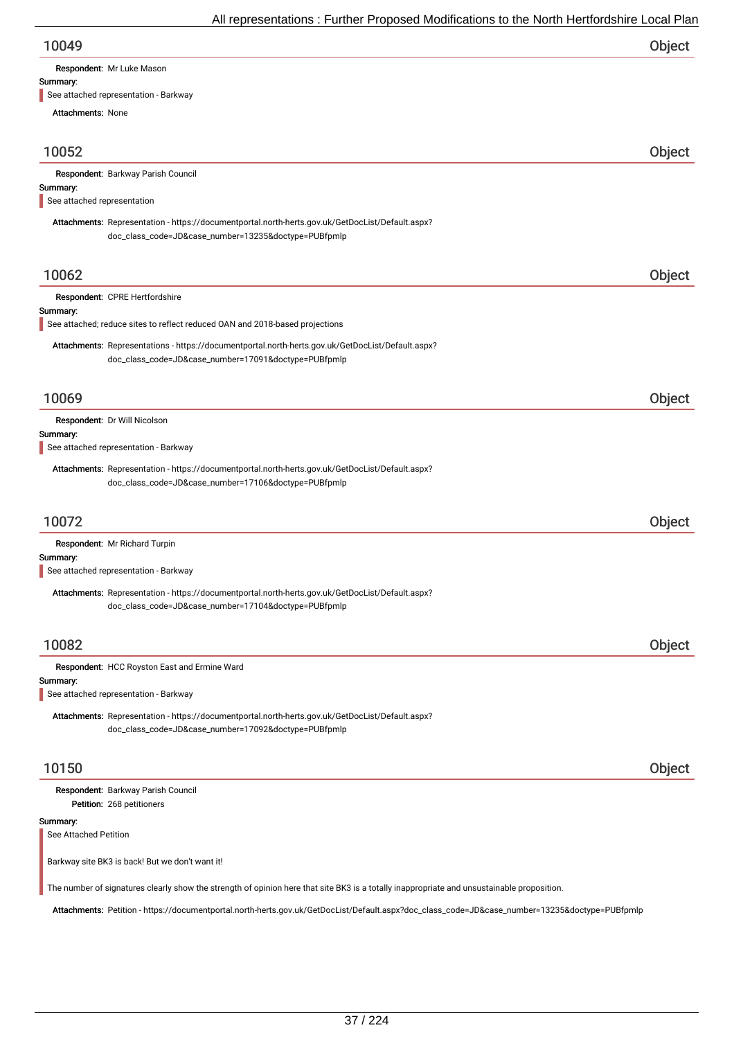## 10049

**Object**

**Respondent:** Mr Luke Mason

**Summary:**

See attached representation - Barkway

**Attachments:** None

## 10052

**Object**

**Respondent:** Barkway Parish Council

**Summary:**

See attached representation

**Attachments:** Representation - https://documentportal.north-herts.gov.uk/GetDocList/Default.aspx?doc_class_code=JD&case_number=13235&doctype=PUBfpmlp

## 10062

**Object**

**Respondent:** CPRE Hertfordshire

**Summary:**

See attached; reduce sites to reflect reduced OAN and 2018-based projections

**Attachments:** Representations - https://documentportal.north-herts.gov.uk/GetDocList/Default.aspx?doc_class_code=JD&case_number=17091&doctype=PUBfpmlp

## 10069

**Object**

**Respondent:** Dr Will Nicolson

**Summary:**

See attached representation - Barkway

**Attachments:** Representation - https://documentportal.north-herts.gov.uk/GetDocList/Default.aspx?doc_class_code=JD&case_number=17106&doctype=PUBfpmlp

## 10072

**Object**

**Respondent:** Mr Richard Turpin

**Summary:**

See attached representation - Barkway

**Attachments:** Representation - https://documentportal.north-herts.gov.uk/GetDocList/Default.aspx?doc_class_code=JD&case_number=17104&doctype=PUBfpmlp

## 10082

**Object**

**Respondent:** HCC Royston East and Ermine Ward

**Summary:**

See attached representation - Barkway

**Attachments:** Representation - https://documentportal.north-herts.gov.uk/GetDocList/Default.aspx?doc_class_code=JD&case_number=17092&doctype=PUBfpmlp

## 10150

**Object**

**Respondent:** Barkway Parish Council

**Petition:** 268 petitioners

**Summary:**

See Attached Petition

Barkway site BK3 is back! But we don't want it!

The number of signatures clearly show the strength of opinion here that site BK3 is a totally inappropriate and unsustainable proposition.

**Attachments:** Petition - https://documentportal.north-herts.gov.uk/GetDocList/Default.aspx?doc_class_code=JD&case_number=13235&doctype=PUBfpmlp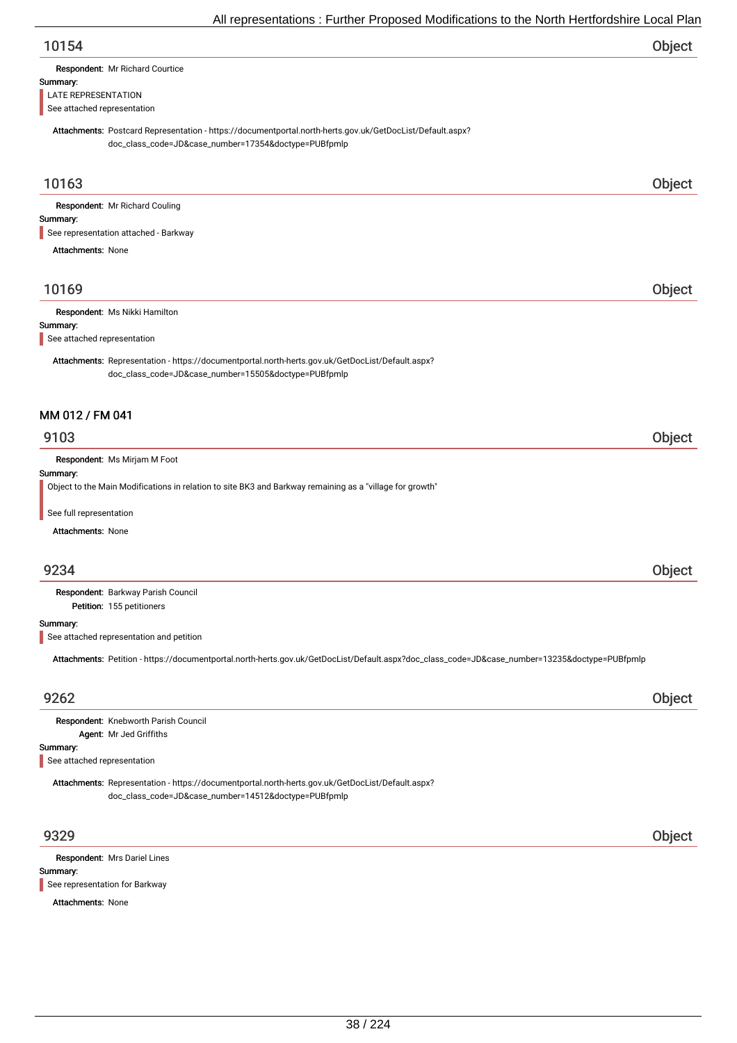## 10154 — Object

**Respondent:** Mr Richard Courtice

**Summary:**

LATE REPRESENTATION
See attached representation

**Attachments:** Postcard Representation - https://documentportal.north-herts.gov.uk/GetDocList/Default.aspx?doc_class_code=JD&case_number=17354&doctype=PUBfpmlp

## 10163 — Object

**Respondent:** Mr Richard Couling

**Summary:**

See representation attached - Barkway

**Attachments:** None

## 10169 — Object

**Respondent:** Ms Nikki Hamilton

**Summary:**

See attached representation

**Attachments:** Representation - https://documentportal.north-herts.gov.uk/GetDocList/Default.aspx?doc_class_code=JD&case_number=15505&doctype=PUBfpmlp

# MM 012 / FM 041

## 9103 — Object

**Respondent:** Ms Mirjam M Foot

**Summary:**

Object to the Main Modifications in relation to site BK3 and Barkway remaining as a "village for growth"

See full representation

**Attachments:** None

## 9234 — Object

**Respondent:** Barkway Parish Council
**Petition:** 155 petitioners

**Summary:**

See attached representation and petition

**Attachments:** Petition - https://documentportal.north-herts.gov.uk/GetDocList/Default.aspx?doc_class_code=JD&case_number=13235&doctype=PUBfpmlp

## 9262 — Object

**Respondent:** Knebworth Parish Council
**Agent:** Mr Jed Griffiths

**Summary:**

See attached representation

**Attachments:** Representation - https://documentportal.north-herts.gov.uk/GetDocList/Default.aspx?doc_class_code=JD&case_number=14512&doctype=PUBfpmlp

## 9329 — Object

**Respondent:** Mrs Dariel Lines

**Summary:**

See representation for Barkway

**Attachments:** None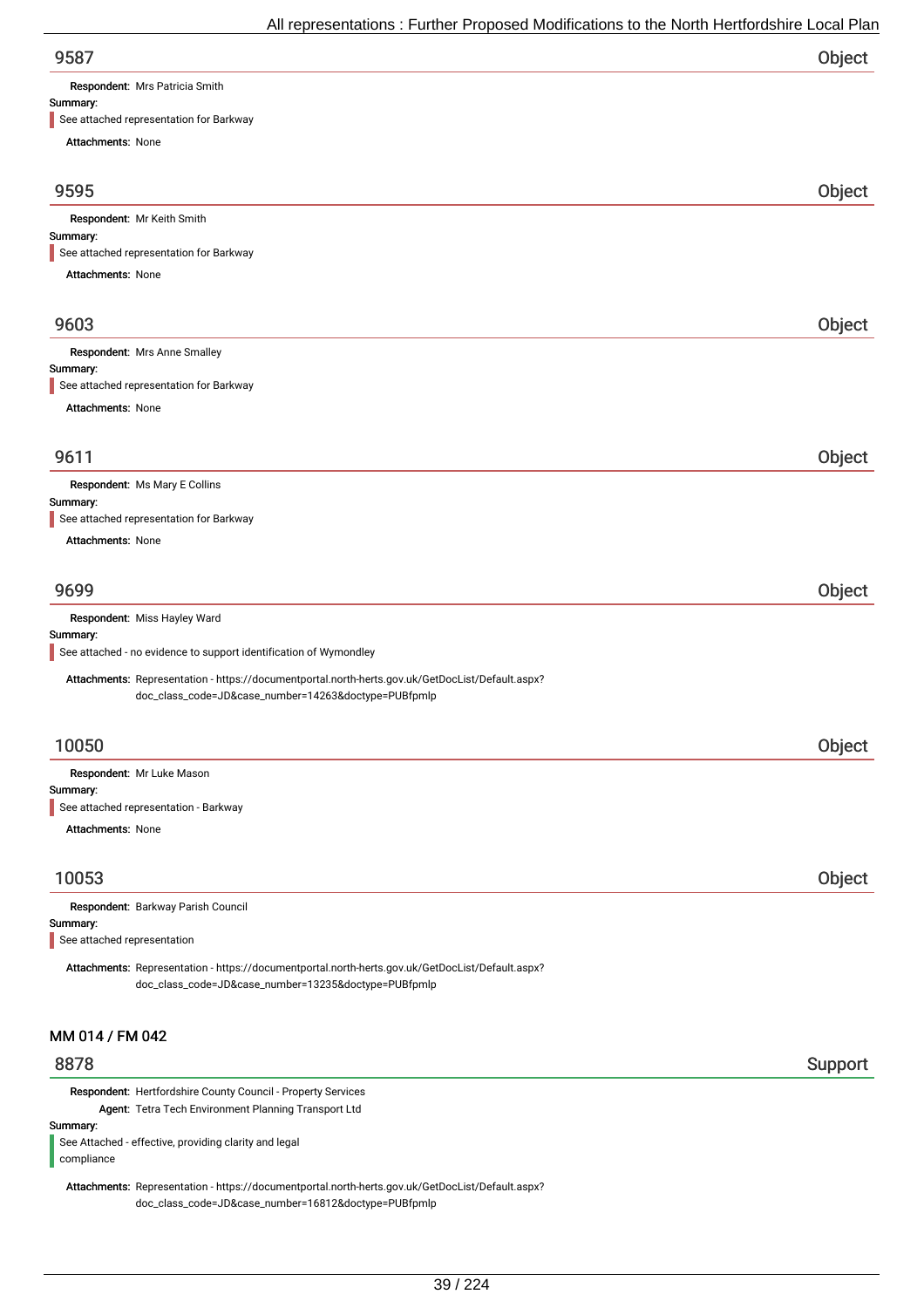## 9587 — Object

**Respondent:** Mrs Patricia Smith

**Summary:**

See attached representation for Barkway

**Attachments:** None

## 9595 — Object

**Respondent:** Mr Keith Smith

**Summary:**

See attached representation for Barkway

**Attachments:** None

## 9603 — Object

**Respondent:** Mrs Anne Smalley

**Summary:**

See attached representation for Barkway

**Attachments:** None

## 9611 — Object

**Respondent:** Ms Mary E Collins

**Summary:**

See attached representation for Barkway

**Attachments:** None

## 9699 — Object

**Respondent:** Miss Hayley Ward

**Summary:**

See attached - no evidence to support identification of Wymondley

**Attachments:** Representation - https://documentportal.north-herts.gov.uk/GetDocList/Default.aspx?doc_class_code=JD&case_number=14263&doctype=PUBfpmlp

## 10050 — Object

**Respondent:** Mr Luke Mason

**Summary:**

See attached representation - Barkway

**Attachments:** None

## 10053 — Object

**Respondent:** Barkway Parish Council

**Summary:**

See attached representation

**Attachments:** Representation - https://documentportal.north-herts.gov.uk/GetDocList/Default.aspx?doc_class_code=JD&case_number=13235&doctype=PUBfpmlp

# MM 014 / FM 042

## 8878 — Support

**Respondent:** Hertfordshire County Council - Property Services

**Agent:** Tetra Tech Environment Planning Transport Ltd

**Summary:**

See Attached - effective, providing clarity and legal compliance

**Attachments:** Representation - https://documentportal.north-herts.gov.uk/GetDocList/Default.aspx?doc_class_code=JD&case_number=16812&doctype=PUBfpmlp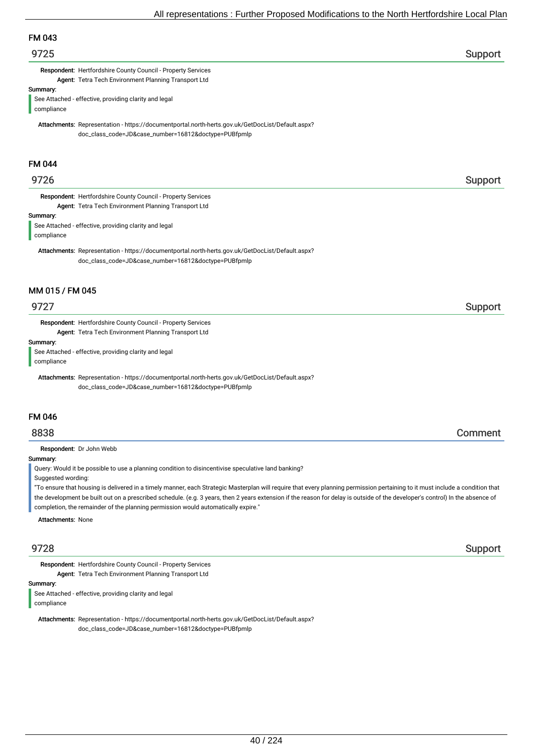## FM 043

### 9725 Support

**Respondent:** Hertfordshire County Council - Property Services
**Agent:** Tetra Tech Environment Planning Transport Ltd

**Summary:**

See Attached - effective, providing clarity and legal compliance

**Attachments:** Representation - https://documentportal.north-herts.gov.uk/GetDocList/Default.aspx?doc_class_code=JD&case_number=16812&doctype=PUBfpmlp

## FM 044

### 9726 Support

**Respondent:** Hertfordshire County Council - Property Services
**Agent:** Tetra Tech Environment Planning Transport Ltd

**Summary:**

See Attached - effective, providing clarity and legal compliance

**Attachments:** Representation - https://documentportal.north-herts.gov.uk/GetDocList/Default.aspx?doc_class_code=JD&case_number=16812&doctype=PUBfpmlp

## MM 015 / FM 045

### 9727 Support

**Respondent:** Hertfordshire County Council - Property Services
**Agent:** Tetra Tech Environment Planning Transport Ltd

**Summary:**

See Attached - effective, providing clarity and legal compliance

**Attachments:** Representation - https://documentportal.north-herts.gov.uk/GetDocList/Default.aspx?doc_class_code=JD&case_number=16812&doctype=PUBfpmlp

## FM 046

### 8838 Comment

**Respondent:** Dr John Webb

**Summary:**

Query: Would it be possible to use a planning condition to disincentivise speculative land banking?

Suggested wording:

"To ensure that housing is delivered in a timely manner, each Strategic Masterplan will require that every planning permission pertaining to it must include a condition that the development be built out on a prescribed schedule. (e.g. 3 years, then 2 years extension if the reason for delay is outside of the developer's control) In the absence of completion, the remainder of the planning permission would automatically expire."

**Attachments:** None

### 9728 Support

**Respondent:** Hertfordshire County Council - Property Services
**Agent:** Tetra Tech Environment Planning Transport Ltd

**Summary:**

See Attached - effective, providing clarity and legal compliance

**Attachments:** Representation - https://documentportal.north-herts.gov.uk/GetDocList/Default.aspx?doc_class_code=JD&case_number=16812&doctype=PUBfpmlp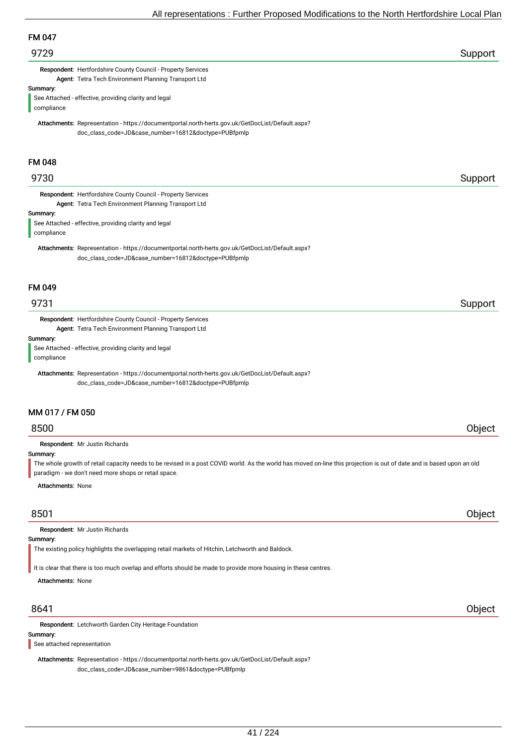## FM 047

### 9729 — Support

**Respondent:** Hertfordshire County Council - Property Services
**Agent:** Tetra Tech Environment Planning Transport Ltd

**Summary:**

See Attached - effective, providing clarity and legal compliance

**Attachments:** Representation - https://documentportal.north-herts.gov.uk/GetDocList/Default.aspx?doc_class_code=JD&case_number=16812&doctype=PUBfpmlp

## FM 048

### 9730 — Support

**Respondent:** Hertfordshire County Council - Property Services
**Agent:** Tetra Tech Environment Planning Transport Ltd

**Summary:**

See Attached - effective, providing clarity and legal compliance

**Attachments:** Representation - https://documentportal.north-herts.gov.uk/GetDocList/Default.aspx?doc_class_code=JD&case_number=16812&doctype=PUBfpmlp

## FM 049

### 9731 — Support

**Respondent:** Hertfordshire County Council - Property Services
**Agent:** Tetra Tech Environment Planning Transport Ltd

**Summary:**

See Attached - effective, providing clarity and legal compliance

**Attachments:** Representation - https://documentportal.north-herts.gov.uk/GetDocList/Default.aspx?doc_class_code=JD&case_number=16812&doctype=PUBfpmlp

## MM 017 / FM 050

### 8500 — Object

**Respondent:** Mr Justin Richards

**Summary:**

The whole growth of retail capacity needs to be revised in a post COVID world. As the world has moved on-line this projection is out of date and is based upon an old paradigm - we don't need more shops or retail space.

**Attachments:** None

### 8501 — Object

**Respondent:** Mr Justin Richards

**Summary:**

The existing policy highlights the overlapping retail markets of Hitchin, Letchworth and Baldock.

It is clear that there is too much overlap and efforts should be made to provide more housing in these centres.

**Attachments:** None

### 8641 — Object

**Respondent:** Letchworth Garden City Heritage Foundation

**Summary:**

See attached representation

**Attachments:** Representation - https://documentportal.north-herts.gov.uk/GetDocList/Default.aspx?doc_class_code=JD&case_number=9861&doctype=PUBfpmlp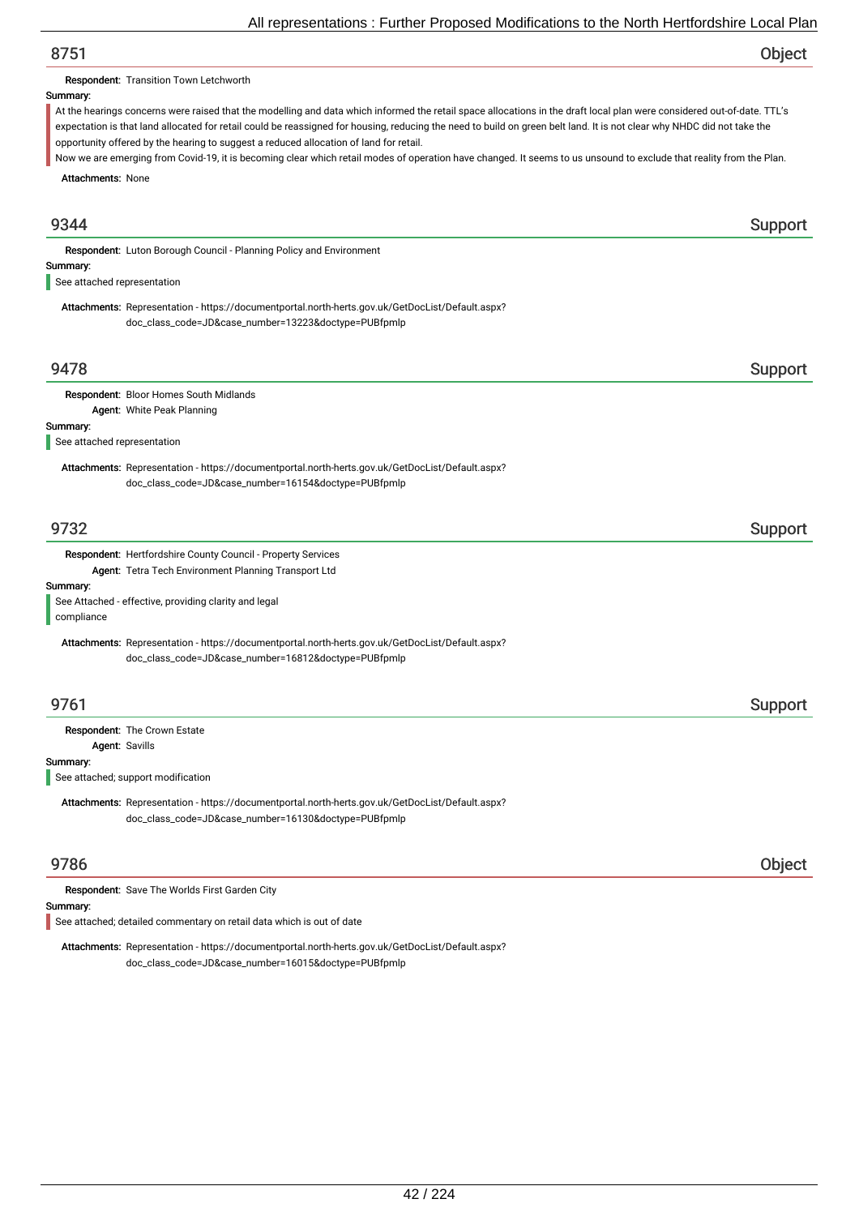## 8751 Object

**Respondent:** Transition Town Letchworth

**Summary:**

At the hearings concerns were raised that the modelling and data which informed the retail space allocations in the draft local plan were considered out-of-date. TTL's expectation is that land allocated for retail could be reassigned for housing, reducing the need to build on green belt land. It is not clear why NHDC did not take the opportunity offered by the hearing to suggest a reduced allocation of land for retail.

Now we are emerging from Covid-19, it is becoming clear which retail modes of operation have changed. It seems to us unsound to exclude that reality from the Plan.

**Attachments:** None

## 9344 Support

**Respondent:** Luton Borough Council - Planning Policy and Environment

**Summary:**

See attached representation

**Attachments:** Representation - https://documentportal.north-herts.gov.uk/GetDocList/Default.aspx?doc_class_code=JD&case_number=13223&doctype=PUBfpmlp

## 9478 Support

**Respondent:** Bloor Homes South Midlands

**Agent:** White Peak Planning

**Summary:**

See attached representation

**Attachments:** Representation - https://documentportal.north-herts.gov.uk/GetDocList/Default.aspx?doc_class_code=JD&case_number=16154&doctype=PUBfpmlp

## 9732 Support

**Respondent:** Hertfordshire County Council - Property Services

**Agent:** Tetra Tech Environment Planning Transport Ltd

**Summary:**

See Attached - effective, providing clarity and legal compliance

**Attachments:** Representation - https://documentportal.north-herts.gov.uk/GetDocList/Default.aspx?doc_class_code=JD&case_number=16812&doctype=PUBfpmlp

## 9761 Support

**Respondent:** The Crown Estate

**Agent:** Savills

**Summary:**

See attached; support modification

**Attachments:** Representation - https://documentportal.north-herts.gov.uk/GetDocList/Default.aspx?doc_class_code=JD&case_number=16130&doctype=PUBfpmlp

## 9786 Object

**Respondent:** Save The Worlds First Garden City

**Summary:**

See attached; detailed commentary on retail data which is out of date

**Attachments:** Representation - https://documentportal.north-herts.gov.uk/GetDocList/Default.aspx?doc_class_code=JD&case_number=16015&doctype=PUBfpmlp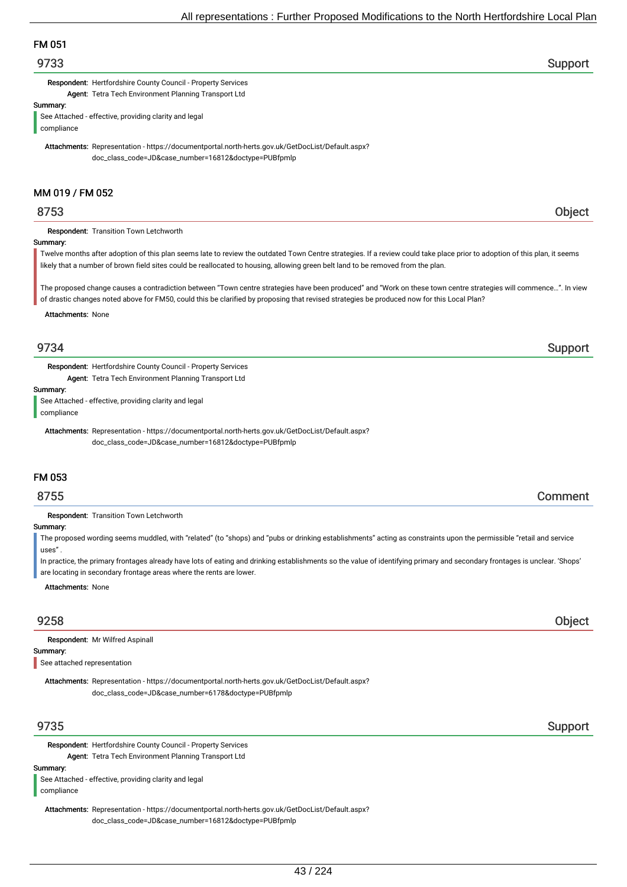## FM 051

### 9733 — Support

**Respondent:** Hertfordshire County Council - Property Services
**Agent:** Tetra Tech Environment Planning Transport Ltd

**Summary:**

See Attached - effective, providing clarity and legal compliance

**Attachments:** Representation - https://documentportal.north-herts.gov.uk/GetDocList/Default.aspx?doc_class_code=JD&case_number=16812&doctype=PUBfpmlp

## MM 019 / FM 052

### 8753 — Object

**Respondent:** Transition Town Letchworth

**Summary:**

Twelve months after adoption of this plan seems late to review the outdated Town Centre strategies. If a review could take place prior to adoption of this plan, it seems likely that a number of brown field sites could be reallocated to housing, allowing green belt land to be removed from the plan.

The proposed change causes a contradiction between "Town centre strategies have been produced" and "Work on these town centre strategies will commence…". In view of drastic changes noted above for FM50, could this be clarified by proposing that revised strategies be produced now for this Local Plan?

**Attachments:** None

### 9734 — Support

**Respondent:** Hertfordshire County Council - Property Services
**Agent:** Tetra Tech Environment Planning Transport Ltd

**Summary:**

See Attached - effective, providing clarity and legal compliance

**Attachments:** Representation - https://documentportal.north-herts.gov.uk/GetDocList/Default.aspx?doc_class_code=JD&case_number=16812&doctype=PUBfpmlp

## FM 053

### 8755 — Comment

**Respondent:** Transition Town Letchworth

**Summary:**

The proposed wording seems muddled, with "related" (to "shops) and "pubs or drinking establishments" acting as constraints upon the permissible "retail and service uses" .
In practice, the primary frontages already have lots of eating and drinking establishments so the value of identifying primary and secondary frontages is unclear. 'Shops' are locating in secondary frontage areas where the rents are lower.

**Attachments:** None

### 9258 — Object

**Respondent:** Mr Wilfred Aspinall

**Summary:**

See attached representation

**Attachments:** Representation - https://documentportal.north-herts.gov.uk/GetDocList/Default.aspx?doc_class_code=JD&case_number=6178&doctype=PUBfpmlp

### 9735 — Support

**Respondent:** Hertfordshire County Council - Property Services
**Agent:** Tetra Tech Environment Planning Transport Ltd

**Summary:**

See Attached - effective, providing clarity and legal compliance

**Attachments:** Representation - https://documentportal.north-herts.gov.uk/GetDocList/Default.aspx?doc_class_code=JD&case_number=16812&doctype=PUBfpmlp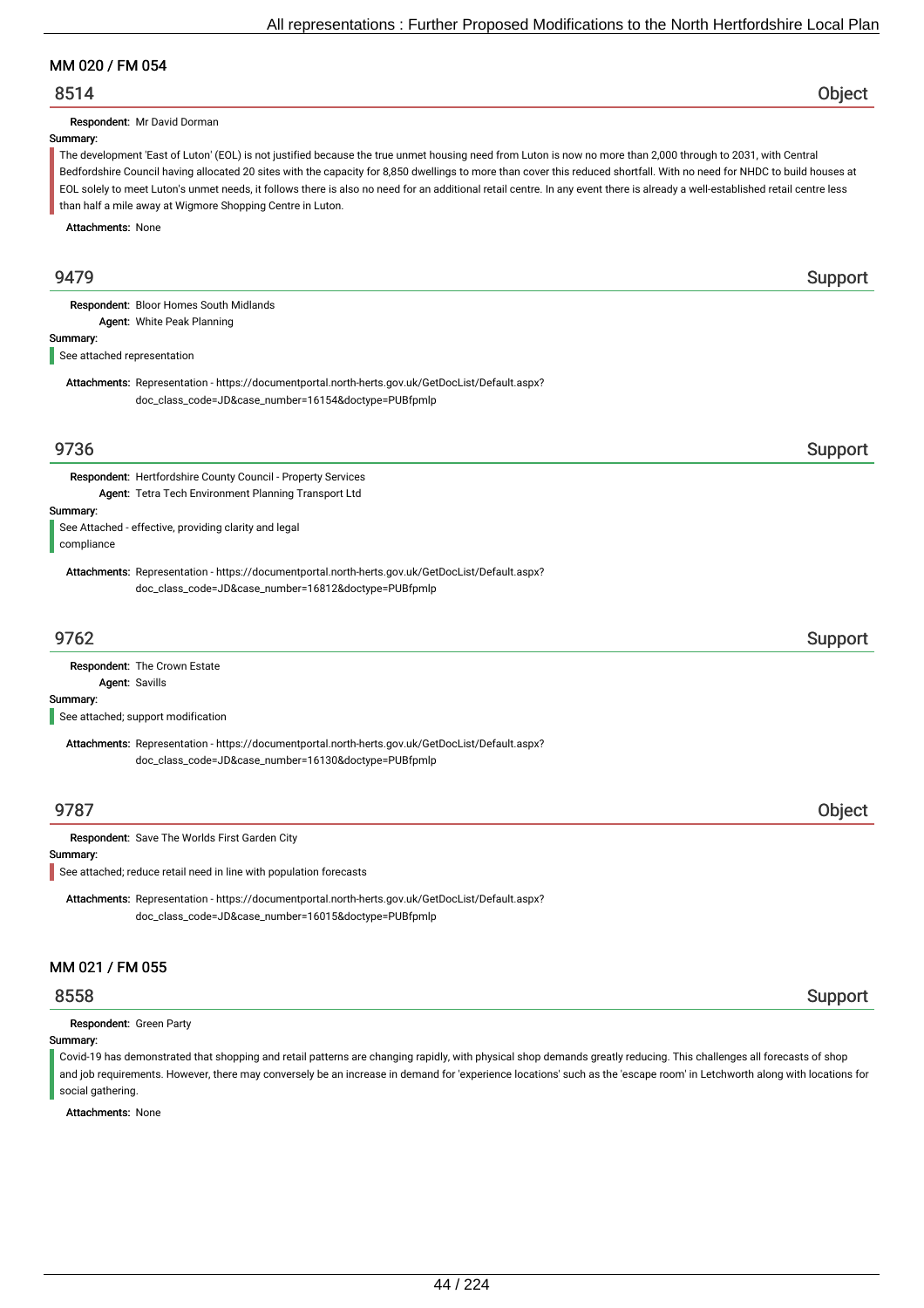## MM 020 / FM 054

### 8514 — Object

**Respondent:** Mr David Dorman

**Summary:**

The development 'East of Luton' (EOL) is not justified because the true unmet housing need from Luton is now no more than 2,000 through to 2031, with Central Bedfordshire Council having allocated 20 sites with the capacity for 8,850 dwellings to more than cover this reduced shortfall. With no need for NHDC to build houses at EOL solely to meet Luton's unmet needs, it follows there is also no need for an additional retail centre. In any event there is already a well-established retail centre less than half a mile away at Wigmore Shopping Centre in Luton.

**Attachments:** None

### 9479 — Support

**Respondent:** Bloor Homes South Midlands
**Agent:** White Peak Planning

**Summary:**

See attached representation

**Attachments:** Representation - https://documentportal.north-herts.gov.uk/GetDocList/Default.aspx?doc_class_code=JD&case_number=16154&doctype=PUBfpmlp

### 9736 — Support

**Respondent:** Hertfordshire County Council - Property Services
**Agent:** Tetra Tech Environment Planning Transport Ltd

**Summary:**

See Attached - effective, providing clarity and legal compliance

**Attachments:** Representation - https://documentportal.north-herts.gov.uk/GetDocList/Default.aspx?doc_class_code=JD&case_number=16812&doctype=PUBfpmlp

### 9762 — Support

**Respondent:** The Crown Estate
**Agent:** Savills

**Summary:**

See attached; support modification

**Attachments:** Representation - https://documentportal.north-herts.gov.uk/GetDocList/Default.aspx?doc_class_code=JD&case_number=16130&doctype=PUBfpmlp

### 9787 — Object

**Respondent:** Save The Worlds First Garden City

**Summary:**

See attached; reduce retail need in line with population forecasts

**Attachments:** Representation - https://documentportal.north-herts.gov.uk/GetDocList/Default.aspx?doc_class_code=JD&case_number=16015&doctype=PUBfpmlp

## MM 021 / FM 055

### 8558 — Support

**Respondent:** Green Party

**Summary:**

Covid-19 has demonstrated that shopping and retail patterns are changing rapidly, with physical shop demands greatly reducing. This challenges all forecasts of shop and job requirements. However, there may conversely be an increase in demand for 'experience locations' such as the 'escape room' in Letchworth along with locations for social gathering.

**Attachments:** None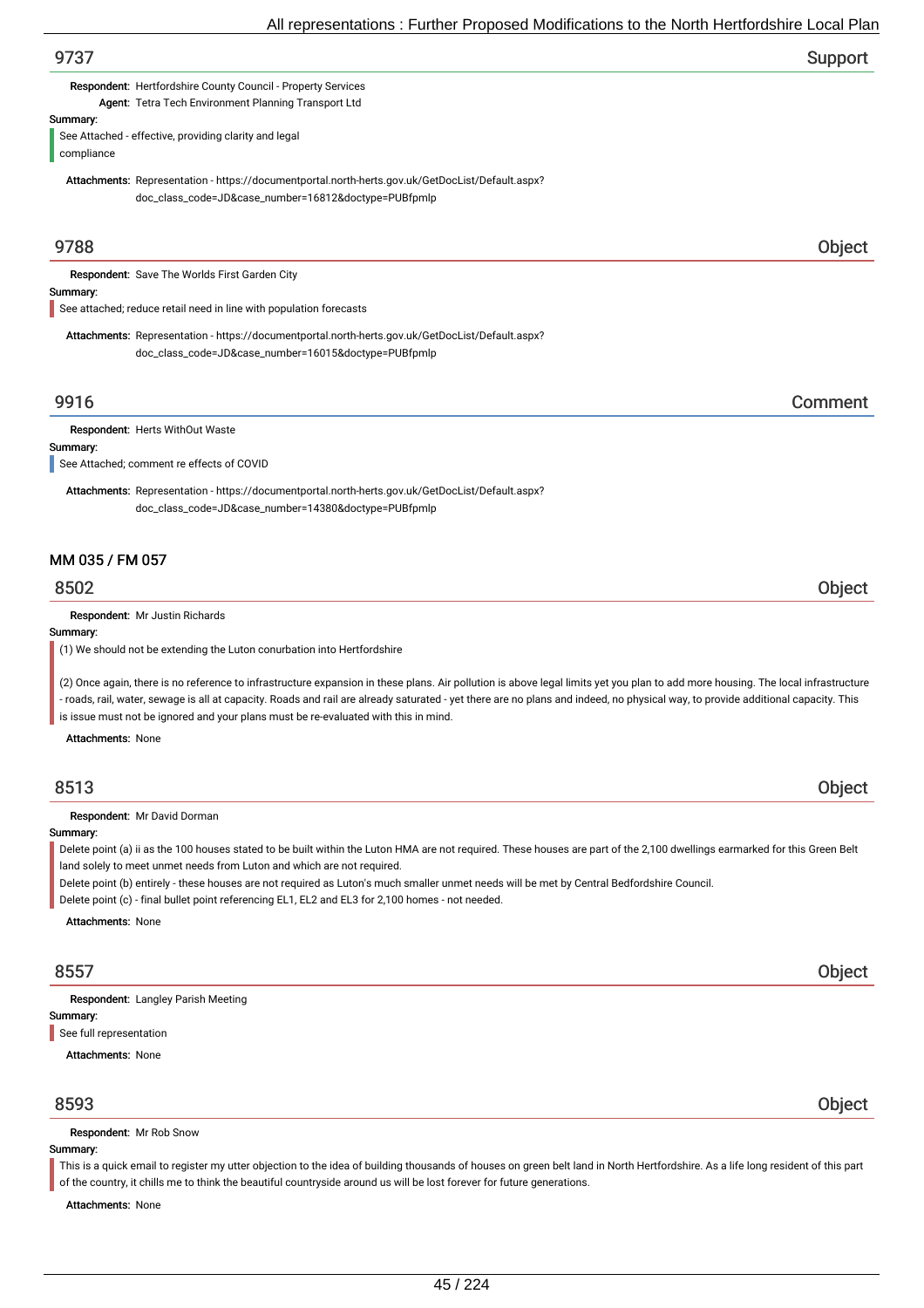## 9737

Support

**Respondent:** Hertfordshire County Council - Property Services

**Agent:** Tetra Tech Environment Planning Transport Ltd

**Summary:**

See Attached - effective, providing clarity and legal compliance

**Attachments:** Representation - https://documentportal.north-herts.gov.uk/GetDocList/Default.aspx?doc_class_code=JD&case_number=16812&doctype=PUBfpmlp

## 9788

Object

**Respondent:** Save The Worlds First Garden City

**Summary:**

See attached; reduce retail need in line with population forecasts

**Attachments:** Representation - https://documentportal.north-herts.gov.uk/GetDocList/Default.aspx?doc_class_code=JD&case_number=16015&doctype=PUBfpmlp

## 9916

Comment

**Respondent:** Herts WithOut Waste

**Summary:**

See Attached; comment re effects of COVID

**Attachments:** Representation - https://documentportal.north-herts.gov.uk/GetDocList/Default.aspx?doc_class_code=JD&case_number=14380&doctype=PUBfpmlp

# MM 035 / FM 057

## 8502

Object

**Respondent:** Mr Justin Richards

**Summary:**

(1) We should not be extending the Luton conurbation into Hertfordshire

(2) Once again, there is no reference to infrastructure expansion in these plans. Air pollution is above legal limits yet you plan to add more housing. The local infrastructure - roads, rail, water, sewage is all at capacity. Roads and rail are already saturated - yet there are no plans and indeed, no physical way, to provide additional capacity. This is issue must not be ignored and your plans must be re-evaluated with this in mind.

**Attachments:** None

## 8513

Object

**Respondent:** Mr David Dorman

**Summary:**

Delete point (a) ii as the 100 houses stated to be built within the Luton HMA are not required. These houses are part of the 2,100 dwellings earmarked for this Green Belt land solely to meet unmet needs from Luton and which are not required.
Delete point (b) entirely - these houses are not required as Luton's much smaller unmet needs will be met by Central Bedfordshire Council.
Delete point (c) - final bullet point referencing EL1, EL2 and EL3 for 2,100 homes - not needed.

**Attachments:** None

## 8557

Object

**Respondent:** Langley Parish Meeting

**Summary:**

See full representation

**Attachments:** None

## 8593

Object

**Respondent:** Mr Rob Snow

**Summary:**

This is a quick email to register my utter objection to the idea of building thousands of houses on green belt land in North Hertfordshire. As a life long resident of this part of the country, it chills me to think the beautiful countryside around us will be lost forever for future generations.

**Attachments:** None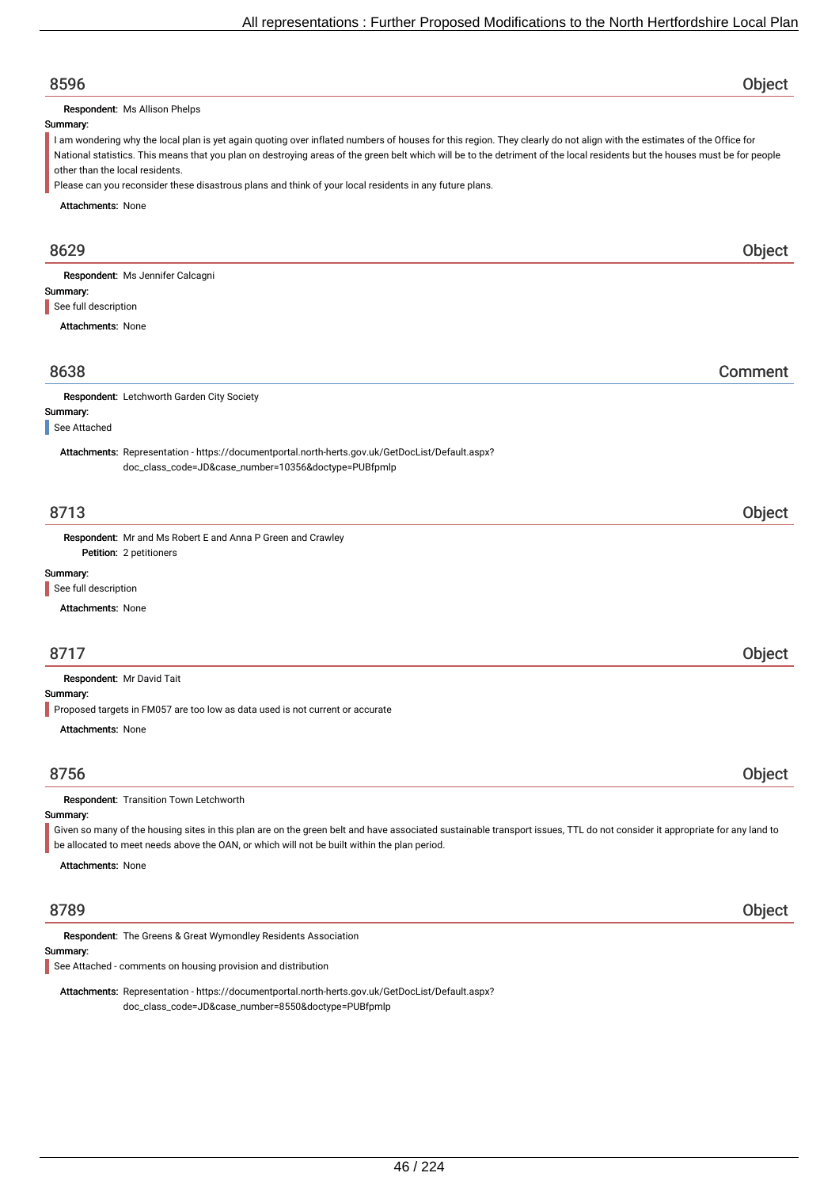## 8596 — Object

**Respondent:** Ms Allison Phelps

**Summary:**

I am wondering why the local plan is yet again quoting over inflated numbers of houses for this region. They clearly do not align with the estimates of the Office for National statistics. This means that you plan on destroying areas of the green belt which will be to the detriment of the local residents but the houses must be for people other than the local residents.

Please can you reconsider these disastrous plans and think of your local residents in any future plans.

**Attachments:** None

## 8629 — Object

**Respondent:** Ms Jennifer Calcagni

**Summary:**

See full description

**Attachments:** None

## 8638 — Comment

**Respondent:** Letchworth Garden City Society

**Summary:**

See Attached

**Attachments:** Representation - https://documentportal.north-herts.gov.uk/GetDocList/Default.aspx?doc_class_code=JD&case_number=10356&doctype=PUBfpmlp

## 8713 — Object

**Respondent:** Mr and Ms Robert E and Anna P Green and Crawley

**Petition:** 2 petitioners

**Summary:**

See full description

**Attachments:** None

## 8717 — Object

**Respondent:** Mr David Tait

**Summary:**

Proposed targets in FM057 are too low as data used is not current or accurate

**Attachments:** None

## 8756 — Object

**Respondent:** Transition Town Letchworth

**Summary:**

Given so many of the housing sites in this plan are on the green belt and have associated sustainable transport issues, TTL do not consider it appropriate for any land to be allocated to meet needs above the OAN, or which will not be built within the plan period.

**Attachments:** None

## 8789 — Object

**Respondent:** The Greens & Great Wymondley Residents Association

**Summary:**

See Attached - comments on housing provision and distribution

**Attachments:** Representation - https://documentportal.north-herts.gov.uk/GetDocList/Default.aspx?doc_class_code=JD&case_number=8550&doctype=PUBfpmlp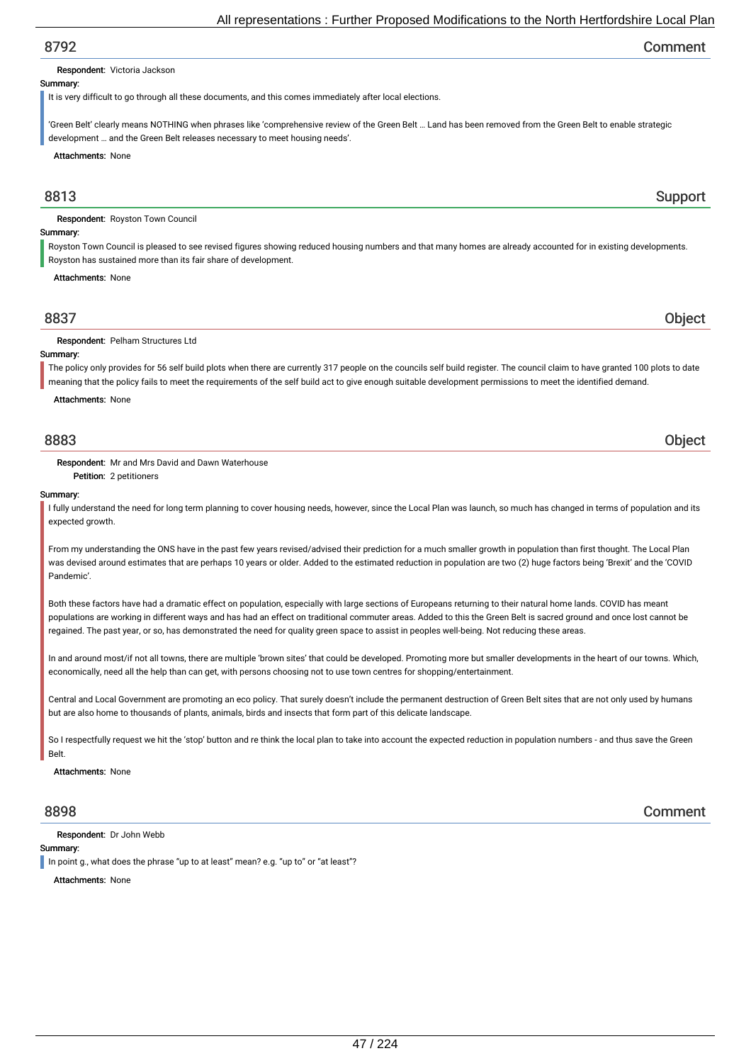## 8792 Comment

**Respondent:** Victoria Jackson

**Summary:**

It is very difficult to go through all these documents, and this comes immediately after local elections.

'Green Belt' clearly means NOTHING when phrases like 'comprehensive review of the Green Belt … Land has been removed from the Green Belt to enable strategic development … and the Green Belt releases necessary to meet housing needs'.

**Attachments:** None

## 8813 Support

**Respondent:** Royston Town Council

**Summary:**

Royston Town Council is pleased to see revised figures showing reduced housing numbers and that many homes are already accounted for in existing developments. Royston has sustained more than its fair share of development.

**Attachments:** None

## 8837 Object

**Respondent:** Pelham Structures Ltd

**Summary:**

The policy only provides for 56 self build plots when there are currently 317 people on the councils self build register. The council claim to have granted 100 plots to date meaning that the policy fails to meet the requirements of the self build act to give enough suitable development permissions to meet the identified demand.

**Attachments:** None

## 8883 Object

**Respondent:** Mr and Mrs David and Dawn Waterhouse

**Petition:** 2 petitioners

**Summary:**

I fully understand the need for long term planning to cover housing needs, however, since the Local Plan was launch, so much has changed in terms of population and its expected growth.

From my understanding the ONS have in the past few years revised/advised their prediction for a much smaller growth in population than first thought. The Local Plan was devised around estimates that are perhaps 10 years or older. Added to the estimated reduction in population are two (2) huge factors being 'Brexit' and the 'COVID Pandemic'.

Both these factors have had a dramatic effect on population, especially with large sections of Europeans returning to their natural home lands. COVID has meant populations are working in different ways and has had an effect on traditional commuter areas. Added to this the Green Belt is sacred ground and once lost cannot be regained. The past year, or so, has demonstrated the need for quality green space to assist in peoples well-being. Not reducing these areas.

In and around most/if not all towns, there are multiple 'brown sites' that could be developed. Promoting more but smaller developments in the heart of our towns. Which, economically, need all the help than can get, with persons choosing not to use town centres for shopping/entertainment.

Central and Local Government are promoting an eco policy. That surely doesn't include the permanent destruction of Green Belt sites that are not only used by humans but are also home to thousands of plants, animals, birds and insects that form part of this delicate landscape.

So I respectfully request we hit the 'stop' button and re think the local plan to take into account the expected reduction in population numbers - and thus save the Green Belt.

**Attachments:** None

## 8898 Comment

**Respondent:** Dr John Webb

**Summary:**

In point g., what does the phrase "up to at least" mean? e.g. "up to" or "at least"?

**Attachments:** None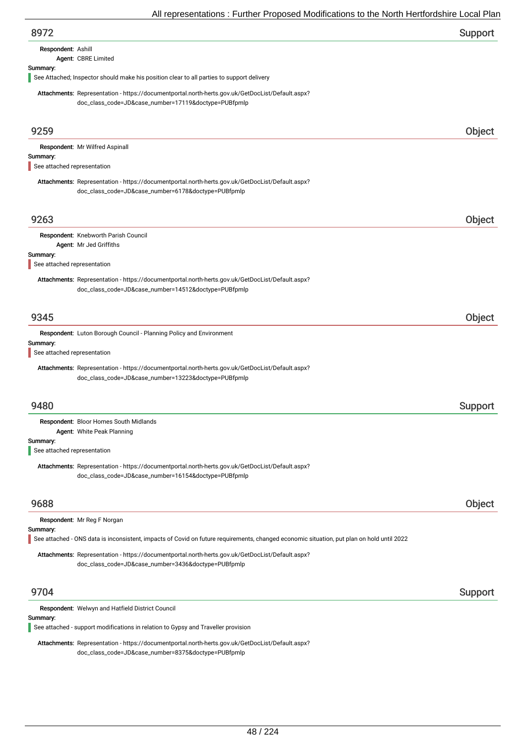## 8972 Support

**Respondent:** Ashill

**Agent:** CBRE Limited

**Summary:**

See Attached; Inspector should make his position clear to all parties to support delivery

**Attachments:** Representation - https://documentportal.north-herts.gov.uk/GetDocList/Default.aspx?doc_class_code=JD&case_number=17119&doctype=PUBfpmlp

## 9259 Object

**Respondent:** Mr Wilfred Aspinall

**Summary:**

See attached representation

**Attachments:** Representation - https://documentportal.north-herts.gov.uk/GetDocList/Default.aspx?doc_class_code=JD&case_number=6178&doctype=PUBfpmlp

## 9263 Object

**Respondent:** Knebworth Parish Council

**Agent:** Mr Jed Griffiths

**Summary:**

See attached representation

**Attachments:** Representation - https://documentportal.north-herts.gov.uk/GetDocList/Default.aspx?doc_class_code=JD&case_number=14512&doctype=PUBfpmlp

## 9345 Object

**Respondent:** Luton Borough Council - Planning Policy and Environment

**Summary:**

See attached representation

**Attachments:** Representation - https://documentportal.north-herts.gov.uk/GetDocList/Default.aspx?doc_class_code=JD&case_number=13223&doctype=PUBfpmlp

## 9480 Support

**Respondent:** Bloor Homes South Midlands

**Agent:** White Peak Planning

**Summary:**

See attached representation

**Attachments:** Representation - https://documentportal.north-herts.gov.uk/GetDocList/Default.aspx?doc_class_code=JD&case_number=16154&doctype=PUBfpmlp

## 9688 Object

**Respondent:** Mr Reg F Norgan

**Summary:**

See attached - ONS data is inconsistent, impacts of Covid on future requirements, changed economic situation, put plan on hold until 2022

**Attachments:** Representation - https://documentportal.north-herts.gov.uk/GetDocList/Default.aspx?doc_class_code=JD&case_number=3436&doctype=PUBfpmlp

## 9704 Support

**Respondent:** Welwyn and Hatfield District Council

**Summary:**

See attached - support modifications in relation to Gypsy and Traveller provision

**Attachments:** Representation - https://documentportal.north-herts.gov.uk/GetDocList/Default.aspx?doc_class_code=JD&case_number=8375&doctype=PUBfpmlp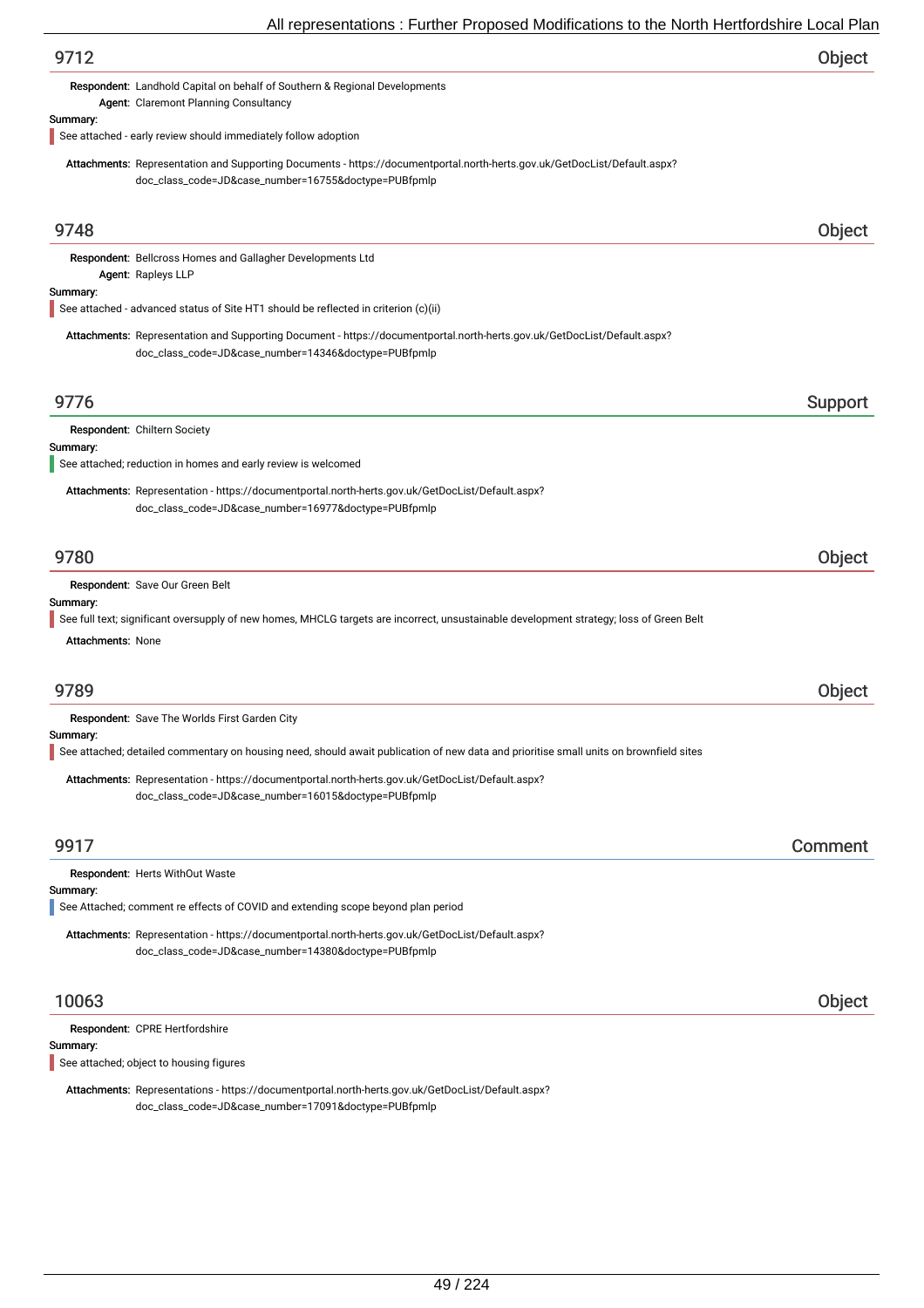## 9712 — Object

**Respondent:** Landhold Capital on behalf of Southern & Regional Developments
**Agent:** Claremont Planning Consultancy

**Summary:**
See attached - early review should immediately follow adoption

**Attachments:** Representation and Supporting Documents - https://documentportal.north-herts.gov.uk/GetDocList/Default.aspx?doc_class_code=JD&case_number=16755&doctype=PUBfpmlp

## 9748 — Object

**Respondent:** Bellcross Homes and Gallagher Developments Ltd
**Agent:** Rapleys LLP

**Summary:**
See attached - advanced status of Site HT1 should be reflected in criterion (c)(ii)

**Attachments:** Representation and Supporting Document - https://documentportal.north-herts.gov.uk/GetDocList/Default.aspx?doc_class_code=JD&case_number=14346&doctype=PUBfpmlp

## 9776 — Support

**Respondent:** Chiltern Society

**Summary:**
See attached; reduction in homes and early review is welcomed

**Attachments:** Representation - https://documentportal.north-herts.gov.uk/GetDocList/Default.aspx?doc_class_code=JD&case_number=16977&doctype=PUBfpmlp

## 9780 — Object

**Respondent:** Save Our Green Belt

**Summary:**
See full text; significant oversupply of new homes, MHCLG targets are incorrect, unsustainable development strategy; loss of Green Belt

**Attachments:** None

## 9789 — Object

**Respondent:** Save The Worlds First Garden City

**Summary:**
See attached; detailed commentary on housing need, should await publication of new data and prioritise small units on brownfield sites

**Attachments:** Representation - https://documentportal.north-herts.gov.uk/GetDocList/Default.aspx?doc_class_code=JD&case_number=16015&doctype=PUBfpmlp

## 9917 — Comment

**Respondent:** Herts WithOut Waste

**Summary:**
See Attached; comment re effects of COVID and extending scope beyond plan period

**Attachments:** Representation - https://documentportal.north-herts.gov.uk/GetDocList/Default.aspx?doc_class_code=JD&case_number=14380&doctype=PUBfpmlp

## 10063 — Object

**Respondent:** CPRE Hertfordshire

**Summary:**
See attached; object to housing figures

**Attachments:** Representations - https://documentportal.north-herts.gov.uk/GetDocList/Default.aspx?doc_class_code=JD&case_number=17091&doctype=PUBfpmlp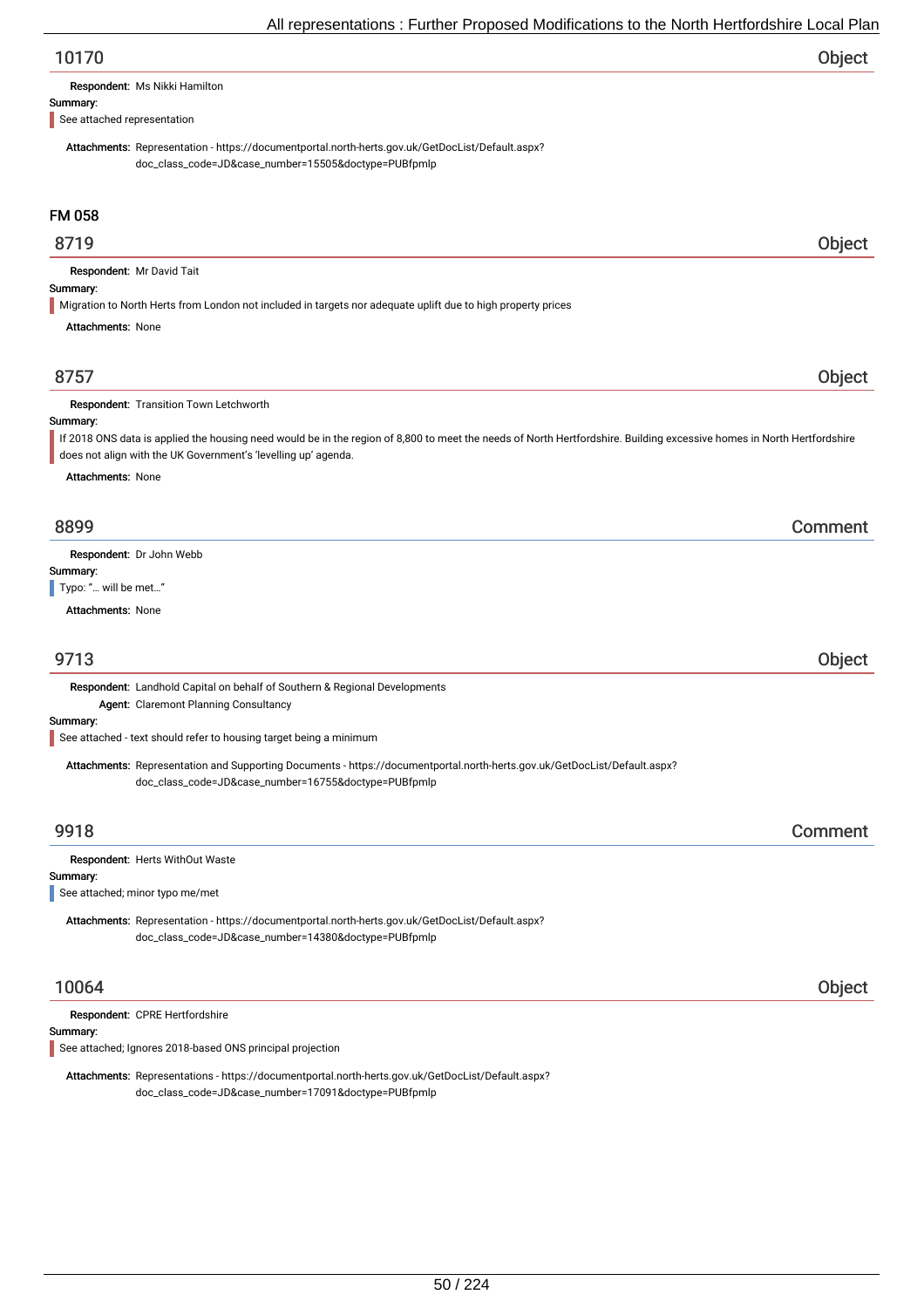## 10170 — Object

**Respondent:** Ms Nikki Hamilton

**Summary:**

See attached representation

**Attachments:** Representation - https://documentportal.north-herts.gov.uk/GetDocList/Default.aspx?doc_class_code=JD&case_number=15505&doctype=PUBfpmlp

# FM 058

## 8719 — Object

**Respondent:** Mr David Tait

**Summary:**

Migration to North Herts from London not included in targets nor adequate uplift due to high property prices

**Attachments:** None

## 8757 — Object

**Respondent:** Transition Town Letchworth

**Summary:**

If 2018 ONS data is applied the housing need would be in the region of 8,800 to meet the needs of North Hertfordshire. Building excessive homes in North Hertfordshire does not align with the UK Government's 'levelling up' agenda.

**Attachments:** None

## 8899 — Comment

**Respondent:** Dr John Webb

**Summary:**

Typo: "… will be met…"

**Attachments:** None

## 9713 — Object

**Respondent:** Landhold Capital on behalf of Southern & Regional Developments

**Agent:** Claremont Planning Consultancy

**Summary:**

See attached - text should refer to housing target being a minimum

**Attachments:** Representation and Supporting Documents - https://documentportal.north-herts.gov.uk/GetDocList/Default.aspx?doc_class_code=JD&case_number=16755&doctype=PUBfpmlp

## 9918 — Comment

**Respondent:** Herts WithOut Waste

**Summary:**

See attached; minor typo me/met

**Attachments:** Representation - https://documentportal.north-herts.gov.uk/GetDocList/Default.aspx?doc_class_code=JD&case_number=14380&doctype=PUBfpmlp

## 10064 — Object

**Respondent:** CPRE Hertfordshire

**Summary:**

See attached; Ignores 2018-based ONS principal projection

**Attachments:** Representations - https://documentportal.north-herts.gov.uk/GetDocList/Default.aspx?doc_class_code=JD&case_number=17091&doctype=PUBfpmlp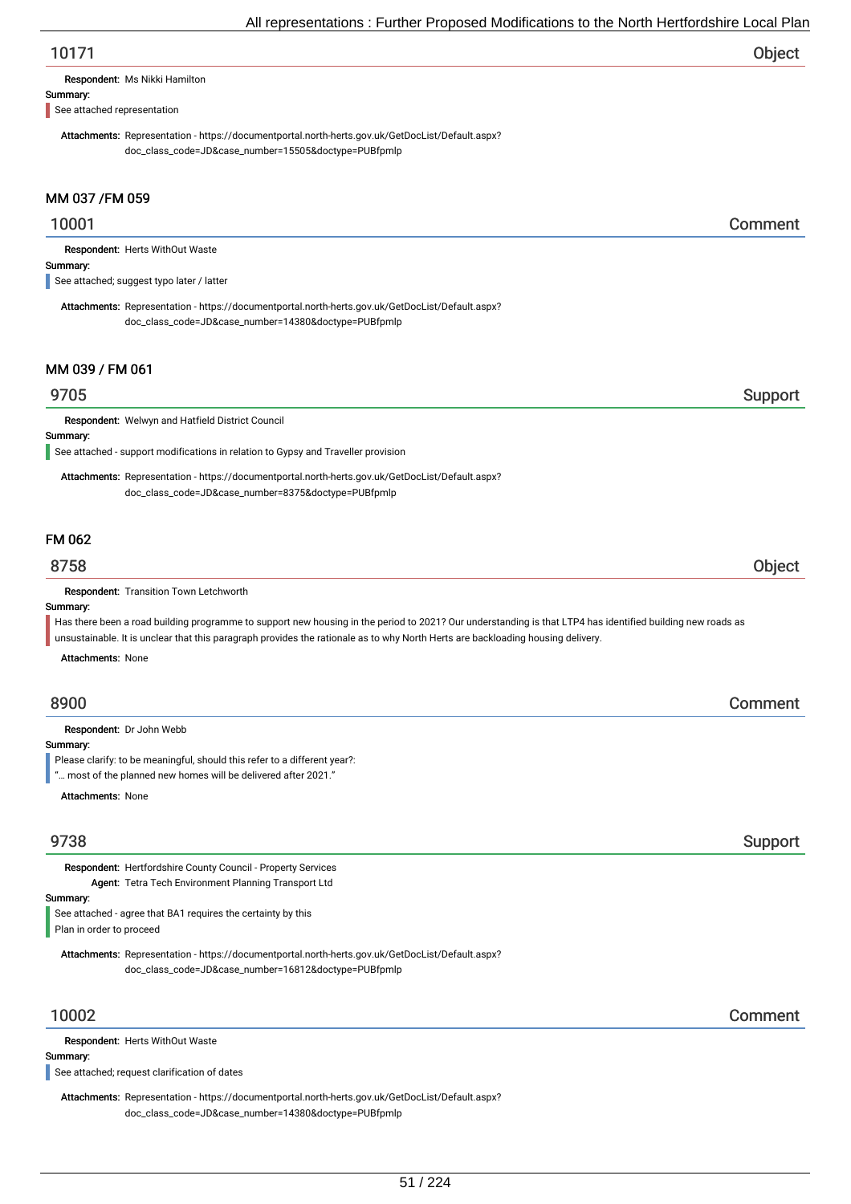## 10171 — Object

**Respondent:** Ms Nikki Hamilton

**Summary:**

See attached representation

**Attachments:** Representation - https://documentportal.north-herts.gov.uk/GetDocList/Default.aspx?doc_class_code=JD&case_number=15505&doctype=PUBfpmlp

### MM 037 /FM 059

## 10001 — Comment

**Respondent:** Herts WithOut Waste

**Summary:**

See attached; suggest typo later / latter

**Attachments:** Representation - https://documentportal.north-herts.gov.uk/GetDocList/Default.aspx?doc_class_code=JD&case_number=14380&doctype=PUBfpmlp

### MM 039 / FM 061

## 9705 — Support

**Respondent:** Welwyn and Hatfield District Council

**Summary:**

See attached - support modifications in relation to Gypsy and Traveller provision

**Attachments:** Representation - https://documentportal.north-herts.gov.uk/GetDocList/Default.aspx?doc_class_code=JD&case_number=8375&doctype=PUBfpmlp

### FM 062

## 8758 — Object

**Respondent:** Transition Town Letchworth

**Summary:**

Has there been a road building programme to support new housing in the period to 2021? Our understanding is that LTP4 has identified building new roads as unsustainable. It is unclear that this paragraph provides the rationale as to why North Herts are backloading housing delivery.

**Attachments:** None

## 8900 — Comment

**Respondent:** Dr John Webb

**Summary:**

Please clarify: to be meaningful, should this refer to a different year?:
"... most of the planned new homes will be delivered after 2021."

**Attachments:** None

## 9738 — Support

**Respondent:** Hertfordshire County Council - Property Services
**Agent:** Tetra Tech Environment Planning Transport Ltd

**Summary:**

See attached - agree that BA1 requires the certainty by this
Plan in order to proceed

**Attachments:** Representation - https://documentportal.north-herts.gov.uk/GetDocList/Default.aspx?doc_class_code=JD&case_number=16812&doctype=PUBfpmlp

## 10002 — Comment

**Respondent:** Herts WithOut Waste

**Summary:**

See attached; request clarification of dates

**Attachments:** Representation - https://documentportal.north-herts.gov.uk/GetDocList/Default.aspx?doc_class_code=JD&case_number=14380&doctype=PUBfpmlp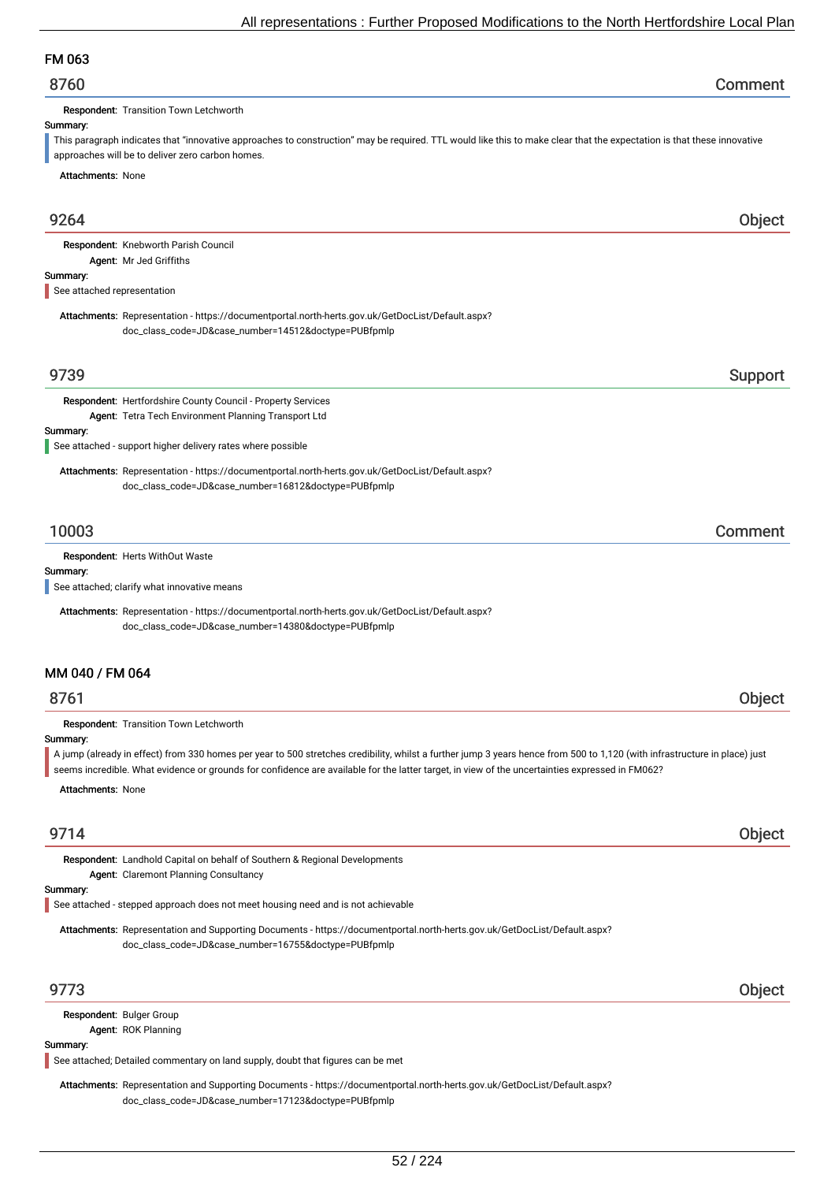## FM 063

### 8760 — Comment

**Respondent:** Transition Town Letchworth

**Summary:**

This paragraph indicates that "innovative approaches to construction" may be required. TTL would like this to make clear that the expectation is that these innovative approaches will be to deliver zero carbon homes.

**Attachments:** None

### 9264 — Object

**Respondent:** Knebworth Parish Council

**Agent:** Mr Jed Griffiths

**Summary:**

See attached representation

**Attachments:** Representation - https://documentportal.north-herts.gov.uk/GetDocList/Default.aspx?doc_class_code=JD&case_number=14512&doctype=PUBfpmlp

### 9739 — Support

**Respondent:** Hertfordshire County Council - Property Services

**Agent:** Tetra Tech Environment Planning Transport Ltd

**Summary:**

See attached - support higher delivery rates where possible

**Attachments:** Representation - https://documentportal.north-herts.gov.uk/GetDocList/Default.aspx?doc_class_code=JD&case_number=16812&doctype=PUBfpmlp

### 10003 — Comment

**Respondent:** Herts WithOut Waste

**Summary:**

See attached; clarify what innovative means

**Attachments:** Representation - https://documentportal.north-herts.gov.uk/GetDocList/Default.aspx?doc_class_code=JD&case_number=14380&doctype=PUBfpmlp

## MM 040 / FM 064

### 8761 — Object

**Respondent:** Transition Town Letchworth

**Summary:**

A jump (already in effect) from 330 homes per year to 500 stretches credibility, whilst a further jump 3 years hence from 500 to 1,120 (with infrastructure in place) just seems incredible. What evidence or grounds for confidence are available for the latter target, in view of the uncertainties expressed in FM062?

**Attachments:** None

### 9714 — Object

**Respondent:** Landhold Capital on behalf of Southern & Regional Developments

**Agent:** Claremont Planning Consultancy

**Summary:**

See attached - stepped approach does not meet housing need and is not achievable

**Attachments:** Representation and Supporting Documents - https://documentportal.north-herts.gov.uk/GetDocList/Default.aspx?doc_class_code=JD&case_number=16755&doctype=PUBfpmlp

### 9773 — Object

**Respondent:** Bulger Group

**Agent:** ROK Planning

**Summary:**

See attached; Detailed commentary on land supply, doubt that figures can be met

**Attachments:** Representation and Supporting Documents - https://documentportal.north-herts.gov.uk/GetDocList/Default.aspx?doc_class_code=JD&case_number=17123&doctype=PUBfpmlp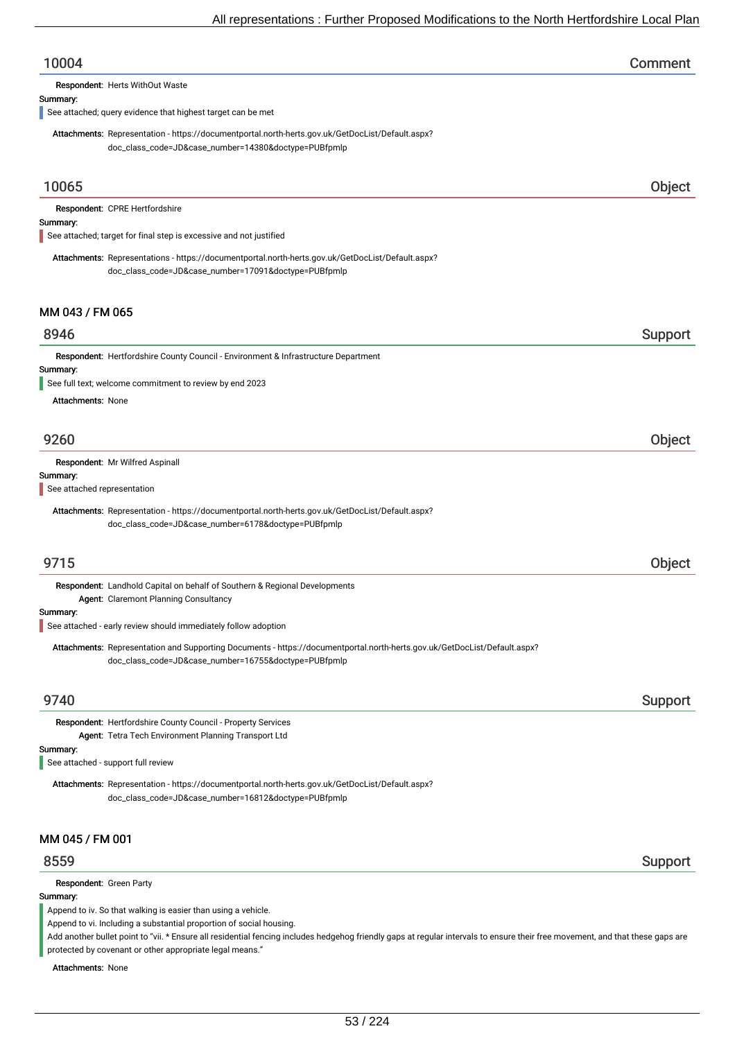## 10004 Comment

**Respondent:** Herts WithOut Waste

**Summary:**

See attached; query evidence that highest target can be met

**Attachments:** Representation - https://documentportal.north-herts.gov.uk/GetDocList/Default.aspx?doc_class_code=JD&case_number=14380&doctype=PUBfpmlp

## 10065 Object

**Respondent:** CPRE Hertfordshire

**Summary:**

See attached; target for final step is excessive and not justified

**Attachments:** Representations - https://documentportal.north-herts.gov.uk/GetDocList/Default.aspx?doc_class_code=JD&case_number=17091&doctype=PUBfpmlp

# MM 043 / FM 065

## 8946 Support

**Respondent:** Hertfordshire County Council - Environment & Infrastructure Department

**Summary:**

See full text; welcome commitment to review by end 2023

**Attachments:** None

## 9260 Object

**Respondent:** Mr Wilfred Aspinall

**Summary:**

See attached representation

**Attachments:** Representation - https://documentportal.north-herts.gov.uk/GetDocList/Default.aspx?doc_class_code=JD&case_number=6178&doctype=PUBfpmlp

## 9715 Object

**Respondent:** Landhold Capital on behalf of Southern & Regional Developments

**Agent:** Claremont Planning Consultancy

**Summary:**

See attached - early review should immediately follow adoption

**Attachments:** Representation and Supporting Documents - https://documentportal.north-herts.gov.uk/GetDocList/Default.aspx?doc_class_code=JD&case_number=16755&doctype=PUBfpmlp

## 9740 Support

**Respondent:** Hertfordshire County Council - Property Services

**Agent:** Tetra Tech Environment Planning Transport Ltd

**Summary:**

See attached - support full review

**Attachments:** Representation - https://documentportal.north-herts.gov.uk/GetDocList/Default.aspx?doc_class_code=JD&case_number=16812&doctype=PUBfpmlp

# MM 045 / FM 001

## 8559 Support

**Respondent:** Green Party

**Summary:**

Append to iv. So that walking is easier than using a vehicle.
Append to vi. Including a substantial proportion of social housing.
Add another bullet point to "vii. * Ensure all residential fencing includes hedgehog friendly gaps at regular intervals to ensure their free movement, and that these gaps are protected by covenant or other appropriate legal means."

**Attachments:** None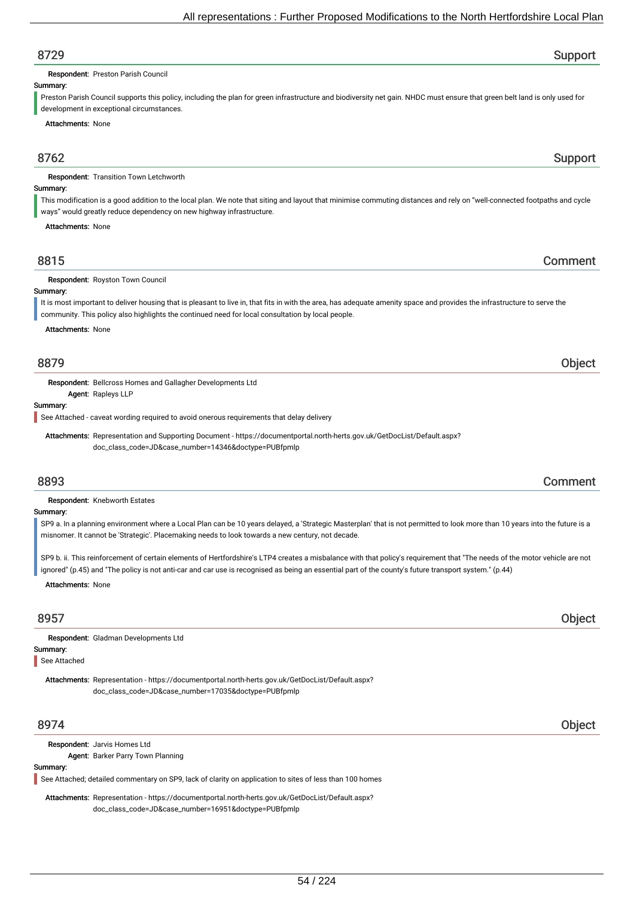## 8729 Support

**Respondent:** Preston Parish Council

**Summary:**

Preston Parish Council supports this policy, including the plan for green infrastructure and biodiversity net gain. NHDC must ensure that green belt land is only used for development in exceptional circumstances.

**Attachments:** None

## 8762 Support

**Respondent:** Transition Town Letchworth

**Summary:**

This modification is a good addition to the local plan. We note that siting and layout that minimise commuting distances and rely on "well-connected footpaths and cycle ways" would greatly reduce dependency on new highway infrastructure.

**Attachments:** None

## 8815 Comment

**Respondent:** Royston Town Council

**Summary:**

It is most important to deliver housing that is pleasant to live in, that fits in with the area, has adequate amenity space and provides the infrastructure to serve the community. This policy also highlights the continued need for local consultation by local people.

**Attachments:** None

## 8879 Object

**Respondent:** Bellcross Homes and Gallagher Developments Ltd

**Agent:** Rapleys LLP

**Summary:**

See Attached - caveat wording required to avoid onerous requirements that delay delivery

**Attachments:** Representation and Supporting Document - https://documentportal.north-herts.gov.uk/GetDocList/Default.aspx?doc_class_code=JD&case_number=14346&doctype=PUBfpmlp

## 8893 Comment

**Respondent:** Knebworth Estates

**Summary:**

SP9 a. In a planning environment where a Local Plan can be 10 years delayed, a 'Strategic Masterplan' that is not permitted to look more than 10 years into the future is a misnomer. It cannot be 'Strategic'. Placemaking needs to look towards a new century, not decade.

SP9 b. ii. This reinforcement of certain elements of Hertfordshire's LTP4 creates a misbalance with that policy's requirement that "The needs of the motor vehicle are not ignored" (p.45) and "The policy is not anti-car and car use is recognised as being an essential part of the county's future transport system." (p.44)

**Attachments:** None

## 8957 Object

**Respondent:** Gladman Developments Ltd

**Summary:**

See Attached

**Attachments:** Representation - https://documentportal.north-herts.gov.uk/GetDocList/Default.aspx?doc_class_code=JD&case_number=17035&doctype=PUBfpmlp

## 8974 Object

**Respondent:** Jarvis Homes Ltd

**Agent:** Barker Parry Town Planning

**Summary:**

See Attached; detailed commentary on SP9, lack of clarity on application to sites of less than 100 homes

**Attachments:** Representation - https://documentportal.north-herts.gov.uk/GetDocList/Default.aspx?doc_class_code=JD&case_number=16951&doctype=PUBfpmlp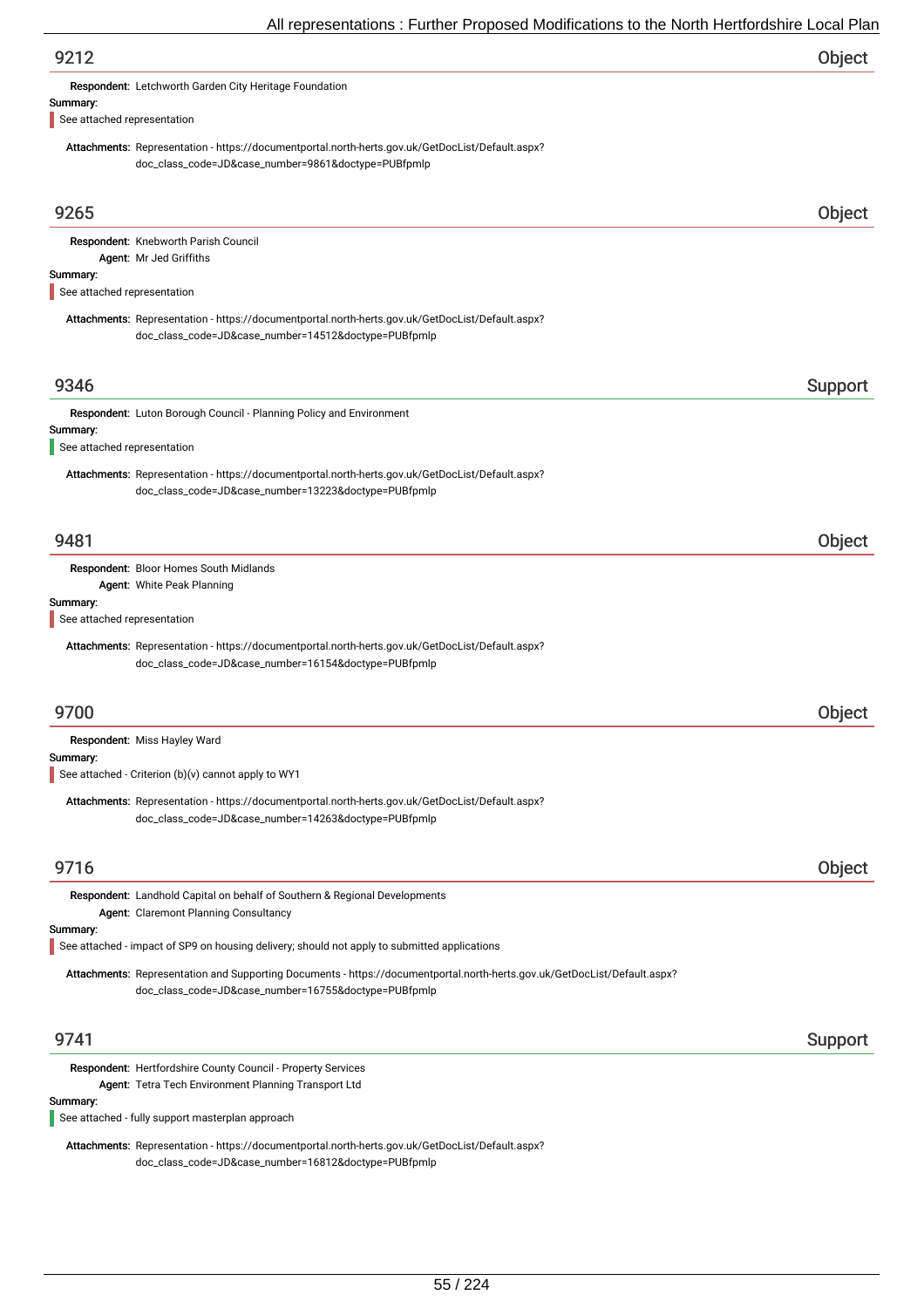## 9212 Object

**Respondent:** Letchworth Garden City Heritage Foundation

**Summary:**

See attached representation

**Attachments:** Representation - https://documentportal.north-herts.gov.uk/GetDocList/Default.aspx?doc_class_code=JD&case_number=9861&doctype=PUBfpmlp

## 9265 Object

**Respondent:** Knebworth Parish Council

**Agent:** Mr Jed Griffiths

**Summary:**

See attached representation

**Attachments:** Representation - https://documentportal.north-herts.gov.uk/GetDocList/Default.aspx?doc_class_code=JD&case_number=14512&doctype=PUBfpmlp

## 9346 Support

**Respondent:** Luton Borough Council - Planning Policy and Environment

**Summary:**

See attached representation

**Attachments:** Representation - https://documentportal.north-herts.gov.uk/GetDocList/Default.aspx?doc_class_code=JD&case_number=13223&doctype=PUBfpmlp

## 9481 Object

**Respondent:** Bloor Homes South Midlands

**Agent:** White Peak Planning

**Summary:**

See attached representation

**Attachments:** Representation - https://documentportal.north-herts.gov.uk/GetDocList/Default.aspx?doc_class_code=JD&case_number=16154&doctype=PUBfpmlp

## 9700 Object

**Respondent:** Miss Hayley Ward

**Summary:**

See attached - Criterion (b)(v) cannot apply to WY1

**Attachments:** Representation - https://documentportal.north-herts.gov.uk/GetDocList/Default.aspx?doc_class_code=JD&case_number=14263&doctype=PUBfpmlp

## 9716 Object

**Respondent:** Landhold Capital on behalf of Southern & Regional Developments

**Agent:** Claremont Planning Consultancy

**Summary:**

See attached - impact of SP9 on housing delivery; should not apply to submitted applications

**Attachments:** Representation and Supporting Documents - https://documentportal.north-herts.gov.uk/GetDocList/Default.aspx?doc_class_code=JD&case_number=16755&doctype=PUBfpmlp

## 9741 Support

**Respondent:** Hertfordshire County Council - Property Services

**Agent:** Tetra Tech Environment Planning Transport Ltd

**Summary:**

See attached - fully support masterplan approach

**Attachments:** Representation - https://documentportal.north-herts.gov.uk/GetDocList/Default.aspx?doc_class_code=JD&case_number=16812&doctype=PUBfpmlp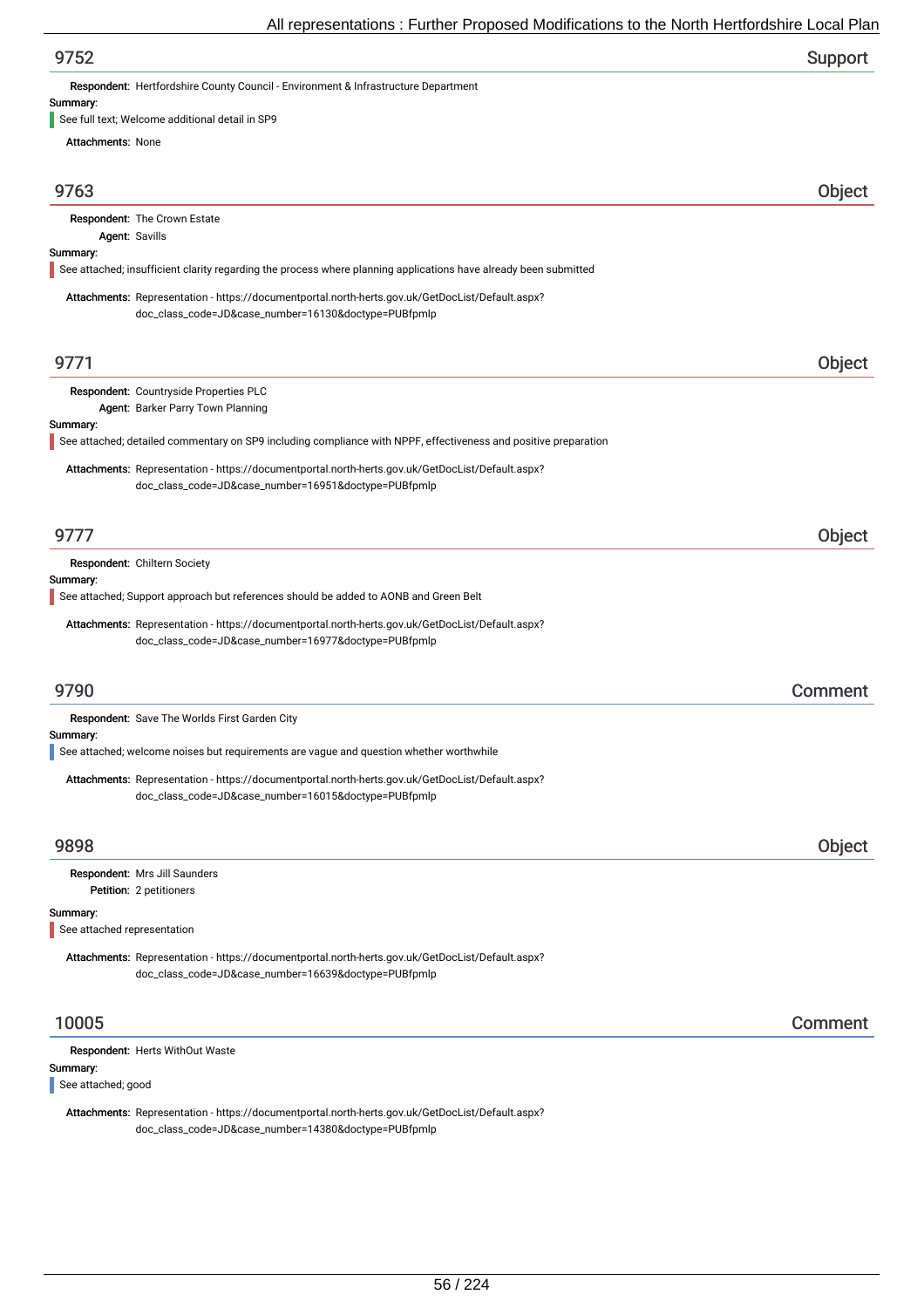## 9752 — Support

**Respondent:** Hertfordshire County Council - Environment & Infrastructure Department

**Summary:**

See full text; Welcome additional detail in SP9

**Attachments:** None

## 9763 — Object

**Respondent:** The Crown Estate

**Agent:** Savills

**Summary:**

See attached; insufficient clarity regarding the process where planning applications have already been submitted

**Attachments:** Representation - https://documentportal.north-herts.gov.uk/GetDocList/Default.aspx?doc_class_code=JD&case_number=16130&doctype=PUBfpmlp

## 9771 — Object

**Respondent:** Countryside Properties PLC

**Agent:** Barker Parry Town Planning

**Summary:**

See attached; detailed commentary on SP9 including compliance with NPPF, effectiveness and positive preparation

**Attachments:** Representation - https://documentportal.north-herts.gov.uk/GetDocList/Default.aspx?doc_class_code=JD&case_number=16951&doctype=PUBfpmlp

## 9777 — Object

**Respondent:** Chiltern Society

**Summary:**

See attached; Support approach but references should be added to AONB and Green Belt

**Attachments:** Representation - https://documentportal.north-herts.gov.uk/GetDocList/Default.aspx?doc_class_code=JD&case_number=16977&doctype=PUBfpmlp

## 9790 — Comment

**Respondent:** Save The Worlds First Garden City

**Summary:**

See attached; welcome noises but requirements are vague and question whether worthwhile

**Attachments:** Representation - https://documentportal.north-herts.gov.uk/GetDocList/Default.aspx?doc_class_code=JD&case_number=16015&doctype=PUBfpmlp

## 9898 — Object

**Respondent:** Mrs Jill Saunders

**Petition:** 2 petitioners

**Summary:**

See attached representation

**Attachments:** Representation - https://documentportal.north-herts.gov.uk/GetDocList/Default.aspx?doc_class_code=JD&case_number=16639&doctype=PUBfpmlp

## 10005 — Comment

**Respondent:** Herts WithOut Waste

**Summary:**

See attached; good

**Attachments:** Representation - https://documentportal.north-herts.gov.uk/GetDocList/Default.aspx?doc_class_code=JD&case_number=14380&doctype=PUBfpmlp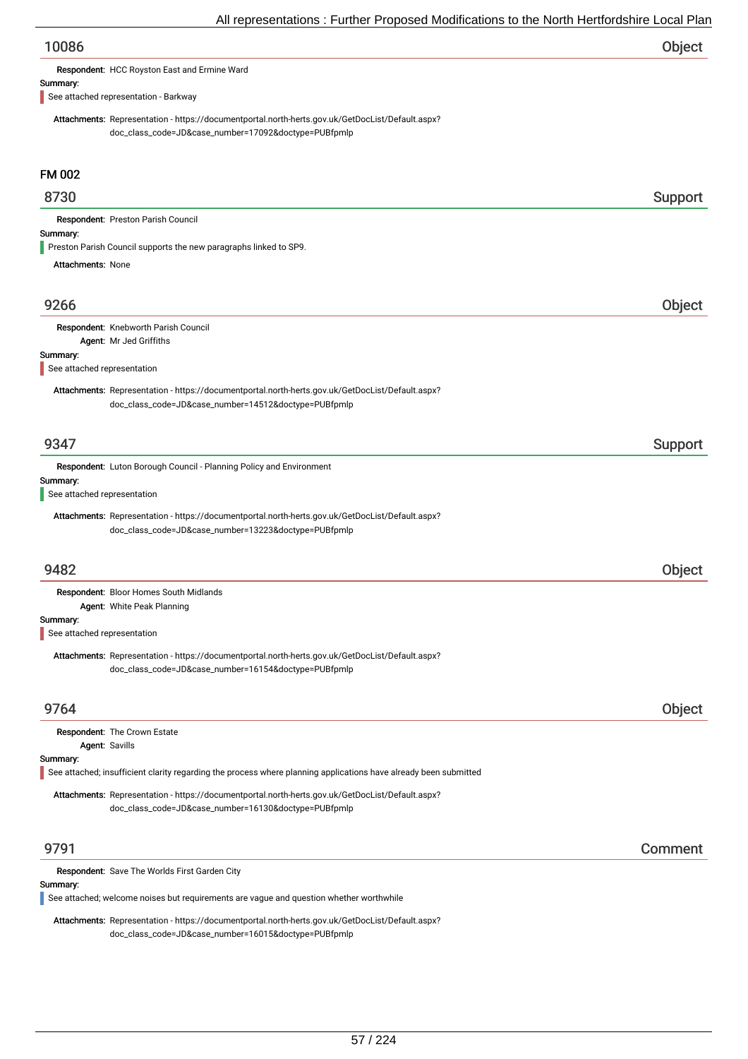## 10086 — Object

**Respondent:** HCC Royston East and Ermine Ward

**Summary:**

See attached representation - Barkway

**Attachments:** Representation - https://documentportal.north-herts.gov.uk/GetDocList/Default.aspx?doc_class_code=JD&case_number=17092&doctype=PUBfpmlp

# FM 002

## 8730 — Support

**Respondent:** Preston Parish Council

**Summary:**

Preston Parish Council supports the new paragraphs linked to SP9.

**Attachments:** None

## 9266 — Object

**Respondent:** Knebworth Parish Council
**Agent:** Mr Jed Griffiths

**Summary:**

See attached representation

**Attachments:** Representation - https://documentportal.north-herts.gov.uk/GetDocList/Default.aspx?doc_class_code=JD&case_number=14512&doctype=PUBfpmlp

## 9347 — Support

**Respondent:** Luton Borough Council - Planning Policy and Environment

**Summary:**

See attached representation

**Attachments:** Representation - https://documentportal.north-herts.gov.uk/GetDocList/Default.aspx?doc_class_code=JD&case_number=13223&doctype=PUBfpmlp

## 9482 — Object

**Respondent:** Bloor Homes South Midlands
**Agent:** White Peak Planning

**Summary:**

See attached representation

**Attachments:** Representation - https://documentportal.north-herts.gov.uk/GetDocList/Default.aspx?doc_class_code=JD&case_number=16154&doctype=PUBfpmlp

## 9764 — Object

**Respondent:** The Crown Estate
**Agent:** Savills

**Summary:**

See attached; insufficient clarity regarding the process where planning applications have already been submitted

**Attachments:** Representation - https://documentportal.north-herts.gov.uk/GetDocList/Default.aspx?doc_class_code=JD&case_number=16130&doctype=PUBfpmlp

## 9791 — Comment

**Respondent:** Save The Worlds First Garden City

**Summary:**

See attached; welcome noises but requirements are vague and question whether worthwhile

**Attachments:** Representation - https://documentportal.north-herts.gov.uk/GetDocList/Default.aspx?doc_class_code=JD&case_number=16015&doctype=PUBfpmlp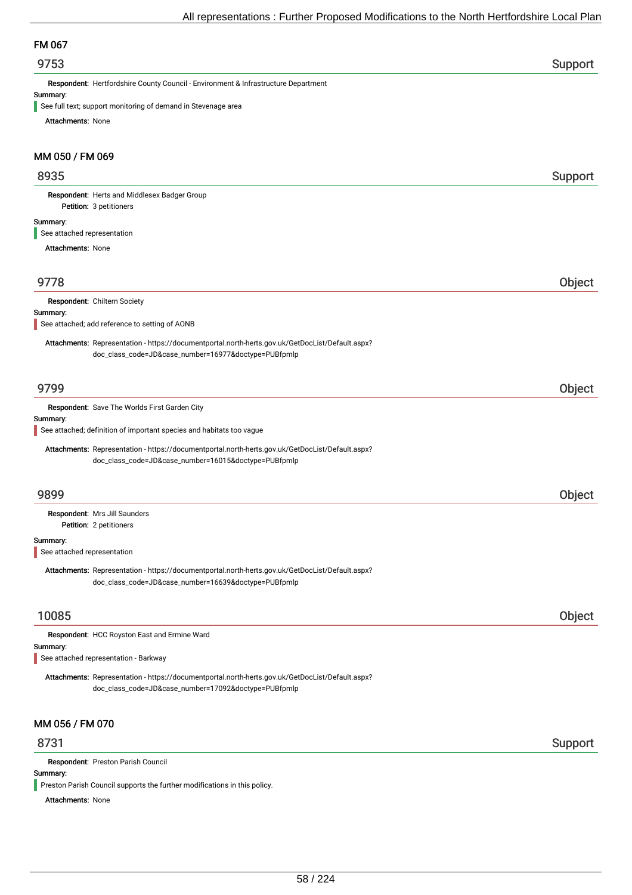## FM 067

### 9753 — Support

**Respondent:** Hertfordshire County Council - Environment & Infrastructure Department

**Summary:**

See full text; support monitoring of demand in Stevenage area

**Attachments:** None

## MM 050 / FM 069

### 8935 — Support

**Respondent:** Herts and Middlesex Badger Group

**Petition:** 3 petitioners

**Summary:**

See attached representation

**Attachments:** None

### 9778 — Object

**Respondent:** Chiltern Society

**Summary:**

See attached; add reference to setting of AONB

**Attachments:** Representation - https://documentportal.north-herts.gov.uk/GetDocList/Default.aspx?doc_class_code=JD&case_number=16977&doctype=PUBfpmlp

### 9799 — Object

**Respondent:** Save The Worlds First Garden City

**Summary:**

See attached; definition of important species and habitats too vague

**Attachments:** Representation - https://documentportal.north-herts.gov.uk/GetDocList/Default.aspx?doc_class_code=JD&case_number=16015&doctype=PUBfpmlp

### 9899 — Object

**Respondent:** Mrs Jill Saunders

**Petition:** 2 petitioners

**Summary:**

See attached representation

**Attachments:** Representation - https://documentportal.north-herts.gov.uk/GetDocList/Default.aspx?doc_class_code=JD&case_number=16639&doctype=PUBfpmlp

### 10085 — Object

**Respondent:** HCC Royston East and Ermine Ward

**Summary:**

See attached representation - Barkway

**Attachments:** Representation - https://documentportal.north-herts.gov.uk/GetDocList/Default.aspx?doc_class_code=JD&case_number=17092&doctype=PUBfpmlp

## MM 056 / FM 070

### 8731 — Support

**Respondent:** Preston Parish Council

**Summary:**

Preston Parish Council supports the further modifications in this policy.

**Attachments:** None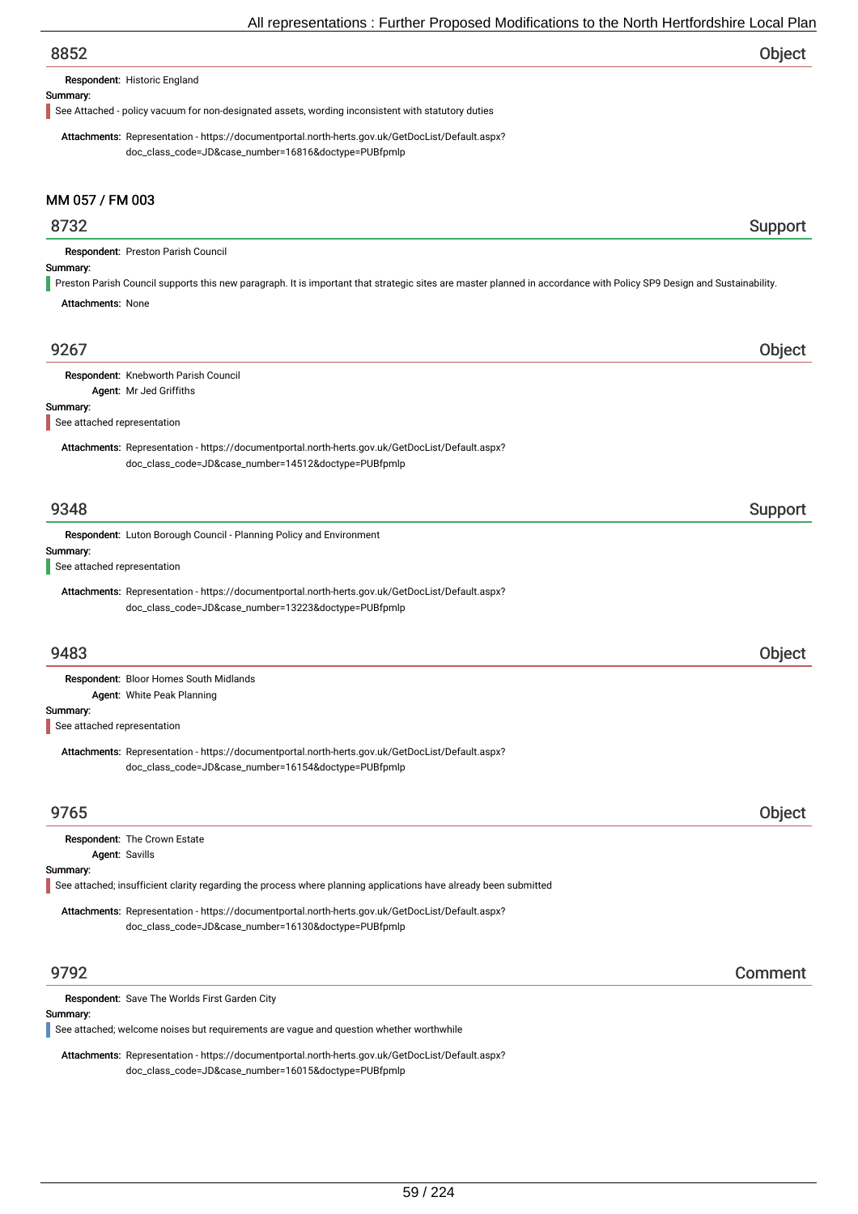## 8852

**Object**

**Respondent:** Historic England

**Summary:**

See Attached - policy vacuum for non-designated assets, wording inconsistent with statutory duties

**Attachments:** Representation - https://documentportal.north-herts.gov.uk/GetDocList/Default.aspx?doc_class_code=JD&case_number=16816&doctype=PUBfpmlp

# MM 057 / FM 003

## 8732

**Support**

**Respondent:** Preston Parish Council

**Summary:**

Preston Parish Council supports this new paragraph. It is important that strategic sites are master planned in accordance with Policy SP9 Design and Sustainability.

**Attachments:** None

## 9267

**Object**

**Respondent:** Knebworth Parish Council

**Agent:** Mr Jed Griffiths

**Summary:**

See attached representation

**Attachments:** Representation - https://documentportal.north-herts.gov.uk/GetDocList/Default.aspx?doc_class_code=JD&case_number=14512&doctype=PUBfpmlp

## 9348

**Support**

**Respondent:** Luton Borough Council - Planning Policy and Environment

**Summary:**

See attached representation

**Attachments:** Representation - https://documentportal.north-herts.gov.uk/GetDocList/Default.aspx?doc_class_code=JD&case_number=13223&doctype=PUBfpmlp

## 9483

**Object**

**Respondent:** Bloor Homes South Midlands

**Agent:** White Peak Planning

**Summary:**

See attached representation

**Attachments:** Representation - https://documentportal.north-herts.gov.uk/GetDocList/Default.aspx?doc_class_code=JD&case_number=16154&doctype=PUBfpmlp

## 9765

**Object**

**Respondent:** The Crown Estate

**Agent:** Savills

**Summary:**

See attached; insufficient clarity regarding the process where planning applications have already been submitted

**Attachments:** Representation - https://documentportal.north-herts.gov.uk/GetDocList/Default.aspx?doc_class_code=JD&case_number=16130&doctype=PUBfpmlp

## 9792

**Comment**

**Respondent:** Save The Worlds First Garden City

**Summary:**

See attached; welcome noises but requirements are vague and question whether worthwhile

**Attachments:** Representation - https://documentportal.north-herts.gov.uk/GetDocList/Default.aspx?doc_class_code=JD&case_number=16015&doctype=PUBfpmlp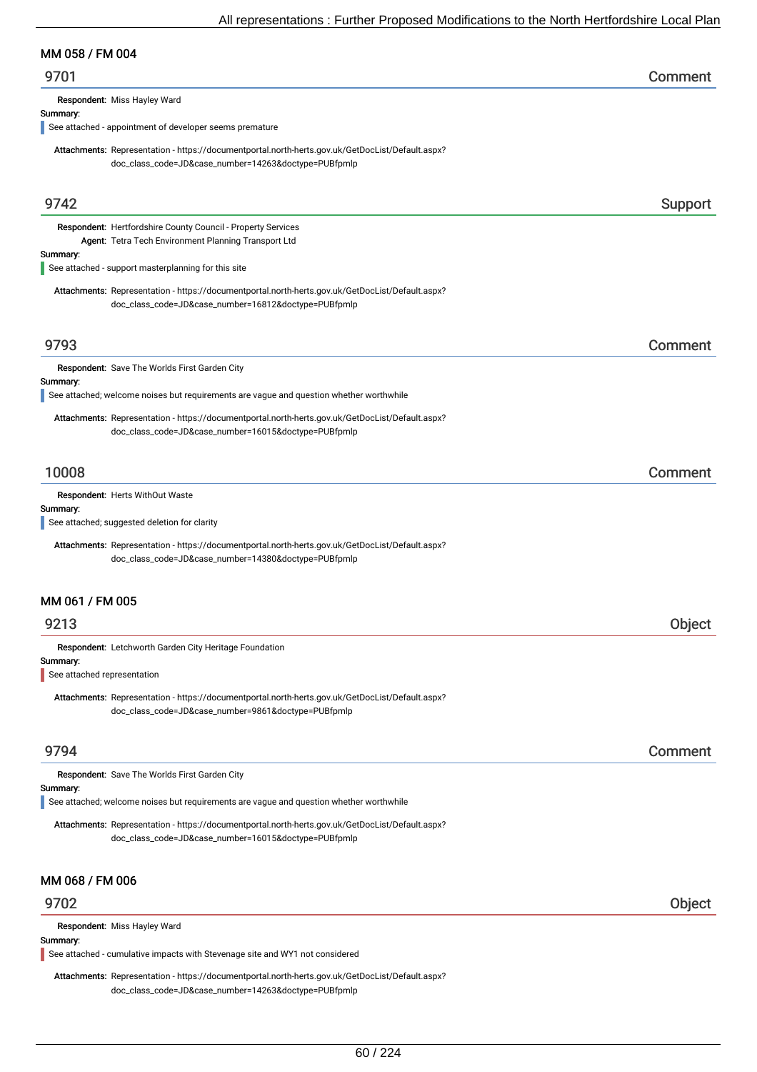## MM 058 / FM 004

### 9701 — Comment

**Respondent:** Miss Hayley Ward

**Summary:**

See attached - appointment of developer seems premature

**Attachments:** Representation - https://documentportal.north-herts.gov.uk/GetDocList/Default.aspx?doc_class_code=JD&case_number=14263&doctype=PUBfpmlp

### 9742 — Support

**Respondent:** Hertfordshire County Council - Property Services

**Agent:** Tetra Tech Environment Planning Transport Ltd

**Summary:**

See attached - support masterplanning for this site

**Attachments:** Representation - https://documentportal.north-herts.gov.uk/GetDocList/Default.aspx?doc_class_code=JD&case_number=16812&doctype=PUBfpmlp

### 9793 — Comment

**Respondent:** Save The Worlds First Garden City

**Summary:**

See attached; welcome noises but requirements are vague and question whether worthwhile

**Attachments:** Representation - https://documentportal.north-herts.gov.uk/GetDocList/Default.aspx?doc_class_code=JD&case_number=16015&doctype=PUBfpmlp

### 10008 — Comment

**Respondent:** Herts WithOut Waste

**Summary:**

See attached; suggested deletion for clarity

**Attachments:** Representation - https://documentportal.north-herts.gov.uk/GetDocList/Default.aspx?doc_class_code=JD&case_number=14380&doctype=PUBfpmlp

## MM 061 / FM 005

### 9213 — Object

**Respondent:** Letchworth Garden City Heritage Foundation

**Summary:**

See attached representation

**Attachments:** Representation - https://documentportal.north-herts.gov.uk/GetDocList/Default.aspx?doc_class_code=JD&case_number=9861&doctype=PUBfpmlp

### 9794 — Comment

**Respondent:** Save The Worlds First Garden City

**Summary:**

See attached; welcome noises but requirements are vague and question whether worthwhile

**Attachments:** Representation - https://documentportal.north-herts.gov.uk/GetDocList/Default.aspx?doc_class_code=JD&case_number=16015&doctype=PUBfpmlp

## MM 068 / FM 006

### 9702 — Object

**Respondent:** Miss Hayley Ward

**Summary:**

See attached - cumulative impacts with Stevenage site and WY1 not considered

**Attachments:** Representation - https://documentportal.north-herts.gov.uk/GetDocList/Default.aspx?doc_class_code=JD&case_number=14263&doctype=PUBfpmlp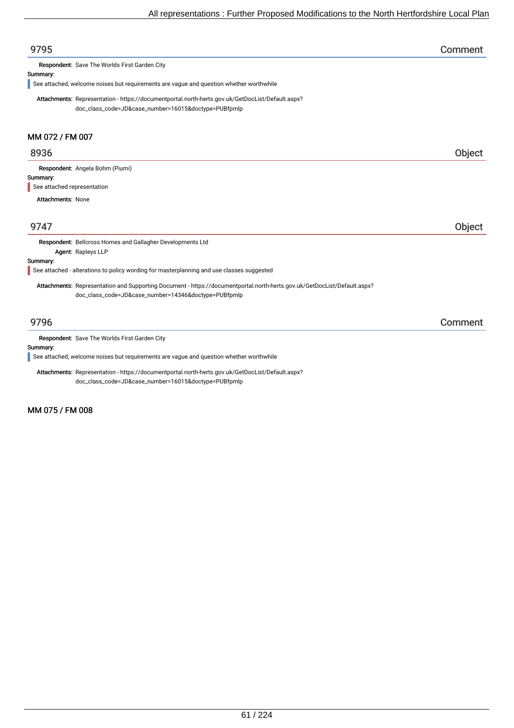## 9795 — Comment

**Respondent:** Save The Worlds First Garden City

**Summary:**

See attached; welcome noises but requirements are vague and question whether worthwhile

**Attachments:** Representation - https://documentportal.north-herts.gov.uk/GetDocList/Default.aspx?doc_class_code=JD&case_number=16015&doctype=PUBfpmlp

### MM 072 / FM 007

## 8936 — Object

**Respondent:** Angela Bohm (Piumi)

**Summary:**

See attached representation

**Attachments:** None

## 9747 — Object

**Respondent:** Bellcross Homes and Gallagher Developments Ltd

**Agent:** Rapleys LLP

**Summary:**

See attached - alterations to policy wording for masterplanning and use classes suggested

**Attachments:** Representation and Supporting Document - https://documentportal.north-herts.gov.uk/GetDocList/Default.aspx?doc_class_code=JD&case_number=14346&doctype=PUBfpmlp

## 9796 — Comment

**Respondent:** Save The Worlds First Garden City

**Summary:**

See attached; welcome noises but requirements are vague and question whether worthwhile

**Attachments:** Representation - https://documentportal.north-herts.gov.uk/GetDocList/Default.aspx?doc_class_code=JD&case_number=16015&doctype=PUBfpmlp

### MM 075 / FM 008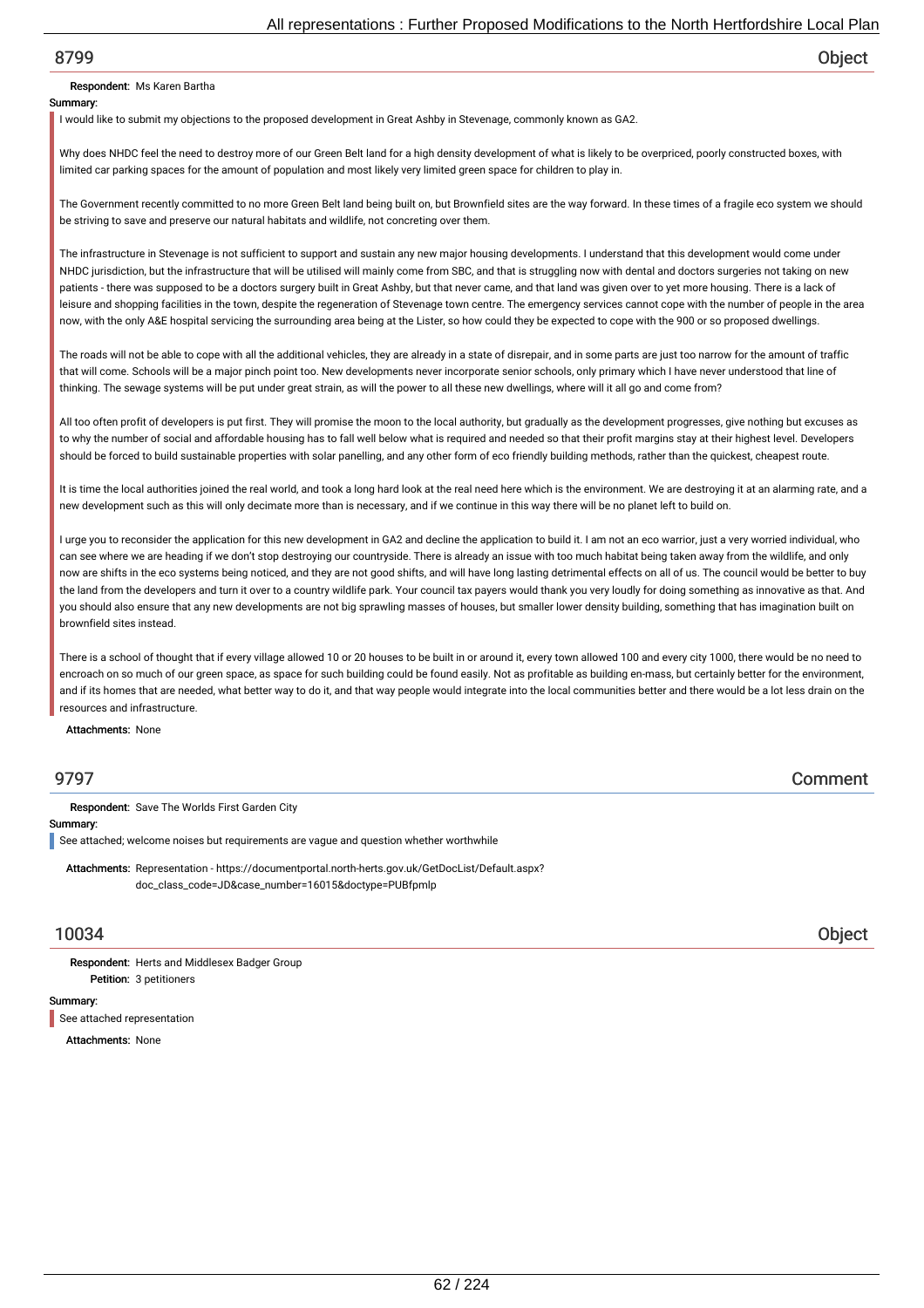## 8799 — Object

**Respondent:** Ms Karen Bartha

**Summary:**

I would like to submit my objections to the proposed development in Great Ashby in Stevenage, commonly known as GA2.

Why does NHDC feel the need to destroy more of our Green Belt land for a high density development of what is likely to be overpriced, poorly constructed boxes, with limited car parking spaces for the amount of population and most likely very limited green space for children to play in.

The Government recently committed to no more Green Belt land being built on, but Brownfield sites are the way forward. In these times of a fragile eco system we should be striving to save and preserve our natural habitats and wildlife, not concreting over them.

The infrastructure in Stevenage is not sufficient to support and sustain any new major housing developments. I understand that this development would come under NHDC jurisdiction, but the infrastructure that will be utilised will mainly come from SBC, and that is struggling now with dental and doctors surgeries not taking on new patients - there was supposed to be a doctors surgery built in Great Ashby, but that never came, and that land was given over to yet more housing. There is a lack of leisure and shopping facilities in the town, despite the regeneration of Stevenage town centre. The emergency services cannot cope with the number of people in the area now, with the only A&E hospital servicing the surrounding area being at the Lister, so how could they be expected to cope with the 900 or so proposed dwellings.

The roads will not be able to cope with all the additional vehicles, they are already in a state of disrepair, and in some parts are just too narrow for the amount of traffic that will come. Schools will be a major pinch point too. New developments never incorporate senior schools, only primary which I have never understood that line of thinking. The sewage systems will be put under great strain, as will the power to all these new dwellings, where will it all go and come from?

All too often profit of developers is put first. They will promise the moon to the local authority, but gradually as the development progresses, give nothing but excuses as to why the number of social and affordable housing has to fall well below what is required and needed so that their profit margins stay at their highest level. Developers should be forced to build sustainable properties with solar panelling, and any other form of eco friendly building methods, rather than the quickest, cheapest route.

It is time the local authorities joined the real world, and took a long hard look at the real need here which is the environment. We are destroying it at an alarming rate, and a new development such as this will only decimate more than is necessary, and if we continue in this way there will be no planet left to build on.

I urge you to reconsider the application for this new development in GA2 and decline the application to build it. I am not an eco warrior, just a very worried individual, who can see where we are heading if we don't stop destroying our countryside. There is already an issue with too much habitat being taken away from the wildlife, and only now are shifts in the eco systems being noticed, and they are not good shifts, and will have long lasting detrimental effects on all of us. The council would be better to buy the land from the developers and turn it over to a country wildlife park. Your council tax payers would thank you very loudly for doing something as innovative as that. And you should also ensure that any new developments are not big sprawling masses of houses, but smaller lower density building, something that has imagination built on brownfield sites instead.

There is a school of thought that if every village allowed 10 or 20 houses to be built in or around it, every town allowed 100 and every city 1000, there would be no need to encroach on so much of our green space, as space for such building could be found easily. Not as profitable as building en-mass, but certainly better for the environment, and if its homes that are needed, what better way to do it, and that way people would integrate into the local communities better and there would be a lot less drain on the resources and infrastructure.

**Attachments:** None

## 9797 — Comment

**Respondent:** Save The Worlds First Garden City

**Summary:**

See attached; welcome noises but requirements are vague and question whether worthwhile

**Attachments:** Representation - https://documentportal.north-herts.gov.uk/GetDocList/Default.aspx?doc_class_code=JD&case_number=16015&doctype=PUBfpmlp

## 10034 — Object

**Respondent:** Herts and Middlesex Badger Group
**Petition:** 3 petitioners

**Summary:**

See attached representation

**Attachments:** None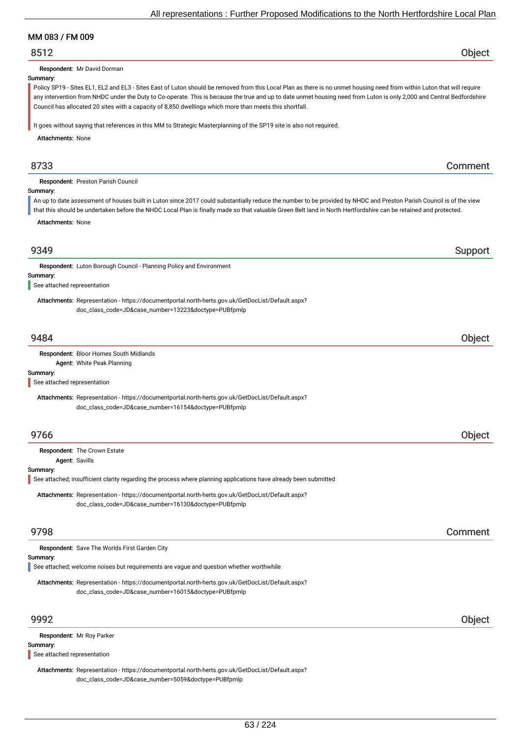## MM 083 / FM 009

### 8512 — Object

**Respondent:** Mr David Dorman

**Summary:**

Policy SP19 - Sites EL1, EL2 and EL3 - Sites East of Luton should be removed from this Local Plan as there is no unmet housing need from within Luton that will require any intervention from NHDC under the Duty to Co-operate. This is because the true and up to date unmet housing need from Luton is only 2,000 and Central Bedfordshire Council has allocated 20 sites with a capacity of 8,850 dwellings which more than meets this shortfall.

It goes without saying that references in this MM to Strategic Masterplanning of the SP19 site is also not required.

**Attachments:** None

### 8733 — Comment

**Respondent:** Preston Parish Council

**Summary:**

An up to date assessment of houses built in Luton since 2017 could substantially reduce the number to be provided by NHDC and Preston Parish Council is of the view that this should be undertaken before the NHDC Local Plan is finally made so that valuable Green Belt land in North Hertfordshire can be retained and protected.

**Attachments:** None

### 9349 — Support

**Respondent:** Luton Borough Council - Planning Policy and Environment

**Summary:**

See attached representation

**Attachments:** Representation - https://documentportal.north-herts.gov.uk/GetDocList/Default.aspx?doc_class_code=JD&case_number=13223&doctype=PUBfpmlp

### 9484 — Object

**Respondent:** Bloor Homes South Midlands
**Agent:** White Peak Planning

**Summary:**

See attached representation

**Attachments:** Representation - https://documentportal.north-herts.gov.uk/GetDocList/Default.aspx?doc_class_code=JD&case_number=16154&doctype=PUBfpmlp

### 9766 — Object

**Respondent:** The Crown Estate
**Agent:** Savills

**Summary:**

See attached; insufficient clarity regarding the process where planning applications have already been submitted

**Attachments:** Representation - https://documentportal.north-herts.gov.uk/GetDocList/Default.aspx?doc_class_code=JD&case_number=16130&doctype=PUBfpmlp

### 9798 — Comment

**Respondent:** Save The Worlds First Garden City

**Summary:**

See attached; welcome noises but requirements are vague and question whether worthwhile

**Attachments:** Representation - https://documentportal.north-herts.gov.uk/GetDocList/Default.aspx?doc_class_code=JD&case_number=16015&doctype=PUBfpmlp

### 9992 — Object

**Respondent:** Mr Roy Parker

**Summary:**

See attached representation

**Attachments:** Representation - https://documentportal.north-herts.gov.uk/GetDocList/Default.aspx?doc_class_code=JD&case_number=5059&doctype=PUBfpmlp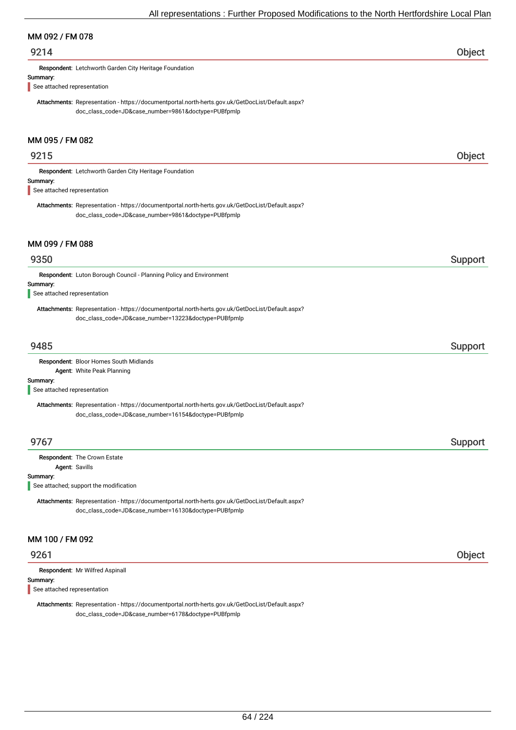## MM 092 / FM 078

### 9214 — Object

**Respondent:** Letchworth Garden City Heritage Foundation

**Summary:**

See attached representation

**Attachments:** Representation - https://documentportal.north-herts.gov.uk/GetDocList/Default.aspx?doc_class_code=JD&case_number=9861&doctype=PUBfpmlp

## MM 095 / FM 082

### 9215 — Object

**Respondent:** Letchworth Garden City Heritage Foundation

**Summary:**

See attached representation

**Attachments:** Representation - https://documentportal.north-herts.gov.uk/GetDocList/Default.aspx?doc_class_code=JD&case_number=9861&doctype=PUBfpmlp

## MM 099 / FM 088

### 9350 — Support

**Respondent:** Luton Borough Council - Planning Policy and Environment

**Summary:**

See attached representation

**Attachments:** Representation - https://documentportal.north-herts.gov.uk/GetDocList/Default.aspx?doc_class_code=JD&case_number=13223&doctype=PUBfpmlp

### 9485 — Support

**Respondent:** Bloor Homes South Midlands

**Agent:** White Peak Planning

**Summary:**

See attached representation

**Attachments:** Representation - https://documentportal.north-herts.gov.uk/GetDocList/Default.aspx?doc_class_code=JD&case_number=16154&doctype=PUBfpmlp

### 9767 — Support

**Respondent:** The Crown Estate

**Agent:** Savills

**Summary:**

See attached; support the modification

**Attachments:** Representation - https://documentportal.north-herts.gov.uk/GetDocList/Default.aspx?doc_class_code=JD&case_number=16130&doctype=PUBfpmlp

## MM 100 / FM 092

### 9261 — Object

**Respondent:** Mr Wilfred Aspinall

**Summary:**

See attached representation

**Attachments:** Representation - https://documentportal.north-herts.gov.uk/GetDocList/Default.aspx?doc_class_code=JD&case_number=6178&doctype=PUBfpmlp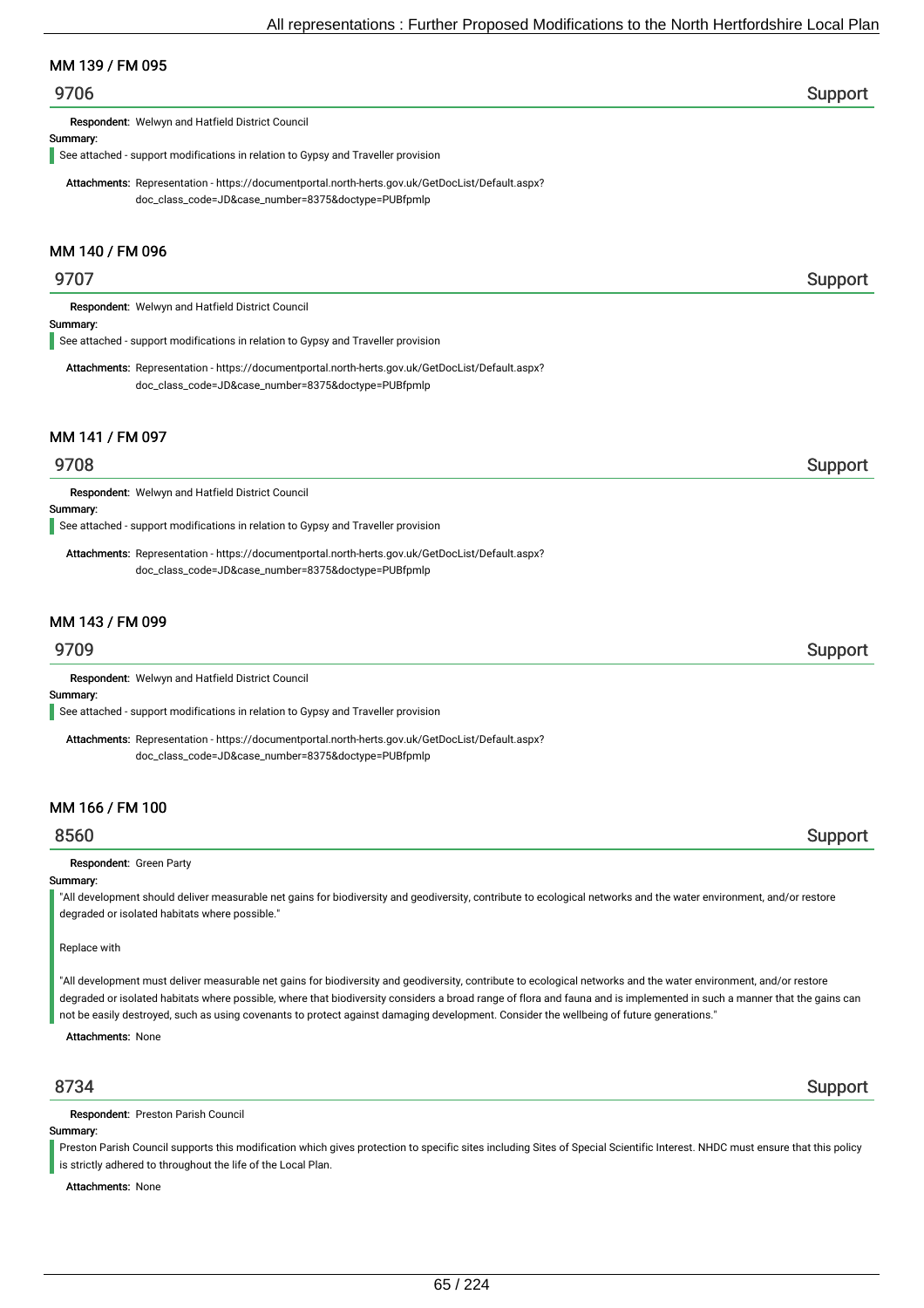## MM 139 / FM 095

### 9706 — Support

**Respondent:** Welwyn and Hatfield District Council

**Summary:**

See attached - support modifications in relation to Gypsy and Traveller provision

**Attachments:** Representation - https://documentportal.north-herts.gov.uk/GetDocList/Default.aspx?doc_class_code=JD&case_number=8375&doctype=PUBfpmlp

## MM 140 / FM 096

### 9707 — Support

**Respondent:** Welwyn and Hatfield District Council

**Summary:**

See attached - support modifications in relation to Gypsy and Traveller provision

**Attachments:** Representation - https://documentportal.north-herts.gov.uk/GetDocList/Default.aspx?doc_class_code=JD&case_number=8375&doctype=PUBfpmlp

## MM 141 / FM 097

### 9708 — Support

**Respondent:** Welwyn and Hatfield District Council

**Summary:**

See attached - support modifications in relation to Gypsy and Traveller provision

**Attachments:** Representation - https://documentportal.north-herts.gov.uk/GetDocList/Default.aspx?doc_class_code=JD&case_number=8375&doctype=PUBfpmlp

## MM 143 / FM 099

### 9709 — Support

**Respondent:** Welwyn and Hatfield District Council

**Summary:**

See attached - support modifications in relation to Gypsy and Traveller provision

**Attachments:** Representation - https://documentportal.north-herts.gov.uk/GetDocList/Default.aspx?doc_class_code=JD&case_number=8375&doctype=PUBfpmlp

## MM 166 / FM 100

### 8560 — Support

**Respondent:** Green Party

**Summary:**

"All development should deliver measurable net gains for biodiversity and geodiversity, contribute to ecological networks and the water environment, and/or restore degraded or isolated habitats where possible."

Replace with

"All development must deliver measurable net gains for biodiversity and geodiversity, contribute to ecological networks and the water environment, and/or restore degraded or isolated habitats where possible, where that biodiversity considers a broad range of flora and fauna and is implemented in such a manner that the gains can not be easily destroyed, such as using covenants to protect against damaging development. Consider the wellbeing of future generations."

**Attachments:** None

### 8734 — Support

**Respondent:** Preston Parish Council

**Summary:**

Preston Parish Council supports this modification which gives protection to specific sites including Sites of Special Scientific Interest. NHDC must ensure that this policy is strictly adhered to throughout the life of the Local Plan.

**Attachments:** None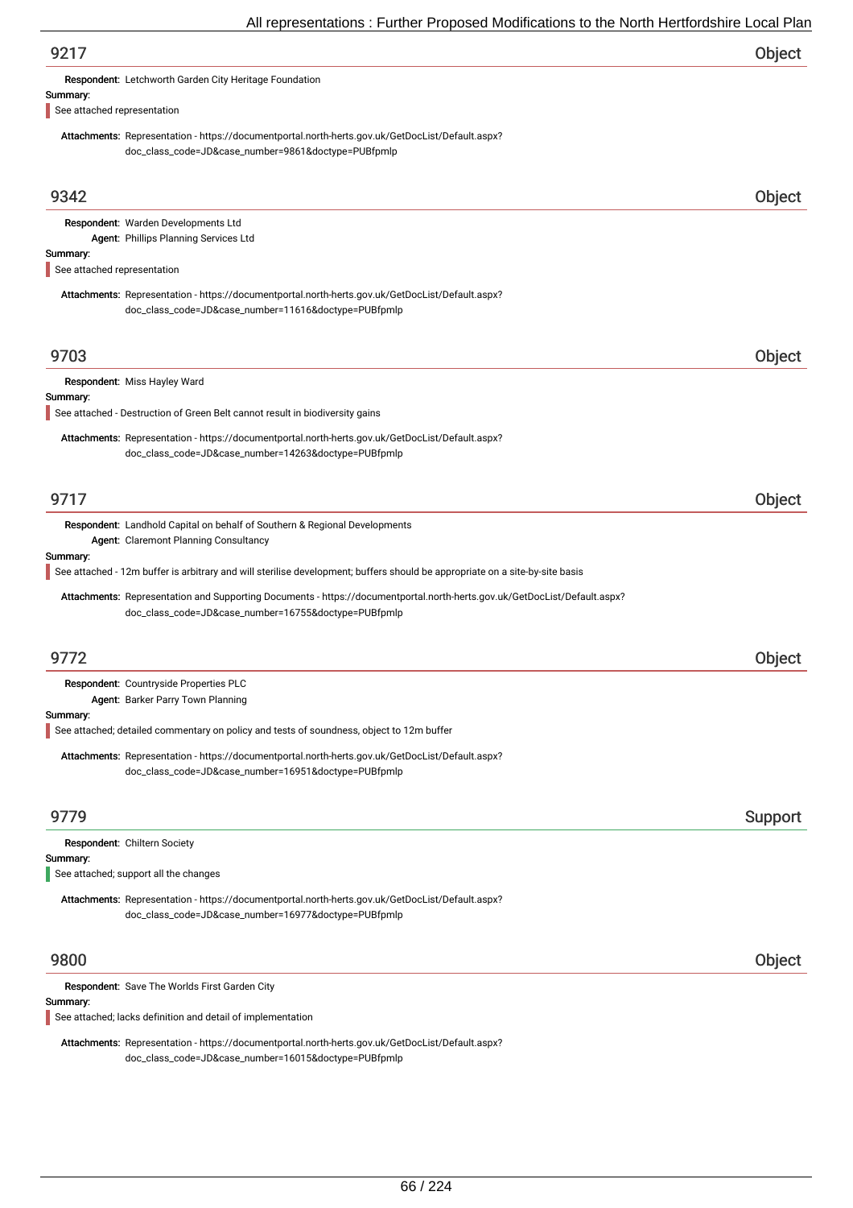## 9217 — Object

**Respondent:** Letchworth Garden City Heritage Foundation

**Summary:**

See attached representation

**Attachments:** Representation - https://documentportal.north-herts.gov.uk/GetDocList/Default.aspx?doc_class_code=JD&case_number=9861&doctype=PUBfpmlp

## 9342 — Object

**Respondent:** Warden Developments Ltd

**Agent:** Phillips Planning Services Ltd

**Summary:**

See attached representation

**Attachments:** Representation - https://documentportal.north-herts.gov.uk/GetDocList/Default.aspx?doc_class_code=JD&case_number=11616&doctype=PUBfpmlp

## 9703 — Object

**Respondent:** Miss Hayley Ward

**Summary:**

See attached - Destruction of Green Belt cannot result in biodiversity gains

**Attachments:** Representation - https://documentportal.north-herts.gov.uk/GetDocList/Default.aspx?doc_class_code=JD&case_number=14263&doctype=PUBfpmlp

## 9717 — Object

**Respondent:** Landhold Capital on behalf of Southern & Regional Developments

**Agent:** Claremont Planning Consultancy

**Summary:**

See attached - 12m buffer is arbitrary and will sterilise development; buffers should be appropriate on a site-by-site basis

**Attachments:** Representation and Supporting Documents - https://documentportal.north-herts.gov.uk/GetDocList/Default.aspx?doc_class_code=JD&case_number=16755&doctype=PUBfpmlp

## 9772 — Object

**Respondent:** Countryside Properties PLC

**Agent:** Barker Parry Town Planning

**Summary:**

See attached; detailed commentary on policy and tests of soundness, object to 12m buffer

**Attachments:** Representation - https://documentportal.north-herts.gov.uk/GetDocList/Default.aspx?doc_class_code=JD&case_number=16951&doctype=PUBfpmlp

## 9779 — Support

**Respondent:** Chiltern Society

**Summary:**

See attached; support all the changes

**Attachments:** Representation - https://documentportal.north-herts.gov.uk/GetDocList/Default.aspx?doc_class_code=JD&case_number=16977&doctype=PUBfpmlp

## 9800 — Object

**Respondent:** Save The Worlds First Garden City

**Summary:**

See attached; lacks definition and detail of implementation

**Attachments:** Representation - https://documentportal.north-herts.gov.uk/GetDocList/Default.aspx?doc_class_code=JD&case_number=16015&doctype=PUBfpmlp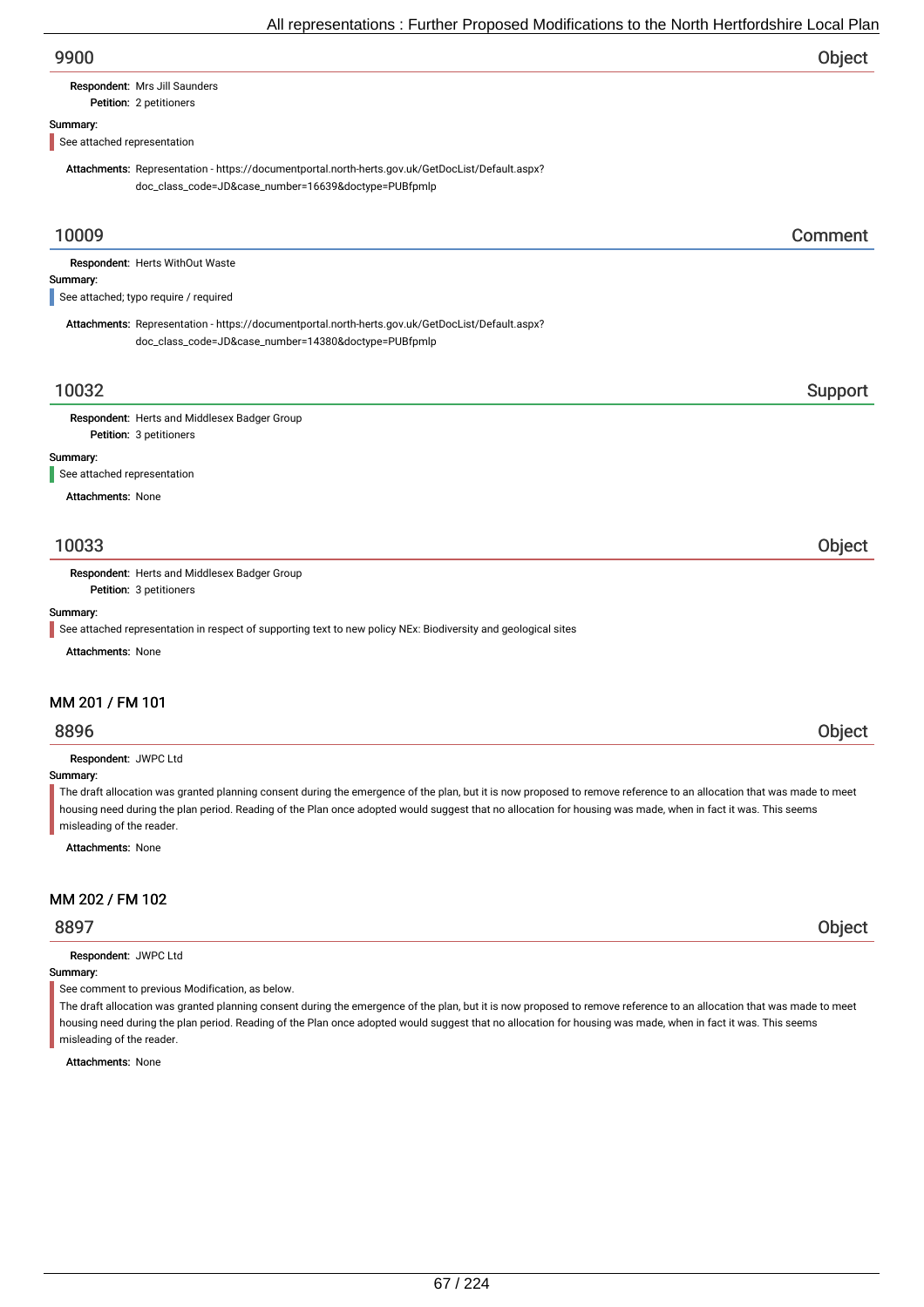## 9900 — Object

**Respondent:** Mrs Jill Saunders
**Petition:** 2 petitioners

**Summary:**

See attached representation

**Attachments:** Representation - https://documentportal.north-herts.gov.uk/GetDocList/Default.aspx?doc_class_code=JD&case_number=16639&doctype=PUBfpmlp

## 10009 — Comment

**Respondent:** Herts WithOut Waste

**Summary:**

See attached; typo require / required

**Attachments:** Representation - https://documentportal.north-herts.gov.uk/GetDocList/Default.aspx?doc_class_code=JD&case_number=14380&doctype=PUBfpmlp

## 10032 — Support

**Respondent:** Herts and Middlesex Badger Group
**Petition:** 3 petitioners

**Summary:**

See attached representation

**Attachments:** None

## 10033 — Object

**Respondent:** Herts and Middlesex Badger Group
**Petition:** 3 petitioners

**Summary:**

See attached representation in respect of supporting text to new policy NEx: Biodiversity and geological sites

**Attachments:** None

# MM 201 / FM 101

## 8896 — Object

**Respondent:** JWPC Ltd

**Summary:**

The draft allocation was granted planning consent during the emergence of the plan, but it is now proposed to remove reference to an allocation that was made to meet housing need during the plan period. Reading of the Plan once adopted would suggest that no allocation for housing was made, when in fact it was. This seems misleading of the reader.

**Attachments:** None

# MM 202 / FM 102

## 8897 — Object

**Respondent:** JWPC Ltd

**Summary:**

See comment to previous Modification, as below.

The draft allocation was granted planning consent during the emergence of the plan, but it is now proposed to remove reference to an allocation that was made to meet housing need during the plan period. Reading of the Plan once adopted would suggest that no allocation for housing was made, when in fact it was. This seems misleading of the reader.

**Attachments:** None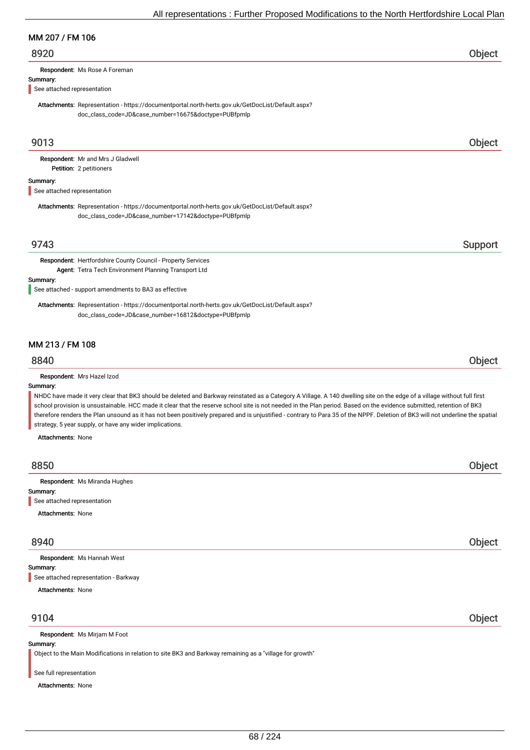## MM 207 / FM 106

### 8920 — Object

**Respondent:** Ms Rose A Foreman

**Summary:**

See attached representation

**Attachments:** Representation - https://documentportal.north-herts.gov.uk/GetDocList/Default.aspx?doc_class_code=JD&case_number=16675&doctype=PUBfpmlp

### 9013 — Object

**Respondent:** Mr and Mrs J Gladwell

**Petition:** 2 petitioners

**Summary:**

See attached representation

**Attachments:** Representation - https://documentportal.north-herts.gov.uk/GetDocList/Default.aspx?doc_class_code=JD&case_number=17142&doctype=PUBfpmlp

### 9743 — Support

**Respondent:** Hertfordshire County Council - Property Services

**Agent:** Tetra Tech Environment Planning Transport Ltd

**Summary:**

See attached - support amendments to BA3 as effective

**Attachments:** Representation - https://documentportal.north-herts.gov.uk/GetDocList/Default.aspx?doc_class_code=JD&case_number=16812&doctype=PUBfpmlp

## MM 213 / FM 108

### 8840 — Object

**Respondent:** Mrs Hazel Izod

**Summary:**

NHDC have made it very clear that BK3 should be deleted and Barkway reinstated as a Category A Village. A 140 dwelling site on the edge of a village without full first school provision is unsustainable. HCC made it clear that the reserve school site is not needed in the Plan period. Based on the evidence submitted, retention of BK3 therefore renders the Plan unsound as it has not been positively prepared and is unjustified - contrary to Para 35 of the NPPF. Deletion of BK3 will not underline the spatial strategy, 5 year supply, or have any wider implications.

**Attachments:** None

### 8850 — Object

**Respondent:** Ms Miranda Hughes

**Summary:**

See attached representation

**Attachments:** None

### 8940 — Object

**Respondent:** Ms Hannah West

**Summary:**

See attached representation - Barkway

**Attachments:** None

### 9104 — Object

**Respondent:** Ms Mirjam M Foot

**Summary:**

Object to the Main Modifications in relation to site BK3 and Barkway remaining as a "village for growth"

See full representation

**Attachments:** None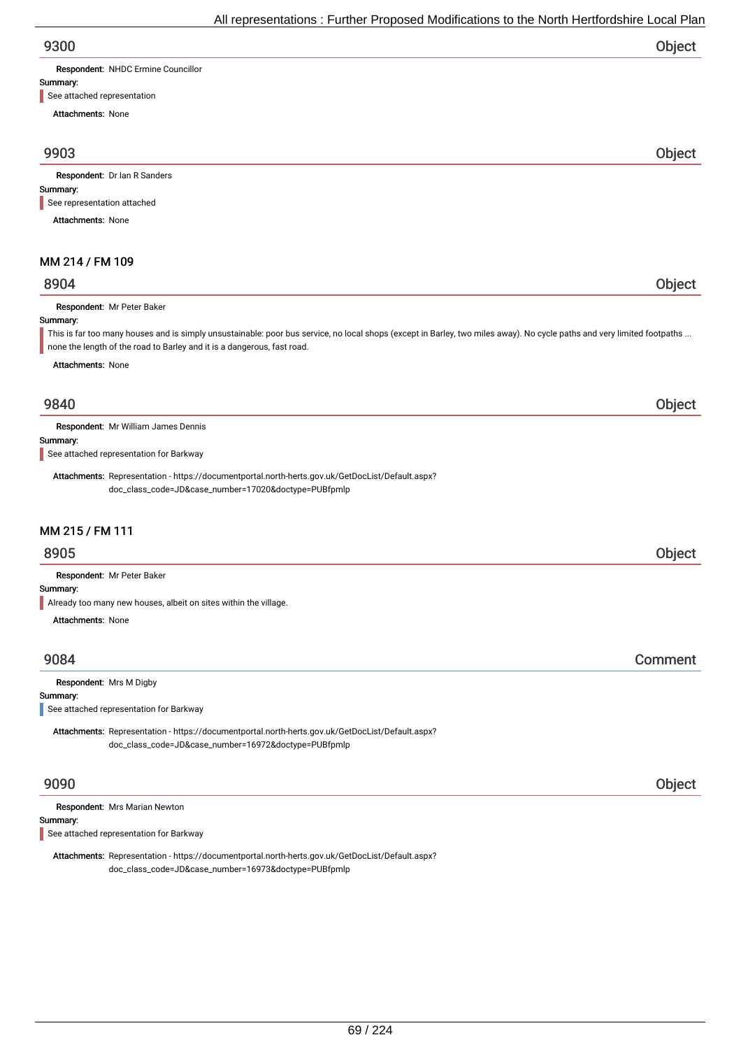## 9300 — Object

**Respondent:** NHDC Ermine Councillor

**Summary:**

See attached representation

**Attachments:** None

## 9903 — Object

**Respondent:** Dr Ian R Sanders

**Summary:**

See representation attached

**Attachments:** None

# MM 214 / FM 109

## 8904 — Object

**Respondent:** Mr Peter Baker

**Summary:**

This is far too many houses and is simply unsustainable: poor bus service, no local shops (except in Barley, two miles away). No cycle paths and very limited footpaths ... none the length of the road to Barley and it is a dangerous, fast road.

**Attachments:** None

## 9840 — Object

**Respondent:** Mr William James Dennis

**Summary:**

See attached representation for Barkway

**Attachments:** Representation - https://documentportal.north-herts.gov.uk/GetDocList/Default.aspx?doc_class_code=JD&case_number=17020&doctype=PUBfpmlp

# MM 215 / FM 111

## 8905 — Object

**Respondent:** Mr Peter Baker

**Summary:**

Already too many new houses, albeit on sites within the village.

**Attachments:** None

## 9084 — Comment

**Respondent:** Mrs M Digby

**Summary:**

See attached representation for Barkway

**Attachments:** Representation - https://documentportal.north-herts.gov.uk/GetDocList/Default.aspx?doc_class_code=JD&case_number=16972&doctype=PUBfpmlp

## 9090 — Object

**Respondent:** Mrs Marian Newton

**Summary:**

See attached representation for Barkway

**Attachments:** Representation - https://documentportal.north-herts.gov.uk/GetDocList/Default.aspx?doc_class_code=JD&case_number=16973&doctype=PUBfpmlp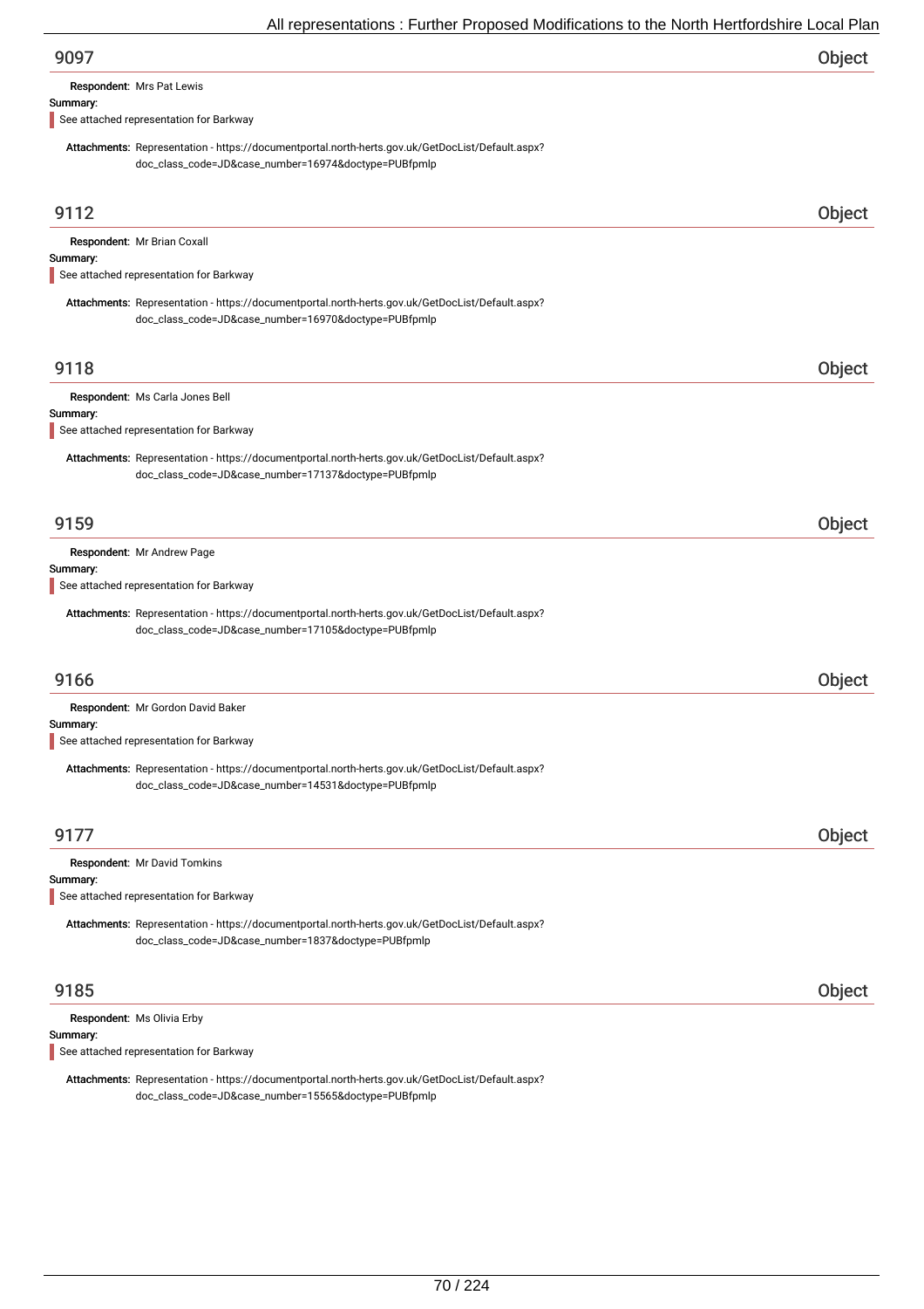## 9097

**Object**

**Respondent:** Mrs Pat Lewis

**Summary:**

See attached representation for Barkway

**Attachments:** Representation - https://documentportal.north-herts.gov.uk/GetDocList/Default.aspx?doc_class_code=JD&case_number=16974&doctype=PUBfpmlp

## 9112

**Object**

**Respondent:** Mr Brian Coxall

**Summary:**

See attached representation for Barkway

**Attachments:** Representation - https://documentportal.north-herts.gov.uk/GetDocList/Default.aspx?doc_class_code=JD&case_number=16970&doctype=PUBfpmlp

## 9118

**Object**

**Respondent:** Ms Carla Jones Bell

**Summary:**

See attached representation for Barkway

**Attachments:** Representation - https://documentportal.north-herts.gov.uk/GetDocList/Default.aspx?doc_class_code=JD&case_number=17137&doctype=PUBfpmlp

## 9159

**Object**

**Respondent:** Mr Andrew Page

**Summary:**

See attached representation for Barkway

**Attachments:** Representation - https://documentportal.north-herts.gov.uk/GetDocList/Default.aspx?doc_class_code=JD&case_number=17105&doctype=PUBfpmlp

## 9166

**Object**

**Respondent:** Mr Gordon David Baker

**Summary:**

See attached representation for Barkway

**Attachments:** Representation - https://documentportal.north-herts.gov.uk/GetDocList/Default.aspx?doc_class_code=JD&case_number=14531&doctype=PUBfpmlp

## 9177

**Object**

**Respondent:** Mr David Tomkins

**Summary:**

See attached representation for Barkway

**Attachments:** Representation - https://documentportal.north-herts.gov.uk/GetDocList/Default.aspx?doc_class_code=JD&case_number=1837&doctype=PUBfpmlp

## 9185

**Object**

**Respondent:** Ms Olivia Erby

**Summary:**

See attached representation for Barkway

**Attachments:** Representation - https://documentportal.north-herts.gov.uk/GetDocList/Default.aspx?doc_class_code=JD&case_number=15565&doctype=PUBfpmlp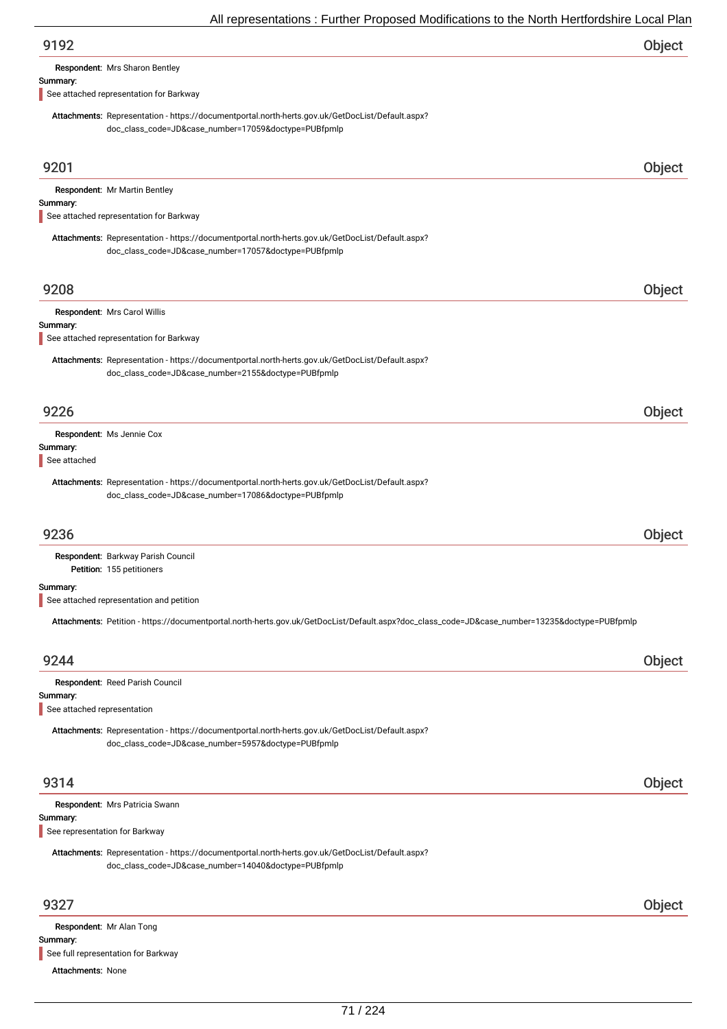## 9192 Object

**Respondent:** Mrs Sharon Bentley

**Summary:**

See attached representation for Barkway

**Attachments:** Representation - https://documentportal.north-herts.gov.uk/GetDocList/Default.aspx?doc_class_code=JD&case_number=17059&doctype=PUBfpmlp

## 9201 Object

**Respondent:** Mr Martin Bentley

**Summary:**

See attached representation for Barkway

**Attachments:** Representation - https://documentportal.north-herts.gov.uk/GetDocList/Default.aspx?doc_class_code=JD&case_number=17057&doctype=PUBfpmlp

## 9208 Object

**Respondent:** Mrs Carol Willis

**Summary:**

See attached representation for Barkway

**Attachments:** Representation - https://documentportal.north-herts.gov.uk/GetDocList/Default.aspx?doc_class_code=JD&case_number=2155&doctype=PUBfpmlp

## 9226 Object

**Respondent:** Ms Jennie Cox

**Summary:**

See attached

**Attachments:** Representation - https://documentportal.north-herts.gov.uk/GetDocList/Default.aspx?doc_class_code=JD&case_number=17086&doctype=PUBfpmlp

## 9236 Object

**Respondent:** Barkway Parish Council

**Petition:** 155 petitioners

**Summary:**

See attached representation and petition

**Attachments:** Petition - https://documentportal.north-herts.gov.uk/GetDocList/Default.aspx?doc_class_code=JD&case_number=13235&doctype=PUBfpmlp

## 9244 Object

**Respondent:** Reed Parish Council

**Summary:**

See attached representation

**Attachments:** Representation - https://documentportal.north-herts.gov.uk/GetDocList/Default.aspx?doc_class_code=JD&case_number=5957&doctype=PUBfpmlp

## 9314 Object

**Respondent:** Mrs Patricia Swann

**Summary:**

See representation for Barkway

**Attachments:** Representation - https://documentportal.north-herts.gov.uk/GetDocList/Default.aspx?doc_class_code=JD&case_number=14040&doctype=PUBfpmlp

## 9327 Object

**Respondent:** Mr Alan Tong

**Summary:**

See full representation for Barkway

**Attachments:** None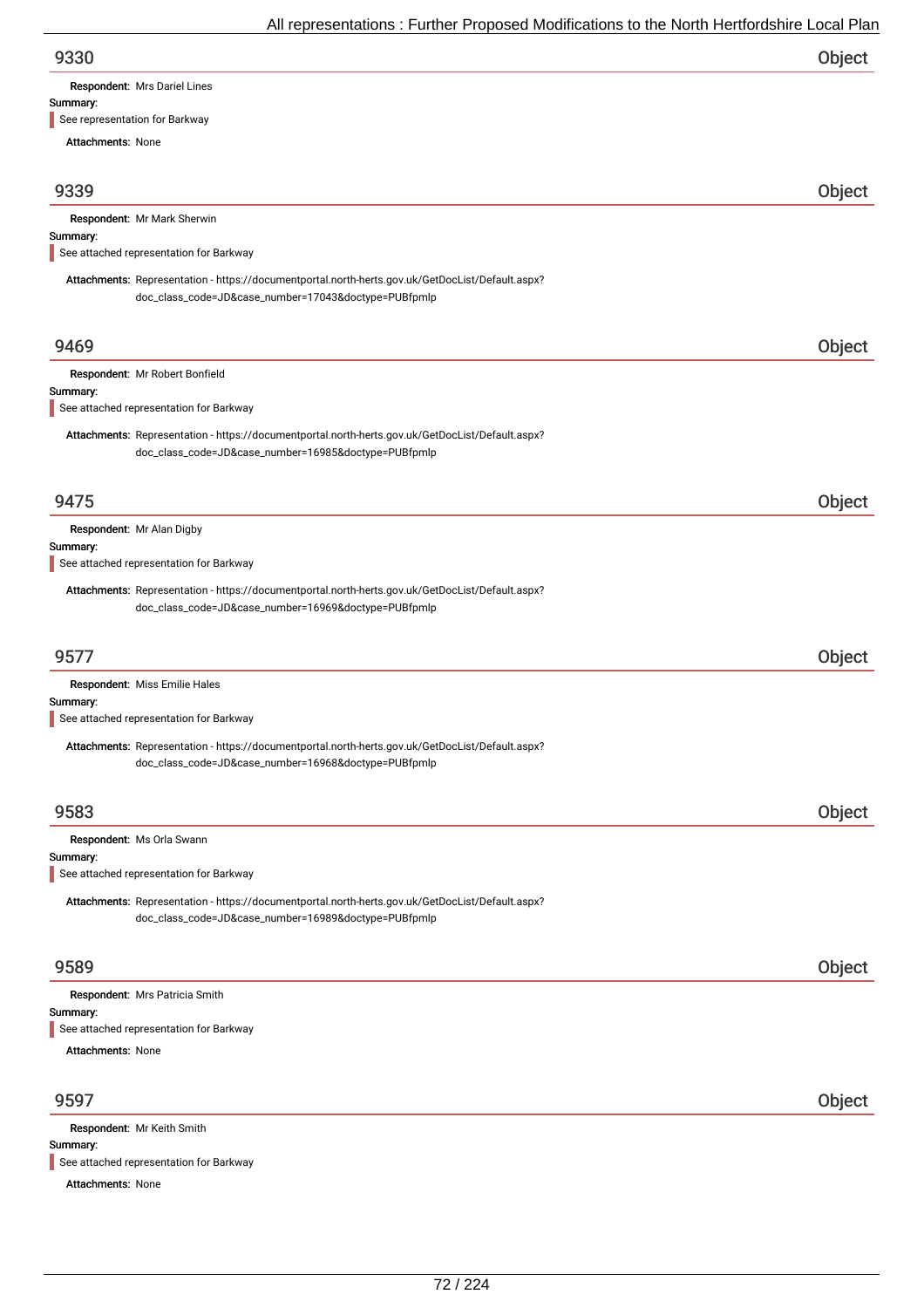## 9330

**Object**

**Respondent:** Mrs Dariel Lines

**Summary:**

See representation for Barkway

**Attachments:** None

## 9339

**Object**

**Respondent:** Mr Mark Sherwin

**Summary:**

See attached representation for Barkway

**Attachments:** Representation - https://documentportal.north-herts.gov.uk/GetDocList/Default.aspx?doc_class_code=JD&case_number=17043&doctype=PUBfpmlp

## 9469

**Object**

**Respondent:** Mr Robert Bonfield

**Summary:**

See attached representation for Barkway

**Attachments:** Representation - https://documentportal.north-herts.gov.uk/GetDocList/Default.aspx?doc_class_code=JD&case_number=16985&doctype=PUBfpmlp

## 9475

**Object**

**Respondent:** Mr Alan Digby

**Summary:**

See attached representation for Barkway

**Attachments:** Representation - https://documentportal.north-herts.gov.uk/GetDocList/Default.aspx?doc_class_code=JD&case_number=16969&doctype=PUBfpmlp

## 9577

**Object**

**Respondent:** Miss Emilie Hales

**Summary:**

See attached representation for Barkway

**Attachments:** Representation - https://documentportal.north-herts.gov.uk/GetDocList/Default.aspx?doc_class_code=JD&case_number=16968&doctype=PUBfpmlp

## 9583

**Object**

**Respondent:** Ms Orla Swann

**Summary:**

See attached representation for Barkway

**Attachments:** Representation - https://documentportal.north-herts.gov.uk/GetDocList/Default.aspx?doc_class_code=JD&case_number=16989&doctype=PUBfpmlp

## 9589

**Object**

**Respondent:** Mrs Patricia Smith

**Summary:**

See attached representation for Barkway

**Attachments:** None

## 9597

**Object**

**Respondent:** Mr Keith Smith

**Summary:**

See attached representation for Barkway

**Attachments:** None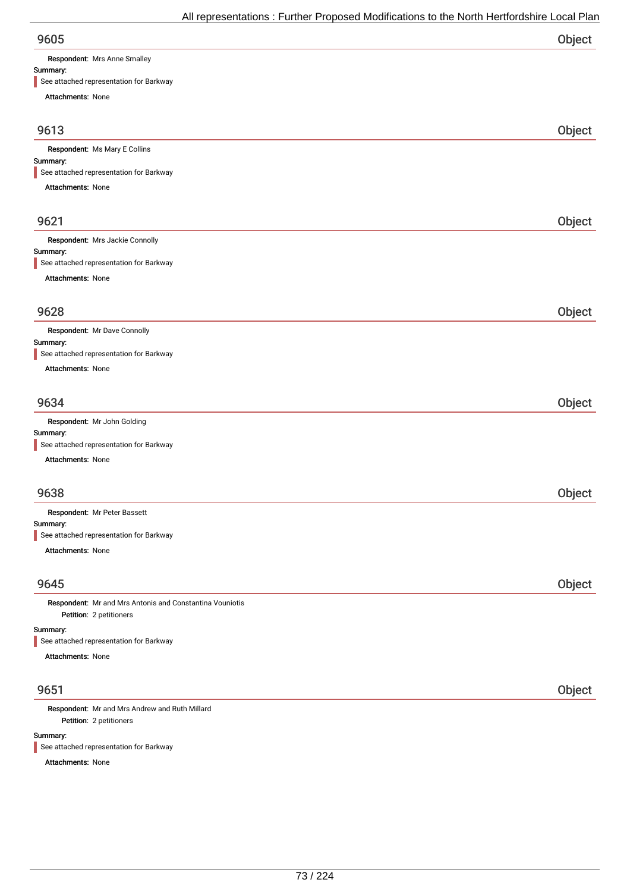## 9605 — Object

**Respondent:** Mrs Anne Smalley

**Summary:**

See attached representation for Barkway

**Attachments:** None

## 9613 — Object

**Respondent:** Ms Mary E Collins

**Summary:**

See attached representation for Barkway

**Attachments:** None

## 9621 — Object

**Respondent:** Mrs Jackie Connolly

**Summary:**

See attached representation for Barkway

**Attachments:** None

## 9628 — Object

**Respondent:** Mr Dave Connolly

**Summary:**

See attached representation for Barkway

**Attachments:** None

## 9634 — Object

**Respondent:** Mr John Golding

**Summary:**

See attached representation for Barkway

**Attachments:** None

## 9638 — Object

**Respondent:** Mr Peter Bassett

**Summary:**

See attached representation for Barkway

**Attachments:** None

## 9645 — Object

**Respondent:** Mr and Mrs Antonis and Constantina Vouniotis

**Petition:** 2 petitioners

**Summary:**

See attached representation for Barkway

**Attachments:** None

## 9651 — Object

**Respondent:** Mr and Mrs Andrew and Ruth Millard

**Petition:** 2 petitioners

**Summary:**

See attached representation for Barkway

**Attachments:** None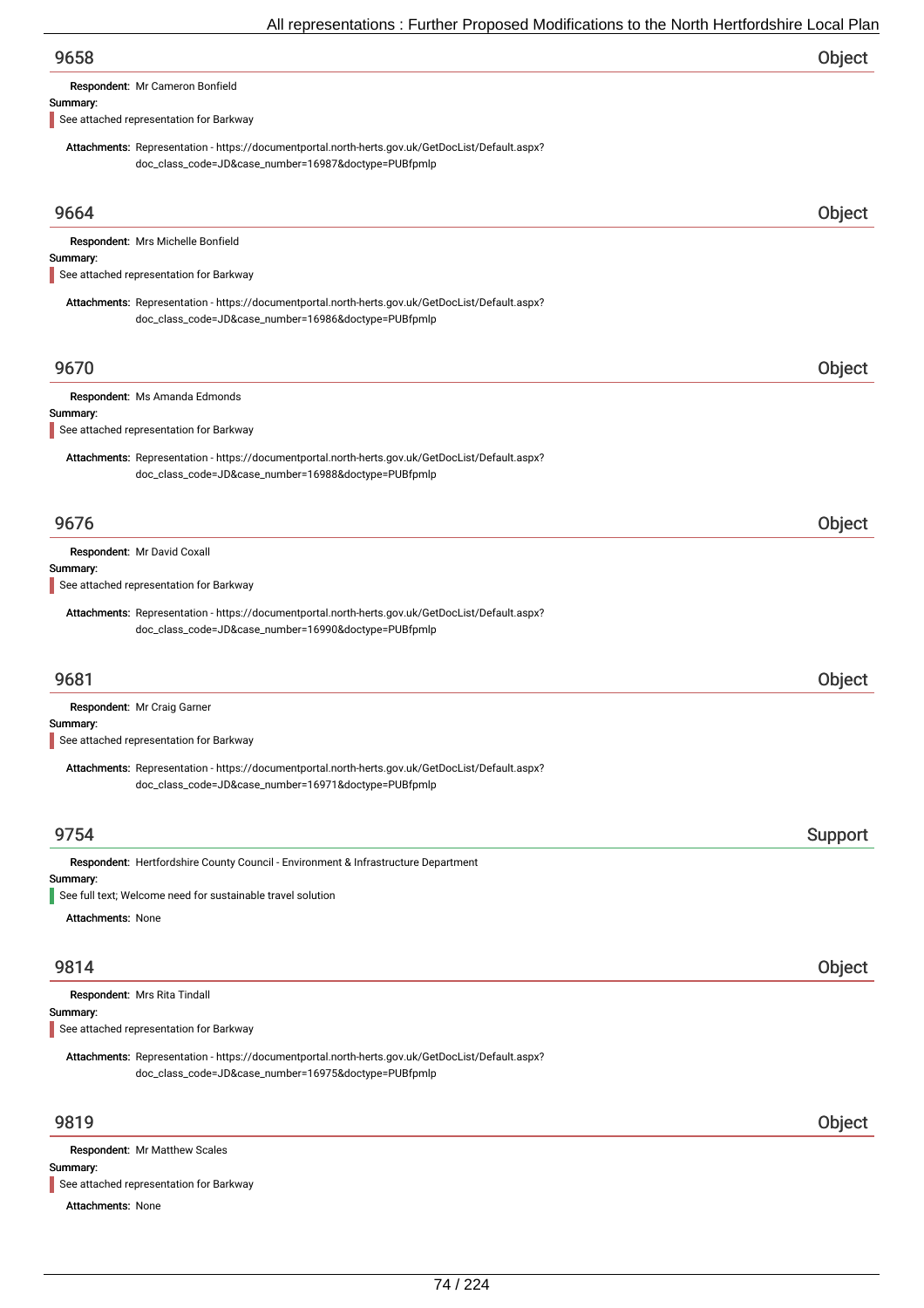## 9658 — Object

**Respondent:** Mr Cameron Bonfield

**Summary:**

See attached representation for Barkway

**Attachments:** Representation - https://documentportal.north-herts.gov.uk/GetDocList/Default.aspx?doc_class_code=JD&case_number=16987&doctype=PUBfpmlp

## 9664 — Object

**Respondent:** Mrs Michelle Bonfield

**Summary:**

See attached representation for Barkway

**Attachments:** Representation - https://documentportal.north-herts.gov.uk/GetDocList/Default.aspx?doc_class_code=JD&case_number=16986&doctype=PUBfpmlp

## 9670 — Object

**Respondent:** Ms Amanda Edmonds

**Summary:**

See attached representation for Barkway

**Attachments:** Representation - https://documentportal.north-herts.gov.uk/GetDocList/Default.aspx?doc_class_code=JD&case_number=16988&doctype=PUBfpmlp

## 9676 — Object

**Respondent:** Mr David Coxall

**Summary:**

See attached representation for Barkway

**Attachments:** Representation - https://documentportal.north-herts.gov.uk/GetDocList/Default.aspx?doc_class_code=JD&case_number=16990&doctype=PUBfpmlp

## 9681 — Object

**Respondent:** Mr Craig Garner

**Summary:**

See attached representation for Barkway

**Attachments:** Representation - https://documentportal.north-herts.gov.uk/GetDocList/Default.aspx?doc_class_code=JD&case_number=16971&doctype=PUBfpmlp

## 9754 — Support

**Respondent:** Hertfordshire County Council - Environment & Infrastructure Department

**Summary:**

See full text; Welcome need for sustainable travel solution

**Attachments:** None

## 9814 — Object

**Respondent:** Mrs Rita Tindall

**Summary:**

See attached representation for Barkway

**Attachments:** Representation - https://documentportal.north-herts.gov.uk/GetDocList/Default.aspx?doc_class_code=JD&case_number=16975&doctype=PUBfpmlp

## 9819 — Object

**Respondent:** Mr Matthew Scales

**Summary:**

See attached representation for Barkway

**Attachments:** None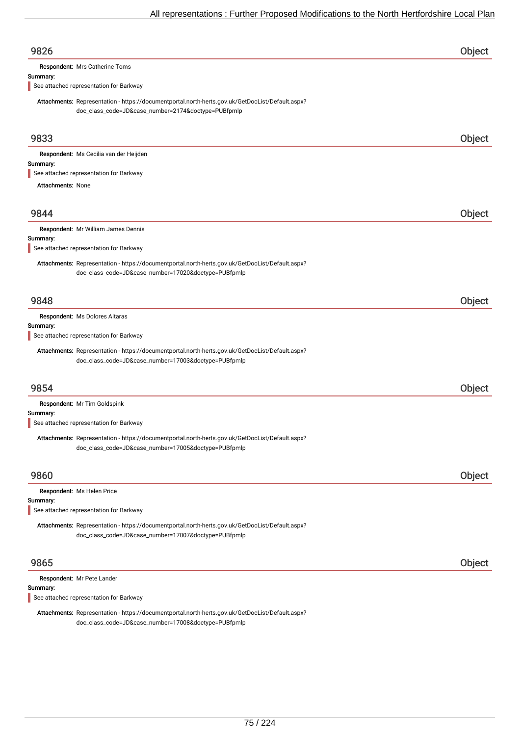## 9826 Object

**Respondent:** Mrs Catherine Toms

**Summary:**

See attached representation for Barkway

**Attachments:** Representation - https://documentportal.north-herts.gov.uk/GetDocList/Default.aspx?doc_class_code=JD&case_number=2174&doctype=PUBfpmlp

## 9833 Object

**Respondent:** Ms Cecilia van der Heijden

**Summary:**

See attached representation for Barkway

**Attachments:** None

## 9844 Object

**Respondent:** Mr William James Dennis

**Summary:**

See attached representation for Barkway

**Attachments:** Representation - https://documentportal.north-herts.gov.uk/GetDocList/Default.aspx?doc_class_code=JD&case_number=17020&doctype=PUBfpmlp

## 9848 Object

**Respondent:** Ms Dolores Altaras

**Summary:**

See attached representation for Barkway

**Attachments:** Representation - https://documentportal.north-herts.gov.uk/GetDocList/Default.aspx?doc_class_code=JD&case_number=17003&doctype=PUBfpmlp

## 9854 Object

**Respondent:** Mr Tim Goldspink

**Summary:**

See attached representation for Barkway

**Attachments:** Representation - https://documentportal.north-herts.gov.uk/GetDocList/Default.aspx?doc_class_code=JD&case_number=17005&doctype=PUBfpmlp

## 9860 Object

**Respondent:** Ms Helen Price

**Summary:**

See attached representation for Barkway

**Attachments:** Representation - https://documentportal.north-herts.gov.uk/GetDocList/Default.aspx?doc_class_code=JD&case_number=17007&doctype=PUBfpmlp

## 9865 Object

**Respondent:** Mr Pete Lander

**Summary:**

See attached representation for Barkway

**Attachments:** Representation - https://documentportal.north-herts.gov.uk/GetDocList/Default.aspx?doc_class_code=JD&case_number=17008&doctype=PUBfpmlp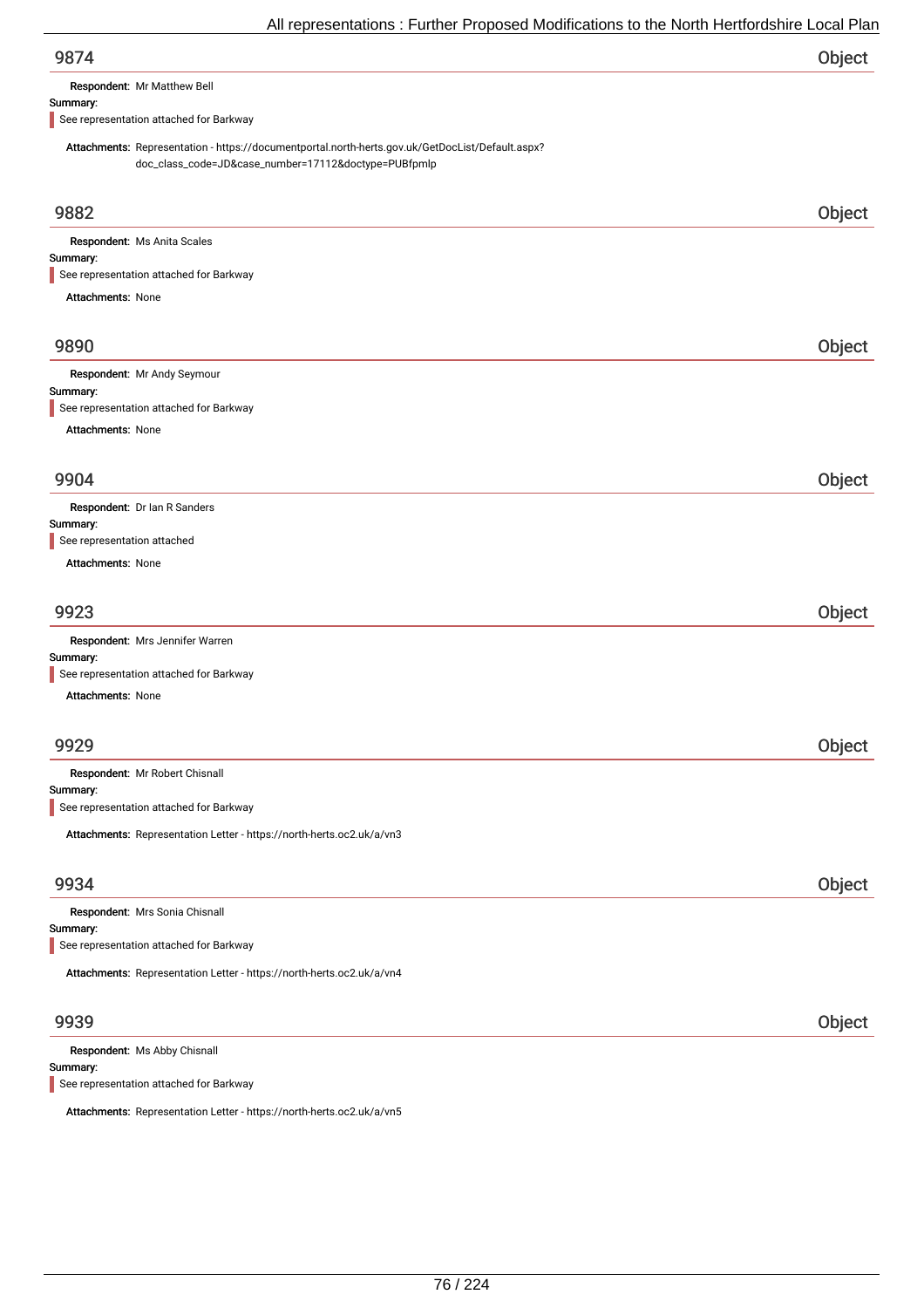## 9874 — Object

**Respondent:** Mr Matthew Bell

**Summary:**

See representation attached for Barkway

**Attachments:** Representation - https://documentportal.north-herts.gov.uk/GetDocList/Default.aspx?doc_class_code=JD&case_number=17112&doctype=PUBfpmlp

## 9882 — Object

**Respondent:** Ms Anita Scales

**Summary:**

See representation attached for Barkway

**Attachments:** None

## 9890 — Object

**Respondent:** Mr Andy Seymour

**Summary:**

See representation attached for Barkway

**Attachments:** None

## 9904 — Object

**Respondent:** Dr Ian R Sanders

**Summary:**

See representation attached

**Attachments:** None

## 9923 — Object

**Respondent:** Mrs Jennifer Warren

**Summary:**

See representation attached for Barkway

**Attachments:** None

## 9929 — Object

**Respondent:** Mr Robert Chisnall

**Summary:**

See representation attached for Barkway

**Attachments:** Representation Letter - https://north-herts.oc2.uk/a/vn3

## 9934 — Object

**Respondent:** Mrs Sonia Chisnall

**Summary:**

See representation attached for Barkway

**Attachments:** Representation Letter - https://north-herts.oc2.uk/a/vn4

## 9939 — Object

**Respondent:** Ms Abby Chisnall

**Summary:**

See representation attached for Barkway

**Attachments:** Representation Letter - https://north-herts.oc2.uk/a/vn5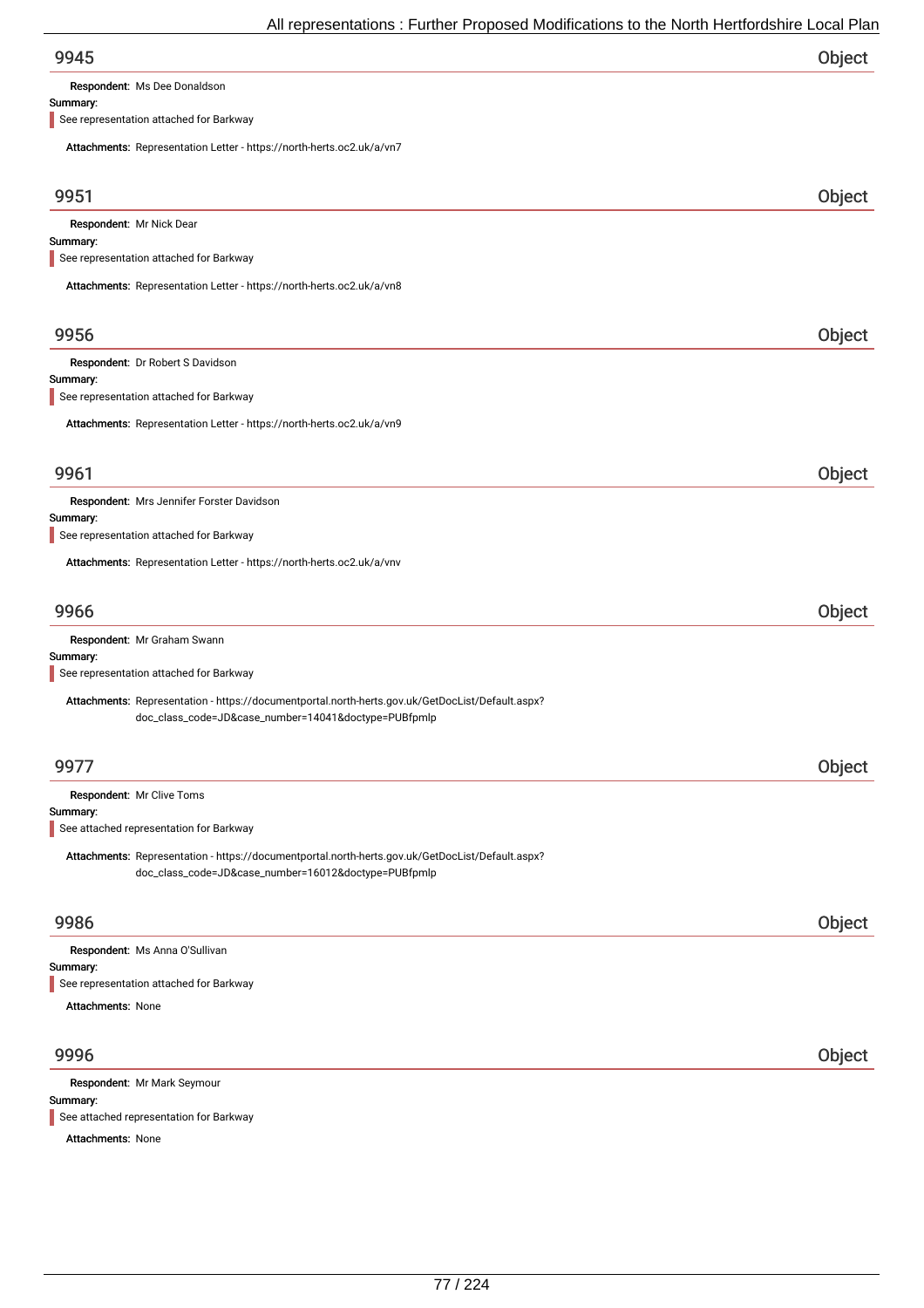## 9945 — Object

**Respondent:** Ms Dee Donaldson

**Summary:**

See representation attached for Barkway

**Attachments:** Representation Letter - https://north-herts.oc2.uk/a/vn7

## 9951 — Object

**Respondent:** Mr Nick Dear

**Summary:**

See representation attached for Barkway

**Attachments:** Representation Letter - https://north-herts.oc2.uk/a/vn8

## 9956 — Object

**Respondent:** Dr Robert S Davidson

**Summary:**

See representation attached for Barkway

**Attachments:** Representation Letter - https://north-herts.oc2.uk/a/vn9

## 9961 — Object

**Respondent:** Mrs Jennifer Forster Davidson

**Summary:**

See representation attached for Barkway

**Attachments:** Representation Letter - https://north-herts.oc2.uk/a/vnv

## 9966 — Object

**Respondent:** Mr Graham Swann

**Summary:**

See representation attached for Barkway

**Attachments:** Representation - https://documentportal.north-herts.gov.uk/GetDocList/Default.aspx?doc_class_code=JD&case_number=14041&doctype=PUBfpmlp

## 9977 — Object

**Respondent:** Mr Clive Toms

**Summary:**

See attached representation for Barkway

**Attachments:** Representation - https://documentportal.north-herts.gov.uk/GetDocList/Default.aspx?doc_class_code=JD&case_number=16012&doctype=PUBfpmlp

## 9986 — Object

**Respondent:** Ms Anna O'Sullivan

**Summary:**

See representation attached for Barkway

**Attachments:** None

## 9996 — Object

**Respondent:** Mr Mark Seymour

**Summary:**

See attached representation for Barkway

**Attachments:** None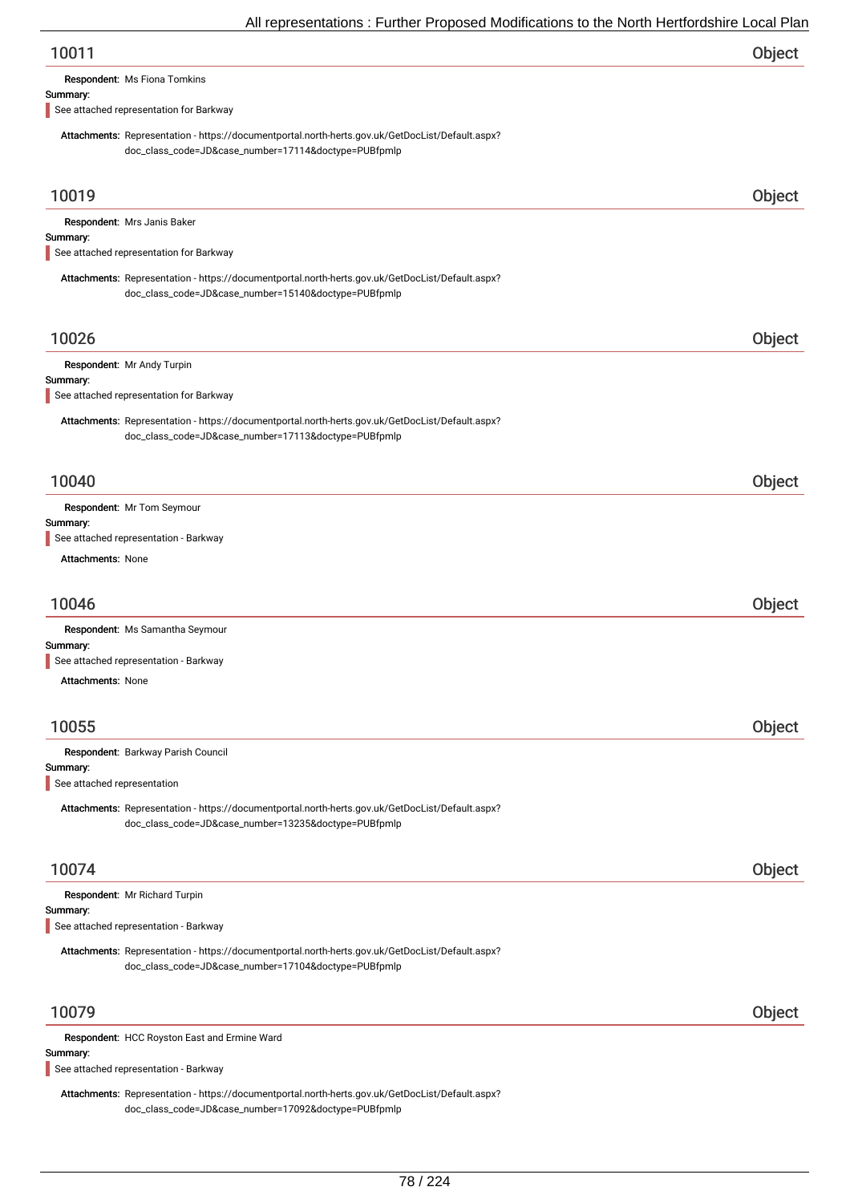## 10011 — Object

**Respondent:** Ms Fiona Tomkins

**Summary:**

See attached representation for Barkway

**Attachments:** Representation - https://documentportal.north-herts.gov.uk/GetDocList/Default.aspx?doc_class_code=JD&case_number=17114&doctype=PUBfpmlp

## 10019 — Object

**Respondent:** Mrs Janis Baker

**Summary:**

See attached representation for Barkway

**Attachments:** Representation - https://documentportal.north-herts.gov.uk/GetDocList/Default.aspx?doc_class_code=JD&case_number=15140&doctype=PUBfpmlp

## 10026 — Object

**Respondent:** Mr Andy Turpin

**Summary:**

See attached representation for Barkway

**Attachments:** Representation - https://documentportal.north-herts.gov.uk/GetDocList/Default.aspx?doc_class_code=JD&case_number=17113&doctype=PUBfpmlp

## 10040 — Object

**Respondent:** Mr Tom Seymour

**Summary:**

See attached representation - Barkway

**Attachments:** None

## 10046 — Object

**Respondent:** Ms Samantha Seymour

**Summary:**

See attached representation - Barkway

**Attachments:** None

## 10055 — Object

**Respondent:** Barkway Parish Council

**Summary:**

See attached representation

**Attachments:** Representation - https://documentportal.north-herts.gov.uk/GetDocList/Default.aspx?doc_class_code=JD&case_number=13235&doctype=PUBfpmlp

## 10074 — Object

**Respondent:** Mr Richard Turpin

**Summary:**

See attached representation - Barkway

**Attachments:** Representation - https://documentportal.north-herts.gov.uk/GetDocList/Default.aspx?doc_class_code=JD&case_number=17104&doctype=PUBfpmlp

## 10079 — Object

**Respondent:** HCC Royston East and Ermine Ward

**Summary:**

See attached representation - Barkway

**Attachments:** Representation - https://documentportal.north-herts.gov.uk/GetDocList/Default.aspx?doc_class_code=JD&case_number=17092&doctype=PUBfpmlp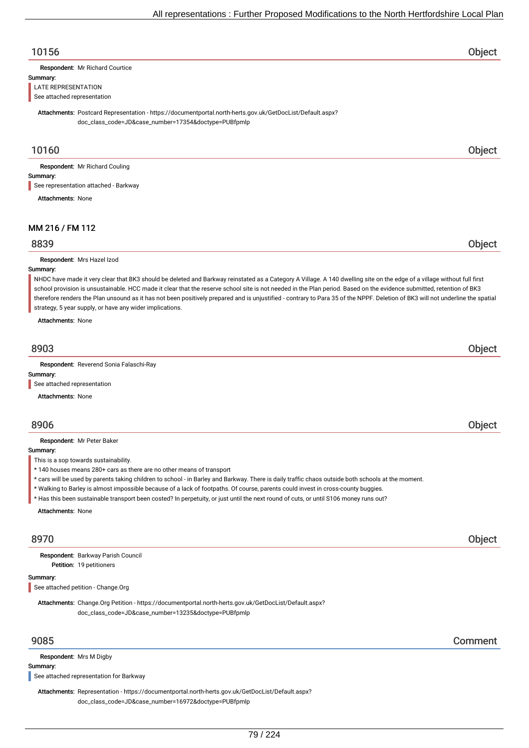## 10156 — Object

**Respondent:** Mr Richard Courtice

**Summary:**

LATE REPRESENTATION
See attached representation

**Attachments:** Postcard Representation - https://documentportal.north-herts.gov.uk/GetDocList/Default.aspx?doc_class_code=JD&case_number=17354&doctype=PUBfpmlp

## 10160 — Object

**Respondent:** Mr Richard Couling

**Summary:**

See representation attached - Barkway

**Attachments:** None

### MM 216 / FM 112

## 8839 — Object

**Respondent:** Mrs Hazel Izod

**Summary:**

NHDC have made it very clear that BK3 should be deleted and Barkway reinstated as a Category A Village. A 140 dwelling site on the edge of a village without full first school provision is unsustainable. HCC made it clear that the reserve school site is not needed in the Plan period. Based on the evidence submitted, retention of BK3 therefore renders the Plan unsound as it has not been positively prepared and is unjustified - contrary to Para 35 of the NPPF. Deletion of BK3 will not underline the spatial strategy, 5 year supply, or have any wider implications.

**Attachments:** None

## 8903 — Object

**Respondent:** Reverend Sonia Falaschi-Ray

**Summary:**

See attached representation

**Attachments:** None

## 8906 — Object

**Respondent:** Mr Peter Baker

**Summary:**

This is a sop towards sustainability.
* 140 houses means 280+ cars as there are no other means of transport
* cars will be used by parents taking children to school - in Barley and Barkway. There is daily traffic chaos outside both schools at the moment.
* Walking to Barley is almost impossible because of a lack of footpaths. Of course, parents could invest in cross-county buggies.
* Has this been sustainable transport been costed? In perpetuity, or just until the next round of cuts, or until S106 money runs out?

**Attachments:** None

## 8970 — Object

**Respondent:** Barkway Parish Council
**Petition:** 19 petitioners

**Summary:**

See attached petition - Change.Org

**Attachments:** Change.Org Petition - https://documentportal.north-herts.gov.uk/GetDocList/Default.aspx?doc_class_code=JD&case_number=13235&doctype=PUBfpmlp

## 9085 — Comment

**Respondent:** Mrs M Digby

**Summary:**

See attached representation for Barkway

**Attachments:** Representation - https://documentportal.north-herts.gov.uk/GetDocList/Default.aspx?doc_class_code=JD&case_number=16972&doctype=PUBfpmlp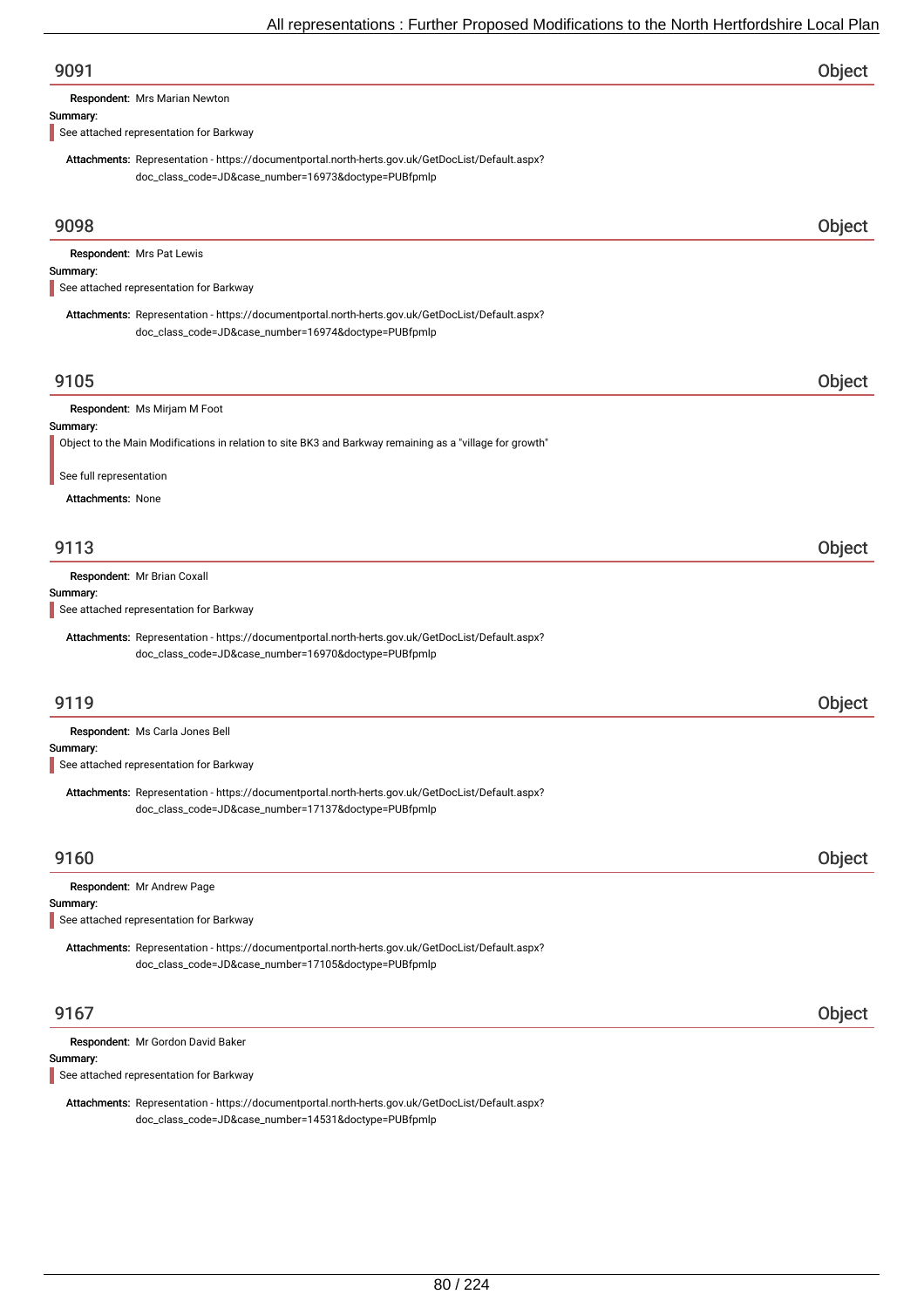## 9091 Object

**Respondent:** Mrs Marian Newton

**Summary:**

> See attached representation for Barkway

**Attachments:** Representation - https://documentportal.north-herts.gov.uk/GetDocList/Default.aspx?doc_class_code=JD&case_number=16973&doctype=PUBfpmlp

## 9098 Object

**Respondent:** Mrs Pat Lewis

**Summary:**

> See attached representation for Barkway

**Attachments:** Representation - https://documentportal.north-herts.gov.uk/GetDocList/Default.aspx?doc_class_code=JD&case_number=16974&doctype=PUBfpmlp

## 9105 Object

**Respondent:** Ms Mirjam M Foot

**Summary:**

> Object to the Main Modifications in relation to site BK3 and Barkway remaining as a "village for growth"
>
> See full representation

**Attachments:** None

## 9113 Object

**Respondent:** Mr Brian Coxall

**Summary:**

> See attached representation for Barkway

**Attachments:** Representation - https://documentportal.north-herts.gov.uk/GetDocList/Default.aspx?doc_class_code=JD&case_number=16970&doctype=PUBfpmlp

## 9119 Object

**Respondent:** Ms Carla Jones Bell

**Summary:**

> See attached representation for Barkway

**Attachments:** Representation - https://documentportal.north-herts.gov.uk/GetDocList/Default.aspx?doc_class_code=JD&case_number=17137&doctype=PUBfpmlp

## 9160 Object

**Respondent:** Mr Andrew Page

**Summary:**

> See attached representation for Barkway

**Attachments:** Representation - https://documentportal.north-herts.gov.uk/GetDocList/Default.aspx?doc_class_code=JD&case_number=17105&doctype=PUBfpmlp

## 9167 Object

**Respondent:** Mr Gordon David Baker

**Summary:**

> See attached representation for Barkway

**Attachments:** Representation - https://documentportal.north-herts.gov.uk/GetDocList/Default.aspx?doc_class_code=JD&case_number=14531&doctype=PUBfpmlp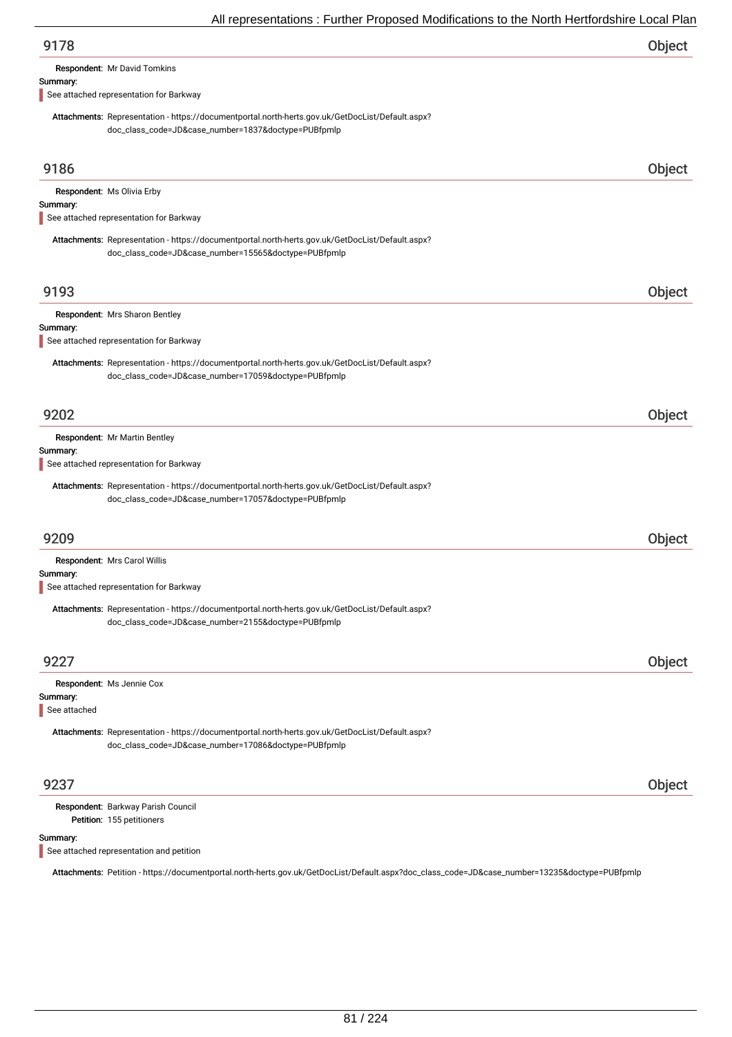## 9178 — Object

**Respondent:** Mr David Tomkins

**Summary:**

See attached representation for Barkway

**Attachments:** Representation - https://documentportal.north-herts.gov.uk/GetDocList/Default.aspx?doc_class_code=JD&case_number=1837&doctype=PUBfpmlp

## 9186 — Object

**Respondent:** Ms Olivia Erby

**Summary:**

See attached representation for Barkway

**Attachments:** Representation - https://documentportal.north-herts.gov.uk/GetDocList/Default.aspx?doc_class_code=JD&case_number=15565&doctype=PUBfpmlp

## 9193 — Object

**Respondent:** Mrs Sharon Bentley

**Summary:**

See attached representation for Barkway

**Attachments:** Representation - https://documentportal.north-herts.gov.uk/GetDocList/Default.aspx?doc_class_code=JD&case_number=17059&doctype=PUBfpmlp

## 9202 — Object

**Respondent:** Mr Martin Bentley

**Summary:**

See attached representation for Barkway

**Attachments:** Representation - https://documentportal.north-herts.gov.uk/GetDocList/Default.aspx?doc_class_code=JD&case_number=17057&doctype=PUBfpmlp

## 9209 — Object

**Respondent:** Mrs Carol Willis

**Summary:**

See attached representation for Barkway

**Attachments:** Representation - https://documentportal.north-herts.gov.uk/GetDocList/Default.aspx?doc_class_code=JD&case_number=2155&doctype=PUBfpmlp

## 9227 — Object

**Respondent:** Ms Jennie Cox

**Summary:**

See attached

**Attachments:** Representation - https://documentportal.north-herts.gov.uk/GetDocList/Default.aspx?doc_class_code=JD&case_number=17086&doctype=PUBfpmlp

## 9237 — Object

**Respondent:** Barkway Parish Council

**Petition:** 155 petitioners

**Summary:**

See attached representation and petition

**Attachments:** Petition - https://documentportal.north-herts.gov.uk/GetDocList/Default.aspx?doc_class_code=JD&case_number=13235&doctype=PUBfpmlp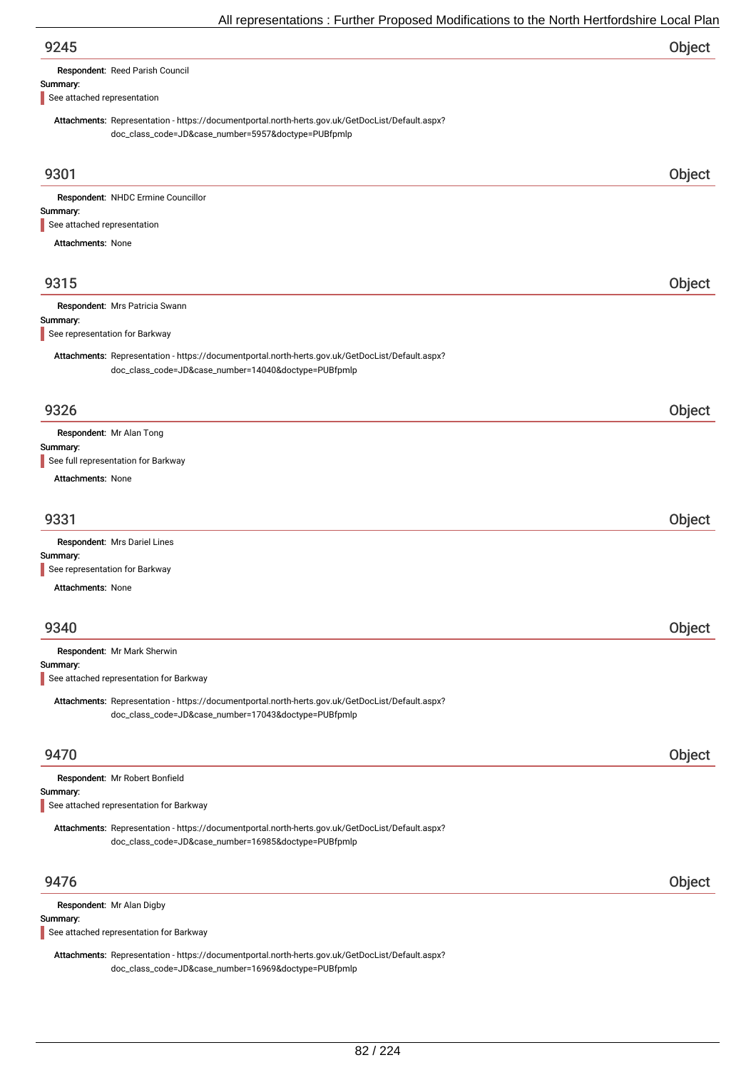## 9245 — Object

**Respondent:** Reed Parish Council

**Summary:**

See attached representation

**Attachments:** Representation - https://documentportal.north-herts.gov.uk/GetDocList/Default.aspx?doc_class_code=JD&case_number=5957&doctype=PUBfpmlp

## 9301 — Object

**Respondent:** NHDC Ermine Councillor

**Summary:**

See attached representation

**Attachments:** None

## 9315 — Object

**Respondent:** Mrs Patricia Swann

**Summary:**

See representation for Barkway

**Attachments:** Representation - https://documentportal.north-herts.gov.uk/GetDocList/Default.aspx?doc_class_code=JD&case_number=14040&doctype=PUBfpmlp

## 9326 — Object

**Respondent:** Mr Alan Tong

**Summary:**

See full representation for Barkway

**Attachments:** None

## 9331 — Object

**Respondent:** Mrs Dariel Lines

**Summary:**

See representation for Barkway

**Attachments:** None

## 9340 — Object

**Respondent:** Mr Mark Sherwin

**Summary:**

See attached representation for Barkway

**Attachments:** Representation - https://documentportal.north-herts.gov.uk/GetDocList/Default.aspx?doc_class_code=JD&case_number=17043&doctype=PUBfpmlp

## 9470 — Object

**Respondent:** Mr Robert Bonfield

**Summary:**

See attached representation for Barkway

**Attachments:** Representation - https://documentportal.north-herts.gov.uk/GetDocList/Default.aspx?doc_class_code=JD&case_number=16985&doctype=PUBfpmlp

## 9476 — Object

**Respondent:** Mr Alan Digby

**Summary:**

See attached representation for Barkway

**Attachments:** Representation - https://documentportal.north-herts.gov.uk/GetDocList/Default.aspx?doc_class_code=JD&case_number=16969&doctype=PUBfpmlp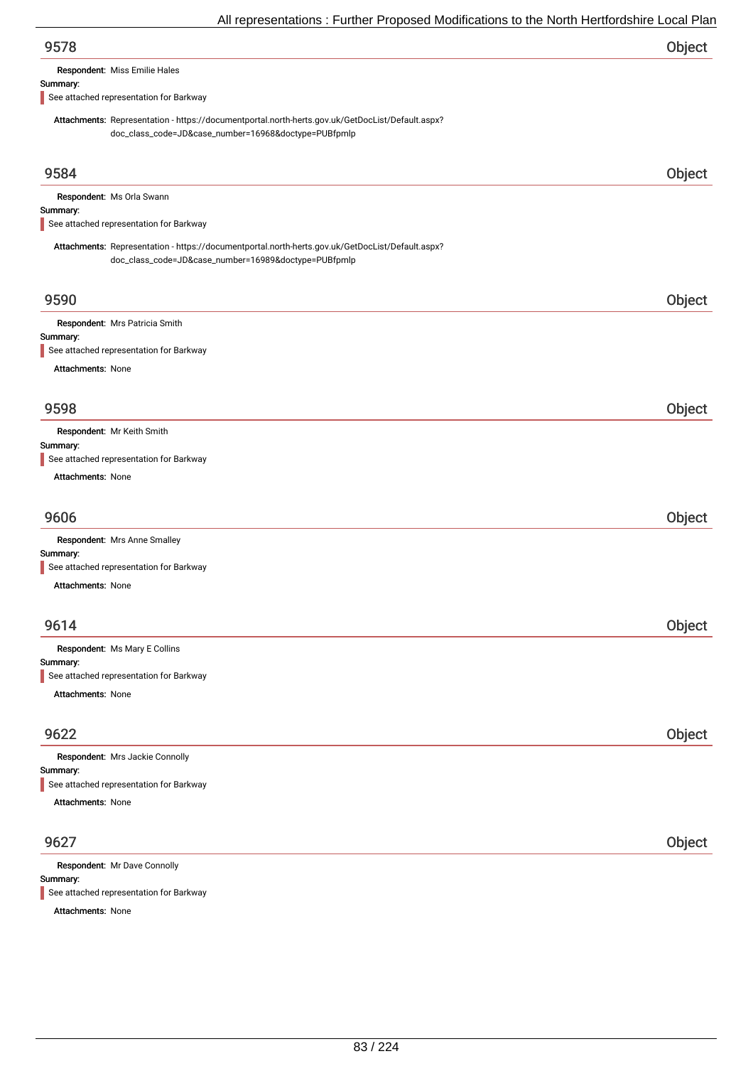## 9578 Object

**Respondent:** Miss Emilie Hales

**Summary:**

See attached representation for Barkway

**Attachments:** Representation - https://documentportal.north-herts.gov.uk/GetDocList/Default.aspx?doc_class_code=JD&case_number=16968&doctype=PUBfpmlp

## 9584 Object

**Respondent:** Ms Orla Swann

**Summary:**

See attached representation for Barkway

**Attachments:** Representation - https://documentportal.north-herts.gov.uk/GetDocList/Default.aspx?doc_class_code=JD&case_number=16989&doctype=PUBfpmlp

## 9590 Object

**Respondent:** Mrs Patricia Smith

**Summary:**

See attached representation for Barkway

**Attachments:** None

## 9598 Object

**Respondent:** Mr Keith Smith

**Summary:**

See attached representation for Barkway

**Attachments:** None

## 9606 Object

**Respondent:** Mrs Anne Smalley

**Summary:**

See attached representation for Barkway

**Attachments:** None

## 9614 Object

**Respondent:** Ms Mary E Collins

**Summary:**

See attached representation for Barkway

**Attachments:** None

## 9622 Object

**Respondent:** Mrs Jackie Connolly

**Summary:**

See attached representation for Barkway

**Attachments:** None

## 9627 Object

**Respondent:** Mr Dave Connolly

**Summary:**

See attached representation for Barkway

**Attachments:** None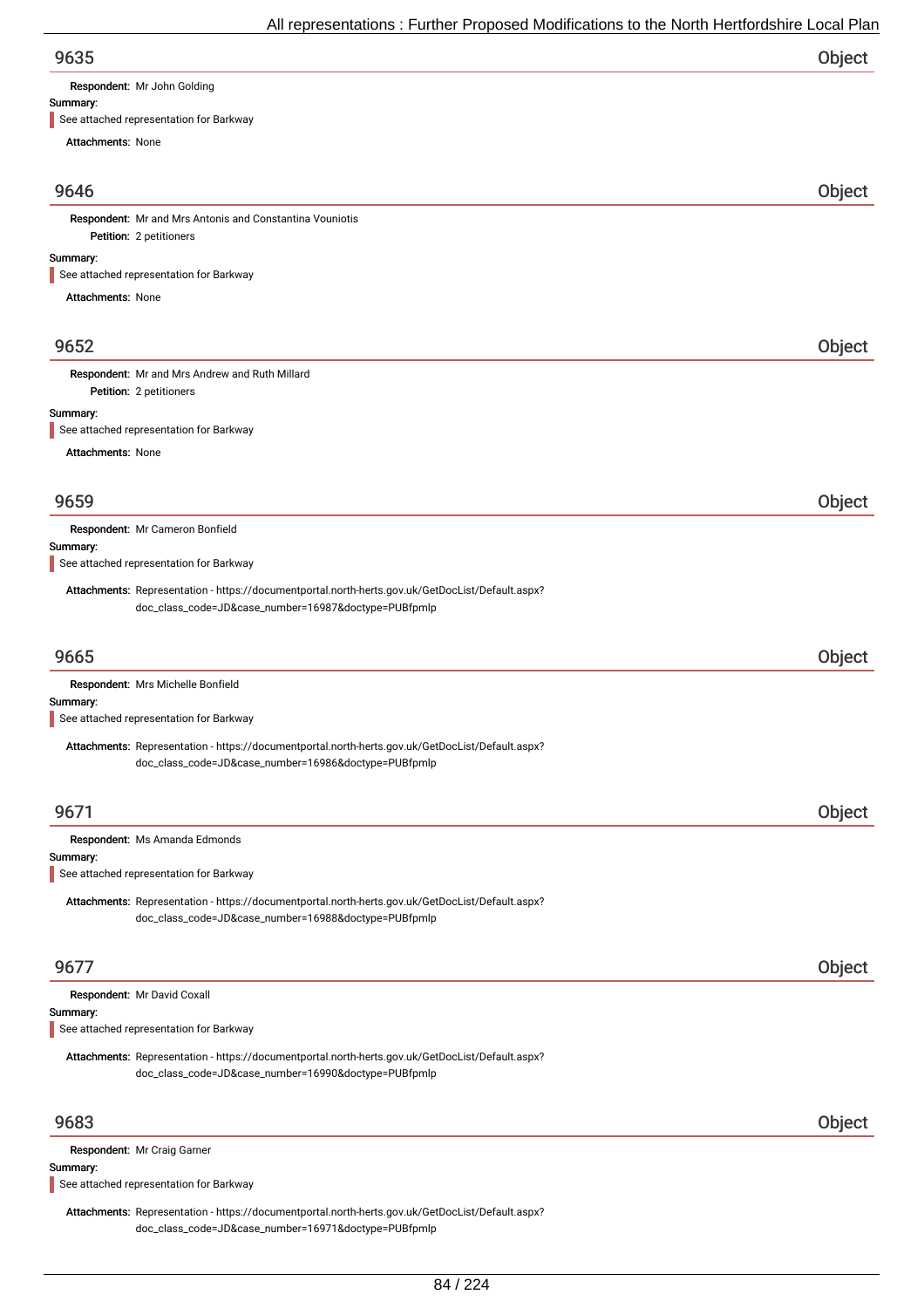## 9635 — Object

**Respondent:** Mr John Golding

**Summary:**

See attached representation for Barkway

**Attachments:** None

## 9646 — Object

**Respondent:** Mr and Mrs Antonis and Constantina Vouniotis

**Petition:** 2 petitioners

**Summary:**

See attached representation for Barkway

**Attachments:** None

## 9652 — Object

**Respondent:** Mr and Mrs Andrew and Ruth Millard

**Petition:** 2 petitioners

**Summary:**

See attached representation for Barkway

**Attachments:** None

## 9659 — Object

**Respondent:** Mr Cameron Bonfield

**Summary:**

See attached representation for Barkway

**Attachments:** Representation - https://documentportal.north-herts.gov.uk/GetDocList/Default.aspx?doc_class_code=JD&case_number=16987&doctype=PUBfpmlp

## 9665 — Object

**Respondent:** Mrs Michelle Bonfield

**Summary:**

See attached representation for Barkway

**Attachments:** Representation - https://documentportal.north-herts.gov.uk/GetDocList/Default.aspx?doc_class_code=JD&case_number=16986&doctype=PUBfpmlp

## 9671 — Object

**Respondent:** Ms Amanda Edmonds

**Summary:**

See attached representation for Barkway

**Attachments:** Representation - https://documentportal.north-herts.gov.uk/GetDocList/Default.aspx?doc_class_code=JD&case_number=16988&doctype=PUBfpmlp

## 9677 — Object

**Respondent:** Mr David Coxall

**Summary:**

See attached representation for Barkway

**Attachments:** Representation - https://documentportal.north-herts.gov.uk/GetDocList/Default.aspx?doc_class_code=JD&case_number=16990&doctype=PUBfpmlp

## 9683 — Object

**Respondent:** Mr Craig Garner

**Summary:**

See attached representation for Barkway

**Attachments:** Representation - https://documentportal.north-herts.gov.uk/GetDocList/Default.aspx?doc_class_code=JD&case_number=16971&doctype=PUBfpmlp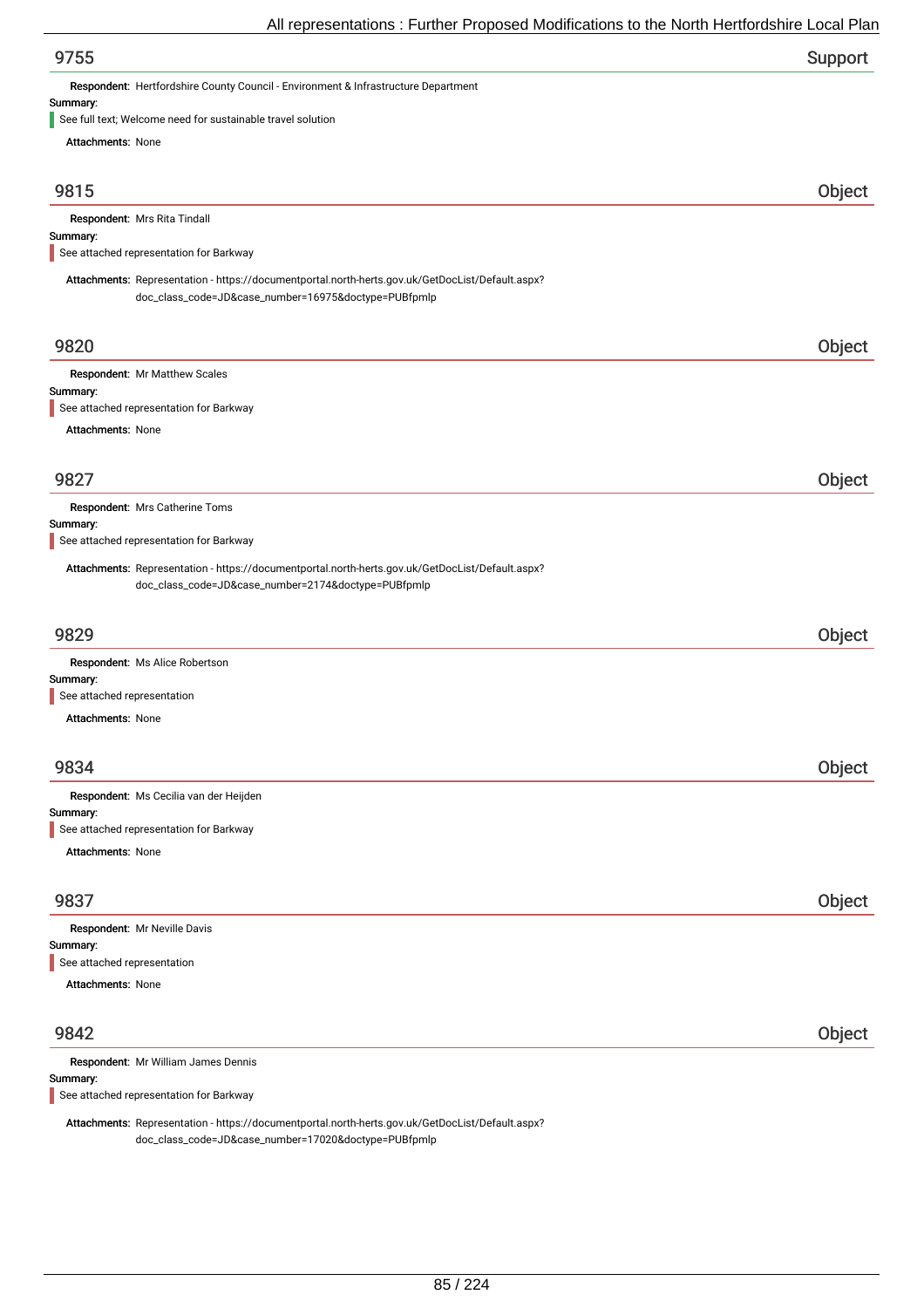## 9755 — Support

**Respondent:** Hertfordshire County Council - Environment & Infrastructure Department

**Summary:**

See full text; Welcome need for sustainable travel solution

**Attachments:** None

## 9815 — Object

**Respondent:** Mrs Rita Tindall

**Summary:**

See attached representation for Barkway

**Attachments:** Representation - https://documentportal.north-herts.gov.uk/GetDocList/Default.aspx?doc_class_code=JD&case_number=16975&doctype=PUBfpmlp

## 9820 — Object

**Respondent:** Mr Matthew Scales

**Summary:**

See attached representation for Barkway

**Attachments:** None

## 9827 — Object

**Respondent:** Mrs Catherine Toms

**Summary:**

See attached representation for Barkway

**Attachments:** Representation - https://documentportal.north-herts.gov.uk/GetDocList/Default.aspx?doc_class_code=JD&case_number=2174&doctype=PUBfpmlp

## 9829 — Object

**Respondent:** Ms Alice Robertson

**Summary:**

See attached representation

**Attachments:** None

## 9834 — Object

**Respondent:** Ms Cecilia van der Heijden

**Summary:**

See attached representation for Barkway

**Attachments:** None

## 9837 — Object

**Respondent:** Mr Neville Davis

**Summary:**

See attached representation

**Attachments:** None

## 9842 — Object

**Respondent:** Mr William James Dennis

**Summary:**

See attached representation for Barkway

**Attachments:** Representation - https://documentportal.north-herts.gov.uk/GetDocList/Default.aspx?doc_class_code=JD&case_number=17020&doctype=PUBfpmlp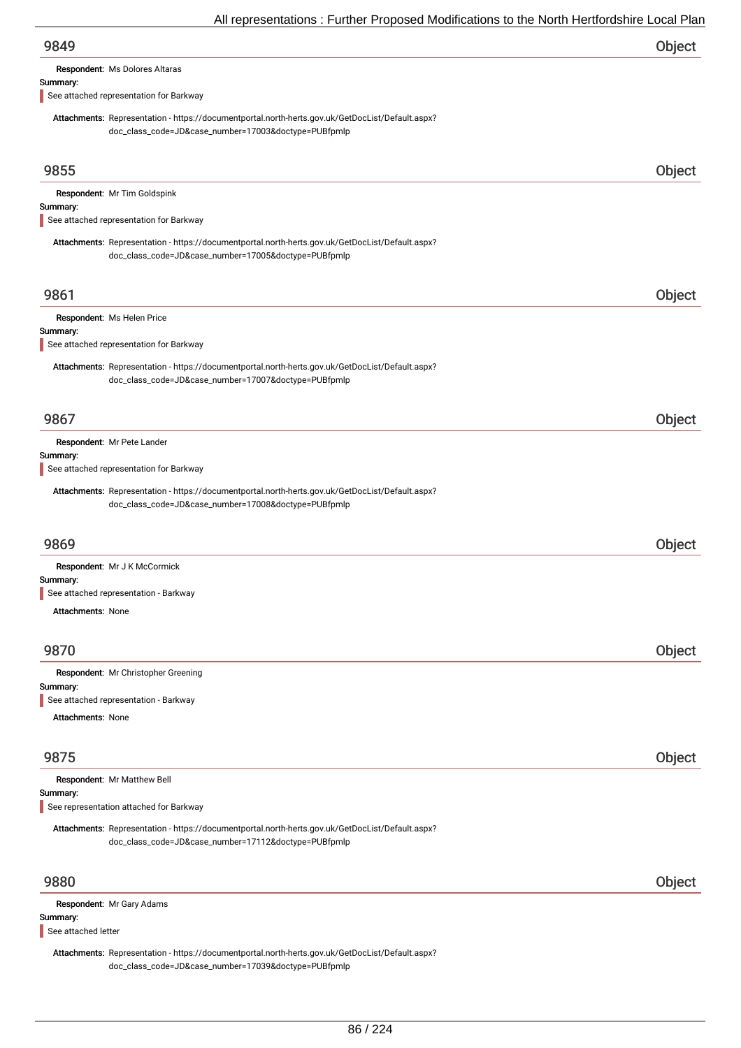## 9849

**Object**

**Respondent:** Ms Dolores Altaras

**Summary:**

See attached representation for Barkway

**Attachments:** Representation - https://documentportal.north-herts.gov.uk/GetDocList/Default.aspx?doc_class_code=JD&case_number=17003&doctype=PUBfpmlp

## 9855

**Object**

**Respondent:** Mr Tim Goldspink

**Summary:**

See attached representation for Barkway

**Attachments:** Representation - https://documentportal.north-herts.gov.uk/GetDocList/Default.aspx?doc_class_code=JD&case_number=17005&doctype=PUBfpmlp

## 9861

**Object**

**Respondent:** Ms Helen Price

**Summary:**

See attached representation for Barkway

**Attachments:** Representation - https://documentportal.north-herts.gov.uk/GetDocList/Default.aspx?doc_class_code=JD&case_number=17007&doctype=PUBfpmlp

## 9867

**Object**

**Respondent:** Mr Pete Lander

**Summary:**

See attached representation for Barkway

**Attachments:** Representation - https://documentportal.north-herts.gov.uk/GetDocList/Default.aspx?doc_class_code=JD&case_number=17008&doctype=PUBfpmlp

## 9869

**Object**

**Respondent:** Mr J K McCormick

**Summary:**

See attached representation - Barkway

**Attachments:** None

## 9870

**Object**

**Respondent:** Mr Christopher Greening

**Summary:**

See attached representation - Barkway

**Attachments:** None

## 9875

**Object**

**Respondent:** Mr Matthew Bell

**Summary:**

See representation attached for Barkway

**Attachments:** Representation - https://documentportal.north-herts.gov.uk/GetDocList/Default.aspx?doc_class_code=JD&case_number=17112&doctype=PUBfpmlp

## 9880

**Object**

**Respondent:** Mr Gary Adams

**Summary:**

See attached letter

**Attachments:** Representation - https://documentportal.north-herts.gov.uk/GetDocList/Default.aspx?doc_class_code=JD&case_number=17039&doctype=PUBfpmlp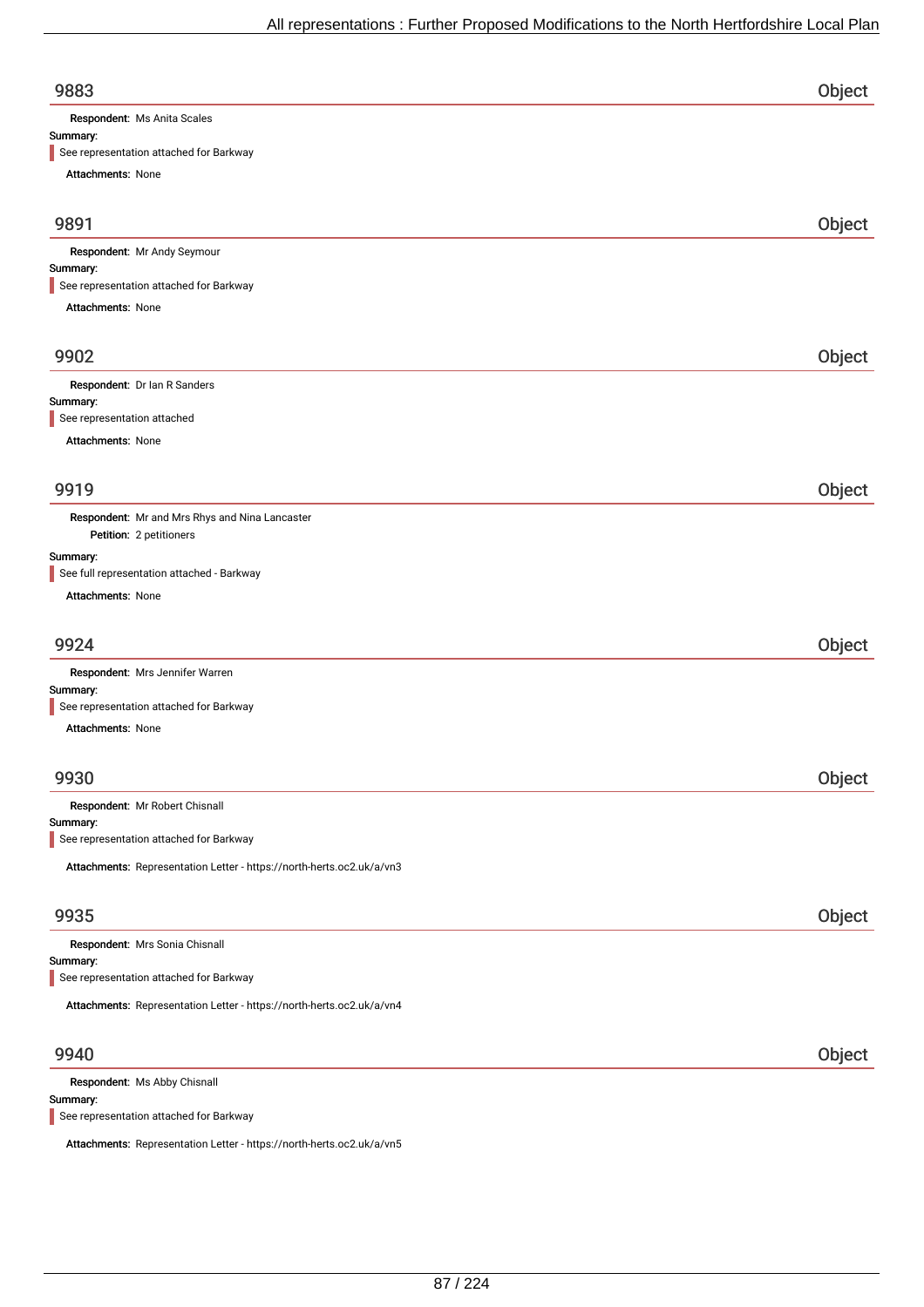## 9883 — Object

**Respondent:** Ms Anita Scales

**Summary:**

See representation attached for Barkway

**Attachments:** None

## 9891 — Object

**Respondent:** Mr Andy Seymour

**Summary:**

See representation attached for Barkway

**Attachments:** None

## 9902 — Object

**Respondent:** Dr Ian R Sanders

**Summary:**

See representation attached

**Attachments:** None

## 9919 — Object

**Respondent:** Mr and Mrs Rhys and Nina Lancaster

**Petition:** 2 petitioners

**Summary:**

See full representation attached - Barkway

**Attachments:** None

## 9924 — Object

**Respondent:** Mrs Jennifer Warren

**Summary:**

See representation attached for Barkway

**Attachments:** None

## 9930 — Object

**Respondent:** Mr Robert Chisnall

**Summary:**

See representation attached for Barkway

**Attachments:** Representation Letter - https://north-herts.oc2.uk/a/vn3

## 9935 — Object

**Respondent:** Mrs Sonia Chisnall

**Summary:**

See representation attached for Barkway

**Attachments:** Representation Letter - https://north-herts.oc2.uk/a/vn4

## 9940 — Object

**Respondent:** Ms Abby Chisnall

**Summary:**

See representation attached for Barkway

**Attachments:** Representation Letter - https://north-herts.oc2.uk/a/vn5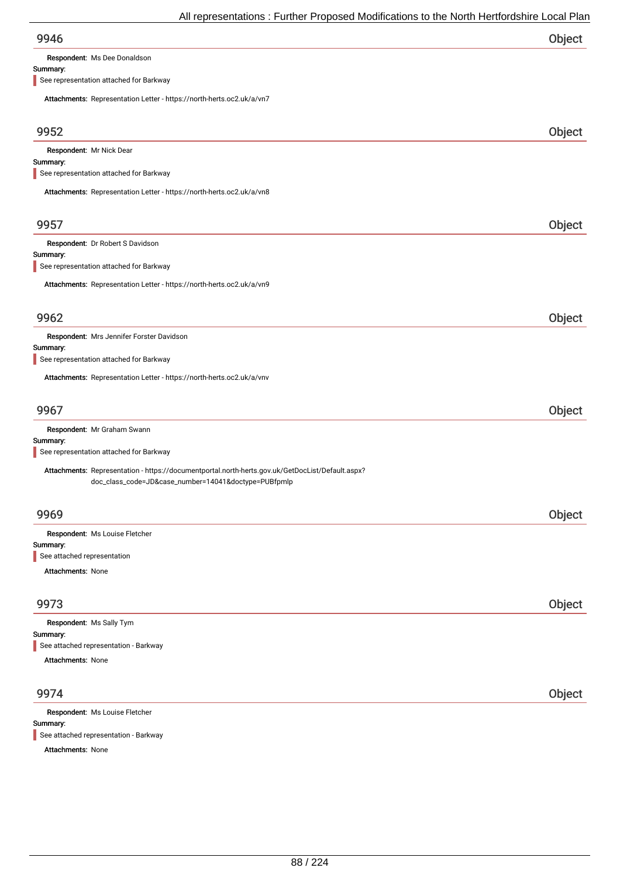## 9946 — Object

**Respondent:** Ms Dee Donaldson

**Summary:**

See representation attached for Barkway

**Attachments:** Representation Letter - https://north-herts.oc2.uk/a/vn7

## 9952 — Object

**Respondent:** Mr Nick Dear

**Summary:**

See representation attached for Barkway

**Attachments:** Representation Letter - https://north-herts.oc2.uk/a/vn8

## 9957 — Object

**Respondent:** Dr Robert S Davidson

**Summary:**

See representation attached for Barkway

**Attachments:** Representation Letter - https://north-herts.oc2.uk/a/vn9

## 9962 — Object

**Respondent:** Mrs Jennifer Forster Davidson

**Summary:**

See representation attached for Barkway

**Attachments:** Representation Letter - https://north-herts.oc2.uk/a/vnv

## 9967 — Object

**Respondent:** Mr Graham Swann

**Summary:**

See representation attached for Barkway

**Attachments:** Representation - https://documentportal.north-herts.gov.uk/GetDocList/Default.aspx?doc_class_code=JD&case_number=14041&doctype=PUBfpmlp

## 9969 — Object

**Respondent:** Ms Louise Fletcher

**Summary:**

See attached representation

**Attachments:** None

## 9973 — Object

**Respondent:** Ms Sally Tym

**Summary:**

See attached representation - Barkway

**Attachments:** None

## 9974 — Object

**Respondent:** Ms Louise Fletcher

**Summary:**

See attached representation - Barkway

**Attachments:** None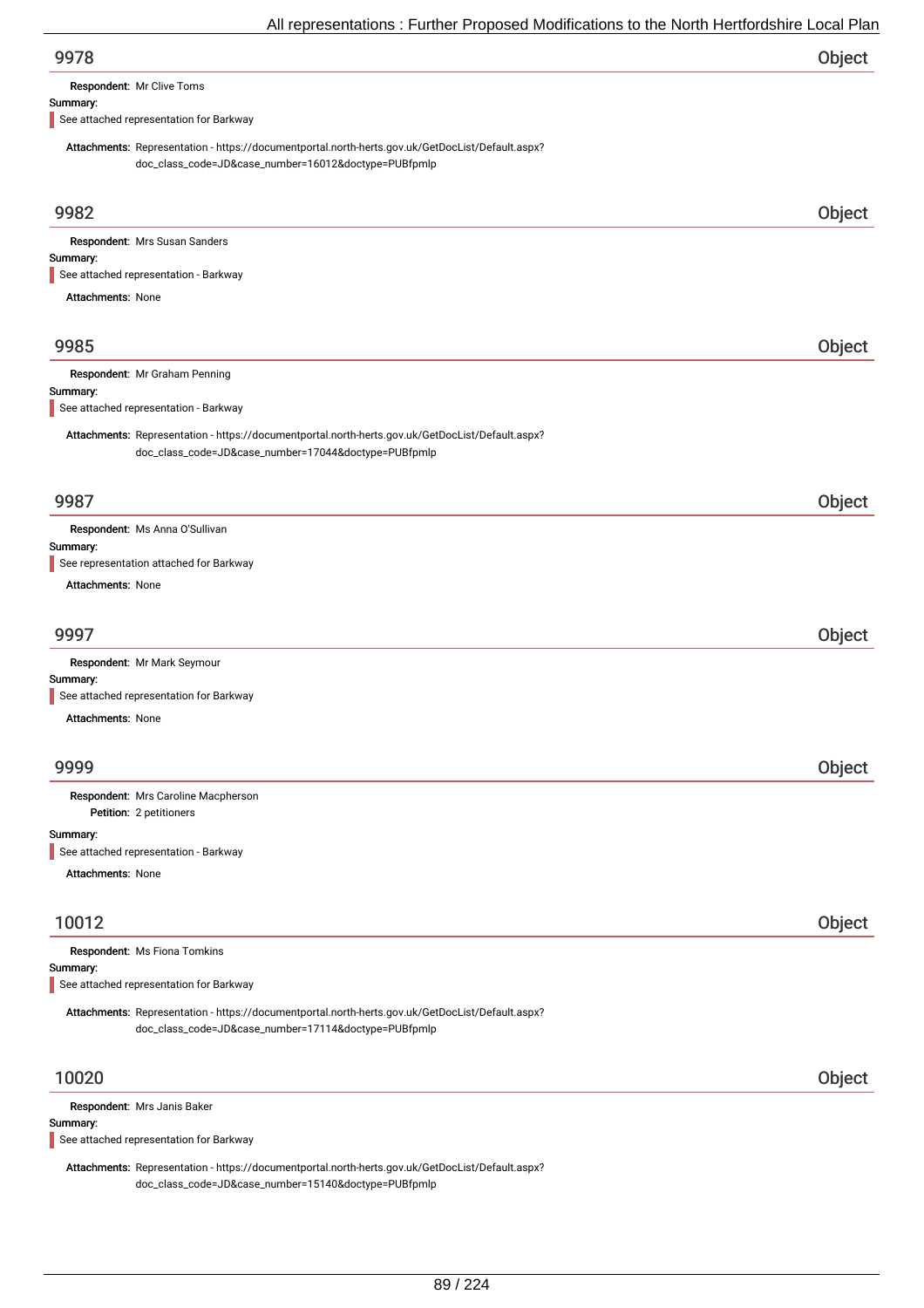## 9978 — Object

**Respondent:** Mr Clive Toms

**Summary:**

See attached representation for Barkway

**Attachments:** Representation - https://documentportal.north-herts.gov.uk/GetDocList/Default.aspx?doc_class_code=JD&case_number=16012&doctype=PUBfpmlp

## 9982 — Object

**Respondent:** Mrs Susan Sanders

**Summary:**

See attached representation - Barkway

**Attachments:** None

## 9985 — Object

**Respondent:** Mr Graham Penning

**Summary:**

See attached representation - Barkway

**Attachments:** Representation - https://documentportal.north-herts.gov.uk/GetDocList/Default.aspx?doc_class_code=JD&case_number=17044&doctype=PUBfpmlp

## 9987 — Object

**Respondent:** Ms Anna O'Sullivan

**Summary:**

See representation attached for Barkway

**Attachments:** None

## 9997 — Object

**Respondent:** Mr Mark Seymour

**Summary:**

See attached representation for Barkway

**Attachments:** None

## 9999 — Object

**Respondent:** Mrs Caroline Macpherson

**Petition:** 2 petitioners

**Summary:**

See attached representation - Barkway

**Attachments:** None

## 10012 — Object

**Respondent:** Ms Fiona Tomkins

**Summary:**

See attached representation for Barkway

**Attachments:** Representation - https://documentportal.north-herts.gov.uk/GetDocList/Default.aspx?doc_class_code=JD&case_number=17114&doctype=PUBfpmlp

## 10020 — Object

**Respondent:** Mrs Janis Baker

**Summary:**

See attached representation for Barkway

**Attachments:** Representation - https://documentportal.north-herts.gov.uk/GetDocList/Default.aspx?doc_class_code=JD&case_number=15140&doctype=PUBfpmlp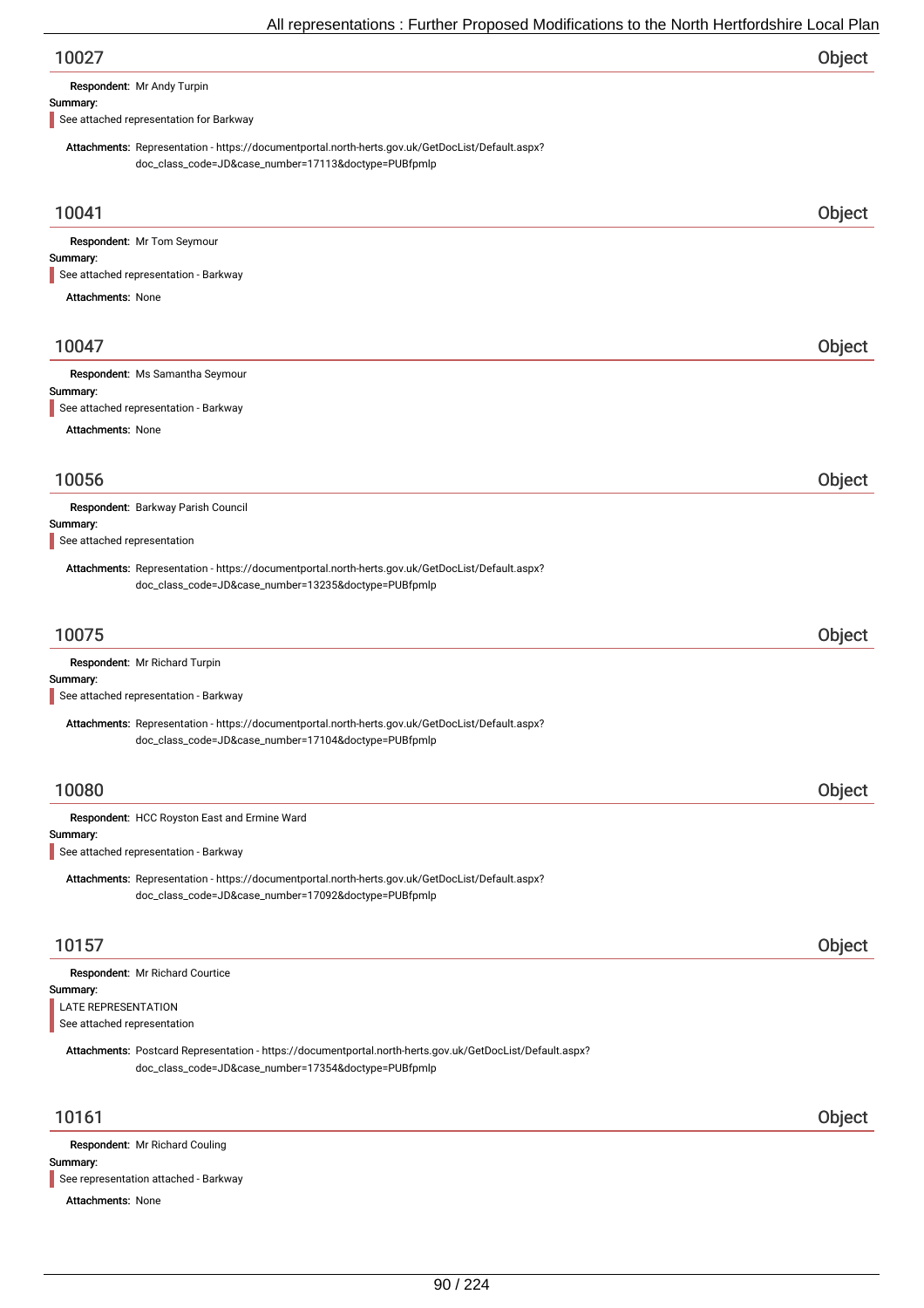## 10027 — Object

**Respondent:** Mr Andy Turpin

**Summary:**

See attached representation for Barkway

**Attachments:** Representation - https://documentportal.north-herts.gov.uk/GetDocList/Default.aspx?doc_class_code=JD&case_number=17113&doctype=PUBfpmlp

## 10041 — Object

**Respondent:** Mr Tom Seymour

**Summary:**

See attached representation - Barkway

**Attachments:** None

## 10047 — Object

**Respondent:** Ms Samantha Seymour

**Summary:**

See attached representation - Barkway

**Attachments:** None

## 10056 — Object

**Respondent:** Barkway Parish Council

**Summary:**

See attached representation

**Attachments:** Representation - https://documentportal.north-herts.gov.uk/GetDocList/Default.aspx?doc_class_code=JD&case_number=13235&doctype=PUBfpmlp

## 10075 — Object

**Respondent:** Mr Richard Turpin

**Summary:**

See attached representation - Barkway

**Attachments:** Representation - https://documentportal.north-herts.gov.uk/GetDocList/Default.aspx?doc_class_code=JD&case_number=17104&doctype=PUBfpmlp

## 10080 — Object

**Respondent:** HCC Royston East and Ermine Ward

**Summary:**

See attached representation - Barkway

**Attachments:** Representation - https://documentportal.north-herts.gov.uk/GetDocList/Default.aspx?doc_class_code=JD&case_number=17092&doctype=PUBfpmlp

## 10157 — Object

**Respondent:** Mr Richard Courtice

**Summary:**

LATE REPRESENTATION
See attached representation

**Attachments:** Postcard Representation - https://documentportal.north-herts.gov.uk/GetDocList/Default.aspx?doc_class_code=JD&case_number=17354&doctype=PUBfpmlp

## 10161 — Object

**Respondent:** Mr Richard Couling

**Summary:**

See representation attached - Barkway

**Attachments:** None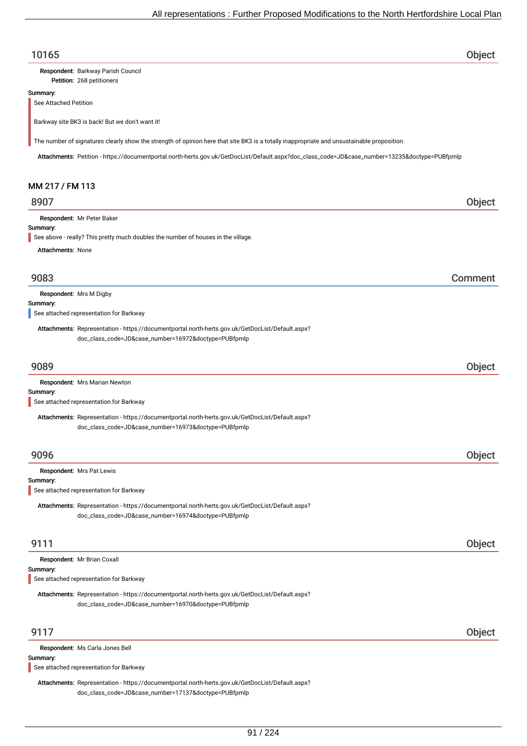## 10165 Object

**Respondent:** Barkway Parish Council
**Petition:** 268 petitioners

**Summary:**

See Attached Petition

Barkway site BK3 is back! But we don't want it!

The number of signatures clearly show the strength of opinion here that site BK3 is a totally inappropriate and unsustainable proposition.

**Attachments:** Petition - https://documentportal.north-herts.gov.uk/GetDocList/Default.aspx?doc_class_code=JD&case_number=13235&doctype=PUBfpmlp

### MM 217 / FM 113

## 8907 Object

**Respondent:** Mr Peter Baker

**Summary:**

See above - really? This pretty much doubles the number of houses in the village.

**Attachments:** None

## 9083 Comment

**Respondent:** Mrs M Digby

**Summary:**

See attached representation for Barkway

**Attachments:** Representation - https://documentportal.north-herts.gov.uk/GetDocList/Default.aspx?doc_class_code=JD&case_number=16972&doctype=PUBfpmlp

## 9089 Object

**Respondent:** Mrs Marian Newton

**Summary:**

See attached representation for Barkway

**Attachments:** Representation - https://documentportal.north-herts.gov.uk/GetDocList/Default.aspx?doc_class_code=JD&case_number=16973&doctype=PUBfpmlp

## 9096 Object

**Respondent:** Mrs Pat Lewis

**Summary:**

See attached representation for Barkway

**Attachments:** Representation - https://documentportal.north-herts.gov.uk/GetDocList/Default.aspx?doc_class_code=JD&case_number=16974&doctype=PUBfpmlp

## 9111 Object

**Respondent:** Mr Brian Coxall

**Summary:**

See attached representation for Barkway

**Attachments:** Representation - https://documentportal.north-herts.gov.uk/GetDocList/Default.aspx?doc_class_code=JD&case_number=16970&doctype=PUBfpmlp

## 9117 Object

**Respondent:** Ms Carla Jones Bell

**Summary:**

See attached representation for Barkway

**Attachments:** Representation - https://documentportal.north-herts.gov.uk/GetDocList/Default.aspx?doc_class_code=JD&case_number=17137&doctype=PUBfpmlp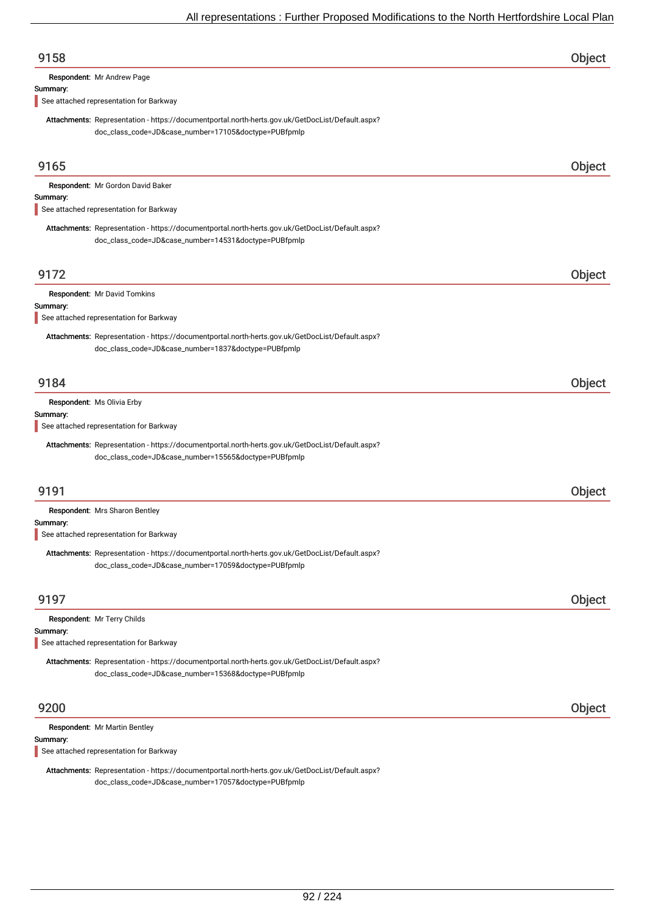## 9158 Object

**Respondent:** Mr Andrew Page

**Summary:**

See attached representation for Barkway

**Attachments:** Representation - https://documentportal.north-herts.gov.uk/GetDocList/Default.aspx?doc_class_code=JD&case_number=17105&doctype=PUBfpmlp

## 9165 Object

**Respondent:** Mr Gordon David Baker

**Summary:**

See attached representation for Barkway

**Attachments:** Representation - https://documentportal.north-herts.gov.uk/GetDocList/Default.aspx?doc_class_code=JD&case_number=14531&doctype=PUBfpmlp

## 9172 Object

**Respondent:** Mr David Tomkins

**Summary:**

See attached representation for Barkway

**Attachments:** Representation - https://documentportal.north-herts.gov.uk/GetDocList/Default.aspx?doc_class_code=JD&case_number=1837&doctype=PUBfpmlp

## 9184 Object

**Respondent:** Ms Olivia Erby

**Summary:**

See attached representation for Barkway

**Attachments:** Representation - https://documentportal.north-herts.gov.uk/GetDocList/Default.aspx?doc_class_code=JD&case_number=15565&doctype=PUBfpmlp

## 9191 Object

**Respondent:** Mrs Sharon Bentley

**Summary:**

See attached representation for Barkway

**Attachments:** Representation - https://documentportal.north-herts.gov.uk/GetDocList/Default.aspx?doc_class_code=JD&case_number=17059&doctype=PUBfpmlp

## 9197 Object

**Respondent:** Mr Terry Childs

**Summary:**

See attached representation for Barkway

**Attachments:** Representation - https://documentportal.north-herts.gov.uk/GetDocList/Default.aspx?doc_class_code=JD&case_number=15368&doctype=PUBfpmlp

## 9200 Object

**Respondent:** Mr Martin Bentley

**Summary:**

See attached representation for Barkway

**Attachments:** Representation - https://documentportal.north-herts.gov.uk/GetDocList/Default.aspx?doc_class_code=JD&case_number=17057&doctype=PUBfpmlp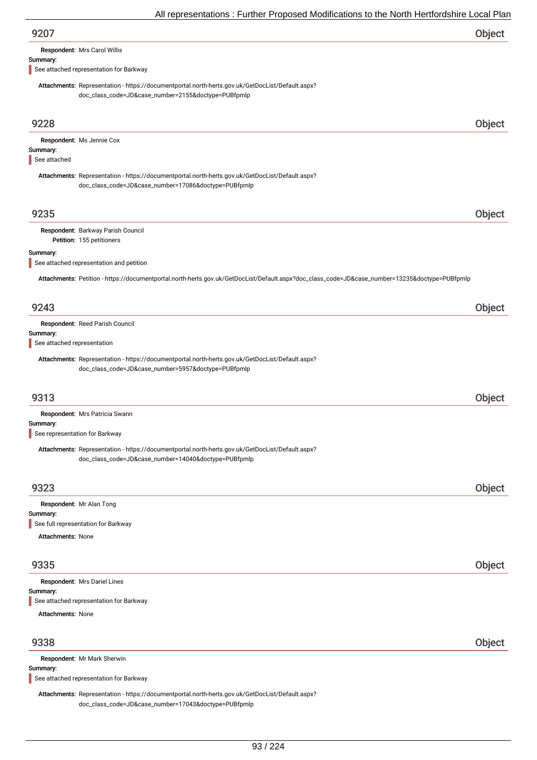## 9207 — Object

**Respondent:** Mrs Carol Willis

**Summary:**

See attached representation for Barkway

**Attachments:** Representation - https://documentportal.north-herts.gov.uk/GetDocList/Default.aspx?doc_class_code=JD&case_number=2155&doctype=PUBfpmlp

## 9228 — Object

**Respondent:** Ms Jennie Cox

**Summary:**

See attached

**Attachments:** Representation - https://documentportal.north-herts.gov.uk/GetDocList/Default.aspx?doc_class_code=JD&case_number=17086&doctype=PUBfpmlp

## 9235 — Object

**Respondent:** Barkway Parish Council

**Petition:** 155 petitioners

**Summary:**

See attached representation and petition

**Attachments:** Petition - https://documentportal.north-herts.gov.uk/GetDocList/Default.aspx?doc_class_code=JD&case_number=13235&doctype=PUBfpmlp

## 9243 — Object

**Respondent:** Reed Parish Council

**Summary:**

See attached representation

**Attachments:** Representation - https://documentportal.north-herts.gov.uk/GetDocList/Default.aspx?doc_class_code=JD&case_number=5957&doctype=PUBfpmlp

## 9313 — Object

**Respondent:** Mrs Patricia Swann

**Summary:**

See representation for Barkway

**Attachments:** Representation - https://documentportal.north-herts.gov.uk/GetDocList/Default.aspx?doc_class_code=JD&case_number=14040&doctype=PUBfpmlp

## 9323 — Object

**Respondent:** Mr Alan Tong

**Summary:**

See full representation for Barkway

**Attachments:** None

## 9335 — Object

**Respondent:** Mrs Dariel Lines

**Summary:**

See attached representation for Barkway

**Attachments:** None

## 9338 — Object

**Respondent:** Mr Mark Sherwin

**Summary:**

See attached representation for Barkway

**Attachments:** Representation - https://documentportal.north-herts.gov.uk/GetDocList/Default.aspx?doc_class_code=JD&case_number=17043&doctype=PUBfpmlp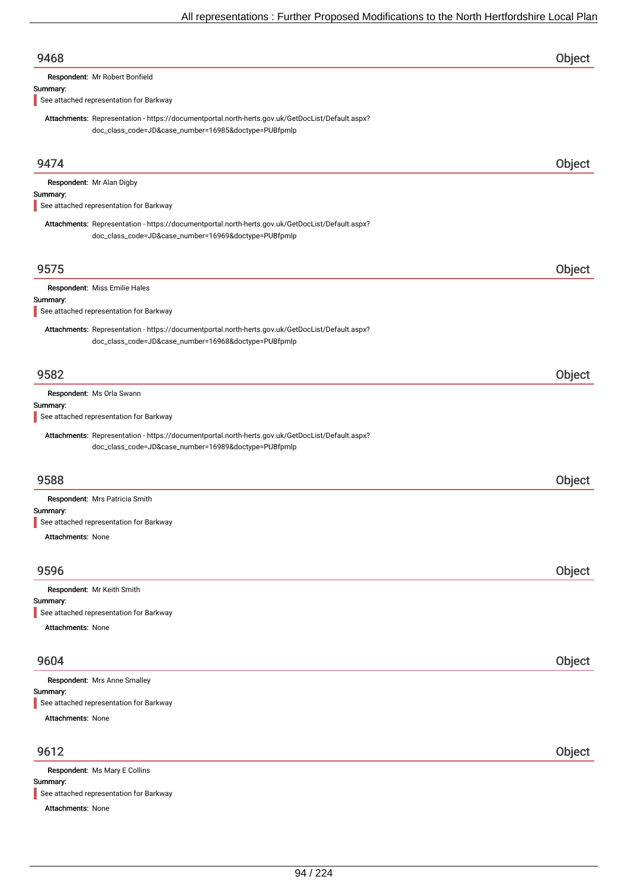## 9468 Object

**Respondent:** Mr Robert Bonfield

**Summary:**

See attached representation for Barkway

**Attachments:** Representation - https://documentportal.north-herts.gov.uk/GetDocList/Default.aspx?doc_class_code=JD&case_number=16985&doctype=PUBfpmlp

## 9474 Object

**Respondent:** Mr Alan Digby

**Summary:**

See attached representation for Barkway

**Attachments:** Representation - https://documentportal.north-herts.gov.uk/GetDocList/Default.aspx?doc_class_code=JD&case_number=16969&doctype=PUBfpmlp

## 9575 Object

**Respondent:** Miss Emilie Hales

**Summary:**

See attached representation for Barkway

**Attachments:** Representation - https://documentportal.north-herts.gov.uk/GetDocList/Default.aspx?doc_class_code=JD&case_number=16968&doctype=PUBfpmlp

## 9582 Object

**Respondent:** Ms Orla Swann

**Summary:**

See attached representation for Barkway

**Attachments:** Representation - https://documentportal.north-herts.gov.uk/GetDocList/Default.aspx?doc_class_code=JD&case_number=16989&doctype=PUBfpmlp

## 9588 Object

**Respondent:** Mrs Patricia Smith

**Summary:**

See attached representation for Barkway

**Attachments:** None

## 9596 Object

**Respondent:** Mr Keith Smith

**Summary:**

See attached representation for Barkway

**Attachments:** None

## 9604 Object

**Respondent:** Mrs Anne Smalley

**Summary:**

See attached representation for Barkway

**Attachments:** None

## 9612 Object

**Respondent:** Ms Mary E Collins

**Summary:**

See attached representation for Barkway

**Attachments:** None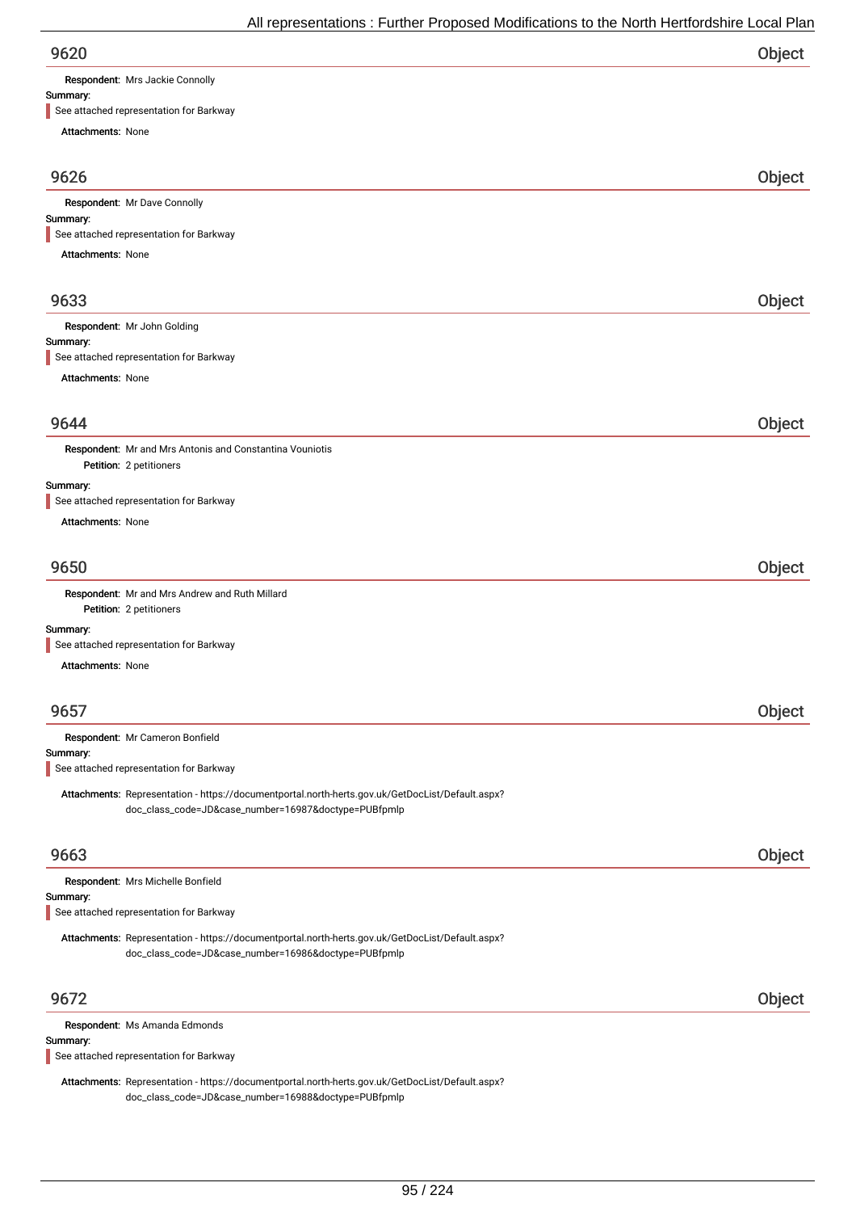## 9620 — Object

**Respondent:** Mrs Jackie Connolly

**Summary:**

See attached representation for Barkway

**Attachments:** None

## 9626 — Object

**Respondent:** Mr Dave Connolly

**Summary:**

See attached representation for Barkway

**Attachments:** None

## 9633 — Object

**Respondent:** Mr John Golding

**Summary:**

See attached representation for Barkway

**Attachments:** None

## 9644 — Object

**Respondent:** Mr and Mrs Antonis and Constantina Vouniotis

**Petition:** 2 petitioners

**Summary:**

See attached representation for Barkway

**Attachments:** None

## 9650 — Object

**Respondent:** Mr and Mrs Andrew and Ruth Millard

**Petition:** 2 petitioners

**Summary:**

See attached representation for Barkway

**Attachments:** None

## 9657 — Object

**Respondent:** Mr Cameron Bonfield

**Summary:**

See attached representation for Barkway

**Attachments:** Representation - https://documentportal.north-herts.gov.uk/GetDocList/Default.aspx?doc_class_code=JD&case_number=16987&doctype=PUBfpmlp

## 9663 — Object

**Respondent:** Mrs Michelle Bonfield

**Summary:**

See attached representation for Barkway

**Attachments:** Representation - https://documentportal.north-herts.gov.uk/GetDocList/Default.aspx?doc_class_code=JD&case_number=16986&doctype=PUBfpmlp

## 9672 — Object

**Respondent:** Ms Amanda Edmonds

**Summary:**

See attached representation for Barkway

**Attachments:** Representation - https://documentportal.north-herts.gov.uk/GetDocList/Default.aspx?doc_class_code=JD&case_number=16988&doctype=PUBfpmlp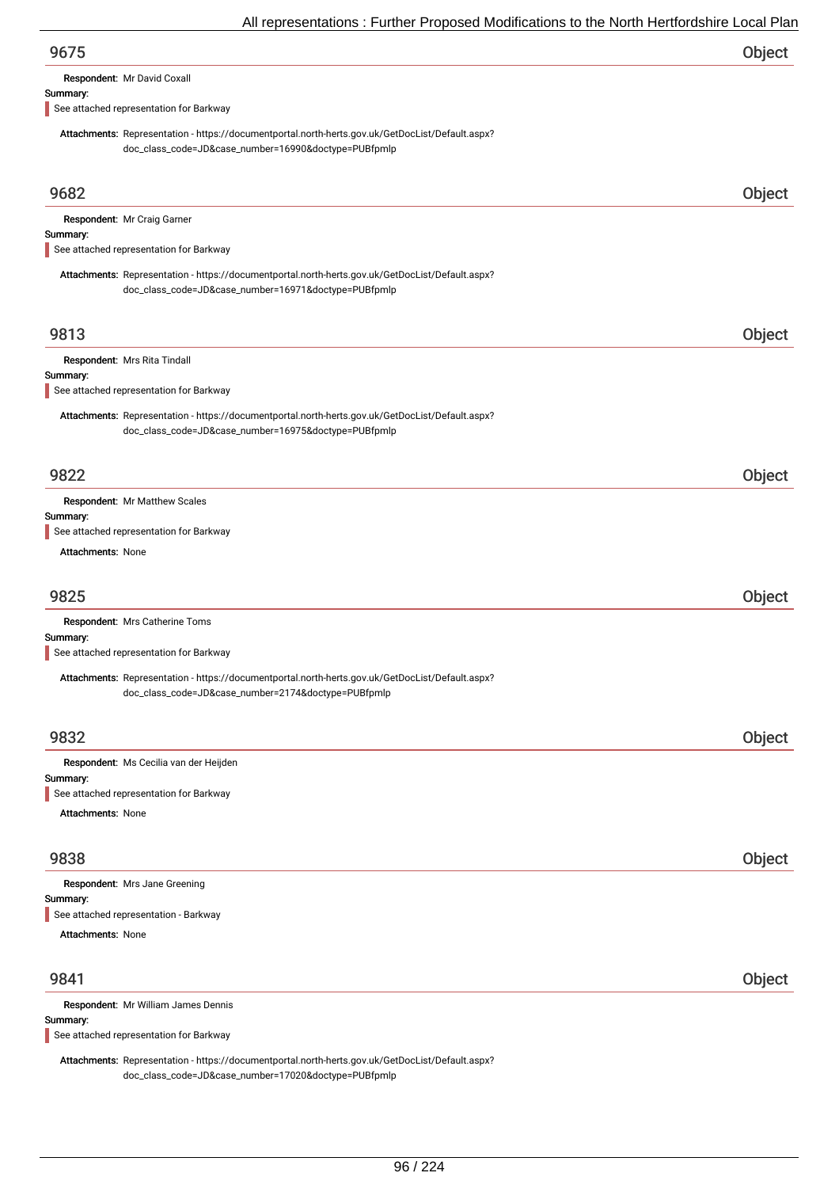## 9675

Object

**Respondent:** Mr David Coxall

**Summary:**

> See attached representation for Barkway

**Attachments:** Representation - https://documentportal.north-herts.gov.uk/GetDocList/Default.aspx?doc_class_code=JD&case_number=16990&doctype=PUBfpmlp

## 9682

Object

**Respondent:** Mr Craig Garner

**Summary:**

> See attached representation for Barkway

**Attachments:** Representation - https://documentportal.north-herts.gov.uk/GetDocList/Default.aspx?doc_class_code=JD&case_number=16971&doctype=PUBfpmlp

## 9813

Object

**Respondent:** Mrs Rita Tindall

**Summary:**

> See attached representation for Barkway

**Attachments:** Representation - https://documentportal.north-herts.gov.uk/GetDocList/Default.aspx?doc_class_code=JD&case_number=16975&doctype=PUBfpmlp

## 9822

Object

**Respondent:** Mr Matthew Scales

**Summary:**

> See attached representation for Barkway

**Attachments:** None

## 9825

Object

**Respondent:** Mrs Catherine Toms

**Summary:**

> See attached representation for Barkway

**Attachments:** Representation - https://documentportal.north-herts.gov.uk/GetDocList/Default.aspx?doc_class_code=JD&case_number=2174&doctype=PUBfpmlp

## 9832

Object

**Respondent:** Ms Cecilia van der Heijden

**Summary:**

> See attached representation for Barkway

**Attachments:** None

## 9838

Object

**Respondent:** Mrs Jane Greening

**Summary:**

> See attached representation - Barkway

**Attachments:** None

## 9841

Object

**Respondent:** Mr William James Dennis

**Summary:**

> See attached representation for Barkway

**Attachments:** Representation - https://documentportal.north-herts.gov.uk/GetDocList/Default.aspx?doc_class_code=JD&case_number=17020&doctype=PUBfpmlp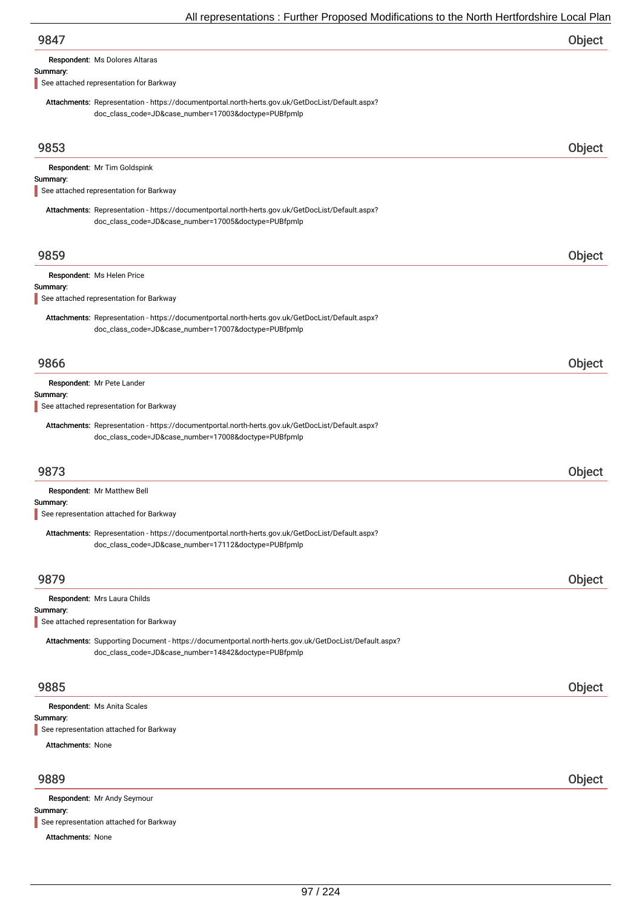## 9847

**Object**

**Respondent:** Ms Dolores Altaras

**Summary:**

See attached representation for Barkway

**Attachments:** Representation - https://documentportal.north-herts.gov.uk/GetDocList/Default.aspx?doc_class_code=JD&case_number=17003&doctype=PUBfpmlp

## 9853

**Object**

**Respondent:** Mr Tim Goldspink

**Summary:**

See attached representation for Barkway

**Attachments:** Representation - https://documentportal.north-herts.gov.uk/GetDocList/Default.aspx?doc_class_code=JD&case_number=17005&doctype=PUBfpmlp

## 9859

**Object**

**Respondent:** Ms Helen Price

**Summary:**

See attached representation for Barkway

**Attachments:** Representation - https://documentportal.north-herts.gov.uk/GetDocList/Default.aspx?doc_class_code=JD&case_number=17007&doctype=PUBfpmlp

## 9866

**Object**

**Respondent:** Mr Pete Lander

**Summary:**

See attached representation for Barkway

**Attachments:** Representation - https://documentportal.north-herts.gov.uk/GetDocList/Default.aspx?doc_class_code=JD&case_number=17008&doctype=PUBfpmlp

## 9873

**Object**

**Respondent:** Mr Matthew Bell

**Summary:**

See representation attached for Barkway

**Attachments:** Representation - https://documentportal.north-herts.gov.uk/GetDocList/Default.aspx?doc_class_code=JD&case_number=17112&doctype=PUBfpmlp

## 9879

**Object**

**Respondent:** Mrs Laura Childs

**Summary:**

See attached representation for Barkway

**Attachments:** Supporting Document - https://documentportal.north-herts.gov.uk/GetDocList/Default.aspx?doc_class_code=JD&case_number=14842&doctype=PUBfpmlp

## 9885

**Object**

**Respondent:** Ms Anita Scales

**Summary:**

See representation attached for Barkway

**Attachments:** None

## 9889

**Object**

**Respondent:** Mr Andy Seymour

**Summary:**

See representation attached for Barkway

**Attachments:** None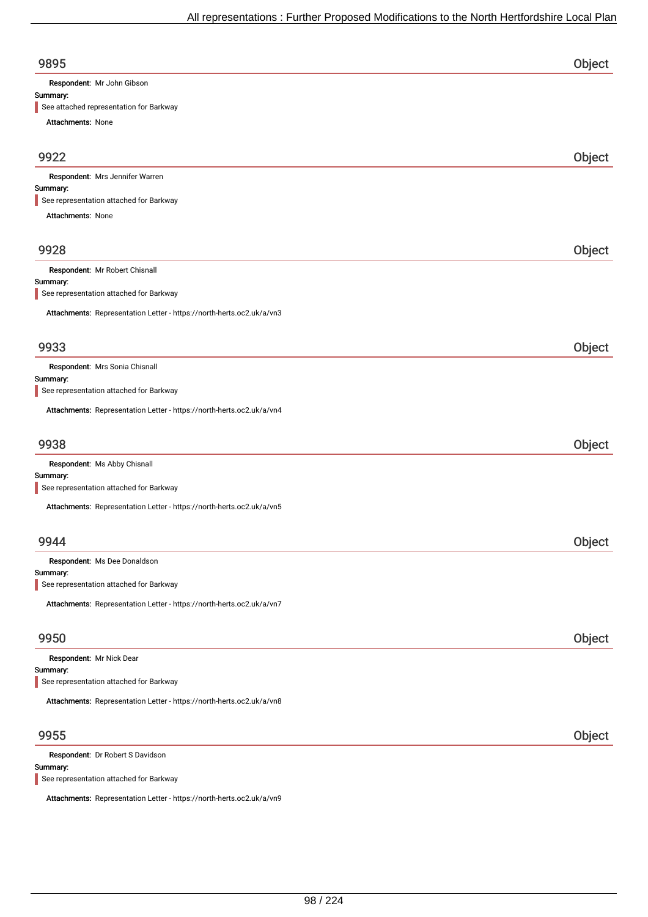## 9895 Object

**Respondent:** Mr John Gibson

**Summary:**

> See attached representation for Barkway

**Attachments:** None

## 9922 Object

**Respondent:** Mrs Jennifer Warren

**Summary:**

> See representation attached for Barkway

**Attachments:** None

## 9928 Object

**Respondent:** Mr Robert Chisnall

**Summary:**

> See representation attached for Barkway

**Attachments:** Representation Letter - https://north-herts.oc2.uk/a/vn3

## 9933 Object

**Respondent:** Mrs Sonia Chisnall

**Summary:**

> See representation attached for Barkway

**Attachments:** Representation Letter - https://north-herts.oc2.uk/a/vn4

## 9938 Object

**Respondent:** Ms Abby Chisnall

**Summary:**

> See representation attached for Barkway

**Attachments:** Representation Letter - https://north-herts.oc2.uk/a/vn5

## 9944 Object

**Respondent:** Ms Dee Donaldson

**Summary:**

> See representation attached for Barkway

**Attachments:** Representation Letter - https://north-herts.oc2.uk/a/vn7

## 9950 Object

**Respondent:** Mr Nick Dear

**Summary:**

> See representation attached for Barkway

**Attachments:** Representation Letter - https://north-herts.oc2.uk/a/vn8

## 9955 Object

**Respondent:** Dr Robert S Davidson

**Summary:**

> See representation attached for Barkway

**Attachments:** Representation Letter - https://north-herts.oc2.uk/a/vn9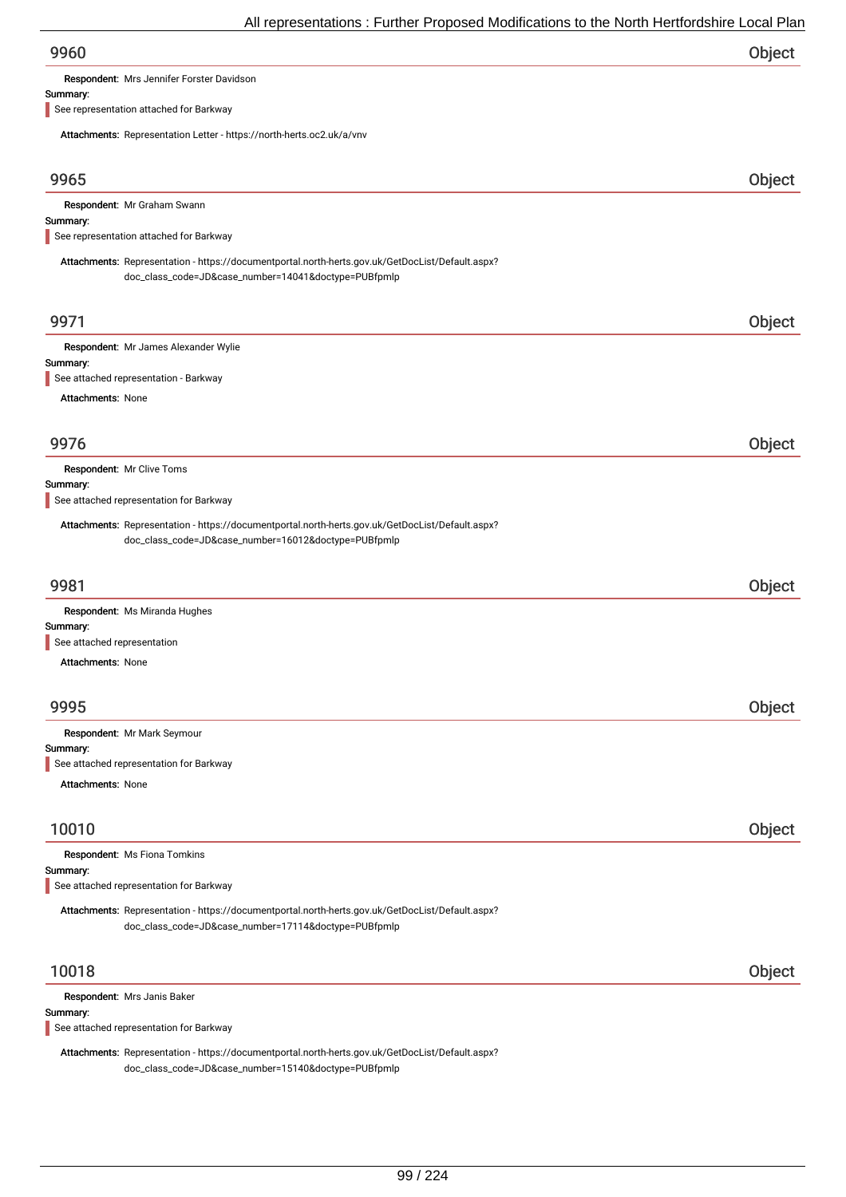## 9960 Object

**Respondent:** Mrs Jennifer Forster Davidson

**Summary:**

See representation attached for Barkway

**Attachments:** Representation Letter - https://north-herts.oc2.uk/a/vnv

## 9965 Object

**Respondent:** Mr Graham Swann

**Summary:**

See representation attached for Barkway

**Attachments:** Representation - https://documentportal.north-herts.gov.uk/GetDocList/Default.aspx?doc_class_code=JD&case_number=14041&doctype=PUBfpmlp

## 9971 Object

**Respondent:** Mr James Alexander Wylie

**Summary:**

See attached representation - Barkway

**Attachments:** None

## 9976 Object

**Respondent:** Mr Clive Toms

**Summary:**

See attached representation for Barkway

**Attachments:** Representation - https://documentportal.north-herts.gov.uk/GetDocList/Default.aspx?doc_class_code=JD&case_number=16012&doctype=PUBfpmlp

## 9981 Object

**Respondent:** Ms Miranda Hughes

**Summary:**

See attached representation

**Attachments:** None

## 9995 Object

**Respondent:** Mr Mark Seymour

**Summary:**

See attached representation for Barkway

**Attachments:** None

## 10010 Object

**Respondent:** Ms Fiona Tomkins

**Summary:**

See attached representation for Barkway

**Attachments:** Representation - https://documentportal.north-herts.gov.uk/GetDocList/Default.aspx?doc_class_code=JD&case_number=17114&doctype=PUBfpmlp

## 10018 Object

**Respondent:** Mrs Janis Baker

**Summary:**

See attached representation for Barkway

**Attachments:** Representation - https://documentportal.north-herts.gov.uk/GetDocList/Default.aspx?doc_class_code=JD&case_number=15140&doctype=PUBfpmlp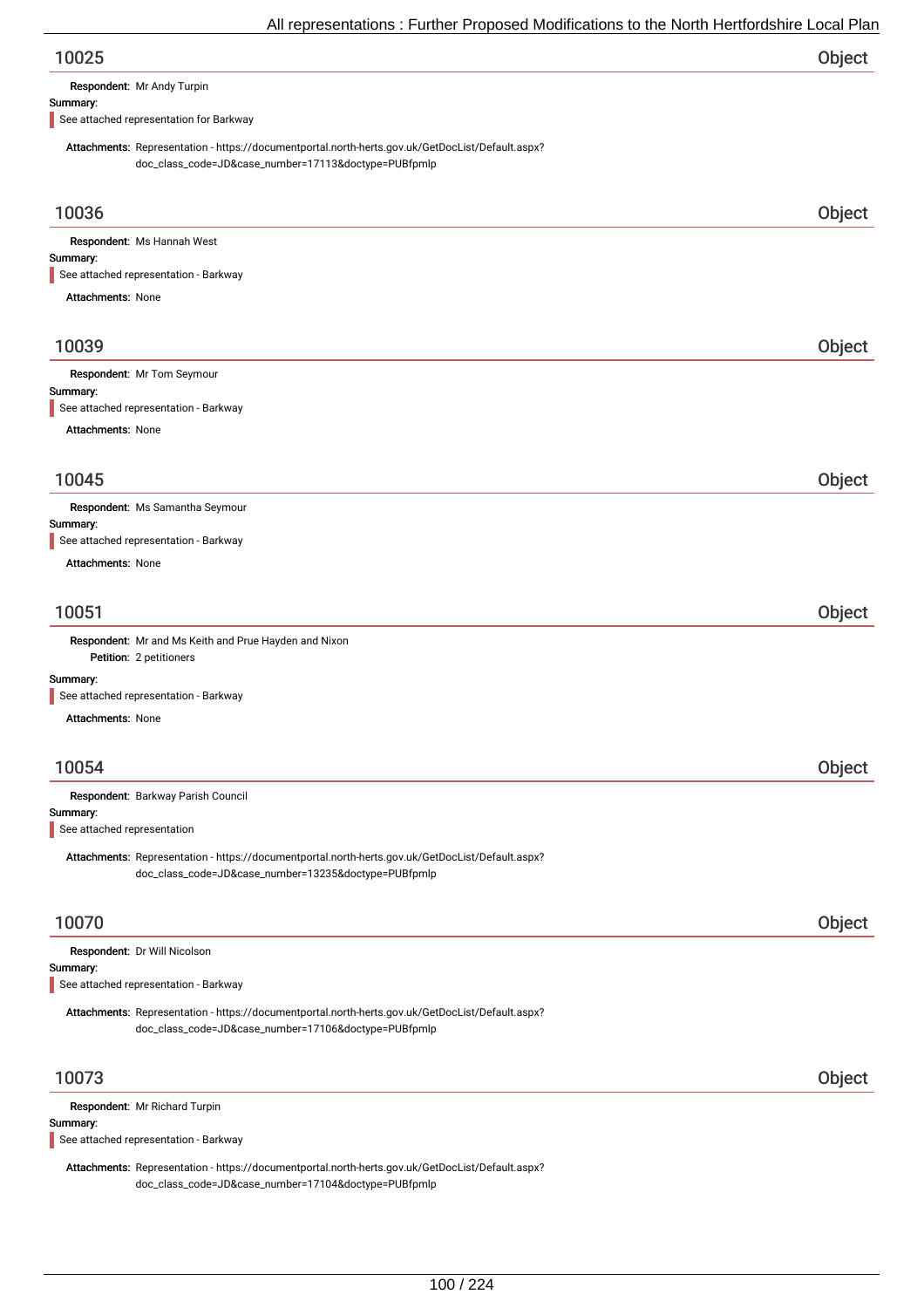## 10025 Object

**Respondent:** Mr Andy Turpin

**Summary:**

See attached representation for Barkway

**Attachments:** Representation - https://documentportal.north-herts.gov.uk/GetDocList/Default.aspx?doc_class_code=JD&case_number=17113&doctype=PUBfpmlp

## 10036 Object

**Respondent:** Ms Hannah West

**Summary:**

See attached representation - Barkway

**Attachments:** None

## 10039 Object

**Respondent:** Mr Tom Seymour

**Summary:**

See attached representation - Barkway

**Attachments:** None

## 10045 Object

**Respondent:** Ms Samantha Seymour

**Summary:**

See attached representation - Barkway

**Attachments:** None

## 10051 Object

**Respondent:** Mr and Ms Keith and Prue Hayden and Nixon

**Petition:** 2 petitioners

**Summary:**

See attached representation - Barkway

**Attachments:** None

## 10054 Object

**Respondent:** Barkway Parish Council

**Summary:**

See attached representation

**Attachments:** Representation - https://documentportal.north-herts.gov.uk/GetDocList/Default.aspx?doc_class_code=JD&case_number=13235&doctype=PUBfpmlp

## 10070 Object

**Respondent:** Dr Will Nicolson

**Summary:**

See attached representation - Barkway

**Attachments:** Representation - https://documentportal.north-herts.gov.uk/GetDocList/Default.aspx?doc_class_code=JD&case_number=17106&doctype=PUBfpmlp

## 10073 Object

**Respondent:** Mr Richard Turpin

**Summary:**

See attached representation - Barkway

**Attachments:** Representation - https://documentportal.north-herts.gov.uk/GetDocList/Default.aspx?doc_class_code=JD&case_number=17104&doctype=PUBfpmlp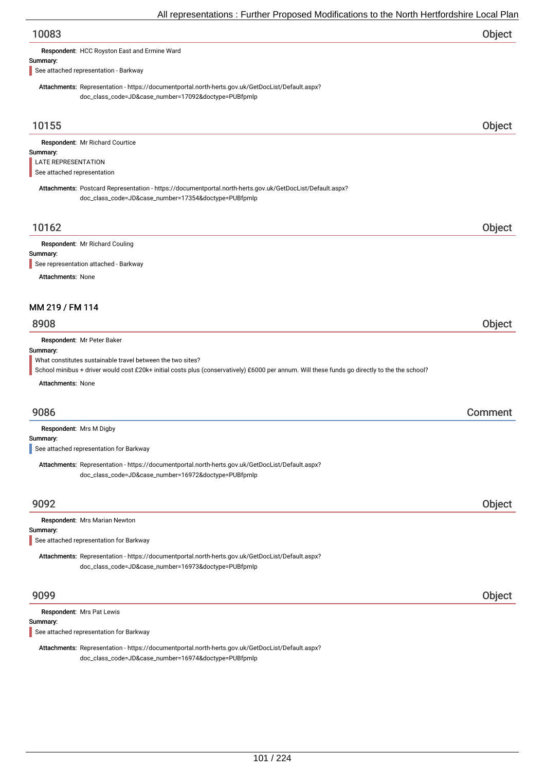## 10083 — Object

**Respondent:** HCC Royston East and Ermine Ward

**Summary:**

See attached representation - Barkway

**Attachments:** Representation - https://documentportal.north-herts.gov.uk/GetDocList/Default.aspx?doc_class_code=JD&case_number=17092&doctype=PUBfpmlp

## 10155 — Object

**Respondent:** Mr Richard Courtice

**Summary:**

LATE REPRESENTATION
See attached representation

**Attachments:** Postcard Representation - https://documentportal.north-herts.gov.uk/GetDocList/Default.aspx?doc_class_code=JD&case_number=17354&doctype=PUBfpmlp

## 10162 — Object

**Respondent:** Mr Richard Couling

**Summary:**

See representation attached - Barkway

**Attachments:** None

# MM 219 / FM 114

## 8908 — Object

**Respondent:** Mr Peter Baker

**Summary:**

What constitutes sustainable travel between the two sites?
School minibus + driver would cost £20k+ initial costs plus (conservatively) £6000 per annum. Will these funds go directly to the the school?

**Attachments:** None

## 9086 — Comment

**Respondent:** Mrs M Digby

**Summary:**

See attached representation for Barkway

**Attachments:** Representation - https://documentportal.north-herts.gov.uk/GetDocList/Default.aspx?doc_class_code=JD&case_number=16972&doctype=PUBfpmlp

## 9092 — Object

**Respondent:** Mrs Marian Newton

**Summary:**

See attached representation for Barkway

**Attachments:** Representation - https://documentportal.north-herts.gov.uk/GetDocList/Default.aspx?doc_class_code=JD&case_number=16973&doctype=PUBfpmlp

## 9099 — Object

**Respondent:** Mrs Pat Lewis

**Summary:**

See attached representation for Barkway

**Attachments:** Representation - https://documentportal.north-herts.gov.uk/GetDocList/Default.aspx?doc_class_code=JD&case_number=16974&doctype=PUBfpmlp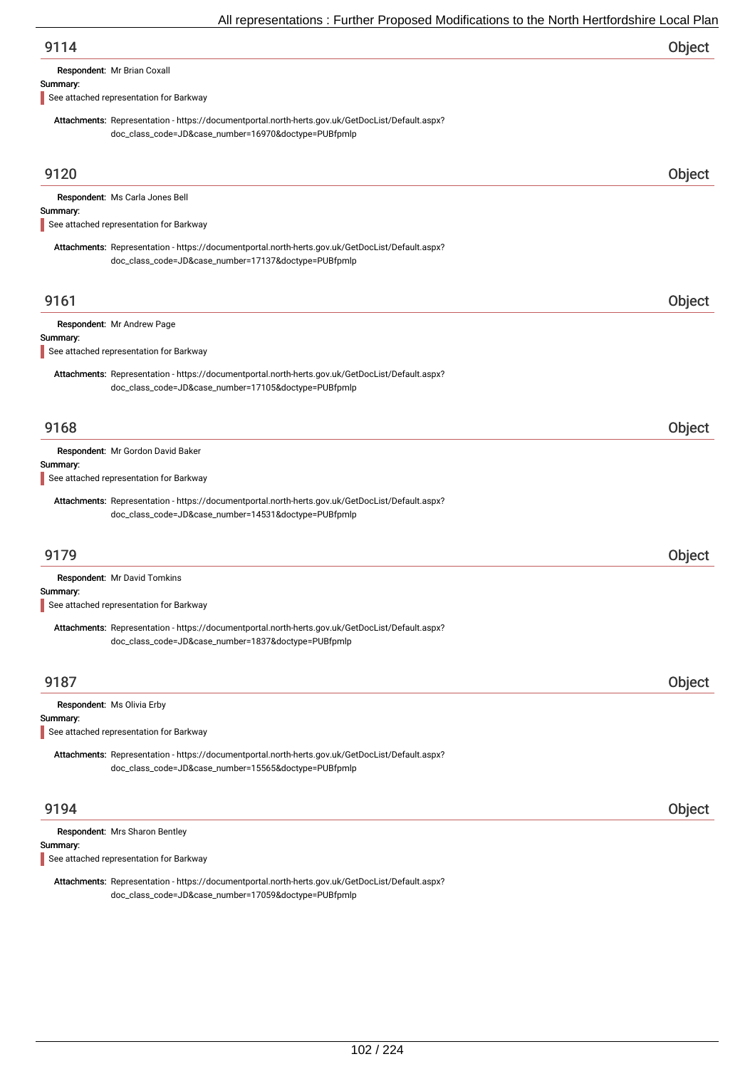## 9114 — Object

**Respondent:** Mr Brian Coxall

**Summary:**

See attached representation for Barkway

**Attachments:** Representation - https://documentportal.north-herts.gov.uk/GetDocList/Default.aspx?doc_class_code=JD&case_number=16970&doctype=PUBfpmlp

## 9120 — Object

**Respondent:** Ms Carla Jones Bell

**Summary:**

See attached representation for Barkway

**Attachments:** Representation - https://documentportal.north-herts.gov.uk/GetDocList/Default.aspx?doc_class_code=JD&case_number=17137&doctype=PUBfpmlp

## 9161 — Object

**Respondent:** Mr Andrew Page

**Summary:**

See attached representation for Barkway

**Attachments:** Representation - https://documentportal.north-herts.gov.uk/GetDocList/Default.aspx?doc_class_code=JD&case_number=17105&doctype=PUBfpmlp

## 9168 — Object

**Respondent:** Mr Gordon David Baker

**Summary:**

See attached representation for Barkway

**Attachments:** Representation - https://documentportal.north-herts.gov.uk/GetDocList/Default.aspx?doc_class_code=JD&case_number=14531&doctype=PUBfpmlp

## 9179 — Object

**Respondent:** Mr David Tomkins

**Summary:**

See attached representation for Barkway

**Attachments:** Representation - https://documentportal.north-herts.gov.uk/GetDocList/Default.aspx?doc_class_code=JD&case_number=1837&doctype=PUBfpmlp

## 9187 — Object

**Respondent:** Ms Olivia Erby

**Summary:**

See attached representation for Barkway

**Attachments:** Representation - https://documentportal.north-herts.gov.uk/GetDocList/Default.aspx?doc_class_code=JD&case_number=15565&doctype=PUBfpmlp

## 9194 — Object

**Respondent:** Mrs Sharon Bentley

**Summary:**

See attached representation for Barkway

**Attachments:** Representation - https://documentportal.north-herts.gov.uk/GetDocList/Default.aspx?doc_class_code=JD&case_number=17059&doctype=PUBfpmlp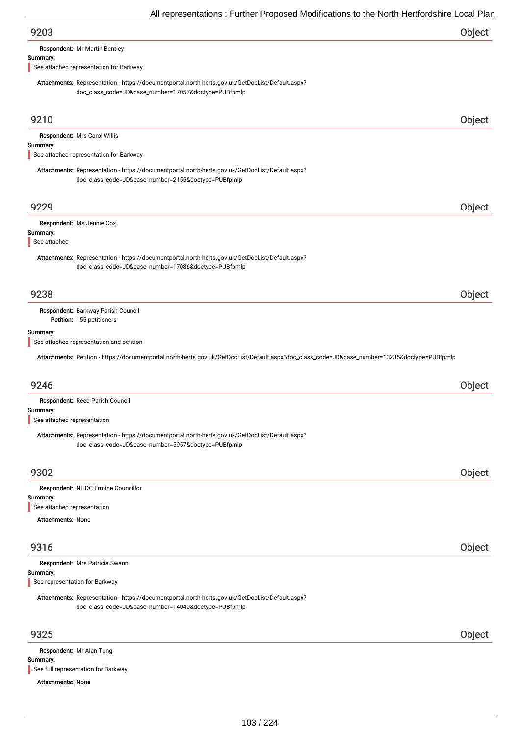## 9203 — Object

**Respondent:** Mr Martin Bentley

**Summary:**

See attached representation for Barkway

**Attachments:** Representation - https://documentportal.north-herts.gov.uk/GetDocList/Default.aspx?doc_class_code=JD&case_number=17057&doctype=PUBfpmlp

## 9210 — Object

**Respondent:** Mrs Carol Willis

**Summary:**

See attached representation for Barkway

**Attachments:** Representation - https://documentportal.north-herts.gov.uk/GetDocList/Default.aspx?doc_class_code=JD&case_number=2155&doctype=PUBfpmlp

## 9229 — Object

**Respondent:** Ms Jennie Cox

**Summary:**

See attached

**Attachments:** Representation - https://documentportal.north-herts.gov.uk/GetDocList/Default.aspx?doc_class_code=JD&case_number=17086&doctype=PUBfpmlp

## 9238 — Object

**Respondent:** Barkway Parish Council

**Petition:** 155 petitioners

**Summary:**

See attached representation and petition

**Attachments:** Petition - https://documentportal.north-herts.gov.uk/GetDocList/Default.aspx?doc_class_code=JD&case_number=13235&doctype=PUBfpmlp

## 9246 — Object

**Respondent:** Reed Parish Council

**Summary:**

See attached representation

**Attachments:** Representation - https://documentportal.north-herts.gov.uk/GetDocList/Default.aspx?doc_class_code=JD&case_number=5957&doctype=PUBfpmlp

## 9302 — Object

**Respondent:** NHDC Ermine Councillor

**Summary:**

See attached representation

**Attachments:** None

## 9316 — Object

**Respondent:** Mrs Patricia Swann

**Summary:**

See representation for Barkway

**Attachments:** Representation - https://documentportal.north-herts.gov.uk/GetDocList/Default.aspx?doc_class_code=JD&case_number=14040&doctype=PUBfpmlp

## 9325 — Object

**Respondent:** Mr Alan Tong

**Summary:**

See full representation for Barkway

**Attachments:** None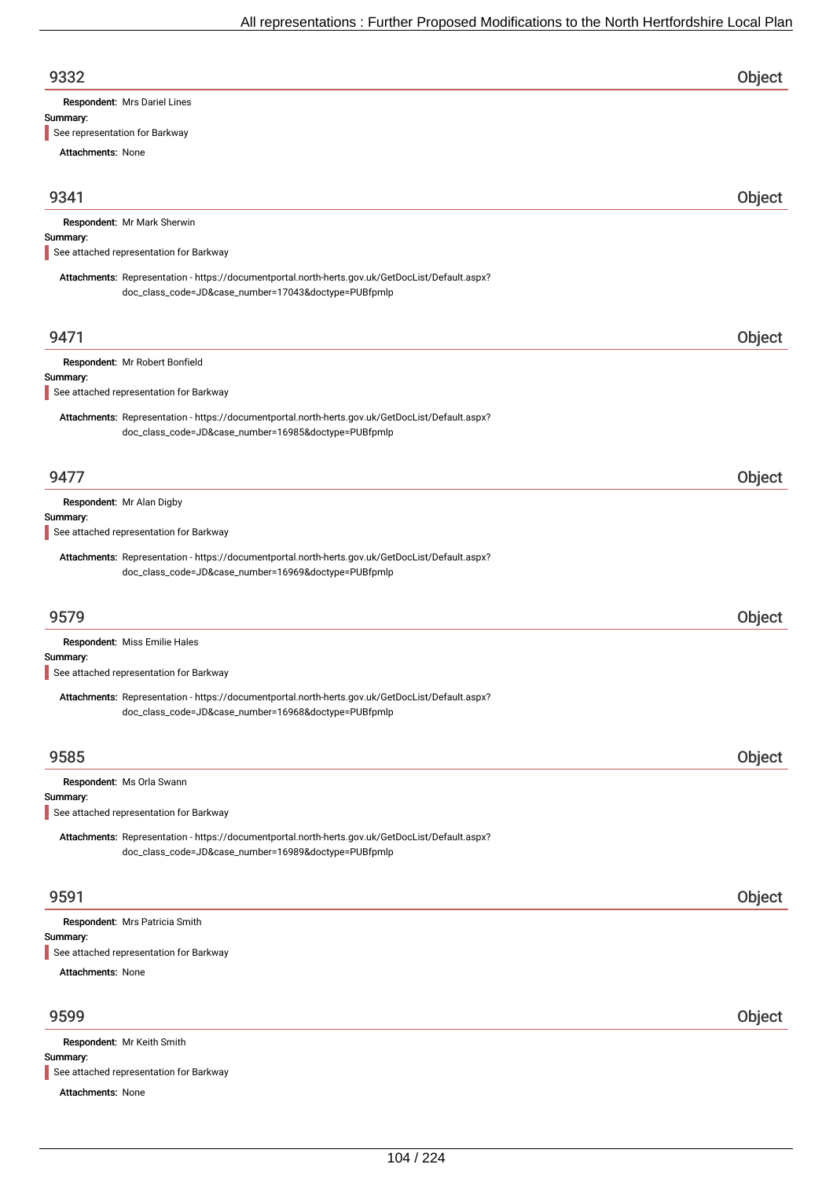## 9332 — Object

**Respondent:** Mrs Dariel Lines

**Summary:**

See representation for Barkway

**Attachments:** None

## 9341 — Object

**Respondent:** Mr Mark Sherwin

**Summary:**

See attached representation for Barkway

**Attachments:** Representation - https://documentportal.north-herts.gov.uk/GetDocList/Default.aspx?doc_class_code=JD&case_number=17043&doctype=PUBfpmlp

## 9471 — Object

**Respondent:** Mr Robert Bonfield

**Summary:**

See attached representation for Barkway

**Attachments:** Representation - https://documentportal.north-herts.gov.uk/GetDocList/Default.aspx?doc_class_code=JD&case_number=16985&doctype=PUBfpmlp

## 9477 — Object

**Respondent:** Mr Alan Digby

**Summary:**

See attached representation for Barkway

**Attachments:** Representation - https://documentportal.north-herts.gov.uk/GetDocList/Default.aspx?doc_class_code=JD&case_number=16969&doctype=PUBfpmlp

## 9579 — Object

**Respondent:** Miss Emilie Hales

**Summary:**

See attached representation for Barkway

**Attachments:** Representation - https://documentportal.north-herts.gov.uk/GetDocList/Default.aspx?doc_class_code=JD&case_number=16968&doctype=PUBfpmlp

## 9585 — Object

**Respondent:** Ms Orla Swann

**Summary:**

See attached representation for Barkway

**Attachments:** Representation - https://documentportal.north-herts.gov.uk/GetDocList/Default.aspx?doc_class_code=JD&case_number=16989&doctype=PUBfpmlp

## 9591 — Object

**Respondent:** Mrs Patricia Smith

**Summary:**

See attached representation for Barkway

**Attachments:** None

## 9599 — Object

**Respondent:** Mr Keith Smith

**Summary:**

See attached representation for Barkway

**Attachments:** None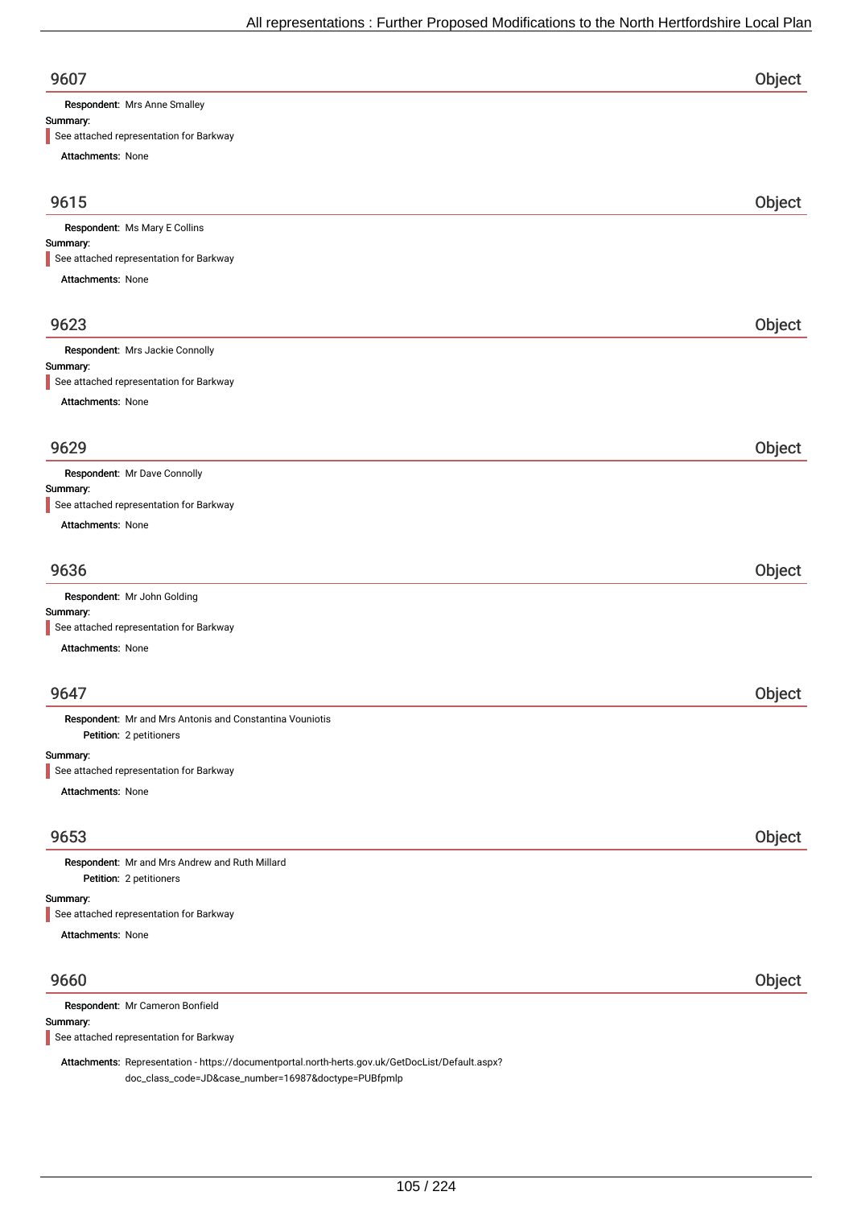## 9607 Object

**Respondent:** Mrs Anne Smalley

**Summary:**

See attached representation for Barkway

**Attachments:** None

## 9615 Object

**Respondent:** Ms Mary E Collins

**Summary:**

See attached representation for Barkway

**Attachments:** None

## 9623 Object

**Respondent:** Mrs Jackie Connolly

**Summary:**

See attached representation for Barkway

**Attachments:** None

## 9629 Object

**Respondent:** Mr Dave Connolly

**Summary:**

See attached representation for Barkway

**Attachments:** None

## 9636 Object

**Respondent:** Mr John Golding

**Summary:**

See attached representation for Barkway

**Attachments:** None

## 9647 Object

**Respondent:** Mr and Mrs Antonis and Constantina Vouniotis

**Petition:** 2 petitioners

**Summary:**

See attached representation for Barkway

**Attachments:** None

## 9653 Object

**Respondent:** Mr and Mrs Andrew and Ruth Millard

**Petition:** 2 petitioners

**Summary:**

See attached representation for Barkway

**Attachments:** None

## 9660 Object

**Respondent:** Mr Cameron Bonfield

**Summary:**

See attached representation for Barkway

**Attachments:** Representation - https://documentportal.north-herts.gov.uk/GetDocList/Default.aspx?doc_class_code=JD&case_number=16987&doctype=PUBfpmlp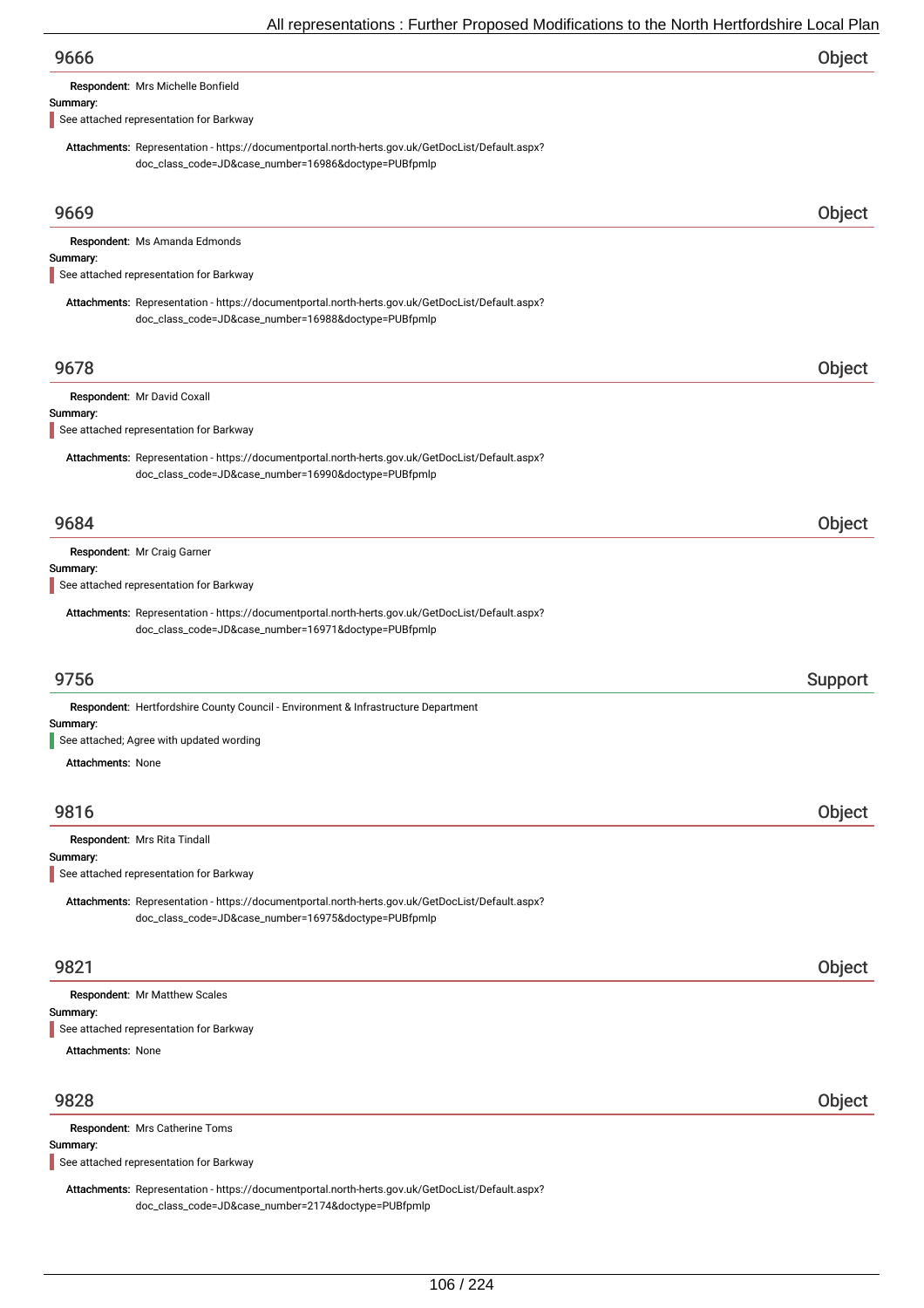## 9666 — Object

**Respondent:** Mrs Michelle Bonfield

**Summary:**

See attached representation for Barkway

**Attachments:** Representation - https://documentportal.north-herts.gov.uk/GetDocList/Default.aspx?doc_class_code=JD&case_number=16986&doctype=PUBfpmlp

## 9669 — Object

**Respondent:** Ms Amanda Edmonds

**Summary:**

See attached representation for Barkway

**Attachments:** Representation - https://documentportal.north-herts.gov.uk/GetDocList/Default.aspx?doc_class_code=JD&case_number=16988&doctype=PUBfpmlp

## 9678 — Object

**Respondent:** Mr David Coxall

**Summary:**

See attached representation for Barkway

**Attachments:** Representation - https://documentportal.north-herts.gov.uk/GetDocList/Default.aspx?doc_class_code=JD&case_number=16990&doctype=PUBfpmlp

## 9684 — Object

**Respondent:** Mr Craig Garner

**Summary:**

See attached representation for Barkway

**Attachments:** Representation - https://documentportal.north-herts.gov.uk/GetDocList/Default.aspx?doc_class_code=JD&case_number=16971&doctype=PUBfpmlp

## 9756 — Support

**Respondent:** Hertfordshire County Council - Environment & Infrastructure Department

**Summary:**

See attached; Agree with updated wording

**Attachments:** None

## 9816 — Object

**Respondent:** Mrs Rita Tindall

**Summary:**

See attached representation for Barkway

**Attachments:** Representation - https://documentportal.north-herts.gov.uk/GetDocList/Default.aspx?doc_class_code=JD&case_number=16975&doctype=PUBfpmlp

## 9821 — Object

**Respondent:** Mr Matthew Scales

**Summary:**

See attached representation for Barkway

**Attachments:** None

## 9828 — Object

**Respondent:** Mrs Catherine Toms

**Summary:**

See attached representation for Barkway

**Attachments:** Representation - https://documentportal.north-herts.gov.uk/GetDocList/Default.aspx?doc_class_code=JD&case_number=2174&doctype=PUBfpmlp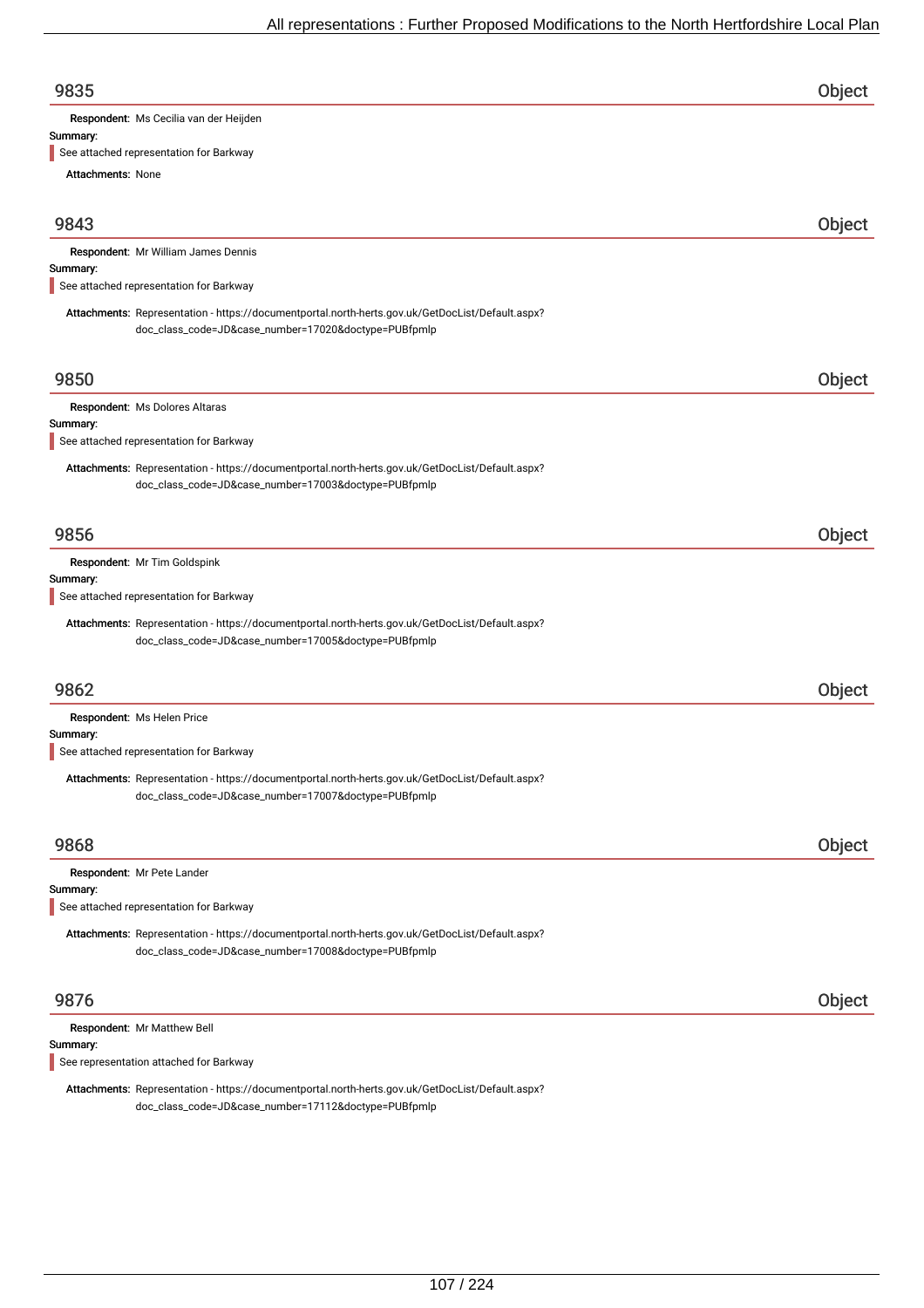## 9835 — Object

**Respondent:** Ms Cecilia van der Heijden

**Summary:**

See attached representation for Barkway

**Attachments:** None

## 9843 — Object

**Respondent:** Mr William James Dennis

**Summary:**

See attached representation for Barkway

**Attachments:** Representation - https://documentportal.north-herts.gov.uk/GetDocList/Default.aspx?doc_class_code=JD&case_number=17020&doctype=PUBfpmlp

## 9850 — Object

**Respondent:** Ms Dolores Altaras

**Summary:**

See attached representation for Barkway

**Attachments:** Representation - https://documentportal.north-herts.gov.uk/GetDocList/Default.aspx?doc_class_code=JD&case_number=17003&doctype=PUBfpmlp

## 9856 — Object

**Respondent:** Mr Tim Goldspink

**Summary:**

See attached representation for Barkway

**Attachments:** Representation - https://documentportal.north-herts.gov.uk/GetDocList/Default.aspx?doc_class_code=JD&case_number=17005&doctype=PUBfpmlp

## 9862 — Object

**Respondent:** Ms Helen Price

**Summary:**

See attached representation for Barkway

**Attachments:** Representation - https://documentportal.north-herts.gov.uk/GetDocList/Default.aspx?doc_class_code=JD&case_number=17007&doctype=PUBfpmlp

## 9868 — Object

**Respondent:** Mr Pete Lander

**Summary:**

See attached representation for Barkway

**Attachments:** Representation - https://documentportal.north-herts.gov.uk/GetDocList/Default.aspx?doc_class_code=JD&case_number=17008&doctype=PUBfpmlp

## 9876 — Object

**Respondent:** Mr Matthew Bell

**Summary:**

See representation attached for Barkway

**Attachments:** Representation - https://documentportal.north-herts.gov.uk/GetDocList/Default.aspx?doc_class_code=JD&case_number=17112&doctype=PUBfpmlp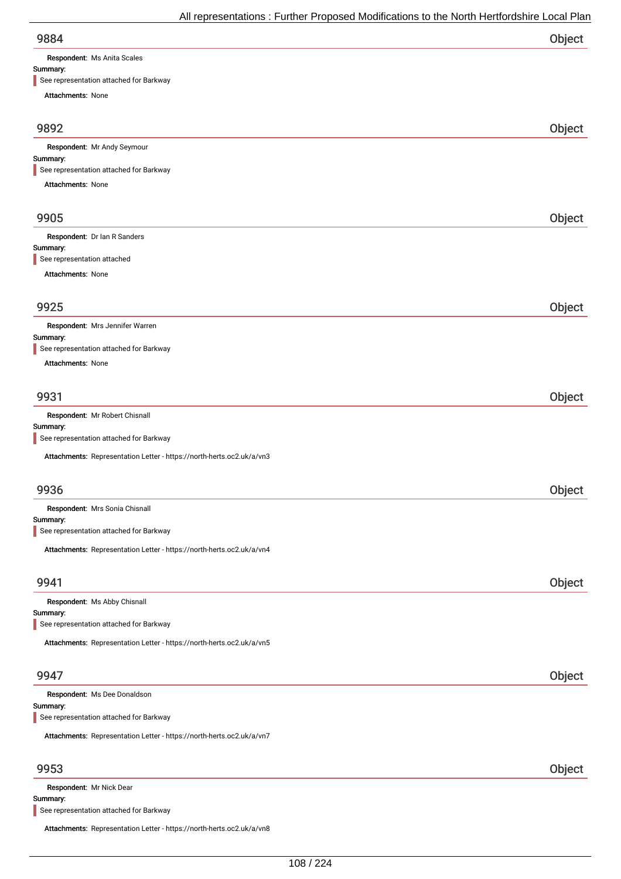## 9884 — Object

**Respondent:** Ms Anita Scales

**Summary:**

See representation attached for Barkway

**Attachments:** None

## 9892 — Object

**Respondent:** Mr Andy Seymour

**Summary:**

See representation attached for Barkway

**Attachments:** None

## 9905 — Object

**Respondent:** Dr Ian R Sanders

**Summary:**

See representation attached

**Attachments:** None

## 9925 — Object

**Respondent:** Mrs Jennifer Warren

**Summary:**

See representation attached for Barkway

**Attachments:** None

## 9931 — Object

**Respondent:** Mr Robert Chisnall

**Summary:**

See representation attached for Barkway

**Attachments:** Representation Letter - https://north-herts.oc2.uk/a/vn3

## 9936 — Object

**Respondent:** Mrs Sonia Chisnall

**Summary:**

See representation attached for Barkway

**Attachments:** Representation Letter - https://north-herts.oc2.uk/a/vn4

## 9941 — Object

**Respondent:** Ms Abby Chisnall

**Summary:**

See representation attached for Barkway

**Attachments:** Representation Letter - https://north-herts.oc2.uk/a/vn5

## 9947 — Object

**Respondent:** Ms Dee Donaldson

**Summary:**

See representation attached for Barkway

**Attachments:** Representation Letter - https://north-herts.oc2.uk/a/vn7

## 9953 — Object

**Respondent:** Mr Nick Dear

**Summary:**

See representation attached for Barkway

**Attachments:** Representation Letter - https://north-herts.oc2.uk/a/vn8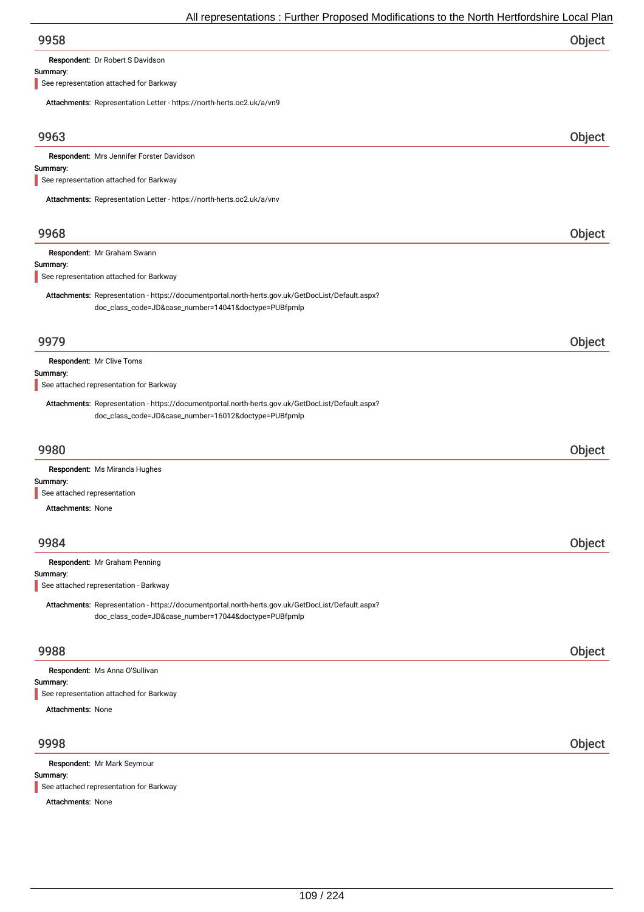## 9958

Object

**Respondent:** Dr Robert S Davidson

**Summary:**

See representation attached for Barkway

**Attachments:** Representation Letter - https://north-herts.oc2.uk/a/vn9

## 9963

Object

**Respondent:** Mrs Jennifer Forster Davidson

**Summary:**

See representation attached for Barkway

**Attachments:** Representation Letter - https://north-herts.oc2.uk/a/vnv

## 9968

Object

**Respondent:** Mr Graham Swann

**Summary:**

See representation attached for Barkway

**Attachments:** Representation - https://documentportal.north-herts.gov.uk/GetDocList/Default.aspx?doc_class_code=JD&case_number=14041&doctype=PUBfpmlp

## 9979

Object

**Respondent:** Mr Clive Toms

**Summary:**

See attached representation for Barkway

**Attachments:** Representation - https://documentportal.north-herts.gov.uk/GetDocList/Default.aspx?doc_class_code=JD&case_number=16012&doctype=PUBfpmlp

## 9980

Object

**Respondent:** Ms Miranda Hughes

**Summary:**

See attached representation

**Attachments:** None

## 9984

Object

**Respondent:** Mr Graham Penning

**Summary:**

See attached representation - Barkway

**Attachments:** Representation - https://documentportal.north-herts.gov.uk/GetDocList/Default.aspx?doc_class_code=JD&case_number=17044&doctype=PUBfpmlp

## 9988

Object

**Respondent:** Ms Anna O'Sullivan

**Summary:**

See representation attached for Barkway

**Attachments:** None

## 9998

Object

**Respondent:** Mr Mark Seymour

**Summary:**

See attached representation for Barkway

**Attachments:** None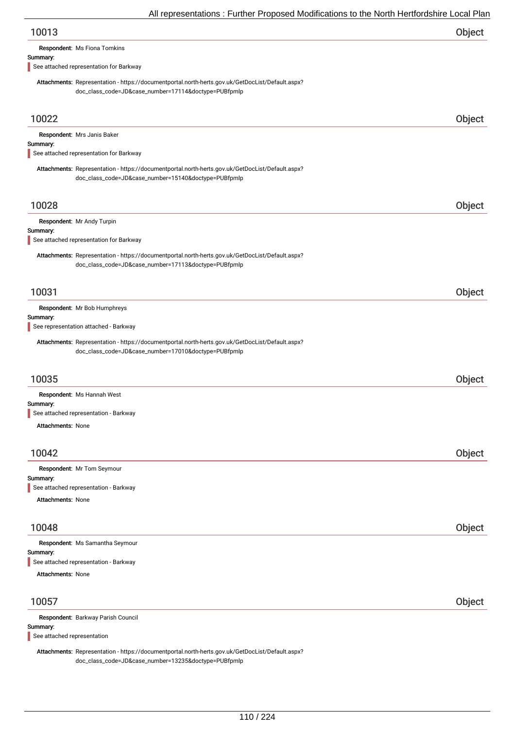## 10013 Object

**Respondent:** Ms Fiona Tomkins

**Summary:**

See attached representation for Barkway

**Attachments:** Representation - https://documentportal.north-herts.gov.uk/GetDocList/Default.aspx?doc_class_code=JD&case_number=17114&doctype=PUBfpmlp

## 10022 Object

**Respondent:** Mrs Janis Baker

**Summary:**

See attached representation for Barkway

**Attachments:** Representation - https://documentportal.north-herts.gov.uk/GetDocList/Default.aspx?doc_class_code=JD&case_number=15140&doctype=PUBfpmlp

## 10028 Object

**Respondent:** Mr Andy Turpin

**Summary:**

See attached representation for Barkway

**Attachments:** Representation - https://documentportal.north-herts.gov.uk/GetDocList/Default.aspx?doc_class_code=JD&case_number=17113&doctype=PUBfpmlp

## 10031 Object

**Respondent:** Mr Bob Humphreys

**Summary:**

See representation attached - Barkway

**Attachments:** Representation - https://documentportal.north-herts.gov.uk/GetDocList/Default.aspx?doc_class_code=JD&case_number=17010&doctype=PUBfpmlp

## 10035 Object

**Respondent:** Ms Hannah West

**Summary:**

See attached representation - Barkway

**Attachments:** None

## 10042 Object

**Respondent:** Mr Tom Seymour

**Summary:**

See attached representation - Barkway

**Attachments:** None

## 10048 Object

**Respondent:** Ms Samantha Seymour

**Summary:**

See attached representation - Barkway

**Attachments:** None

## 10057 Object

**Respondent:** Barkway Parish Council

**Summary:**

See attached representation

**Attachments:** Representation - https://documentportal.north-herts.gov.uk/GetDocList/Default.aspx?doc_class_code=JD&case_number=13235&doctype=PUBfpmlp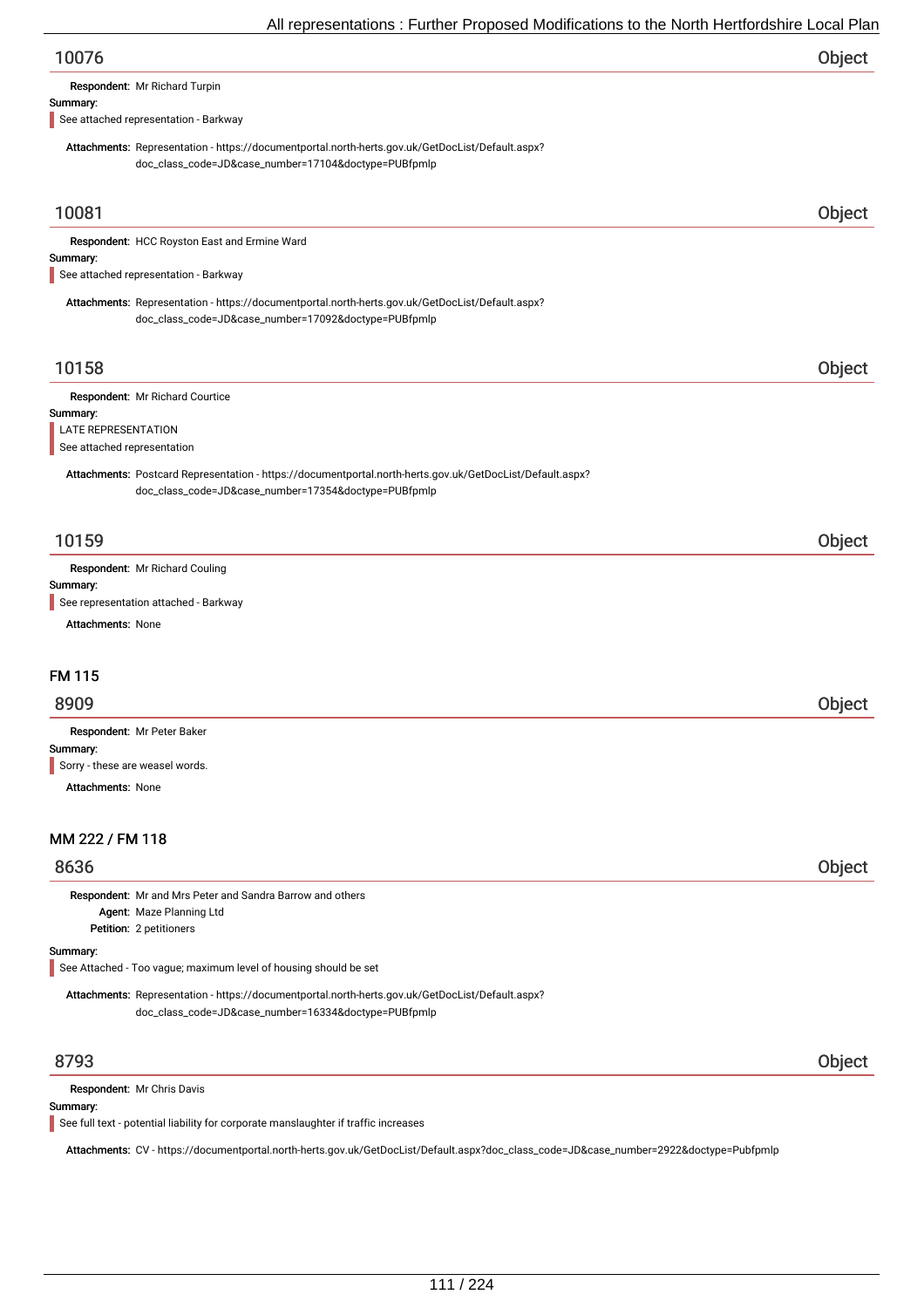## 10076 — Object

**Respondent:** Mr Richard Turpin

**Summary:**

See attached representation - Barkway

**Attachments:** Representation - https://documentportal.north-herts.gov.uk/GetDocList/Default.aspx?doc_class_code=JD&case_number=17104&doctype=PUBfpmlp

## 10081 — Object

**Respondent:** HCC Royston East and Ermine Ward

**Summary:**

See attached representation - Barkway

**Attachments:** Representation - https://documentportal.north-herts.gov.uk/GetDocList/Default.aspx?doc_class_code=JD&case_number=17092&doctype=PUBfpmlp

## 10158 — Object

**Respondent:** Mr Richard Courtice

**Summary:**

LATE REPRESENTATION
See attached representation

**Attachments:** Postcard Representation - https://documentportal.north-herts.gov.uk/GetDocList/Default.aspx?doc_class_code=JD&case_number=17354&doctype=PUBfpmlp

## 10159 — Object

**Respondent:** Mr Richard Couling

**Summary:**

See representation attached - Barkway

**Attachments:** None

# FM 115

## 8909 — Object

**Respondent:** Mr Peter Baker

**Summary:**

Sorry - these are weasel words.

**Attachments:** None

# MM 222 / FM 118

## 8636 — Object

**Respondent:** Mr and Mrs Peter and Sandra Barrow and others
**Agent:** Maze Planning Ltd
**Petition:** 2 petitioners

**Summary:**

See Attached - Too vague; maximum level of housing should be set

**Attachments:** Representation - https://documentportal.north-herts.gov.uk/GetDocList/Default.aspx?doc_class_code=JD&case_number=16334&doctype=PUBfpmlp

## 8793 — Object

**Respondent:** Mr Chris Davis

**Summary:**

See full text - potential liability for corporate manslaughter if traffic increases

**Attachments:** CV - https://documentportal.north-herts.gov.uk/GetDocList/Default.aspx?doc_class_code=JD&case_number=2922&doctype=Pubfpmlp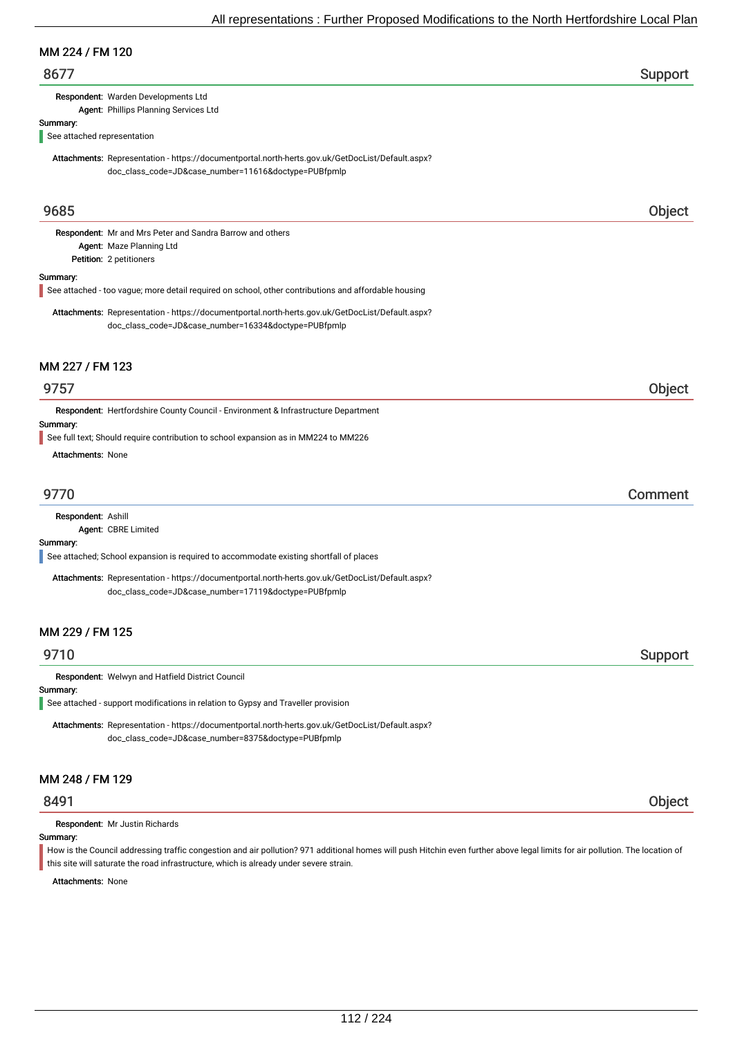## MM 224 / FM 120

### 8677 — Support

**Respondent:** Warden Developments Ltd
**Agent:** Phillips Planning Services Ltd

**Summary:**
See attached representation

**Attachments:** Representation - https://documentportal.north-herts.gov.uk/GetDocList/Default.aspx?doc_class_code=JD&case_number=11616&doctype=PUBfpmlp

### 9685 — Object

**Respondent:** Mr and Mrs Peter and Sandra Barrow and others
**Agent:** Maze Planning Ltd
**Petition:** 2 petitioners

**Summary:**
See attached - too vague; more detail required on school, other contributions and affordable housing

**Attachments:** Representation - https://documentportal.north-herts.gov.uk/GetDocList/Default.aspx?doc_class_code=JD&case_number=16334&doctype=PUBfpmlp

## MM 227 / FM 123

### 9757 — Object

**Respondent:** Hertfordshire County Council - Environment & Infrastructure Department

**Summary:**
See full text; Should require contribution to school expansion as in MM224 to MM226

**Attachments:** None

### 9770 — Comment

**Respondent:** Ashill
**Agent:** CBRE Limited

**Summary:**
See attached; School expansion is required to accommodate existing shortfall of places

**Attachments:** Representation - https://documentportal.north-herts.gov.uk/GetDocList/Default.aspx?doc_class_code=JD&case_number=17119&doctype=PUBfpmlp

## MM 229 / FM 125

### 9710 — Support

**Respondent:** Welwyn and Hatfield District Council

**Summary:**
See attached - support modifications in relation to Gypsy and Traveller provision

**Attachments:** Representation - https://documentportal.north-herts.gov.uk/GetDocList/Default.aspx?doc_class_code=JD&case_number=8375&doctype=PUBfpmlp

## MM 248 / FM 129

### 8491 — Object

**Respondent:** Mr Justin Richards

**Summary:**
How is the Council addressing traffic congestion and air pollution? 971 additional homes will push Hitchin even further above legal limits for air pollution. The location of this site will saturate the road infrastructure, which is already under severe strain.

**Attachments:** None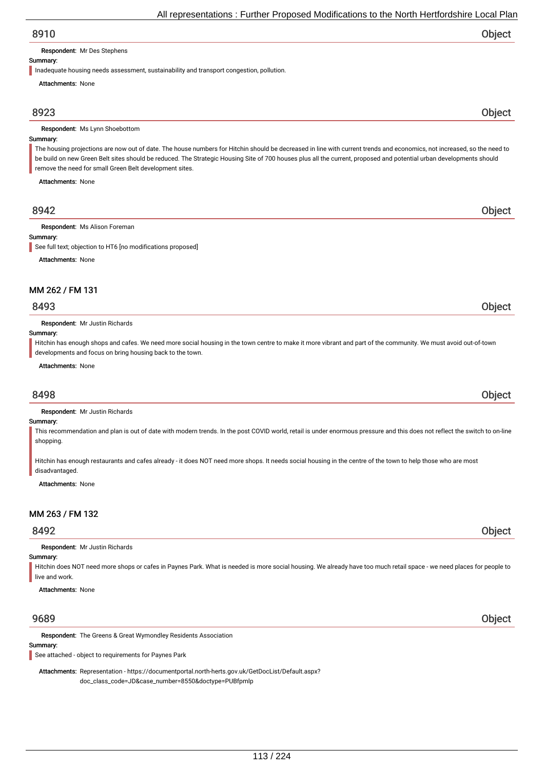## 8910 Object

**Respondent:** Mr Des Stephens

**Summary:**

Inadequate housing needs assessment, sustainability and transport congestion, pollution.

**Attachments:** None

## 8923 Object

**Respondent:** Ms Lynn Shoebottom

**Summary:**

The housing projections are now out of date. The house numbers for Hitchin should be decreased in line with current trends and economics, not increased, so the need to be build on new Green Belt sites should be reduced. The Strategic Housing Site of 700 houses plus all the current, proposed and potential urban developments should remove the need for small Green Belt development sites.

**Attachments:** None

## 8942 Object

**Respondent:** Ms Alison Foreman

**Summary:**

See full text; objection to HT6 [no modifications proposed]

**Attachments:** None

### MM 262 / FM 131

## 8493 Object

**Respondent:** Mr Justin Richards

**Summary:**

Hitchin has enough shops and cafes. We need more social housing in the town centre to make it more vibrant and part of the community. We must avoid out-of-town developments and focus on bring housing back to the town.

**Attachments:** None

## 8498 Object

**Respondent:** Mr Justin Richards

**Summary:**

This recommendation and plan is out of date with modern trends. In the post COVID world, retail is under enormous pressure and this does not reflect the switch to on-line shopping.

Hitchin has enough restaurants and cafes already - it does NOT need more shops. It needs social housing in the centre of the town to help those who are most disadvantaged.

**Attachments:** None

### MM 263 / FM 132

## 8492 Object

**Respondent:** Mr Justin Richards

**Summary:**

Hitchin does NOT need more shops or cafes in Paynes Park. What is needed is more social housing. We already have too much retail space - we need places for people to live and work.

**Attachments:** None

## 9689 Object

**Respondent:** The Greens & Great Wymondley Residents Association

**Summary:**

See attached - object to requirements for Paynes Park

**Attachments:** Representation - https://documentportal.north-herts.gov.uk/GetDocList/Default.aspx?doc_class_code=JD&case_number=8550&doctype=PUBfpmlp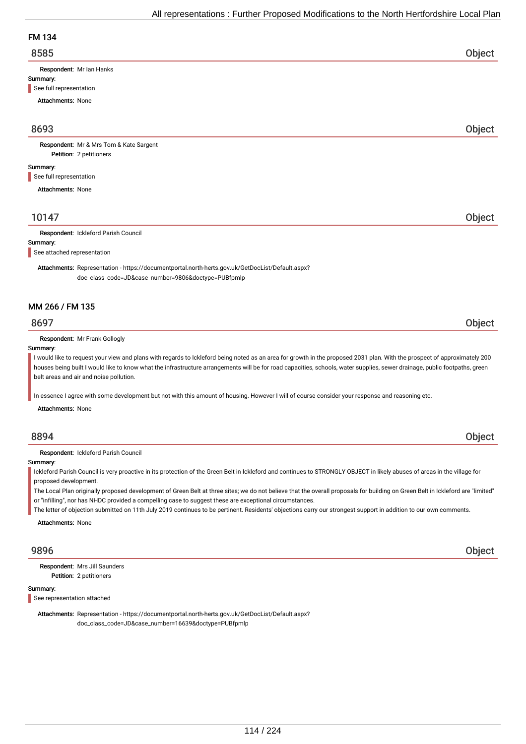## FM 134

### 8585 — Object

**Respondent:** Mr Ian Hanks

**Summary:**

See full representation

**Attachments:** None

### 8693 — Object

**Respondent:** Mr & Mrs Tom & Kate Sargent
**Petition:** 2 petitioners

**Summary:**

See full representation

**Attachments:** None

### 10147 — Object

**Respondent:** Ickleford Parish Council

**Summary:**

See attached representation

**Attachments:** Representation - https://documentportal.north-herts.gov.uk/GetDocList/Default.aspx?doc_class_code=JD&case_number=9806&doctype=PUBfpmlp

## MM 266 / FM 135

### 8697 — Object

**Respondent:** Mr Frank Gollogly

**Summary:**

I would like to request your view and plans with regards to Ickleford being noted as an area for growth in the proposed 2031 plan. With the prospect of approximately 200 houses being built I would like to know what the infrastructure arrangements will be for road capacities, schools, water supplies, sewer drainage, public footpaths, green belt areas and air and noise pollution.

In essence I agree with some development but not with this amount of housing. However I will of course consider your response and reasoning etc.

**Attachments:** None

### 8894 — Object

**Respondent:** Ickleford Parish Council

**Summary:**

Ickleford Parish Council is very proactive in its protection of the Green Belt in Ickleford and continues to STRONGLY OBJECT in likely abuses of areas in the village for proposed development.
The Local Plan originally proposed development of Green Belt at three sites; we do not believe that the overall proposals for building on Green Belt in Ickleford are "limited" or "infilling", nor has NHDC provided a compelling case to suggest these are exceptional circumstances.
The letter of objection submitted on 11th July 2019 continues to be pertinent. Residents' objections carry our strongest support in addition to our own comments.

**Attachments:** None

### 9896 — Object

**Respondent:** Mrs Jill Saunders
**Petition:** 2 petitioners

**Summary:**

See representation attached

**Attachments:** Representation - https://documentportal.north-herts.gov.uk/GetDocList/Default.aspx?doc_class_code=JD&case_number=16639&doctype=PUBfpmlp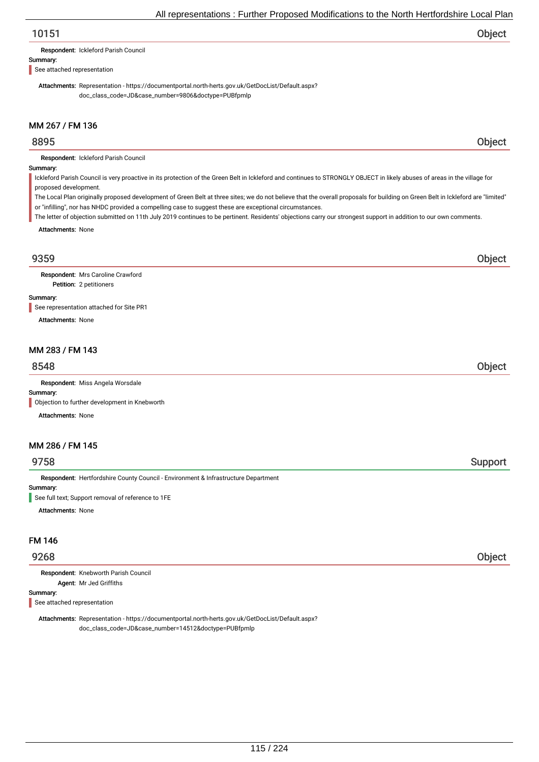## 10151 — Object

**Respondent:** Ickleford Parish Council

**Summary:**

See attached representation

**Attachments:** Representation - https://documentportal.north-herts.gov.uk/GetDocList/Default.aspx?doc_class_code=JD&case_number=9806&doctype=PUBfpmlp

### MM 267 / FM 136

## 8895 — Object

**Respondent:** Ickleford Parish Council

**Summary:**

Ickleford Parish Council is very proactive in its protection of the Green Belt in Ickleford and continues to STRONGLY OBJECT in likely abuses of areas in the village for proposed development.

The Local Plan originally proposed development of Green Belt at three sites; we do not believe that the overall proposals for building on Green Belt in Ickleford are "limited" or "infilling", nor has NHDC provided a compelling case to suggest these are exceptional circumstances.

The letter of objection submitted on 11th July 2019 continues to be pertinent. Residents' objections carry our strongest support in addition to our own comments.

**Attachments:** None

## 9359 — Object

**Respondent:** Mrs Caroline Crawford

**Petition:** 2 petitioners

**Summary:**

See representation attached for Site PR1

**Attachments:** None

### MM 283 / FM 143

## 8548 — Object

**Respondent:** Miss Angela Worsdale

**Summary:**

Objection to further development in Knebworth

**Attachments:** None

### MM 286 / FM 145

## 9758 — Support

**Respondent:** Hertfordshire County Council - Environment & Infrastructure Department

**Summary:**

See full text; Support removal of reference to 1FE

**Attachments:** None

### FM 146

## 9268 — Object

**Respondent:** Knebworth Parish Council

**Agent:** Mr Jed Griffiths

**Summary:**

See attached representation

**Attachments:** Representation - https://documentportal.north-herts.gov.uk/GetDocList/Default.aspx?doc_class_code=JD&case_number=14512&doctype=PUBfpmlp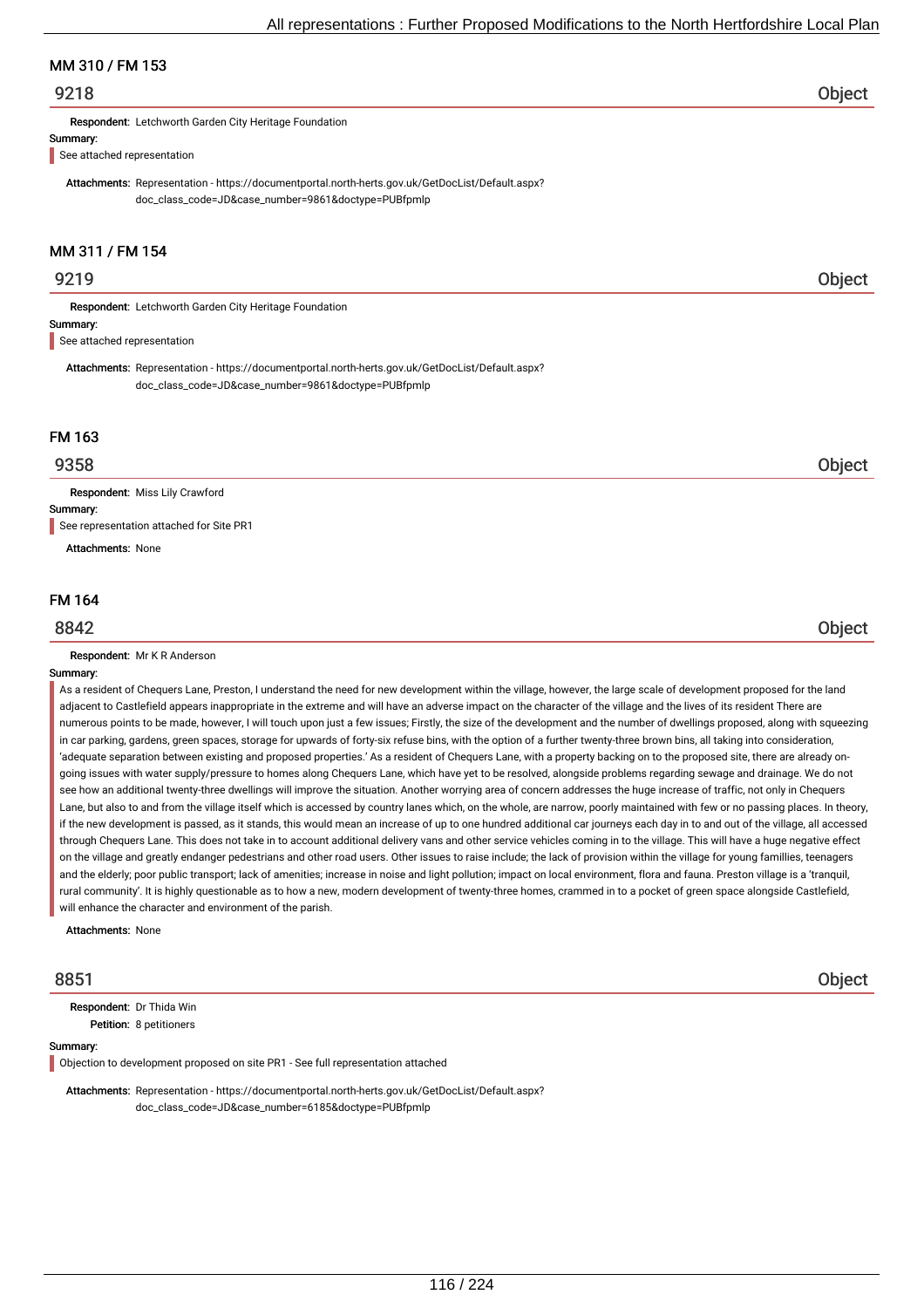## MM 310 / FM 153

### 9218 Object

**Respondent:** Letchworth Garden City Heritage Foundation

**Summary:**

See attached representation

**Attachments:** Representation - https://documentportal.north-herts.gov.uk/GetDocList/Default.aspx?doc_class_code=JD&case_number=9861&doctype=PUBfpmlp

## MM 311 / FM 154

### 9219 Object

**Respondent:** Letchworth Garden City Heritage Foundation

**Summary:**

See attached representation

**Attachments:** Representation - https://documentportal.north-herts.gov.uk/GetDocList/Default.aspx?doc_class_code=JD&case_number=9861&doctype=PUBfpmlp

## FM 163

### 9358 Object

**Respondent:** Miss Lily Crawford

**Summary:**

See representation attached for Site PR1

**Attachments:** None

## FM 164

### 8842 Object

**Respondent:** Mr K R Anderson

**Summary:**

As a resident of Chequers Lane, Preston, I understand the need for new development within the village, however, the large scale of development proposed for the land adjacent to Castlefield appears inappropriate in the extreme and will have an adverse impact on the character of the village and the lives of its resident There are numerous points to be made, however, I will touch upon just a few issues; Firstly, the size of the development and the number of dwellings proposed, along with squeezing in car parking, gardens, green spaces, storage for upwards of forty-six refuse bins, with the option of a further twenty-three brown bins, all taking into consideration, 'adequate separation between existing and proposed properties.' As a resident of Chequers Lane, with a property backing on to the proposed site, there are already on-going issues with water supply/pressure to homes along Chequers Lane, which have yet to be resolved, alongside problems regarding sewage and drainage. We do not see how an additional twenty-three dwellings will improve the situation. Another worrying area of concern addresses the huge increase of traffic, not only in Chequers Lane, but also to and from the village itself which is accessed by country lanes which, on the whole, are narrow, poorly maintained with few or no passing places. In theory, if the new development is passed, as it stands, this would mean an increase of up to one hundred additional car journeys each day in to and out of the village, all accessed through Chequers Lane. This does not take in to account additional delivery vans and other service vehicles coming in to the village. This will have a huge negative effect on the village and greatly endanger pedestrians and other road users. Other issues to raise include; the lack of provision within the village for young famillies, teenagers and the elderly; poor public transport; lack of amenities; increase in noise and light pollution; impact on local environment, flora and fauna. Preston village is a 'tranquil, rural community'. It is highly questionable as to how a new, modern development of twenty-three homes, crammed in to a pocket of green space alongside Castlefield, will enhance the character and environment of the parish.

**Attachments:** None

### 8851 Object

**Respondent:** Dr Thida Win

**Petition:** 8 petitioners

**Summary:**

Objection to development proposed on site PR1 - See full representation attached

**Attachments:** Representation - https://documentportal.north-herts.gov.uk/GetDocList/Default.aspx?doc_class_code=JD&case_number=6185&doctype=PUBfpmlp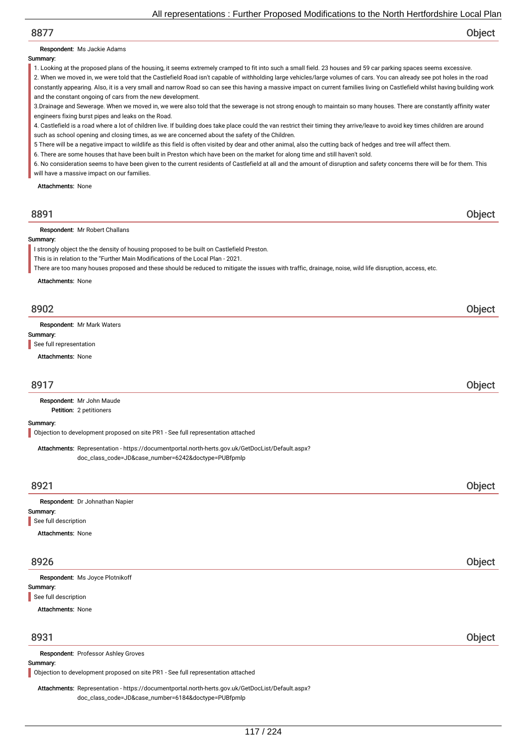## 8877 Object

**Respondent:** Ms Jackie Adams

**Summary:**

1. Looking at the proposed plans of the housing, it seems extremely cramped to fit into such a small field. 23 houses and 59 car parking spaces seems excessive.
2. When we moved in, we were told that the Castlefield Road isn't capable of withholding large vehicles/large volumes of cars. You can already see pot holes in the road constantly appearing. Also, it is a very small and narrow Road so can see this having a massive impact on current families living on Castlefield whilst having building work and the constant ongoing of cars from the new development.
3.Drainage and Sewerage. When we moved in, we were also told that the sewerage is not strong enough to maintain so many houses. There are constantly affinity water engineers fixing burst pipes and leaks on the Road.
4. Castlefield is a road where a lot of children live. If building does take place could the van restrict their timing they arrive/leave to avoid key times children are around such as school opening and closing times, as we are concerned about the safety of the Children.
5 There will be a negative impact to wildlife as this field is often visited by dear and other animal, also the cutting back of hedges and tree will affect them.
6. There are some houses that have been built in Preston which have been on the market for along time and still haven't sold.
6. No consideration seems to have been given to the current residents of Castlefield at all and the amount of disruption and safety concerns there will be for them. This will have a massive impact on our families.

**Attachments:** None

## 8891 Object

**Respondent:** Mr Robert Challans

**Summary:**

I strongly object the the density of housing proposed to be built on Castlefield Preston.
This is in relation to the "Further Main Modifications of the Local Plan - 2021.
There are too many houses proposed and these should be reduced to mitigate the issues with traffic, drainage, noise, wild life disruption, access, etc.

**Attachments:** None

## 8902 Object

**Respondent:** Mr Mark Waters

**Summary:**

See full representation

**Attachments:** None

## 8917 Object

**Respondent:** Mr John Maude
**Petition:** 2 petitioners

**Summary:**

Objection to development proposed on site PR1 - See full representation attached

**Attachments:** Representation - https://documentportal.north-herts.gov.uk/GetDocList/Default.aspx?doc_class_code=JD&case_number=6242&doctype=PUBfpmlp

## 8921 Object

**Respondent:** Dr Johnathan Napier

**Summary:**

See full description

**Attachments:** None

## 8926 Object

**Respondent:** Ms Joyce Plotnikoff

**Summary:**

See full description

**Attachments:** None

## 8931 Object

**Respondent:** Professor Ashley Groves

**Summary:**

Objection to development proposed on site PR1 - See full representation attached

**Attachments:** Representation - https://documentportal.north-herts.gov.uk/GetDocList/Default.aspx?doc_class_code=JD&case_number=6184&doctype=PUBfpmlp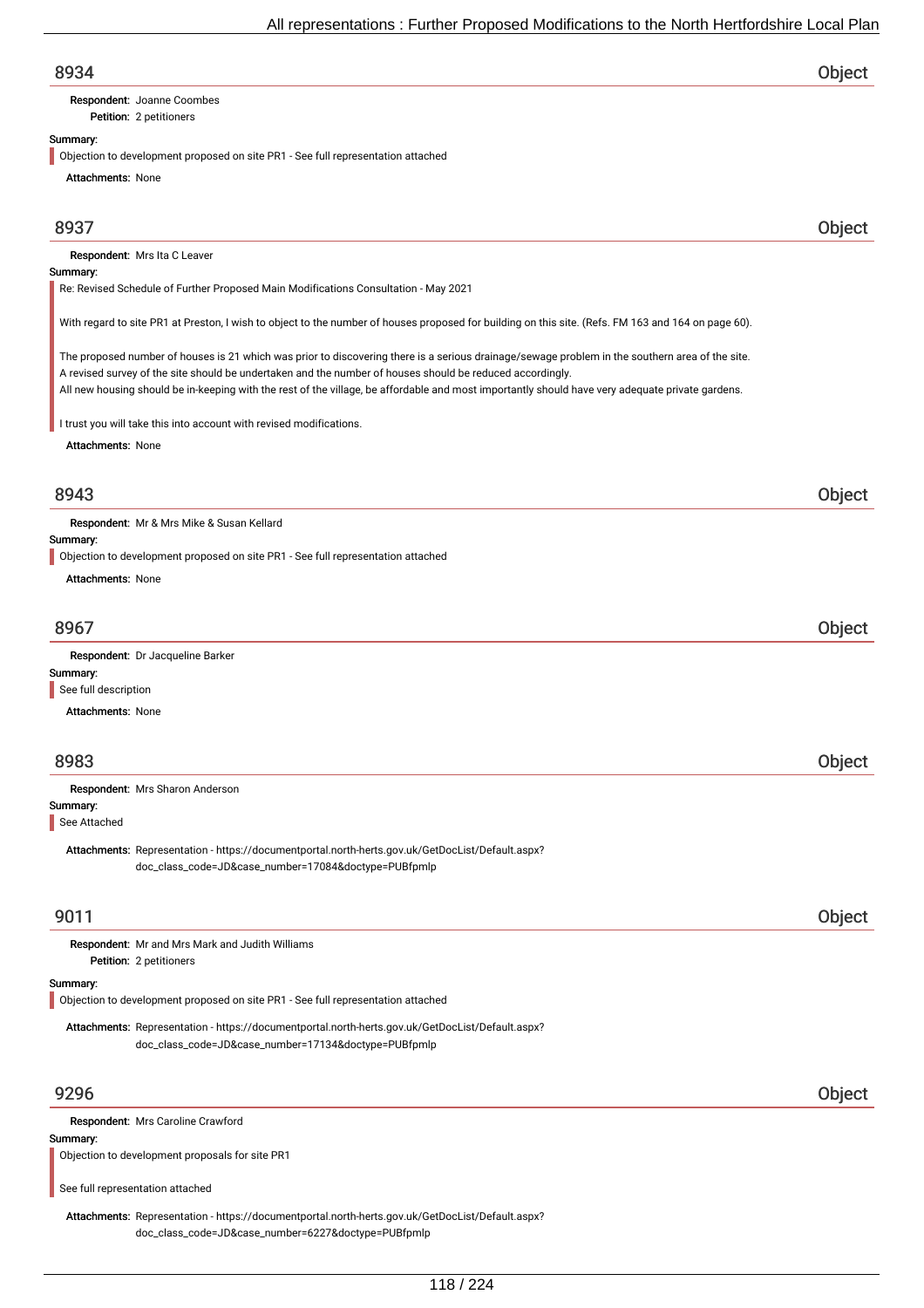## 8934 Object

**Respondent:** Joanne Coombes
**Petition:** 2 petitioners

**Summary:**

Objection to development proposed on site PR1 - See full representation attached

**Attachments:** None

## 8937 Object

**Respondent:** Mrs Ita C Leaver

**Summary:**

Re: Revised Schedule of Further Proposed Main Modifications Consultation - May 2021

With regard to site PR1 at Preston, I wish to object to the number of houses proposed for building on this site. (Refs. FM 163 and 164 on page 60).

The proposed number of houses is 21 which was prior to discovering there is a serious drainage/sewage problem in the southern area of the site.
A revised survey of the site should be undertaken and the number of houses should be reduced accordingly.
All new housing should be in-keeping with the rest of the village, be affordable and most importantly should have very adequate private gardens.

I trust you will take this into account with revised modifications.

**Attachments:** None

## 8943 Object

**Respondent:** Mr & Mrs Mike & Susan Kellard

**Summary:**

Objection to development proposed on site PR1 - See full representation attached

**Attachments:** None

## 8967 Object

**Respondent:** Dr Jacqueline Barker

**Summary:**

See full description

**Attachments:** None

## 8983 Object

**Respondent:** Mrs Sharon Anderson

**Summary:**

See Attached

**Attachments:** Representation - https://documentportal.north-herts.gov.uk/GetDocList/Default.aspx?doc_class_code=JD&case_number=17084&doctype=PUBfpmlp

## 9011 Object

**Respondent:** Mr and Mrs Mark and Judith Williams
**Petition:** 2 petitioners

**Summary:**

Objection to development proposed on site PR1 - See full representation attached

**Attachments:** Representation - https://documentportal.north-herts.gov.uk/GetDocList/Default.aspx?doc_class_code=JD&case_number=17134&doctype=PUBfpmlp

## 9296 Object

**Respondent:** Mrs Caroline Crawford

**Summary:**

Objection to development proposals for site PR1

See full representation attached

**Attachments:** Representation - https://documentportal.north-herts.gov.uk/GetDocList/Default.aspx?doc_class_code=JD&case_number=6227&doctype=PUBfpmlp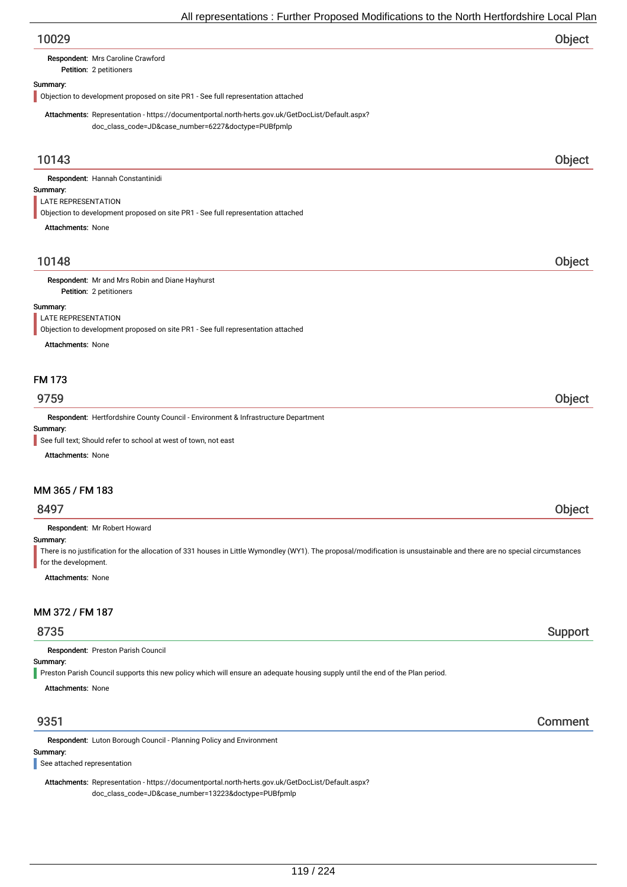## 10029 — Object

**Respondent:** Mrs Caroline Crawford
**Petition:** 2 petitioners

**Summary:**

Objection to development proposed on site PR1 - See full representation attached

**Attachments:** Representation - https://documentportal.north-herts.gov.uk/GetDocList/Default.aspx?doc_class_code=JD&case_number=6227&doctype=PUBfpmlp

## 10143 — Object

**Respondent:** Hannah Constantinidi

**Summary:**

LATE REPRESENTATION
Objection to development proposed on site PR1 - See full representation attached

**Attachments:** None

## 10148 — Object

**Respondent:** Mr and Mrs Robin and Diane Hayhurst
**Petition:** 2 petitioners

**Summary:**

LATE REPRESENTATION
Objection to development proposed on site PR1 - See full representation attached

**Attachments:** None

# FM 173

## 9759 — Object

**Respondent:** Hertfordshire County Council - Environment & Infrastructure Department

**Summary:**

See full text; Should refer to school at west of town, not east

**Attachments:** None

# MM 365 / FM 183

## 8497 — Object

**Respondent:** Mr Robert Howard

**Summary:**

There is no justification for the allocation of 331 houses in Little Wymondley (WY1). The proposal/modification is unsustainable and there are no special circumstances for the development.

**Attachments:** None

# MM 372 / FM 187

## 8735 — Support

**Respondent:** Preston Parish Council

**Summary:**

Preston Parish Council supports this new policy which will ensure an adequate housing supply until the end of the Plan period.

**Attachments:** None

## 9351 — Comment

**Respondent:** Luton Borough Council - Planning Policy and Environment

**Summary:**

See attached representation

**Attachments:** Representation - https://documentportal.north-herts.gov.uk/GetDocList/Default.aspx?doc_class_code=JD&case_number=13223&doctype=PUBfpmlp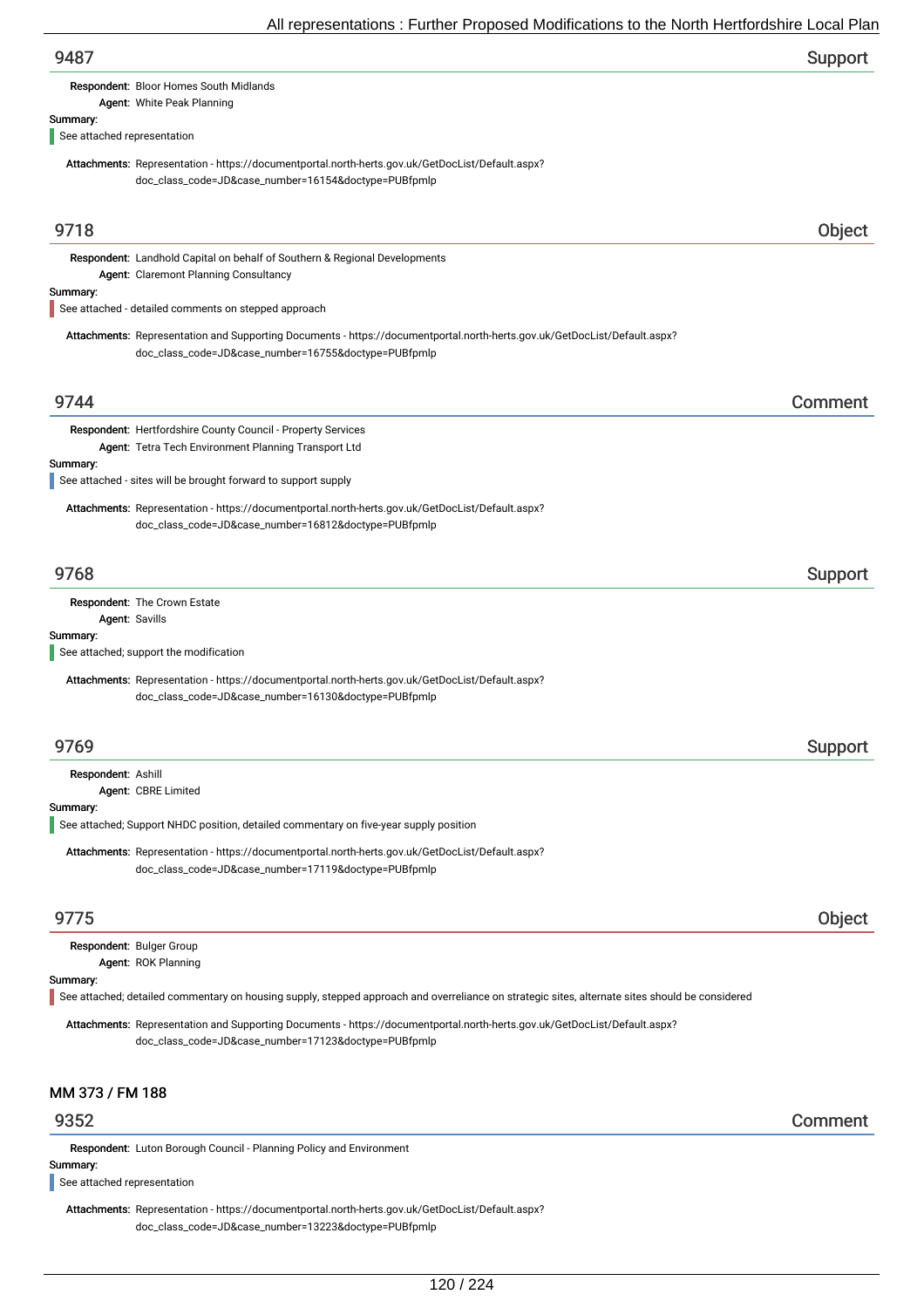## 9487 — Support

**Respondent:** Bloor Homes South Midlands
**Agent:** White Peak Planning

**Summary:**

See attached representation

**Attachments:** Representation - https://documentportal.north-herts.gov.uk/GetDocList/Default.aspx?doc_class_code=JD&case_number=16154&doctype=PUBfpmlp

## 9718 — Object

**Respondent:** Landhold Capital on behalf of Southern & Regional Developments
**Agent:** Claremont Planning Consultancy

**Summary:**

See attached - detailed comments on stepped approach

**Attachments:** Representation and Supporting Documents - https://documentportal.north-herts.gov.uk/GetDocList/Default.aspx?doc_class_code=JD&case_number=16755&doctype=PUBfpmlp

## 9744 — Comment

**Respondent:** Hertfordshire County Council - Property Services
**Agent:** Tetra Tech Environment Planning Transport Ltd

**Summary:**

See attached - sites will be brought forward to support supply

**Attachments:** Representation - https://documentportal.north-herts.gov.uk/GetDocList/Default.aspx?doc_class_code=JD&case_number=16812&doctype=PUBfpmlp

## 9768 — Support

**Respondent:** The Crown Estate
**Agent:** Savills

**Summary:**

See attached; support the modification

**Attachments:** Representation - https://documentportal.north-herts.gov.uk/GetDocList/Default.aspx?doc_class_code=JD&case_number=16130&doctype=PUBfpmlp

## 9769 — Support

**Respondent:** Ashill
**Agent:** CBRE Limited

**Summary:**

See attached; Support NHDC position, detailed commentary on five-year supply position

**Attachments:** Representation - https://documentportal.north-herts.gov.uk/GetDocList/Default.aspx?doc_class_code=JD&case_number=17119&doctype=PUBfpmlp

## 9775 — Object

**Respondent:** Bulger Group
**Agent:** ROK Planning

**Summary:**

See attached; detailed commentary on housing supply, stepped approach and overreliance on strategic sites, alternate sites should be considered

**Attachments:** Representation and Supporting Documents - https://documentportal.north-herts.gov.uk/GetDocList/Default.aspx?doc_class_code=JD&case_number=17123&doctype=PUBfpmlp

# MM 373 / FM 188

## 9352 — Comment

**Respondent:** Luton Borough Council - Planning Policy and Environment

**Summary:**

See attached representation

**Attachments:** Representation - https://documentportal.north-herts.gov.uk/GetDocList/Default.aspx?doc_class_code=JD&case_number=13223&doctype=PUBfpmlp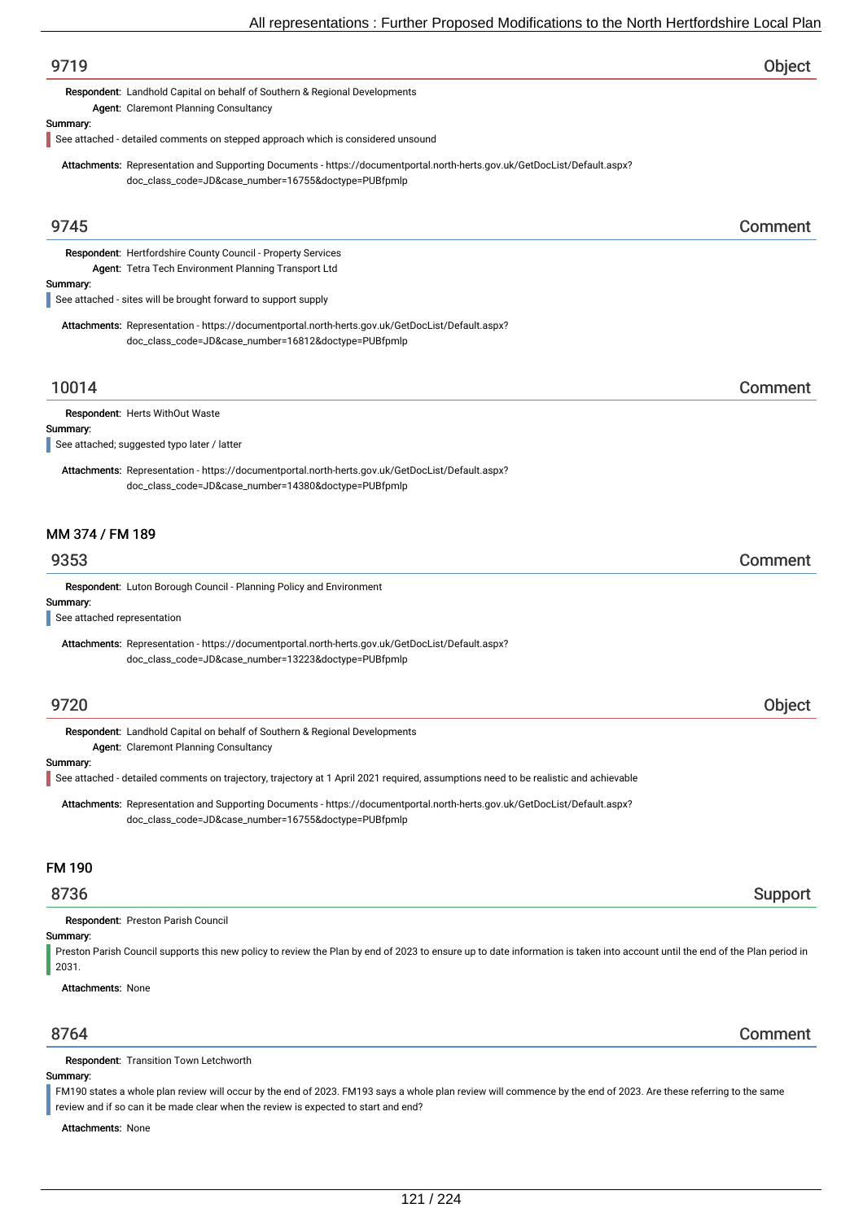## 9719 — Object

**Respondent:** Landhold Capital on behalf of Southern & Regional Developments
**Agent:** Claremont Planning Consultancy

**Summary:**

See attached - detailed comments on stepped approach which is considered unsound

**Attachments:** Representation and Supporting Documents - https://documentportal.north-herts.gov.uk/GetDocList/Default.aspx?doc_class_code=JD&case_number=16755&doctype=PUBfpmlp

## 9745 — Comment

**Respondent:** Hertfordshire County Council - Property Services
**Agent:** Tetra Tech Environment Planning Transport Ltd

**Summary:**

See attached - sites will be brought forward to support supply

**Attachments:** Representation - https://documentportal.north-herts.gov.uk/GetDocList/Default.aspx?doc_class_code=JD&case_number=16812&doctype=PUBfpmlp

## 10014 — Comment

**Respondent:** Herts WithOut Waste

**Summary:**

See attached; suggested typo later / latter

**Attachments:** Representation - https://documentportal.north-herts.gov.uk/GetDocList/Default.aspx?doc_class_code=JD&case_number=14380&doctype=PUBfpmlp

# MM 374 / FM 189

## 9353 — Comment

**Respondent:** Luton Borough Council - Planning Policy and Environment

**Summary:**

See attached representation

**Attachments:** Representation - https://documentportal.north-herts.gov.uk/GetDocList/Default.aspx?doc_class_code=JD&case_number=13223&doctype=PUBfpmlp

## 9720 — Object

**Respondent:** Landhold Capital on behalf of Southern & Regional Developments
**Agent:** Claremont Planning Consultancy

**Summary:**

See attached - detailed comments on trajectory, trajectory at 1 April 2021 required, assumptions need to be realistic and achievable

**Attachments:** Representation and Supporting Documents - https://documentportal.north-herts.gov.uk/GetDocList/Default.aspx?doc_class_code=JD&case_number=16755&doctype=PUBfpmlp

# FM 190

## 8736 — Support

**Respondent:** Preston Parish Council

**Summary:**

Preston Parish Council supports this new policy to review the Plan by end of 2023 to ensure up to date information is taken into account until the end of the Plan period in 2031.

**Attachments:** None

## 8764 — Comment

**Respondent:** Transition Town Letchworth

**Summary:**

FM190 states a whole plan review will occur by the end of 2023. FM193 says a whole plan review will commence by the end of 2023. Are these referring to the same review and if so can it be made clear when the review is expected to start and end?

**Attachments:** None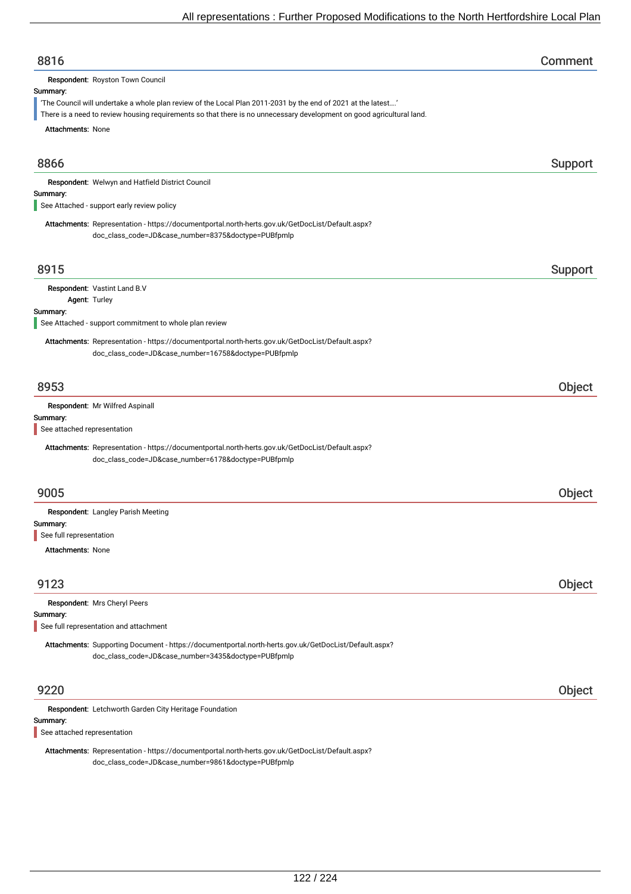## 8816 — Comment

**Respondent:** Royston Town Council

**Summary:**

'The Council will undertake a whole plan review of the Local Plan 2011-2031 by the end of 2021 at the latest....'
There is a need to review housing requirements so that there is no unnecessary development on good agricultural land.

**Attachments:** None

## 8866 — Support

**Respondent:** Welwyn and Hatfield District Council

**Summary:**

See Attached - support early review policy

**Attachments:** Representation - https://documentportal.north-herts.gov.uk/GetDocList/Default.aspx?doc_class_code=JD&case_number=8375&doctype=PUBfpmlp

## 8915 — Support

**Respondent:** Vastint Land B.V

**Agent:** Turley

**Summary:**

See Attached - support commitment to whole plan review

**Attachments:** Representation - https://documentportal.north-herts.gov.uk/GetDocList/Default.aspx?doc_class_code=JD&case_number=16758&doctype=PUBfpmlp

## 8953 — Object

**Respondent:** Mr Wilfred Aspinall

**Summary:**

See attached representation

**Attachments:** Representation - https://documentportal.north-herts.gov.uk/GetDocList/Default.aspx?doc_class_code=JD&case_number=6178&doctype=PUBfpmlp

## 9005 — Object

**Respondent:** Langley Parish Meeting

**Summary:**

See full representation

**Attachments:** None

## 9123 — Object

**Respondent:** Mrs Cheryl Peers

**Summary:**

See full representation and attachment

**Attachments:** Supporting Document - https://documentportal.north-herts.gov.uk/GetDocList/Default.aspx?doc_class_code=JD&case_number=3435&doctype=PUBfpmlp

## 9220 — Object

**Respondent:** Letchworth Garden City Heritage Foundation

**Summary:**

See attached representation

**Attachments:** Representation - https://documentportal.north-herts.gov.uk/GetDocList/Default.aspx?doc_class_code=JD&case_number=9861&doctype=PUBfpmlp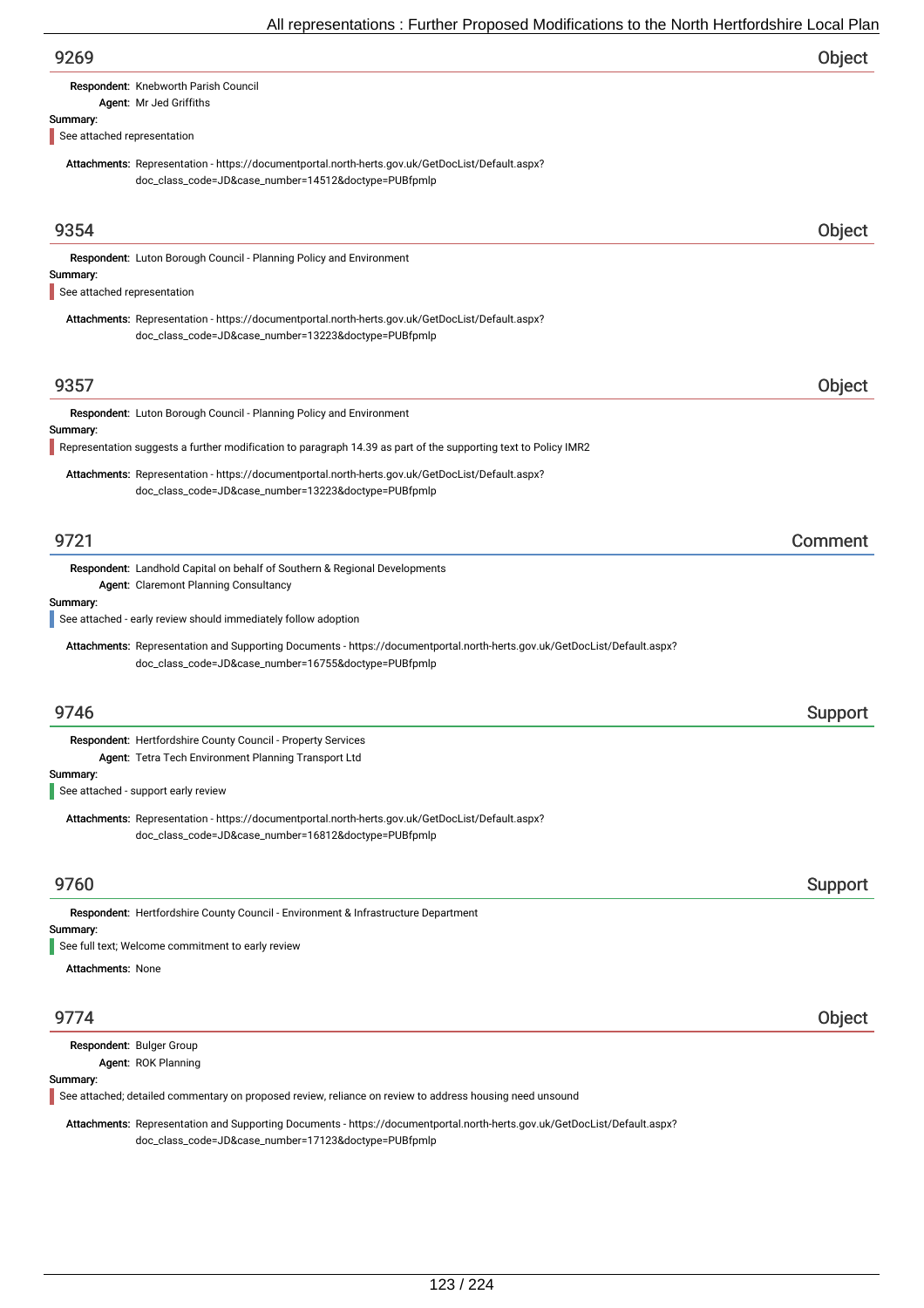## 9269 — Object

**Respondent:** Knebworth Parish Council
**Agent:** Mr Jed Griffiths

**Summary:**
See attached representation

**Attachments:** Representation - https://documentportal.north-herts.gov.uk/GetDocList/Default.aspx?doc_class_code=JD&case_number=14512&doctype=PUBfpmlp

## 9354 — Object

**Respondent:** Luton Borough Council - Planning Policy and Environment

**Summary:**
See attached representation

**Attachments:** Representation - https://documentportal.north-herts.gov.uk/GetDocList/Default.aspx?doc_class_code=JD&case_number=13223&doctype=PUBfpmlp

## 9357 — Object

**Respondent:** Luton Borough Council - Planning Policy and Environment

**Summary:**
Representation suggests a further modification to paragraph 14.39 as part of the supporting text to Policy IMR2

**Attachments:** Representation - https://documentportal.north-herts.gov.uk/GetDocList/Default.aspx?doc_class_code=JD&case_number=13223&doctype=PUBfpmlp

## 9721 — Comment

**Respondent:** Landhold Capital on behalf of Southern & Regional Developments
**Agent:** Claremont Planning Consultancy

**Summary:**
See attached - early review should immediately follow adoption

**Attachments:** Representation and Supporting Documents - https://documentportal.north-herts.gov.uk/GetDocList/Default.aspx?doc_class_code=JD&case_number=16755&doctype=PUBfpmlp

## 9746 — Support

**Respondent:** Hertfordshire County Council - Property Services
**Agent:** Tetra Tech Environment Planning Transport Ltd

**Summary:**
See attached - support early review

**Attachments:** Representation - https://documentportal.north-herts.gov.uk/GetDocList/Default.aspx?doc_class_code=JD&case_number=16812&doctype=PUBfpmlp

## 9760 — Support

**Respondent:** Hertfordshire County Council - Environment & Infrastructure Department

**Summary:**
See full text; Welcome commitment to early review

**Attachments:** None

## 9774 — Object

**Respondent:** Bulger Group
**Agent:** ROK Planning

**Summary:**
See attached; detailed commentary on proposed review, reliance on review to address housing need unsound

**Attachments:** Representation and Supporting Documents - https://documentportal.north-herts.gov.uk/GetDocList/Default.aspx?doc_class_code=JD&case_number=17123&doctype=PUBfpmlp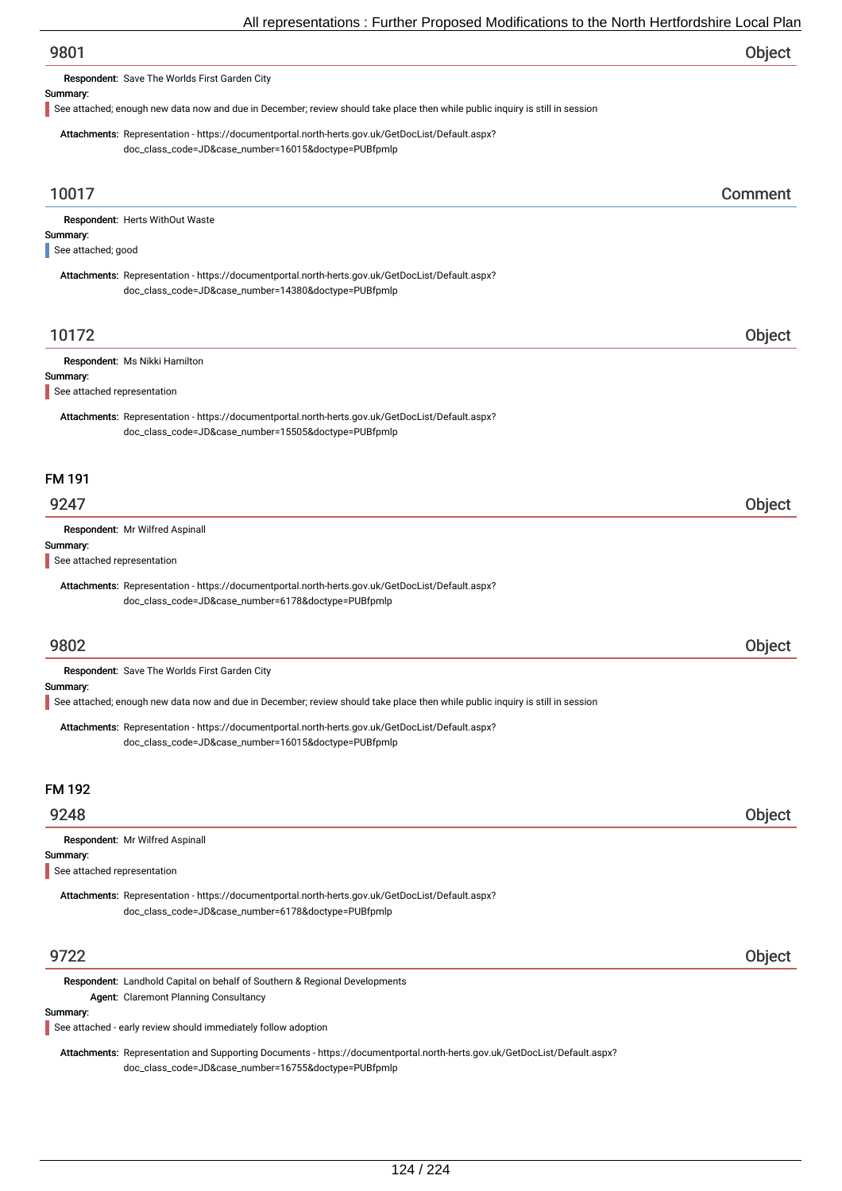## 9801 Object

**Respondent:** Save The Worlds First Garden City

**Summary:**

See attached; enough new data now and due in December; review should take place then while public inquiry is still in session

**Attachments:** Representation - https://documentportal.north-herts.gov.uk/GetDocList/Default.aspx?doc_class_code=JD&case_number=16015&doctype=PUBfpmlp

## 10017 Comment

**Respondent:** Herts WithOut Waste

**Summary:**

See attached; good

**Attachments:** Representation - https://documentportal.north-herts.gov.uk/GetDocList/Default.aspx?doc_class_code=JD&case_number=14380&doctype=PUBfpmlp

## 10172 Object

**Respondent:** Ms Nikki Hamilton

**Summary:**

See attached representation

**Attachments:** Representation - https://documentportal.north-herts.gov.uk/GetDocList/Default.aspx?doc_class_code=JD&case_number=15505&doctype=PUBfpmlp

# FM 191

## 9247 Object

**Respondent:** Mr Wilfred Aspinall

**Summary:**

See attached representation

**Attachments:** Representation - https://documentportal.north-herts.gov.uk/GetDocList/Default.aspx?doc_class_code=JD&case_number=6178&doctype=PUBfpmlp

## 9802 Object

**Respondent:** Save The Worlds First Garden City

**Summary:**

See attached; enough new data now and due in December; review should take place then while public inquiry is still in session

**Attachments:** Representation - https://documentportal.north-herts.gov.uk/GetDocList/Default.aspx?doc_class_code=JD&case_number=16015&doctype=PUBfpmlp

# FM 192

## 9248 Object

**Respondent:** Mr Wilfred Aspinall

**Summary:**

See attached representation

**Attachments:** Representation - https://documentportal.north-herts.gov.uk/GetDocList/Default.aspx?doc_class_code=JD&case_number=6178&doctype=PUBfpmlp

## 9722 Object

**Respondent:** Landhold Capital on behalf of Southern & Regional Developments

**Agent:** Claremont Planning Consultancy

**Summary:**

See attached - early review should immediately follow adoption

**Attachments:** Representation and Supporting Documents - https://documentportal.north-herts.gov.uk/GetDocList/Default.aspx?doc_class_code=JD&case_number=16755&doctype=PUBfpmlp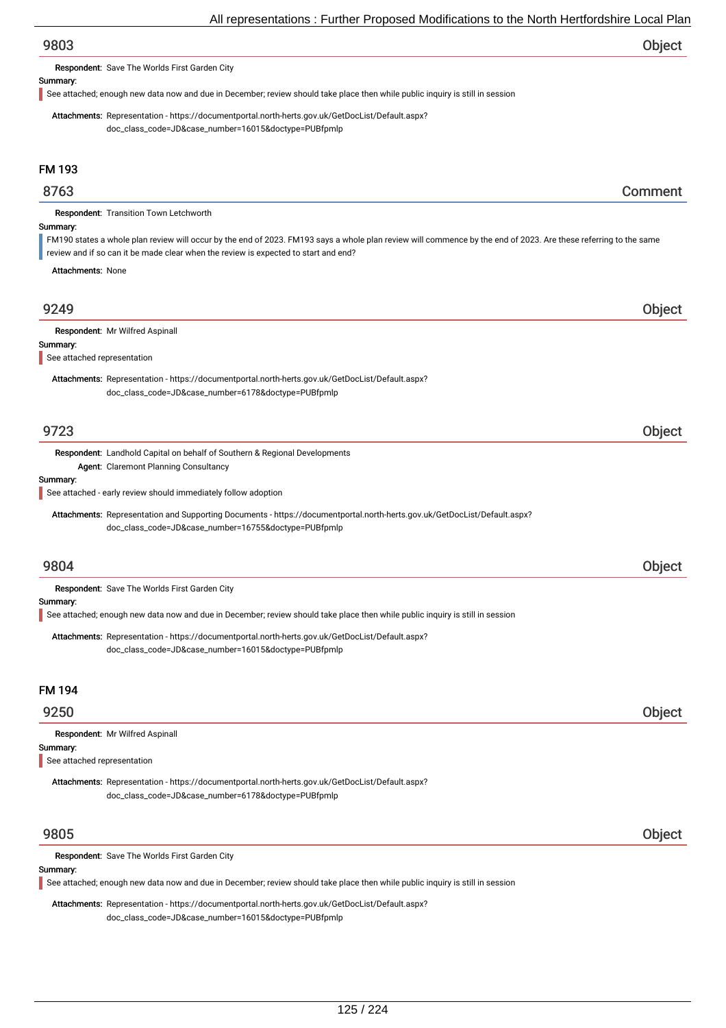## 9803 — Object

**Respondent:** Save The Worlds First Garden City

**Summary:**

See attached; enough new data now and due in December; review should take place then while public inquiry is still in session

**Attachments:** Representation - https://documentportal.north-herts.gov.uk/GetDocList/Default.aspx?doc_class_code=JD&case_number=16015&doctype=PUBfpmlp

# FM 193

## 8763 — Comment

**Respondent:** Transition Town Letchworth

**Summary:**

FM190 states a whole plan review will occur by the end of 2023. FM193 says a whole plan review will commence by the end of 2023. Are these referring to the same review and if so can it be made clear when the review is expected to start and end?

**Attachments:** None

## 9249 — Object

**Respondent:** Mr Wilfred Aspinall

**Summary:**

See attached representation

**Attachments:** Representation - https://documentportal.north-herts.gov.uk/GetDocList/Default.aspx?doc_class_code=JD&case_number=6178&doctype=PUBfpmlp

## 9723 — Object

**Respondent:** Landhold Capital on behalf of Southern & Regional Developments

**Agent:** Claremont Planning Consultancy

**Summary:**

See attached - early review should immediately follow adoption

**Attachments:** Representation and Supporting Documents - https://documentportal.north-herts.gov.uk/GetDocList/Default.aspx?doc_class_code=JD&case_number=16755&doctype=PUBfpmlp

## 9804 — Object

**Respondent:** Save The Worlds First Garden City

**Summary:**

See attached; enough new data now and due in December; review should take place then while public inquiry is still in session

**Attachments:** Representation - https://documentportal.north-herts.gov.uk/GetDocList/Default.aspx?doc_class_code=JD&case_number=16015&doctype=PUBfpmlp

# FM 194

## 9250 — Object

**Respondent:** Mr Wilfred Aspinall

**Summary:**

See attached representation

**Attachments:** Representation - https://documentportal.north-herts.gov.uk/GetDocList/Default.aspx?doc_class_code=JD&case_number=6178&doctype=PUBfpmlp

## 9805 — Object

**Respondent:** Save The Worlds First Garden City

**Summary:**

See attached; enough new data now and due in December; review should take place then while public inquiry is still in session

**Attachments:** Representation - https://documentportal.north-herts.gov.uk/GetDocList/Default.aspx?doc_class_code=JD&case_number=16015&doctype=PUBfpmlp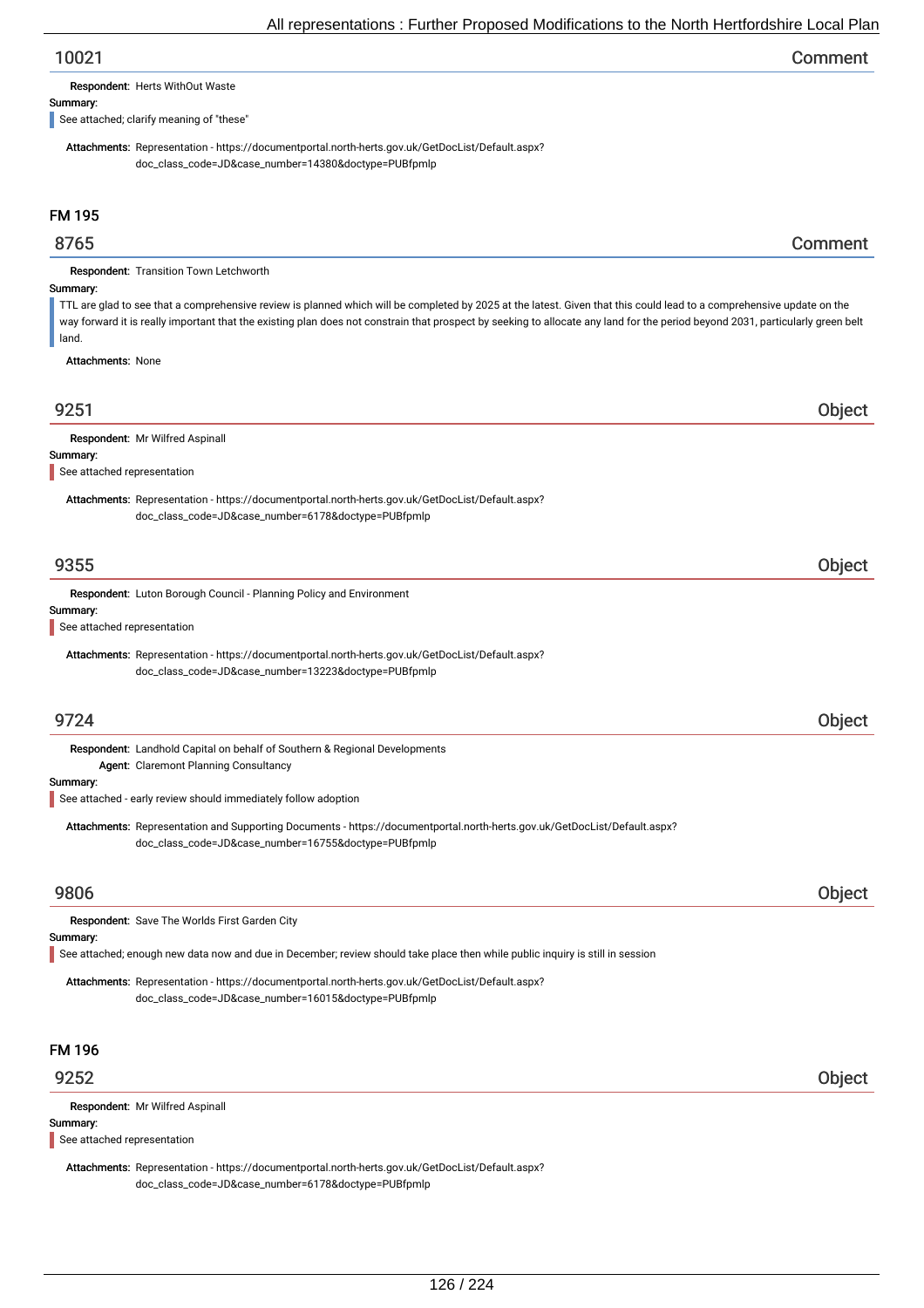## 10021 — Comment

**Respondent:** Herts WithOut Waste

**Summary:**

See attached; clarify meaning of "these"

**Attachments:** Representation - https://documentportal.north-herts.gov.uk/GetDocList/Default.aspx?doc_class_code=JD&case_number=14380&doctype=PUBfpmlp

# FM 195

## 8765 — Comment

**Respondent:** Transition Town Letchworth

**Summary:**

TTL are glad to see that a comprehensive review is planned which will be completed by 2025 at the latest. Given that this could lead to a comprehensive update on the way forward it is really important that the existing plan does not constrain that prospect by seeking to allocate any land for the period beyond 2031, particularly green belt land.

**Attachments:** None

## 9251 — Object

**Respondent:** Mr Wilfred Aspinall

**Summary:**

See attached representation

**Attachments:** Representation - https://documentportal.north-herts.gov.uk/GetDocList/Default.aspx?doc_class_code=JD&case_number=6178&doctype=PUBfpmlp

## 9355 — Object

**Respondent:** Luton Borough Council - Planning Policy and Environment

**Summary:**

See attached representation

**Attachments:** Representation - https://documentportal.north-herts.gov.uk/GetDocList/Default.aspx?doc_class_code=JD&case_number=13223&doctype=PUBfpmlp

## 9724 — Object

**Respondent:** Landhold Capital on behalf of Southern & Regional Developments

**Agent:** Claremont Planning Consultancy

**Summary:**

See attached - early review should immediately follow adoption

**Attachments:** Representation and Supporting Documents - https://documentportal.north-herts.gov.uk/GetDocList/Default.aspx?doc_class_code=JD&case_number=16755&doctype=PUBfpmlp

## 9806 — Object

**Respondent:** Save The Worlds First Garden City

**Summary:**

See attached; enough new data now and due in December; review should take place then while public inquiry is still in session

**Attachments:** Representation - https://documentportal.north-herts.gov.uk/GetDocList/Default.aspx?doc_class_code=JD&case_number=16015&doctype=PUBfpmlp

# FM 196

## 9252 — Object

**Respondent:** Mr Wilfred Aspinall

**Summary:**

See attached representation

**Attachments:** Representation - https://documentportal.north-herts.gov.uk/GetDocList/Default.aspx?doc_class_code=JD&case_number=6178&doctype=PUBfpmlp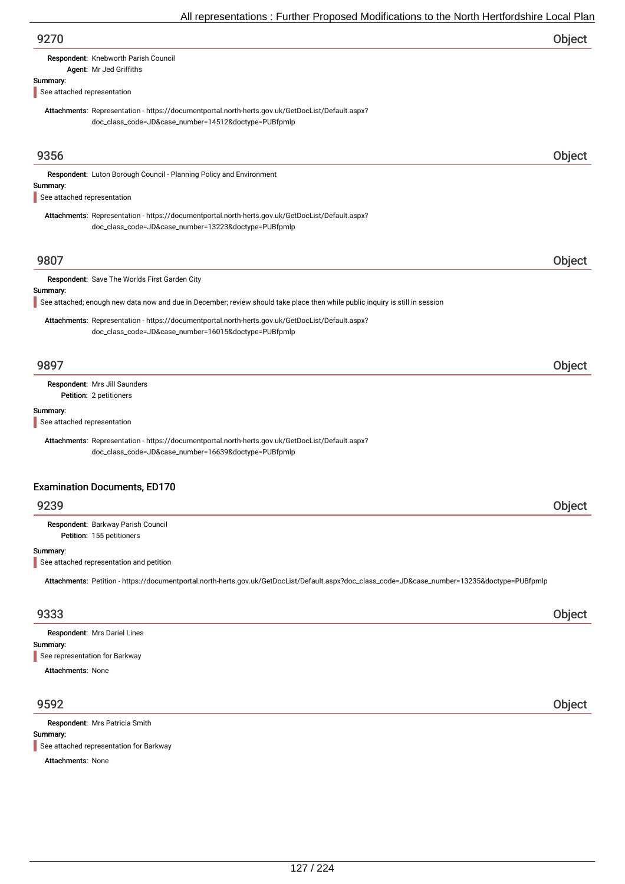## 9270

Object

**Respondent:** Knebworth Parish Council
**Agent:** Mr Jed Griffiths

**Summary:**

See attached representation

**Attachments:** Representation - https://documentportal.north-herts.gov.uk/GetDocList/Default.aspx?doc_class_code=JD&case_number=14512&doctype=PUBfpmlp

## 9356

Object

**Respondent:** Luton Borough Council - Planning Policy and Environment

**Summary:**

See attached representation

**Attachments:** Representation - https://documentportal.north-herts.gov.uk/GetDocList/Default.aspx?doc_class_code=JD&case_number=13223&doctype=PUBfpmlp

## 9807

Object

**Respondent:** Save The Worlds First Garden City

**Summary:**

See attached; enough new data now and due in December; review should take place then while public inquiry is still in session

**Attachments:** Representation - https://documentportal.north-herts.gov.uk/GetDocList/Default.aspx?doc_class_code=JD&case_number=16015&doctype=PUBfpmlp

## 9897

Object

**Respondent:** Mrs Jill Saunders
**Petition:** 2 petitioners

**Summary:**

See attached representation

**Attachments:** Representation - https://documentportal.north-herts.gov.uk/GetDocList/Default.aspx?doc_class_code=JD&case_number=16639&doctype=PUBfpmlp

# Examination Documents, ED170

## 9239

Object

**Respondent:** Barkway Parish Council
**Petition:** 155 petitioners

**Summary:**

See attached representation and petition

**Attachments:** Petition - https://documentportal.north-herts.gov.uk/GetDocList/Default.aspx?doc_class_code=JD&case_number=13235&doctype=PUBfpmlp

## 9333

Object

**Respondent:** Mrs Dariel Lines

**Summary:**

See representation for Barkway

**Attachments:** None

## 9592

Object

**Respondent:** Mrs Patricia Smith

**Summary:**

See attached representation for Barkway

**Attachments:** None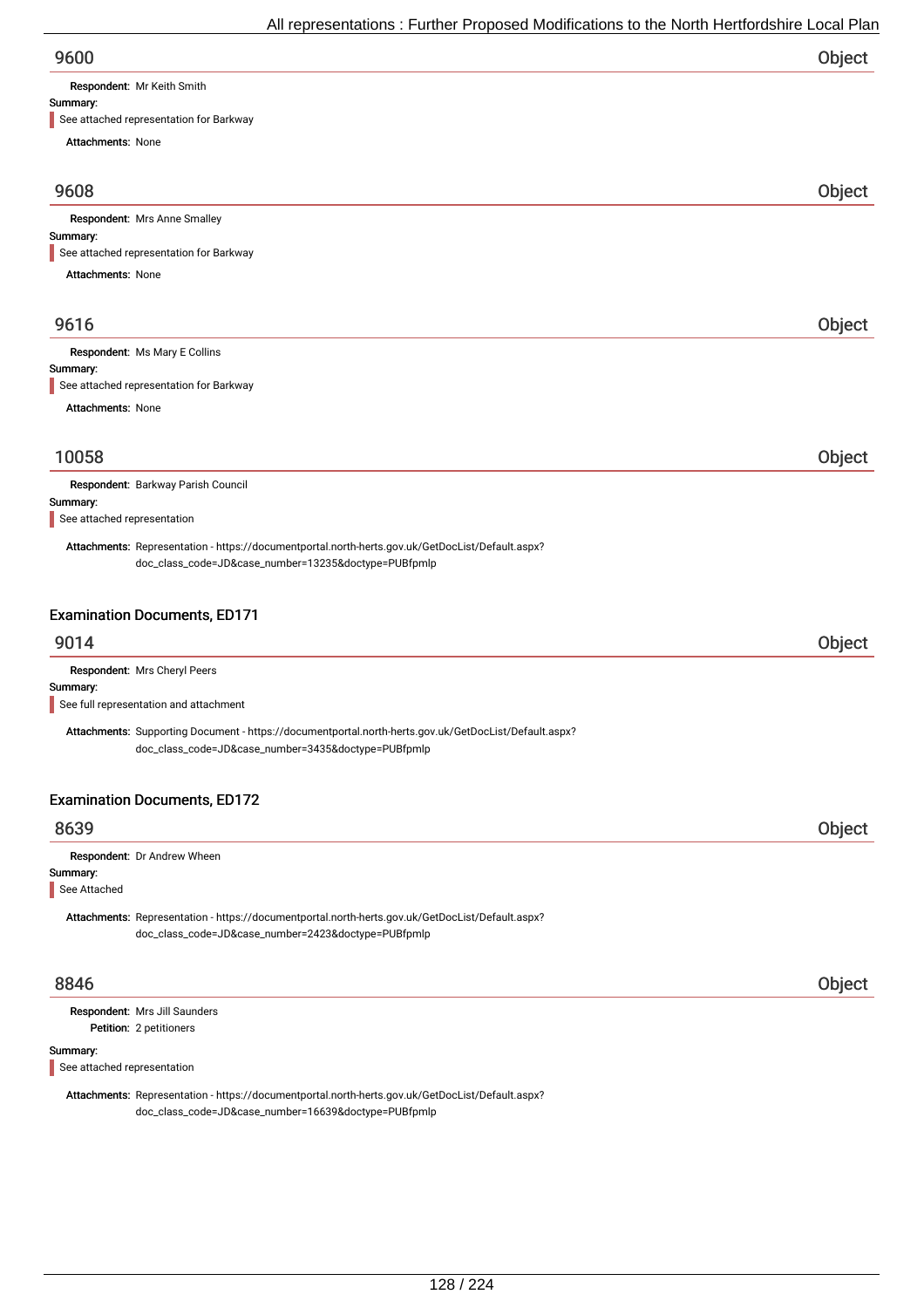## 9600

**Object**

**Respondent:** Mr Keith Smith

**Summary:**

See attached representation for Barkway

**Attachments:** None

## 9608

**Object**

**Respondent:** Mrs Anne Smalley

**Summary:**

See attached representation for Barkway

**Attachments:** None

## 9616

**Object**

**Respondent:** Ms Mary E Collins

**Summary:**

See attached representation for Barkway

**Attachments:** None

## 10058

**Object**

**Respondent:** Barkway Parish Council

**Summary:**

See attached representation

**Attachments:** Representation - https://documentportal.north-herts.gov.uk/GetDocList/Default.aspx?doc_class_code=JD&case_number=13235&doctype=PUBfpmlp

### Examination Documents, ED171

## 9014

**Object**

**Respondent:** Mrs Cheryl Peers

**Summary:**

See full representation and attachment

**Attachments:** Supporting Document - https://documentportal.north-herts.gov.uk/GetDocList/Default.aspx?doc_class_code=JD&case_number=3435&doctype=PUBfpmlp

### Examination Documents, ED172

## 8639

**Object**

**Respondent:** Dr Andrew Wheen

**Summary:**

See Attached

**Attachments:** Representation - https://documentportal.north-herts.gov.uk/GetDocList/Default.aspx?doc_class_code=JD&case_number=2423&doctype=PUBfpmlp

## 8846

**Object**

**Respondent:** Mrs Jill Saunders

**Petition:** 2 petitioners

**Summary:**

See attached representation

**Attachments:** Representation - https://documentportal.north-herts.gov.uk/GetDocList/Default.aspx?doc_class_code=JD&case_number=16639&doctype=PUBfpmlp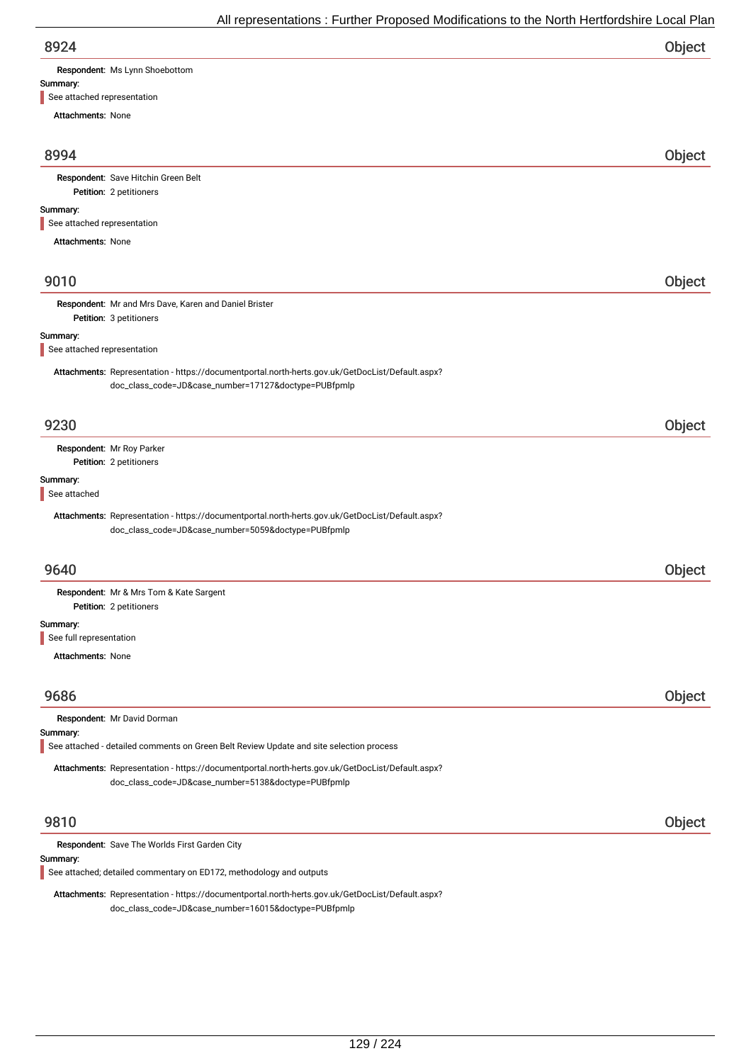## 8924 Object

**Respondent:** Ms Lynn Shoebottom

**Summary:**

See attached representation

**Attachments:** None

## 8994 Object

**Respondent:** Save Hitchin Green Belt

**Petition:** 2 petitioners

**Summary:**

See attached representation

**Attachments:** None

## 9010 Object

**Respondent:** Mr and Mrs Dave, Karen and Daniel Brister

**Petition:** 3 petitioners

**Summary:**

See attached representation

**Attachments:** Representation - https://documentportal.north-herts.gov.uk/GetDocList/Default.aspx?doc_class_code=JD&case_number=17127&doctype=PUBfpmlp

## 9230 Object

**Respondent:** Mr Roy Parker

**Petition:** 2 petitioners

**Summary:**

See attached

**Attachments:** Representation - https://documentportal.north-herts.gov.uk/GetDocList/Default.aspx?doc_class_code=JD&case_number=5059&doctype=PUBfpmlp

## 9640 Object

**Respondent:** Mr & Mrs Tom & Kate Sargent

**Petition:** 2 petitioners

**Summary:**

See full representation

**Attachments:** None

## 9686 Object

**Respondent:** Mr David Dorman

**Summary:**

See attached - detailed comments on Green Belt Review Update and site selection process

**Attachments:** Representation - https://documentportal.north-herts.gov.uk/GetDocList/Default.aspx?doc_class_code=JD&case_number=5138&doctype=PUBfpmlp

## 9810 Object

**Respondent:** Save The Worlds First Garden City

**Summary:**

See attached; detailed commentary on ED172, methodology and outputs

**Attachments:** Representation - https://documentportal.north-herts.gov.uk/GetDocList/Default.aspx?doc_class_code=JD&case_number=16015&doctype=PUBfpmlp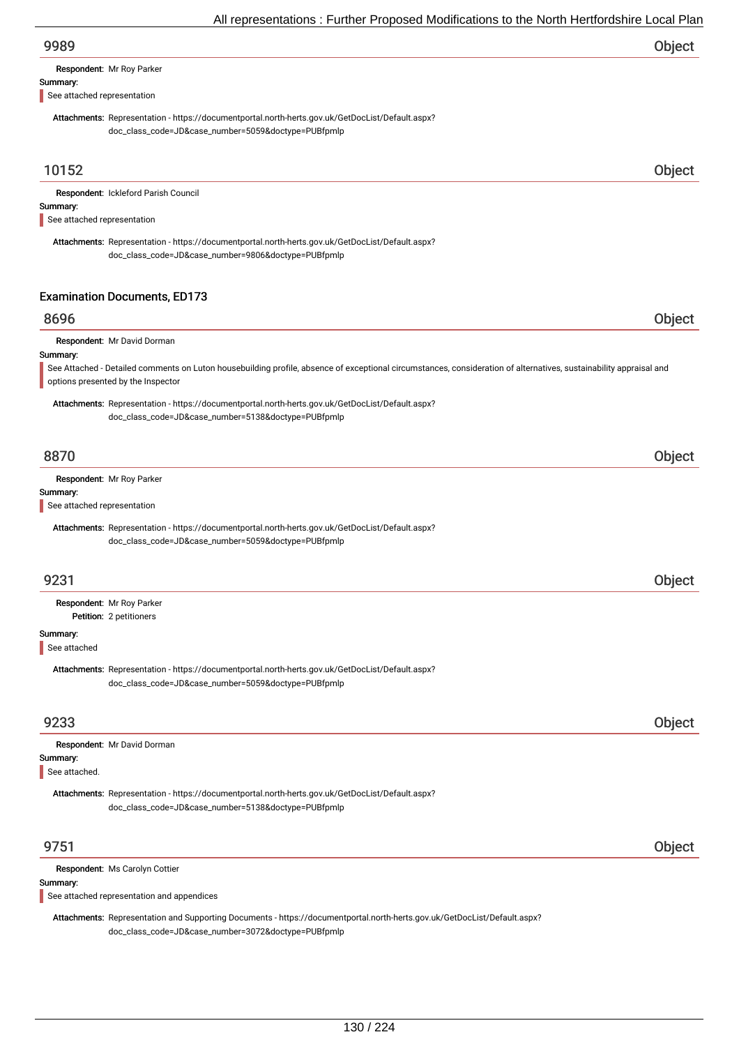## 9989 Object

**Respondent:** Mr Roy Parker

**Summary:**

See attached representation

**Attachments:** Representation - https://documentportal.north-herts.gov.uk/GetDocList/Default.aspx?doc_class_code=JD&case_number=5059&doctype=PUBfpmlp

## 10152 Object

**Respondent:** Ickleford Parish Council

**Summary:**

See attached representation

**Attachments:** Representation - https://documentportal.north-herts.gov.uk/GetDocList/Default.aspx?doc_class_code=JD&case_number=9806&doctype=PUBfpmlp

# Examination Documents, ED173

## 8696 Object

**Respondent:** Mr David Dorman

**Summary:**

See Attached - Detailed comments on Luton housebuilding profile, absence of exceptional circumstances, consideration of alternatives, sustainability appraisal and options presented by the Inspector

**Attachments:** Representation - https://documentportal.north-herts.gov.uk/GetDocList/Default.aspx?doc_class_code=JD&case_number=5138&doctype=PUBfpmlp

## 8870 Object

**Respondent:** Mr Roy Parker

**Summary:**

See attached representation

**Attachments:** Representation - https://documentportal.north-herts.gov.uk/GetDocList/Default.aspx?doc_class_code=JD&case_number=5059&doctype=PUBfpmlp

## 9231 Object

**Respondent:** Mr Roy Parker

**Petition:** 2 petitioners

**Summary:**

See attached

**Attachments:** Representation - https://documentportal.north-herts.gov.uk/GetDocList/Default.aspx?doc_class_code=JD&case_number=5059&doctype=PUBfpmlp

## 9233 Object

**Respondent:** Mr David Dorman

**Summary:**

See attached.

**Attachments:** Representation - https://documentportal.north-herts.gov.uk/GetDocList/Default.aspx?doc_class_code=JD&case_number=5138&doctype=PUBfpmlp

## 9751 Object

**Respondent:** Ms Carolyn Cottier

**Summary:**

See attached representation and appendices

**Attachments:** Representation and Supporting Documents - https://documentportal.north-herts.gov.uk/GetDocList/Default.aspx?doc_class_code=JD&case_number=3072&doctype=PUBfpmlp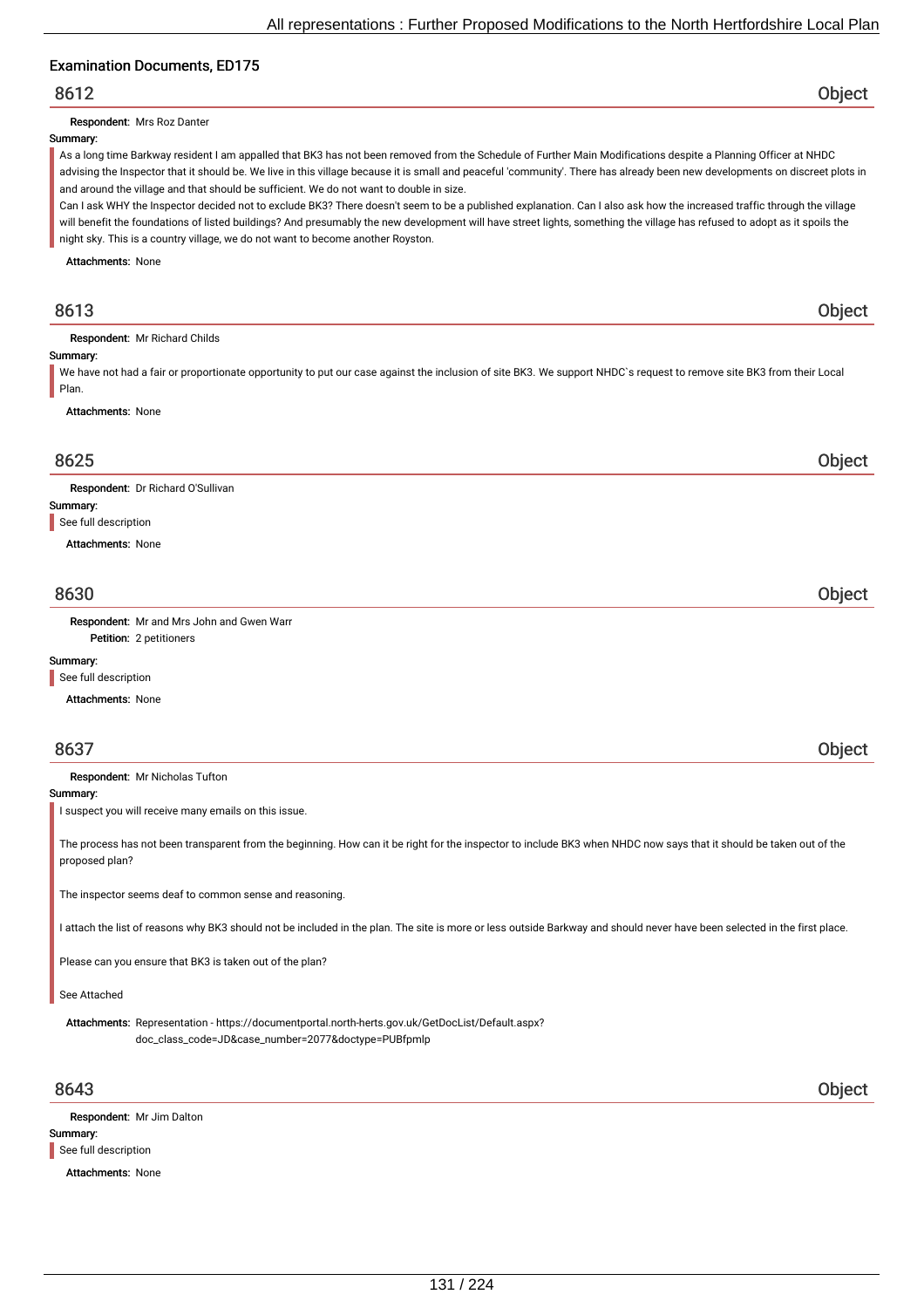## Examination Documents, ED175

## 8612 Object

**Respondent:** Mrs Roz Danter

**Summary:**

As a long time Barkway resident I am appalled that BK3 has not been removed from the Schedule of Further Main Modifications despite a Planning Officer at NHDC advising the Inspector that it should be. We live in this village because it is small and peaceful 'community'. There has already been new developments on discreet plots in and around the village and that should be sufficient. We do not want to double in size.

Can I ask WHY the Inspector decided not to exclude BK3? There doesn't seem to be a published explanation. Can I also ask how the increased traffic through the village will benefit the foundations of listed buildings? And presumably the new development will have street lights, something the village has refused to adopt as it spoils the night sky. This is a country village, we do not want to become another Royston.

**Attachments:** None

## 8613 Object

**Respondent:** Mr Richard Childs

**Summary:**

We have not had a fair or proportionate opportunity to put our case against the inclusion of site BK3. We support NHDC`s request to remove site BK3 from their Local Plan.

**Attachments:** None

## 8625 Object

**Respondent:** Dr Richard O'Sullivan

**Summary:**

See full description

**Attachments:** None

## 8630 Object

**Respondent:** Mr and Mrs John and Gwen Warr

**Petition:** 2 petitioners

**Summary:**

See full description

**Attachments:** None

## 8637 Object

**Respondent:** Mr Nicholas Tufton

**Summary:**

I suspect you will receive many emails on this issue.

The process has not been transparent from the beginning. How can it be right for the inspector to include BK3 when NHDC now says that it should be taken out of the proposed plan?

The inspector seems deaf to common sense and reasoning.

I attach the list of reasons why BK3 should not be included in the plan. The site is more or less outside Barkway and should never have been selected in the first place.

Please can you ensure that BK3 is taken out of the plan?

See Attached

**Attachments:** Representation - https://documentportal.north-herts.gov.uk/GetDocList/Default.aspx?doc_class_code=JD&case_number=2077&doctype=PUBfpmlp

## 8643 Object

**Respondent:** Mr Jim Dalton

**Summary:**

See full description

**Attachments:** None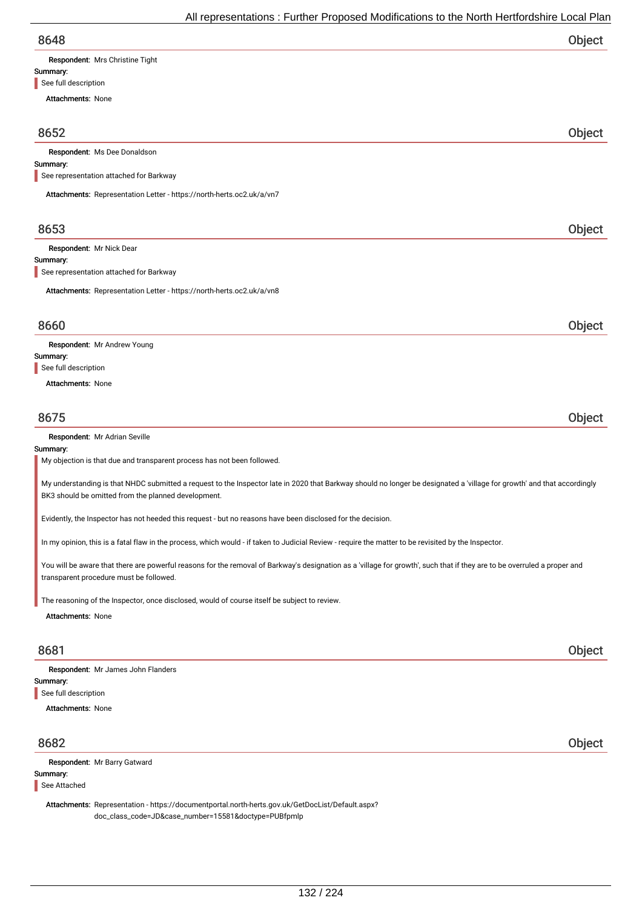## 8648 — Object

**Respondent:** Mrs Christine Tight

**Summary:**

See full description

**Attachments:** None

## 8652 — Object

**Respondent:** Ms Dee Donaldson

**Summary:**

See representation attached for Barkway

**Attachments:** Representation Letter - https://north-herts.oc2.uk/a/vn7

## 8653 — Object

**Respondent:** Mr Nick Dear

**Summary:**

See representation attached for Barkway

**Attachments:** Representation Letter - https://north-herts.oc2.uk/a/vn8

## 8660 — Object

**Respondent:** Mr Andrew Young

**Summary:**

See full description

**Attachments:** None

## 8675 — Object

**Respondent:** Mr Adrian Seville

**Summary:**

My objection is that due and transparent process has not been followed.

My understanding is that NHDC submitted a request to the Inspector late in 2020 that Barkway should no longer be designated a 'village for growth' and that accordingly BK3 should be omitted from the planned development.

Evidently, the Inspector has not heeded this request - but no reasons have been disclosed for the decision.

In my opinion, this is a fatal flaw in the process, which would - if taken to Judicial Review - require the matter to be revisited by the Inspector.

You will be aware that there are powerful reasons for the removal of Barkway's designation as a 'village for growth', such that if they are to be overruled a proper and transparent procedure must be followed.

The reasoning of the Inspector, once disclosed, would of course itself be subject to review.

**Attachments:** None

## 8681 — Object

**Respondent:** Mr James John Flanders

**Summary:**

See full description

**Attachments:** None

## 8682 — Object

**Respondent:** Mr Barry Gatward

**Summary:**

See Attached

**Attachments:** Representation - https://documentportal.north-herts.gov.uk/GetDocList/Default.aspx?doc_class_code=JD&case_number=15581&doctype=PUBfpmlp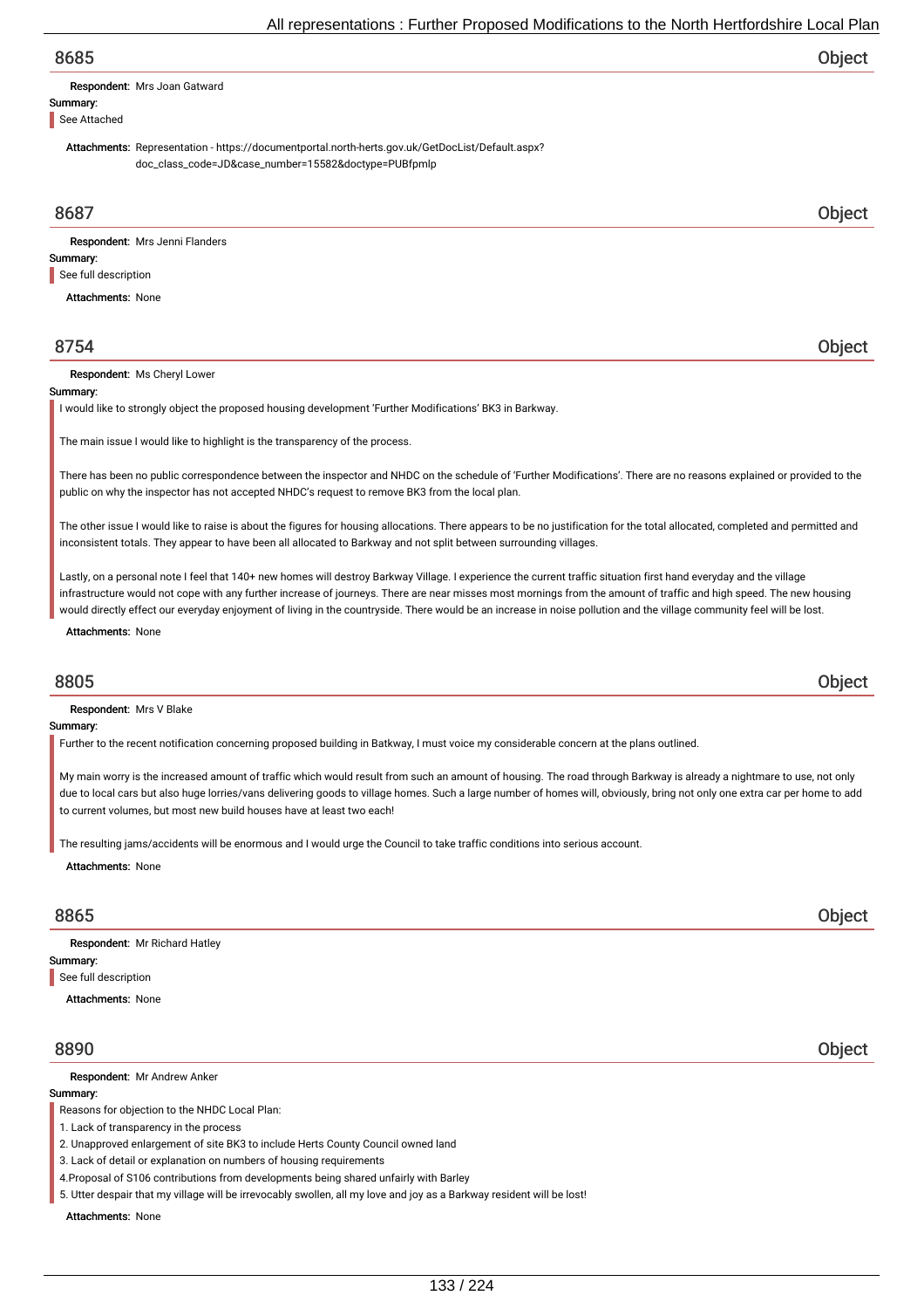## 8685 — Object

**Respondent:** Mrs Joan Gatward

**Summary:**

See Attached

**Attachments:** Representation - https://documentportal.north-herts.gov.uk/GetDocList/Default.aspx?doc_class_code=JD&case_number=15582&doctype=PUBfpmlp

## 8687 — Object

**Respondent:** Mrs Jenni Flanders

**Summary:**

See full description

**Attachments:** None

## 8754 — Object

**Respondent:** Ms Cheryl Lower

**Summary:**

I would like to strongly object the proposed housing development 'Further Modifications' BK3 in Barkway.

The main issue I would like to highlight is the transparency of the process.

There has been no public correspondence between the inspector and NHDC on the schedule of 'Further Modifications'. There are no reasons explained or provided to the public on why the inspector has not accepted NHDC's request to remove BK3 from the local plan.

The other issue I would like to raise is about the figures for housing allocations. There appears to be no justification for the total allocated, completed and permitted and inconsistent totals. They appear to have been all allocated to Barkway and not split between surrounding villages.

Lastly, on a personal note I feel that 140+ new homes will destroy Barkway Village. I experience the current traffic situation first hand everyday and the village infrastructure would not cope with any further increase of journeys. There are near misses most mornings from the amount of traffic and high speed. The new housing would directly effect our everyday enjoyment of living in the countryside. There would be an increase in noise pollution and the village community feel will be lost.

**Attachments:** None

## 8805 — Object

**Respondent:** Mrs V Blake

**Summary:**

Further to the recent notification concerning proposed building in Batkway, I must voice my considerable concern at the plans outlined.

My main worry is the increased amount of traffic which would result from such an amount of housing. The road through Barkway is already a nightmare to use, not only due to local cars but also huge lorries/vans delivering goods to village homes. Such a large number of homes will, obviously, bring not only one extra car per home to add to current volumes, but most new build houses have at least two each!

The resulting jams/accidents will be enormous and I would urge the Council to take traffic conditions into serious account.

**Attachments:** None

## 8865 — Object

**Respondent:** Mr Richard Hatley

**Summary:**

See full description

**Attachments:** None

## 8890 — Object

**Respondent:** Mr Andrew Anker

**Summary:**

Reasons for objection to the NHDC Local Plan:

1. Lack of transparency in the process
2. Unapproved enlargement of site BK3 to include Herts County Council owned land
3. Lack of detail or explanation on numbers of housing requirements
4. Proposal of S106 contributions from developments being shared unfairly with Barley
5. Utter despair that my village will be irrevocably swollen, all my love and joy as a Barkway resident will be lost!

**Attachments:** None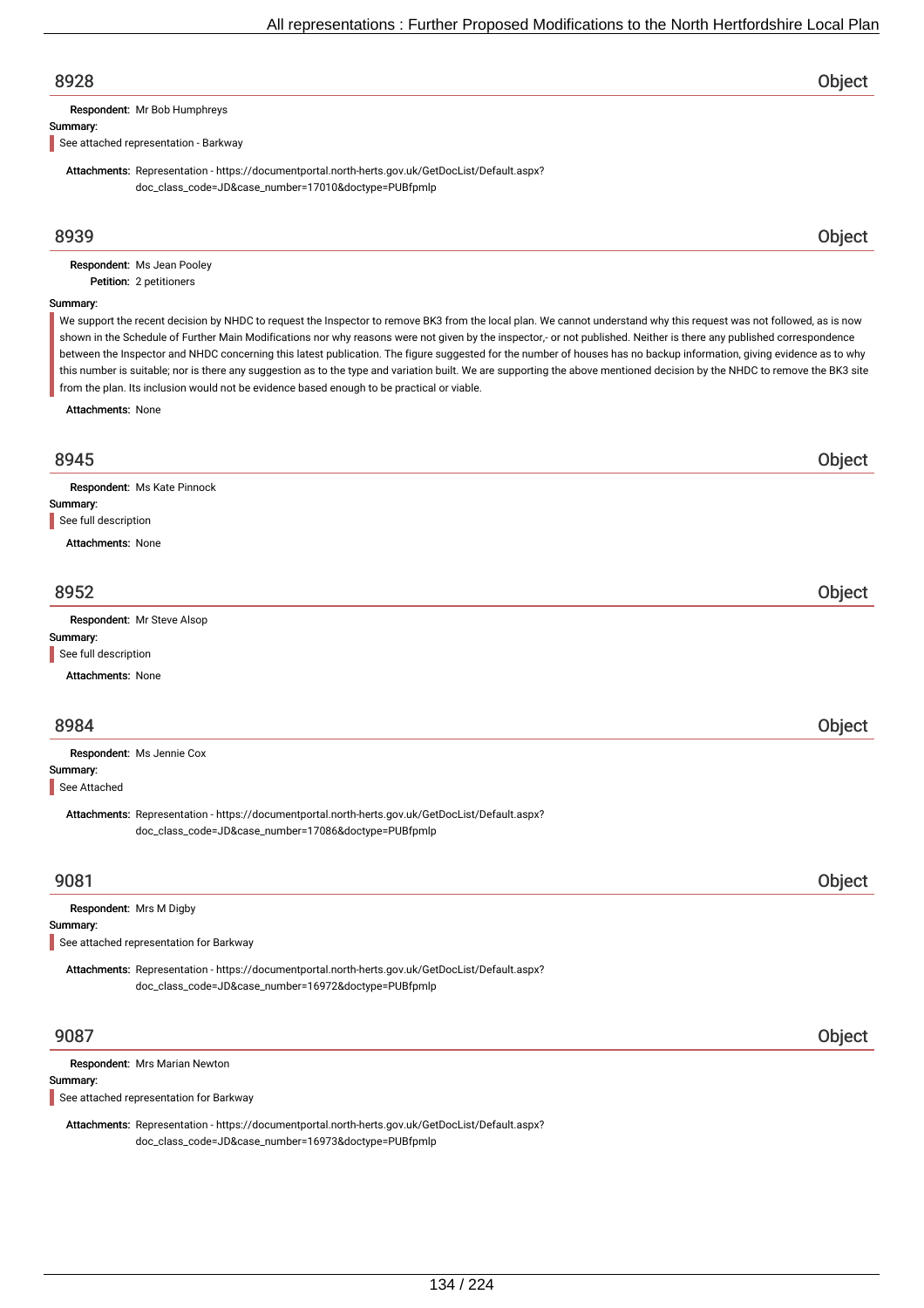## 8928 — Object

**Respondent:** Mr Bob Humphreys

**Summary:**

See attached representation - Barkway

**Attachments:** Representation - https://documentportal.north-herts.gov.uk/GetDocList/Default.aspx?doc_class_code=JD&case_number=17010&doctype=PUBfpmlp

## 8939 — Object

**Respondent:** Ms Jean Pooley
**Petition:** 2 petitioners

**Summary:**

We support the recent decision by NHDC to request the Inspector to remove BK3 from the local plan. We cannot understand why this request was not followed, as is now shown in the Schedule of Further Main Modifications nor why reasons were not given by the inspector,- or not published. Neither is there any published correspondence between the Inspector and NHDC concerning this latest publication. The figure suggested for the number of houses has no backup information, giving evidence as to why this number is suitable; nor is there any suggestion as to the type and variation built. We are supporting the above mentioned decision by the NHDC to remove the BK3 site from the plan. Its inclusion would not be evidence based enough to be practical or viable.

**Attachments:** None

## 8945 — Object

**Respondent:** Ms Kate Pinnock

**Summary:**

See full description

**Attachments:** None

## 8952 — Object

**Respondent:** Mr Steve Alsop

**Summary:**

See full description

**Attachments:** None

## 8984 — Object

**Respondent:** Ms Jennie Cox

**Summary:**

See Attached

**Attachments:** Representation - https://documentportal.north-herts.gov.uk/GetDocList/Default.aspx?doc_class_code=JD&case_number=17086&doctype=PUBfpmlp

## 9081 — Object

**Respondent:** Mrs M Digby

**Summary:**

See attached representation for Barkway

**Attachments:** Representation - https://documentportal.north-herts.gov.uk/GetDocList/Default.aspx?doc_class_code=JD&case_number=16972&doctype=PUBfpmlp

## 9087 — Object

**Respondent:** Mrs Marian Newton

**Summary:**

See attached representation for Barkway

**Attachments:** Representation - https://documentportal.north-herts.gov.uk/GetDocList/Default.aspx?doc_class_code=JD&case_number=16973&doctype=PUBfpmlp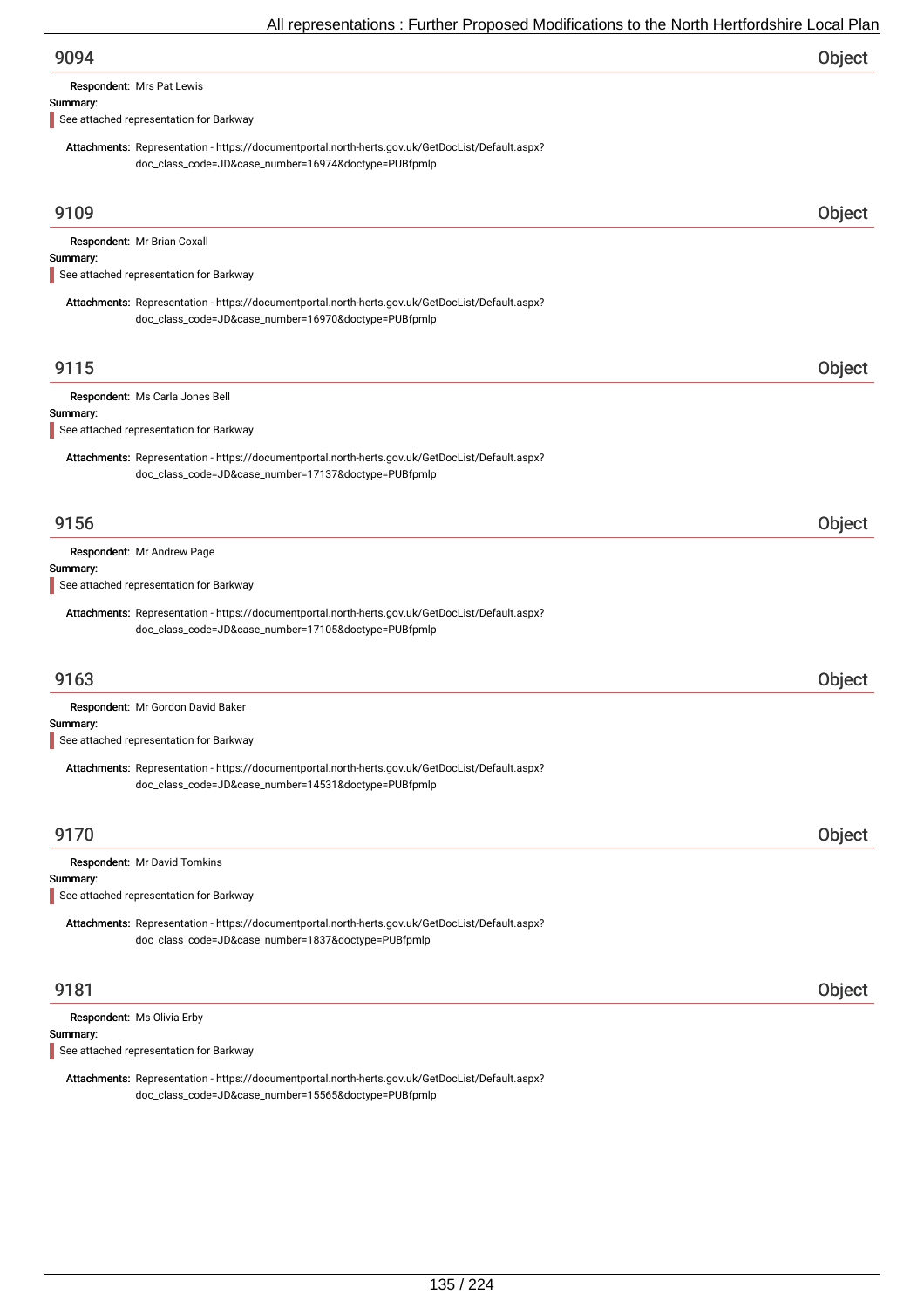## 9094 — Object

**Respondent:** Mrs Pat Lewis

**Summary:**

See attached representation for Barkway

**Attachments:** Representation - https://documentportal.north-herts.gov.uk/GetDocList/Default.aspx?doc_class_code=JD&case_number=16974&doctype=PUBfpmlp

## 9109 — Object

**Respondent:** Mr Brian Coxall

**Summary:**

See attached representation for Barkway

**Attachments:** Representation - https://documentportal.north-herts.gov.uk/GetDocList/Default.aspx?doc_class_code=JD&case_number=16970&doctype=PUBfpmlp

## 9115 — Object

**Respondent:** Ms Carla Jones Bell

**Summary:**

See attached representation for Barkway

**Attachments:** Representation - https://documentportal.north-herts.gov.uk/GetDocList/Default.aspx?doc_class_code=JD&case_number=17137&doctype=PUBfpmlp

## 9156 — Object

**Respondent:** Mr Andrew Page

**Summary:**

See attached representation for Barkway

**Attachments:** Representation - https://documentportal.north-herts.gov.uk/GetDocList/Default.aspx?doc_class_code=JD&case_number=17105&doctype=PUBfpmlp

## 9163 — Object

**Respondent:** Mr Gordon David Baker

**Summary:**

See attached representation for Barkway

**Attachments:** Representation - https://documentportal.north-herts.gov.uk/GetDocList/Default.aspx?doc_class_code=JD&case_number=14531&doctype=PUBfpmlp

## 9170 — Object

**Respondent:** Mr David Tomkins

**Summary:**

See attached representation for Barkway

**Attachments:** Representation - https://documentportal.north-herts.gov.uk/GetDocList/Default.aspx?doc_class_code=JD&case_number=1837&doctype=PUBfpmlp

## 9181 — Object

**Respondent:** Ms Olivia Erby

**Summary:**

See attached representation for Barkway

**Attachments:** Representation - https://documentportal.north-herts.gov.uk/GetDocList/Default.aspx?doc_class_code=JD&case_number=15565&doctype=PUBfpmlp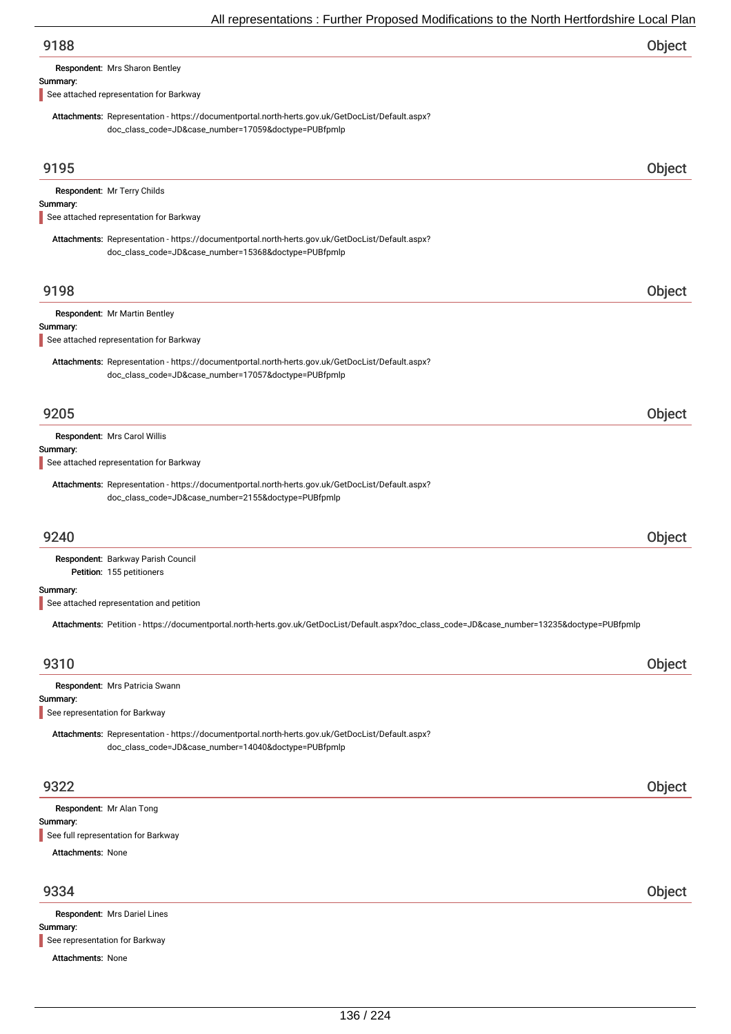## 9188 Object

**Respondent:** Mrs Sharon Bentley

**Summary:**

See attached representation for Barkway

**Attachments:** Representation - https://documentportal.north-herts.gov.uk/GetDocList/Default.aspx?doc_class_code=JD&case_number=17059&doctype=PUBfpmlp

## 9195 Object

**Respondent:** Mr Terry Childs

**Summary:**

See attached representation for Barkway

**Attachments:** Representation - https://documentportal.north-herts.gov.uk/GetDocList/Default.aspx?doc_class_code=JD&case_number=15368&doctype=PUBfpmlp

## 9198 Object

**Respondent:** Mr Martin Bentley

**Summary:**

See attached representation for Barkway

**Attachments:** Representation - https://documentportal.north-herts.gov.uk/GetDocList/Default.aspx?doc_class_code=JD&case_number=17057&doctype=PUBfpmlp

## 9205 Object

**Respondent:** Mrs Carol Willis

**Summary:**

See attached representation for Barkway

**Attachments:** Representation - https://documentportal.north-herts.gov.uk/GetDocList/Default.aspx?doc_class_code=JD&case_number=2155&doctype=PUBfpmlp

## 9240 Object

**Respondent:** Barkway Parish Council

**Petition:** 155 petitioners

**Summary:**

See attached representation and petition

**Attachments:** Petition - https://documentportal.north-herts.gov.uk/GetDocList/Default.aspx?doc_class_code=JD&case_number=13235&doctype=PUBfpmlp

## 9310 Object

**Respondent:** Mrs Patricia Swann

**Summary:**

See representation for Barkway

**Attachments:** Representation - https://documentportal.north-herts.gov.uk/GetDocList/Default.aspx?doc_class_code=JD&case_number=14040&doctype=PUBfpmlp

## 9322 Object

**Respondent:** Mr Alan Tong

**Summary:**

See full representation for Barkway

**Attachments:** None

## 9334 Object

**Respondent:** Mrs Dariel Lines

**Summary:**

See representation for Barkway

**Attachments:** None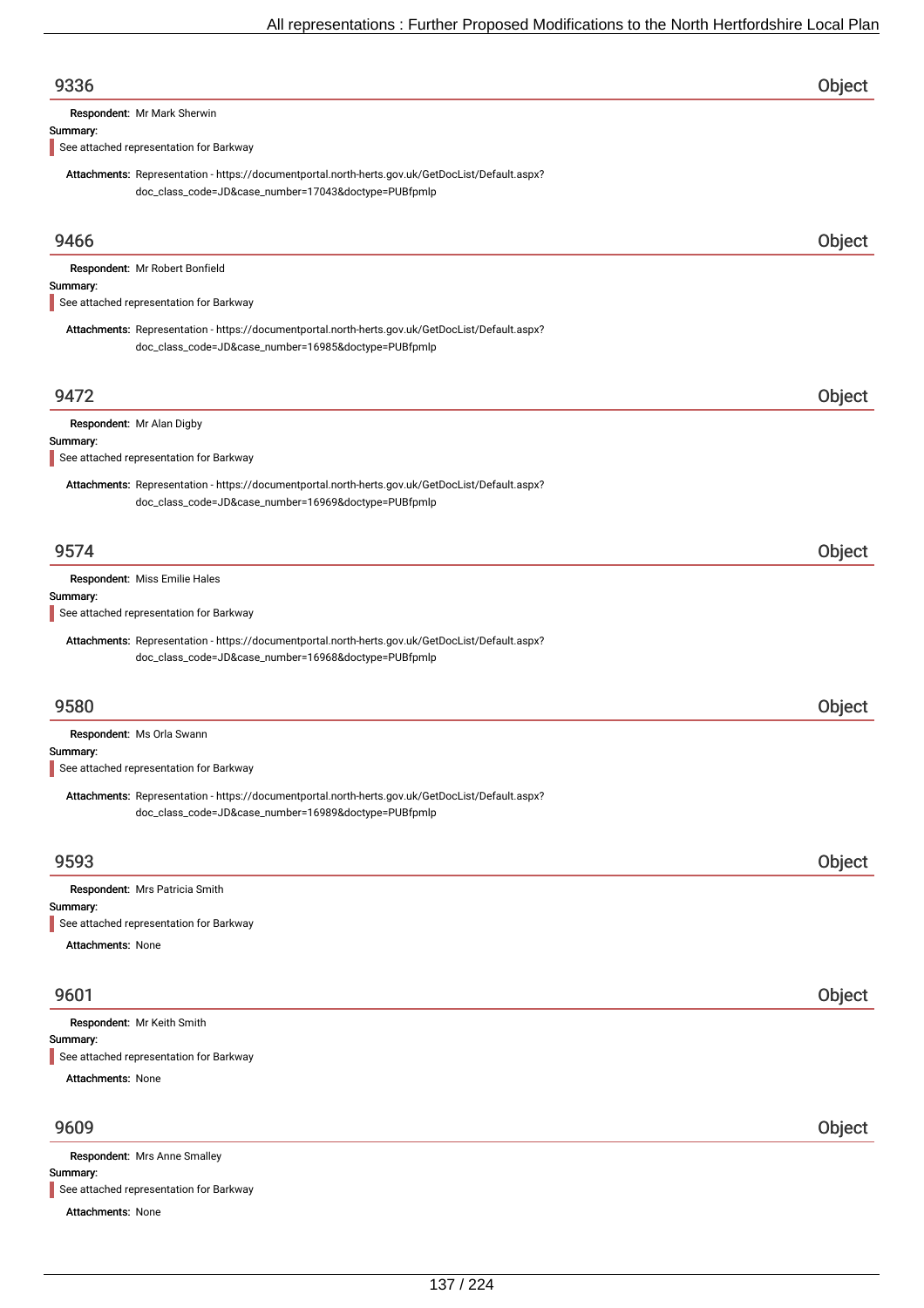## 9336

**Object**

**Respondent:** Mr Mark Sherwin

**Summary:**

See attached representation for Barkway

**Attachments:** Representation - https://documentportal.north-herts.gov.uk/GetDocList/Default.aspx?doc_class_code=JD&case_number=17043&doctype=PUBfpmlp

## 9466

**Object**

**Respondent:** Mr Robert Bonfield

**Summary:**

See attached representation for Barkway

**Attachments:** Representation - https://documentportal.north-herts.gov.uk/GetDocList/Default.aspx?doc_class_code=JD&case_number=16985&doctype=PUBfpmlp

## 9472

**Object**

**Respondent:** Mr Alan Digby

**Summary:**

See attached representation for Barkway

**Attachments:** Representation - https://documentportal.north-herts.gov.uk/GetDocList/Default.aspx?doc_class_code=JD&case_number=16969&doctype=PUBfpmlp

## 9574

**Object**

**Respondent:** Miss Emilie Hales

**Summary:**

See attached representation for Barkway

**Attachments:** Representation - https://documentportal.north-herts.gov.uk/GetDocList/Default.aspx?doc_class_code=JD&case_number=16968&doctype=PUBfpmlp

## 9580

**Object**

**Respondent:** Ms Orla Swann

**Summary:**

See attached representation for Barkway

**Attachments:** Representation - https://documentportal.north-herts.gov.uk/GetDocList/Default.aspx?doc_class_code=JD&case_number=16989&doctype=PUBfpmlp

## 9593

**Object**

**Respondent:** Mrs Patricia Smith

**Summary:**

See attached representation for Barkway

**Attachments:** None

## 9601

**Object**

**Respondent:** Mr Keith Smith

**Summary:**

See attached representation for Barkway

**Attachments:** None

## 9609

**Object**

**Respondent:** Mrs Anne Smalley

**Summary:**

See attached representation for Barkway

**Attachments:** None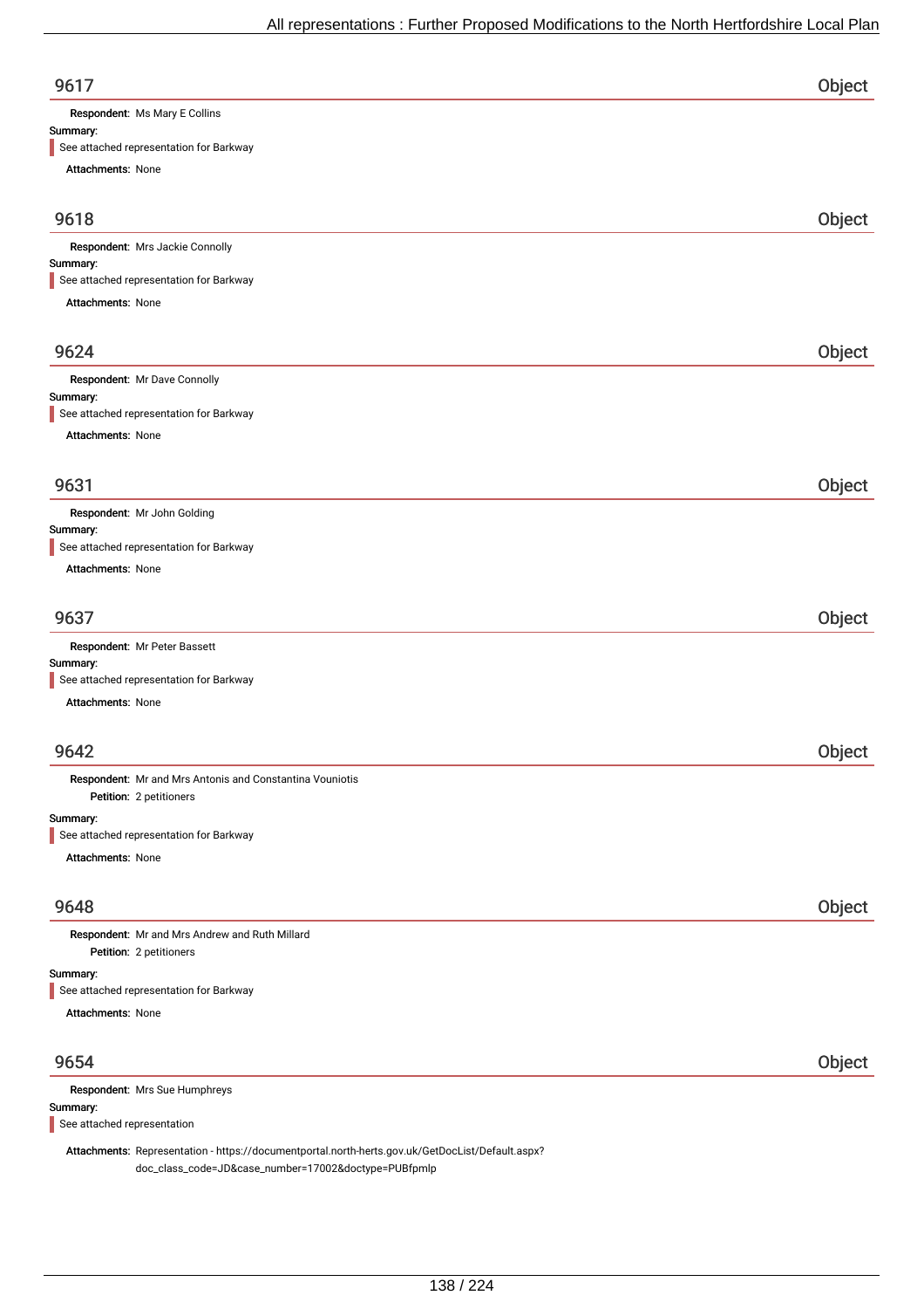## 9617 — Object

**Respondent:** Ms Mary E Collins

**Summary:**

> See attached representation for Barkway

**Attachments:** None

## 9618 — Object

**Respondent:** Mrs Jackie Connolly

**Summary:**

> See attached representation for Barkway

**Attachments:** None

## 9624 — Object

**Respondent:** Mr Dave Connolly

**Summary:**

> See attached representation for Barkway

**Attachments:** None

## 9631 — Object

**Respondent:** Mr John Golding

**Summary:**

> See attached representation for Barkway

**Attachments:** None

## 9637 — Object

**Respondent:** Mr Peter Bassett

**Summary:**

> See attached representation for Barkway

**Attachments:** None

## 9642 — Object

**Respondent:** Mr and Mrs Antonis and Constantina Vouniotis

**Petition:** 2 petitioners

**Summary:**

> See attached representation for Barkway

**Attachments:** None

## 9648 — Object

**Respondent:** Mr and Mrs Andrew and Ruth Millard

**Petition:** 2 petitioners

**Summary:**

> See attached representation for Barkway

**Attachments:** None

## 9654 — Object

**Respondent:** Mrs Sue Humphreys

**Summary:**

> See attached representation

**Attachments:** Representation - https://documentportal.north-herts.gov.uk/GetDocList/Default.aspx?doc_class_code=JD&case_number=17002&doctype=PUBfpmlp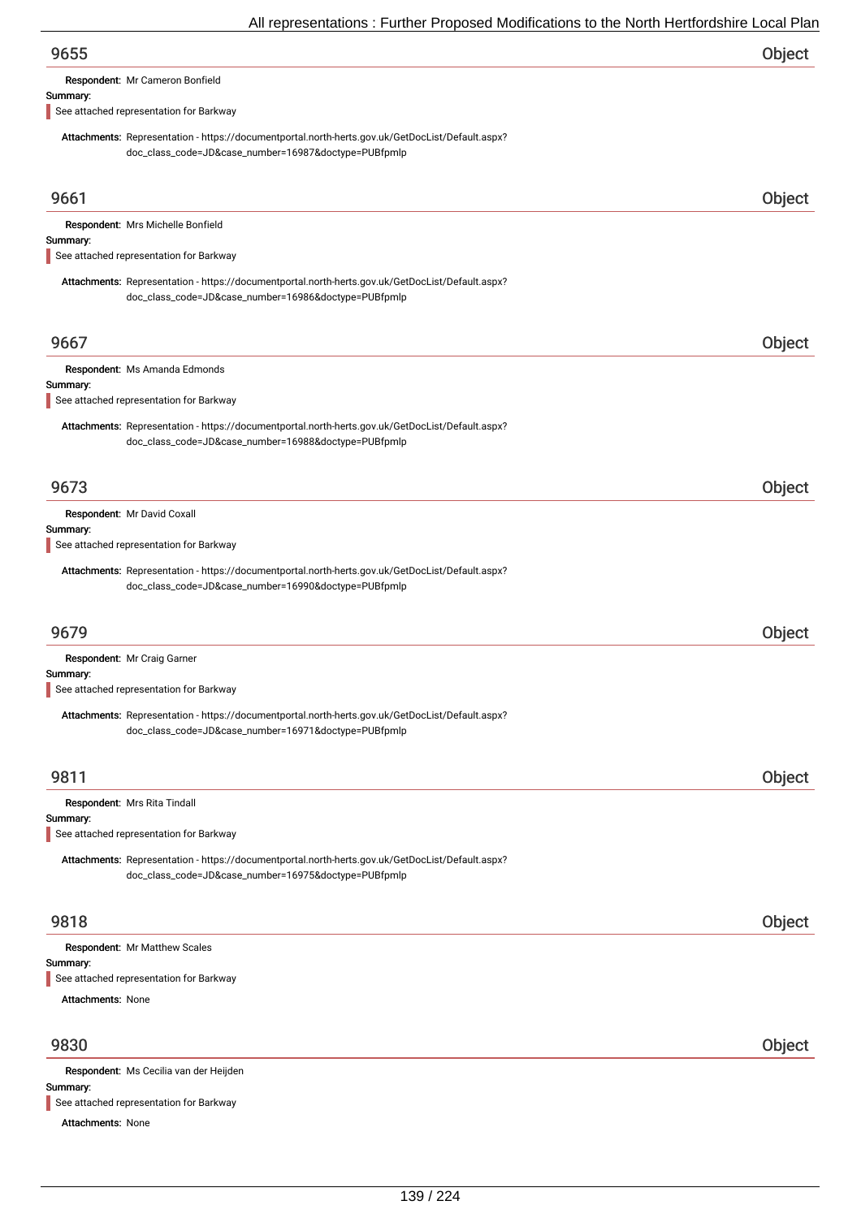## 9655 — Object

**Respondent:** Mr Cameron Bonfield

**Summary:**

See attached representation for Barkway

**Attachments:** Representation - https://documentportal.north-herts.gov.uk/GetDocList/Default.aspx?doc_class_code=JD&case_number=16987&doctype=PUBfpmlp

## 9661 — Object

**Respondent:** Mrs Michelle Bonfield

**Summary:**

See attached representation for Barkway

**Attachments:** Representation - https://documentportal.north-herts.gov.uk/GetDocList/Default.aspx?doc_class_code=JD&case_number=16986&doctype=PUBfpmlp

## 9667 — Object

**Respondent:** Ms Amanda Edmonds

**Summary:**

See attached representation for Barkway

**Attachments:** Representation - https://documentportal.north-herts.gov.uk/GetDocList/Default.aspx?doc_class_code=JD&case_number=16988&doctype=PUBfpmlp

## 9673 — Object

**Respondent:** Mr David Coxall

**Summary:**

See attached representation for Barkway

**Attachments:** Representation - https://documentportal.north-herts.gov.uk/GetDocList/Default.aspx?doc_class_code=JD&case_number=16990&doctype=PUBfpmlp

## 9679 — Object

**Respondent:** Mr Craig Garner

**Summary:**

See attached representation for Barkway

**Attachments:** Representation - https://documentportal.north-herts.gov.uk/GetDocList/Default.aspx?doc_class_code=JD&case_number=16971&doctype=PUBfpmlp

## 9811 — Object

**Respondent:** Mrs Rita Tindall

**Summary:**

See attached representation for Barkway

**Attachments:** Representation - https://documentportal.north-herts.gov.uk/GetDocList/Default.aspx?doc_class_code=JD&case_number=16975&doctype=PUBfpmlp

## 9818 — Object

**Respondent:** Mr Matthew Scales

**Summary:**

See attached representation for Barkway

**Attachments:** None

## 9830 — Object

**Respondent:** Ms Cecilia van der Heijden

**Summary:**

See attached representation for Barkway

**Attachments:** None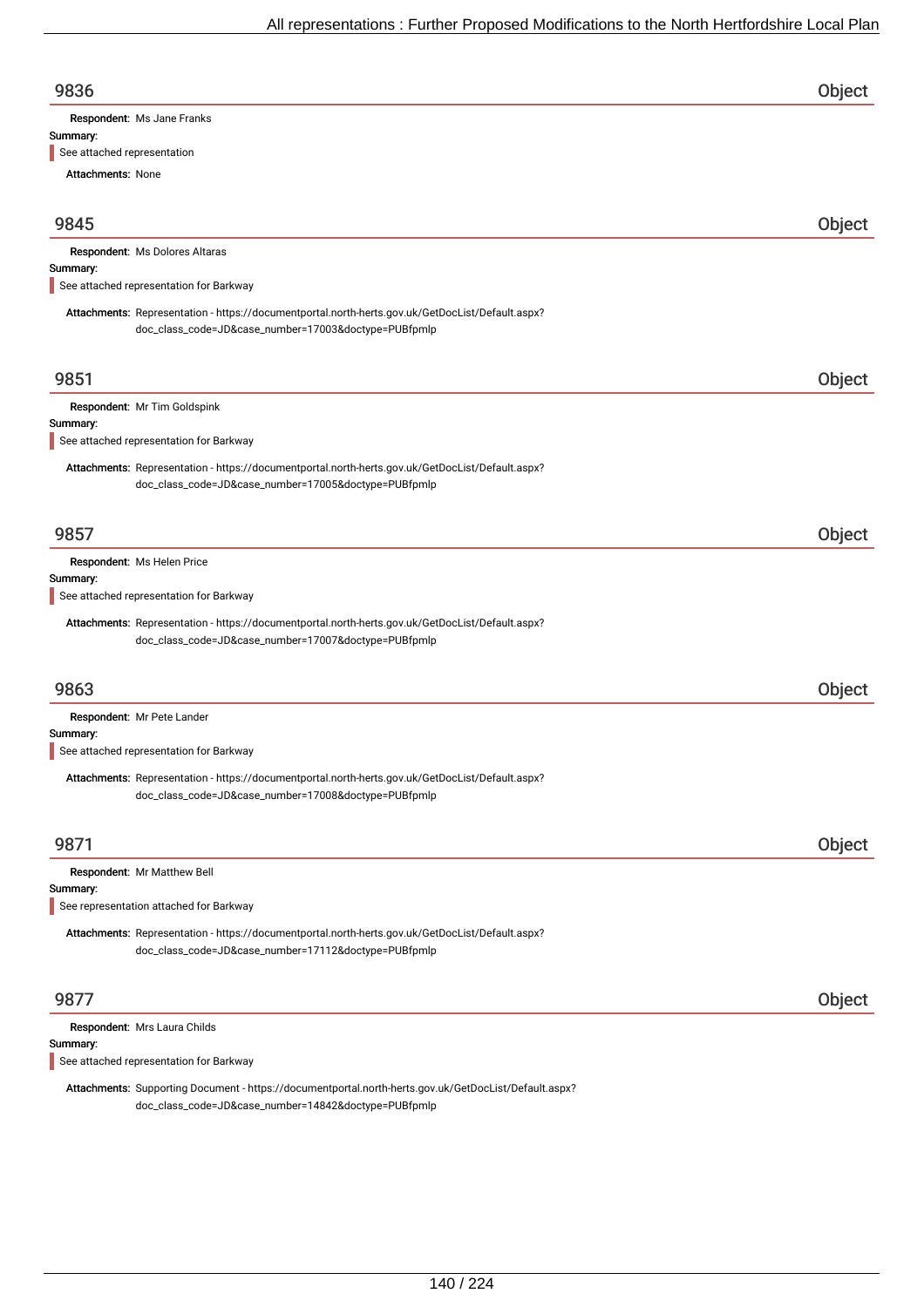## 9836 Object

**Respondent:** Ms Jane Franks

**Summary:**

See attached representation

**Attachments:** None

## 9845 Object

**Respondent:** Ms Dolores Altaras

**Summary:**

See attached representation for Barkway

**Attachments:** Representation - https://documentportal.north-herts.gov.uk/GetDocList/Default.aspx?doc_class_code=JD&case_number=17003&doctype=PUBfpmlp

## 9851 Object

**Respondent:** Mr Tim Goldspink

**Summary:**

See attached representation for Barkway

**Attachments:** Representation - https://documentportal.north-herts.gov.uk/GetDocList/Default.aspx?doc_class_code=JD&case_number=17005&doctype=PUBfpmlp

## 9857 Object

**Respondent:** Ms Helen Price

**Summary:**

See attached representation for Barkway

**Attachments:** Representation - https://documentportal.north-herts.gov.uk/GetDocList/Default.aspx?doc_class_code=JD&case_number=17007&doctype=PUBfpmlp

## 9863 Object

**Respondent:** Mr Pete Lander

**Summary:**

See attached representation for Barkway

**Attachments:** Representation - https://documentportal.north-herts.gov.uk/GetDocList/Default.aspx?doc_class_code=JD&case_number=17008&doctype=PUBfpmlp

## 9871 Object

**Respondent:** Mr Matthew Bell

**Summary:**

See representation attached for Barkway

**Attachments:** Representation - https://documentportal.north-herts.gov.uk/GetDocList/Default.aspx?doc_class_code=JD&case_number=17112&doctype=PUBfpmlp

## 9877 Object

**Respondent:** Mrs Laura Childs

**Summary:**

See attached representation for Barkway

**Attachments:** Supporting Document - https://documentportal.north-herts.gov.uk/GetDocList/Default.aspx?doc_class_code=JD&case_number=14842&doctype=PUBfpmlp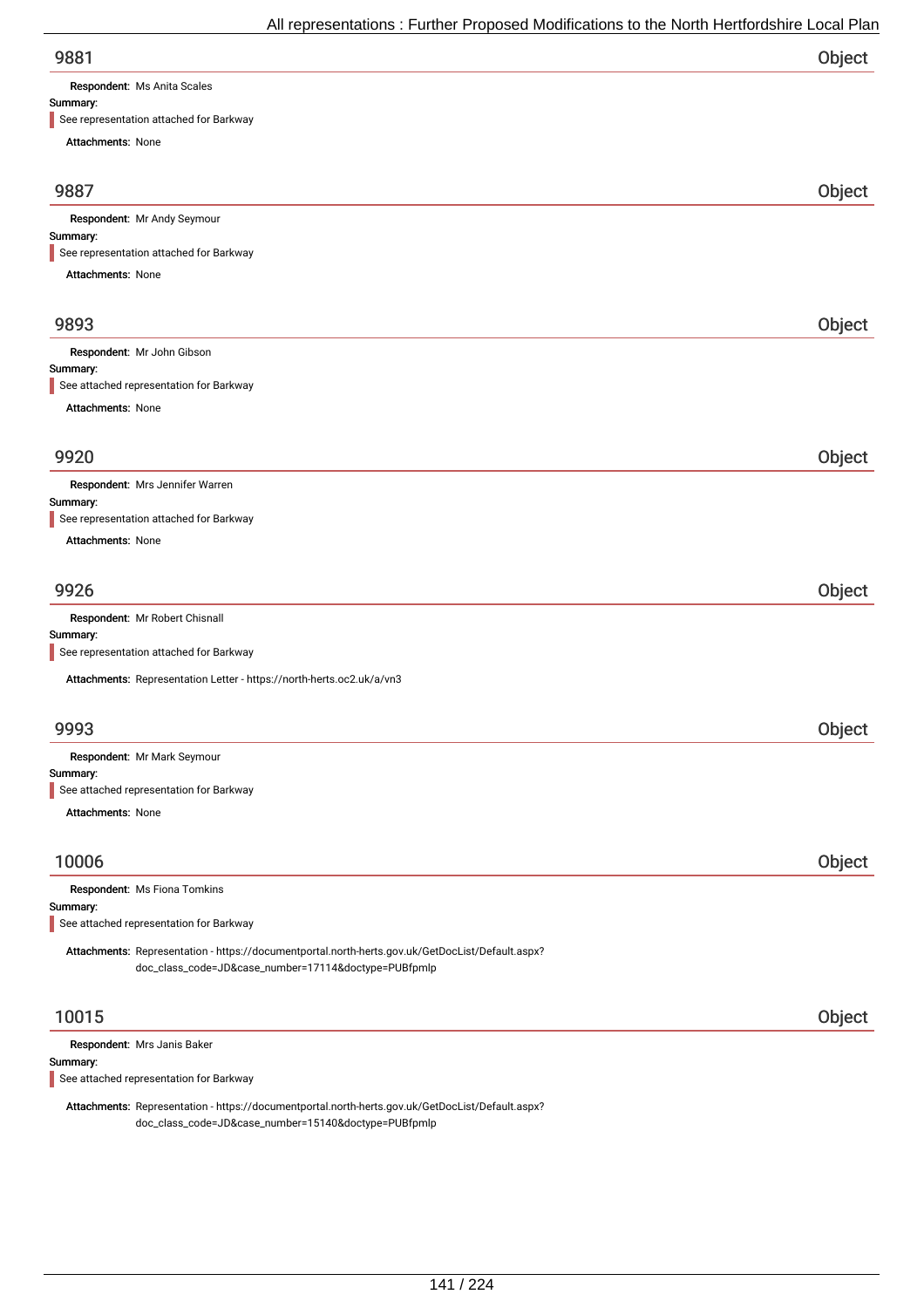## 9881 Object

**Respondent:** Ms Anita Scales

**Summary:**

See representation attached for Barkway

**Attachments:** None

## 9887 Object

**Respondent:** Mr Andy Seymour

**Summary:**

See representation attached for Barkway

**Attachments:** None

## 9893 Object

**Respondent:** Mr John Gibson

**Summary:**

See attached representation for Barkway

**Attachments:** None

## 9920 Object

**Respondent:** Mrs Jennifer Warren

**Summary:**

See representation attached for Barkway

**Attachments:** None

## 9926 Object

**Respondent:** Mr Robert Chisnall

**Summary:**

See representation attached for Barkway

**Attachments:** Representation Letter - https://north-herts.oc2.uk/a/vn3

## 9993 Object

**Respondent:** Mr Mark Seymour

**Summary:**

See attached representation for Barkway

**Attachments:** None

## 10006 Object

**Respondent:** Ms Fiona Tomkins

**Summary:**

See attached representation for Barkway

**Attachments:** Representation - https://documentportal.north-herts.gov.uk/GetDocList/Default.aspx?doc_class_code=JD&case_number=17114&doctype=PUBfpmlp

## 10015 Object

**Respondent:** Mrs Janis Baker

**Summary:**

See attached representation for Barkway

**Attachments:** Representation - https://documentportal.north-herts.gov.uk/GetDocList/Default.aspx?doc_class_code=JD&case_number=15140&doctype=PUBfpmlp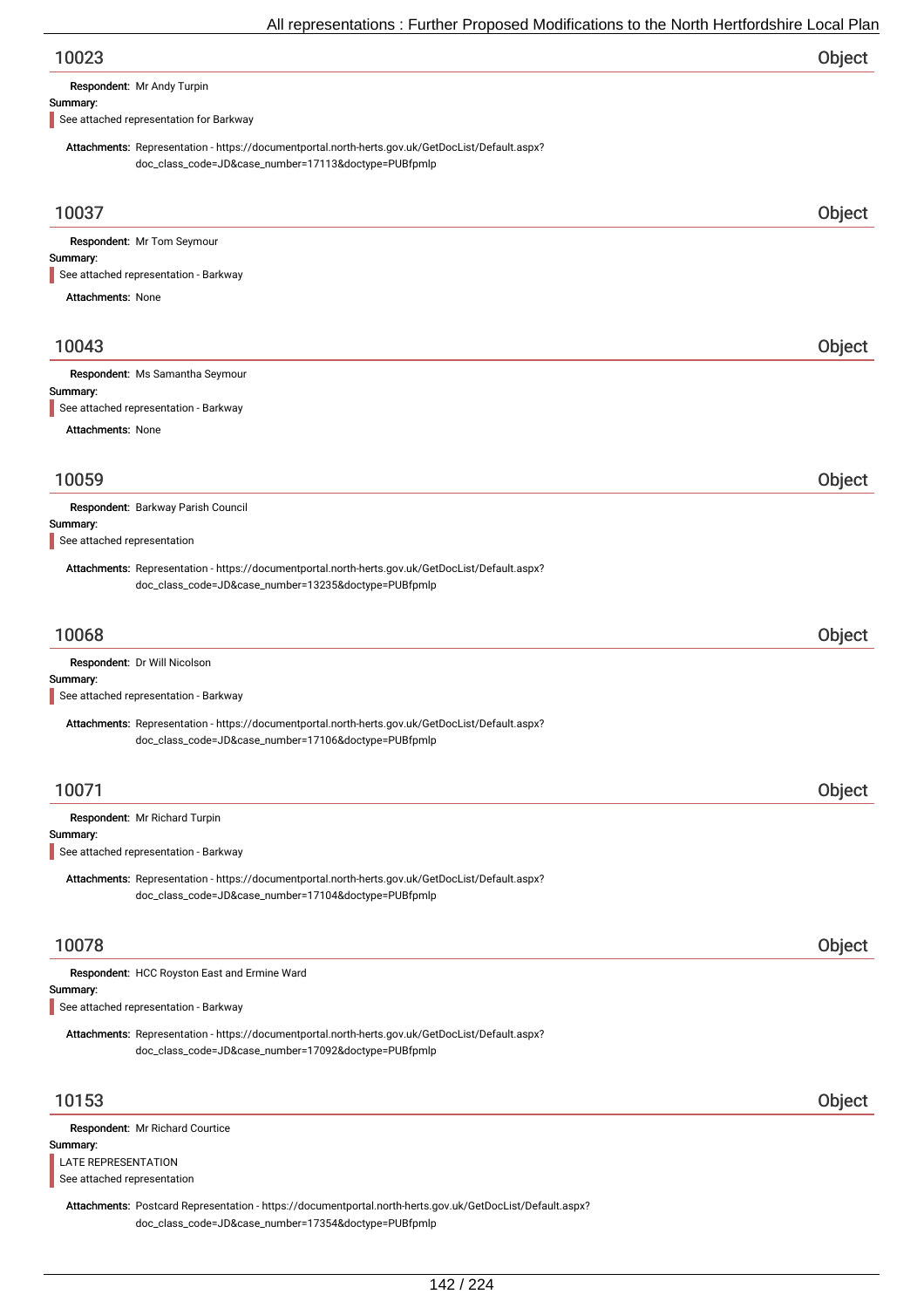## 10023 — Object

**Respondent:** Mr Andy Turpin

**Summary:**

See attached representation for Barkway

**Attachments:** Representation - https://documentportal.north-herts.gov.uk/GetDocList/Default.aspx?doc_class_code=JD&case_number=17113&doctype=PUBfpmlp

## 10037 — Object

**Respondent:** Mr Tom Seymour

**Summary:**

See attached representation - Barkway

**Attachments:** None

## 10043 — Object

**Respondent:** Ms Samantha Seymour

**Summary:**

See attached representation - Barkway

**Attachments:** None

## 10059 — Object

**Respondent:** Barkway Parish Council

**Summary:**

See attached representation

**Attachments:** Representation - https://documentportal.north-herts.gov.uk/GetDocList/Default.aspx?doc_class_code=JD&case_number=13235&doctype=PUBfpmlp

## 10068 — Object

**Respondent:** Dr Will Nicolson

**Summary:**

See attached representation - Barkway

**Attachments:** Representation - https://documentportal.north-herts.gov.uk/GetDocList/Default.aspx?doc_class_code=JD&case_number=17106&doctype=PUBfpmlp

## 10071 — Object

**Respondent:** Mr Richard Turpin

**Summary:**

See attached representation - Barkway

**Attachments:** Representation - https://documentportal.north-herts.gov.uk/GetDocList/Default.aspx?doc_class_code=JD&case_number=17104&doctype=PUBfpmlp

## 10078 — Object

**Respondent:** HCC Royston East and Ermine Ward

**Summary:**

See attached representation - Barkway

**Attachments:** Representation - https://documentportal.north-herts.gov.uk/GetDocList/Default.aspx?doc_class_code=JD&case_number=17092&doctype=PUBfpmlp

## 10153 — Object

**Respondent:** Mr Richard Courtice

**Summary:**

LATE REPRESENTATION
See attached representation

**Attachments:** Postcard Representation - https://documentportal.north-herts.gov.uk/GetDocList/Default.aspx?doc_class_code=JD&case_number=17354&doctype=PUBfpmlp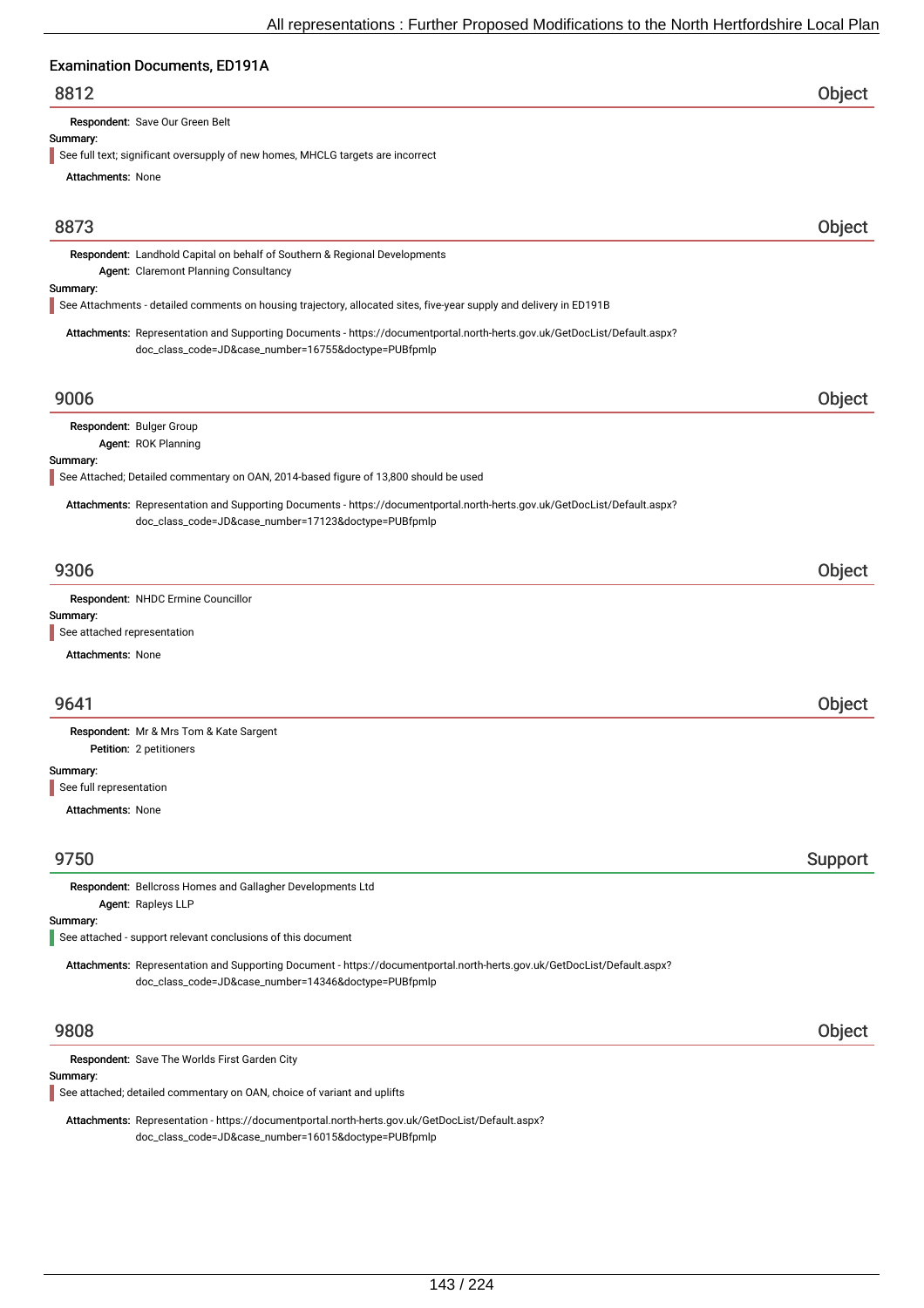## Examination Documents, ED191A

### 8812 — Object

**Respondent:** Save Our Green Belt

**Summary:**

See full text; significant oversupply of new homes, MHCLG targets are incorrect

**Attachments:** None

### 8873 — Object

**Respondent:** Landhold Capital on behalf of Southern & Regional Developments

**Agent:** Claremont Planning Consultancy

**Summary:**

See Attachments - detailed comments on housing trajectory, allocated sites, five-year supply and delivery in ED191B

**Attachments:** Representation and Supporting Documents - https://documentportal.north-herts.gov.uk/GetDocList/Default.aspx?doc_class_code=JD&case_number=16755&doctype=PUBfpmlp

### 9006 — Object

**Respondent:** Bulger Group

**Agent:** ROK Planning

**Summary:**

See Attached; Detailed commentary on OAN, 2014-based figure of 13,800 should be used

**Attachments:** Representation and Supporting Documents - https://documentportal.north-herts.gov.uk/GetDocList/Default.aspx?doc_class_code=JD&case_number=17123&doctype=PUBfpmlp

### 9306 — Object

**Respondent:** NHDC Ermine Councillor

**Summary:**

See attached representation

**Attachments:** None

### 9641 — Object

**Respondent:** Mr & Mrs Tom & Kate Sargent

**Petition:** 2 petitioners

**Summary:**

See full representation

**Attachments:** None

### 9750 — Support

**Respondent:** Bellcross Homes and Gallagher Developments Ltd

**Agent:** Rapleys LLP

**Summary:**

See attached - support relevant conclusions of this document

**Attachments:** Representation and Supporting Document - https://documentportal.north-herts.gov.uk/GetDocList/Default.aspx?doc_class_code=JD&case_number=14346&doctype=PUBfpmlp

### 9808 — Object

**Respondent:** Save The Worlds First Garden City

**Summary:**

See attached; detailed commentary on OAN, choice of variant and uplifts

**Attachments:** Representation - https://documentportal.north-herts.gov.uk/GetDocList/Default.aspx?doc_class_code=JD&case_number=16015&doctype=PUBfpmlp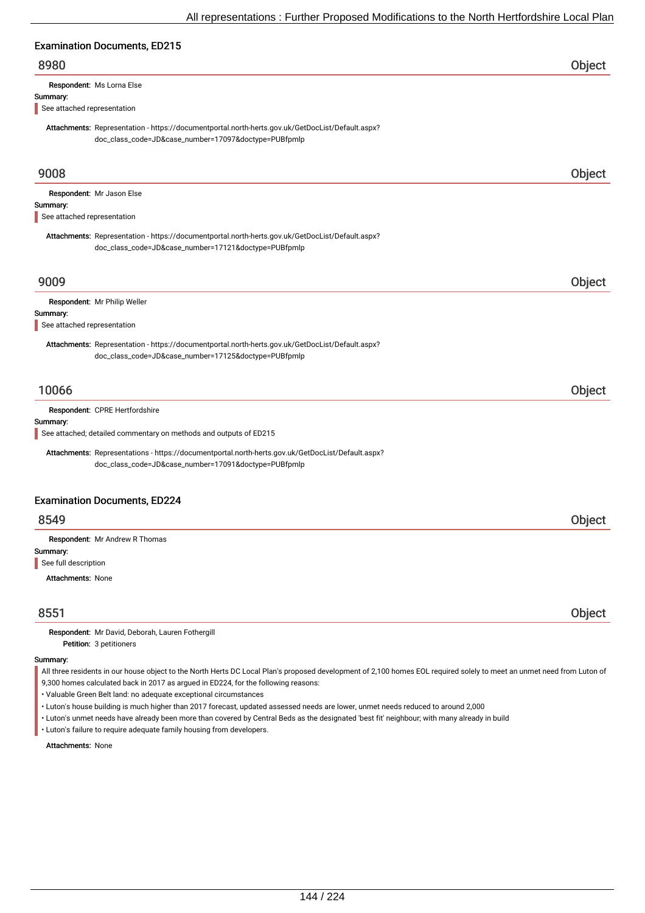## Examination Documents, ED215

### 8980 — Object

**Respondent:** Ms Lorna Else

**Summary:**

See attached representation

**Attachments:** Representation - https://documentportal.north-herts.gov.uk/GetDocList/Default.aspx?doc_class_code=JD&case_number=17097&doctype=PUBfpmlp

### 9008 — Object

**Respondent:** Mr Jason Else

**Summary:**

See attached representation

**Attachments:** Representation - https://documentportal.north-herts.gov.uk/GetDocList/Default.aspx?doc_class_code=JD&case_number=17121&doctype=PUBfpmlp

### 9009 — Object

**Respondent:** Mr Philip Weller

**Summary:**

See attached representation

**Attachments:** Representation - https://documentportal.north-herts.gov.uk/GetDocList/Default.aspx?doc_class_code=JD&case_number=17125&doctype=PUBfpmlp

### 10066 — Object

**Respondent:** CPRE Hertfordshire

**Summary:**

See attached; detailed commentary on methods and outputs of ED215

**Attachments:** Representations - https://documentportal.north-herts.gov.uk/GetDocList/Default.aspx?doc_class_code=JD&case_number=17091&doctype=PUBfpmlp

## Examination Documents, ED224

### 8549 — Object

**Respondent:** Mr Andrew R Thomas

**Summary:**

See full description

**Attachments:** None

### 8551 — Object

**Respondent:** Mr David, Deborah, Lauren Fothergill

**Petition:** 3 petitioners

**Summary:**

All three residents in our house object to the North Herts DC Local Plan's proposed development of 2,100 homes EOL required solely to meet an unmet need from Luton of 9,300 homes calculated back in 2017 as argued in ED224, for the following reasons:

- Valuable Green Belt land: no adequate exceptional circumstances
- Luton's house building is much higher than 2017 forecast, updated assessed needs are lower, unmet needs reduced to around 2,000
- Luton's unmet needs have already been more than covered by Central Beds as the designated 'best fit' neighbour; with many already in build
- Luton's failure to require adequate family housing from developers.

**Attachments:** None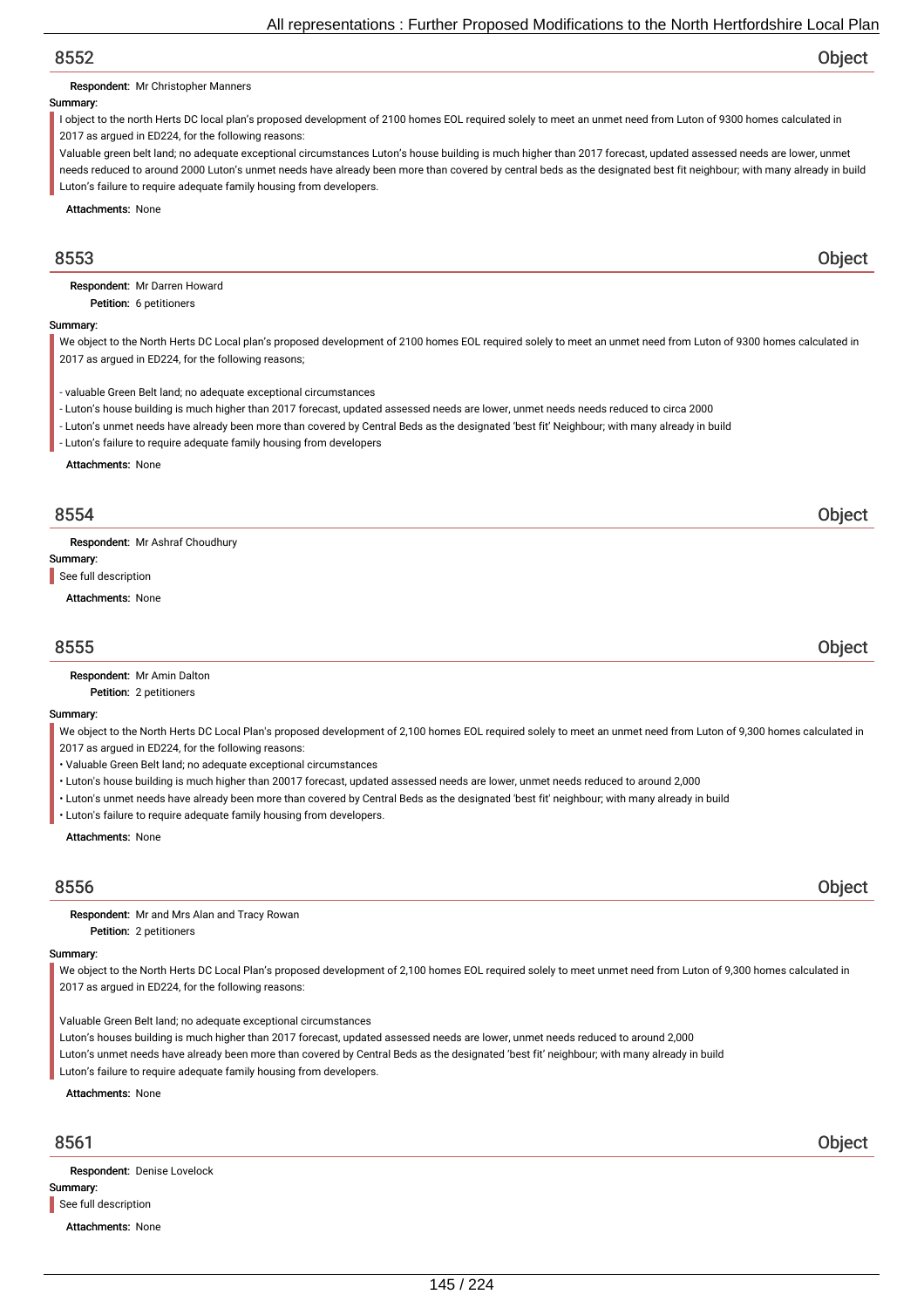## 8552 Object

**Respondent:** Mr Christopher Manners

**Summary:**

I object to the north Herts DC local plan's proposed development of 2100 homes EOL required solely to meet an unmet need from Luton of 9300 homes calculated in 2017 as argued in ED224, for the following reasons:

Valuable green belt land; no adequate exceptional circumstances Luton's house building is much higher than 2017 forecast, updated assessed needs are lower, unmet needs reduced to around 2000 Luton's unmet needs have already been more than covered by central beds as the designated best fit neighbour; with many already in build Luton's failure to require adequate family housing from developers.

**Attachments:** None

## 8553 Object

**Respondent:** Mr Darren Howard

**Petition:** 6 petitioners

**Summary:**

We object to the North Herts DC Local plan's proposed development of 2100 homes EOL required solely to meet an unmet need from Luton of 9300 homes calculated in 2017 as argued in ED224, for the following reasons;

- valuable Green Belt land; no adequate exceptional circumstances
- Luton's house building is much higher than 2017 forecast, updated assessed needs are lower, unmet needs needs reduced to circa 2000
- Luton's unmet needs have already been more than covered by Central Beds as the designated 'best fit' Neighbour; with many already in build
- Luton's failure to require adequate family housing from developers

**Attachments:** None

## 8554 Object

**Respondent:** Mr Ashraf Choudhury

**Summary:**

See full description

**Attachments:** None

## 8555 Object

**Respondent:** Mr Amin Dalton

**Petition:** 2 petitioners

**Summary:**

We object to the North Herts DC Local Plan's proposed development of 2,100 homes EOL required solely to meet an unmet need from Luton of 9,300 homes calculated in 2017 as argued in ED224, for the following reasons:

- Valuable Green Belt land; no adequate exceptional circumstances
- Luton's house building is much higher than 20017 forecast, updated assessed needs are lower, unmet needs reduced to around 2,000
- Luton's unmet needs have already been more than covered by Central Beds as the designated 'best fit' neighbour; with many already in build
- Luton's failure to require adequate family housing from developers.

**Attachments:** None

## 8556 Object

**Respondent:** Mr and Mrs Alan and Tracy Rowan

**Petition:** 2 petitioners

**Summary:**

We object to the North Herts DC Local Plan's proposed development of 2,100 homes EOL required solely to meet unmet need from Luton of 9,300 homes calculated in 2017 as argued in ED224, for the following reasons:

Valuable Green Belt land; no adequate exceptional circumstances

Luton's houses building is much higher than 2017 forecast, updated assessed needs are lower, unmet needs reduced to around 2,000

Luton's unmet needs have already been more than covered by Central Beds as the designated 'best fit' neighbour; with many already in build

Luton's failure to require adequate family housing from developers.

**Attachments:** None

## 8561 Object

**Respondent:** Denise Lovelock

**Summary:**

See full description

**Attachments:** None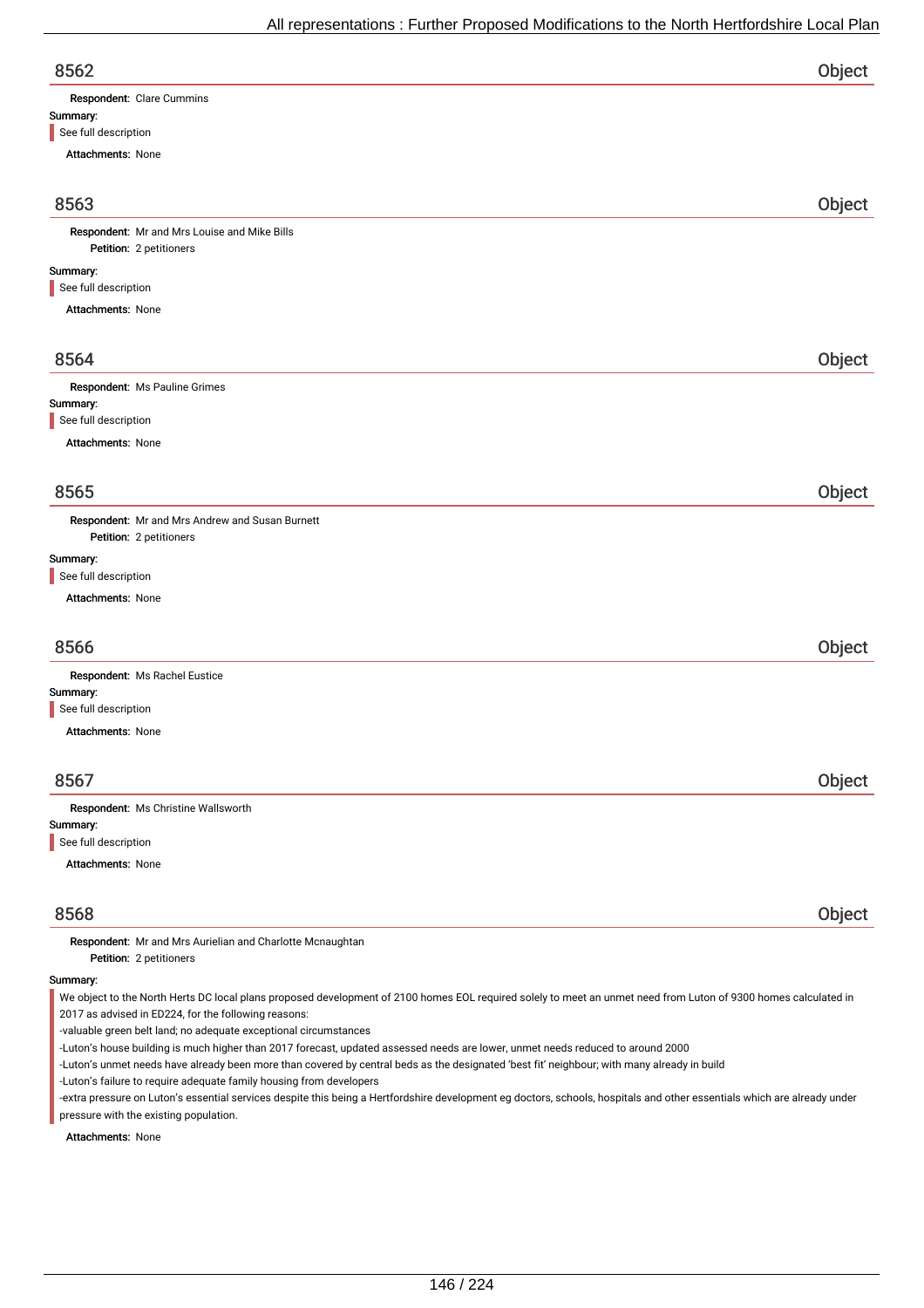## 8562 — Object

**Respondent:** Clare Cummins

**Summary:**

See full description

**Attachments:** None

## 8563 — Object

**Respondent:** Mr and Mrs Louise and Mike Bills

**Petition:** 2 petitioners

**Summary:**

See full description

**Attachments:** None

## 8564 — Object

**Respondent:** Ms Pauline Grimes

**Summary:**

See full description

**Attachments:** None

## 8565 — Object

**Respondent:** Mr and Mrs Andrew and Susan Burnett

**Petition:** 2 petitioners

**Summary:**

See full description

**Attachments:** None

## 8566 — Object

**Respondent:** Ms Rachel Eustice

**Summary:**

See full description

**Attachments:** None

## 8567 — Object

**Respondent:** Ms Christine Wallsworth

**Summary:**

See full description

**Attachments:** None

## 8568 — Object

**Respondent:** Mr and Mrs Aurielian and Charlotte Mcnaughtan

**Petition:** 2 petitioners

**Summary:**

We object to the North Herts DC local plans proposed development of 2100 homes EOL required solely to meet an unmet need from Luton of 9300 homes calculated in 2017 as advised in ED224, for the following reasons:

-valuable green belt land; no adequate exceptional circumstances

-Luton's house building is much higher than 2017 forecast, updated assessed needs are lower, unmet needs reduced to around 2000

-Luton's unmet needs have already been more than covered by central beds as the designated 'best fit' neighbour; with many already in build

-Luton's failure to require adequate family housing from developers

-extra pressure on Luton's essential services despite this being a Hertfordshire development eg doctors, schools, hospitals and other essentials which are already under pressure with the existing population.

**Attachments:** None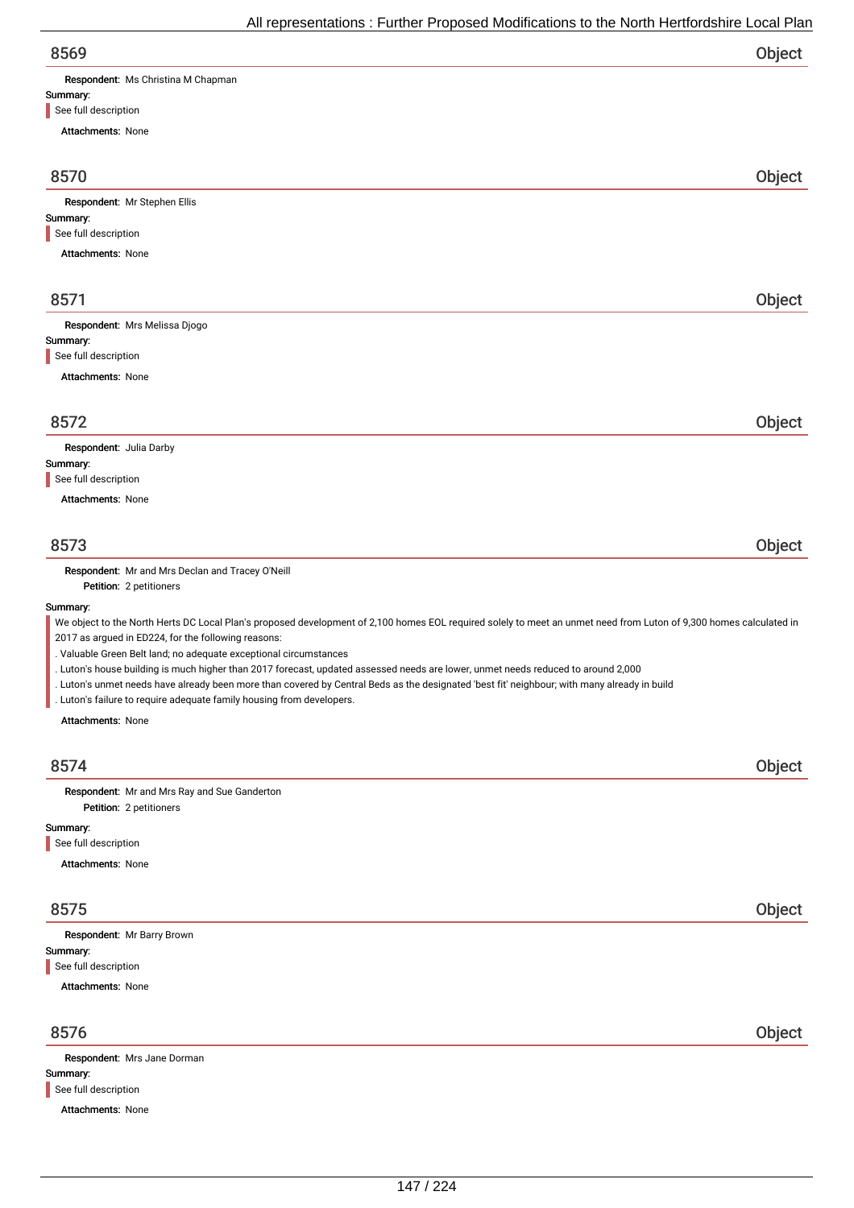## 8569 Object

**Respondent:** Ms Christina M Chapman

**Summary:**

See full description

**Attachments:** None

## 8570 Object

**Respondent:** Mr Stephen Ellis

**Summary:**

See full description

**Attachments:** None

## 8571 Object

**Respondent:** Mrs Melissa Djogo

**Summary:**

See full description

**Attachments:** None

## 8572 Object

**Respondent:** Julia Darby

**Summary:**

See full description

**Attachments:** None

## 8573 Object

**Respondent:** Mr and Mrs Declan and Tracey O'Neill

**Petition:** 2 petitioners

**Summary:**

We object to the North Herts DC Local Plan's proposed development of 2,100 homes EOL required solely to meet an unmet need from Luton of 9,300 homes calculated in 2017 as argued in ED224, for the following reasons:

. Valuable Green Belt land; no adequate exceptional circumstances

. Luton's house building is much higher than 2017 forecast, updated assessed needs are lower, unmet needs reduced to around 2,000

. Luton's unmet needs have already been more than covered by Central Beds as the designated 'best fit' neighbour; with many already in build

. Luton's failure to require adequate family housing from developers.

**Attachments:** None

## 8574 Object

**Respondent:** Mr and Mrs Ray and Sue Ganderton

**Petition:** 2 petitioners

**Summary:**

See full description

**Attachments:** None

## 8575 Object

**Respondent:** Mr Barry Brown

**Summary:**

See full description

**Attachments:** None

## 8576 Object

**Respondent:** Mrs Jane Dorman

**Summary:**

See full description

**Attachments:** None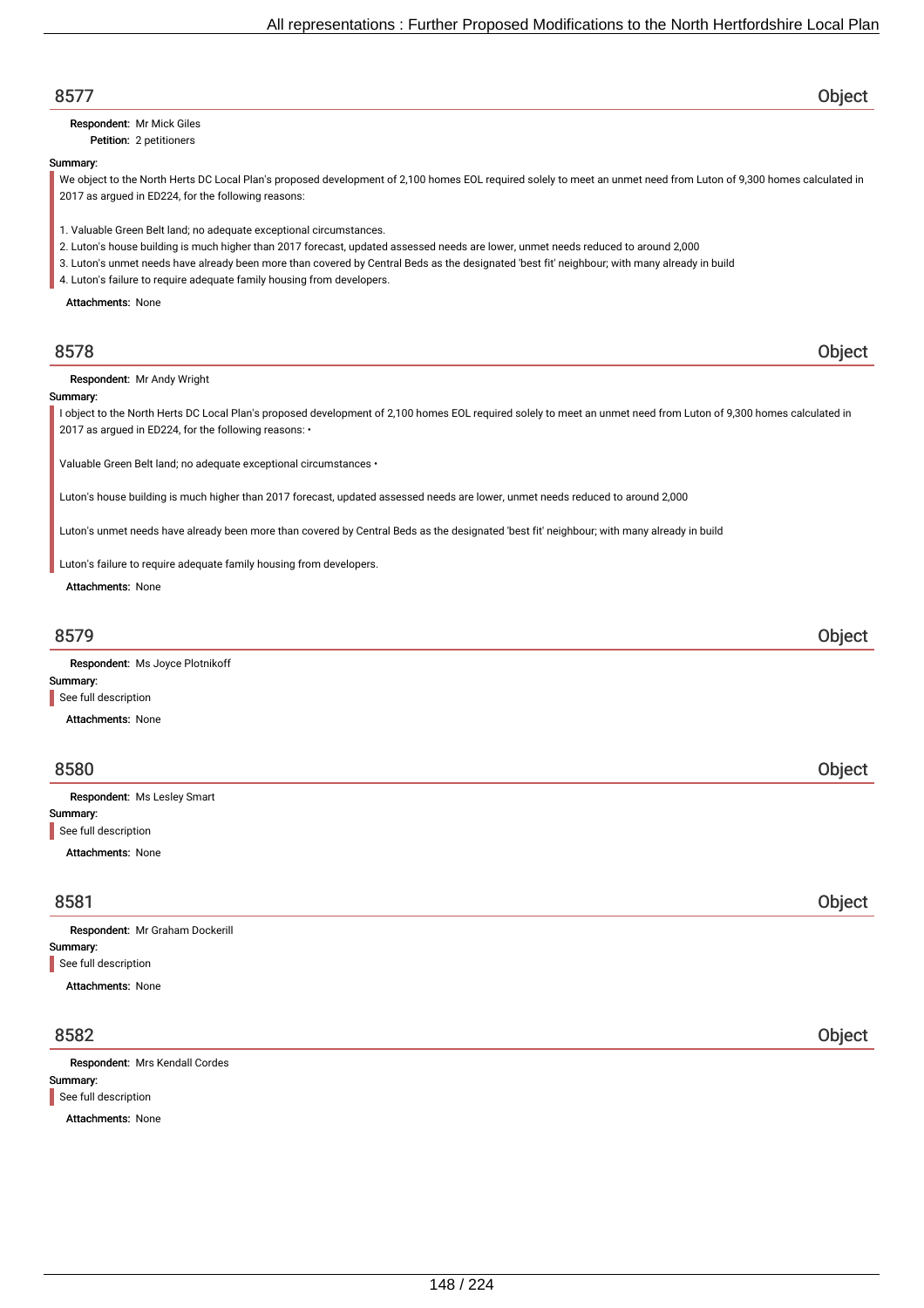## 8577 — Object

**Respondent:** Mr Mick Giles
**Petition:** 2 petitioners

**Summary:**

We object to the North Herts DC Local Plan's proposed development of 2,100 homes EOL required solely to meet an unmet need from Luton of 9,300 homes calculated in 2017 as argued in ED224, for the following reasons:

1. Valuable Green Belt land; no adequate exceptional circumstances.
2. Luton's house building is much higher than 2017 forecast, updated assessed needs are lower, unmet needs reduced to around 2,000
3. Luton's unmet needs have already been more than covered by Central Beds as the designated 'best fit' neighbour; with many already in build
4. Luton's failure to require adequate family housing from developers.

**Attachments:** None

## 8578 — Object

**Respondent:** Mr Andy Wright

**Summary:**

I object to the North Herts DC Local Plan's proposed development of 2,100 homes EOL required solely to meet an unmet need from Luton of 9,300 homes calculated in 2017 as argued in ED224, for the following reasons: •

Valuable Green Belt land; no adequate exceptional circumstances •

Luton's house building is much higher than 2017 forecast, updated assessed needs are lower, unmet needs reduced to around 2,000

Luton's unmet needs have already been more than covered by Central Beds as the designated 'best fit' neighbour; with many already in build

Luton's failure to require adequate family housing from developers.

**Attachments:** None

## 8579 — Object

**Respondent:** Ms Joyce Plotnikoff

**Summary:**

See full description

**Attachments:** None

## 8580 — Object

**Respondent:** Ms Lesley Smart

**Summary:**

See full description

**Attachments:** None

## 8581 — Object

**Respondent:** Mr Graham Dockerill

**Summary:**

See full description

**Attachments:** None

## 8582 — Object

**Respondent:** Mrs Kendall Cordes

**Summary:**

See full description

**Attachments:** None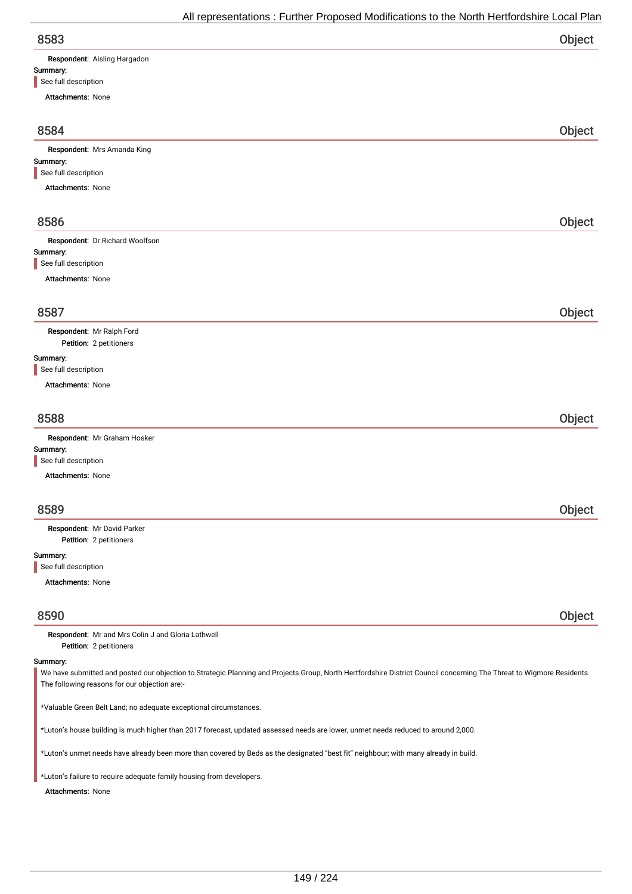## 8583 — Object

**Respondent:** Aisling Hargadon

**Summary:**

See full description

**Attachments:** None

## 8584 — Object

**Respondent:** Mrs Amanda King

**Summary:**

See full description

**Attachments:** None

## 8586 — Object

**Respondent:** Dr Richard Woolfson

**Summary:**

See full description

**Attachments:** None

## 8587 — Object

**Respondent:** Mr Ralph Ford

**Petition:** 2 petitioners

**Summary:**

See full description

**Attachments:** None

## 8588 — Object

**Respondent:** Mr Graham Hosker

**Summary:**

See full description

**Attachments:** None

## 8589 — Object

**Respondent:** Mr David Parker

**Petition:** 2 petitioners

**Summary:**

See full description

**Attachments:** None

## 8590 — Object

**Respondent:** Mr and Mrs Colin J and Gloria Lathwell

**Petition:** 2 petitioners

**Summary:**

We have submitted and posted our objection to Strategic Planning and Projects Group, North Hertfordshire District Council concerning The Threat to Wigmore Residents. The following reasons for our objection are:-

*Valuable Green Belt Land; no adequate exceptional circumstances.

*Luton's house building is much higher than 2017 forecast, updated assessed needs are lower, unmet needs reduced to around 2,000.

*Luton's unmet needs have already been more than covered by Beds as the designated "best fit" neighbour; with many already in build.

*Luton's failure to require adequate family housing from developers.

**Attachments:** None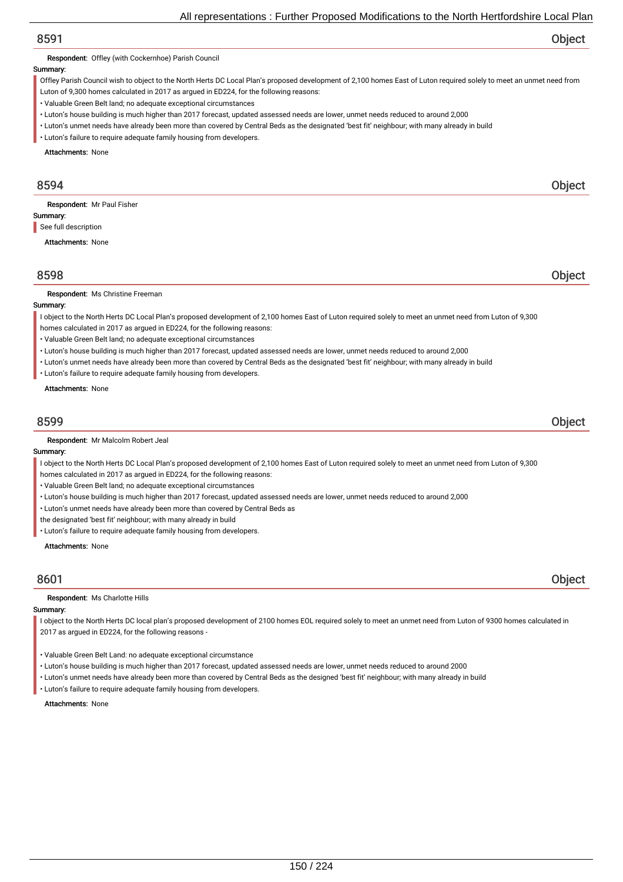## 8591 Object

**Respondent:** Offley (with Cockernhoe) Parish Council

**Summary:**

Offley Parish Council wish to object to the North Herts DC Local Plan's proposed development of 2,100 homes East of Luton required solely to meet an unmet need from Luton of 9,300 homes calculated in 2017 as argued in ED224, for the following reasons:

- Valuable Green Belt land; no adequate exceptional circumstances
- Luton's house building is much higher than 2017 forecast, updated assessed needs are lower, unmet needs reduced to around 2,000
- Luton's unmet needs have already been more than covered by Central Beds as the designated 'best fit' neighbour; with many already in build
- Luton's failure to require adequate family housing from developers.

**Attachments:** None

## 8594 Object

**Respondent:** Mr Paul Fisher

**Summary:**

See full description

**Attachments:** None

## 8598 Object

**Respondent:** Ms Christine Freeman

**Summary:**

I object to the North Herts DC Local Plan's proposed development of 2,100 homes East of Luton required solely to meet an unmet need from Luton of 9,300 homes calculated in 2017 as argued in ED224, for the following reasons:

- Valuable Green Belt land; no adequate exceptional circumstances
- Luton's house building is much higher than 2017 forecast, updated assessed needs are lower, unmet needs reduced to around 2,000
- Luton's unmet needs have already been more than covered by Central Beds as the designated 'best fit' neighbour; with many already in build
- Luton's failure to require adequate family housing from developers.

**Attachments:** None

## 8599 Object

**Respondent:** Mr Malcolm Robert Jeal

**Summary:**

I object to the North Herts DC Local Plan's proposed development of 2,100 homes East of Luton required solely to meet an unmet need from Luton of 9,300 homes calculated in 2017 as argued in ED224, for the following reasons:

- Valuable Green Belt land; no adequate exceptional circumstances
- Luton's house building is much higher than 2017 forecast, updated assessed needs are lower, unmet needs reduced to around 2,000
- Luton's unmet needs have already been more than covered by Central Beds as
  the designated 'best fit' neighbour; with many already in build
- Luton's failure to require adequate family housing from developers.

**Attachments:** None

## 8601 Object

**Respondent:** Ms Charlotte Hills

**Summary:**

I object to the North Herts DC local plan's proposed development of 2100 homes EOL required solely to meet an unmet need from Luton of 9300 homes calculated in 2017 as argued in ED224, for the following reasons -

- Valuable Green Belt Land: no adequate exceptional circumstance
- Luton's house building is much higher than 2017 forecast, updated assessed needs are lower, unmet needs reduced to around 2000
- Luton's unmet needs have already been more than covered by Central Beds as the designed 'best fit' neighbour; with many already in build
- Luton's failure to require adequate family housing from developers.

**Attachments:** None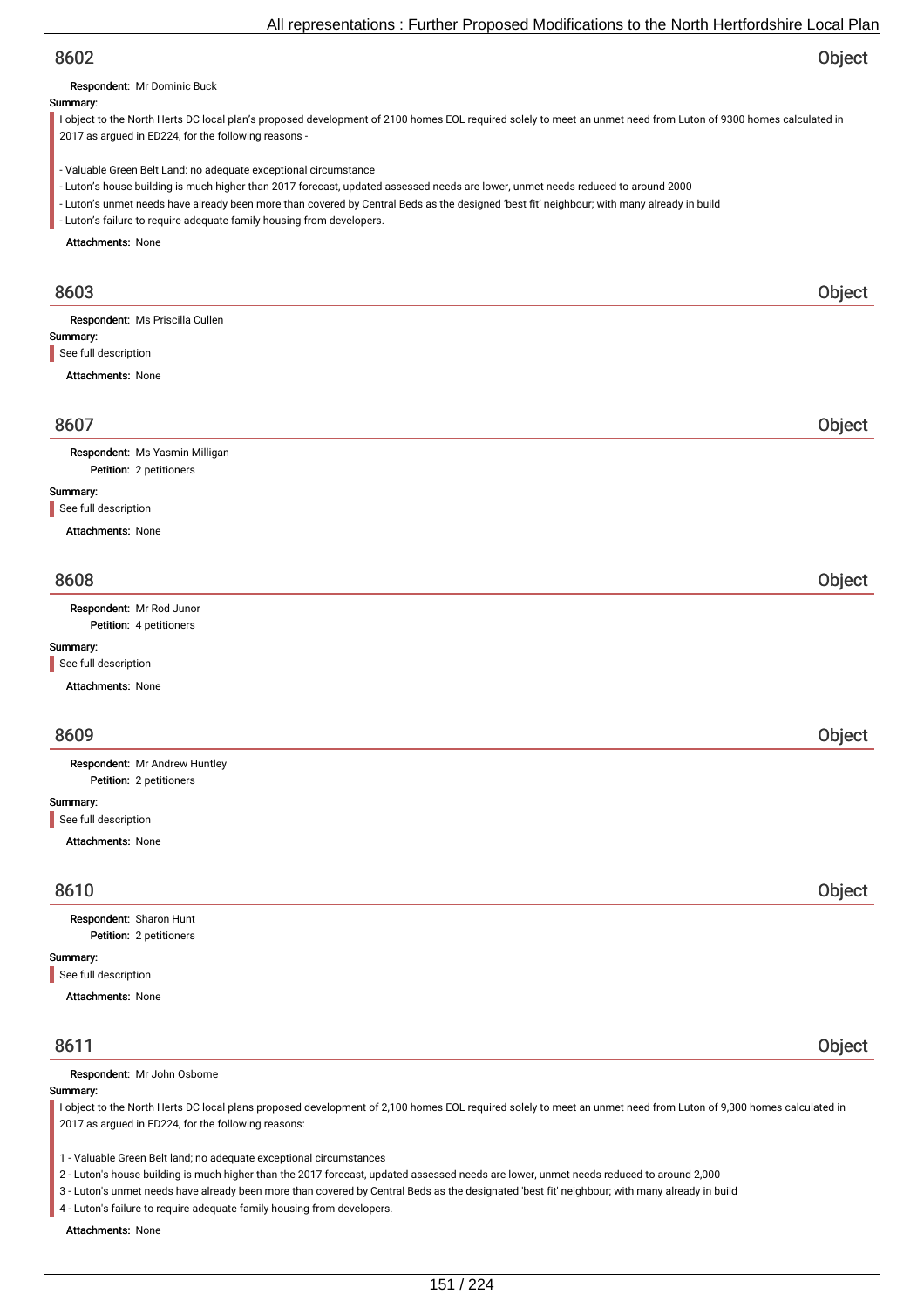## 8602

**Object**

**Respondent:** Mr Dominic Buck

**Summary:**

I object to the North Herts DC local plan's proposed development of 2100 homes EOL required solely to meet an unmet need from Luton of 9300 homes calculated in 2017 as argued in ED224, for the following reasons -

- Valuable Green Belt Land: no adequate exceptional circumstance
- Luton's house building is much higher than 2017 forecast, updated assessed needs are lower, unmet needs reduced to around 2000
- Luton's unmet needs have already been more than covered by Central Beds as the designed 'best fit' neighbour; with many already in build
- Luton's failure to require adequate family housing from developers.

**Attachments:** None

## 8603

**Object**

**Respondent:** Ms Priscilla Cullen

**Summary:**

See full description

**Attachments:** None

## 8607

**Object**

**Respondent:** Ms Yasmin Milligan

**Petition:** 2 petitioners

**Summary:**

See full description

**Attachments:** None

## 8608

**Object**

**Respondent:** Mr Rod Junor

**Petition:** 4 petitioners

**Summary:**

See full description

**Attachments:** None

## 8609

**Object**

**Respondent:** Mr Andrew Huntley

**Petition:** 2 petitioners

**Summary:**

See full description

**Attachments:** None

## 8610

**Object**

**Respondent:** Sharon Hunt

**Petition:** 2 petitioners

**Summary:**

See full description

**Attachments:** None

## 8611

**Object**

**Respondent:** Mr John Osborne

**Summary:**

I object to the North Herts DC local plans proposed development of 2,100 homes EOL required solely to meet an unmet need from Luton of 9,300 homes calculated in 2017 as argued in ED224, for the following reasons:

1 - Valuable Green Belt land; no adequate exceptional circumstances

2 - Luton's house building is much higher than the 2017 forecast, updated assessed needs are lower, unmet needs reduced to around 2,000

3 - Luton's unmet needs have already been more than covered by Central Beds as the designated 'best fit' neighbour; with many already in build

4 - Luton's failure to require adequate family housing from developers.

**Attachments:** None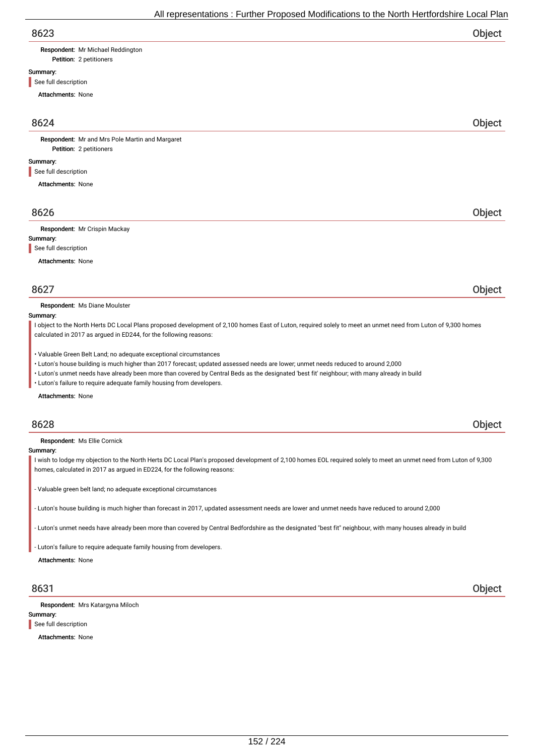## 8623 Object

**Respondent:** Mr Michael Reddington
**Petition:** 2 petitioners

**Summary:**

See full description

**Attachments:** None

## 8624 Object

**Respondent:** Mr and Mrs Pole Martin and Margaret
**Petition:** 2 petitioners

**Summary:**

See full description

**Attachments:** None

## 8626 Object

**Respondent:** Mr Crispin Mackay

**Summary:**

See full description

**Attachments:** None

## 8627 Object

**Respondent:** Ms Diane Moulster

**Summary:**

I object to the North Herts DC Local Plans proposed development of 2,100 homes East of Luton, required solely to meet an unmet need from Luton of 9,300 homes calculated in 2017 as argued in ED244, for the following reasons:

• Valuable Green Belt Land; no adequate exceptional circumstances
• Luton's house building is much higher than 2017 forecast; updated assessed needs are lower; unmet needs reduced to around 2,000
• Luton's unmet needs have already been more than covered by Central Beds as the designated 'best fit' neighbour; with many already in build
• Luton's failure to require adequate family housing from developers.

**Attachments:** None

## 8628 Object

**Respondent:** Ms Ellie Cornick

**Summary:**

I wish to lodge my objection to the North Herts DC Local Plan's proposed development of 2,100 homes EOL required solely to meet an unmet need from Luton of 9,300 homes, calculated in 2017 as argued in ED224, for the following reasons:

- Valuable green belt land; no adequate exceptional circumstances

- Luton's house building is much higher than forecast in 2017, updated assessment needs are lower and unmet needs have reduced to around 2,000

- Luton's unmet needs have already been more than covered by Central Bedfordshire as the designated "best fit" neighbour, with many houses already in build

- Luton's failure to require adequate family housing from developers.

**Attachments:** None

## 8631 Object

**Respondent:** Mrs Katargyna Miloch

**Summary:**

See full description

**Attachments:** None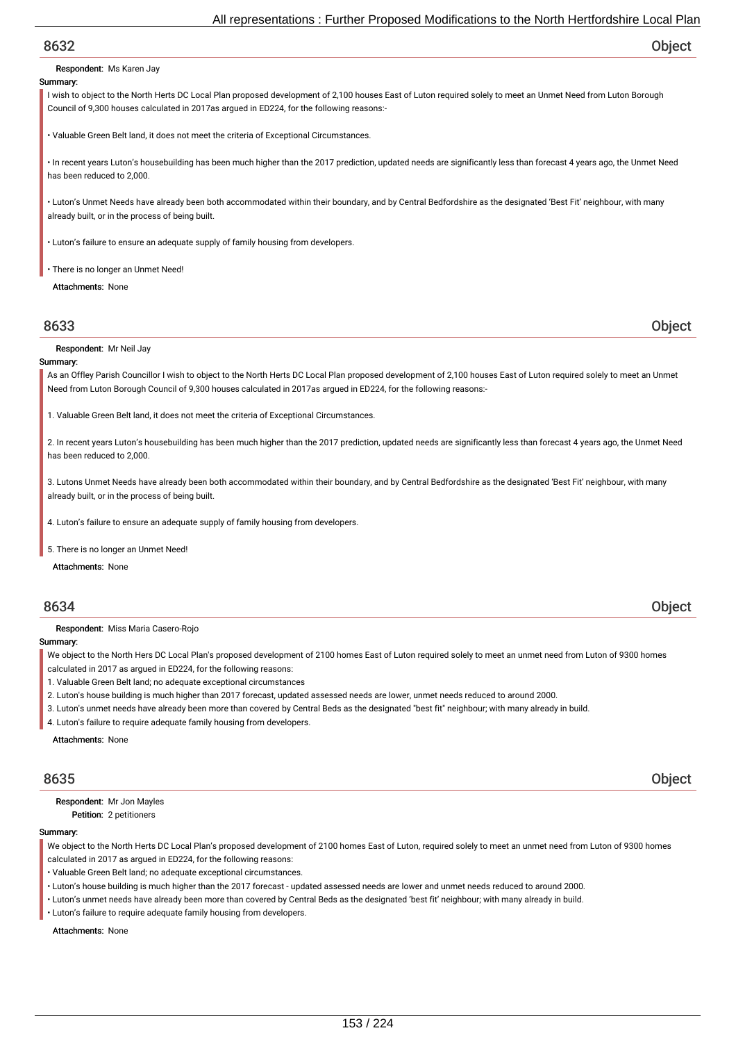## 8632 Object

**Respondent:** Ms Karen Jay

**Summary:**

I wish to object to the North Herts DC Local Plan proposed development of 2,100 houses East of Luton required solely to meet an Unmet Need from Luton Borough Council of 9,300 houses calculated in 2017as argued in ED224, for the following reasons:-

• Valuable Green Belt land, it does not meet the criteria of Exceptional Circumstances.

• In recent years Luton's housebuilding has been much higher than the 2017 prediction, updated needs are significantly less than forecast 4 years ago, the Unmet Need has been reduced to 2,000.

• Luton's Unmet Needs have already been both accommodated within their boundary, and by Central Bedfordshire as the designated 'Best Fit' neighbour, with many already built, or in the process of being built.

• Luton's failure to ensure an adequate supply of family housing from developers.

• There is no longer an Unmet Need!

**Attachments:** None

## 8633 Object

**Respondent:** Mr Neil Jay

**Summary:**

As an Offley Parish Councillor I wish to object to the North Herts DC Local Plan proposed development of 2,100 houses East of Luton required solely to meet an Unmet Need from Luton Borough Council of 9,300 houses calculated in 2017as argued in ED224, for the following reasons:-

1. Valuable Green Belt land, it does not meet the criteria of Exceptional Circumstances.

2. In recent years Luton's housebuilding has been much higher than the 2017 prediction, updated needs are significantly less than forecast 4 years ago, the Unmet Need has been reduced to 2,000.

3. Lutons Unmet Needs have already been both accommodated within their boundary, and by Central Bedfordshire as the designated 'Best Fit' neighbour, with many already built, or in the process of being built.

4. Luton's failure to ensure an adequate supply of family housing from developers.

5. There is no longer an Unmet Need!

**Attachments:** None

## 8634 Object

**Respondent:** Miss Maria Casero-Rojo

**Summary:**

We object to the North Hers DC Local Plan's proposed development of 2100 homes East of Luton required solely to meet an unmet need from Luton of 9300 homes calculated in 2017 as argued in ED224, for the following reasons:
1. Valuable Green Belt land; no adequate exceptional circumstances
2. Luton's house building is much higher than 2017 forecast, updated assessed needs are lower, unmet needs reduced to around 2000.
3. Luton's unmet needs have already been more than covered by Central Beds as the designated "best fit" neighbour; with many already in build.
4. Luton's failure to require adequate family housing from developers.

**Attachments:** None

## 8635 Object

**Respondent:** Mr Jon Mayles
**Petition:** 2 petitioners

**Summary:**

We object to the North Herts DC Local Plan's proposed development of 2100 homes East of Luton, required solely to meet an unmet need from Luton of 9300 homes calculated in 2017 as argued in ED224, for the following reasons:
• Valuable Green Belt land; no adequate exceptional circumstances.
• Luton's house building is much higher than the 2017 forecast - updated assessed needs are lower and unmet needs reduced to around 2000.
• Luton's unmet needs have already been more than covered by Central Beds as the designated 'best fit' neighbour; with many already in build.
• Luton's failure to require adequate family housing from developers.

**Attachments:** None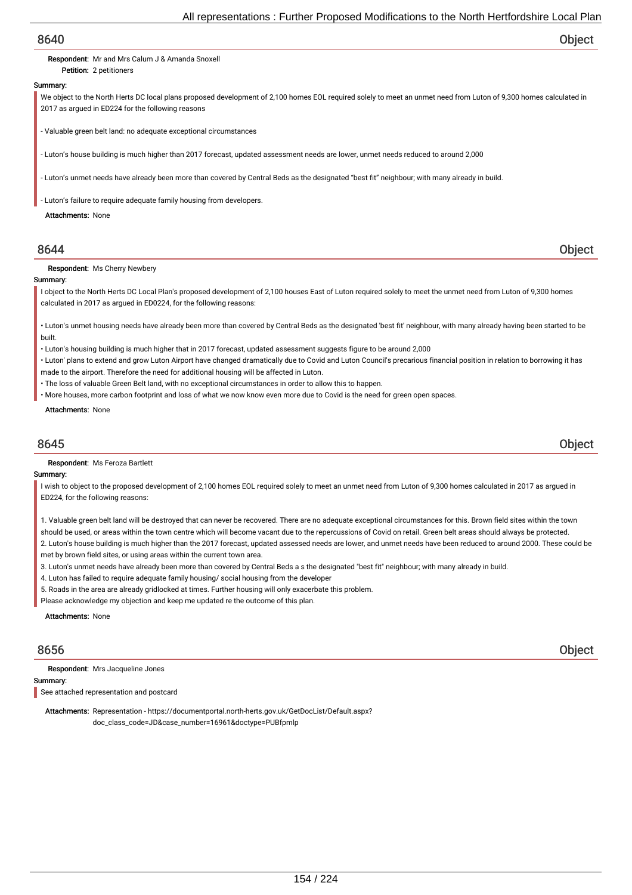## 8640 — Object

**Respondent:** Mr and Mrs Calum J & Amanda Snoxell

**Petition:** 2 petitioners

**Summary:**

We object to the North Herts DC local plans proposed development of 2,100 homes EOL required solely to meet an unmet need from Luton of 9,300 homes calculated in 2017 as argued in ED224 for the following reasons

- Valuable green belt land: no adequate exceptional circumstances

- Luton's house building is much higher than 2017 forecast, updated assessment needs are lower, unmet needs reduced to around 2,000

- Luton's unmet needs have already been more than covered by Central Beds as the designated "best fit" neighbour; with many already in build.

- Luton's failure to require adequate family housing from developers.

**Attachments:** None

## 8644 — Object

**Respondent:** Ms Cherry Newbery

**Summary:**

I object to the North Herts DC Local Plan's proposed development of 2,100 houses East of Luton required solely to meet the unmet need from Luton of 9,300 homes calculated in 2017 as argued in ED0224, for the following reasons:

• Luton's unmet housing needs have already been more than covered by Central Beds as the designated 'best fit' neighbour, with many already having been started to be built.
• Luton's housing building is much higher that in 2017 forecast, updated assessment suggests figure to be around 2,000
• Luton' plans to extend and grow Luton Airport have changed dramatically due to Covid and Luton Council's precarious financial position in relation to borrowing it has made to the airport. Therefore the need for additional housing will be affected in Luton.
• The loss of valuable Green Belt land, with no exceptional circumstances in order to allow this to happen.
• More houses, more carbon footprint and loss of what we now know even more due to Covid is the need for green open spaces.

**Attachments:** None

## 8645 — Object

**Respondent:** Ms Feroza Bartlett

**Summary:**

I wish to object to the proposed development of 2,100 homes EOL required solely to meet an unmet need from Luton of 9,300 homes calculated in 2017 as argued in ED224, for the following reasons:

1. Valuable green belt land will be destroyed that can never be recovered. There are no adequate exceptional circumstances for this. Brown field sites within the town should be used, or areas within the town centre which will become vacant due to the repercussions of Covid on retail. Green belt areas should always be protected.
2. Luton's house building is much higher than the 2017 forecast, updated assessed needs are lower, and unmet needs have been reduced to around 2000. These could be met by brown field sites, or using areas within the current town area.
3. Luton's unmet needs have already been more than covered by Central Beds a s the designated "best fit" neighbour; with many already in build.
4. Luton has failed to require adequate family housing/ social housing from the developer
5. Roads in the area are already gridlocked at times. Further housing will only exacerbate this problem.

Please acknowledge my objection and keep me updated re the outcome of this plan.

**Attachments:** None

## 8656 — Object

**Respondent:** Mrs Jacqueline Jones

**Summary:**

See attached representation and postcard

**Attachments:** Representation - https://documentportal.north-herts.gov.uk/GetDocList/Default.aspx?doc_class_code=JD&case_number=16961&doctype=PUBfpmlp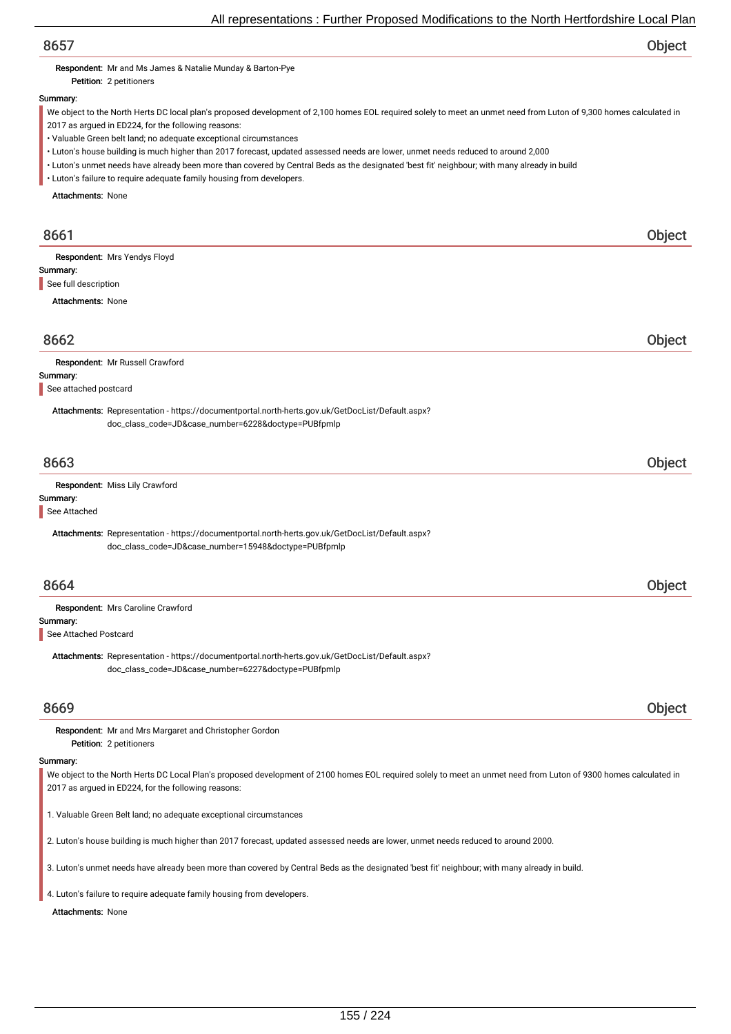## 8657

**Object**

**Respondent:** Mr and Ms James & Natalie Munday & Barton-Pye

**Petition:** 2 petitioners

**Summary:**

We object to the North Herts DC local plan's proposed development of 2,100 homes EOL required solely to meet an unmet need from Luton of 9,300 homes calculated in 2017 as argued in ED224, for the following reasons:

- Valuable Green belt land; no adequate exceptional circumstances
- Luton's house building is much higher than 2017 forecast, updated assessed needs are lower, unmet needs reduced to around 2,000
- Luton's unmet needs have already been more than covered by Central Beds as the designated 'best fit' neighbour; with many already in build
- Luton's failure to require adequate family housing from developers.

**Attachments:** None

## 8661

**Object**

**Respondent:** Mrs Yendys Floyd

**Summary:**

See full description

**Attachments:** None

## 8662

**Object**

**Respondent:** Mr Russell Crawford

**Summary:**

See attached postcard

**Attachments:** Representation - https://documentportal.north-herts.gov.uk/GetDocList/Default.aspx?doc_class_code=JD&case_number=6228&doctype=PUBfpmlp

## 8663

**Object**

**Respondent:** Miss Lily Crawford

**Summary:**

See Attached

**Attachments:** Representation - https://documentportal.north-herts.gov.uk/GetDocList/Default.aspx?doc_class_code=JD&case_number=15948&doctype=PUBfpmlp

## 8664

**Object**

**Respondent:** Mrs Caroline Crawford

**Summary:**

See Attached Postcard

**Attachments:** Representation - https://documentportal.north-herts.gov.uk/GetDocList/Default.aspx?doc_class_code=JD&case_number=6227&doctype=PUBfpmlp

## 8669

**Object**

**Respondent:** Mr and Mrs Margaret and Christopher Gordon

**Petition:** 2 petitioners

**Summary:**

We object to the North Herts DC Local Plan's proposed development of 2100 homes EOL required solely to meet an unmet need from Luton of 9300 homes calculated in 2017 as argued in ED224, for the following reasons:

1. Valuable Green Belt land; no adequate exceptional circumstances

2. Luton's house building is much higher than 2017 forecast, updated assessed needs are lower, unmet needs reduced to around 2000.

3. Luton's unmet needs have already been more than covered by Central Beds as the designated 'best fit' neighbour; with many already in build.

4. Luton's failure to require adequate family housing from developers.

**Attachments:** None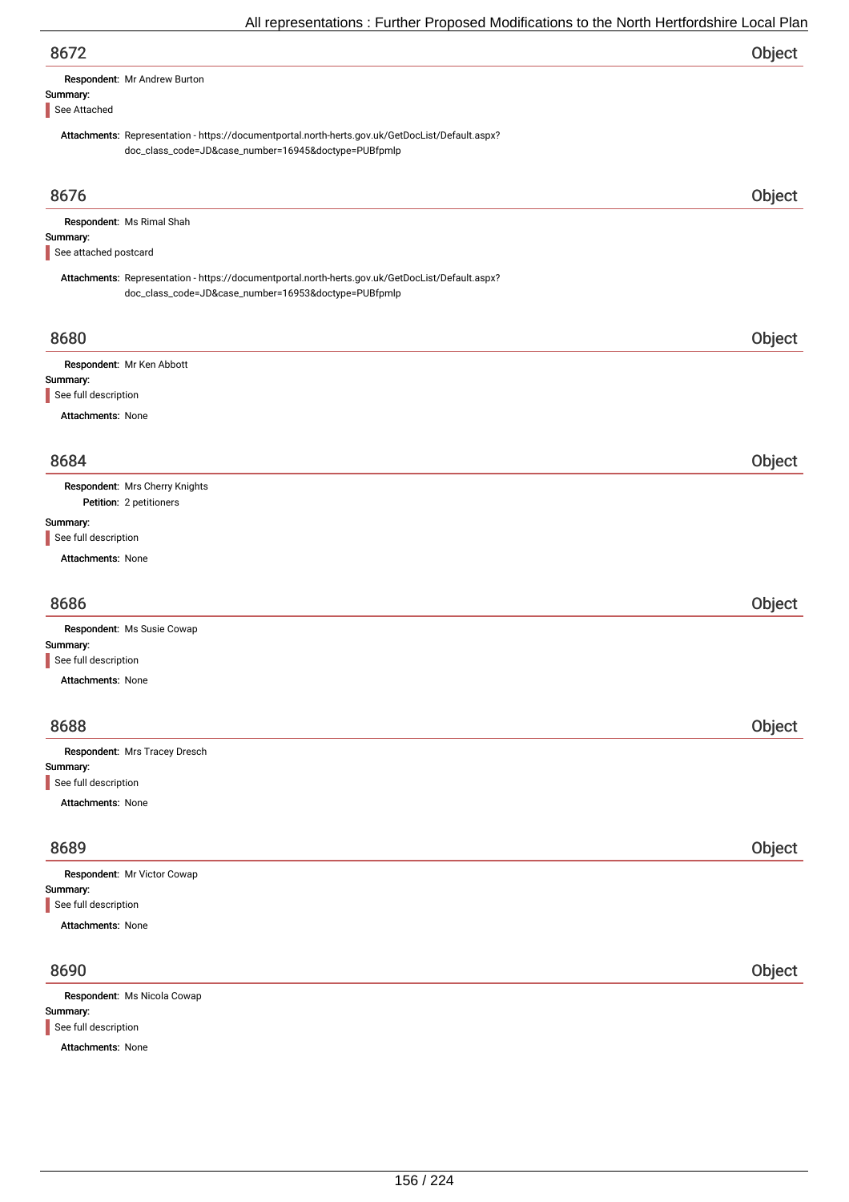## 8672

**Object**

**Respondent:** Mr Andrew Burton

**Summary:**

See Attached

**Attachments:** Representation - https://documentportal.north-herts.gov.uk/GetDocList/Default.aspx?doc_class_code=JD&case_number=16945&doctype=PUBfpmlp

## 8676

**Object**

**Respondent:** Ms Rimal Shah

**Summary:**

See attached postcard

**Attachments:** Representation - https://documentportal.north-herts.gov.uk/GetDocList/Default.aspx?doc_class_code=JD&case_number=16953&doctype=PUBfpmlp

## 8680

**Object**

**Respondent:** Mr Ken Abbott

**Summary:**

See full description

**Attachments:** None

## 8684

**Object**

**Respondent:** Mrs Cherry Knights

**Petition:** 2 petitioners

**Summary:**

See full description

**Attachments:** None

## 8686

**Object**

**Respondent:** Ms Susie Cowap

**Summary:**

See full description

**Attachments:** None

## 8688

**Object**

**Respondent:** Mrs Tracey Dresch

**Summary:**

See full description

**Attachments:** None

## 8689

**Object**

**Respondent:** Mr Victor Cowap

**Summary:**

See full description

**Attachments:** None

## 8690

**Object**

**Respondent:** Ms Nicola Cowap

**Summary:**

See full description

**Attachments:** None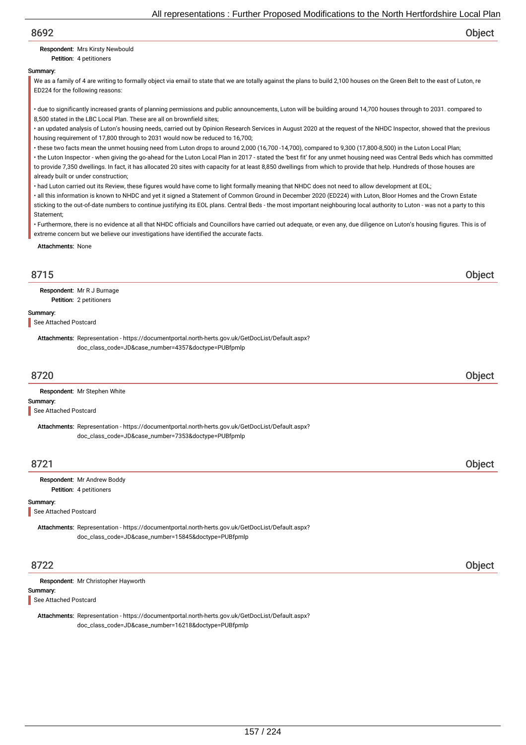## 8692 Object

**Respondent:** Mrs Kirsty Newbould

**Petition:** 4 petitioners

**Summary:**

We as a family of 4 are writing to formally object via email to state that we are totally against the plans to build 2,100 houses on the Green Belt to the east of Luton, re ED224 for the following reasons:

- due to significantly increased grants of planning permissions and public announcements, Luton will be building around 14,700 houses through to 2031. compared to 8,500 stated in the LBC Local Plan. These are all on brownfield sites;
- an updated analysis of Luton's housing needs, carried out by Opinion Research Services in August 2020 at the request of the NHDC Inspector, showed that the previous housing requirement of 17,800 through to 2031 would now be reduced to 16,700;
- these two facts mean the unmet housing need from Luton drops to around 2,000 (16,700 -14,700), compared to 9,300 (17,800-8,500) in the Luton Local Plan;
- the Luton Inspector - when giving the go-ahead for the Luton Local Plan in 2017 - stated the 'best fit' for any unmet housing need was Central Beds which has committed to provide 7,350 dwellings. In fact, it has allocated 20 sites with capacity for at least 8,850 dwellings from which to provide that help. Hundreds of those houses are already built or under construction;
- had Luton carried out its Review, these figures would have come to light formally meaning that NHDC does not need to allow development at EOL;
- all this information is known to NHDC and yet it signed a Statement of Common Ground in December 2020 (ED224) with Luton, Bloor Homes and the Crown Estate sticking to the out-of-date numbers to continue justifying its EOL plans. Central Beds - the most important neighbouring local authority to Luton - was not a party to this Statement;
- Furthermore, there is no evidence at all that NHDC officials and Councillors have carried out adequate, or even any, due diligence on Luton's housing figures. This is of extreme concern but we believe our investigations have identified the accurate facts.

**Attachments:** None

## 8715 Object

**Respondent:** Mr R J Burnage

**Petition:** 2 petitioners

**Summary:**

See Attached Postcard

**Attachments:** Representation - https://documentportal.north-herts.gov.uk/GetDocList/Default.aspx?doc_class_code=JD&case_number=4357&doctype=PUBfpmlp

## 8720 Object

**Respondent:** Mr Stephen White

**Summary:**

See Attached Postcard

**Attachments:** Representation - https://documentportal.north-herts.gov.uk/GetDocList/Default.aspx?doc_class_code=JD&case_number=7353&doctype=PUBfpmlp

## 8721 Object

**Respondent:** Mr Andrew Boddy

**Petition:** 4 petitioners

**Summary:**

See Attached Postcard

**Attachments:** Representation - https://documentportal.north-herts.gov.uk/GetDocList/Default.aspx?doc_class_code=JD&case_number=15845&doctype=PUBfpmlp

## 8722 Object

**Respondent:** Mr Christopher Hayworth

**Summary:**

See Attached Postcard

**Attachments:** Representation - https://documentportal.north-herts.gov.uk/GetDocList/Default.aspx?doc_class_code=JD&case_number=16218&doctype=PUBfpmlp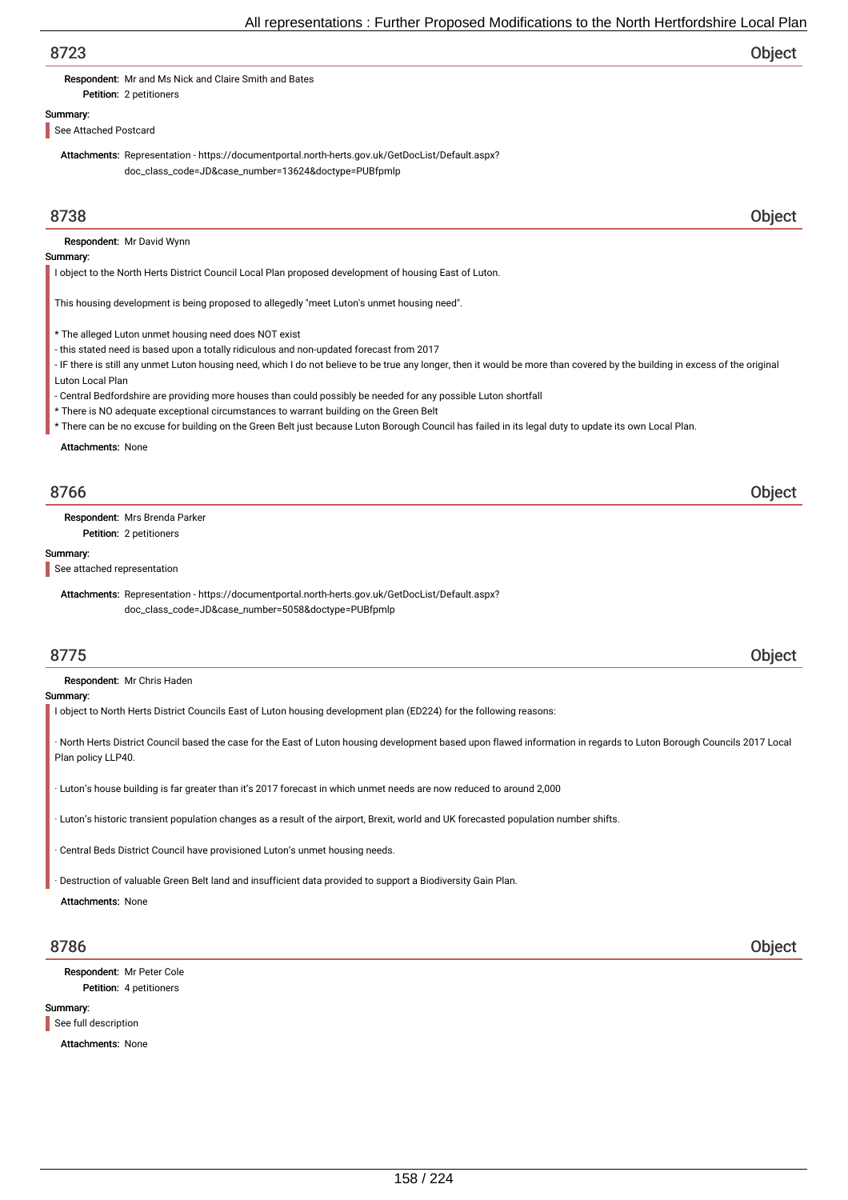## 8723

**Object**

**Respondent:** Mr and Ms Nick and Claire Smith and Bates

**Petition:** 2 petitioners

**Summary:**

See Attached Postcard

**Attachments:** Representation - https://documentportal.north-herts.gov.uk/GetDocList/Default.aspx?doc_class_code=JD&case_number=13624&doctype=PUBfpmlp

## 8738

**Object**

**Respondent:** Mr David Wynn

**Summary:**

I object to the North Herts District Council Local Plan proposed development of housing East of Luton.

This housing development is being proposed to allegedly "meet Luton's unmet housing need".

* The alleged Luton unmet housing need does NOT exist
- this stated need is based upon a totally ridiculous and non-updated forecast from 2017
- IF there is still any unmet Luton housing need, which I do not believe to be true any longer, then it would be more than covered by the building in excess of the original Luton Local Plan
- Central Bedfordshire are providing more houses than could possibly be needed for any possible Luton shortfall
* There is NO adequate exceptional circumstances to warrant building on the Green Belt
* There can be no excuse for building on the Green Belt just because Luton Borough Council has failed in its legal duty to update its own Local Plan.

**Attachments:** None

## 8766

**Object**

**Respondent:** Mrs Brenda Parker

**Petition:** 2 petitioners

**Summary:**

See attached representation

**Attachments:** Representation - https://documentportal.north-herts.gov.uk/GetDocList/Default.aspx?doc_class_code=JD&case_number=5058&doctype=PUBfpmlp

## 8775

**Object**

**Respondent:** Mr Chris Haden

**Summary:**

I object to North Herts District Councils East of Luton housing development plan (ED224) for the following reasons:

· North Herts District Council based the case for the East of Luton housing development based upon flawed information in regards to Luton Borough Councils 2017 Local Plan policy LLP40.

· Luton's house building is far greater than it's 2017 forecast in which unmet needs are now reduced to around 2,000

· Luton's historic transient population changes as a result of the airport, Brexit, world and UK forecasted population number shifts.

· Central Beds District Council have provisioned Luton's unmet housing needs.

· Destruction of valuable Green Belt land and insufficient data provided to support a Biodiversity Gain Plan.

**Attachments:** None

## 8786

**Object**

**Respondent:** Mr Peter Cole

**Petition:** 4 petitioners

**Summary:**

See full description

**Attachments:** None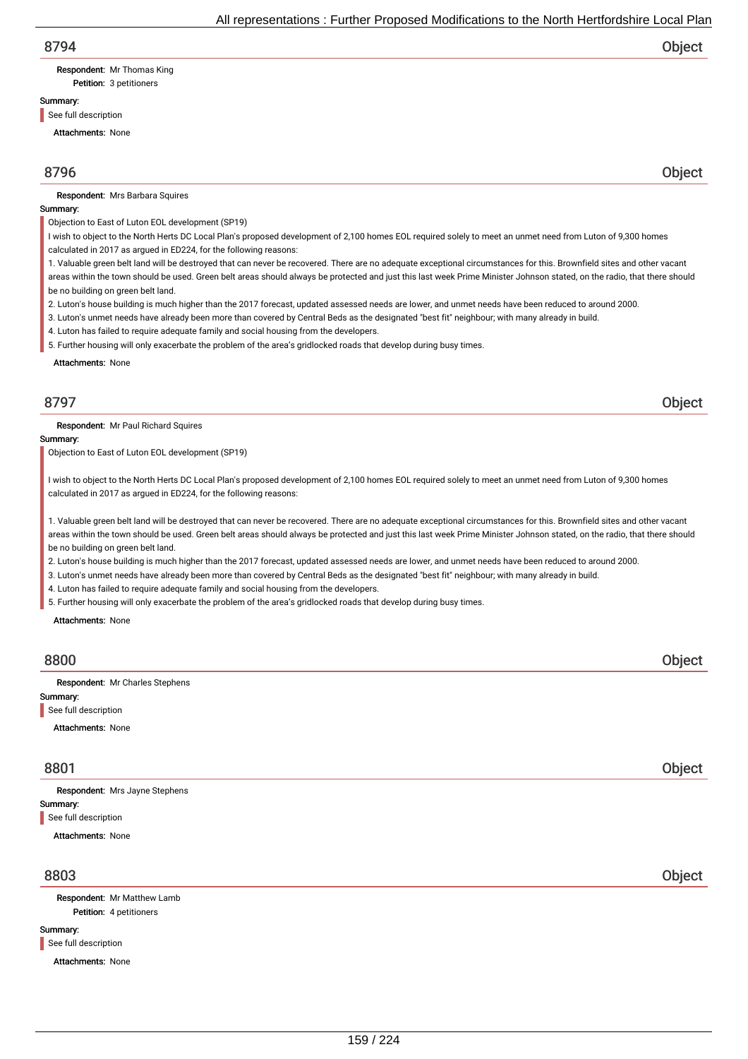## 8794 Object

**Respondent:** Mr Thomas King

**Petition:** 3 petitioners

**Summary:**

See full description

**Attachments:** None

## 8796 Object

**Respondent:** Mrs Barbara Squires

**Summary:**

Objection to East of Luton EOL development (SP19)

I wish to object to the North Herts DC Local Plan's proposed development of 2,100 homes EOL required solely to meet an unmet need from Luton of 9,300 homes calculated in 2017 as argued in ED224, for the following reasons:

1. Valuable green belt land will be destroyed that can never be recovered. There are no adequate exceptional circumstances for this. Brownfield sites and other vacant areas within the town should be used. Green belt areas should always be protected and just this last week Prime Minister Johnson stated, on the radio, that there should be no building on green belt land.
2. Luton's house building is much higher than the 2017 forecast, updated assessed needs are lower, and unmet needs have been reduced to around 2000.
3. Luton's unmet needs have already been more than covered by Central Beds as the designated "best fit" neighbour; with many already in build.
4. Luton has failed to require adequate family and social housing from the developers.
5. Further housing will only exacerbate the problem of the area's gridlocked roads that develop during busy times.

**Attachments:** None

## 8797 Object

**Respondent:** Mr Paul Richard Squires

**Summary:**

Objection to East of Luton EOL development (SP19)

I wish to object to the North Herts DC Local Plan's proposed development of 2,100 homes EOL required solely to meet an unmet need from Luton of 9,300 homes calculated in 2017 as argued in ED224, for the following reasons:

1. Valuable green belt land will be destroyed that can never be recovered. There are no adequate exceptional circumstances for this. Brownfield sites and other vacant areas within the town should be used. Green belt areas should always be protected and just this last week Prime Minister Johnson stated, on the radio, that there should be no building on green belt land.
2. Luton's house building is much higher than the 2017 forecast, updated assessed needs are lower, and unmet needs have been reduced to around 2000.
3. Luton's unmet needs have already been more than covered by Central Beds as the designated "best fit" neighbour; with many already in build.
4. Luton has failed to require adequate family and social housing from the developers.
5. Further housing will only exacerbate the problem of the area's gridlocked roads that develop during busy times.

**Attachments:** None

## 8800 Object

**Respondent:** Mr Charles Stephens

**Summary:**

See full description

**Attachments:** None

## 8801 Object

**Respondent:** Mrs Jayne Stephens

**Summary:**

See full description

**Attachments:** None

## 8803 Object

**Respondent:** Mr Matthew Lamb

**Petition:** 4 petitioners

**Summary:**

See full description

**Attachments:** None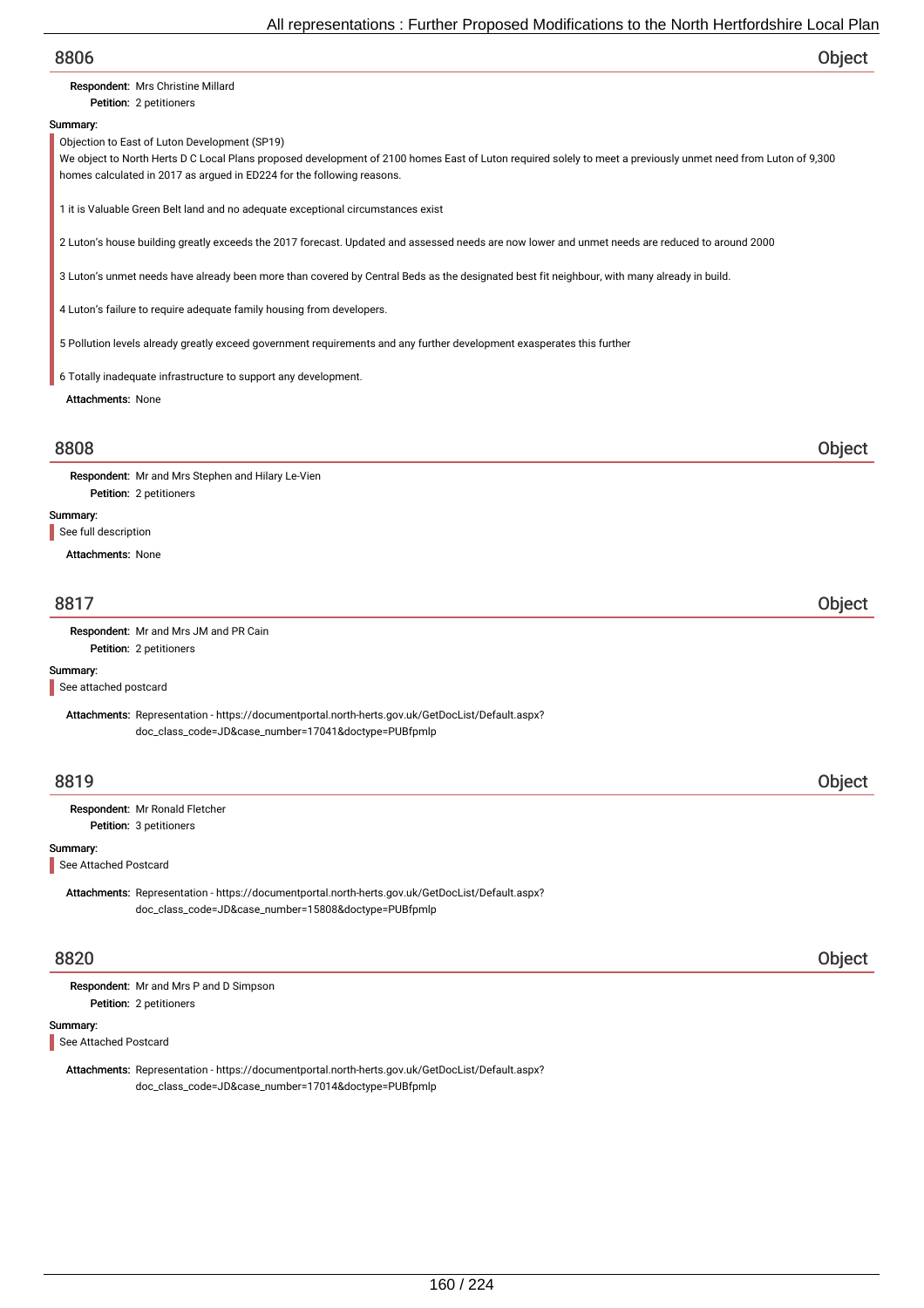## 8806 Object

**Respondent:** Mrs Christine Millard
**Petition:** 2 petitioners

**Summary:**

Objection to East of Luton Development (SP19)
We object to North Herts D C Local Plans proposed development of 2100 homes East of Luton required solely to meet a previously unmet need from Luton of 9,300 homes calculated in 2017 as argued in ED224 for the following reasons.

1 it is Valuable Green Belt land and no adequate exceptional circumstances exist

2 Luton's house building greatly exceeds the 2017 forecast. Updated and assessed needs are now lower and unmet needs are reduced to around 2000

3 Luton's unmet needs have already been more than covered by Central Beds as the designated best fit neighbour, with many already in build.

4 Luton's failure to require adequate family housing from developers.

5 Pollution levels already greatly exceed government requirements and any further development exasperates this further

6 Totally inadequate infrastructure to support any development.

**Attachments:** None

## 8808 Object

**Respondent:** Mr and Mrs Stephen and Hilary Le-Vien
**Petition:** 2 petitioners

**Summary:**

See full description

**Attachments:** None

## 8817 Object

**Respondent:** Mr and Mrs JM and PR Cain
**Petition:** 2 petitioners

**Summary:**

See attached postcard

**Attachments:** Representation - https://documentportal.north-herts.gov.uk/GetDocList/Default.aspx?doc_class_code=JD&case_number=17041&doctype=PUBfpmlp

## 8819 Object

**Respondent:** Mr Ronald Fletcher
**Petition:** 3 petitioners

**Summary:**

See Attached Postcard

**Attachments:** Representation - https://documentportal.north-herts.gov.uk/GetDocList/Default.aspx?doc_class_code=JD&case_number=15808&doctype=PUBfpmlp

## 8820 Object

**Respondent:** Mr and Mrs P and D Simpson
**Petition:** 2 petitioners

**Summary:**

See Attached Postcard

**Attachments:** Representation - https://documentportal.north-herts.gov.uk/GetDocList/Default.aspx?doc_class_code=JD&case_number=17014&doctype=PUBfpmlp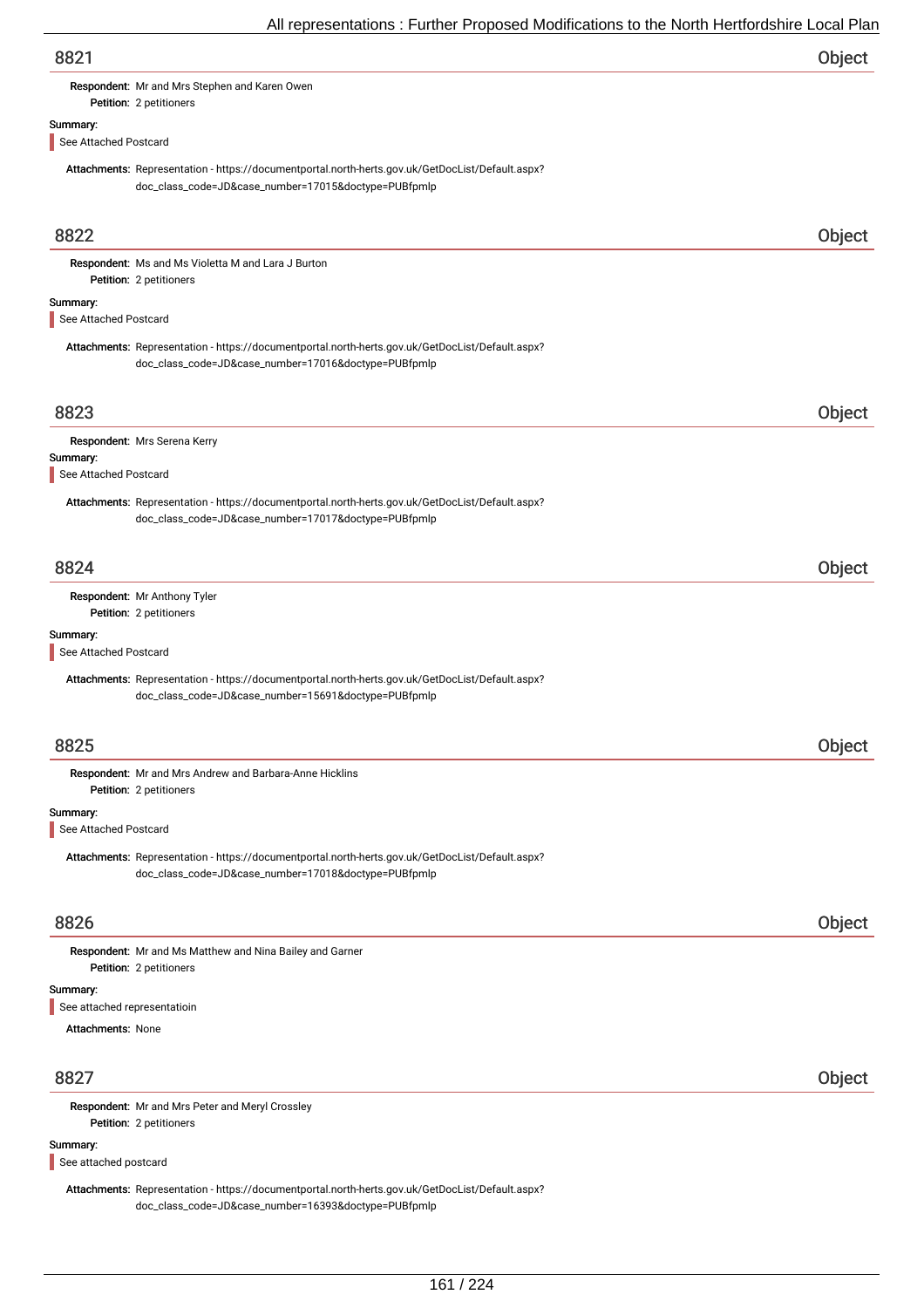## 8821

**Object**

**Respondent:** Mr and Mrs Stephen and Karen Owen
**Petition:** 2 petitioners

**Summary:**

See Attached Postcard

**Attachments:** Representation - https://documentportal.north-herts.gov.uk/GetDocList/Default.aspx?doc_class_code=JD&case_number=17015&doctype=PUBfpmlp

## 8822

**Object**

**Respondent:** Ms and Ms Violetta M and Lara J Burton
**Petition:** 2 petitioners

**Summary:**

See Attached Postcard

**Attachments:** Representation - https://documentportal.north-herts.gov.uk/GetDocList/Default.aspx?doc_class_code=JD&case_number=17016&doctype=PUBfpmlp

## 8823

**Object**

**Respondent:** Mrs Serena Kerry

**Summary:**

See Attached Postcard

**Attachments:** Representation - https://documentportal.north-herts.gov.uk/GetDocList/Default.aspx?doc_class_code=JD&case_number=17017&doctype=PUBfpmlp

## 8824

**Object**

**Respondent:** Mr Anthony Tyler
**Petition:** 2 petitioners

**Summary:**

See Attached Postcard

**Attachments:** Representation - https://documentportal.north-herts.gov.uk/GetDocList/Default.aspx?doc_class_code=JD&case_number=15691&doctype=PUBfpmlp

## 8825

**Object**

**Respondent:** Mr and Mrs Andrew and Barbara-Anne Hicklins
**Petition:** 2 petitioners

**Summary:**

See Attached Postcard

**Attachments:** Representation - https://documentportal.north-herts.gov.uk/GetDocList/Default.aspx?doc_class_code=JD&case_number=17018&doctype=PUBfpmlp

## 8826

**Object**

**Respondent:** Mr and Ms Matthew and Nina Bailey and Garner
**Petition:** 2 petitioners

**Summary:**

See attached representatioin

**Attachments:** None

## 8827

**Object**

**Respondent:** Mr and Mrs Peter and Meryl Crossley
**Petition:** 2 petitioners

**Summary:**

See attached postcard

**Attachments:** Representation - https://documentportal.north-herts.gov.uk/GetDocList/Default.aspx?doc_class_code=JD&case_number=16393&doctype=PUBfpmlp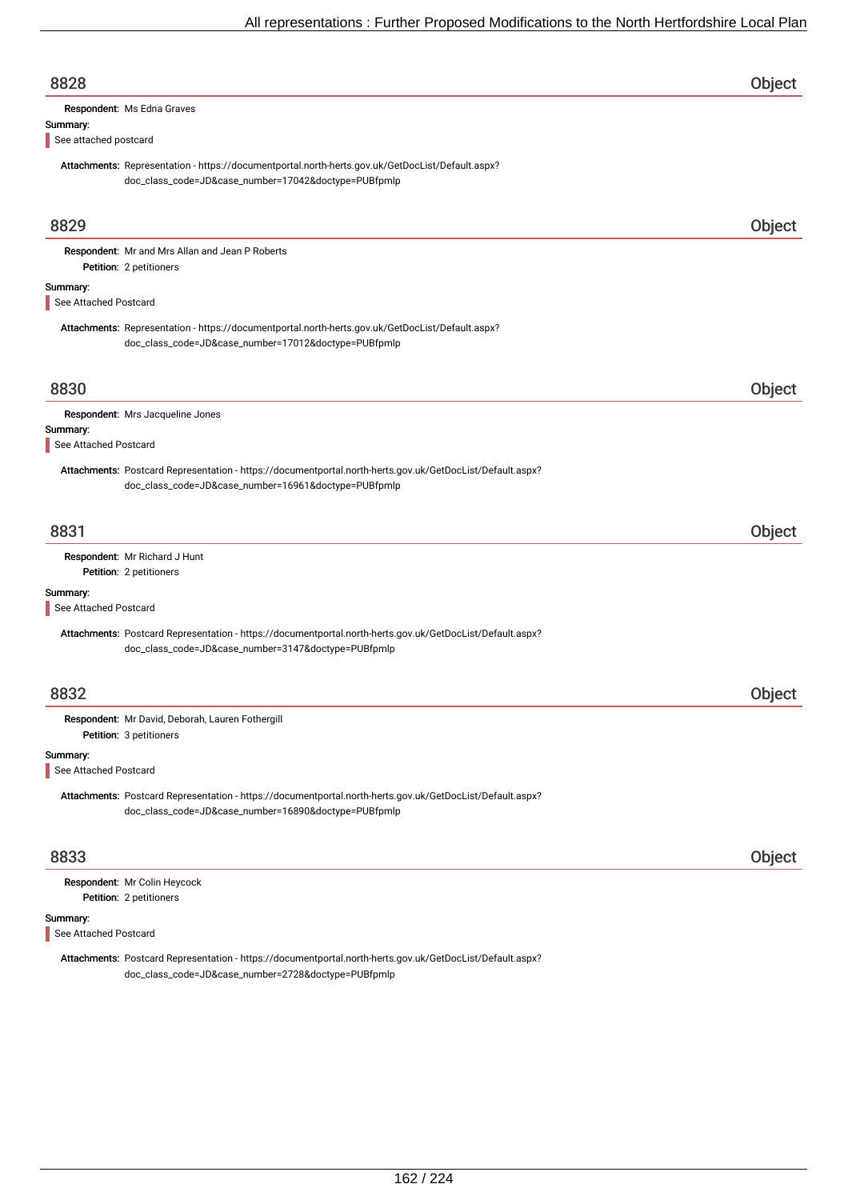## 8828 — Object

**Respondent:** Ms Edna Graves

**Summary:**

See attached postcard

**Attachments:** Representation - https://documentportal.north-herts.gov.uk/GetDocList/Default.aspx?doc_class_code=JD&case_number=17042&doctype=PUBfpmlp

## 8829 — Object

**Respondent:** Mr and Mrs Allan and Jean P Roberts

**Petition:** 2 petitioners

**Summary:**

See Attached Postcard

**Attachments:** Representation - https://documentportal.north-herts.gov.uk/GetDocList/Default.aspx?doc_class_code=JD&case_number=17012&doctype=PUBfpmlp

## 8830 — Object

**Respondent:** Mrs Jacqueline Jones

**Summary:**

See Attached Postcard

**Attachments:** Postcard Representation - https://documentportal.north-herts.gov.uk/GetDocList/Default.aspx?doc_class_code=JD&case_number=16961&doctype=PUBfpmlp

## 8831 — Object

**Respondent:** Mr Richard J Hunt

**Petition:** 2 petitioners

**Summary:**

See Attached Postcard

**Attachments:** Postcard Representation - https://documentportal.north-herts.gov.uk/GetDocList/Default.aspx?doc_class_code=JD&case_number=3147&doctype=PUBfpmlp

## 8832 — Object

**Respondent:** Mr David, Deborah, Lauren Fothergill

**Petition:** 3 petitioners

**Summary:**

See Attached Postcard

**Attachments:** Postcard Representation - https://documentportal.north-herts.gov.uk/GetDocList/Default.aspx?doc_class_code=JD&case_number=16890&doctype=PUBfpmlp

## 8833 — Object

**Respondent:** Mr Colin Heycock

**Petition:** 2 petitioners

**Summary:**

See Attached Postcard

**Attachments:** Postcard Representation - https://documentportal.north-herts.gov.uk/GetDocList/Default.aspx?doc_class_code=JD&case_number=2728&doctype=PUBfpmlp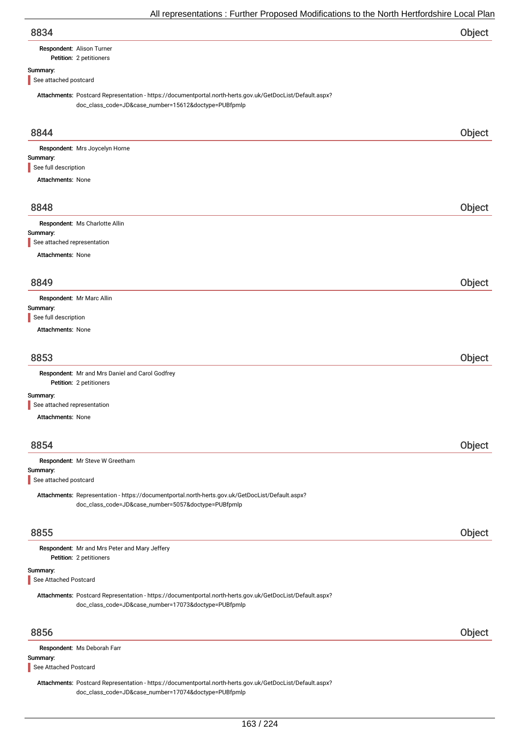## 8834 Object

**Respondent:** Alison Turner
**Petition:** 2 petitioners

**Summary:**

See attached postcard

**Attachments:** Postcard Representation - https://documentportal.north-herts.gov.uk/GetDocList/Default.aspx?doc_class_code=JD&case_number=15612&doctype=PUBfpmlp

## 8844 Object

**Respondent:** Mrs Joycelyn Horne

**Summary:**

See full description

**Attachments:** None

## 8848 Object

**Respondent:** Ms Charlotte Allin

**Summary:**

See attached representation

**Attachments:** None

## 8849 Object

**Respondent:** Mr Marc Allin

**Summary:**

See full description

**Attachments:** None

## 8853 Object

**Respondent:** Mr and Mrs Daniel and Carol Godfrey
**Petition:** 2 petitioners

**Summary:**

See attached representation

**Attachments:** None

## 8854 Object

**Respondent:** Mr Steve W Greetham

**Summary:**

See attached postcard

**Attachments:** Representation - https://documentportal.north-herts.gov.uk/GetDocList/Default.aspx?doc_class_code=JD&case_number=5057&doctype=PUBfpmlp

## 8855 Object

**Respondent:** Mr and Mrs Peter and Mary Jeffery
**Petition:** 2 petitioners

**Summary:**

See Attached Postcard

**Attachments:** Postcard Representation - https://documentportal.north-herts.gov.uk/GetDocList/Default.aspx?doc_class_code=JD&case_number=17073&doctype=PUBfpmlp

## 8856 Object

**Respondent:** Ms Deborah Farr

**Summary:**

See Attached Postcard

**Attachments:** Postcard Representation - https://documentportal.north-herts.gov.uk/GetDocList/Default.aspx?doc_class_code=JD&case_number=17074&doctype=PUBfpmlp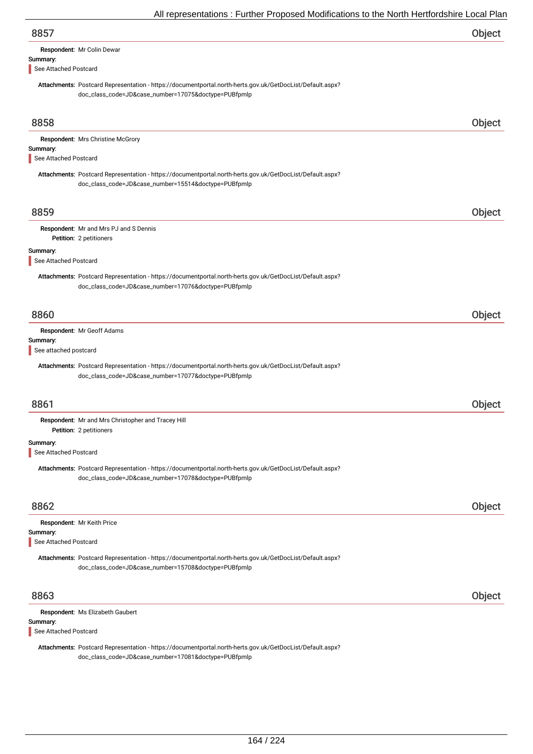## 8857 — Object

**Respondent:** Mr Colin Dewar

**Summary:**

See Attached Postcard

**Attachments:** Postcard Representation - https://documentportal.north-herts.gov.uk/GetDocList/Default.aspx?doc_class_code=JD&case_number=17075&doctype=PUBfpmlp

## 8858 — Object

**Respondent:** Mrs Christine McGrory

**Summary:**

See Attached Postcard

**Attachments:** Postcard Representation - https://documentportal.north-herts.gov.uk/GetDocList/Default.aspx?doc_class_code=JD&case_number=15514&doctype=PUBfpmlp

## 8859 — Object

**Respondent:** Mr and Mrs PJ and S Dennis

**Petition:** 2 petitioners

**Summary:**

See Attached Postcard

**Attachments:** Postcard Representation - https://documentportal.north-herts.gov.uk/GetDocList/Default.aspx?doc_class_code=JD&case_number=17076&doctype=PUBfpmlp

## 8860 — Object

**Respondent:** Mr Geoff Adams

**Summary:**

See attached postcard

**Attachments:** Postcard Representation - https://documentportal.north-herts.gov.uk/GetDocList/Default.aspx?doc_class_code=JD&case_number=17077&doctype=PUBfpmlp

## 8861 — Object

**Respondent:** Mr and Mrs Christopher and Tracey Hill

**Petition:** 2 petitioners

**Summary:**

See Attached Postcard

**Attachments:** Postcard Representation - https://documentportal.north-herts.gov.uk/GetDocList/Default.aspx?doc_class_code=JD&case_number=17078&doctype=PUBfpmlp

## 8862 — Object

**Respondent:** Mr Keith Price

**Summary:**

See Attached Postcard

**Attachments:** Postcard Representation - https://documentportal.north-herts.gov.uk/GetDocList/Default.aspx?doc_class_code=JD&case_number=15708&doctype=PUBfpmlp

## 8863 — Object

**Respondent:** Ms Elizabeth Gaubert

**Summary:**

See Attached Postcard

**Attachments:** Postcard Representation - https://documentportal.north-herts.gov.uk/GetDocList/Default.aspx?doc_class_code=JD&case_number=17081&doctype=PUBfpmlp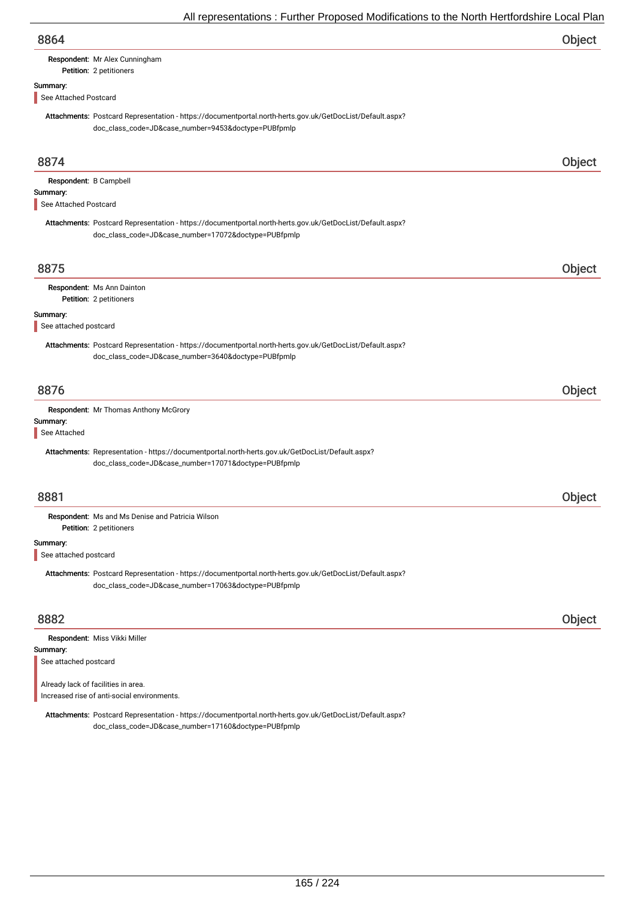## 8864 — Object

**Respondent:** Mr Alex Cunningham
**Petition:** 2 petitioners

**Summary:**

See Attached Postcard

**Attachments:** Postcard Representation - https://documentportal.north-herts.gov.uk/GetDocList/Default.aspx?doc_class_code=JD&case_number=9453&doctype=PUBfpmlp

## 8874 — Object

**Respondent:** B Campbell

**Summary:**

See Attached Postcard

**Attachments:** Postcard Representation - https://documentportal.north-herts.gov.uk/GetDocList/Default.aspx?doc_class_code=JD&case_number=17072&doctype=PUBfpmlp

## 8875 — Object

**Respondent:** Ms Ann Dainton
**Petition:** 2 petitioners

**Summary:**

See attached postcard

**Attachments:** Postcard Representation - https://documentportal.north-herts.gov.uk/GetDocList/Default.aspx?doc_class_code=JD&case_number=3640&doctype=PUBfpmlp

## 8876 — Object

**Respondent:** Mr Thomas Anthony McGrory

**Summary:**

See Attached

**Attachments:** Representation - https://documentportal.north-herts.gov.uk/GetDocList/Default.aspx?doc_class_code=JD&case_number=17071&doctype=PUBfpmlp

## 8881 — Object

**Respondent:** Ms and Ms Denise and Patricia Wilson
**Petition:** 2 petitioners

**Summary:**

See attached postcard

**Attachments:** Postcard Representation - https://documentportal.north-herts.gov.uk/GetDocList/Default.aspx?doc_class_code=JD&case_number=17063&doctype=PUBfpmlp

## 8882 — Object

**Respondent:** Miss Vikki Miller

**Summary:**

See attached postcard

Already lack of facilities in area.
Increased rise of anti-social environments.

**Attachments:** Postcard Representation - https://documentportal.north-herts.gov.uk/GetDocList/Default.aspx?doc_class_code=JD&case_number=17160&doctype=PUBfpmlp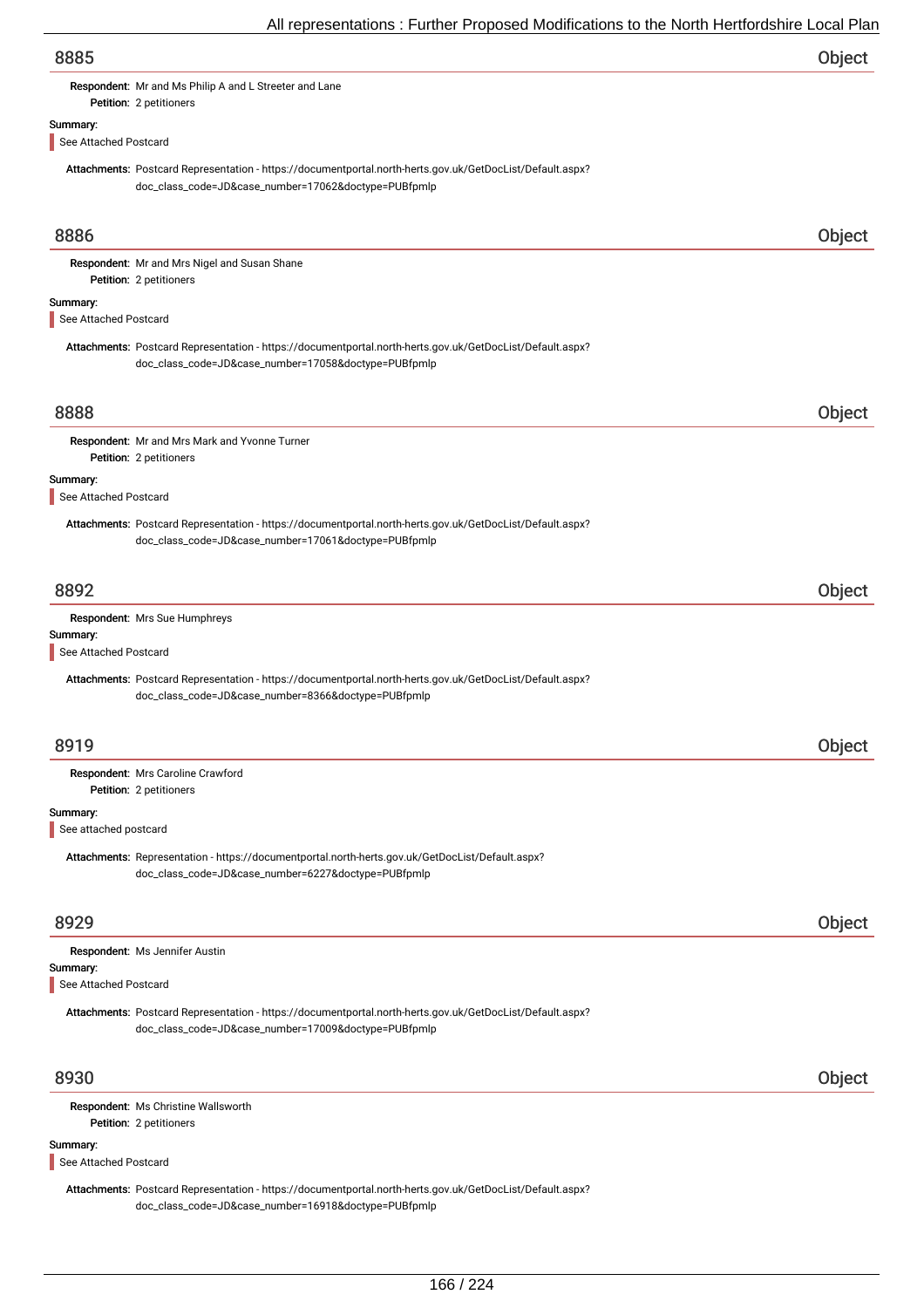## 8885 Object

**Respondent:** Mr and Ms Philip A and L Streeter and Lane
**Petition:** 2 petitioners

Summary:

See Attached Postcard

**Attachments:** Postcard Representation - https://documentportal.north-herts.gov.uk/GetDocList/Default.aspx?doc_class_code=JD&case_number=17062&doctype=PUBfpmlp

## 8886 Object

**Respondent:** Mr and Mrs Nigel and Susan Shane
**Petition:** 2 petitioners

Summary:

See Attached Postcard

**Attachments:** Postcard Representation - https://documentportal.north-herts.gov.uk/GetDocList/Default.aspx?doc_class_code=JD&case_number=17058&doctype=PUBfpmlp

## 8888 Object

**Respondent:** Mr and Mrs Mark and Yvonne Turner
**Petition:** 2 petitioners

Summary:

See Attached Postcard

**Attachments:** Postcard Representation - https://documentportal.north-herts.gov.uk/GetDocList/Default.aspx?doc_class_code=JD&case_number=17061&doctype=PUBfpmlp

## 8892 Object

**Respondent:** Mrs Sue Humphreys

Summary:

See Attached Postcard

**Attachments:** Postcard Representation - https://documentportal.north-herts.gov.uk/GetDocList/Default.aspx?doc_class_code=JD&case_number=8366&doctype=PUBfpmlp

## 8919 Object

**Respondent:** Mrs Caroline Crawford
**Petition:** 2 petitioners

Summary:

See attached postcard

**Attachments:** Representation - https://documentportal.north-herts.gov.uk/GetDocList/Default.aspx?doc_class_code=JD&case_number=6227&doctype=PUBfpmlp

## 8929 Object

**Respondent:** Ms Jennifer Austin

Summary:

See Attached Postcard

**Attachments:** Postcard Representation - https://documentportal.north-herts.gov.uk/GetDocList/Default.aspx?doc_class_code=JD&case_number=17009&doctype=PUBfpmlp

## 8930 Object

**Respondent:** Ms Christine Wallsworth
**Petition:** 2 petitioners

Summary:

See Attached Postcard

**Attachments:** Postcard Representation - https://documentportal.north-herts.gov.uk/GetDocList/Default.aspx?doc_class_code=JD&case_number=16918&doctype=PUBfpmlp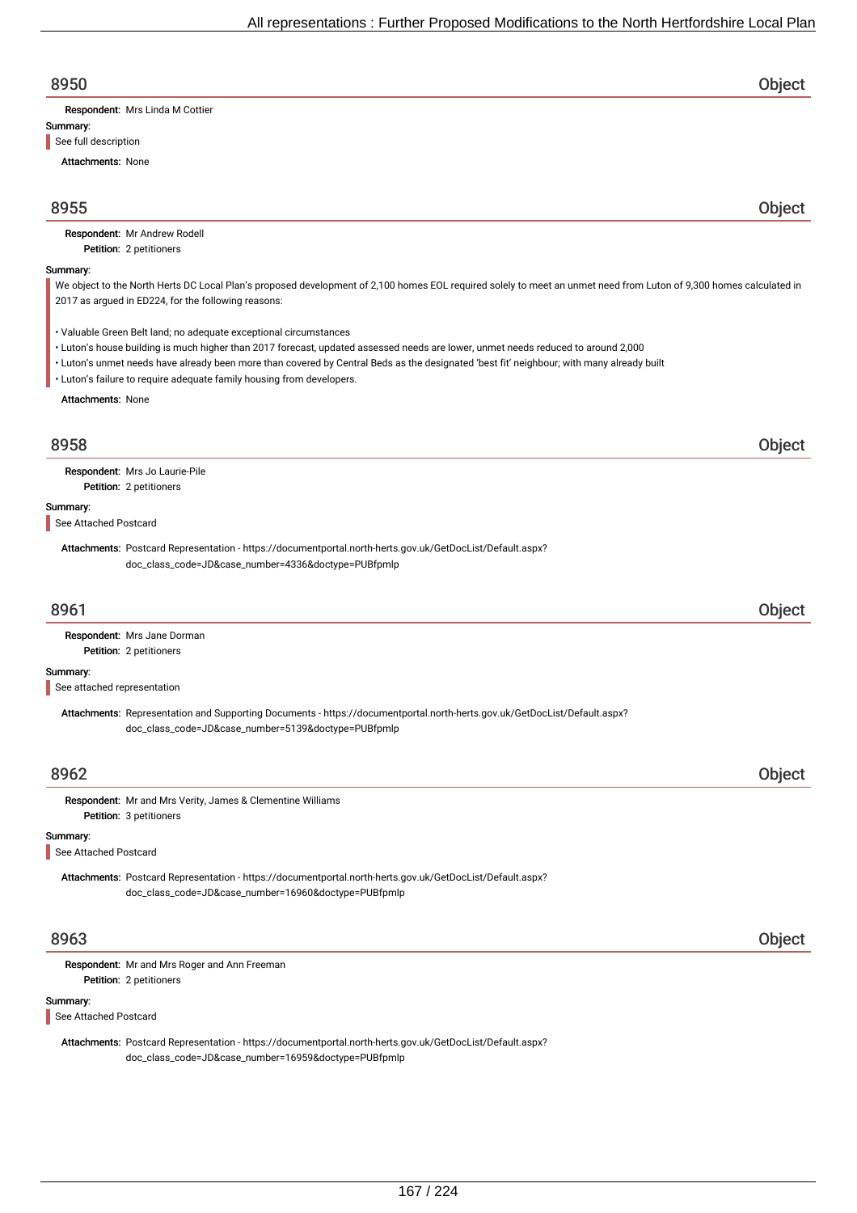## 8950 Object

**Respondent:** Mrs Linda M Cottier

**Summary:**

See full description

**Attachments:** None

## 8955 Object

**Respondent:** Mr Andrew Rodell

**Petition:** 2 petitioners

**Summary:**

We object to the North Herts DC Local Plan's proposed development of 2,100 homes EOL required solely to meet an unmet need from Luton of 9,300 homes calculated in 2017 as argued in ED224, for the following reasons:

- Valuable Green Belt land; no adequate exceptional circumstances
- Luton's house building is much higher than 2017 forecast, updated assessed needs are lower, unmet needs reduced to around 2,000
- Luton's unmet needs have already been more than covered by Central Beds as the designated 'best fit' neighbour; with many already built
- Luton's failure to require adequate family housing from developers.

**Attachments:** None

## 8958 Object

**Respondent:** Mrs Jo Laurie-Pile

**Petition:** 2 petitioners

**Summary:**

See Attached Postcard

**Attachments:** Postcard Representation - https://documentportal.north-herts.gov.uk/GetDocList/Default.aspx?doc_class_code=JD&case_number=4336&doctype=PUBfpmlp

## 8961 Object

**Respondent:** Mrs Jane Dorman

**Petition:** 2 petitioners

**Summary:**

See attached representation

**Attachments:** Representation and Supporting Documents - https://documentportal.north-herts.gov.uk/GetDocList/Default.aspx?doc_class_code=JD&case_number=5139&doctype=PUBfpmlp

## 8962 Object

**Respondent:** Mr and Mrs Verity, James & Clementine Williams

**Petition:** 3 petitioners

**Summary:**

See Attached Postcard

**Attachments:** Postcard Representation - https://documentportal.north-herts.gov.uk/GetDocList/Default.aspx?doc_class_code=JD&case_number=16960&doctype=PUBfpmlp

## 8963 Object

**Respondent:** Mr and Mrs Roger and Ann Freeman

**Petition:** 2 petitioners

**Summary:**

See Attached Postcard

**Attachments:** Postcard Representation - https://documentportal.north-herts.gov.uk/GetDocList/Default.aspx?doc_class_code=JD&case_number=16959&doctype=PUBfpmlp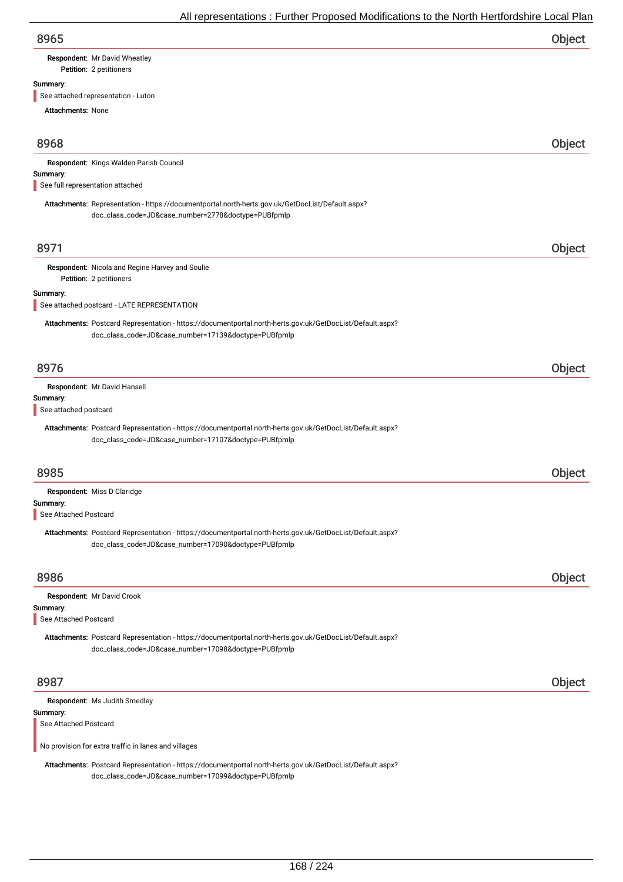## 8965 — Object

**Respondent:** Mr David Wheatley
**Petition:** 2 petitioners

**Summary:**

> See attached representation - Luton

**Attachments:** None

## 8968 — Object

**Respondent:** Kings Walden Parish Council

**Summary:**

> See full representation attached

**Attachments:** Representation - https://documentportal.north-herts.gov.uk/GetDocList/Default.aspx?doc_class_code=JD&case_number=2778&doctype=PUBfpmlp

## 8971 — Object

**Respondent:** Nicola and Regine Harvey and Soulie
**Petition:** 2 petitioners

**Summary:**

> See attached postcard - LATE REPRESENTATION

**Attachments:** Postcard Representation - https://documentportal.north-herts.gov.uk/GetDocList/Default.aspx?doc_class_code=JD&case_number=17139&doctype=PUBfpmlp

## 8976 — Object

**Respondent:** Mr David Hansell

**Summary:**

> See attached postcard

**Attachments:** Postcard Representation - https://documentportal.north-herts.gov.uk/GetDocList/Default.aspx?doc_class_code=JD&case_number=17107&doctype=PUBfpmlp

## 8985 — Object

**Respondent:** Miss D Claridge

**Summary:**

> See Attached Postcard

**Attachments:** Postcard Representation - https://documentportal.north-herts.gov.uk/GetDocList/Default.aspx?doc_class_code=JD&case_number=17090&doctype=PUBfpmlp

## 8986 — Object

**Respondent:** Mr David Crook

**Summary:**

> See Attached Postcard

**Attachments:** Postcard Representation - https://documentportal.north-herts.gov.uk/GetDocList/Default.aspx?doc_class_code=JD&case_number=17098&doctype=PUBfpmlp

## 8987 — Object

**Respondent:** Ms Judith Smedley

**Summary:**

> See Attached Postcard
>
> No provision for extra traffic in lanes and villages

**Attachments:** Postcard Representation - https://documentportal.north-herts.gov.uk/GetDocList/Default.aspx?doc_class_code=JD&case_number=17099&doctype=PUBfpmlp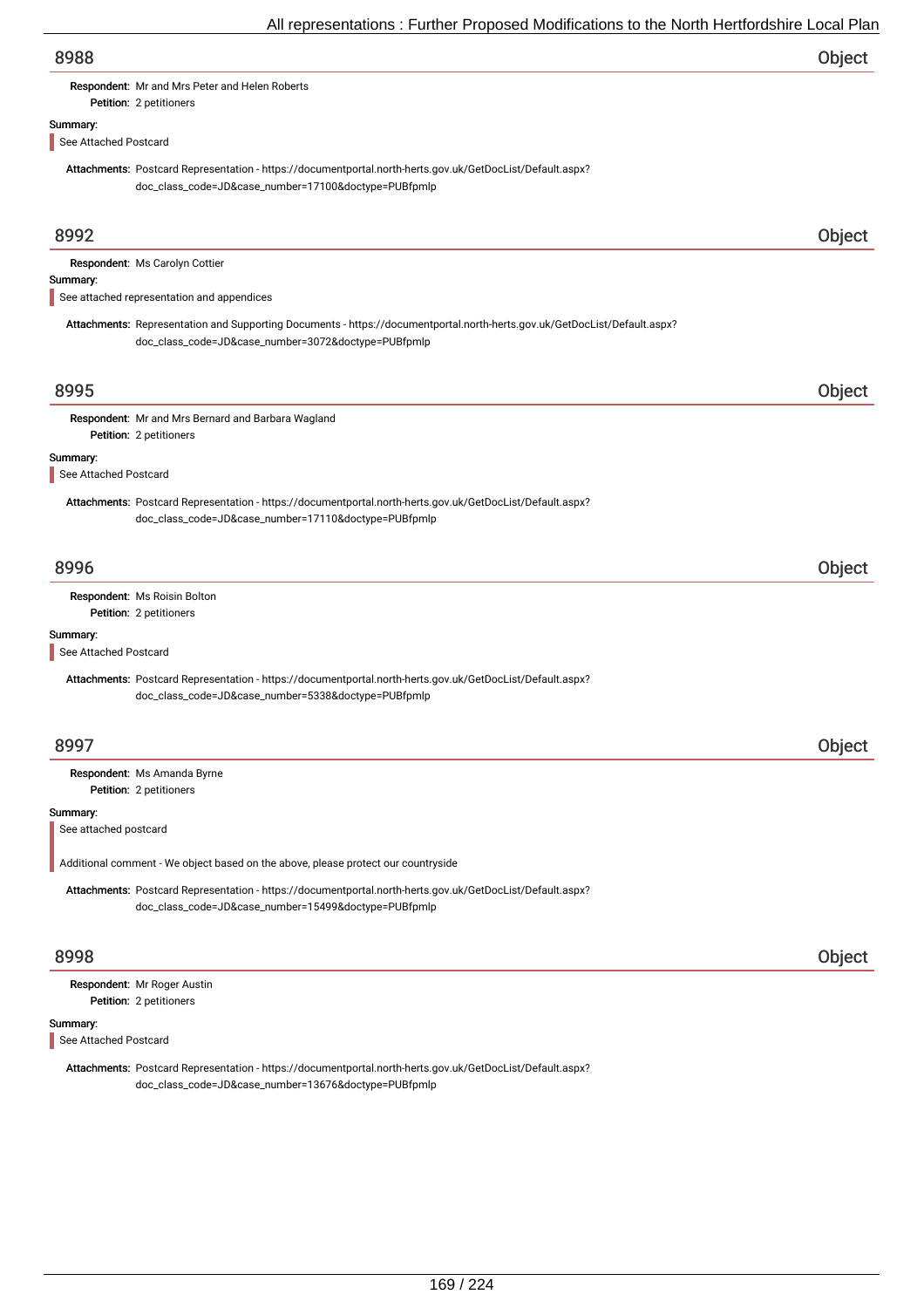## 8988 Object

**Respondent:** Mr and Mrs Peter and Helen Roberts

**Petition:** 2 petitioners

**Summary:**

See Attached Postcard

**Attachments:** Postcard Representation - https://documentportal.north-herts.gov.uk/GetDocList/Default.aspx?doc_class_code=JD&case_number=17100&doctype=PUBfpmlp

## 8992 Object

**Respondent:** Ms Carolyn Cottier

**Summary:**

See attached representation and appendices

**Attachments:** Representation and Supporting Documents - https://documentportal.north-herts.gov.uk/GetDocList/Default.aspx?doc_class_code=JD&case_number=3072&doctype=PUBfpmlp

## 8995 Object

**Respondent:** Mr and Mrs Bernard and Barbara Wagland

**Petition:** 2 petitioners

**Summary:**

See Attached Postcard

**Attachments:** Postcard Representation - https://documentportal.north-herts.gov.uk/GetDocList/Default.aspx?doc_class_code=JD&case_number=17110&doctype=PUBfpmlp

## 8996 Object

**Respondent:** Ms Roisin Bolton

**Petition:** 2 petitioners

**Summary:**

See Attached Postcard

**Attachments:** Postcard Representation - https://documentportal.north-herts.gov.uk/GetDocList/Default.aspx?doc_class_code=JD&case_number=5338&doctype=PUBfpmlp

## 8997 Object

**Respondent:** Ms Amanda Byrne

**Petition:** 2 petitioners

**Summary:**

See attached postcard

Additional comment - We object based on the above, please protect our countryside

**Attachments:** Postcard Representation - https://documentportal.north-herts.gov.uk/GetDocList/Default.aspx?doc_class_code=JD&case_number=15499&doctype=PUBfpmlp

## 8998 Object

**Respondent:** Mr Roger Austin

**Petition:** 2 petitioners

**Summary:**

See Attached Postcard

**Attachments:** Postcard Representation - https://documentportal.north-herts.gov.uk/GetDocList/Default.aspx?doc_class_code=JD&case_number=13676&doctype=PUBfpmlp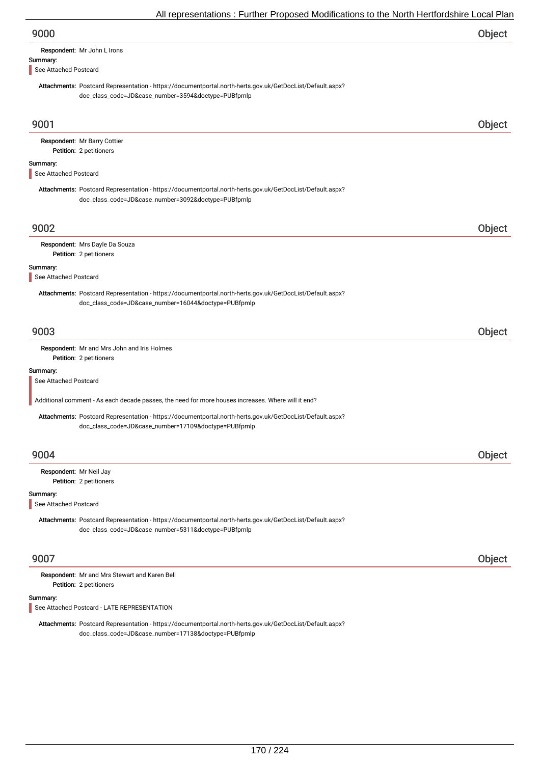## 9000 — Object

**Respondent:** Mr John L Irons

**Summary:**

See Attached Postcard

**Attachments:** Postcard Representation - https://documentportal.north-herts.gov.uk/GetDocList/Default.aspx?doc_class_code=JD&case_number=3594&doctype=PUBfpmlp

## 9001 — Object

**Respondent:** Mr Barry Cottier
**Petition:** 2 petitioners

**Summary:**

See Attached Postcard

**Attachments:** Postcard Representation - https://documentportal.north-herts.gov.uk/GetDocList/Default.aspx?doc_class_code=JD&case_number=3092&doctype=PUBfpmlp

## 9002 — Object

**Respondent:** Mrs Dayle Da Souza
**Petition:** 2 petitioners

**Summary:**

See Attached Postcard

**Attachments:** Postcard Representation - https://documentportal.north-herts.gov.uk/GetDocList/Default.aspx?doc_class_code=JD&case_number=16044&doctype=PUBfpmlp

## 9003 — Object

**Respondent:** Mr and Mrs John and Iris Holmes
**Petition:** 2 petitioners

**Summary:**

See Attached Postcard

Additional comment - As each decade passes, the need for more houses increases. Where will it end?

**Attachments:** Postcard Representation - https://documentportal.north-herts.gov.uk/GetDocList/Default.aspx?doc_class_code=JD&case_number=17109&doctype=PUBfpmlp

## 9004 — Object

**Respondent:** Mr Neil Jay
**Petition:** 2 petitioners

**Summary:**

See Attached Postcard

**Attachments:** Postcard Representation - https://documentportal.north-herts.gov.uk/GetDocList/Default.aspx?doc_class_code=JD&case_number=5311&doctype=PUBfpmlp

## 9007 — Object

**Respondent:** Mr and Mrs Stewart and Karen Bell
**Petition:** 2 petitioners

**Summary:**

See Attached Postcard - LATE REPRESENTATION

**Attachments:** Postcard Representation - https://documentportal.north-herts.gov.uk/GetDocList/Default.aspx?doc_class_code=JD&case_number=17138&doctype=PUBfpmlp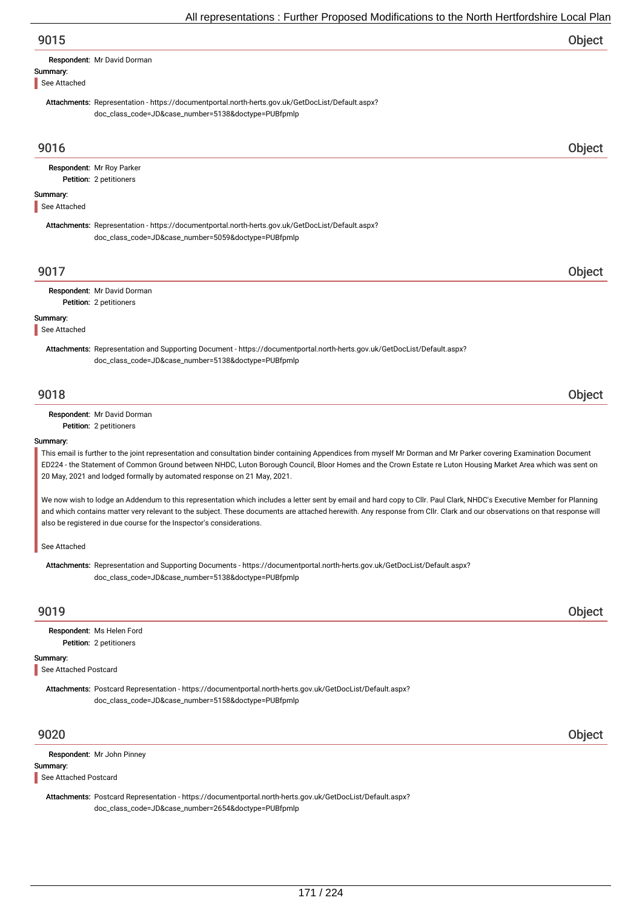## 9015

**Object**

**Respondent:** Mr David Dorman

**Summary:**

See Attached

**Attachments:** Representation - https://documentportal.north-herts.gov.uk/GetDocList/Default.aspx?doc_class_code=JD&case_number=5138&doctype=PUBfpmlp

## 9016

**Object**

**Respondent:** Mr Roy Parker

**Petition:** 2 petitioners

**Summary:**

See Attached

**Attachments:** Representation - https://documentportal.north-herts.gov.uk/GetDocList/Default.aspx?doc_class_code=JD&case_number=5059&doctype=PUBfpmlp

## 9017

**Object**

**Respondent:** Mr David Dorman

**Petition:** 2 petitioners

**Summary:**

See Attached

**Attachments:** Representation and Supporting Document - https://documentportal.north-herts.gov.uk/GetDocList/Default.aspx?doc_class_code=JD&case_number=5138&doctype=PUBfpmlp

## 9018

**Object**

**Respondent:** Mr David Dorman

**Petition:** 2 petitioners

**Summary:**

This email is further to the joint representation and consultation binder containing Appendices from myself Mr Dorman and Mr Parker covering Examination Document ED224 - the Statement of Common Ground between NHDC, Luton Borough Council, Bloor Homes and the Crown Estate re Luton Housing Market Area which was sent on 20 May, 2021 and lodged formally by automated response on 21 May, 2021.

We now wish to lodge an Addendum to this representation which includes a letter sent by email and hard copy to Cllr. Paul Clark, NHDC's Executive Member for Planning and which contains matter very relevant to the subject. These documents are attached herewith. Any response from Cllr. Clark and our observations on that response will also be registered in due course for the Inspector's considerations.

See Attached

**Attachments:** Representation and Supporting Documents - https://documentportal.north-herts.gov.uk/GetDocList/Default.aspx?doc_class_code=JD&case_number=5138&doctype=PUBfpmlp

## 9019

**Object**

**Respondent:** Ms Helen Ford

**Petition:** 2 petitioners

**Summary:**

See Attached Postcard

**Attachments:** Postcard Representation - https://documentportal.north-herts.gov.uk/GetDocList/Default.aspx?doc_class_code=JD&case_number=5158&doctype=PUBfpmlp

## 9020

**Object**

**Respondent:** Mr John Pinney

**Summary:**

See Attached Postcard

**Attachments:** Postcard Representation - https://documentportal.north-herts.gov.uk/GetDocList/Default.aspx?doc_class_code=JD&case_number=2654&doctype=PUBfpmlp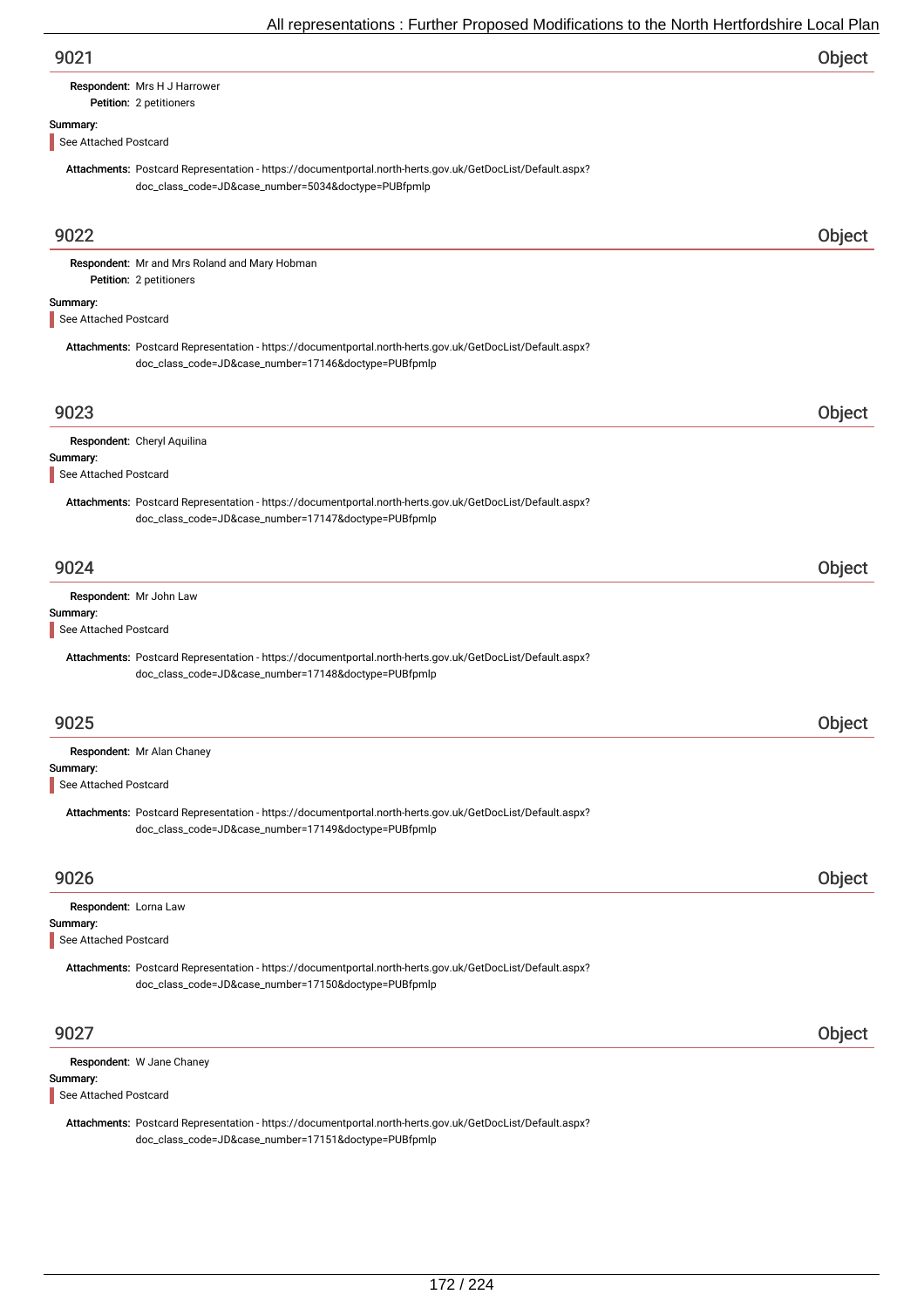## 9021 — Object

**Respondent:** Mrs H J Harrower
**Petition:** 2 petitioners

**Summary:**

See Attached Postcard

**Attachments:** Postcard Representation - https://documentportal.north-herts.gov.uk/GetDocList/Default.aspx?doc_class_code=JD&case_number=5034&doctype=PUBfpmlp

## 9022 — Object

**Respondent:** Mr and Mrs Roland and Mary Hobman
**Petition:** 2 petitioners

**Summary:**

See Attached Postcard

**Attachments:** Postcard Representation - https://documentportal.north-herts.gov.uk/GetDocList/Default.aspx?doc_class_code=JD&case_number=17146&doctype=PUBfpmlp

## 9023 — Object

**Respondent:** Cheryl Aquilina

**Summary:**

See Attached Postcard

**Attachments:** Postcard Representation - https://documentportal.north-herts.gov.uk/GetDocList/Default.aspx?doc_class_code=JD&case_number=17147&doctype=PUBfpmlp

## 9024 — Object

**Respondent:** Mr John Law

**Summary:**

See Attached Postcard

**Attachments:** Postcard Representation - https://documentportal.north-herts.gov.uk/GetDocList/Default.aspx?doc_class_code=JD&case_number=17148&doctype=PUBfpmlp

## 9025 — Object

**Respondent:** Mr Alan Chaney

**Summary:**

See Attached Postcard

**Attachments:** Postcard Representation - https://documentportal.north-herts.gov.uk/GetDocList/Default.aspx?doc_class_code=JD&case_number=17149&doctype=PUBfpmlp

## 9026 — Object

**Respondent:** Lorna Law

**Summary:**

See Attached Postcard

**Attachments:** Postcard Representation - https://documentportal.north-herts.gov.uk/GetDocList/Default.aspx?doc_class_code=JD&case_number=17150&doctype=PUBfpmlp

## 9027 — Object

**Respondent:** W Jane Chaney

**Summary:**

See Attached Postcard

**Attachments:** Postcard Representation - https://documentportal.north-herts.gov.uk/GetDocList/Default.aspx?doc_class_code=JD&case_number=17151&doctype=PUBfpmlp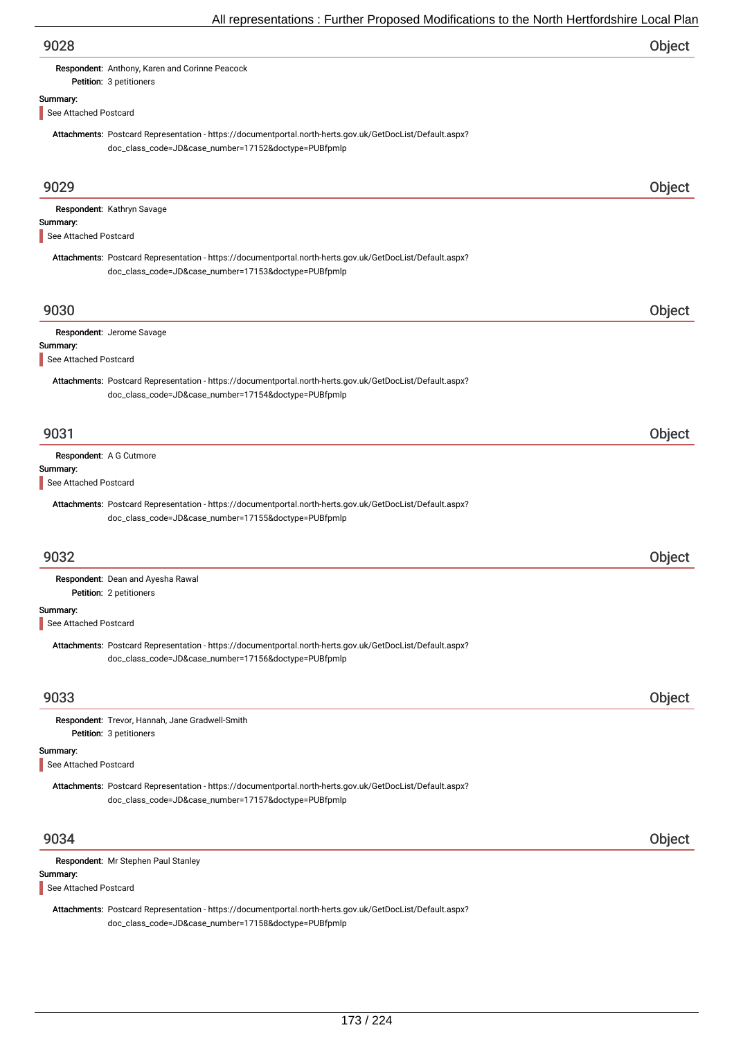## 9028 Object

**Respondent:** Anthony, Karen and Corinne Peacock

**Petition:** 3 petitioners

**Summary:**

See Attached Postcard

**Attachments:** Postcard Representation - https://documentportal.north-herts.gov.uk/GetDocList/Default.aspx?doc_class_code=JD&case_number=17152&doctype=PUBfpmlp

## 9029 Object

**Respondent:** Kathryn Savage

**Summary:**

See Attached Postcard

**Attachments:** Postcard Representation - https://documentportal.north-herts.gov.uk/GetDocList/Default.aspx?doc_class_code=JD&case_number=17153&doctype=PUBfpmlp

## 9030 Object

**Respondent:** Jerome Savage

**Summary:**

See Attached Postcard

**Attachments:** Postcard Representation - https://documentportal.north-herts.gov.uk/GetDocList/Default.aspx?doc_class_code=JD&case_number=17154&doctype=PUBfpmlp

## 9031 Object

**Respondent:** A G Cutmore

**Summary:**

See Attached Postcard

**Attachments:** Postcard Representation - https://documentportal.north-herts.gov.uk/GetDocList/Default.aspx?doc_class_code=JD&case_number=17155&doctype=PUBfpmlp

## 9032 Object

**Respondent:** Dean and Ayesha Rawal

**Petition:** 2 petitioners

**Summary:**

See Attached Postcard

**Attachments:** Postcard Representation - https://documentportal.north-herts.gov.uk/GetDocList/Default.aspx?doc_class_code=JD&case_number=17156&doctype=PUBfpmlp

## 9033 Object

**Respondent:** Trevor, Hannah, Jane Gradwell-Smith

**Petition:** 3 petitioners

**Summary:**

See Attached Postcard

**Attachments:** Postcard Representation - https://documentportal.north-herts.gov.uk/GetDocList/Default.aspx?doc_class_code=JD&case_number=17157&doctype=PUBfpmlp

## 9034 Object

**Respondent:** Mr Stephen Paul Stanley

**Summary:**

See Attached Postcard

**Attachments:** Postcard Representation - https://documentportal.north-herts.gov.uk/GetDocList/Default.aspx?doc_class_code=JD&case_number=17158&doctype=PUBfpmlp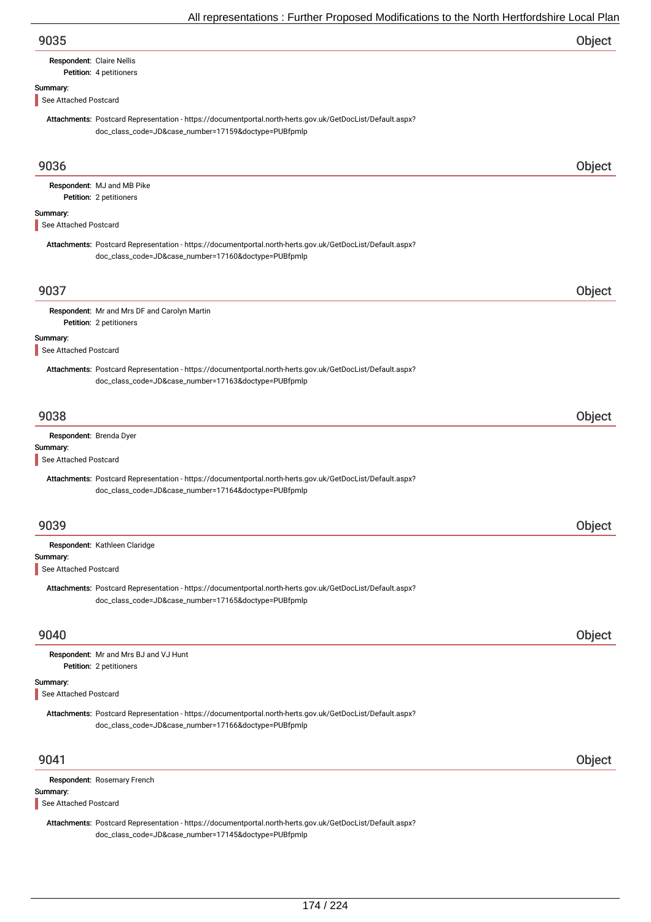## 9035 Object

**Respondent:** Claire Nellis
**Petition:** 4 petitioners

**Summary:**

See Attached Postcard

**Attachments:** Postcard Representation - https://documentportal.north-herts.gov.uk/GetDocList/Default.aspx?doc_class_code=JD&case_number=17159&doctype=PUBfpmlp

## 9036 Object

**Respondent:** MJ and MB Pike
**Petition:** 2 petitioners

**Summary:**

See Attached Postcard

**Attachments:** Postcard Representation - https://documentportal.north-herts.gov.uk/GetDocList/Default.aspx?doc_class_code=JD&case_number=17160&doctype=PUBfpmlp

## 9037 Object

**Respondent:** Mr and Mrs DF and Carolyn Martin
**Petition:** 2 petitioners

**Summary:**

See Attached Postcard

**Attachments:** Postcard Representation - https://documentportal.north-herts.gov.uk/GetDocList/Default.aspx?doc_class_code=JD&case_number=17163&doctype=PUBfpmlp

## 9038 Object

**Respondent:** Brenda Dyer

**Summary:**

See Attached Postcard

**Attachments:** Postcard Representation - https://documentportal.north-herts.gov.uk/GetDocList/Default.aspx?doc_class_code=JD&case_number=17164&doctype=PUBfpmlp

## 9039 Object

**Respondent:** Kathleen Claridge

**Summary:**

See Attached Postcard

**Attachments:** Postcard Representation - https://documentportal.north-herts.gov.uk/GetDocList/Default.aspx?doc_class_code=JD&case_number=17165&doctype=PUBfpmlp

## 9040 Object

**Respondent:** Mr and Mrs BJ and VJ Hunt
**Petition:** 2 petitioners

**Summary:**

See Attached Postcard

**Attachments:** Postcard Representation - https://documentportal.north-herts.gov.uk/GetDocList/Default.aspx?doc_class_code=JD&case_number=17166&doctype=PUBfpmlp

## 9041 Object

**Respondent:** Rosemary French

**Summary:**

See Attached Postcard

**Attachments:** Postcard Representation - https://documentportal.north-herts.gov.uk/GetDocList/Default.aspx?doc_class_code=JD&case_number=17145&doctype=PUBfpmlp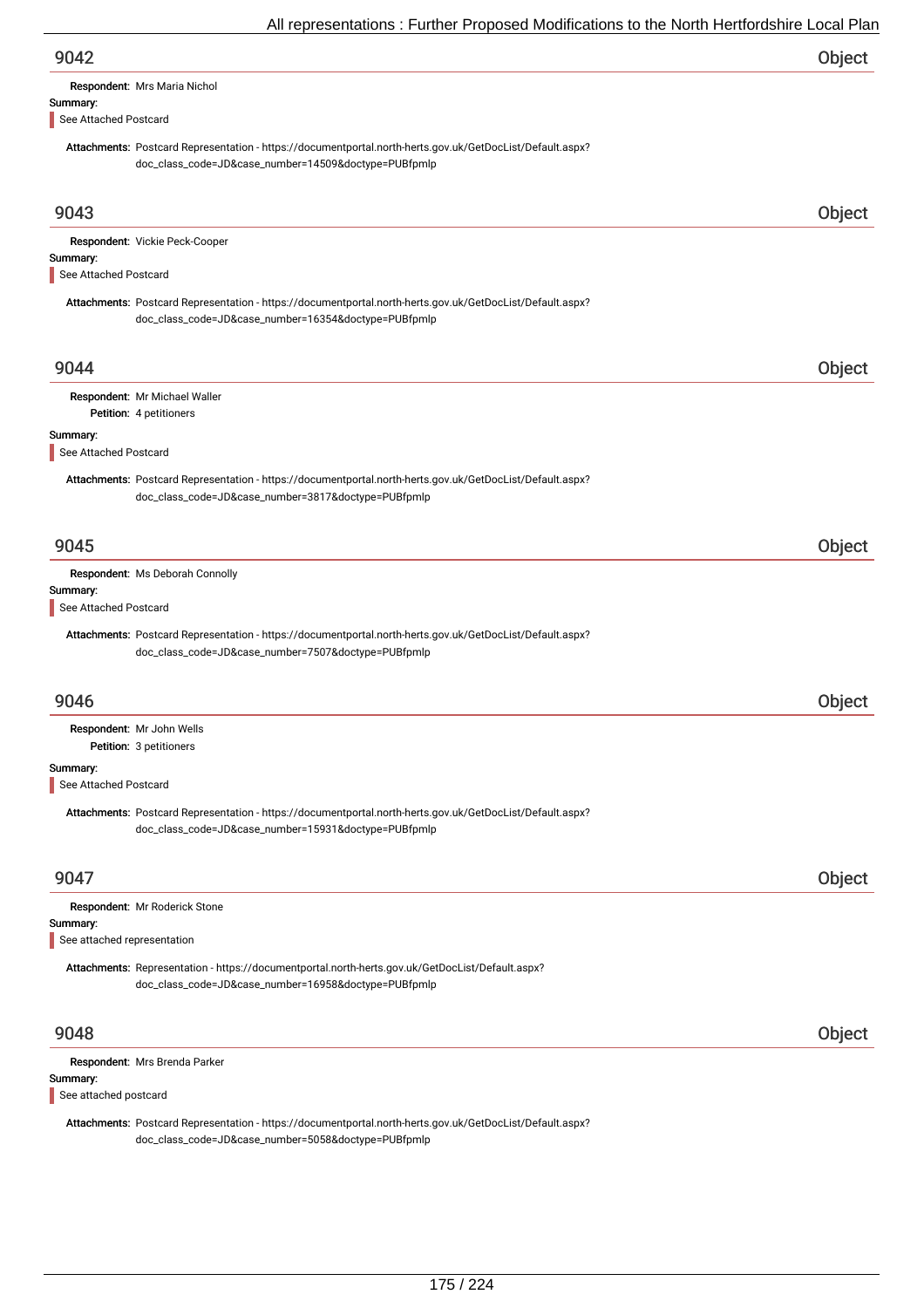## 9042 Object

**Respondent:** Mrs Maria Nichol

**Summary:**

See Attached Postcard

**Attachments:** Postcard Representation - https://documentportal.north-herts.gov.uk/GetDocList/Default.aspx?doc_class_code=JD&case_number=14509&doctype=PUBfpmlp

## 9043 Object

**Respondent:** Vickie Peck-Cooper

**Summary:**

See Attached Postcard

**Attachments:** Postcard Representation - https://documentportal.north-herts.gov.uk/GetDocList/Default.aspx?doc_class_code=JD&case_number=16354&doctype=PUBfpmlp

## 9044 Object

**Respondent:** Mr Michael Waller

**Petition:** 4 petitioners

**Summary:**

See Attached Postcard

**Attachments:** Postcard Representation - https://documentportal.north-herts.gov.uk/GetDocList/Default.aspx?doc_class_code=JD&case_number=3817&doctype=PUBfpmlp

## 9045 Object

**Respondent:** Ms Deborah Connolly

**Summary:**

See Attached Postcard

**Attachments:** Postcard Representation - https://documentportal.north-herts.gov.uk/GetDocList/Default.aspx?doc_class_code=JD&case_number=7507&doctype=PUBfpmlp

## 9046 Object

**Respondent:** Mr John Wells

**Petition:** 3 petitioners

**Summary:**

See Attached Postcard

**Attachments:** Postcard Representation - https://documentportal.north-herts.gov.uk/GetDocList/Default.aspx?doc_class_code=JD&case_number=15931&doctype=PUBfpmlp

## 9047 Object

**Respondent:** Mr Roderick Stone

**Summary:**

See attached representation

**Attachments:** Representation - https://documentportal.north-herts.gov.uk/GetDocList/Default.aspx?doc_class_code=JD&case_number=16958&doctype=PUBfpmlp

## 9048 Object

**Respondent:** Mrs Brenda Parker

**Summary:**

See attached postcard

**Attachments:** Postcard Representation - https://documentportal.north-herts.gov.uk/GetDocList/Default.aspx?doc_class_code=JD&case_number=5058&doctype=PUBfpmlp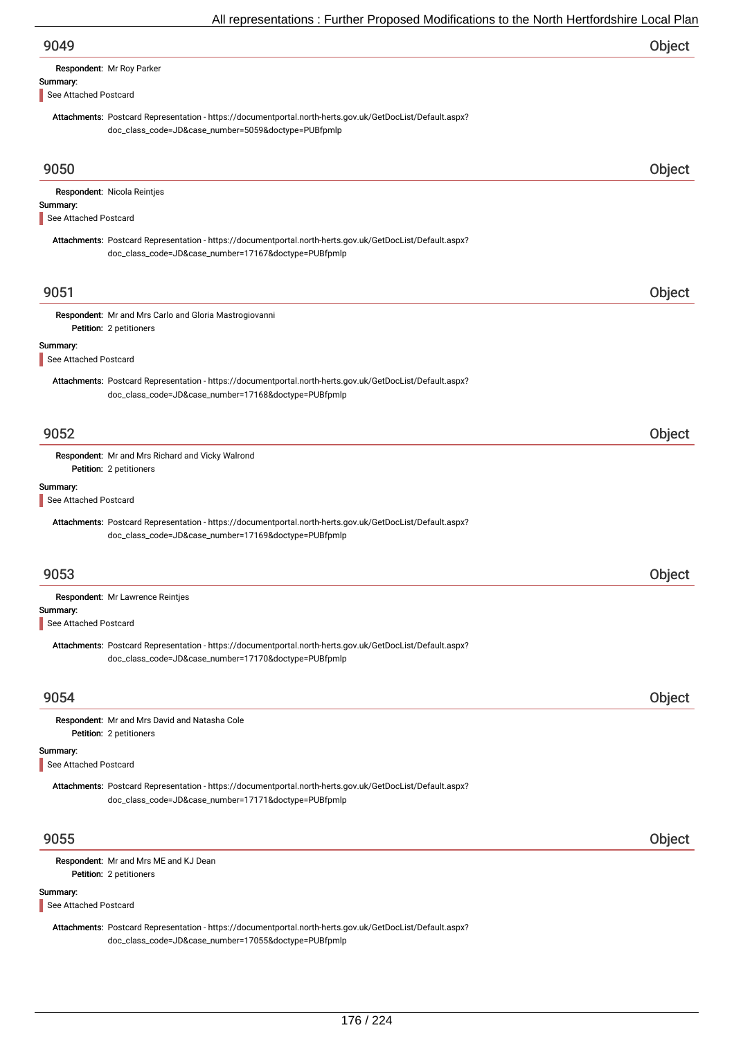## 9049 Object

**Respondent:** Mr Roy Parker

**Summary:**

See Attached Postcard

**Attachments:** Postcard Representation - https://documentportal.north-herts.gov.uk/GetDocList/Default.aspx?doc_class_code=JD&case_number=5059&doctype=PUBfpmlp

## 9050 Object

**Respondent:** Nicola Reintjes

**Summary:**

See Attached Postcard

**Attachments:** Postcard Representation - https://documentportal.north-herts.gov.uk/GetDocList/Default.aspx?doc_class_code=JD&case_number=17167&doctype=PUBfpmlp

## 9051 Object

**Respondent:** Mr and Mrs Carlo and Gloria Mastrogiovanni

**Petition:** 2 petitioners

**Summary:**

See Attached Postcard

**Attachments:** Postcard Representation - https://documentportal.north-herts.gov.uk/GetDocList/Default.aspx?doc_class_code=JD&case_number=17168&doctype=PUBfpmlp

## 9052 Object

**Respondent:** Mr and Mrs Richard and Vicky Walrond

**Petition:** 2 petitioners

**Summary:**

See Attached Postcard

**Attachments:** Postcard Representation - https://documentportal.north-herts.gov.uk/GetDocList/Default.aspx?doc_class_code=JD&case_number=17169&doctype=PUBfpmlp

## 9053 Object

**Respondent:** Mr Lawrence Reintjes

**Summary:**

See Attached Postcard

**Attachments:** Postcard Representation - https://documentportal.north-herts.gov.uk/GetDocList/Default.aspx?doc_class_code=JD&case_number=17170&doctype=PUBfpmlp

## 9054 Object

**Respondent:** Mr and Mrs David and Natasha Cole

**Petition:** 2 petitioners

**Summary:**

See Attached Postcard

**Attachments:** Postcard Representation - https://documentportal.north-herts.gov.uk/GetDocList/Default.aspx?doc_class_code=JD&case_number=17171&doctype=PUBfpmlp

## 9055 Object

**Respondent:** Mr and Mrs ME and KJ Dean

**Petition:** 2 petitioners

**Summary:**

See Attached Postcard

**Attachments:** Postcard Representation - https://documentportal.north-herts.gov.uk/GetDocList/Default.aspx?doc_class_code=JD&case_number=17055&doctype=PUBfpmlp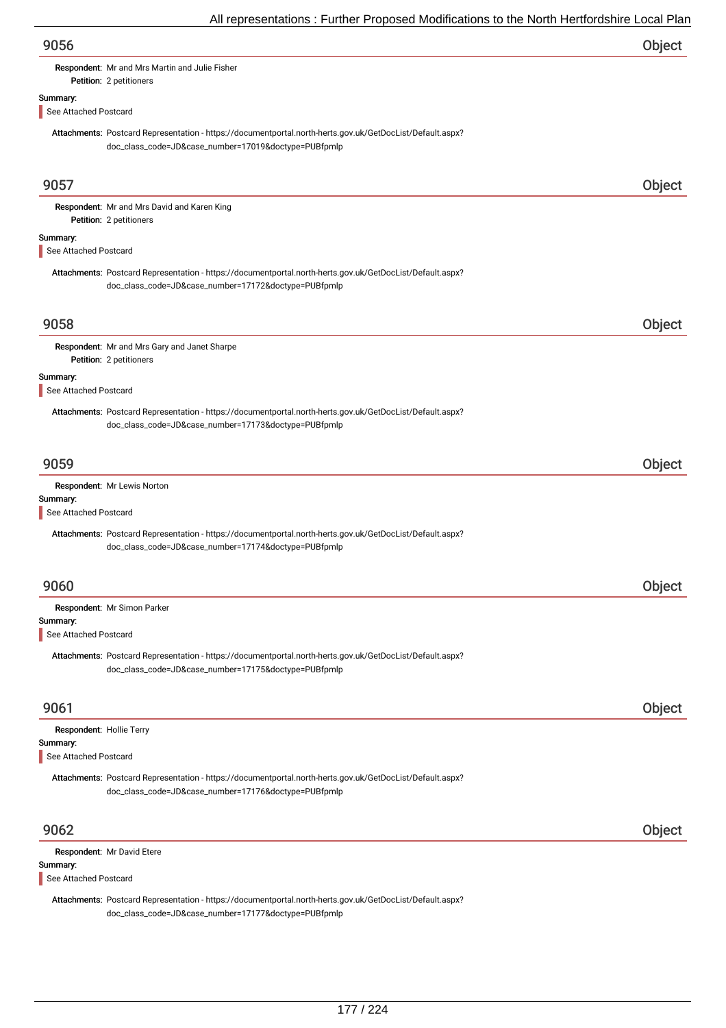## 9056

Object

**Respondent:** Mr and Mrs Martin and Julie Fisher

**Petition:** 2 petitioners

**Summary:**

See Attached Postcard

**Attachments:** Postcard Representation - https://documentportal.north-herts.gov.uk/GetDocList/Default.aspx?doc_class_code=JD&case_number=17019&doctype=PUBfpmlp

## 9057

Object

**Respondent:** Mr and Mrs David and Karen King

**Petition:** 2 petitioners

**Summary:**

See Attached Postcard

**Attachments:** Postcard Representation - https://documentportal.north-herts.gov.uk/GetDocList/Default.aspx?doc_class_code=JD&case_number=17172&doctype=PUBfpmlp

## 9058

Object

**Respondent:** Mr and Mrs Gary and Janet Sharpe

**Petition:** 2 petitioners

**Summary:**

See Attached Postcard

**Attachments:** Postcard Representation - https://documentportal.north-herts.gov.uk/GetDocList/Default.aspx?doc_class_code=JD&case_number=17173&doctype=PUBfpmlp

## 9059

Object

**Respondent:** Mr Lewis Norton

**Summary:**

See Attached Postcard

**Attachments:** Postcard Representation - https://documentportal.north-herts.gov.uk/GetDocList/Default.aspx?doc_class_code=JD&case_number=17174&doctype=PUBfpmlp

## 9060

Object

**Respondent:** Mr Simon Parker

**Summary:**

See Attached Postcard

**Attachments:** Postcard Representation - https://documentportal.north-herts.gov.uk/GetDocList/Default.aspx?doc_class_code=JD&case_number=17175&doctype=PUBfpmlp

## 9061

Object

**Respondent:** Hollie Terry

**Summary:**

See Attached Postcard

**Attachments:** Postcard Representation - https://documentportal.north-herts.gov.uk/GetDocList/Default.aspx?doc_class_code=JD&case_number=17176&doctype=PUBfpmlp

## 9062

Object

**Respondent:** Mr David Etere

**Summary:**

See Attached Postcard

**Attachments:** Postcard Representation - https://documentportal.north-herts.gov.uk/GetDocList/Default.aspx?doc_class_code=JD&case_number=17177&doctype=PUBfpmlp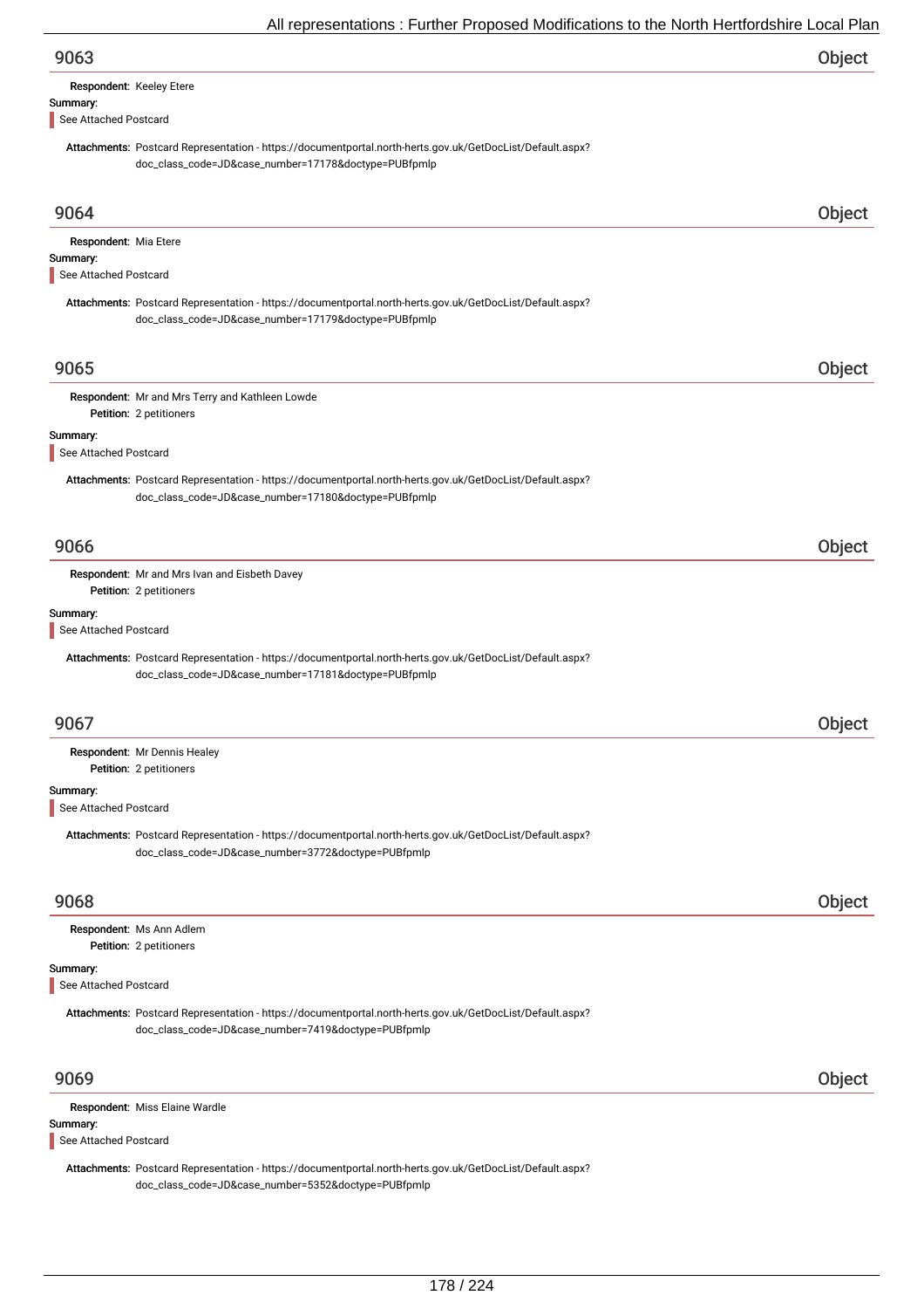## 9063 Object

**Respondent:** Keeley Etere

**Summary:**

See Attached Postcard

**Attachments:** Postcard Representation - https://documentportal.north-herts.gov.uk/GetDocList/Default.aspx?doc_class_code=JD&case_number=17178&doctype=PUBfpmlp

## 9064 Object

**Respondent:** Mia Etere

**Summary:**

See Attached Postcard

**Attachments:** Postcard Representation - https://documentportal.north-herts.gov.uk/GetDocList/Default.aspx?doc_class_code=JD&case_number=17179&doctype=PUBfpmlp

## 9065 Object

**Respondent:** Mr and Mrs Terry and Kathleen Lowde

**Petition:** 2 petitioners

**Summary:**

See Attached Postcard

**Attachments:** Postcard Representation - https://documentportal.north-herts.gov.uk/GetDocList/Default.aspx?doc_class_code=JD&case_number=17180&doctype=PUBfpmlp

## 9066 Object

**Respondent:** Mr and Mrs Ivan and Eisbeth Davey

**Petition:** 2 petitioners

**Summary:**

See Attached Postcard

**Attachments:** Postcard Representation - https://documentportal.north-herts.gov.uk/GetDocList/Default.aspx?doc_class_code=JD&case_number=17181&doctype=PUBfpmlp

## 9067 Object

**Respondent:** Mr Dennis Healey

**Petition:** 2 petitioners

**Summary:**

See Attached Postcard

**Attachments:** Postcard Representation - https://documentportal.north-herts.gov.uk/GetDocList/Default.aspx?doc_class_code=JD&case_number=3772&doctype=PUBfpmlp

## 9068 Object

**Respondent:** Ms Ann Adlem

**Petition:** 2 petitioners

**Summary:**

See Attached Postcard

**Attachments:** Postcard Representation - https://documentportal.north-herts.gov.uk/GetDocList/Default.aspx?doc_class_code=JD&case_number=7419&doctype=PUBfpmlp

## 9069 Object

**Respondent:** Miss Elaine Wardle

**Summary:**

See Attached Postcard

**Attachments:** Postcard Representation - https://documentportal.north-herts.gov.uk/GetDocList/Default.aspx?doc_class_code=JD&case_number=5352&doctype=PUBfpmlp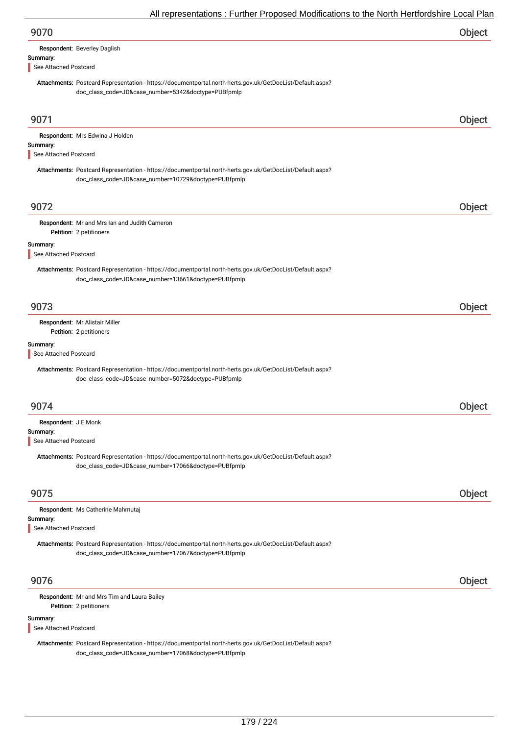## 9070 Object

**Respondent:** Beverley Daglish

**Summary:**

See Attached Postcard

**Attachments:** Postcard Representation - https://documentportal.north-herts.gov.uk/GetDocList/Default.aspx?doc_class_code=JD&case_number=5342&doctype=PUBfpmlp

## 9071 Object

**Respondent:** Mrs Edwina J Holden

**Summary:**

See Attached Postcard

**Attachments:** Postcard Representation - https://documentportal.north-herts.gov.uk/GetDocList/Default.aspx?doc_class_code=JD&case_number=10729&doctype=PUBfpmlp

## 9072 Object

**Respondent:** Mr and Mrs Ian and Judith Cameron

**Petition:** 2 petitioners

**Summary:**

See Attached Postcard

**Attachments:** Postcard Representation - https://documentportal.north-herts.gov.uk/GetDocList/Default.aspx?doc_class_code=JD&case_number=13661&doctype=PUBfpmlp

## 9073 Object

**Respondent:** Mr Alistair Miller

**Petition:** 2 petitioners

**Summary:**

See Attached Postcard

**Attachments:** Postcard Representation - https://documentportal.north-herts.gov.uk/GetDocList/Default.aspx?doc_class_code=JD&case_number=5072&doctype=PUBfpmlp

## 9074 Object

**Respondent:** J E Monk

**Summary:**

See Attached Postcard

**Attachments:** Postcard Representation - https://documentportal.north-herts.gov.uk/GetDocList/Default.aspx?doc_class_code=JD&case_number=17066&doctype=PUBfpmlp

## 9075 Object

**Respondent:** Ms Catherine Mahmutaj

**Summary:**

See Attached Postcard

**Attachments:** Postcard Representation - https://documentportal.north-herts.gov.uk/GetDocList/Default.aspx?doc_class_code=JD&case_number=17067&doctype=PUBfpmlp

## 9076 Object

**Respondent:** Mr and Mrs Tim and Laura Bailey

**Petition:** 2 petitioners

**Summary:**

See Attached Postcard

**Attachments:** Postcard Representation - https://documentportal.north-herts.gov.uk/GetDocList/Default.aspx?doc_class_code=JD&case_number=17068&doctype=PUBfpmlp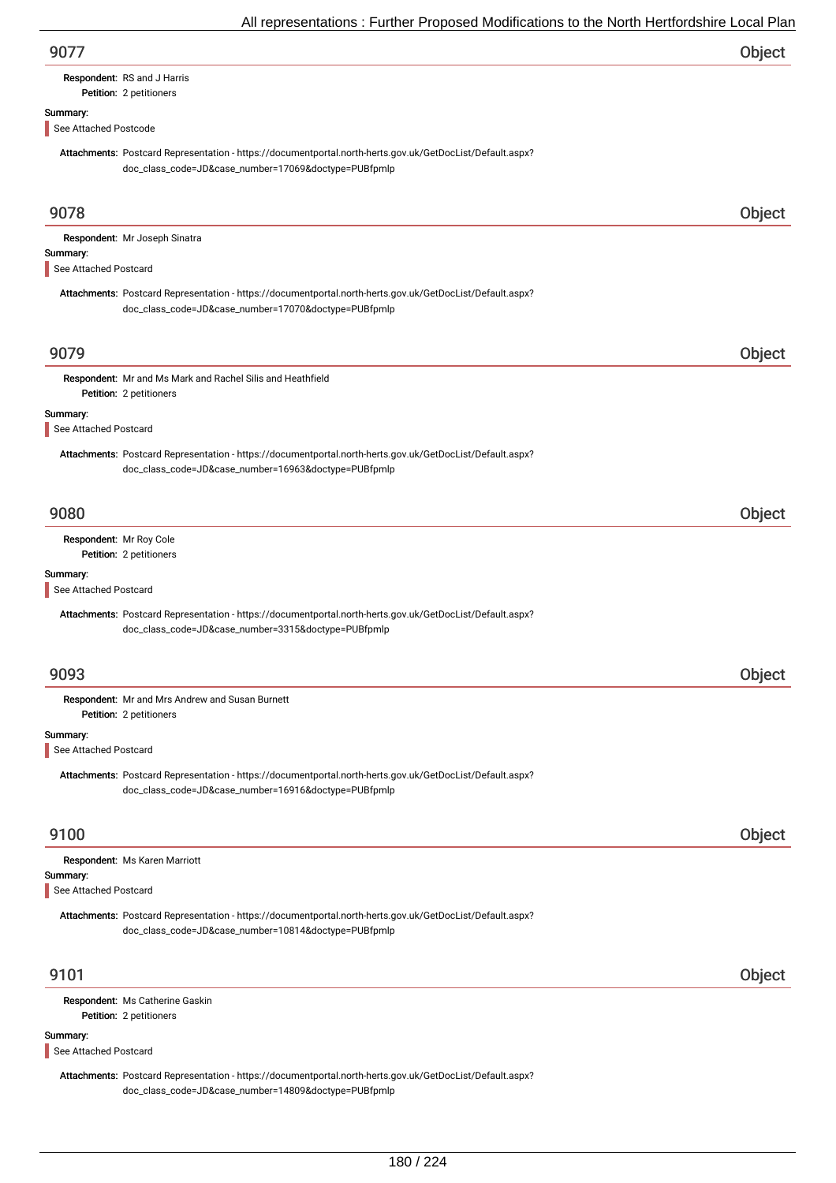## 9077 — Object

**Respondent:** RS and J Harris
**Petition:** 2 petitioners

**Summary:**

See Attached Postcode

**Attachments:** Postcard Representation - https://documentportal.north-herts.gov.uk/GetDocList/Default.aspx?doc_class_code=JD&case_number=17069&doctype=PUBfpmlp

## 9078 — Object

**Respondent:** Mr Joseph Sinatra

**Summary:**

See Attached Postcard

**Attachments:** Postcard Representation - https://documentportal.north-herts.gov.uk/GetDocList/Default.aspx?doc_class_code=JD&case_number=17070&doctype=PUBfpmlp

## 9079 — Object

**Respondent:** Mr and Ms Mark and Rachel Silis and Heathfield
**Petition:** 2 petitioners

**Summary:**

See Attached Postcard

**Attachments:** Postcard Representation - https://documentportal.north-herts.gov.uk/GetDocList/Default.aspx?doc_class_code=JD&case_number=16963&doctype=PUBfpmlp

## 9080 — Object

**Respondent:** Mr Roy Cole
**Petition:** 2 petitioners

**Summary:**

See Attached Postcard

**Attachments:** Postcard Representation - https://documentportal.north-herts.gov.uk/GetDocList/Default.aspx?doc_class_code=JD&case_number=3315&doctype=PUBfpmlp

## 9093 — Object

**Respondent:** Mr and Mrs Andrew and Susan Burnett
**Petition:** 2 petitioners

**Summary:**

See Attached Postcard

**Attachments:** Postcard Representation - https://documentportal.north-herts.gov.uk/GetDocList/Default.aspx?doc_class_code=JD&case_number=16916&doctype=PUBfpmlp

## 9100 — Object

**Respondent:** Ms Karen Marriott

**Summary:**

See Attached Postcard

**Attachments:** Postcard Representation - https://documentportal.north-herts.gov.uk/GetDocList/Default.aspx?doc_class_code=JD&case_number=10814&doctype=PUBfpmlp

## 9101 — Object

**Respondent:** Ms Catherine Gaskin
**Petition:** 2 petitioners

**Summary:**

See Attached Postcard

**Attachments:** Postcard Representation - https://documentportal.north-herts.gov.uk/GetDocList/Default.aspx?doc_class_code=JD&case_number=14809&doctype=PUBfpmlp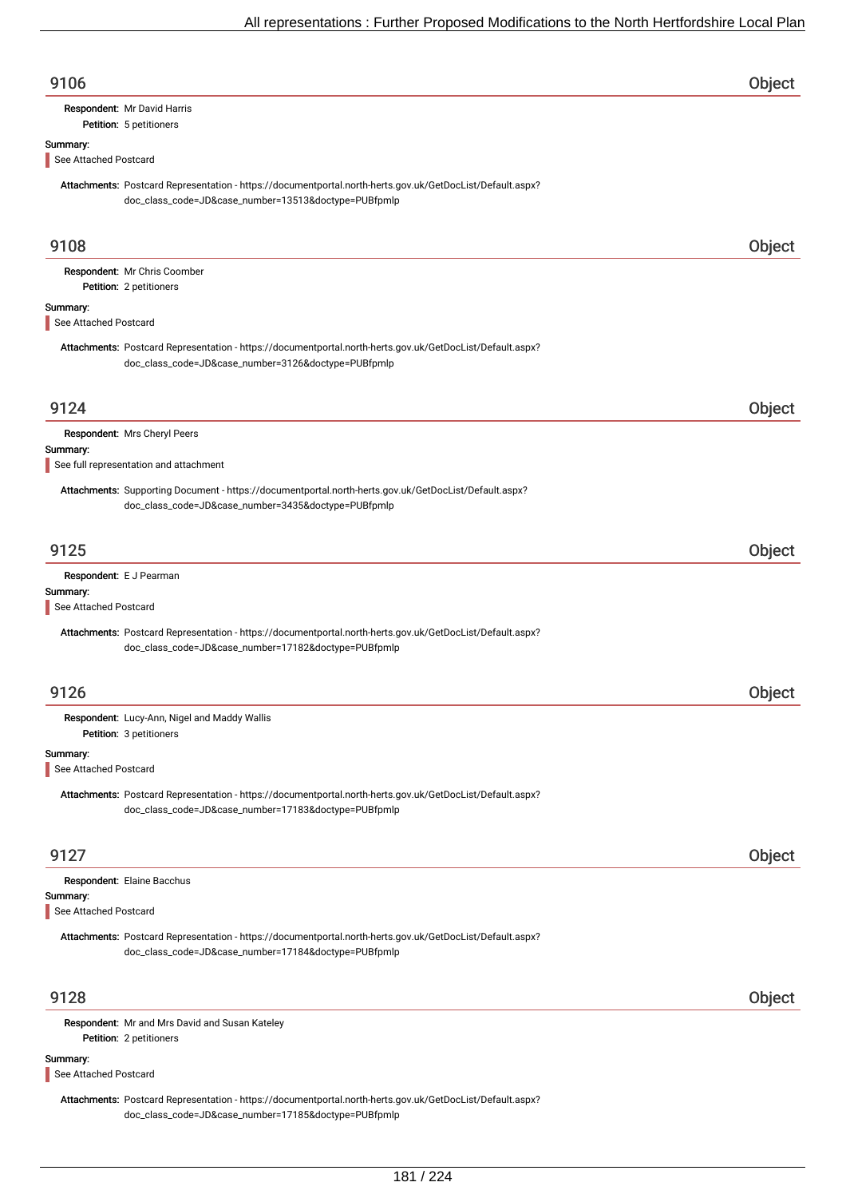## 9106 — Object

**Respondent:** Mr David Harris
**Petition:** 5 petitioners

**Summary:**

See Attached Postcard

**Attachments:** Postcard Representation - https://documentportal.north-herts.gov.uk/GetDocList/Default.aspx?doc_class_code=JD&case_number=13513&doctype=PUBfpmlp

## 9108 — Object

**Respondent:** Mr Chris Coomber
**Petition:** 2 petitioners

**Summary:**

See Attached Postcard

**Attachments:** Postcard Representation - https://documentportal.north-herts.gov.uk/GetDocList/Default.aspx?doc_class_code=JD&case_number=3126&doctype=PUBfpmlp

## 9124 — Object

**Respondent:** Mrs Cheryl Peers

**Summary:**

See full representation and attachment

**Attachments:** Supporting Document - https://documentportal.north-herts.gov.uk/GetDocList/Default.aspx?doc_class_code=JD&case_number=3435&doctype=PUBfpmlp

## 9125 — Object

**Respondent:** E J Pearman

**Summary:**

See Attached Postcard

**Attachments:** Postcard Representation - https://documentportal.north-herts.gov.uk/GetDocList/Default.aspx?doc_class_code=JD&case_number=17182&doctype=PUBfpmlp

## 9126 — Object

**Respondent:** Lucy-Ann, Nigel and Maddy Wallis
**Petition:** 3 petitioners

**Summary:**

See Attached Postcard

**Attachments:** Postcard Representation - https://documentportal.north-herts.gov.uk/GetDocList/Default.aspx?doc_class_code=JD&case_number=17183&doctype=PUBfpmlp

## 9127 — Object

**Respondent:** Elaine Bacchus

**Summary:**

See Attached Postcard

**Attachments:** Postcard Representation - https://documentportal.north-herts.gov.uk/GetDocList/Default.aspx?doc_class_code=JD&case_number=17184&doctype=PUBfpmlp

## 9128 — Object

**Respondent:** Mr and Mrs David and Susan Kateley
**Petition:** 2 petitioners

**Summary:**

See Attached Postcard

**Attachments:** Postcard Representation - https://documentportal.north-herts.gov.uk/GetDocList/Default.aspx?doc_class_code=JD&case_number=17185&doctype=PUBfpmlp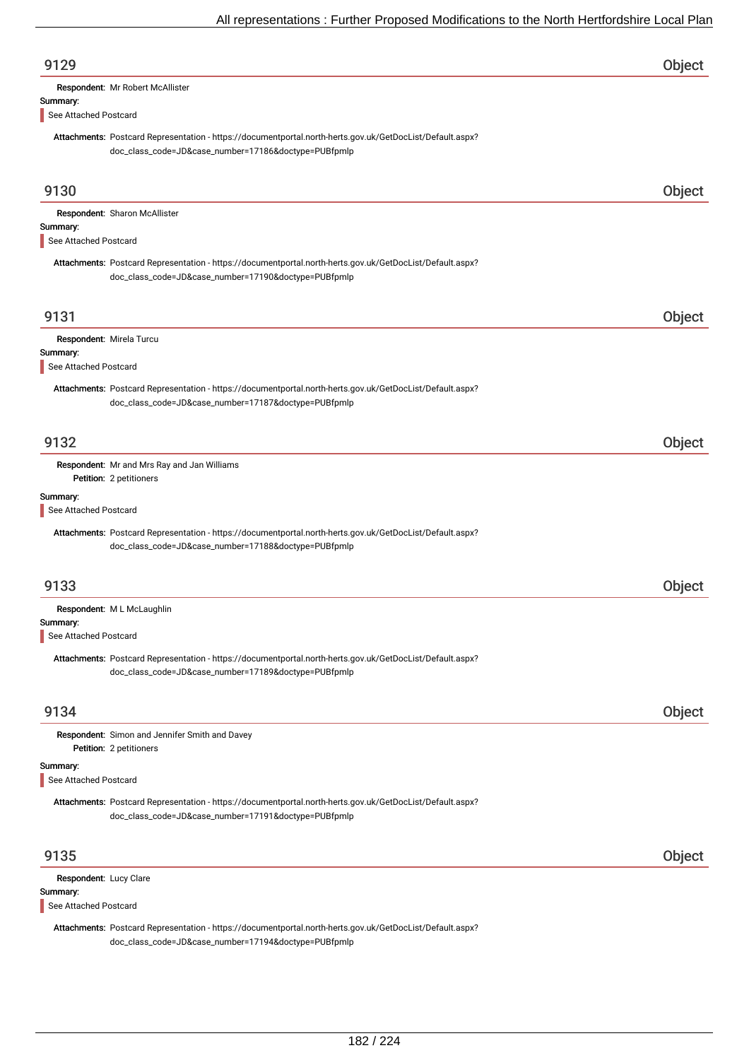## 9129 Object

**Respondent:** Mr Robert McAllister

**Summary:**

See Attached Postcard

**Attachments:** Postcard Representation - https://documentportal.north-herts.gov.uk/GetDocList/Default.aspx?doc_class_code=JD&case_number=17186&doctype=PUBfpmlp

## 9130 Object

**Respondent:** Sharon McAllister

**Summary:**

See Attached Postcard

**Attachments:** Postcard Representation - https://documentportal.north-herts.gov.uk/GetDocList/Default.aspx?doc_class_code=JD&case_number=17190&doctype=PUBfpmlp

## 9131 Object

**Respondent:** Mirela Turcu

**Summary:**

See Attached Postcard

**Attachments:** Postcard Representation - https://documentportal.north-herts.gov.uk/GetDocList/Default.aspx?doc_class_code=JD&case_number=17187&doctype=PUBfpmlp

## 9132 Object

**Respondent:** Mr and Mrs Ray and Jan Williams

**Petition:** 2 petitioners

**Summary:**

See Attached Postcard

**Attachments:** Postcard Representation - https://documentportal.north-herts.gov.uk/GetDocList/Default.aspx?doc_class_code=JD&case_number=17188&doctype=PUBfpmlp

## 9133 Object

**Respondent:** M L McLaughlin

**Summary:**

See Attached Postcard

**Attachments:** Postcard Representation - https://documentportal.north-herts.gov.uk/GetDocList/Default.aspx?doc_class_code=JD&case_number=17189&doctype=PUBfpmlp

## 9134 Object

**Respondent:** Simon and Jennifer Smith and Davey

**Petition:** 2 petitioners

**Summary:**

See Attached Postcard

**Attachments:** Postcard Representation - https://documentportal.north-herts.gov.uk/GetDocList/Default.aspx?doc_class_code=JD&case_number=17191&doctype=PUBfpmlp

## 9135 Object

**Respondent:** Lucy Clare

**Summary:**

See Attached Postcard

**Attachments:** Postcard Representation - https://documentportal.north-herts.gov.uk/GetDocList/Default.aspx?doc_class_code=JD&case_number=17194&doctype=PUBfpmlp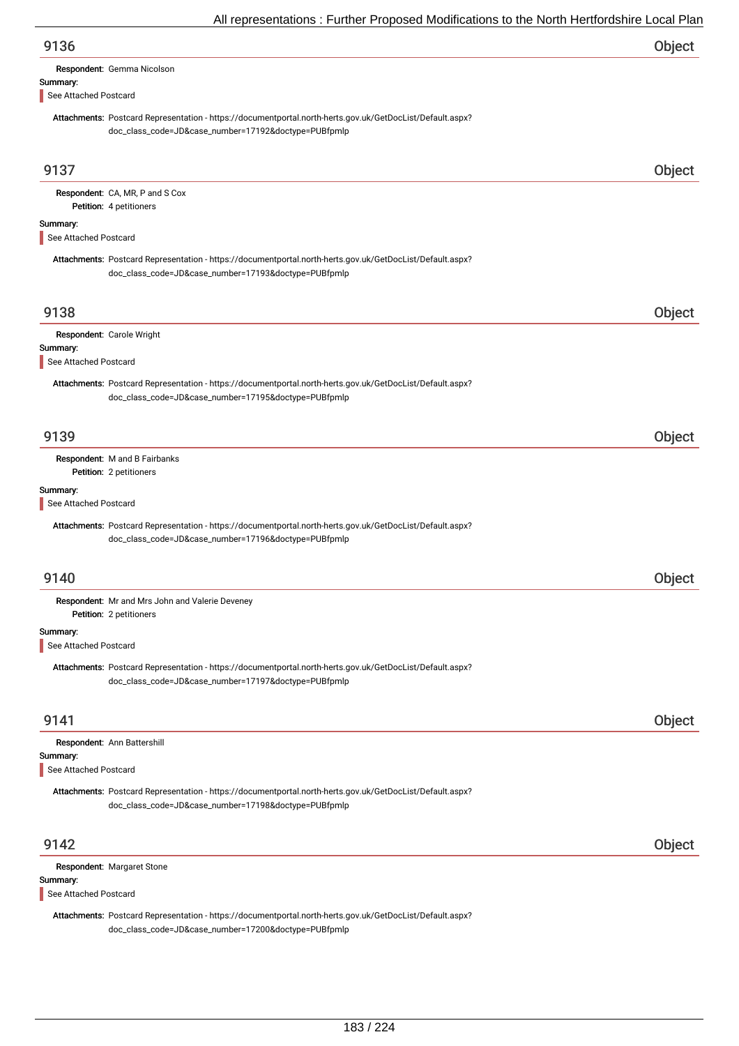## 9136

**Object**

**Respondent:** Gemma Nicolson

**Summary:**

See Attached Postcard

**Attachments:** Postcard Representation - https://documentportal.north-herts.gov.uk/GetDocList/Default.aspx?doc_class_code=JD&case_number=17192&doctype=PUBfpmlp

## 9137

**Object**

**Respondent:** CA, MR, P and S Cox

**Petition:** 4 petitioners

**Summary:**

See Attached Postcard

**Attachments:** Postcard Representation - https://documentportal.north-herts.gov.uk/GetDocList/Default.aspx?doc_class_code=JD&case_number=17193&doctype=PUBfpmlp

## 9138

**Object**

**Respondent:** Carole Wright

**Summary:**

See Attached Postcard

**Attachments:** Postcard Representation - https://documentportal.north-herts.gov.uk/GetDocList/Default.aspx?doc_class_code=JD&case_number=17195&doctype=PUBfpmlp

## 9139

**Object**

**Respondent:** M and B Fairbanks

**Petition:** 2 petitioners

**Summary:**

See Attached Postcard

**Attachments:** Postcard Representation - https://documentportal.north-herts.gov.uk/GetDocList/Default.aspx?doc_class_code=JD&case_number=17196&doctype=PUBfpmlp

## 9140

**Object**

**Respondent:** Mr and Mrs John and Valerie Deveney

**Petition:** 2 petitioners

**Summary:**

See Attached Postcard

**Attachments:** Postcard Representation - https://documentportal.north-herts.gov.uk/GetDocList/Default.aspx?doc_class_code=JD&case_number=17197&doctype=PUBfpmlp

## 9141

**Object**

**Respondent:** Ann Battershill

**Summary:**

See Attached Postcard

**Attachments:** Postcard Representation - https://documentportal.north-herts.gov.uk/GetDocList/Default.aspx?doc_class_code=JD&case_number=17198&doctype=PUBfpmlp

## 9142

**Object**

**Respondent:** Margaret Stone

**Summary:**

See Attached Postcard

**Attachments:** Postcard Representation - https://documentportal.north-herts.gov.uk/GetDocList/Default.aspx?doc_class_code=JD&case_number=17200&doctype=PUBfpmlp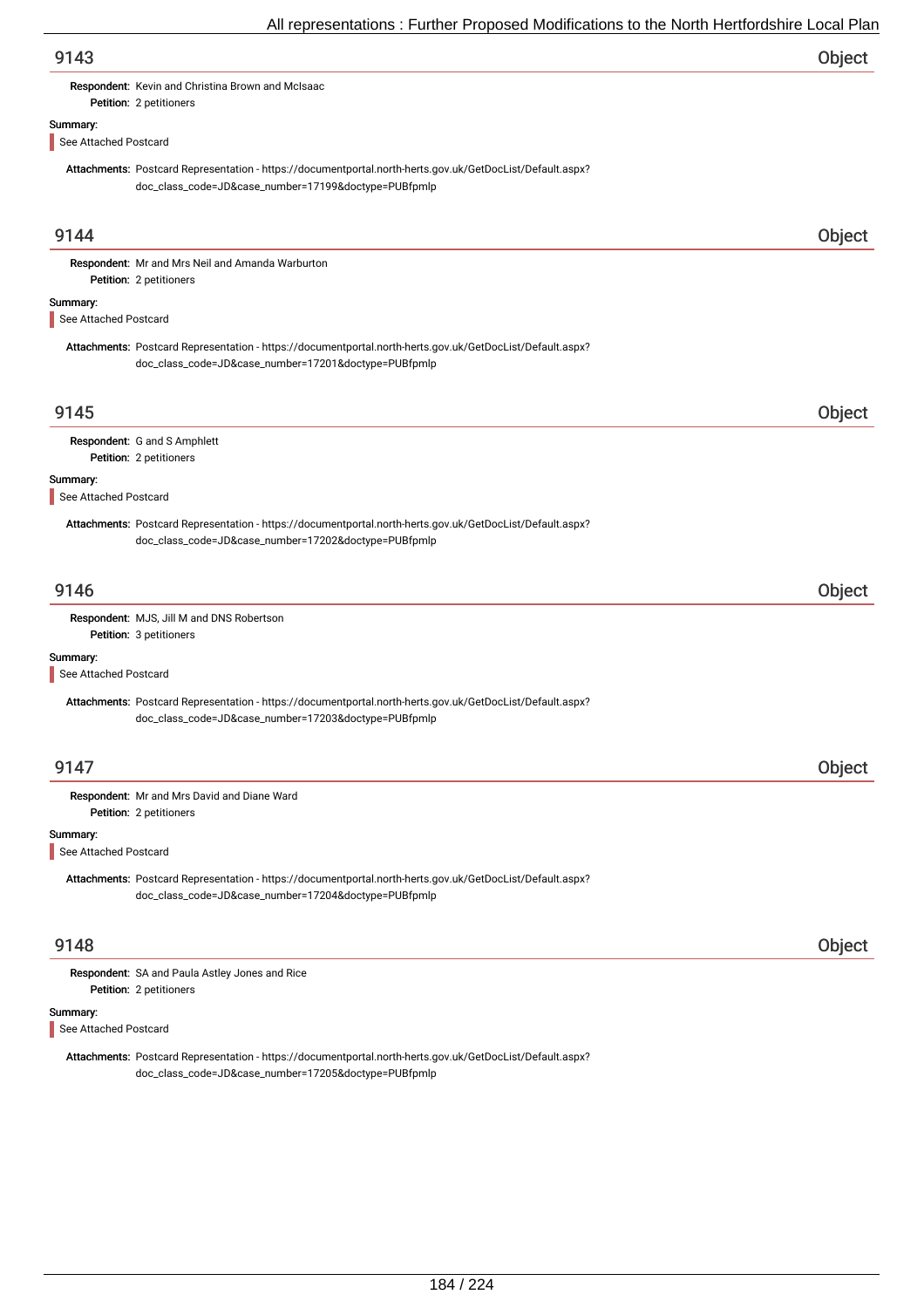## 9143 Object

**Respondent:** Kevin and Christina Brown and McIsaac
**Petition:** 2 petitioners

**Summary:**

See Attached Postcard

**Attachments:** Postcard Representation - https://documentportal.north-herts.gov.uk/GetDocList/Default.aspx?doc_class_code=JD&case_number=17199&doctype=PUBfpmlp

## 9144 Object

**Respondent:** Mr and Mrs Neil and Amanda Warburton
**Petition:** 2 petitioners

**Summary:**

See Attached Postcard

**Attachments:** Postcard Representation - https://documentportal.north-herts.gov.uk/GetDocList/Default.aspx?doc_class_code=JD&case_number=17201&doctype=PUBfpmlp

## 9145 Object

**Respondent:** G and S Amphlett
**Petition:** 2 petitioners

**Summary:**

See Attached Postcard

**Attachments:** Postcard Representation - https://documentportal.north-herts.gov.uk/GetDocList/Default.aspx?doc_class_code=JD&case_number=17202&doctype=PUBfpmlp

## 9146 Object

**Respondent:** MJS, Jill M and DNS Robertson
**Petition:** 3 petitioners

**Summary:**

See Attached Postcard

**Attachments:** Postcard Representation - https://documentportal.north-herts.gov.uk/GetDocList/Default.aspx?doc_class_code=JD&case_number=17203&doctype=PUBfpmlp

## 9147 Object

**Respondent:** Mr and Mrs David and Diane Ward
**Petition:** 2 petitioners

**Summary:**

See Attached Postcard

**Attachments:** Postcard Representation - https://documentportal.north-herts.gov.uk/GetDocList/Default.aspx?doc_class_code=JD&case_number=17204&doctype=PUBfpmlp

## 9148 Object

**Respondent:** SA and Paula Astley Jones and Rice
**Petition:** 2 petitioners

**Summary:**

See Attached Postcard

**Attachments:** Postcard Representation - https://documentportal.north-herts.gov.uk/GetDocList/Default.aspx?doc_class_code=JD&case_number=17205&doctype=PUBfpmlp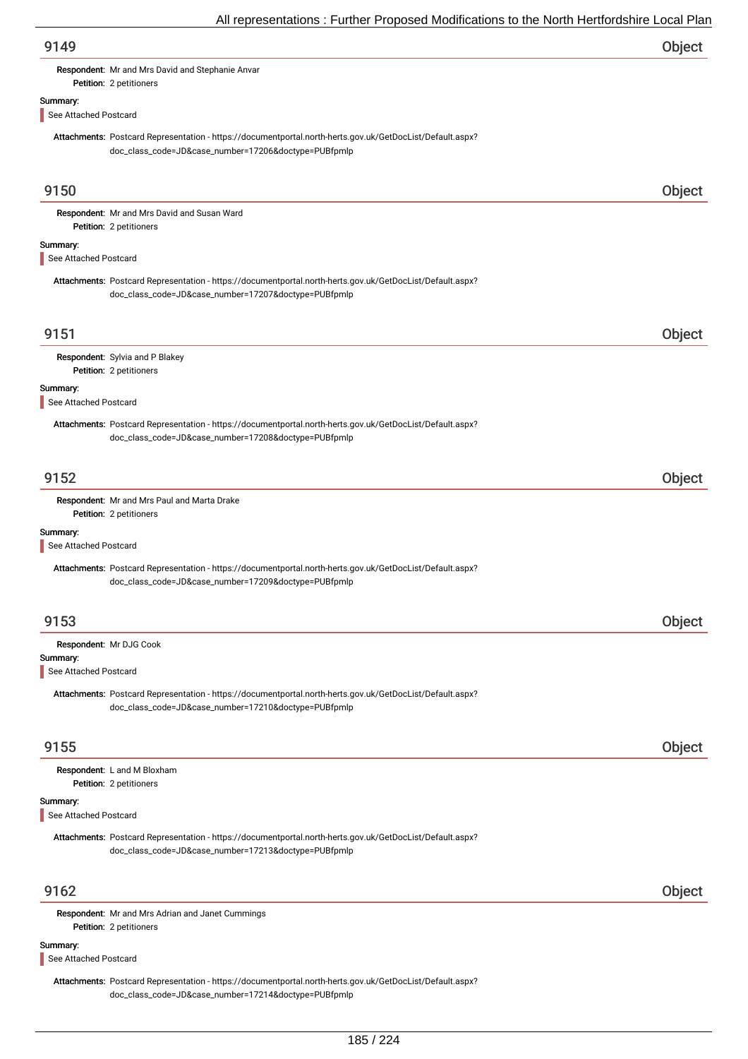## 9149 — Object

**Respondent:** Mr and Mrs David and Stephanie Anvar
**Petition:** 2 petitioners

**Summary:**

See Attached Postcard

**Attachments:** Postcard Representation - https://documentportal.north-herts.gov.uk/GetDocList/Default.aspx?doc_class_code=JD&case_number=17206&doctype=PUBfpmlp

## 9150 — Object

**Respondent:** Mr and Mrs David and Susan Ward
**Petition:** 2 petitioners

**Summary:**

See Attached Postcard

**Attachments:** Postcard Representation - https://documentportal.north-herts.gov.uk/GetDocList/Default.aspx?doc_class_code=JD&case_number=17207&doctype=PUBfpmlp

## 9151 — Object

**Respondent:** Sylvia and P Blakey
**Petition:** 2 petitioners

**Summary:**

See Attached Postcard

**Attachments:** Postcard Representation - https://documentportal.north-herts.gov.uk/GetDocList/Default.aspx?doc_class_code=JD&case_number=17208&doctype=PUBfpmlp

## 9152 — Object

**Respondent:** Mr and Mrs Paul and Marta Drake
**Petition:** 2 petitioners

**Summary:**

See Attached Postcard

**Attachments:** Postcard Representation - https://documentportal.north-herts.gov.uk/GetDocList/Default.aspx?doc_class_code=JD&case_number=17209&doctype=PUBfpmlp

## 9153 — Object

**Respondent:** Mr DJG Cook

**Summary:**

See Attached Postcard

**Attachments:** Postcard Representation - https://documentportal.north-herts.gov.uk/GetDocList/Default.aspx?doc_class_code=JD&case_number=17210&doctype=PUBfpmlp

## 9155 — Object

**Respondent:** L and M Bloxham
**Petition:** 2 petitioners

**Summary:**

See Attached Postcard

**Attachments:** Postcard Representation - https://documentportal.north-herts.gov.uk/GetDocList/Default.aspx?doc_class_code=JD&case_number=17213&doctype=PUBfpmlp

## 9162 — Object

**Respondent:** Mr and Mrs Adrian and Janet Cummings
**Petition:** 2 petitioners

**Summary:**

See Attached Postcard

**Attachments:** Postcard Representation - https://documentportal.north-herts.gov.uk/GetDocList/Default.aspx?doc_class_code=JD&case_number=17214&doctype=PUBfpmlp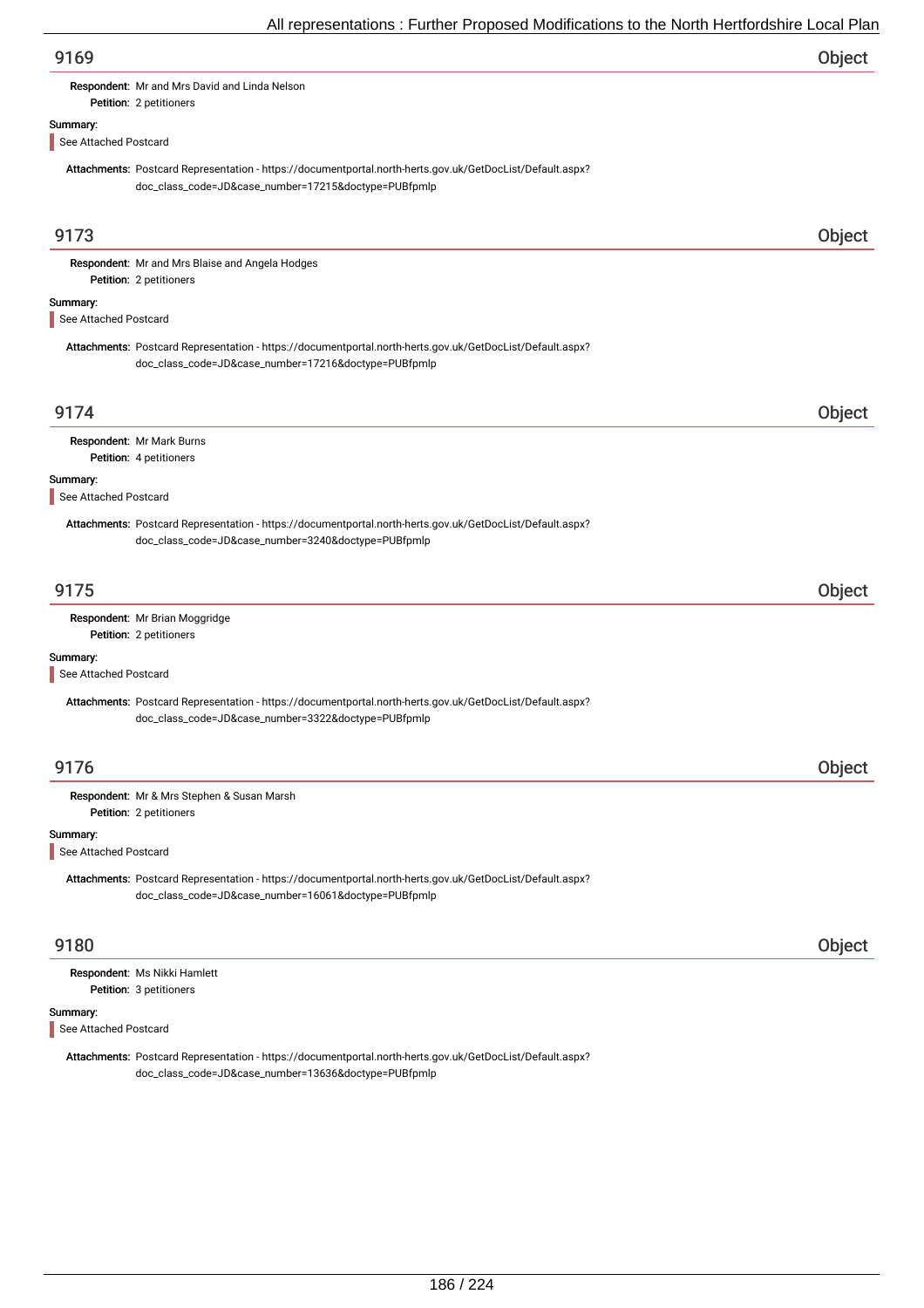## 9169 — Object

**Respondent:** Mr and Mrs David and Linda Nelson
**Petition:** 2 petitioners

**Summary:**

See Attached Postcard

**Attachments:** Postcard Representation - https://documentportal.north-herts.gov.uk/GetDocList/Default.aspx?doc_class_code=JD&case_number=17215&doctype=PUBfpmlp

## 9173 — Object

**Respondent:** Mr and Mrs Blaise and Angela Hodges
**Petition:** 2 petitioners

**Summary:**

See Attached Postcard

**Attachments:** Postcard Representation - https://documentportal.north-herts.gov.uk/GetDocList/Default.aspx?doc_class_code=JD&case_number=17216&doctype=PUBfpmlp

## 9174 — Object

**Respondent:** Mr Mark Burns
**Petition:** 4 petitioners

**Summary:**

See Attached Postcard

**Attachments:** Postcard Representation - https://documentportal.north-herts.gov.uk/GetDocList/Default.aspx?doc_class_code=JD&case_number=3240&doctype=PUBfpmlp

## 9175 — Object

**Respondent:** Mr Brian Moggridge
**Petition:** 2 petitioners

**Summary:**

See Attached Postcard

**Attachments:** Postcard Representation - https://documentportal.north-herts.gov.uk/GetDocList/Default.aspx?doc_class_code=JD&case_number=3322&doctype=PUBfpmlp

## 9176 — Object

**Respondent:** Mr & Mrs Stephen & Susan Marsh
**Petition:** 2 petitioners

**Summary:**

See Attached Postcard

**Attachments:** Postcard Representation - https://documentportal.north-herts.gov.uk/GetDocList/Default.aspx?doc_class_code=JD&case_number=16061&doctype=PUBfpmlp

## 9180 — Object

**Respondent:** Ms Nikki Hamlett
**Petition:** 3 petitioners

**Summary:**

See Attached Postcard

**Attachments:** Postcard Representation - https://documentportal.north-herts.gov.uk/GetDocList/Default.aspx?doc_class_code=JD&case_number=13636&doctype=PUBfpmlp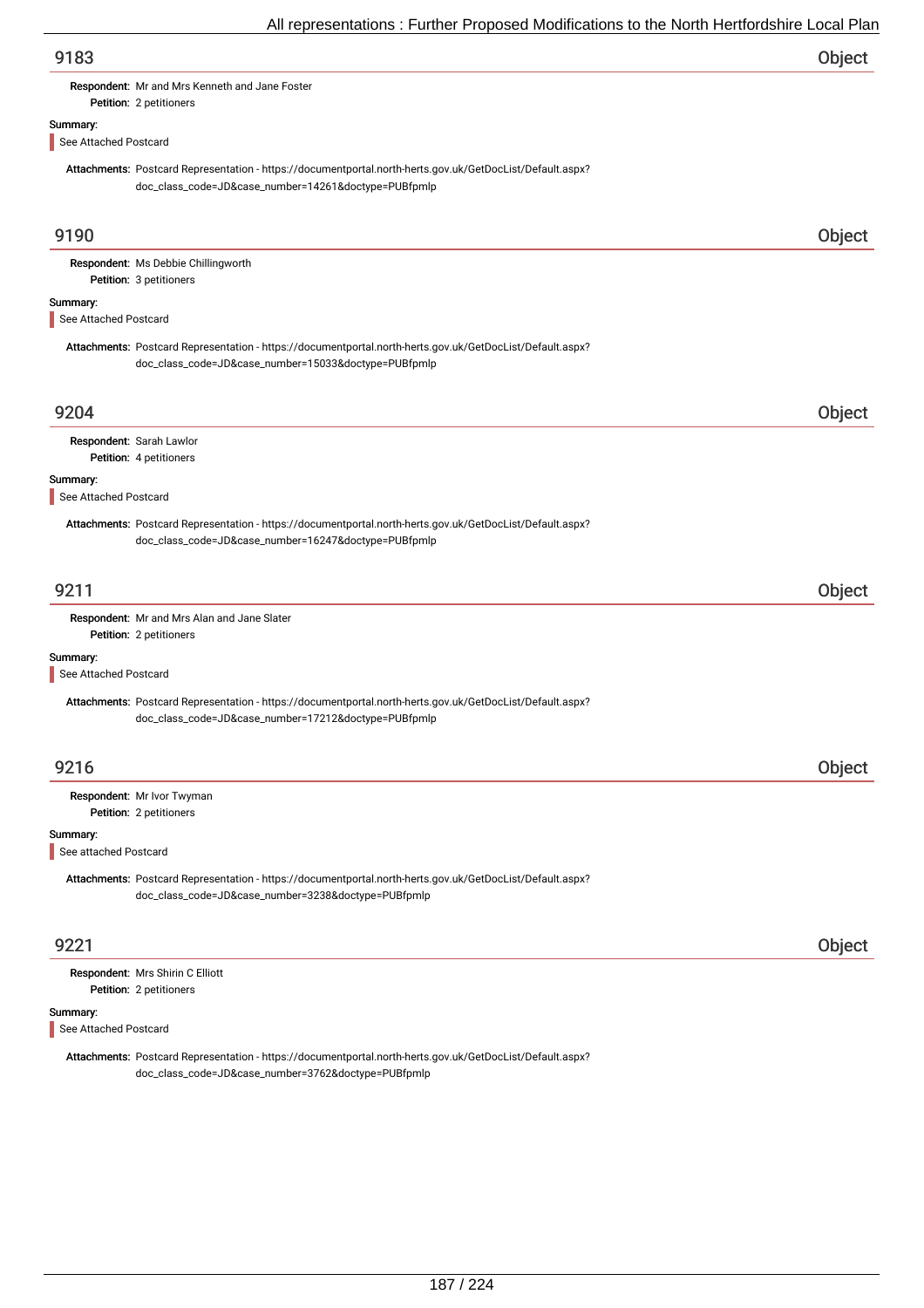## 9183 Object

**Respondent:** Mr and Mrs Kenneth and Jane Foster
**Petition:** 2 petitioners

**Summary:**

See Attached Postcard

**Attachments:** Postcard Representation - https://documentportal.north-herts.gov.uk/GetDocList/Default.aspx?doc_class_code=JD&case_number=14261&doctype=PUBfpmlp

## 9190 Object

**Respondent:** Ms Debbie Chillingworth
**Petition:** 3 petitioners

**Summary:**

See Attached Postcard

**Attachments:** Postcard Representation - https://documentportal.north-herts.gov.uk/GetDocList/Default.aspx?doc_class_code=JD&case_number=15033&doctype=PUBfpmlp

## 9204 Object

**Respondent:** Sarah Lawlor
**Petition:** 4 petitioners

**Summary:**

See Attached Postcard

**Attachments:** Postcard Representation - https://documentportal.north-herts.gov.uk/GetDocList/Default.aspx?doc_class_code=JD&case_number=16247&doctype=PUBfpmlp

## 9211 Object

**Respondent:** Mr and Mrs Alan and Jane Slater
**Petition:** 2 petitioners

**Summary:**

See Attached Postcard

**Attachments:** Postcard Representation - https://documentportal.north-herts.gov.uk/GetDocList/Default.aspx?doc_class_code=JD&case_number=17212&doctype=PUBfpmlp

## 9216 Object

**Respondent:** Mr Ivor Twyman
**Petition:** 2 petitioners

**Summary:**

See attached Postcard

**Attachments:** Postcard Representation - https://documentportal.north-herts.gov.uk/GetDocList/Default.aspx?doc_class_code=JD&case_number=3238&doctype=PUBfpmlp

## 9221 Object

**Respondent:** Mrs Shirin C Elliott
**Petition:** 2 petitioners

**Summary:**

See Attached Postcard

**Attachments:** Postcard Representation - https://documentportal.north-herts.gov.uk/GetDocList/Default.aspx?doc_class_code=JD&case_number=3762&doctype=PUBfpmlp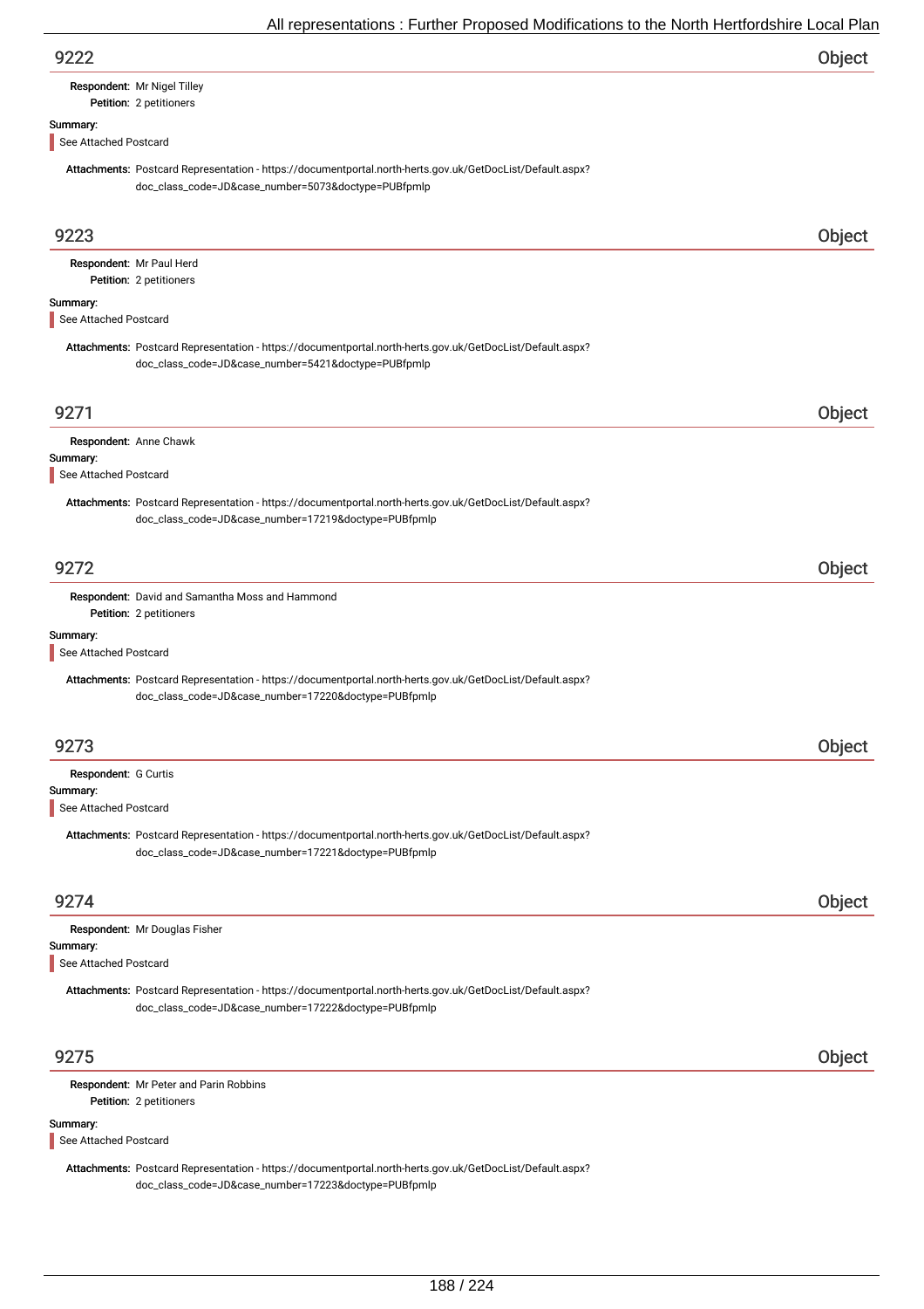## 9222 — Object

**Respondent:** Mr Nigel Tilley
**Petition:** 2 petitioners

**Summary:**

See Attached Postcard

**Attachments:** Postcard Representation - https://documentportal.north-herts.gov.uk/GetDocList/Default.aspx?doc_class_code=JD&case_number=5073&doctype=PUBfpmlp

## 9223 — Object

**Respondent:** Mr Paul Herd
**Petition:** 2 petitioners

**Summary:**

See Attached Postcard

**Attachments:** Postcard Representation - https://documentportal.north-herts.gov.uk/GetDocList/Default.aspx?doc_class_code=JD&case_number=5421&doctype=PUBfpmlp

## 9271 — Object

**Respondent:** Anne Chawk

**Summary:**

See Attached Postcard

**Attachments:** Postcard Representation - https://documentportal.north-herts.gov.uk/GetDocList/Default.aspx?doc_class_code=JD&case_number=17219&doctype=PUBfpmlp

## 9272 — Object

**Respondent:** David and Samantha Moss and Hammond
**Petition:** 2 petitioners

**Summary:**

See Attached Postcard

**Attachments:** Postcard Representation - https://documentportal.north-herts.gov.uk/GetDocList/Default.aspx?doc_class_code=JD&case_number=17220&doctype=PUBfpmlp

## 9273 — Object

**Respondent:** G Curtis

**Summary:**

See Attached Postcard

**Attachments:** Postcard Representation - https://documentportal.north-herts.gov.uk/GetDocList/Default.aspx?doc_class_code=JD&case_number=17221&doctype=PUBfpmlp

## 9274 — Object

**Respondent:** Mr Douglas Fisher

**Summary:**

See Attached Postcard

**Attachments:** Postcard Representation - https://documentportal.north-herts.gov.uk/GetDocList/Default.aspx?doc_class_code=JD&case_number=17222&doctype=PUBfpmlp

## 9275 — Object

**Respondent:** Mr Peter and Parin Robbins
**Petition:** 2 petitioners

**Summary:**

See Attached Postcard

**Attachments:** Postcard Representation - https://documentportal.north-herts.gov.uk/GetDocList/Default.aspx?doc_class_code=JD&case_number=17223&doctype=PUBfpmlp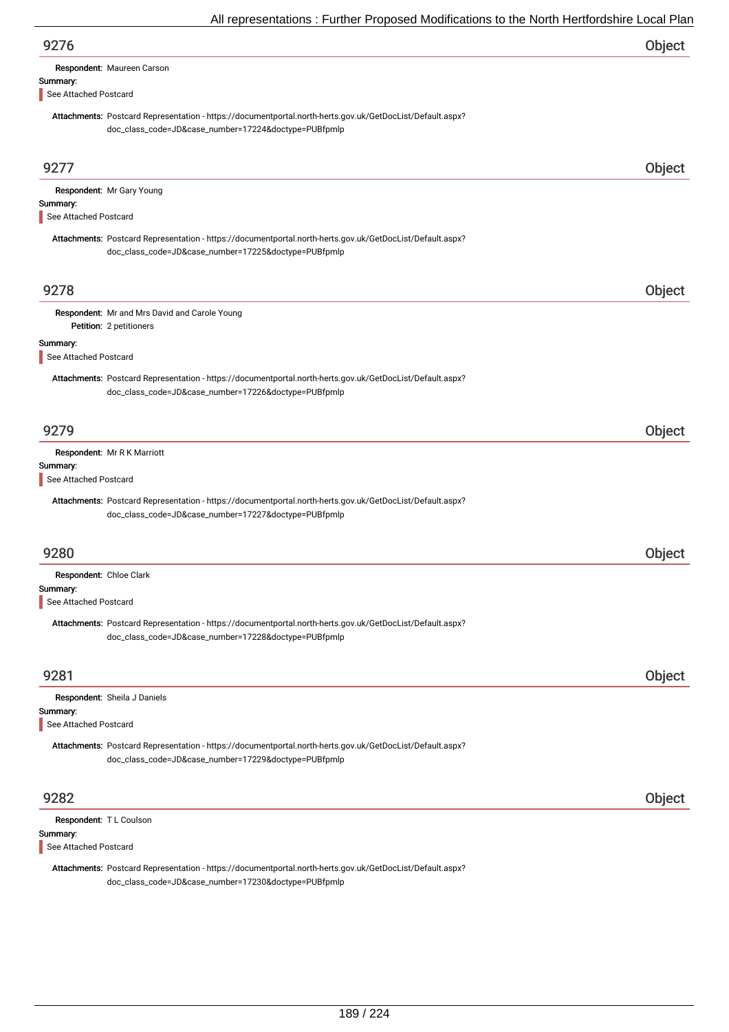## 9276 — Object

**Respondent:** Maureen Carson

**Summary:**

See Attached Postcard

**Attachments:** Postcard Representation - https://documentportal.north-herts.gov.uk/GetDocList/Default.aspx?doc_class_code=JD&case_number=17224&doctype=PUBfpmlp

## 9277 — Object

**Respondent:** Mr Gary Young

**Summary:**

See Attached Postcard

**Attachments:** Postcard Representation - https://documentportal.north-herts.gov.uk/GetDocList/Default.aspx?doc_class_code=JD&case_number=17225&doctype=PUBfpmlp

## 9278 — Object

**Respondent:** Mr and Mrs David and Carole Young

**Petition:** 2 petitioners

**Summary:**

See Attached Postcard

**Attachments:** Postcard Representation - https://documentportal.north-herts.gov.uk/GetDocList/Default.aspx?doc_class_code=JD&case_number=17226&doctype=PUBfpmlp

## 9279 — Object

**Respondent:** Mr R K Marriott

**Summary:**

See Attached Postcard

**Attachments:** Postcard Representation - https://documentportal.north-herts.gov.uk/GetDocList/Default.aspx?doc_class_code=JD&case_number=17227&doctype=PUBfpmlp

## 9280 — Object

**Respondent:** Chloe Clark

**Summary:**

See Attached Postcard

**Attachments:** Postcard Representation - https://documentportal.north-herts.gov.uk/GetDocList/Default.aspx?doc_class_code=JD&case_number=17228&doctype=PUBfpmlp

## 9281 — Object

**Respondent:** Sheila J Daniels

**Summary:**

See Attached Postcard

**Attachments:** Postcard Representation - https://documentportal.north-herts.gov.uk/GetDocList/Default.aspx?doc_class_code=JD&case_number=17229&doctype=PUBfpmlp

## 9282 — Object

**Respondent:** T L Coulson

**Summary:**

See Attached Postcard

**Attachments:** Postcard Representation - https://documentportal.north-herts.gov.uk/GetDocList/Default.aspx?doc_class_code=JD&case_number=17230&doctype=PUBfpmlp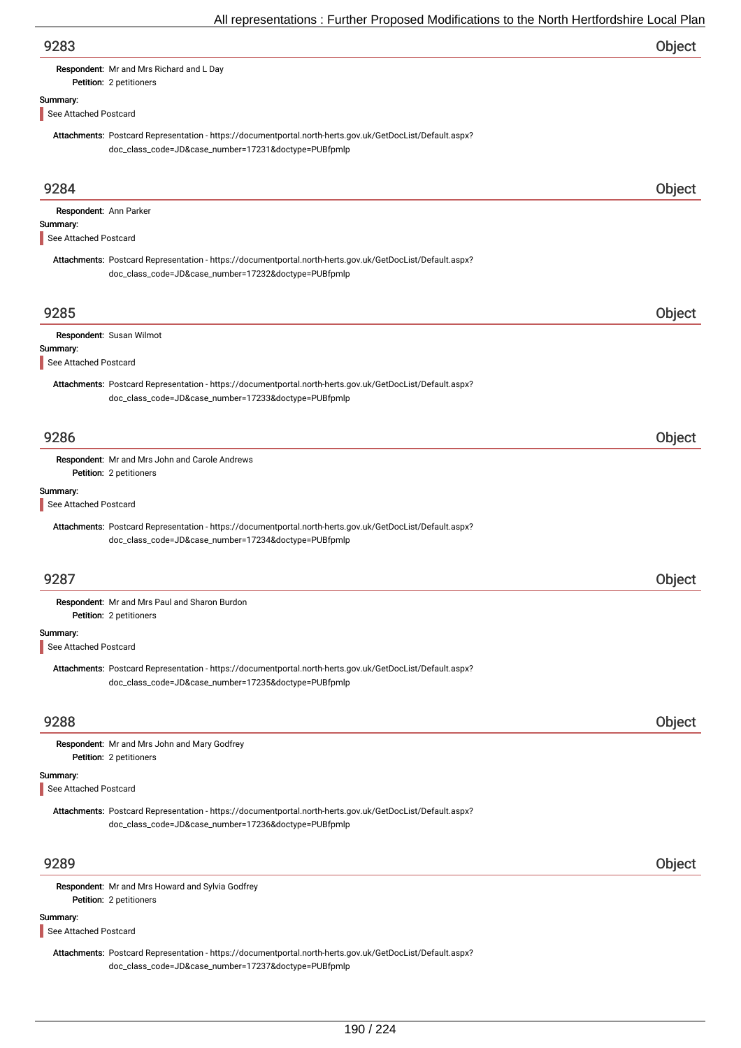## 9283 — Object

**Respondent:** Mr and Mrs Richard and L Day
**Petition:** 2 petitioners

**Summary:**

See Attached Postcard

**Attachments:** Postcard Representation - https://documentportal.north-herts.gov.uk/GetDocList/Default.aspx?doc_class_code=JD&case_number=17231&doctype=PUBfpmlp

## 9284 — Object

**Respondent:** Ann Parker

**Summary:**

See Attached Postcard

**Attachments:** Postcard Representation - https://documentportal.north-herts.gov.uk/GetDocList/Default.aspx?doc_class_code=JD&case_number=17232&doctype=PUBfpmlp

## 9285 — Object

**Respondent:** Susan Wilmot

**Summary:**

See Attached Postcard

**Attachments:** Postcard Representation - https://documentportal.north-herts.gov.uk/GetDocList/Default.aspx?doc_class_code=JD&case_number=17233&doctype=PUBfpmlp

## 9286 — Object

**Respondent:** Mr and Mrs John and Carole Andrews
**Petition:** 2 petitioners

**Summary:**

See Attached Postcard

**Attachments:** Postcard Representation - https://documentportal.north-herts.gov.uk/GetDocList/Default.aspx?doc_class_code=JD&case_number=17234&doctype=PUBfpmlp

## 9287 — Object

**Respondent:** Mr and Mrs Paul and Sharon Burdon
**Petition:** 2 petitioners

**Summary:**

See Attached Postcard

**Attachments:** Postcard Representation - https://documentportal.north-herts.gov.uk/GetDocList/Default.aspx?doc_class_code=JD&case_number=17235&doctype=PUBfpmlp

## 9288 — Object

**Respondent:** Mr and Mrs John and Mary Godfrey
**Petition:** 2 petitioners

**Summary:**

See Attached Postcard

**Attachments:** Postcard Representation - https://documentportal.north-herts.gov.uk/GetDocList/Default.aspx?doc_class_code=JD&case_number=17236&doctype=PUBfpmlp

## 9289 — Object

**Respondent:** Mr and Mrs Howard and Sylvia Godfrey
**Petition:** 2 petitioners

**Summary:**

See Attached Postcard

**Attachments:** Postcard Representation - https://documentportal.north-herts.gov.uk/GetDocList/Default.aspx?doc_class_code=JD&case_number=17237&doctype=PUBfpmlp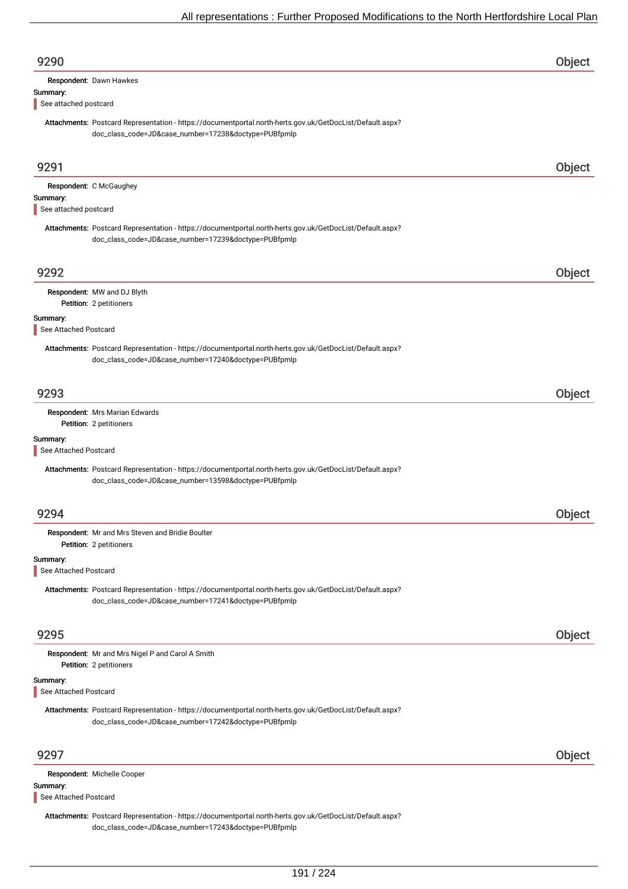## 9290 — Object

**Respondent:** Dawn Hawkes

**Summary:**

See attached postcard

**Attachments:** Postcard Representation - https://documentportal.north-herts.gov.uk/GetDocList/Default.aspx?doc_class_code=JD&case_number=17238&doctype=PUBfpmlp

## 9291 — Object

**Respondent:** C McGaughey

**Summary:**

See attached postcard

**Attachments:** Postcard Representation - https://documentportal.north-herts.gov.uk/GetDocList/Default.aspx?doc_class_code=JD&case_number=17239&doctype=PUBfpmlp

## 9292 — Object

**Respondent:** MW and DJ Blyth

**Petition:** 2 petitioners

**Summary:**

See Attached Postcard

**Attachments:** Postcard Representation - https://documentportal.north-herts.gov.uk/GetDocList/Default.aspx?doc_class_code=JD&case_number=17240&doctype=PUBfpmlp

## 9293 — Object

**Respondent:** Mrs Marian Edwards

**Petition:** 2 petitioners

**Summary:**

See Attached Postcard

**Attachments:** Postcard Representation - https://documentportal.north-herts.gov.uk/GetDocList/Default.aspx?doc_class_code=JD&case_number=13598&doctype=PUBfpmlp

## 9294 — Object

**Respondent:** Mr and Mrs Steven and Bridie Boulter

**Petition:** 2 petitioners

**Summary:**

See Attached Postcard

**Attachments:** Postcard Representation - https://documentportal.north-herts.gov.uk/GetDocList/Default.aspx?doc_class_code=JD&case_number=17241&doctype=PUBfpmlp

## 9295 — Object

**Respondent:** Mr and Mrs Nigel P and Carol A Smith

**Petition:** 2 petitioners

**Summary:**

See Attached Postcard

**Attachments:** Postcard Representation - https://documentportal.north-herts.gov.uk/GetDocList/Default.aspx?doc_class_code=JD&case_number=17242&doctype=PUBfpmlp

## 9297 — Object

**Respondent:** Michelle Cooper

**Summary:**

See Attached Postcard

**Attachments:** Postcard Representation - https://documentportal.north-herts.gov.uk/GetDocList/Default.aspx?doc_class_code=JD&case_number=17243&doctype=PUBfpmlp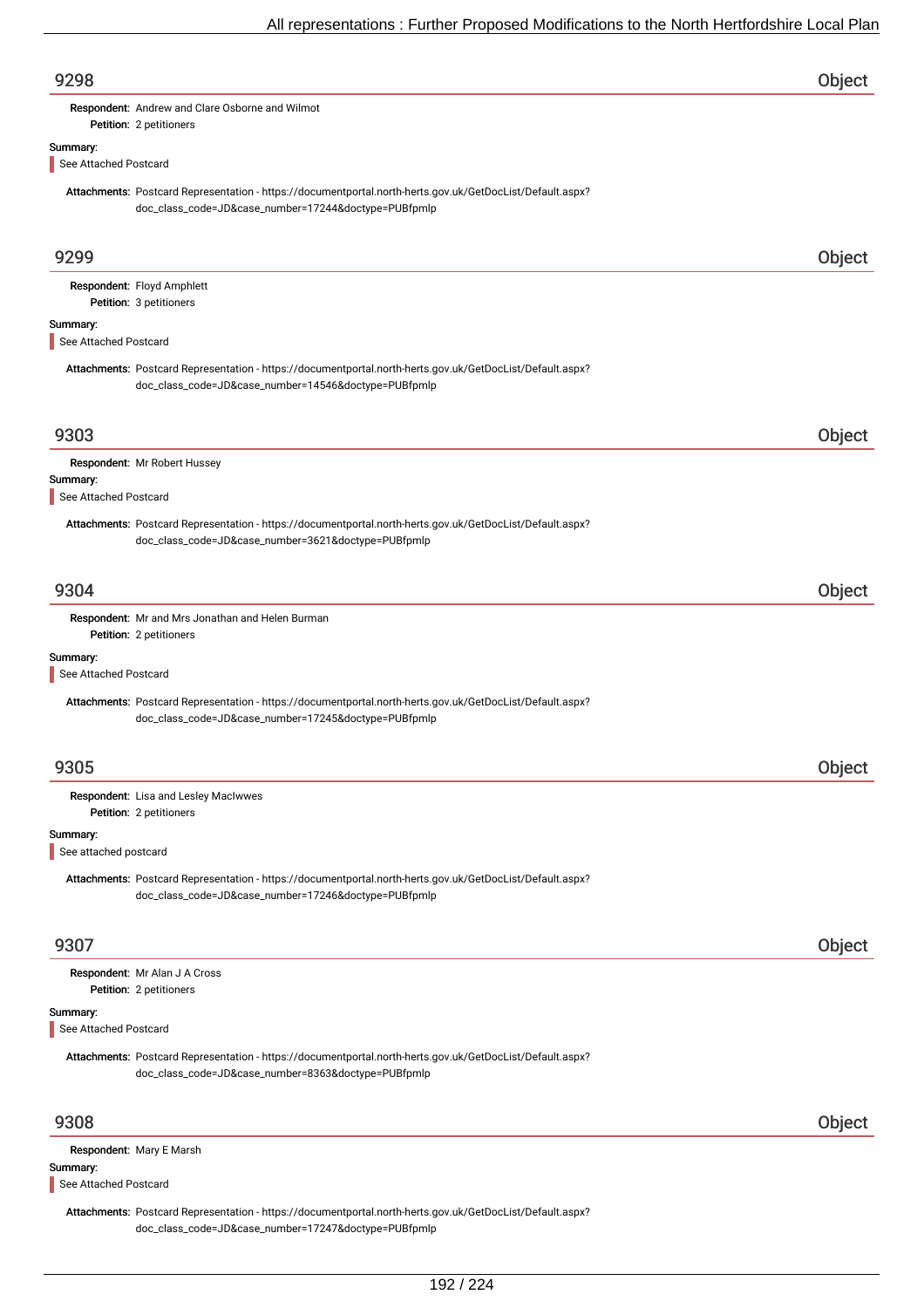## 9298 — Object

**Respondent:** Andrew and Clare Osborne and Wilmot
**Petition:** 2 petitioners

**Summary:**

See Attached Postcard

**Attachments:** Postcard Representation - https://documentportal.north-herts.gov.uk/GetDocList/Default.aspx?doc_class_code=JD&case_number=17244&doctype=PUBfpmlp

## 9299 — Object

**Respondent:** Floyd Amphlett
**Petition:** 3 petitioners

**Summary:**

See Attached Postcard

**Attachments:** Postcard Representation - https://documentportal.north-herts.gov.uk/GetDocList/Default.aspx?doc_class_code=JD&case_number=14546&doctype=PUBfpmlp

## 9303 — Object

**Respondent:** Mr Robert Hussey

**Summary:**

See Attached Postcard

**Attachments:** Postcard Representation - https://documentportal.north-herts.gov.uk/GetDocList/Default.aspx?doc_class_code=JD&case_number=3621&doctype=PUBfpmlp

## 9304 — Object

**Respondent:** Mr and Mrs Jonathan and Helen Burman
**Petition:** 2 petitioners

**Summary:**

See Attached Postcard

**Attachments:** Postcard Representation - https://documentportal.north-herts.gov.uk/GetDocList/Default.aspx?doc_class_code=JD&case_number=17245&doctype=PUBfpmlp

## 9305 — Object

**Respondent:** Lisa and Lesley MacIwwes
**Petition:** 2 petitioners

**Summary:**

See attached postcard

**Attachments:** Postcard Representation - https://documentportal.north-herts.gov.uk/GetDocList/Default.aspx?doc_class_code=JD&case_number=17246&doctype=PUBfpmlp

## 9307 — Object

**Respondent:** Mr Alan J A Cross
**Petition:** 2 petitioners

**Summary:**

See Attached Postcard

**Attachments:** Postcard Representation - https://documentportal.north-herts.gov.uk/GetDocList/Default.aspx?doc_class_code=JD&case_number=8363&doctype=PUBfpmlp

## 9308 — Object

**Respondent:** Mary E Marsh

**Summary:**

See Attached Postcard

**Attachments:** Postcard Representation - https://documentportal.north-herts.gov.uk/GetDocList/Default.aspx?doc_class_code=JD&case_number=17247&doctype=PUBfpmlp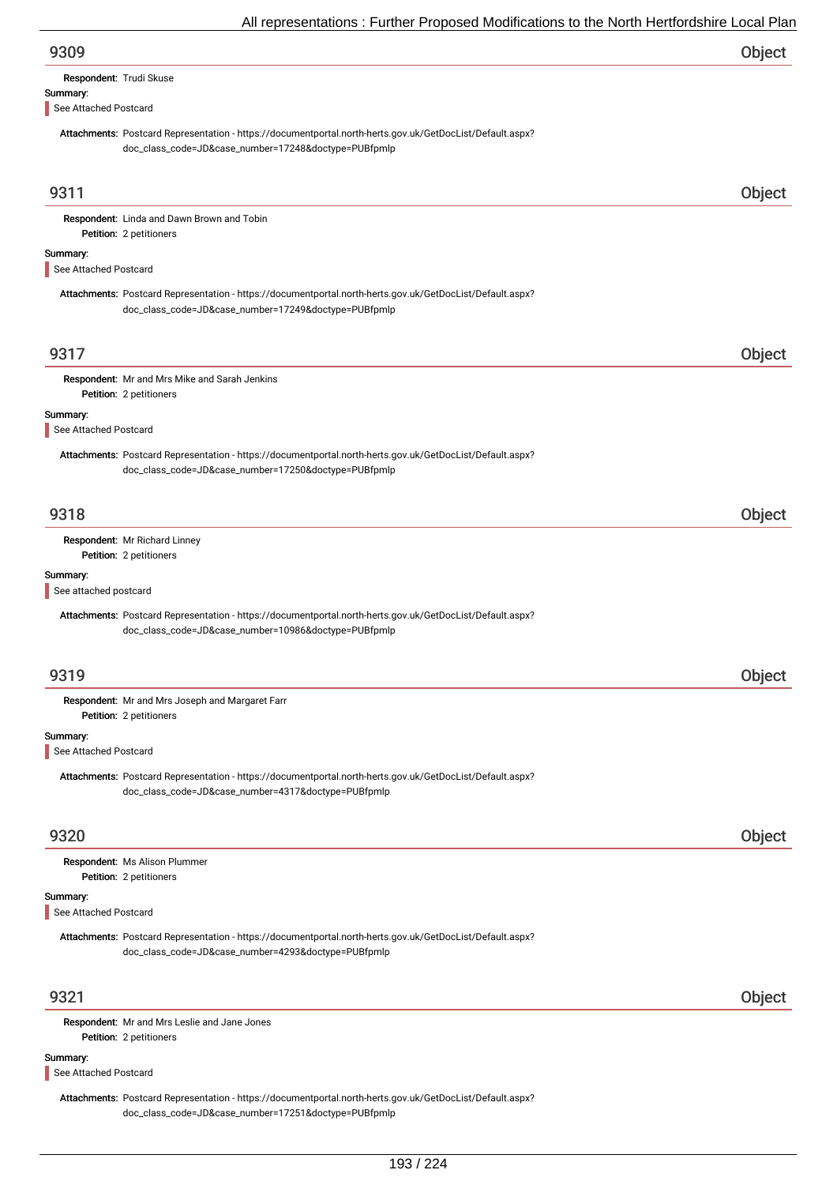## 9309 Object

**Respondent:** Trudi Skuse

**Summary:**

See Attached Postcard

**Attachments:** Postcard Representation - https://documentportal.north-herts.gov.uk/GetDocList/Default.aspx?doc_class_code=JD&case_number=17248&doctype=PUBfpmlp

## 9311 Object

**Respondent:** Linda and Dawn Brown and Tobin

**Petition:** 2 petitioners

**Summary:**

See Attached Postcard

**Attachments:** Postcard Representation - https://documentportal.north-herts.gov.uk/GetDocList/Default.aspx?doc_class_code=JD&case_number=17249&doctype=PUBfpmlp

## 9317 Object

**Respondent:** Mr and Mrs Mike and Sarah Jenkins

**Petition:** 2 petitioners

**Summary:**

See Attached Postcard

**Attachments:** Postcard Representation - https://documentportal.north-herts.gov.uk/GetDocList/Default.aspx?doc_class_code=JD&case_number=17250&doctype=PUBfpmlp

## 9318 Object

**Respondent:** Mr Richard Linney

**Petition:** 2 petitioners

**Summary:**

See attached postcard

**Attachments:** Postcard Representation - https://documentportal.north-herts.gov.uk/GetDocList/Default.aspx?doc_class_code=JD&case_number=10986&doctype=PUBfpmlp

## 9319 Object

**Respondent:** Mr and Mrs Joseph and Margaret Farr

**Petition:** 2 petitioners

**Summary:**

See Attached Postcard

**Attachments:** Postcard Representation - https://documentportal.north-herts.gov.uk/GetDocList/Default.aspx?doc_class_code=JD&case_number=4317&doctype=PUBfpmlp

## 9320 Object

**Respondent:** Ms Alison Plummer

**Petition:** 2 petitioners

**Summary:**

See Attached Postcard

**Attachments:** Postcard Representation - https://documentportal.north-herts.gov.uk/GetDocList/Default.aspx?doc_class_code=JD&case_number=4293&doctype=PUBfpmlp

## 9321 Object

**Respondent:** Mr and Mrs Leslie and Jane Jones

**Petition:** 2 petitioners

**Summary:**

See Attached Postcard

**Attachments:** Postcard Representation - https://documentportal.north-herts.gov.uk/GetDocList/Default.aspx?doc_class_code=JD&case_number=17251&doctype=PUBfpmlp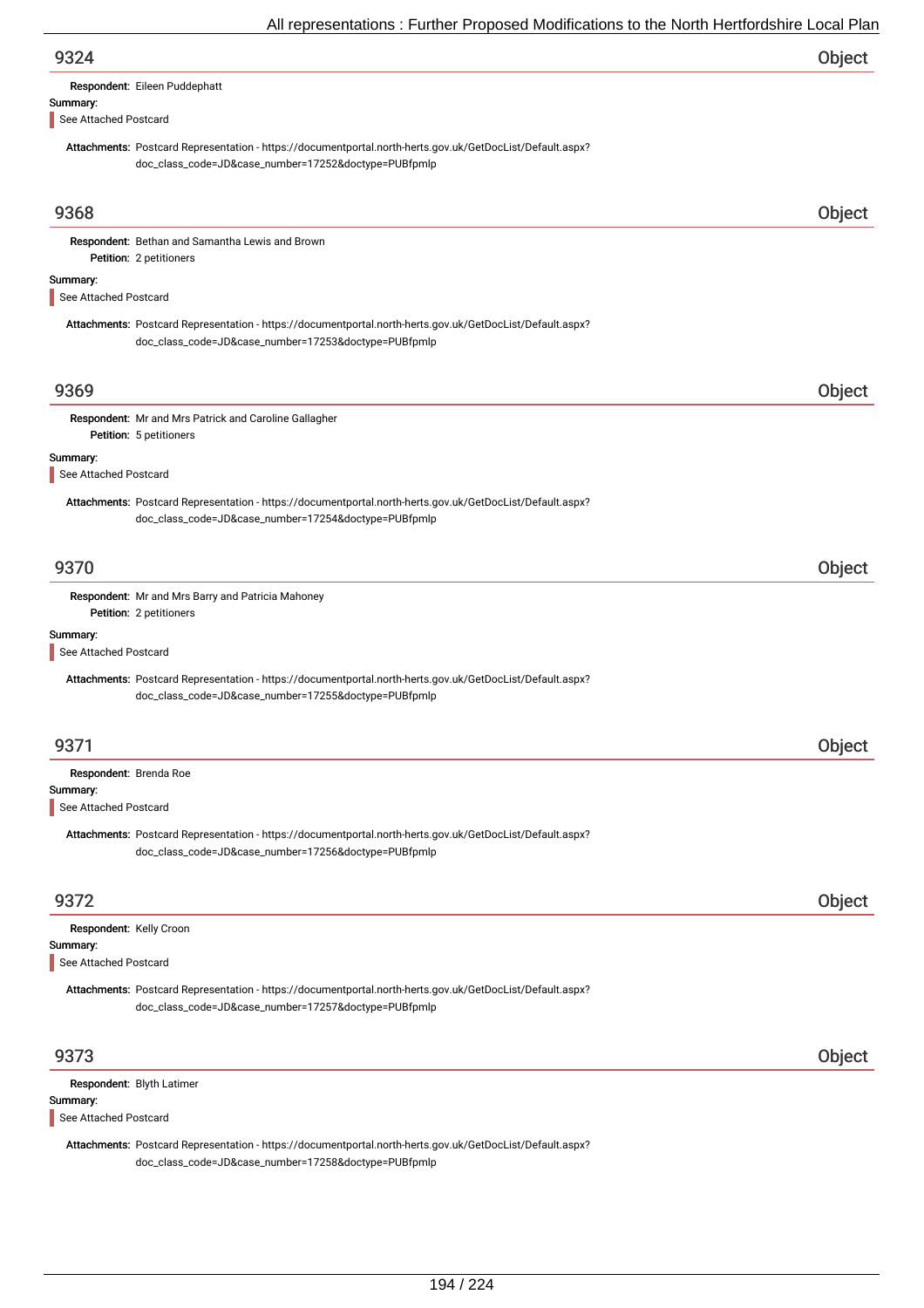## 9324 Object

**Respondent:** Eileen Puddephatt

**Summary:**

See Attached Postcard

**Attachments:** Postcard Representation - https://documentportal.north-herts.gov.uk/GetDocList/Default.aspx?doc_class_code=JD&case_number=17252&doctype=PUBfpmlp

## 9368 Object

**Respondent:** Bethan and Samantha Lewis and Brown

**Petition:** 2 petitioners

**Summary:**

See Attached Postcard

**Attachments:** Postcard Representation - https://documentportal.north-herts.gov.uk/GetDocList/Default.aspx?doc_class_code=JD&case_number=17253&doctype=PUBfpmlp

## 9369 Object

**Respondent:** Mr and Mrs Patrick and Caroline Gallagher

**Petition:** 5 petitioners

**Summary:**

See Attached Postcard

**Attachments:** Postcard Representation - https://documentportal.north-herts.gov.uk/GetDocList/Default.aspx?doc_class_code=JD&case_number=17254&doctype=PUBfpmlp

## 9370 Object

**Respondent:** Mr and Mrs Barry and Patricia Mahoney

**Petition:** 2 petitioners

**Summary:**

See Attached Postcard

**Attachments:** Postcard Representation - https://documentportal.north-herts.gov.uk/GetDocList/Default.aspx?doc_class_code=JD&case_number=17255&doctype=PUBfpmlp

## 9371 Object

**Respondent:** Brenda Roe

**Summary:**

See Attached Postcard

**Attachments:** Postcard Representation - https://documentportal.north-herts.gov.uk/GetDocList/Default.aspx?doc_class_code=JD&case_number=17256&doctype=PUBfpmlp

## 9372 Object

**Respondent:** Kelly Croon

**Summary:**

See Attached Postcard

**Attachments:** Postcard Representation - https://documentportal.north-herts.gov.uk/GetDocList/Default.aspx?doc_class_code=JD&case_number=17257&doctype=PUBfpmlp

## 9373 Object

**Respondent:** Blyth Latimer

**Summary:**

See Attached Postcard

**Attachments:** Postcard Representation - https://documentportal.north-herts.gov.uk/GetDocList/Default.aspx?doc_class_code=JD&case_number=17258&doctype=PUBfpmlp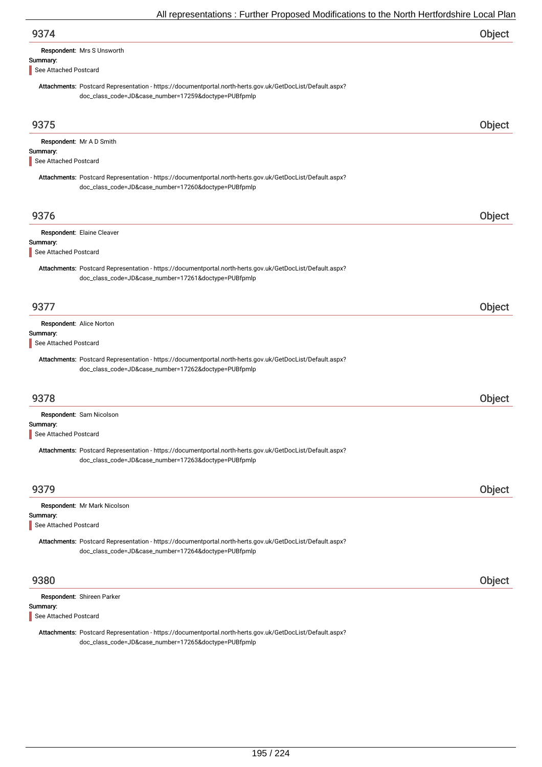## 9374 Object

**Respondent:** Mrs S Unsworth

**Summary:**

See Attached Postcard

**Attachments:** Postcard Representation - https://documentportal.north-herts.gov.uk/GetDocList/Default.aspx?doc_class_code=JD&case_number=17259&doctype=PUBfpmlp

## 9375 Object

**Respondent:** Mr A D Smith

**Summary:**

See Attached Postcard

**Attachments:** Postcard Representation - https://documentportal.north-herts.gov.uk/GetDocList/Default.aspx?doc_class_code=JD&case_number=17260&doctype=PUBfpmlp

## 9376 Object

**Respondent:** Elaine Cleaver

**Summary:**

See Attached Postcard

**Attachments:** Postcard Representation - https://documentportal.north-herts.gov.uk/GetDocList/Default.aspx?doc_class_code=JD&case_number=17261&doctype=PUBfpmlp

## 9377 Object

**Respondent:** Alice Norton

**Summary:**

See Attached Postcard

**Attachments:** Postcard Representation - https://documentportal.north-herts.gov.uk/GetDocList/Default.aspx?doc_class_code=JD&case_number=17262&doctype=PUBfpmlp

## 9378 Object

**Respondent:** Sam Nicolson

**Summary:**

See Attached Postcard

**Attachments:** Postcard Representation - https://documentportal.north-herts.gov.uk/GetDocList/Default.aspx?doc_class_code=JD&case_number=17263&doctype=PUBfpmlp

## 9379 Object

**Respondent:** Mr Mark Nicolson

**Summary:**

See Attached Postcard

**Attachments:** Postcard Representation - https://documentportal.north-herts.gov.uk/GetDocList/Default.aspx?doc_class_code=JD&case_number=17264&doctype=PUBfpmlp

## 9380 Object

**Respondent:** Shireen Parker

**Summary:**

See Attached Postcard

**Attachments:** Postcard Representation - https://documentportal.north-herts.gov.uk/GetDocList/Default.aspx?doc_class_code=JD&case_number=17265&doctype=PUBfpmlp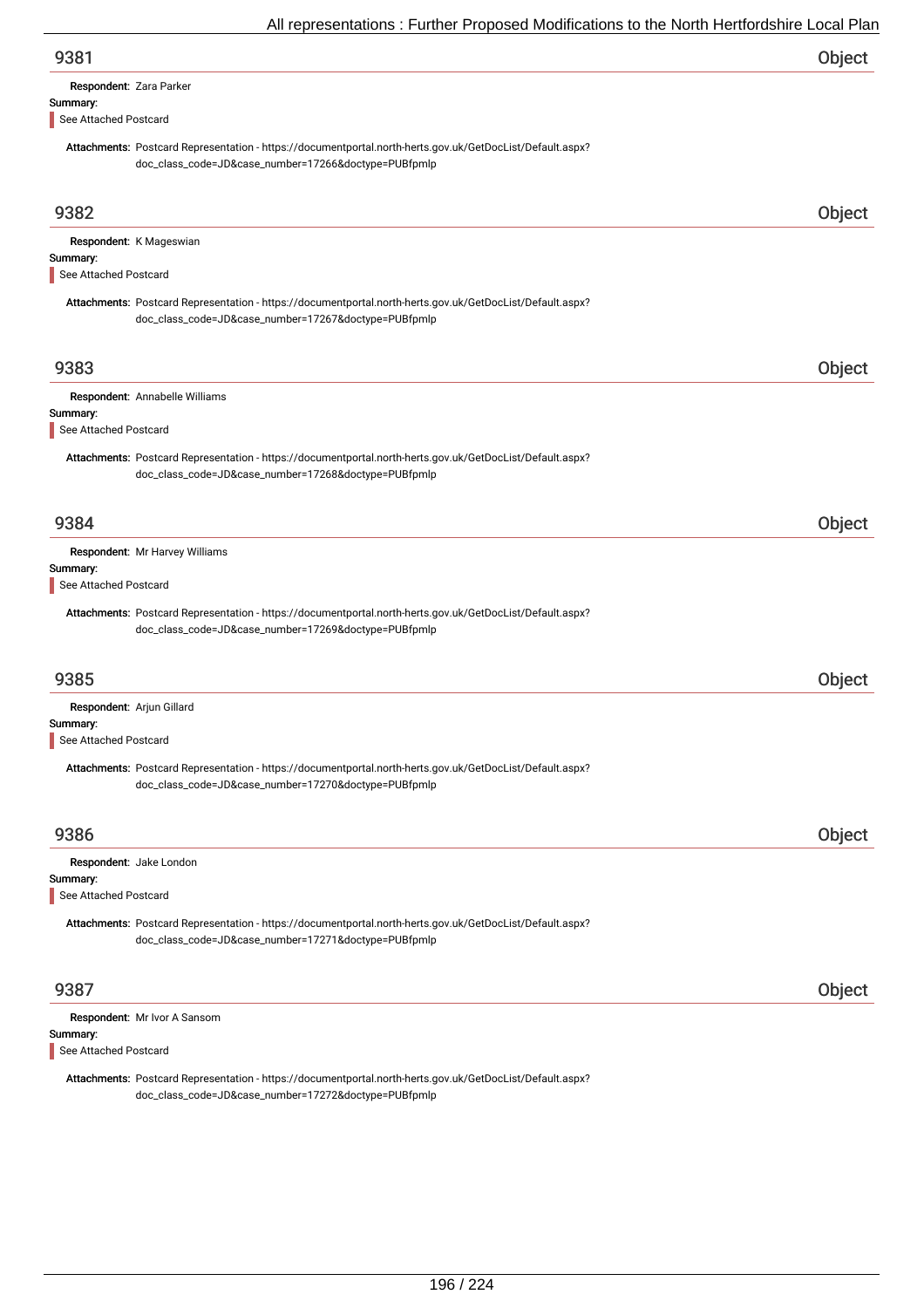## 9381

**Object**

**Respondent:** Zara Parker

**Summary:**

See Attached Postcard

**Attachments:** Postcard Representation - https://documentportal.north-herts.gov.uk/GetDocList/Default.aspx?doc_class_code=JD&case_number=17266&doctype=PUBfpmlp

## 9382

**Object**

**Respondent:** K Mageswian

**Summary:**

See Attached Postcard

**Attachments:** Postcard Representation - https://documentportal.north-herts.gov.uk/GetDocList/Default.aspx?doc_class_code=JD&case_number=17267&doctype=PUBfpmlp

## 9383

**Object**

**Respondent:** Annabelle Williams

**Summary:**

See Attached Postcard

**Attachments:** Postcard Representation - https://documentportal.north-herts.gov.uk/GetDocList/Default.aspx?doc_class_code=JD&case_number=17268&doctype=PUBfpmlp

## 9384

**Object**

**Respondent:** Mr Harvey Williams

**Summary:**

See Attached Postcard

**Attachments:** Postcard Representation - https://documentportal.north-herts.gov.uk/GetDocList/Default.aspx?doc_class_code=JD&case_number=17269&doctype=PUBfpmlp

## 9385

**Object**

**Respondent:** Arjun Gillard

**Summary:**

See Attached Postcard

**Attachments:** Postcard Representation - https://documentportal.north-herts.gov.uk/GetDocList/Default.aspx?doc_class_code=JD&case_number=17270&doctype=PUBfpmlp

## 9386

**Object**

**Respondent:** Jake London

**Summary:**

See Attached Postcard

**Attachments:** Postcard Representation - https://documentportal.north-herts.gov.uk/GetDocList/Default.aspx?doc_class_code=JD&case_number=17271&doctype=PUBfpmlp

## 9387

**Object**

**Respondent:** Mr Ivor A Sansom

**Summary:**

See Attached Postcard

**Attachments:** Postcard Representation - https://documentportal.north-herts.gov.uk/GetDocList/Default.aspx?doc_class_code=JD&case_number=17272&doctype=PUBfpmlp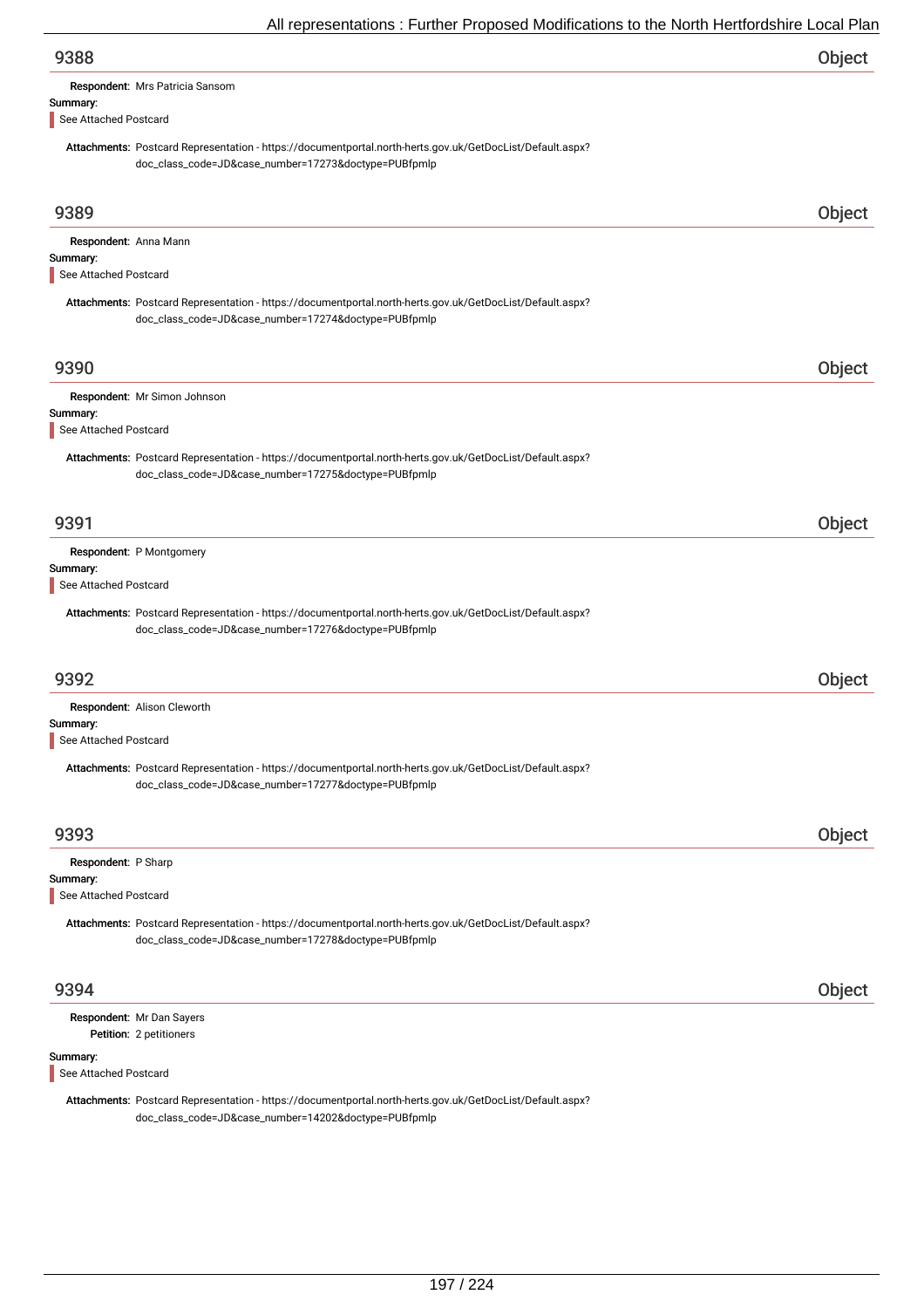## 9388

**Object**

**Respondent:** Mrs Patricia Sansom

**Summary:**

See Attached Postcard

**Attachments:** Postcard Representation - https://documentportal.north-herts.gov.uk/GetDocList/Default.aspx?doc_class_code=JD&case_number=17273&doctype=PUBfpmlp

## 9389

**Object**

**Respondent:** Anna Mann

**Summary:**

See Attached Postcard

**Attachments:** Postcard Representation - https://documentportal.north-herts.gov.uk/GetDocList/Default.aspx?doc_class_code=JD&case_number=17274&doctype=PUBfpmlp

## 9390

**Object**

**Respondent:** Mr Simon Johnson

**Summary:**

See Attached Postcard

**Attachments:** Postcard Representation - https://documentportal.north-herts.gov.uk/GetDocList/Default.aspx?doc_class_code=JD&case_number=17275&doctype=PUBfpmlp

## 9391

**Object**

**Respondent:** P Montgomery

**Summary:**

See Attached Postcard

**Attachments:** Postcard Representation - https://documentportal.north-herts.gov.uk/GetDocList/Default.aspx?doc_class_code=JD&case_number=17276&doctype=PUBfpmlp

## 9392

**Object**

**Respondent:** Alison Cleworth

**Summary:**

See Attached Postcard

**Attachments:** Postcard Representation - https://documentportal.north-herts.gov.uk/GetDocList/Default.aspx?doc_class_code=JD&case_number=17277&doctype=PUBfpmlp

## 9393

**Object**

**Respondent:** P Sharp

**Summary:**

See Attached Postcard

**Attachments:** Postcard Representation - https://documentportal.north-herts.gov.uk/GetDocList/Default.aspx?doc_class_code=JD&case_number=17278&doctype=PUBfpmlp

## 9394

**Object**

**Respondent:** Mr Dan Sayers
**Petition:** 2 petitioners

**Summary:**

See Attached Postcard

**Attachments:** Postcard Representation - https://documentportal.north-herts.gov.uk/GetDocList/Default.aspx?doc_class_code=JD&case_number=14202&doctype=PUBfpmlp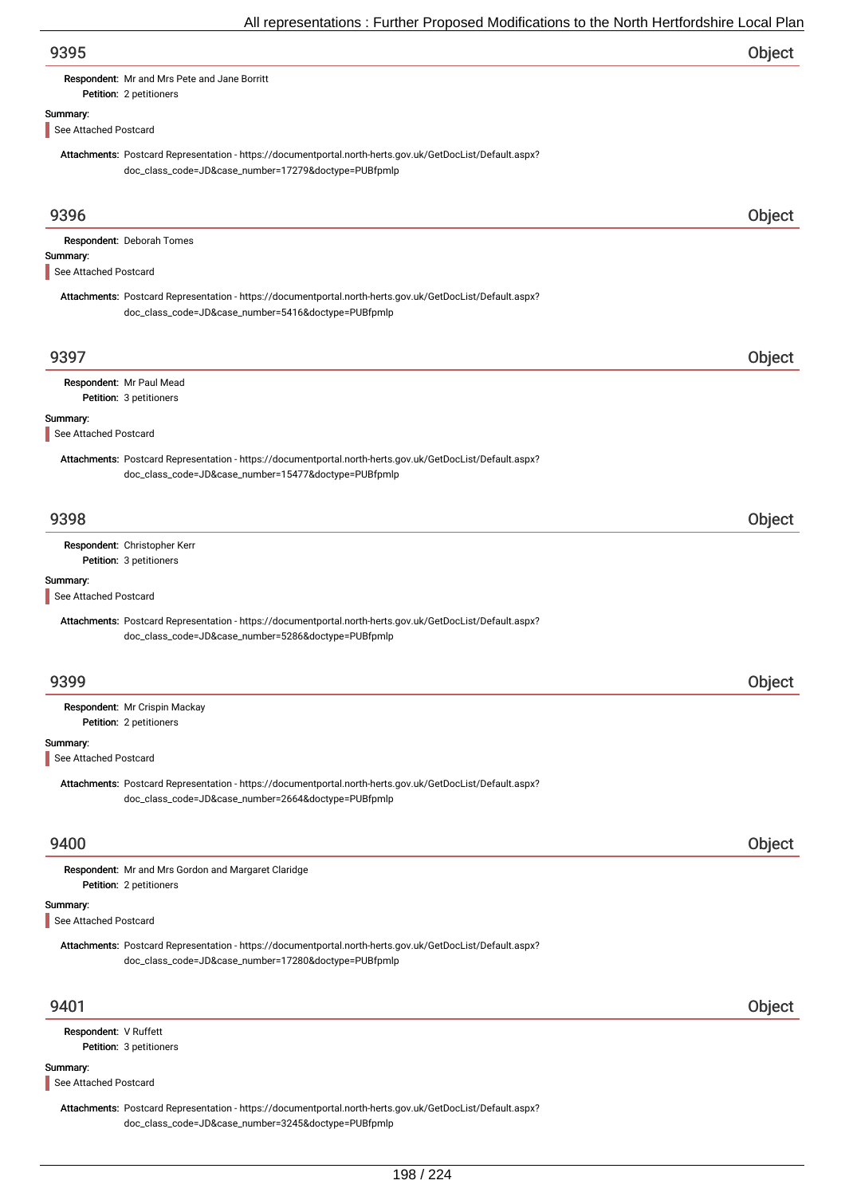## 9395 Object

**Respondent:** Mr and Mrs Pete and Jane Borritt
**Petition:** 2 petitioners

**Summary:**

See Attached Postcard

**Attachments:** Postcard Representation - https://documentportal.north-herts.gov.uk/GetDocList/Default.aspx?doc_class_code=JD&case_number=17279&doctype=PUBfpmlp

## 9396 Object

**Respondent:** Deborah Tomes

**Summary:**

See Attached Postcard

**Attachments:** Postcard Representation - https://documentportal.north-herts.gov.uk/GetDocList/Default.aspx?doc_class_code=JD&case_number=5416&doctype=PUBfpmlp

## 9397 Object

**Respondent:** Mr Paul Mead
**Petition:** 3 petitioners

**Summary:**

See Attached Postcard

**Attachments:** Postcard Representation - https://documentportal.north-herts.gov.uk/GetDocList/Default.aspx?doc_class_code=JD&case_number=15477&doctype=PUBfpmlp

## 9398 Object

**Respondent:** Christopher Kerr
**Petition:** 3 petitioners

**Summary:**

See Attached Postcard

**Attachments:** Postcard Representation - https://documentportal.north-herts.gov.uk/GetDocList/Default.aspx?doc_class_code=JD&case_number=5286&doctype=PUBfpmlp

## 9399 Object

**Respondent:** Mr Crispin Mackay
**Petition:** 2 petitioners

**Summary:**

See Attached Postcard

**Attachments:** Postcard Representation - https://documentportal.north-herts.gov.uk/GetDocList/Default.aspx?doc_class_code=JD&case_number=2664&doctype=PUBfpmlp

## 9400 Object

**Respondent:** Mr and Mrs Gordon and Margaret Claridge
**Petition:** 2 petitioners

**Summary:**

See Attached Postcard

**Attachments:** Postcard Representation - https://documentportal.north-herts.gov.uk/GetDocList/Default.aspx?doc_class_code=JD&case_number=17280&doctype=PUBfpmlp

## 9401 Object

**Respondent:** V Ruffett
**Petition:** 3 petitioners

**Summary:**

See Attached Postcard

**Attachments:** Postcard Representation - https://documentportal.north-herts.gov.uk/GetDocList/Default.aspx?doc_class_code=JD&case_number=3245&doctype=PUBfpmlp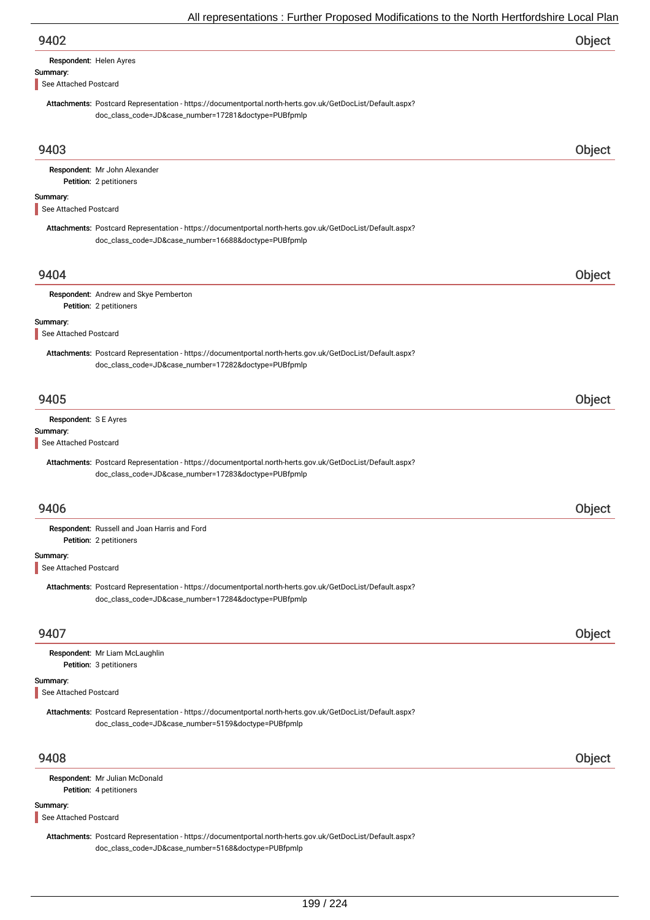## 9402 — Object

**Respondent:** Helen Ayres

**Summary:**

See Attached Postcard

**Attachments:** Postcard Representation - https://documentportal.north-herts.gov.uk/GetDocList/Default.aspx?doc_class_code=JD&case_number=17281&doctype=PUBfpmlp

## 9403 — Object

**Respondent:** Mr John Alexander

**Petition:** 2 petitioners

**Summary:**

See Attached Postcard

**Attachments:** Postcard Representation - https://documentportal.north-herts.gov.uk/GetDocList/Default.aspx?doc_class_code=JD&case_number=16688&doctype=PUBfpmlp

## 9404 — Object

**Respondent:** Andrew and Skye Pemberton

**Petition:** 2 petitioners

**Summary:**

See Attached Postcard

**Attachments:** Postcard Representation - https://documentportal.north-herts.gov.uk/GetDocList/Default.aspx?doc_class_code=JD&case_number=17282&doctype=PUBfpmlp

## 9405 — Object

**Respondent:** S E Ayres

**Summary:**

See Attached Postcard

**Attachments:** Postcard Representation - https://documentportal.north-herts.gov.uk/GetDocList/Default.aspx?doc_class_code=JD&case_number=17283&doctype=PUBfpmlp

## 9406 — Object

**Respondent:** Russell and Joan Harris and Ford

**Petition:** 2 petitioners

**Summary:**

See Attached Postcard

**Attachments:** Postcard Representation - https://documentportal.north-herts.gov.uk/GetDocList/Default.aspx?doc_class_code=JD&case_number=17284&doctype=PUBfpmlp

## 9407 — Object

**Respondent:** Mr Liam McLaughlin

**Petition:** 3 petitioners

**Summary:**

See Attached Postcard

**Attachments:** Postcard Representation - https://documentportal.north-herts.gov.uk/GetDocList/Default.aspx?doc_class_code=JD&case_number=5159&doctype=PUBfpmlp

## 9408 — Object

**Respondent:** Mr Julian McDonald

**Petition:** 4 petitioners

**Summary:**

See Attached Postcard

**Attachments:** Postcard Representation - https://documentportal.north-herts.gov.uk/GetDocList/Default.aspx?doc_class_code=JD&case_number=5168&doctype=PUBfpmlp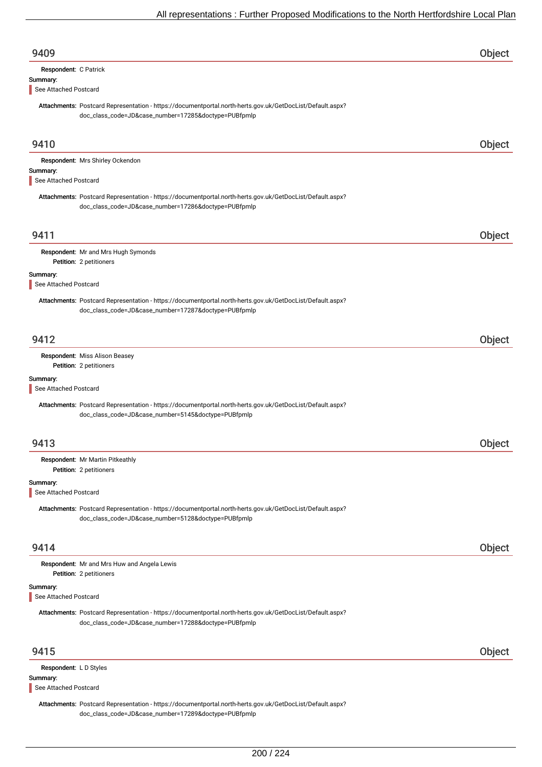## 9409 Object

**Respondent:** C Patrick

**Summary:**

See Attached Postcard

**Attachments:** Postcard Representation - https://documentportal.north-herts.gov.uk/GetDocList/Default.aspx?doc_class_code=JD&case_number=17285&doctype=PUBfpmlp

## 9410 Object

**Respondent:** Mrs Shirley Ockendon

**Summary:**

See Attached Postcard

**Attachments:** Postcard Representation - https://documentportal.north-herts.gov.uk/GetDocList/Default.aspx?doc_class_code=JD&case_number=17286&doctype=PUBfpmlp

## 9411 Object

**Respondent:** Mr and Mrs Hugh Symonds

**Petition:** 2 petitioners

**Summary:**

See Attached Postcard

**Attachments:** Postcard Representation - https://documentportal.north-herts.gov.uk/GetDocList/Default.aspx?doc_class_code=JD&case_number=17287&doctype=PUBfpmlp

## 9412 Object

**Respondent:** Miss Alison Beasey

**Petition:** 2 petitioners

**Summary:**

See Attached Postcard

**Attachments:** Postcard Representation - https://documentportal.north-herts.gov.uk/GetDocList/Default.aspx?doc_class_code=JD&case_number=5145&doctype=PUBfpmlp

## 9413 Object

**Respondent:** Mr Martin Pitkeathly

**Petition:** 2 petitioners

**Summary:**

See Attached Postcard

**Attachments:** Postcard Representation - https://documentportal.north-herts.gov.uk/GetDocList/Default.aspx?doc_class_code=JD&case_number=5128&doctype=PUBfpmlp

## 9414 Object

**Respondent:** Mr and Mrs Huw and Angela Lewis

**Petition:** 2 petitioners

**Summary:**

See Attached Postcard

**Attachments:** Postcard Representation - https://documentportal.north-herts.gov.uk/GetDocList/Default.aspx?doc_class_code=JD&case_number=17288&doctype=PUBfpmlp

## 9415 Object

**Respondent:** L D Styles

**Summary:**

See Attached Postcard

**Attachments:** Postcard Representation - https://documentportal.north-herts.gov.uk/GetDocList/Default.aspx?doc_class_code=JD&case_number=17289&doctype=PUBfpmlp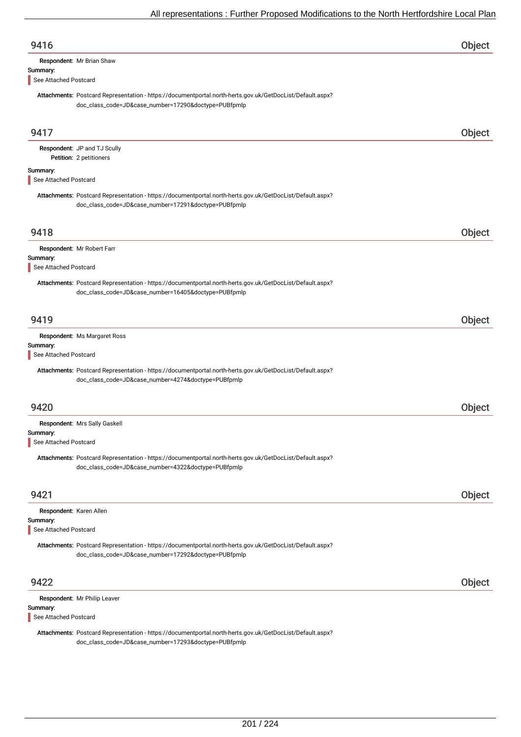## 9416 — Object

**Respondent:** Mr Brian Shaw

**Summary:**

See Attached Postcard

**Attachments:** Postcard Representation - https://documentportal.north-herts.gov.uk/GetDocList/Default.aspx?doc_class_code=JD&case_number=17290&doctype=PUBfpmlp

## 9417 — Object

**Respondent:** JP and TJ Scully
**Petition:** 2 petitioners

**Summary:**

See Attached Postcard

**Attachments:** Postcard Representation - https://documentportal.north-herts.gov.uk/GetDocList/Default.aspx?doc_class_code=JD&case_number=17291&doctype=PUBfpmlp

## 9418 — Object

**Respondent:** Mr Robert Farr

**Summary:**

See Attached Postcard

**Attachments:** Postcard Representation - https://documentportal.north-herts.gov.uk/GetDocList/Default.aspx?doc_class_code=JD&case_number=16405&doctype=PUBfpmlp

## 9419 — Object

**Respondent:** Ms Margaret Ross

**Summary:**

See Attached Postcard

**Attachments:** Postcard Representation - https://documentportal.north-herts.gov.uk/GetDocList/Default.aspx?doc_class_code=JD&case_number=4274&doctype=PUBfpmlp

## 9420 — Object

**Respondent:** Mrs Sally Gaskell

**Summary:**

See Attached Postcard

**Attachments:** Postcard Representation - https://documentportal.north-herts.gov.uk/GetDocList/Default.aspx?doc_class_code=JD&case_number=4322&doctype=PUBfpmlp

## 9421 — Object

**Respondent:** Karen Allen

**Summary:**

See Attached Postcard

**Attachments:** Postcard Representation - https://documentportal.north-herts.gov.uk/GetDocList/Default.aspx?doc_class_code=JD&case_number=17292&doctype=PUBfpmlp

## 9422 — Object

**Respondent:** Mr Philip Leaver

**Summary:**

See Attached Postcard

**Attachments:** Postcard Representation - https://documentportal.north-herts.gov.uk/GetDocList/Default.aspx?doc_class_code=JD&case_number=17293&doctype=PUBfpmlp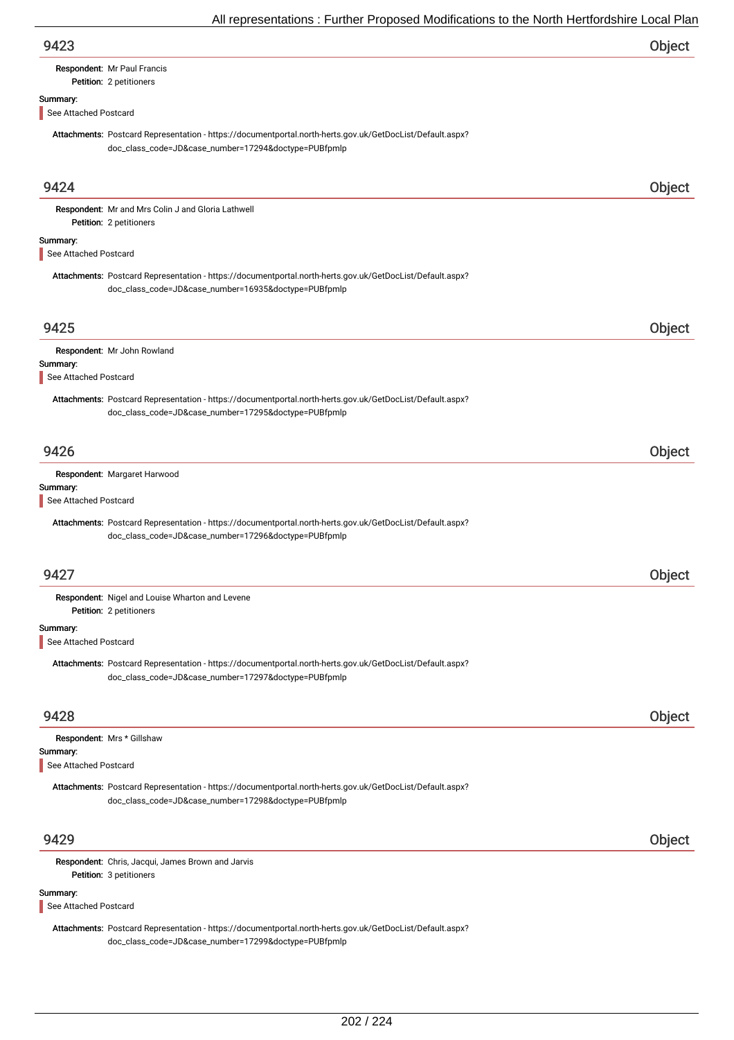## 9423 Object

**Respondent:** Mr Paul Francis
**Petition:** 2 petitioners

**Summary:**

See Attached Postcard

**Attachments:** Postcard Representation - https://documentportal.north-herts.gov.uk/GetDocList/Default.aspx?doc_class_code=JD&case_number=17294&doctype=PUBfpmlp

## 9424 Object

**Respondent:** Mr and Mrs Colin J and Gloria Lathwell
**Petition:** 2 petitioners

**Summary:**

See Attached Postcard

**Attachments:** Postcard Representation - https://documentportal.north-herts.gov.uk/GetDocList/Default.aspx?doc_class_code=JD&case_number=16935&doctype=PUBfpmlp

## 9425 Object

**Respondent:** Mr John Rowland

**Summary:**

See Attached Postcard

**Attachments:** Postcard Representation - https://documentportal.north-herts.gov.uk/GetDocList/Default.aspx?doc_class_code=JD&case_number=17295&doctype=PUBfpmlp

## 9426 Object

**Respondent:** Margaret Harwood

**Summary:**

See Attached Postcard

**Attachments:** Postcard Representation - https://documentportal.north-herts.gov.uk/GetDocList/Default.aspx?doc_class_code=JD&case_number=17296&doctype=PUBfpmlp

## 9427 Object

**Respondent:** Nigel and Louise Wharton and Levene
**Petition:** 2 petitioners

**Summary:**

See Attached Postcard

**Attachments:** Postcard Representation - https://documentportal.north-herts.gov.uk/GetDocList/Default.aspx?doc_class_code=JD&case_number=17297&doctype=PUBfpmlp

## 9428 Object

**Respondent:** Mrs * Gillshaw

**Summary:**

See Attached Postcard

**Attachments:** Postcard Representation - https://documentportal.north-herts.gov.uk/GetDocList/Default.aspx?doc_class_code=JD&case_number=17298&doctype=PUBfpmlp

## 9429 Object

**Respondent:** Chris, Jacqui, James Brown and Jarvis
**Petition:** 3 petitioners

**Summary:**

See Attached Postcard

**Attachments:** Postcard Representation - https://documentportal.north-herts.gov.uk/GetDocList/Default.aspx?doc_class_code=JD&case_number=17299&doctype=PUBfpmlp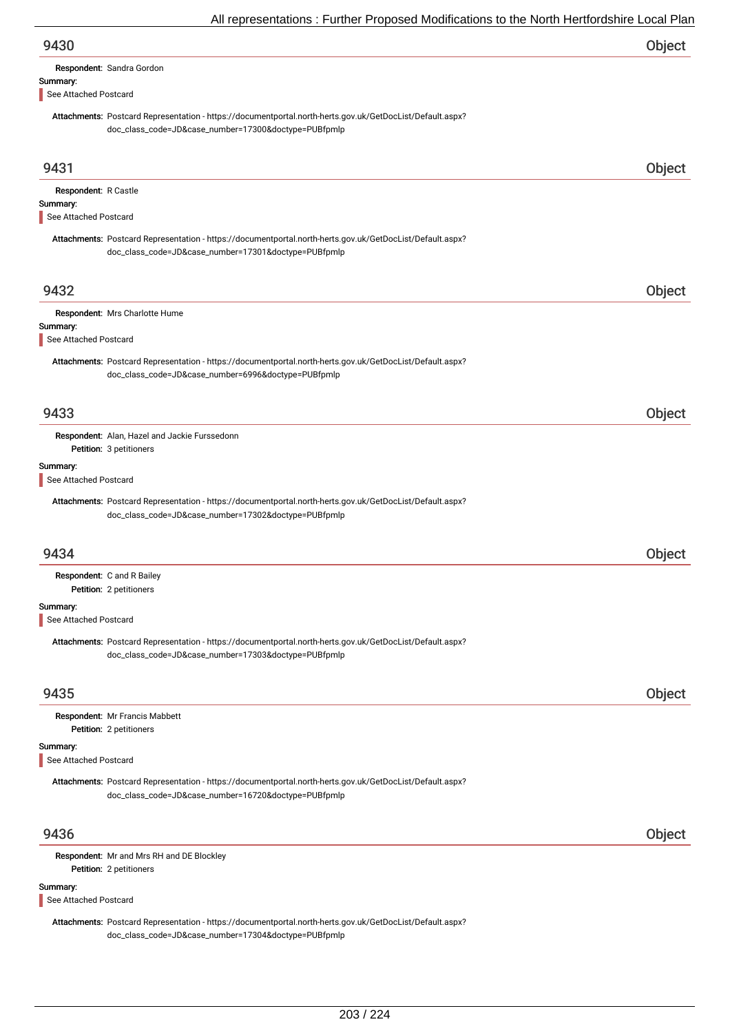## 9430 — Object

**Respondent:** Sandra Gordon

**Summary:**

See Attached Postcard

**Attachments:** Postcard Representation - https://documentportal.north-herts.gov.uk/GetDocList/Default.aspx?doc_class_code=JD&case_number=17300&doctype=PUBfpmlp

## 9431 — Object

**Respondent:** R Castle

**Summary:**

See Attached Postcard

**Attachments:** Postcard Representation - https://documentportal.north-herts.gov.uk/GetDocList/Default.aspx?doc_class_code=JD&case_number=17301&doctype=PUBfpmlp

## 9432 — Object

**Respondent:** Mrs Charlotte Hume

**Summary:**

See Attached Postcard

**Attachments:** Postcard Representation - https://documentportal.north-herts.gov.uk/GetDocList/Default.aspx?doc_class_code=JD&case_number=6996&doctype=PUBfpmlp

## 9433 — Object

**Respondent:** Alan, Hazel and Jackie Furssedonn

**Petition:** 3 petitioners

**Summary:**

See Attached Postcard

**Attachments:** Postcard Representation - https://documentportal.north-herts.gov.uk/GetDocList/Default.aspx?doc_class_code=JD&case_number=17302&doctype=PUBfpmlp

## 9434 — Object

**Respondent:** C and R Bailey

**Petition:** 2 petitioners

**Summary:**

See Attached Postcard

**Attachments:** Postcard Representation - https://documentportal.north-herts.gov.uk/GetDocList/Default.aspx?doc_class_code=JD&case_number=17303&doctype=PUBfpmlp

## 9435 — Object

**Respondent:** Mr Francis Mabbett

**Petition:** 2 petitioners

**Summary:**

See Attached Postcard

**Attachments:** Postcard Representation - https://documentportal.north-herts.gov.uk/GetDocList/Default.aspx?doc_class_code=JD&case_number=16720&doctype=PUBfpmlp

## 9436 — Object

**Respondent:** Mr and Mrs RH and DE Blockley

**Petition:** 2 petitioners

**Summary:**

See Attached Postcard

**Attachments:** Postcard Representation - https://documentportal.north-herts.gov.uk/GetDocList/Default.aspx?doc_class_code=JD&case_number=17304&doctype=PUBfpmlp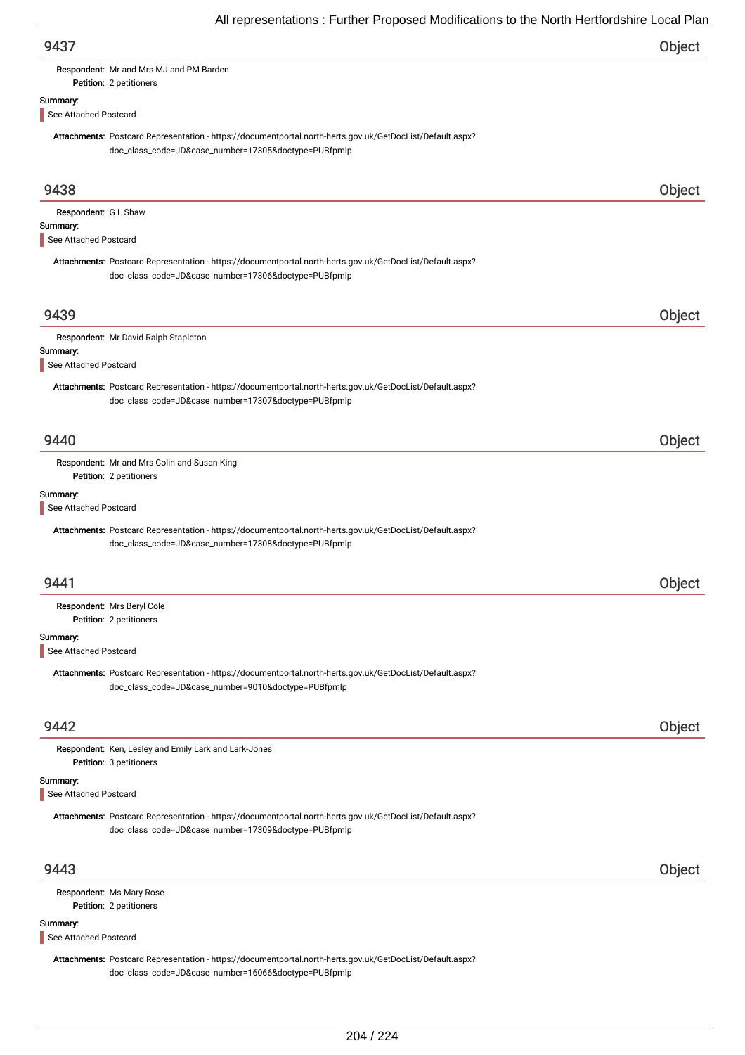## 9437 — Object

**Respondent:** Mr and Mrs MJ and PM Barden
**Petition:** 2 petitioners

**Summary:**

See Attached Postcard

**Attachments:** Postcard Representation - https://documentportal.north-herts.gov.uk/GetDocList/Default.aspx?doc_class_code=JD&case_number=17305&doctype=PUBfpmlp

## 9438 — Object

**Respondent:** G L Shaw

**Summary:**

See Attached Postcard

**Attachments:** Postcard Representation - https://documentportal.north-herts.gov.uk/GetDocList/Default.aspx?doc_class_code=JD&case_number=17306&doctype=PUBfpmlp

## 9439 — Object

**Respondent:** Mr David Ralph Stapleton

**Summary:**

See Attached Postcard

**Attachments:** Postcard Representation - https://documentportal.north-herts.gov.uk/GetDocList/Default.aspx?doc_class_code=JD&case_number=17307&doctype=PUBfpmlp

## 9440 — Object

**Respondent:** Mr and Mrs Colin and Susan King
**Petition:** 2 petitioners

**Summary:**

See Attached Postcard

**Attachments:** Postcard Representation - https://documentportal.north-herts.gov.uk/GetDocList/Default.aspx?doc_class_code=JD&case_number=17308&doctype=PUBfpmlp

## 9441 — Object

**Respondent:** Mrs Beryl Cole
**Petition:** 2 petitioners

**Summary:**

See Attached Postcard

**Attachments:** Postcard Representation - https://documentportal.north-herts.gov.uk/GetDocList/Default.aspx?doc_class_code=JD&case_number=9010&doctype=PUBfpmlp

## 9442 — Object

**Respondent:** Ken, Lesley and Emily Lark and Lark-Jones
**Petition:** 3 petitioners

**Summary:**

See Attached Postcard

**Attachments:** Postcard Representation - https://documentportal.north-herts.gov.uk/GetDocList/Default.aspx?doc_class_code=JD&case_number=17309&doctype=PUBfpmlp

## 9443 — Object

**Respondent:** Ms Mary Rose
**Petition:** 2 petitioners

**Summary:**

See Attached Postcard

**Attachments:** Postcard Representation - https://documentportal.north-herts.gov.uk/GetDocList/Default.aspx?doc_class_code=JD&case_number=16066&doctype=PUBfpmlp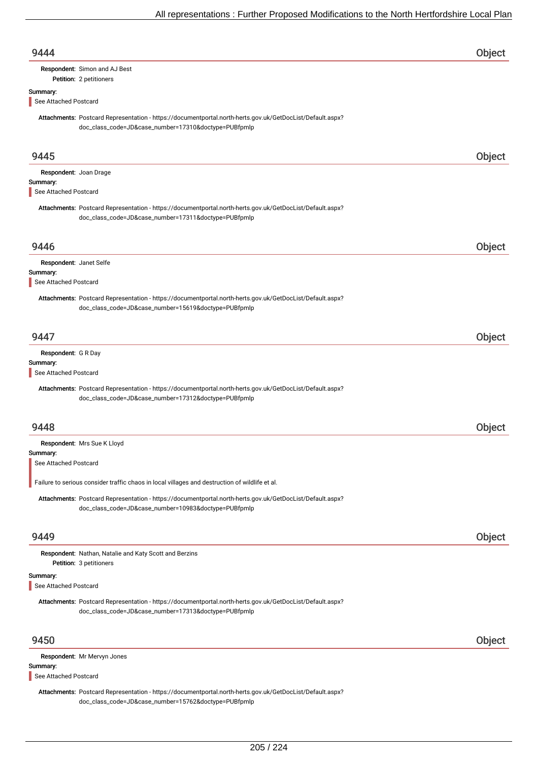## 9444 Object

**Respondent:** Simon and AJ Best
**Petition:** 2 petitioners

**Summary:**

See Attached Postcard

**Attachments:** Postcard Representation - https://documentportal.north-herts.gov.uk/GetDocList/Default.aspx?doc_class_code=JD&case_number=17310&doctype=PUBfpmlp

## 9445 Object

**Respondent:** Joan Drage

**Summary:**

See Attached Postcard

**Attachments:** Postcard Representation - https://documentportal.north-herts.gov.uk/GetDocList/Default.aspx?doc_class_code=JD&case_number=17311&doctype=PUBfpmlp

## 9446 Object

**Respondent:** Janet Selfe

**Summary:**

See Attached Postcard

**Attachments:** Postcard Representation - https://documentportal.north-herts.gov.uk/GetDocList/Default.aspx?doc_class_code=JD&case_number=15619&doctype=PUBfpmlp

## 9447 Object

**Respondent:** G R Day

**Summary:**

See Attached Postcard

**Attachments:** Postcard Representation - https://documentportal.north-herts.gov.uk/GetDocList/Default.aspx?doc_class_code=JD&case_number=17312&doctype=PUBfpmlp

## 9448 Object

**Respondent:** Mrs Sue K Lloyd

**Summary:**

See Attached Postcard

Failure to serious consider traffic chaos in local villages and destruction of wildlife et al.

**Attachments:** Postcard Representation - https://documentportal.north-herts.gov.uk/GetDocList/Default.aspx?doc_class_code=JD&case_number=10983&doctype=PUBfpmlp

## 9449 Object

**Respondent:** Nathan, Natalie and Katy Scott and Berzins
**Petition:** 3 petitioners

**Summary:**

See Attached Postcard

**Attachments:** Postcard Representation - https://documentportal.north-herts.gov.uk/GetDocList/Default.aspx?doc_class_code=JD&case_number=17313&doctype=PUBfpmlp

## 9450 Object

**Respondent:** Mr Mervyn Jones

**Summary:**

See Attached Postcard

**Attachments:** Postcard Representation - https://documentportal.north-herts.gov.uk/GetDocList/Default.aspx?doc_class_code=JD&case_number=15762&doctype=PUBfpmlp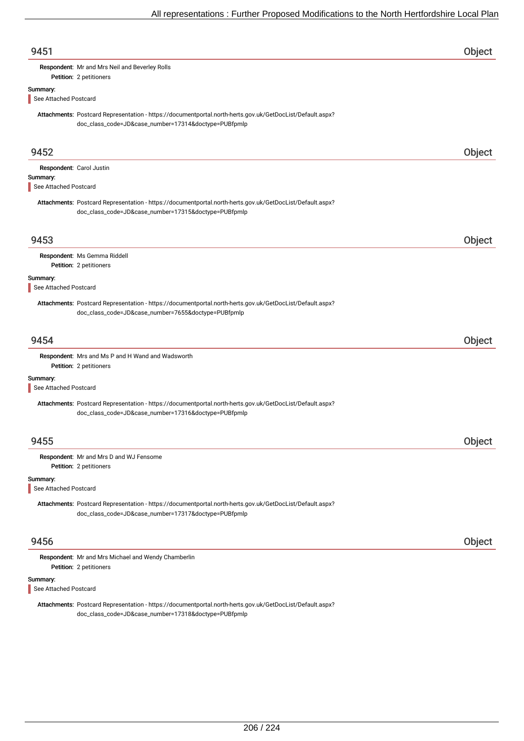## 9451 Object

**Respondent:** Mr and Mrs Neil and Beverley Rolls
**Petition:** 2 petitioners

**Summary:**

See Attached Postcard

**Attachments:** Postcard Representation - https://documentportal.north-herts.gov.uk/GetDocList/Default.aspx?doc_class_code=JD&case_number=17314&doctype=PUBfpmlp

## 9452 Object

**Respondent:** Carol Justin

**Summary:**

See Attached Postcard

**Attachments:** Postcard Representation - https://documentportal.north-herts.gov.uk/GetDocList/Default.aspx?doc_class_code=JD&case_number=17315&doctype=PUBfpmlp

## 9453 Object

**Respondent:** Ms Gemma Riddell
**Petition:** 2 petitioners

**Summary:**

See Attached Postcard

**Attachments:** Postcard Representation - https://documentportal.north-herts.gov.uk/GetDocList/Default.aspx?doc_class_code=JD&case_number=7655&doctype=PUBfpmlp

## 9454 Object

**Respondent:** Mrs and Ms P and H Wand and Wadsworth
**Petition:** 2 petitioners

**Summary:**

See Attached Postcard

**Attachments:** Postcard Representation - https://documentportal.north-herts.gov.uk/GetDocList/Default.aspx?doc_class_code=JD&case_number=17316&doctype=PUBfpmlp

## 9455 Object

**Respondent:** Mr and Mrs D and WJ Fensome
**Petition:** 2 petitioners

**Summary:**

See Attached Postcard

**Attachments:** Postcard Representation - https://documentportal.north-herts.gov.uk/GetDocList/Default.aspx?doc_class_code=JD&case_number=17317&doctype=PUBfpmlp

## 9456 Object

**Respondent:** Mr and Mrs Michael and Wendy Chamberlin
**Petition:** 2 petitioners

**Summary:**

See Attached Postcard

**Attachments:** Postcard Representation - https://documentportal.north-herts.gov.uk/GetDocList/Default.aspx?doc_class_code=JD&case_number=17318&doctype=PUBfpmlp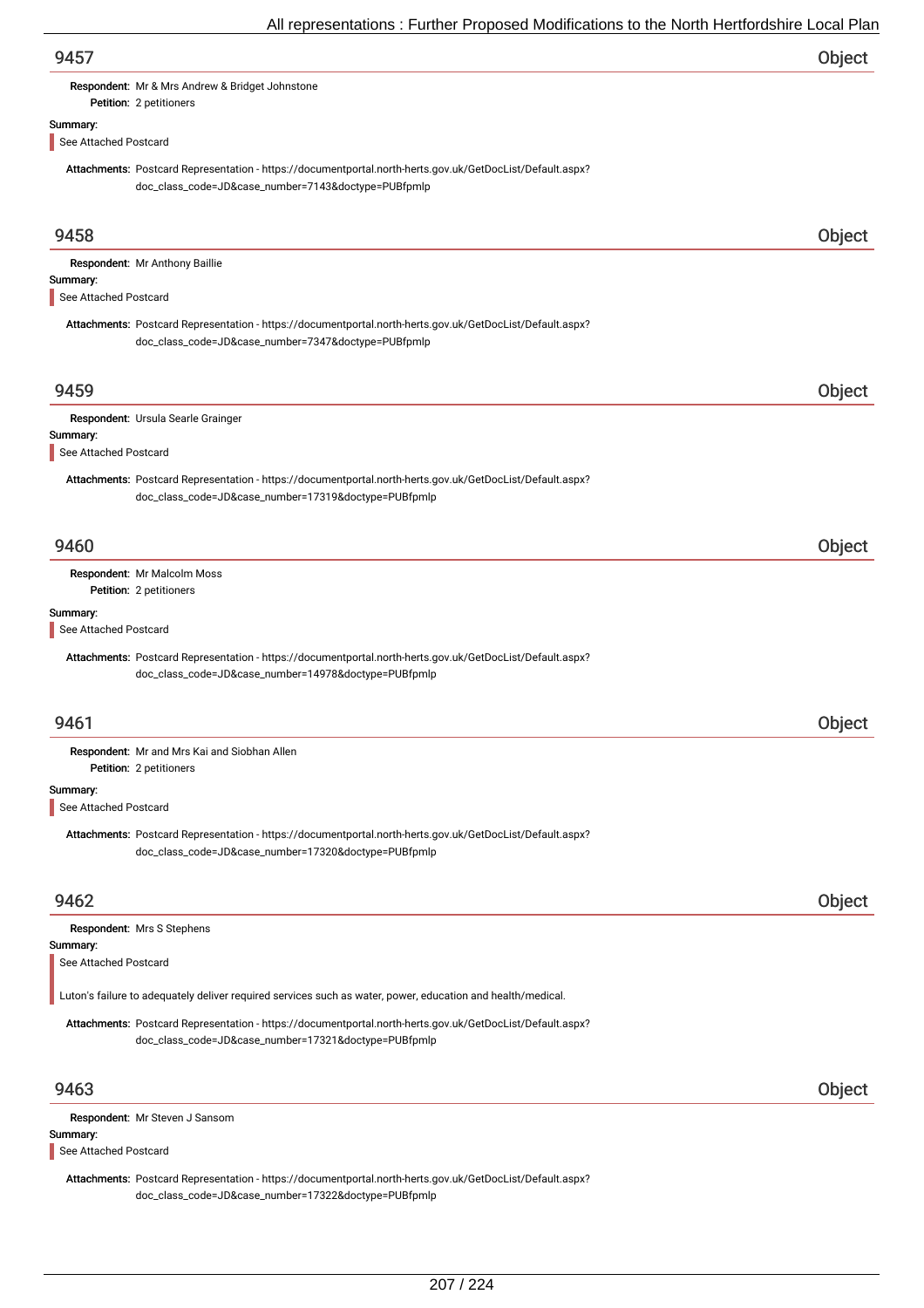## 9457 — Object

**Respondent:** Mr & Mrs Andrew & Bridget Johnstone
**Petition:** 2 petitioners

**Summary:**

See Attached Postcard

**Attachments:** Postcard Representation - https://documentportal.north-herts.gov.uk/GetDocList/Default.aspx?doc_class_code=JD&case_number=7143&doctype=PUBfpmlp

## 9458 — Object

**Respondent:** Mr Anthony Baillie

**Summary:**

See Attached Postcard

**Attachments:** Postcard Representation - https://documentportal.north-herts.gov.uk/GetDocList/Default.aspx?doc_class_code=JD&case_number=7347&doctype=PUBfpmlp

## 9459 — Object

**Respondent:** Ursula Searle Grainger

**Summary:**

See Attached Postcard

**Attachments:** Postcard Representation - https://documentportal.north-herts.gov.uk/GetDocList/Default.aspx?doc_class_code=JD&case_number=17319&doctype=PUBfpmlp

## 9460 — Object

**Respondent:** Mr Malcolm Moss
**Petition:** 2 petitioners

**Summary:**

See Attached Postcard

**Attachments:** Postcard Representation - https://documentportal.north-herts.gov.uk/GetDocList/Default.aspx?doc_class_code=JD&case_number=14978&doctype=PUBfpmlp

## 9461 — Object

**Respondent:** Mr and Mrs Kai and Siobhan Allen
**Petition:** 2 petitioners

**Summary:**

See Attached Postcard

**Attachments:** Postcard Representation - https://documentportal.north-herts.gov.uk/GetDocList/Default.aspx?doc_class_code=JD&case_number=17320&doctype=PUBfpmlp

## 9462 — Object

**Respondent:** Mrs S Stephens

**Summary:**

See Attached Postcard

Luton's failure to adequately deliver required services such as water, power, education and health/medical.

**Attachments:** Postcard Representation - https://documentportal.north-herts.gov.uk/GetDocList/Default.aspx?doc_class_code=JD&case_number=17321&doctype=PUBfpmlp

## 9463 — Object

**Respondent:** Mr Steven J Sansom

**Summary:**

See Attached Postcard

**Attachments:** Postcard Representation - https://documentportal.north-herts.gov.uk/GetDocList/Default.aspx?doc_class_code=JD&case_number=17322&doctype=PUBfpmlp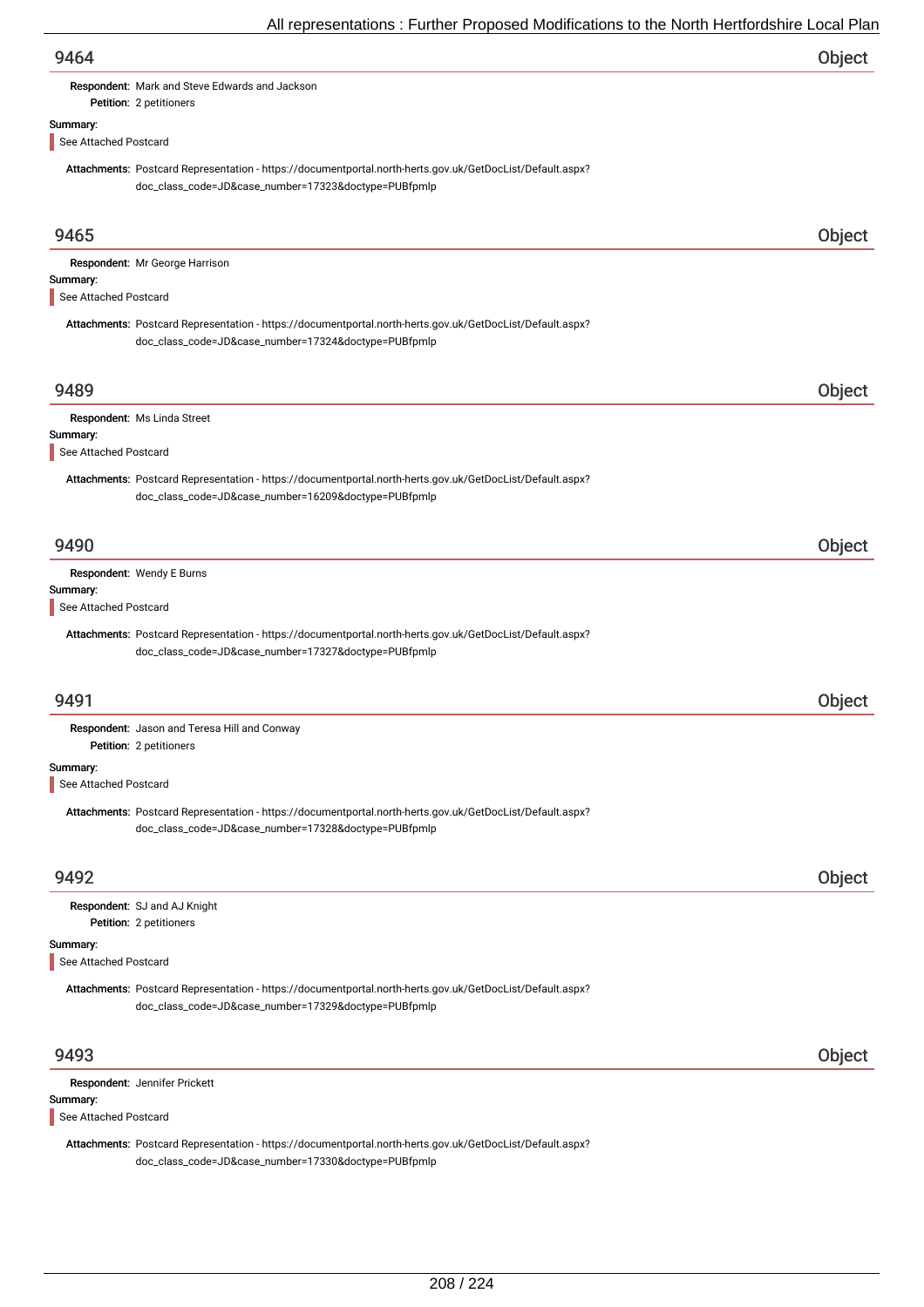## 9464 — Object

**Respondent:** Mark and Steve Edwards and Jackson
**Petition:** 2 petitioners

**Summary:**

> See Attached Postcard

**Attachments:** Postcard Representation - https://documentportal.north-herts.gov.uk/GetDocList/Default.aspx?doc_class_code=JD&case_number=17323&doctype=PUBfpmlp

## 9465 — Object

**Respondent:** Mr George Harrison

**Summary:**

> See Attached Postcard

**Attachments:** Postcard Representation - https://documentportal.north-herts.gov.uk/GetDocList/Default.aspx?doc_class_code=JD&case_number=17324&doctype=PUBfpmlp

## 9489 — Object

**Respondent:** Ms Linda Street

**Summary:**

> See Attached Postcard

**Attachments:** Postcard Representation - https://documentportal.north-herts.gov.uk/GetDocList/Default.aspx?doc_class_code=JD&case_number=16209&doctype=PUBfpmlp

## 9490 — Object

**Respondent:** Wendy E Burns

**Summary:**

> See Attached Postcard

**Attachments:** Postcard Representation - https://documentportal.north-herts.gov.uk/GetDocList/Default.aspx?doc_class_code=JD&case_number=17327&doctype=PUBfpmlp

## 9491 — Object

**Respondent:** Jason and Teresa Hill and Conway
**Petition:** 2 petitioners

**Summary:**

> See Attached Postcard

**Attachments:** Postcard Representation - https://documentportal.north-herts.gov.uk/GetDocList/Default.aspx?doc_class_code=JD&case_number=17328&doctype=PUBfpmlp

## 9492 — Object

**Respondent:** SJ and AJ Knight
**Petition:** 2 petitioners

**Summary:**

> See Attached Postcard

**Attachments:** Postcard Representation - https://documentportal.north-herts.gov.uk/GetDocList/Default.aspx?doc_class_code=JD&case_number=17329&doctype=PUBfpmlp

## 9493 — Object

**Respondent:** Jennifer Prickett

**Summary:**

> See Attached Postcard

**Attachments:** Postcard Representation - https://documentportal.north-herts.gov.uk/GetDocList/Default.aspx?doc_class_code=JD&case_number=17330&doctype=PUBfpmlp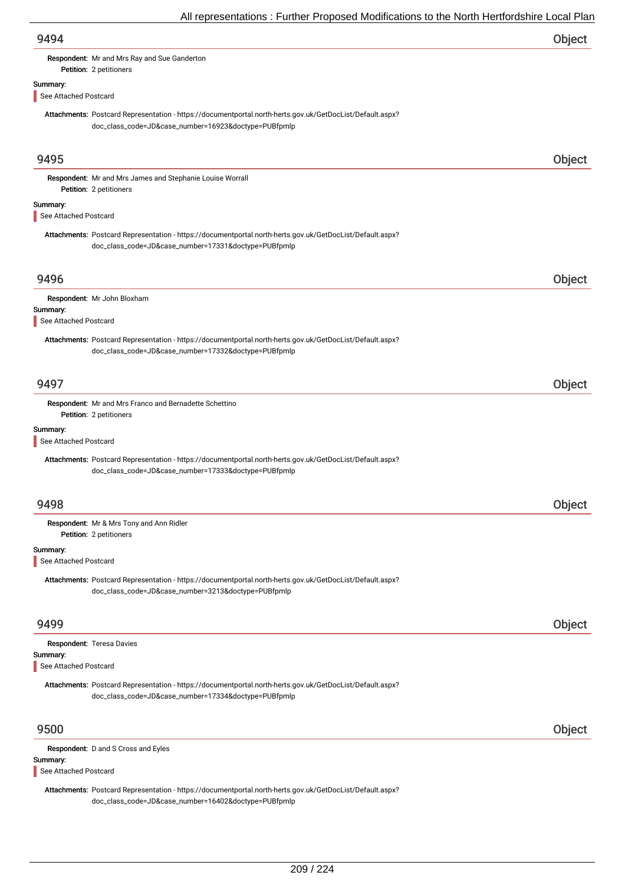## 9494

**Object**

**Respondent:** Mr and Mrs Ray and Sue Ganderton

**Petition:** 2 petitioners

**Summary:**

See Attached Postcard

**Attachments:** Postcard Representation - https://documentportal.north-herts.gov.uk/GetDocList/Default.aspx?doc_class_code=JD&case_number=16923&doctype=PUBfpmlp

## 9495

**Object**

**Respondent:** Mr and Mrs James and Stephanie Louise Worrall

**Petition:** 2 petitioners

**Summary:**

See Attached Postcard

**Attachments:** Postcard Representation - https://documentportal.north-herts.gov.uk/GetDocList/Default.aspx?doc_class_code=JD&case_number=17331&doctype=PUBfpmlp

## 9496

**Object**

**Respondent:** Mr John Bloxham

**Summary:**

See Attached Postcard

**Attachments:** Postcard Representation - https://documentportal.north-herts.gov.uk/GetDocList/Default.aspx?doc_class_code=JD&case_number=17332&doctype=PUBfpmlp

## 9497

**Object**

**Respondent:** Mr and Mrs Franco and Bernadette Schettino

**Petition:** 2 petitioners

**Summary:**

See Attached Postcard

**Attachments:** Postcard Representation - https://documentportal.north-herts.gov.uk/GetDocList/Default.aspx?doc_class_code=JD&case_number=17333&doctype=PUBfpmlp

## 9498

**Object**

**Respondent:** Mr & Mrs Tony and Ann Ridler

**Petition:** 2 petitioners

**Summary:**

See Attached Postcard

**Attachments:** Postcard Representation - https://documentportal.north-herts.gov.uk/GetDocList/Default.aspx?doc_class_code=JD&case_number=3213&doctype=PUBfpmlp

## 9499

**Object**

**Respondent:** Teresa Davies

**Summary:**

See Attached Postcard

**Attachments:** Postcard Representation - https://documentportal.north-herts.gov.uk/GetDocList/Default.aspx?doc_class_code=JD&case_number=17334&doctype=PUBfpmlp

## 9500

**Object**

**Respondent:** D and S Cross and Eyles

**Summary:**

See Attached Postcard

**Attachments:** Postcard Representation - https://documentportal.north-herts.gov.uk/GetDocList/Default.aspx?doc_class_code=JD&case_number=16402&doctype=PUBfpmlp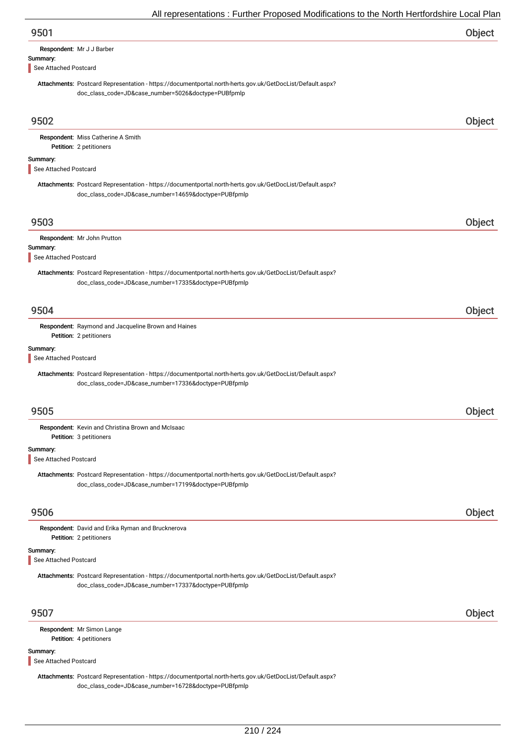## 9501 — Object

**Respondent:** Mr J J Barber

**Summary:**

See Attached Postcard

**Attachments:** Postcard Representation - https://documentportal.north-herts.gov.uk/GetDocList/Default.aspx?doc_class_code=JD&case_number=5026&doctype=PUBfpmlp

## 9502 — Object

**Respondent:** Miss Catherine A Smith
**Petition:** 2 petitioners

**Summary:**

See Attached Postcard

**Attachments:** Postcard Representation - https://documentportal.north-herts.gov.uk/GetDocList/Default.aspx?doc_class_code=JD&case_number=14659&doctype=PUBfpmlp

## 9503 — Object

**Respondent:** Mr John Prutton

**Summary:**

See Attached Postcard

**Attachments:** Postcard Representation - https://documentportal.north-herts.gov.uk/GetDocList/Default.aspx?doc_class_code=JD&case_number=17335&doctype=PUBfpmlp

## 9504 — Object

**Respondent:** Raymond and Jacqueline Brown and Haines
**Petition:** 2 petitioners

**Summary:**

See Attached Postcard

**Attachments:** Postcard Representation - https://documentportal.north-herts.gov.uk/GetDocList/Default.aspx?doc_class_code=JD&case_number=17336&doctype=PUBfpmlp

## 9505 — Object

**Respondent:** Kevin and Christina Brown and McIsaac
**Petition:** 3 petitioners

**Summary:**

See Attached Postcard

**Attachments:** Postcard Representation - https://documentportal.north-herts.gov.uk/GetDocList/Default.aspx?doc_class_code=JD&case_number=17199&doctype=PUBfpmlp

## 9506 — Object

**Respondent:** David and Erika Ryman and Brucknerova
**Petition:** 2 petitioners

**Summary:**

See Attached Postcard

**Attachments:** Postcard Representation - https://documentportal.north-herts.gov.uk/GetDocList/Default.aspx?doc_class_code=JD&case_number=17337&doctype=PUBfpmlp

## 9507 — Object

**Respondent:** Mr Simon Lange
**Petition:** 4 petitioners

**Summary:**

See Attached Postcard

**Attachments:** Postcard Representation - https://documentportal.north-herts.gov.uk/GetDocList/Default.aspx?doc_class_code=JD&case_number=16728&doctype=PUBfpmlp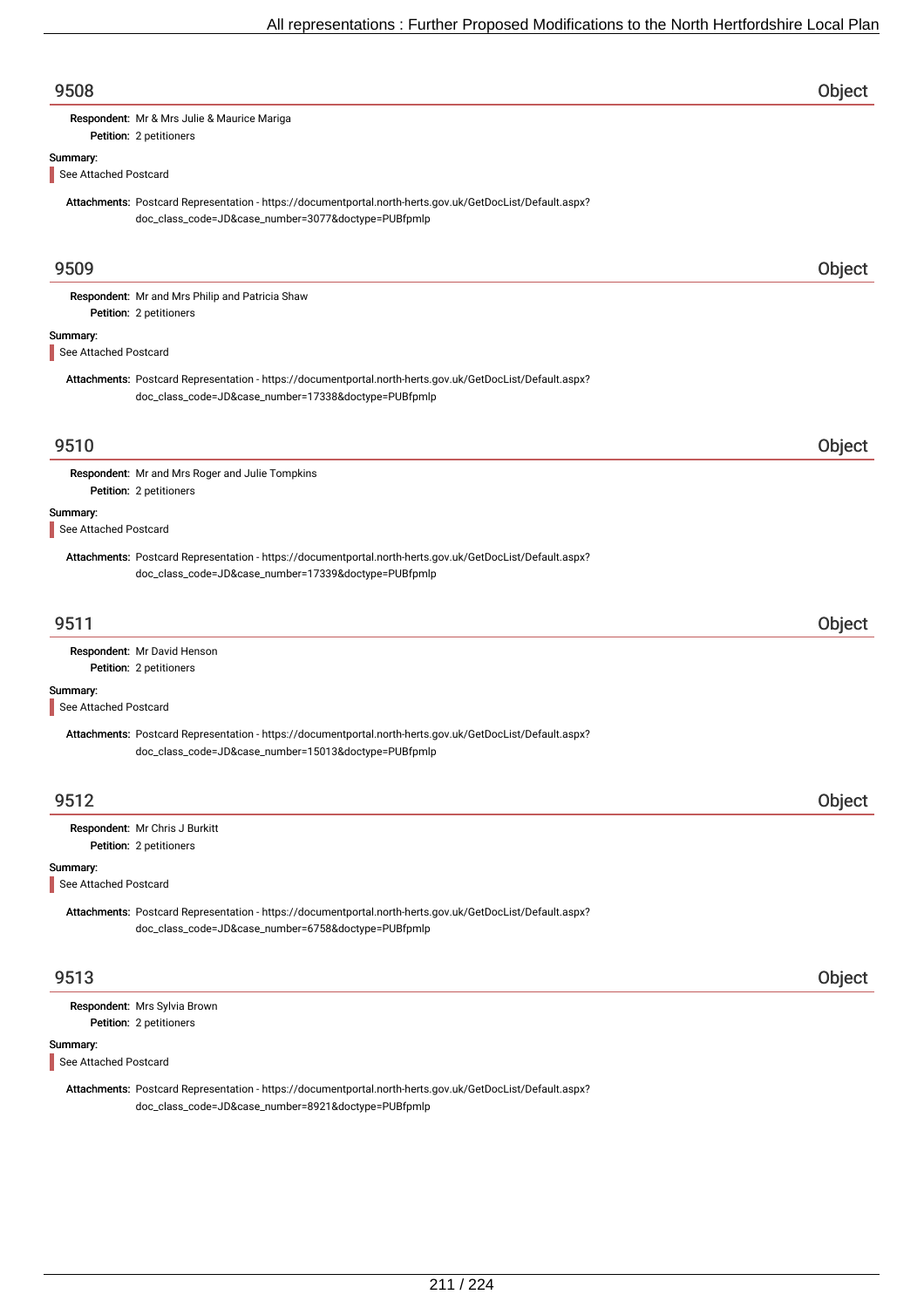## 9508 Object

**Respondent:** Mr & Mrs Julie & Maurice Mariga
**Petition:** 2 petitioners

**Summary:**

See Attached Postcard

**Attachments:** Postcard Representation - https://documentportal.north-herts.gov.uk/GetDocList/Default.aspx?doc_class_code=JD&case_number=3077&doctype=PUBfpmlp

## 9509 Object

**Respondent:** Mr and Mrs Philip and Patricia Shaw
**Petition:** 2 petitioners

**Summary:**

See Attached Postcard

**Attachments:** Postcard Representation - https://documentportal.north-herts.gov.uk/GetDocList/Default.aspx?doc_class_code=JD&case_number=17338&doctype=PUBfpmlp

## 9510 Object

**Respondent:** Mr and Mrs Roger and Julie Tompkins
**Petition:** 2 petitioners

**Summary:**

See Attached Postcard

**Attachments:** Postcard Representation - https://documentportal.north-herts.gov.uk/GetDocList/Default.aspx?doc_class_code=JD&case_number=17339&doctype=PUBfpmlp

## 9511 Object

**Respondent:** Mr David Henson
**Petition:** 2 petitioners

**Summary:**

See Attached Postcard

**Attachments:** Postcard Representation - https://documentportal.north-herts.gov.uk/GetDocList/Default.aspx?doc_class_code=JD&case_number=15013&doctype=PUBfpmlp

## 9512 Object

**Respondent:** Mr Chris J Burkitt
**Petition:** 2 petitioners

**Summary:**

See Attached Postcard

**Attachments:** Postcard Representation - https://documentportal.north-herts.gov.uk/GetDocList/Default.aspx?doc_class_code=JD&case_number=6758&doctype=PUBfpmlp

## 9513 Object

**Respondent:** Mrs Sylvia Brown
**Petition:** 2 petitioners

**Summary:**

See Attached Postcard

**Attachments:** Postcard Representation - https://documentportal.north-herts.gov.uk/GetDocList/Default.aspx?doc_class_code=JD&case_number=8921&doctype=PUBfpmlp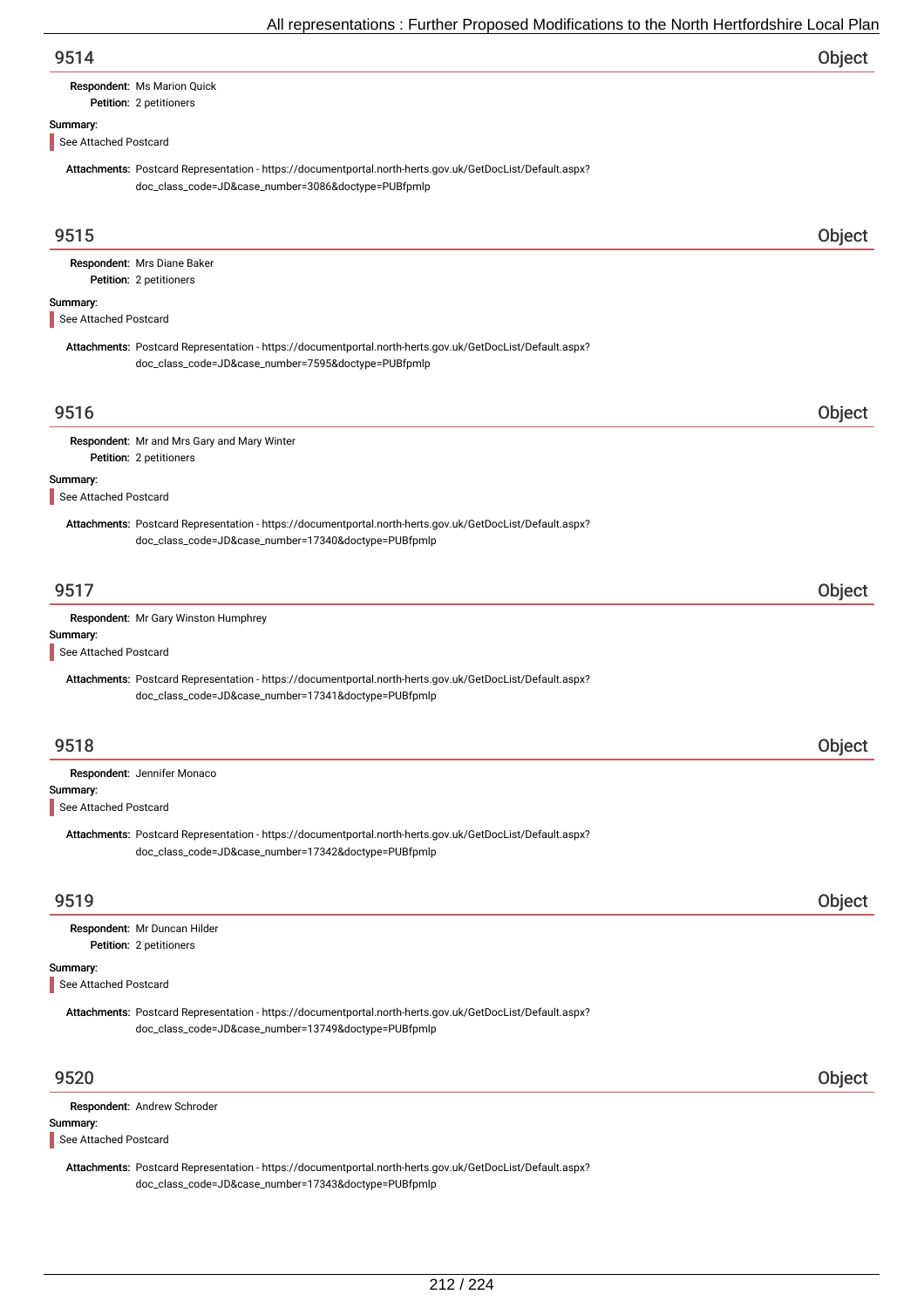## 9514 — Object

**Respondent:** Ms Marion Quick
**Petition:** 2 petitioners

**Summary:**

> See Attached Postcard

**Attachments:** Postcard Representation - https://documentportal.north-herts.gov.uk/GetDocList/Default.aspx?doc_class_code=JD&case_number=3086&doctype=PUBfpmlp

## 9515 — Object

**Respondent:** Mrs Diane Baker
**Petition:** 2 petitioners

**Summary:**

> See Attached Postcard

**Attachments:** Postcard Representation - https://documentportal.north-herts.gov.uk/GetDocList/Default.aspx?doc_class_code=JD&case_number=7595&doctype=PUBfpmlp

## 9516 — Object

**Respondent:** Mr and Mrs Gary and Mary Winter
**Petition:** 2 petitioners

**Summary:**

> See Attached Postcard

**Attachments:** Postcard Representation - https://documentportal.north-herts.gov.uk/GetDocList/Default.aspx?doc_class_code=JD&case_number=17340&doctype=PUBfpmlp

## 9517 — Object

**Respondent:** Mr Gary Winston Humphrey

**Summary:**

> See Attached Postcard

**Attachments:** Postcard Representation - https://documentportal.north-herts.gov.uk/GetDocList/Default.aspx?doc_class_code=JD&case_number=17341&doctype=PUBfpmlp

## 9518 — Object

**Respondent:** Jennifer Monaco

**Summary:**

> See Attached Postcard

**Attachments:** Postcard Representation - https://documentportal.north-herts.gov.uk/GetDocList/Default.aspx?doc_class_code=JD&case_number=17342&doctype=PUBfpmlp

## 9519 — Object

**Respondent:** Mr Duncan Hilder
**Petition:** 2 petitioners

**Summary:**

> See Attached Postcard

**Attachments:** Postcard Representation - https://documentportal.north-herts.gov.uk/GetDocList/Default.aspx?doc_class_code=JD&case_number=13749&doctype=PUBfpmlp

## 9520 — Object

**Respondent:** Andrew Schroder

**Summary:**

> See Attached Postcard

**Attachments:** Postcard Representation - https://documentportal.north-herts.gov.uk/GetDocList/Default.aspx?doc_class_code=JD&case_number=17343&doctype=PUBfpmlp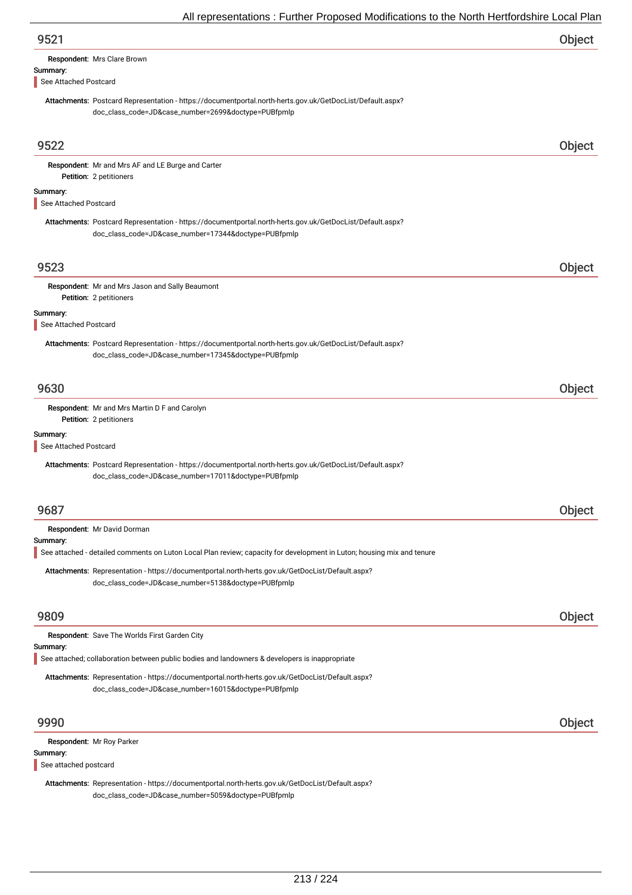## 9521 Object

**Respondent:** Mrs Clare Brown

**Summary:**

See Attached Postcard

**Attachments:** Postcard Representation - https://documentportal.north-herts.gov.uk/GetDocList/Default.aspx?doc_class_code=JD&case_number=2699&doctype=PUBfpmlp

## 9522 Object

**Respondent:** Mr and Mrs AF and LE Burge and Carter

**Petition:** 2 petitioners

**Summary:**

See Attached Postcard

**Attachments:** Postcard Representation - https://documentportal.north-herts.gov.uk/GetDocList/Default.aspx?doc_class_code=JD&case_number=17344&doctype=PUBfpmlp

## 9523 Object

**Respondent:** Mr and Mrs Jason and Sally Beaumont

**Petition:** 2 petitioners

**Summary:**

See Attached Postcard

**Attachments:** Postcard Representation - https://documentportal.north-herts.gov.uk/GetDocList/Default.aspx?doc_class_code=JD&case_number=17345&doctype=PUBfpmlp

## 9630 Object

**Respondent:** Mr and Mrs Martin D F and Carolyn

**Petition:** 2 petitioners

**Summary:**

See Attached Postcard

**Attachments:** Postcard Representation - https://documentportal.north-herts.gov.uk/GetDocList/Default.aspx?doc_class_code=JD&case_number=17011&doctype=PUBfpmlp

## 9687 Object

**Respondent:** Mr David Dorman

**Summary:**

See attached - detailed comments on Luton Local Plan review; capacity for development in Luton; housing mix and tenure

**Attachments:** Representation - https://documentportal.north-herts.gov.uk/GetDocList/Default.aspx?doc_class_code=JD&case_number=5138&doctype=PUBfpmlp

## 9809 Object

**Respondent:** Save The Worlds First Garden City

**Summary:**

See attached; collaboration between public bodies and landowners & developers is inappropriate

**Attachments:** Representation - https://documentportal.north-herts.gov.uk/GetDocList/Default.aspx?doc_class_code=JD&case_number=16015&doctype=PUBfpmlp

## 9990 Object

**Respondent:** Mr Roy Parker

**Summary:**

See attached postcard

**Attachments:** Representation - https://documentportal.north-herts.gov.uk/GetDocList/Default.aspx?doc_class_code=JD&case_number=5059&doctype=PUBfpmlp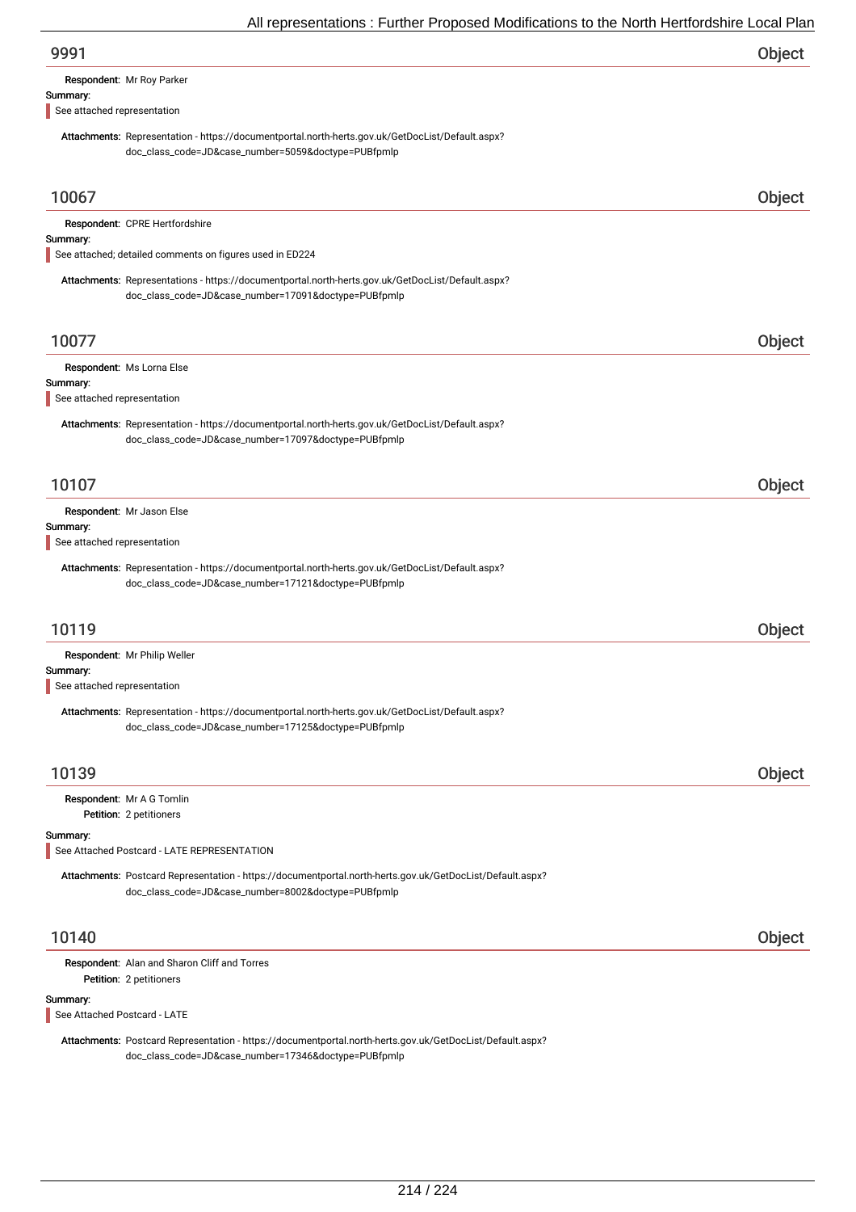## 9991 Object

**Respondent:** Mr Roy Parker

**Summary:**

See attached representation

**Attachments:** Representation - https://documentportal.north-herts.gov.uk/GetDocList/Default.aspx?doc_class_code=JD&case_number=5059&doctype=PUBfpmlp

## 10067 Object

**Respondent:** CPRE Hertfordshire

**Summary:**

See attached; detailed comments on figures used in ED224

**Attachments:** Representations - https://documentportal.north-herts.gov.uk/GetDocList/Default.aspx?doc_class_code=JD&case_number=17091&doctype=PUBfpmlp

## 10077 Object

**Respondent:** Ms Lorna Else

**Summary:**

See attached representation

**Attachments:** Representation - https://documentportal.north-herts.gov.uk/GetDocList/Default.aspx?doc_class_code=JD&case_number=17097&doctype=PUBfpmlp

## 10107 Object

**Respondent:** Mr Jason Else

**Summary:**

See attached representation

**Attachments:** Representation - https://documentportal.north-herts.gov.uk/GetDocList/Default.aspx?doc_class_code=JD&case_number=17121&doctype=PUBfpmlp

## 10119 Object

**Respondent:** Mr Philip Weller

**Summary:**

See attached representation

**Attachments:** Representation - https://documentportal.north-herts.gov.uk/GetDocList/Default.aspx?doc_class_code=JD&case_number=17125&doctype=PUBfpmlp

## 10139 Object

**Respondent:** Mr A G Tomlin

**Petition:** 2 petitioners

**Summary:**

See Attached Postcard - LATE REPRESENTATION

**Attachments:** Postcard Representation - https://documentportal.north-herts.gov.uk/GetDocList/Default.aspx?doc_class_code=JD&case_number=8002&doctype=PUBfpmlp

## 10140 Object

**Respondent:** Alan and Sharon Cliff and Torres

**Petition:** 2 petitioners

**Summary:**

See Attached Postcard - LATE

**Attachments:** Postcard Representation - https://documentportal.north-herts.gov.uk/GetDocList/Default.aspx?doc_class_code=JD&case_number=17346&doctype=PUBfpmlp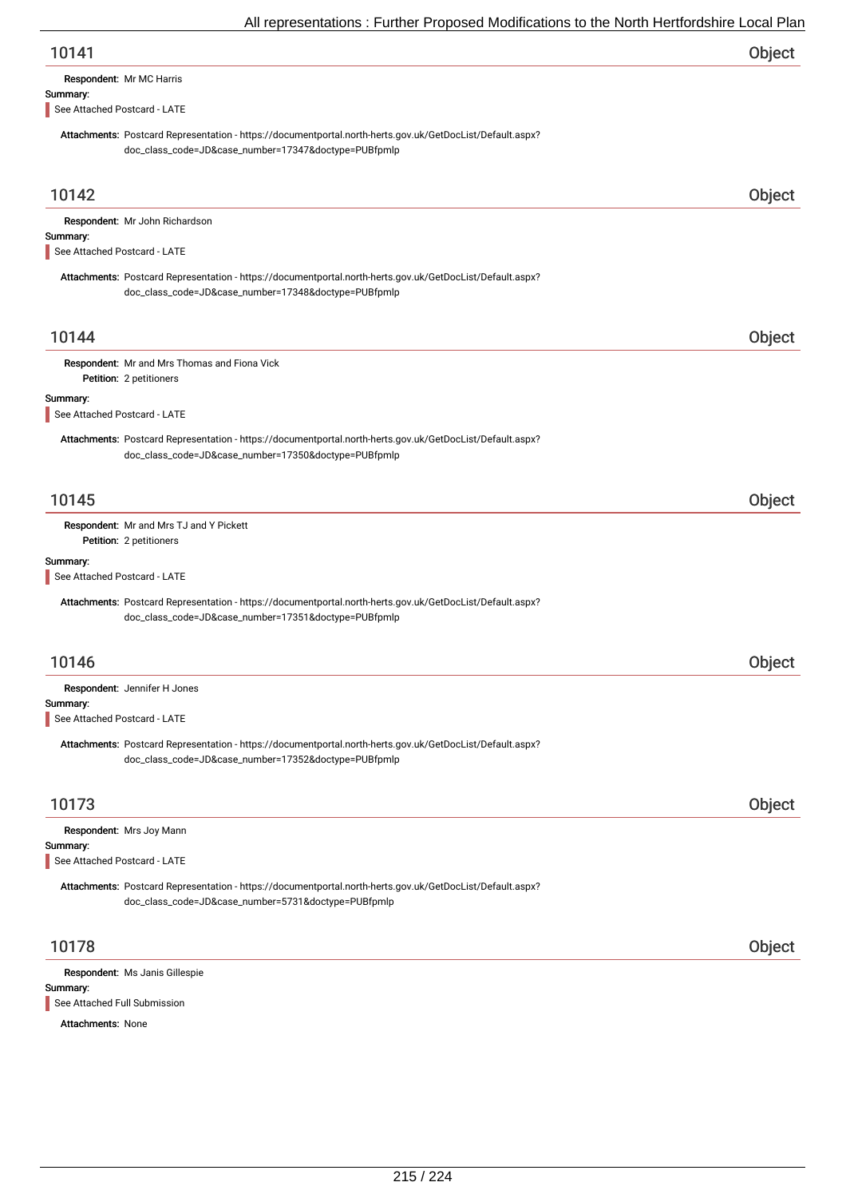## 10141 Object

**Respondent:** Mr MC Harris

**Summary:**

See Attached Postcard - LATE

**Attachments:** Postcard Representation - https://documentportal.north-herts.gov.uk/GetDocList/Default.aspx?doc_class_code=JD&case_number=17347&doctype=PUBfpmlp

## 10142 Object

**Respondent:** Mr John Richardson

**Summary:**

See Attached Postcard - LATE

**Attachments:** Postcard Representation - https://documentportal.north-herts.gov.uk/GetDocList/Default.aspx?doc_class_code=JD&case_number=17348&doctype=PUBfpmlp

## 10144 Object

**Respondent:** Mr and Mrs Thomas and Fiona Vick
**Petition:** 2 petitioners

**Summary:**

See Attached Postcard - LATE

**Attachments:** Postcard Representation - https://documentportal.north-herts.gov.uk/GetDocList/Default.aspx?doc_class_code=JD&case_number=17350&doctype=PUBfpmlp

## 10145 Object

**Respondent:** Mr and Mrs TJ and Y Pickett
**Petition:** 2 petitioners

**Summary:**

See Attached Postcard - LATE

**Attachments:** Postcard Representation - https://documentportal.north-herts.gov.uk/GetDocList/Default.aspx?doc_class_code=JD&case_number=17351&doctype=PUBfpmlp

## 10146 Object

**Respondent:** Jennifer H Jones

**Summary:**

See Attached Postcard - LATE

**Attachments:** Postcard Representation - https://documentportal.north-herts.gov.uk/GetDocList/Default.aspx?doc_class_code=JD&case_number=17352&doctype=PUBfpmlp

## 10173 Object

**Respondent:** Mrs Joy Mann

**Summary:**

See Attached Postcard - LATE

**Attachments:** Postcard Representation - https://documentportal.north-herts.gov.uk/GetDocList/Default.aspx?doc_class_code=JD&case_number=5731&doctype=PUBfpmlp

## 10178 Object

**Respondent:** Ms Janis Gillespie

**Summary:**

See Attached Full Submission

**Attachments:** None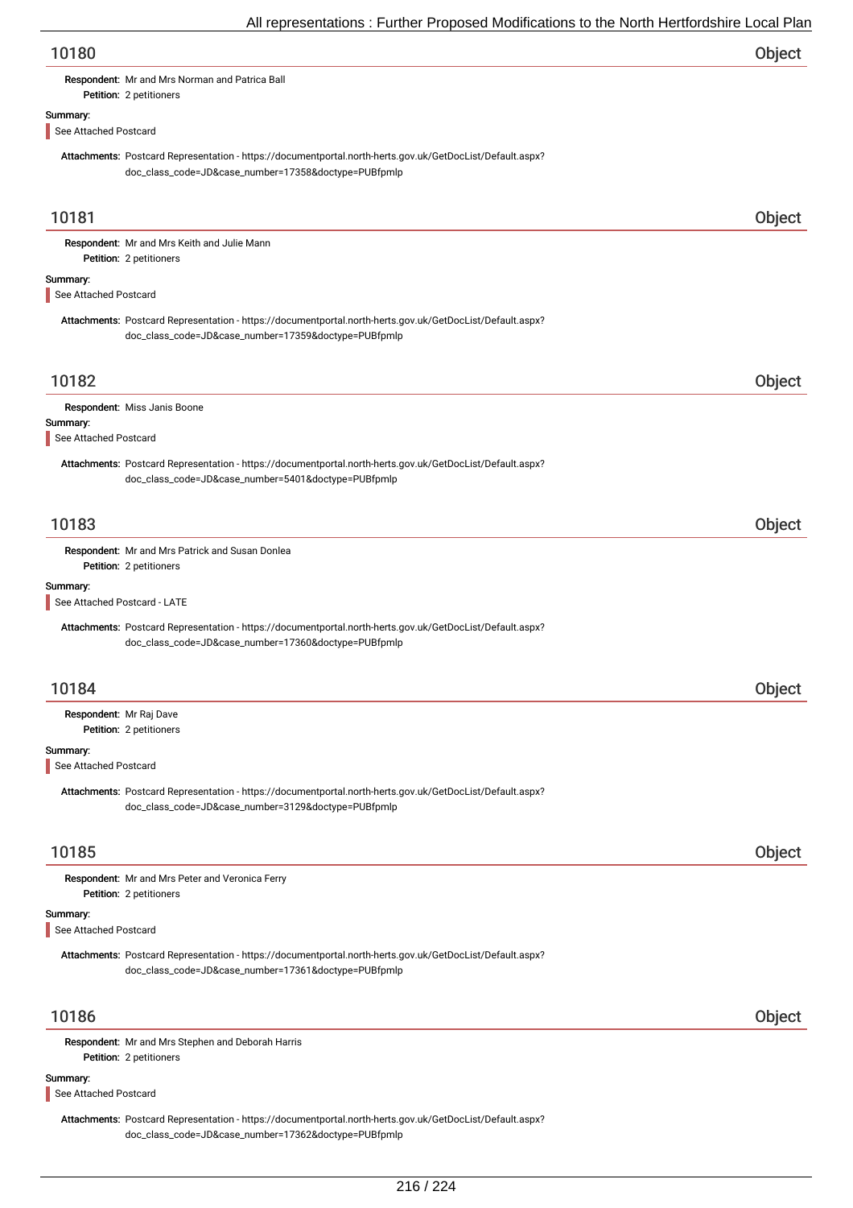## 10180 — Object

**Respondent:** Mr and Mrs Norman and Patrica Ball
**Petition:** 2 petitioners

**Summary:**

See Attached Postcard

**Attachments:** Postcard Representation - https://documentportal.north-herts.gov.uk/GetDocList/Default.aspx?doc_class_code=JD&case_number=17358&doctype=PUBfpmlp

## 10181 — Object

**Respondent:** Mr and Mrs Keith and Julie Mann
**Petition:** 2 petitioners

**Summary:**

See Attached Postcard

**Attachments:** Postcard Representation - https://documentportal.north-herts.gov.uk/GetDocList/Default.aspx?doc_class_code=JD&case_number=17359&doctype=PUBfpmlp

## 10182 — Object

**Respondent:** Miss Janis Boone

**Summary:**

See Attached Postcard

**Attachments:** Postcard Representation - https://documentportal.north-herts.gov.uk/GetDocList/Default.aspx?doc_class_code=JD&case_number=5401&doctype=PUBfpmlp

## 10183 — Object

**Respondent:** Mr and Mrs Patrick and Susan Donlea
**Petition:** 2 petitioners

**Summary:**

See Attached Postcard - LATE

**Attachments:** Postcard Representation - https://documentportal.north-herts.gov.uk/GetDocList/Default.aspx?doc_class_code=JD&case_number=17360&doctype=PUBfpmlp

## 10184 — Object

**Respondent:** Mr Raj Dave
**Petition:** 2 petitioners

**Summary:**

See Attached Postcard

**Attachments:** Postcard Representation - https://documentportal.north-herts.gov.uk/GetDocList/Default.aspx?doc_class_code=JD&case_number=3129&doctype=PUBfpmlp

## 10185 — Object

**Respondent:** Mr and Mrs Peter and Veronica Ferry
**Petition:** 2 petitioners

**Summary:**

See Attached Postcard

**Attachments:** Postcard Representation - https://documentportal.north-herts.gov.uk/GetDocList/Default.aspx?doc_class_code=JD&case_number=17361&doctype=PUBfpmlp

## 10186 — Object

**Respondent:** Mr and Mrs Stephen and Deborah Harris
**Petition:** 2 petitioners

**Summary:**

See Attached Postcard

**Attachments:** Postcard Representation - https://documentportal.north-herts.gov.uk/GetDocList/Default.aspx?doc_class_code=JD&case_number=17362&doctype=PUBfpmlp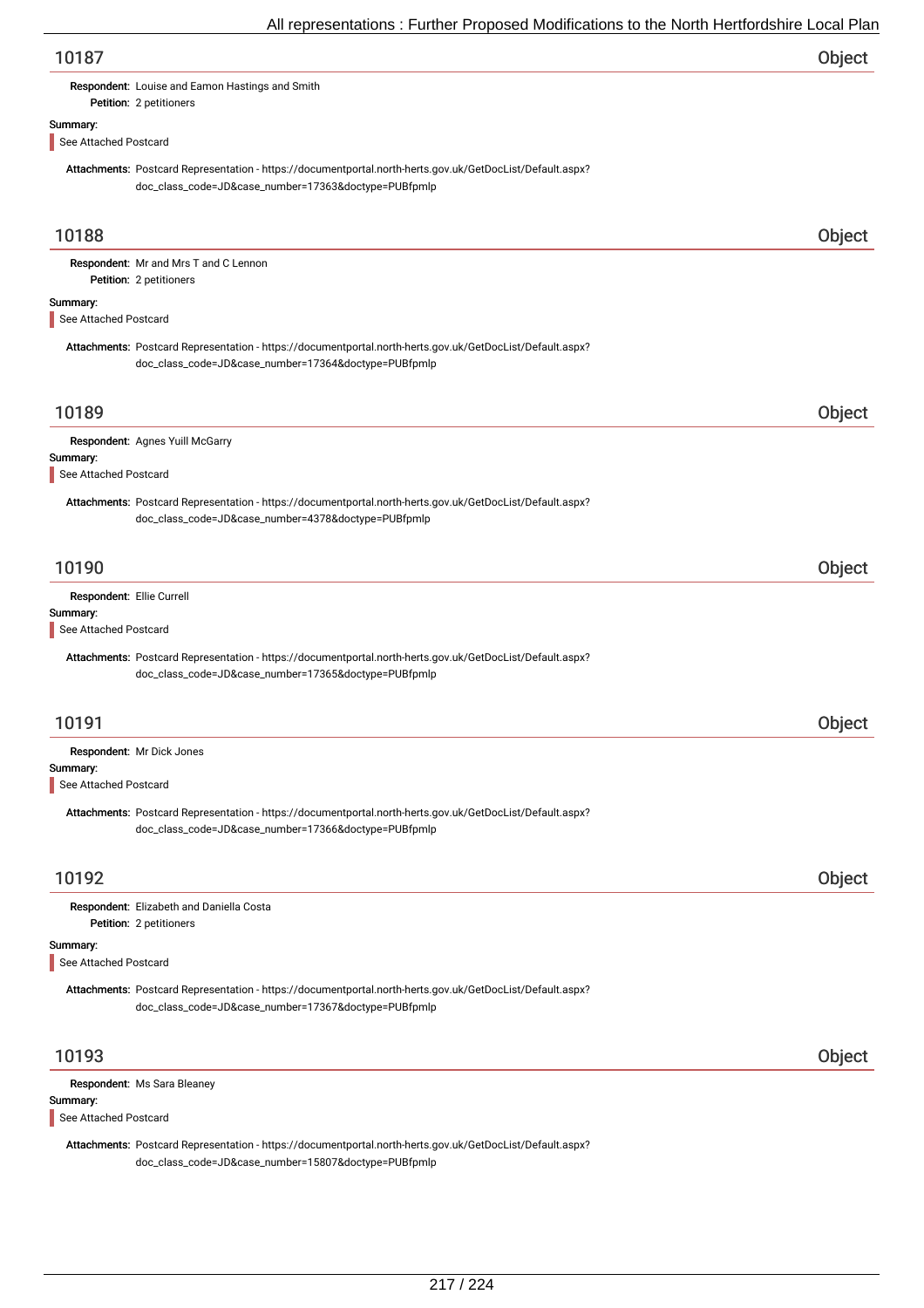## 10187 Object

**Respondent:** Louise and Eamon Hastings and Smith
**Petition:** 2 petitioners

**Summary:**

See Attached Postcard

**Attachments:** Postcard Representation - https://documentportal.north-herts.gov.uk/GetDocList/Default.aspx?doc_class_code=JD&case_number=17363&doctype=PUBfpmlp

## 10188 Object

**Respondent:** Mr and Mrs T and C Lennon
**Petition:** 2 petitioners

**Summary:**

See Attached Postcard

**Attachments:** Postcard Representation - https://documentportal.north-herts.gov.uk/GetDocList/Default.aspx?doc_class_code=JD&case_number=17364&doctype=PUBfpmlp

## 10189 Object

**Respondent:** Agnes Yuill McGarry

**Summary:**

See Attached Postcard

**Attachments:** Postcard Representation - https://documentportal.north-herts.gov.uk/GetDocList/Default.aspx?doc_class_code=JD&case_number=4378&doctype=PUBfpmlp

## 10190 Object

**Respondent:** Ellie Currell

**Summary:**

See Attached Postcard

**Attachments:** Postcard Representation - https://documentportal.north-herts.gov.uk/GetDocList/Default.aspx?doc_class_code=JD&case_number=17365&doctype=PUBfpmlp

## 10191 Object

**Respondent:** Mr Dick Jones

**Summary:**

See Attached Postcard

**Attachments:** Postcard Representation - https://documentportal.north-herts.gov.uk/GetDocList/Default.aspx?doc_class_code=JD&case_number=17366&doctype=PUBfpmlp

## 10192 Object

**Respondent:** Elizabeth and Daniella Costa
**Petition:** 2 petitioners

**Summary:**

See Attached Postcard

**Attachments:** Postcard Representation - https://documentportal.north-herts.gov.uk/GetDocList/Default.aspx?doc_class_code=JD&case_number=17367&doctype=PUBfpmlp

## 10193 Object

**Respondent:** Ms Sara Bleaney

**Summary:**

See Attached Postcard

**Attachments:** Postcard Representation - https://documentportal.north-herts.gov.uk/GetDocList/Default.aspx?doc_class_code=JD&case_number=15807&doctype=PUBfpmlp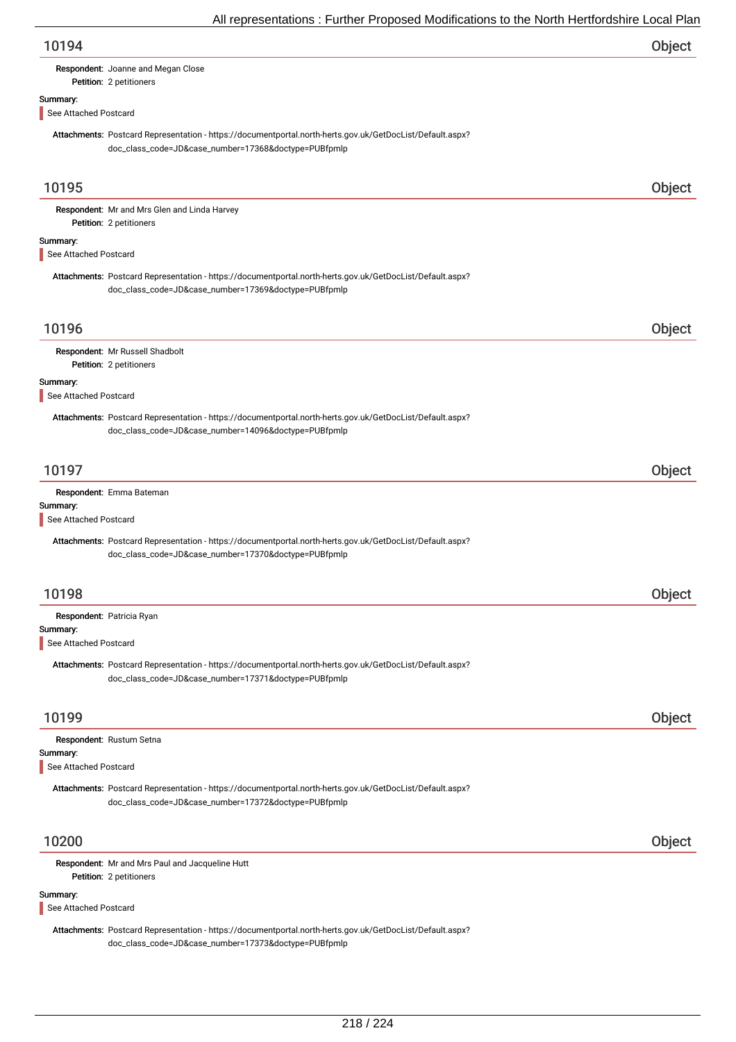## 10194 — Object

**Respondent:** Joanne and Megan Close
**Petition:** 2 petitioners

**Summary:**

> See Attached Postcard

**Attachments:** Postcard Representation - https://documentportal.north-herts.gov.uk/GetDocList/Default.aspx?doc_class_code=JD&case_number=17368&doctype=PUBfpmlp

## 10195 — Object

**Respondent:** Mr and Mrs Glen and Linda Harvey
**Petition:** 2 petitioners

**Summary:**

> See Attached Postcard

**Attachments:** Postcard Representation - https://documentportal.north-herts.gov.uk/GetDocList/Default.aspx?doc_class_code=JD&case_number=17369&doctype=PUBfpmlp

## 10196 — Object

**Respondent:** Mr Russell Shadbolt
**Petition:** 2 petitioners

**Summary:**

> See Attached Postcard

**Attachments:** Postcard Representation - https://documentportal.north-herts.gov.uk/GetDocList/Default.aspx?doc_class_code=JD&case_number=14096&doctype=PUBfpmlp

## 10197 — Object

**Respondent:** Emma Bateman

**Summary:**

> See Attached Postcard

**Attachments:** Postcard Representation - https://documentportal.north-herts.gov.uk/GetDocList/Default.aspx?doc_class_code=JD&case_number=17370&doctype=PUBfpmlp

## 10198 — Object

**Respondent:** Patricia Ryan

**Summary:**

> See Attached Postcard

**Attachments:** Postcard Representation - https://documentportal.north-herts.gov.uk/GetDocList/Default.aspx?doc_class_code=JD&case_number=17371&doctype=PUBfpmlp

## 10199 — Object

**Respondent:** Rustum Setna

**Summary:**

> See Attached Postcard

**Attachments:** Postcard Representation - https://documentportal.north-herts.gov.uk/GetDocList/Default.aspx?doc_class_code=JD&case_number=17372&doctype=PUBfpmlp

## 10200 — Object

**Respondent:** Mr and Mrs Paul and Jacqueline Hutt
**Petition:** 2 petitioners

**Summary:**

> See Attached Postcard

**Attachments:** Postcard Representation - https://documentportal.north-herts.gov.uk/GetDocList/Default.aspx?doc_class_code=JD&case_number=17373&doctype=PUBfpmlp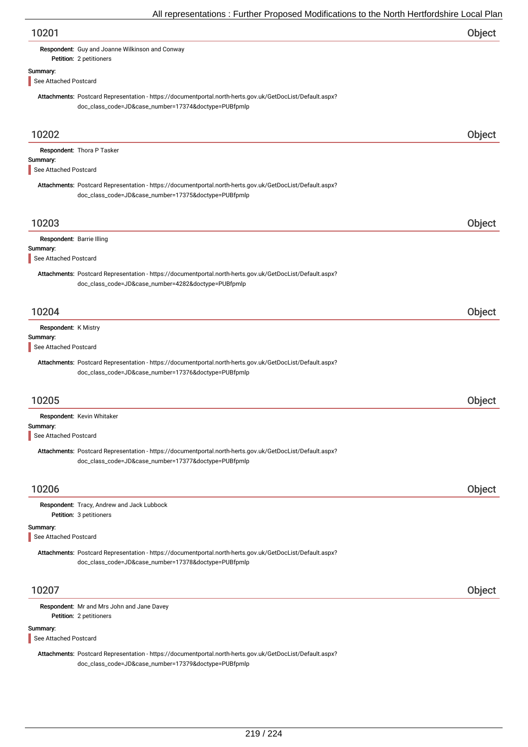## 10201

**Object**

**Respondent:** Guy and Joanne Wilkinson and Conway
**Petition:** 2 petitioners

**Summary:**

See Attached Postcard

**Attachments:** Postcard Representation - https://documentportal.north-herts.gov.uk/GetDocList/Default.aspx?doc_class_code=JD&case_number=17374&doctype=PUBfpmlp

## 10202

**Object**

**Respondent:** Thora P Tasker

**Summary:**

See Attached Postcard

**Attachments:** Postcard Representation - https://documentportal.north-herts.gov.uk/GetDocList/Default.aspx?doc_class_code=JD&case_number=17375&doctype=PUBfpmlp

## 10203

**Object**

**Respondent:** Barrie Illing

**Summary:**

See Attached Postcard

**Attachments:** Postcard Representation - https://documentportal.north-herts.gov.uk/GetDocList/Default.aspx?doc_class_code=JD&case_number=4282&doctype=PUBfpmlp

## 10204

**Object**

**Respondent:** K Mistry

**Summary:**

See Attached Postcard

**Attachments:** Postcard Representation - https://documentportal.north-herts.gov.uk/GetDocList/Default.aspx?doc_class_code=JD&case_number=17376&doctype=PUBfpmlp

## 10205

**Object**

**Respondent:** Kevin Whitaker

**Summary:**

See Attached Postcard

**Attachments:** Postcard Representation - https://documentportal.north-herts.gov.uk/GetDocList/Default.aspx?doc_class_code=JD&case_number=17377&doctype=PUBfpmlp

## 10206

**Object**

**Respondent:** Tracy, Andrew and Jack Lubbock
**Petition:** 3 petitioners

**Summary:**

See Attached Postcard

**Attachments:** Postcard Representation - https://documentportal.north-herts.gov.uk/GetDocList/Default.aspx?doc_class_code=JD&case_number=17378&doctype=PUBfpmlp

## 10207

**Object**

**Respondent:** Mr and Mrs John and Jane Davey
**Petition:** 2 petitioners

**Summary:**

See Attached Postcard

**Attachments:** Postcard Representation - https://documentportal.north-herts.gov.uk/GetDocList/Default.aspx?doc_class_code=JD&case_number=17379&doctype=PUBfpmlp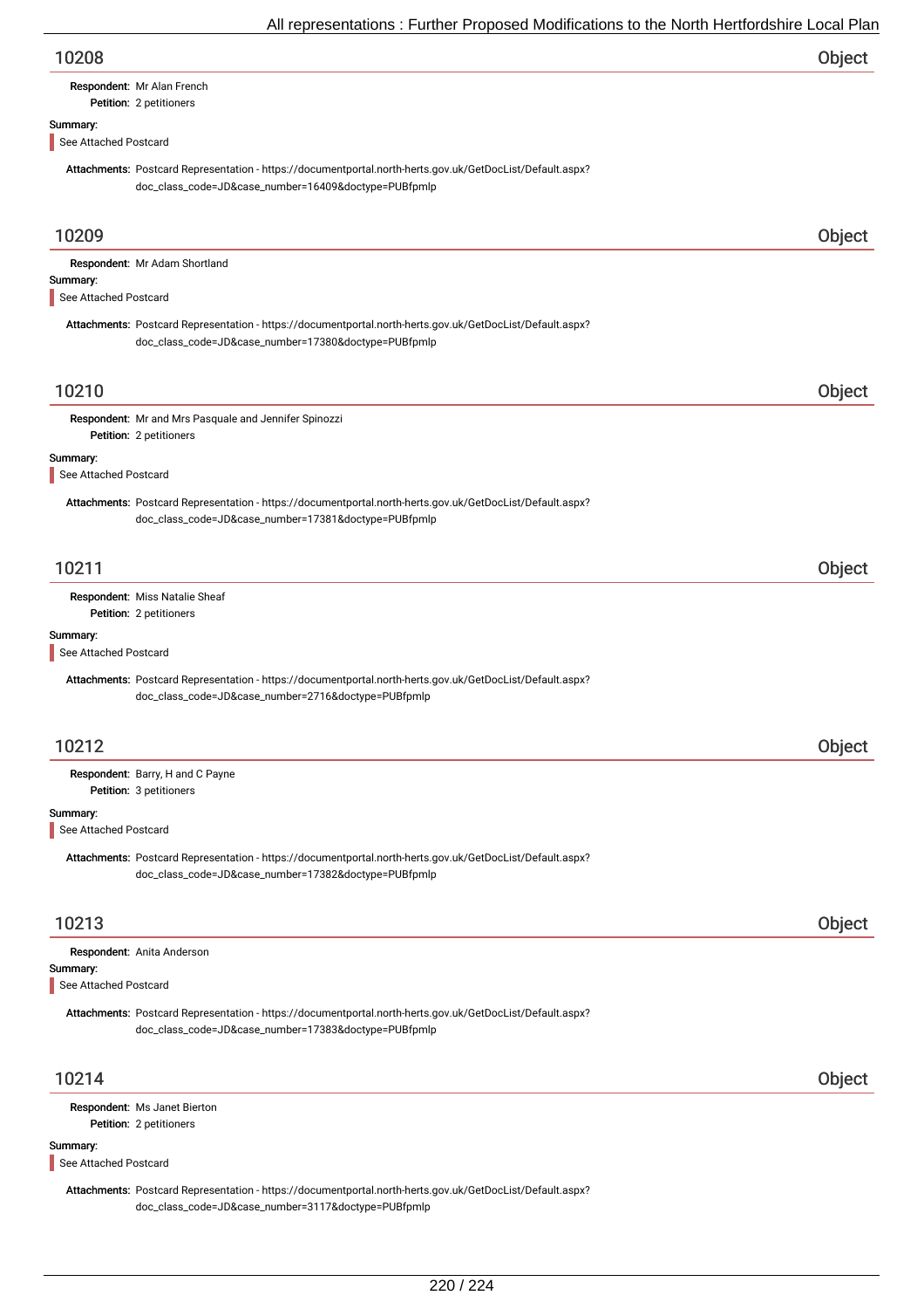## 10208 — Object

**Respondent:** Mr Alan French
**Petition:** 2 petitioners

**Summary:**

See Attached Postcard

**Attachments:** Postcard Representation - https://documentportal.north-herts.gov.uk/GetDocList/Default.aspx?doc_class_code=JD&case_number=16409&doctype=PUBfpmlp

## 10209 — Object

**Respondent:** Mr Adam Shortland

**Summary:**

See Attached Postcard

**Attachments:** Postcard Representation - https://documentportal.north-herts.gov.uk/GetDocList/Default.aspx?doc_class_code=JD&case_number=17380&doctype=PUBfpmlp

## 10210 — Object

**Respondent:** Mr and Mrs Pasquale and Jennifer Spinozzi
**Petition:** 2 petitioners

**Summary:**

See Attached Postcard

**Attachments:** Postcard Representation - https://documentportal.north-herts.gov.uk/GetDocList/Default.aspx?doc_class_code=JD&case_number=17381&doctype=PUBfpmlp

## 10211 — Object

**Respondent:** Miss Natalie Sheaf
**Petition:** 2 petitioners

**Summary:**

See Attached Postcard

**Attachments:** Postcard Representation - https://documentportal.north-herts.gov.uk/GetDocList/Default.aspx?doc_class_code=JD&case_number=2716&doctype=PUBfpmlp

## 10212 — Object

**Respondent:** Barry, H and C Payne
**Petition:** 3 petitioners

**Summary:**

See Attached Postcard

**Attachments:** Postcard Representation - https://documentportal.north-herts.gov.uk/GetDocList/Default.aspx?doc_class_code=JD&case_number=17382&doctype=PUBfpmlp

## 10213 — Object

**Respondent:** Anita Anderson

**Summary:**

See Attached Postcard

**Attachments:** Postcard Representation - https://documentportal.north-herts.gov.uk/GetDocList/Default.aspx?doc_class_code=JD&case_number=17383&doctype=PUBfpmlp

## 10214 — Object

**Respondent:** Ms Janet Bierton
**Petition:** 2 petitioners

**Summary:**

See Attached Postcard

**Attachments:** Postcard Representation - https://documentportal.north-herts.gov.uk/GetDocList/Default.aspx?doc_class_code=JD&case_number=3117&doctype=PUBfpmlp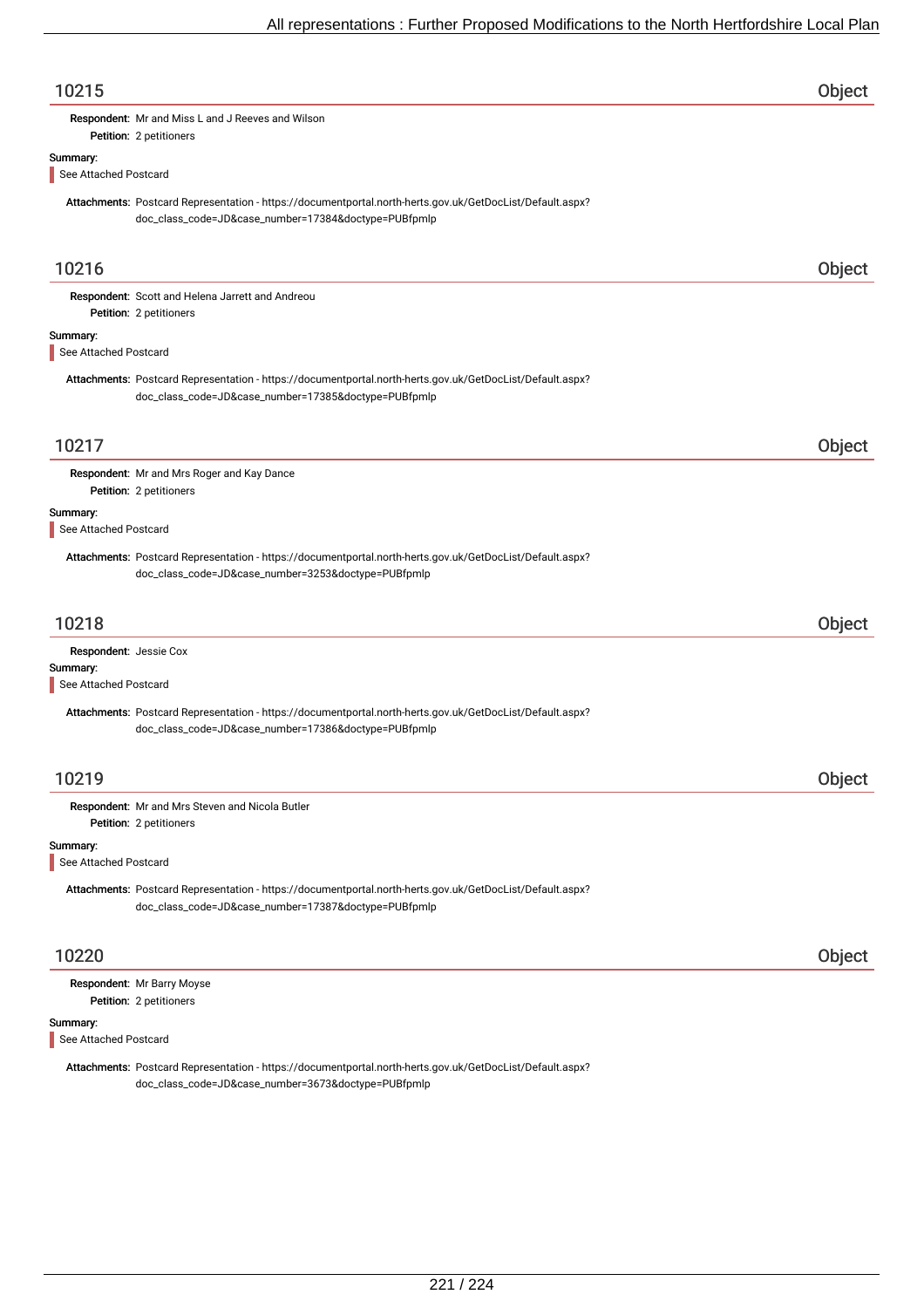## 10215 Object

**Respondent:** Mr and Miss L and J Reeves and Wilson
**Petition:** 2 petitioners

**Summary:**

See Attached Postcard

**Attachments:** Postcard Representation - https://documentportal.north-herts.gov.uk/GetDocList/Default.aspx?doc_class_code=JD&case_number=17384&doctype=PUBfpmlp

## 10216 Object

**Respondent:** Scott and Helena Jarrett and Andreou
**Petition:** 2 petitioners

**Summary:**

See Attached Postcard

**Attachments:** Postcard Representation - https://documentportal.north-herts.gov.uk/GetDocList/Default.aspx?doc_class_code=JD&case_number=17385&doctype=PUBfpmlp

## 10217 Object

**Respondent:** Mr and Mrs Roger and Kay Dance
**Petition:** 2 petitioners

**Summary:**

See Attached Postcard

**Attachments:** Postcard Representation - https://documentportal.north-herts.gov.uk/GetDocList/Default.aspx?doc_class_code=JD&case_number=3253&doctype=PUBfpmlp

## 10218 Object

**Respondent:** Jessie Cox

**Summary:**

See Attached Postcard

**Attachments:** Postcard Representation - https://documentportal.north-herts.gov.uk/GetDocList/Default.aspx?doc_class_code=JD&case_number=17386&doctype=PUBfpmlp

## 10219 Object

**Respondent:** Mr and Mrs Steven and Nicola Butler
**Petition:** 2 petitioners

**Summary:**

See Attached Postcard

**Attachments:** Postcard Representation - https://documentportal.north-herts.gov.uk/GetDocList/Default.aspx?doc_class_code=JD&case_number=17387&doctype=PUBfpmlp

## 10220 Object

**Respondent:** Mr Barry Moyse
**Petition:** 2 petitioners

**Summary:**

See Attached Postcard

**Attachments:** Postcard Representation - https://documentportal.north-herts.gov.uk/GetDocList/Default.aspx?doc_class_code=JD&case_number=3673&doctype=PUBfpmlp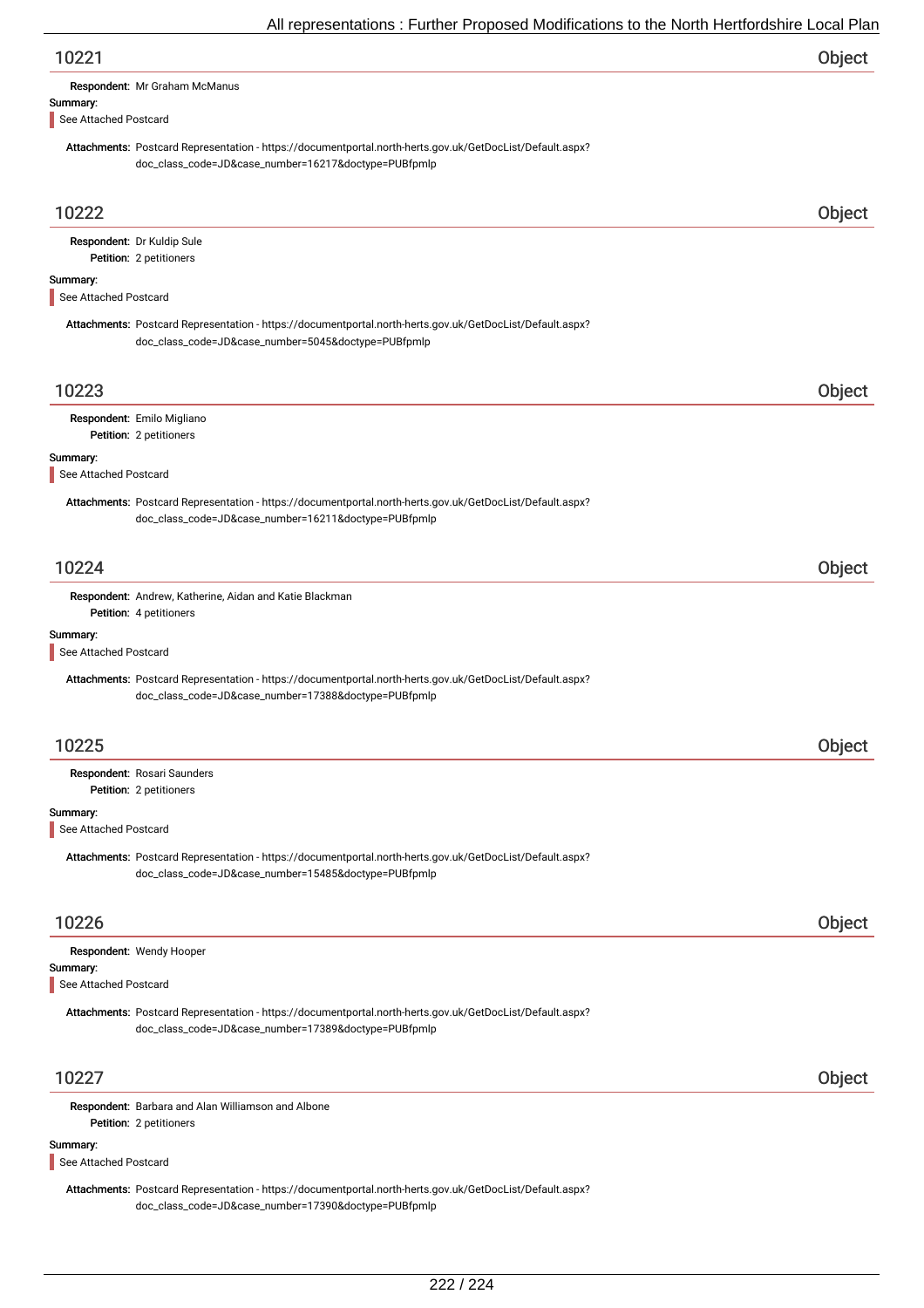## 10221 Object

**Respondent:** Mr Graham McManus

**Summary:**

See Attached Postcard

**Attachments:** Postcard Representation - https://documentportal.north-herts.gov.uk/GetDocList/Default.aspx?doc_class_code=JD&case_number=16217&doctype=PUBfpmlp

## 10222 Object

**Respondent:** Dr Kuldip Sule
**Petition:** 2 petitioners

**Summary:**

See Attached Postcard

**Attachments:** Postcard Representation - https://documentportal.north-herts.gov.uk/GetDocList/Default.aspx?doc_class_code=JD&case_number=5045&doctype=PUBfpmlp

## 10223 Object

**Respondent:** Emilo Migliano
**Petition:** 2 petitioners

**Summary:**

See Attached Postcard

**Attachments:** Postcard Representation - https://documentportal.north-herts.gov.uk/GetDocList/Default.aspx?doc_class_code=JD&case_number=16211&doctype=PUBfpmlp

## 10224 Object

**Respondent:** Andrew, Katherine, Aidan and Katie Blackman
**Petition:** 4 petitioners

**Summary:**

See Attached Postcard

**Attachments:** Postcard Representation - https://documentportal.north-herts.gov.uk/GetDocList/Default.aspx?doc_class_code=JD&case_number=17388&doctype=PUBfpmlp

## 10225 Object

**Respondent:** Rosari Saunders
**Petition:** 2 petitioners

**Summary:**

See Attached Postcard

**Attachments:** Postcard Representation - https://documentportal.north-herts.gov.uk/GetDocList/Default.aspx?doc_class_code=JD&case_number=15485&doctype=PUBfpmlp

## 10226 Object

**Respondent:** Wendy Hooper

**Summary:**

See Attached Postcard

**Attachments:** Postcard Representation - https://documentportal.north-herts.gov.uk/GetDocList/Default.aspx?doc_class_code=JD&case_number=17389&doctype=PUBfpmlp

## 10227 Object

**Respondent:** Barbara and Alan Williamson and Albone
**Petition:** 2 petitioners

**Summary:**

See Attached Postcard

**Attachments:** Postcard Representation - https://documentportal.north-herts.gov.uk/GetDocList/Default.aspx?doc_class_code=JD&case_number=17390&doctype=PUBfpmlp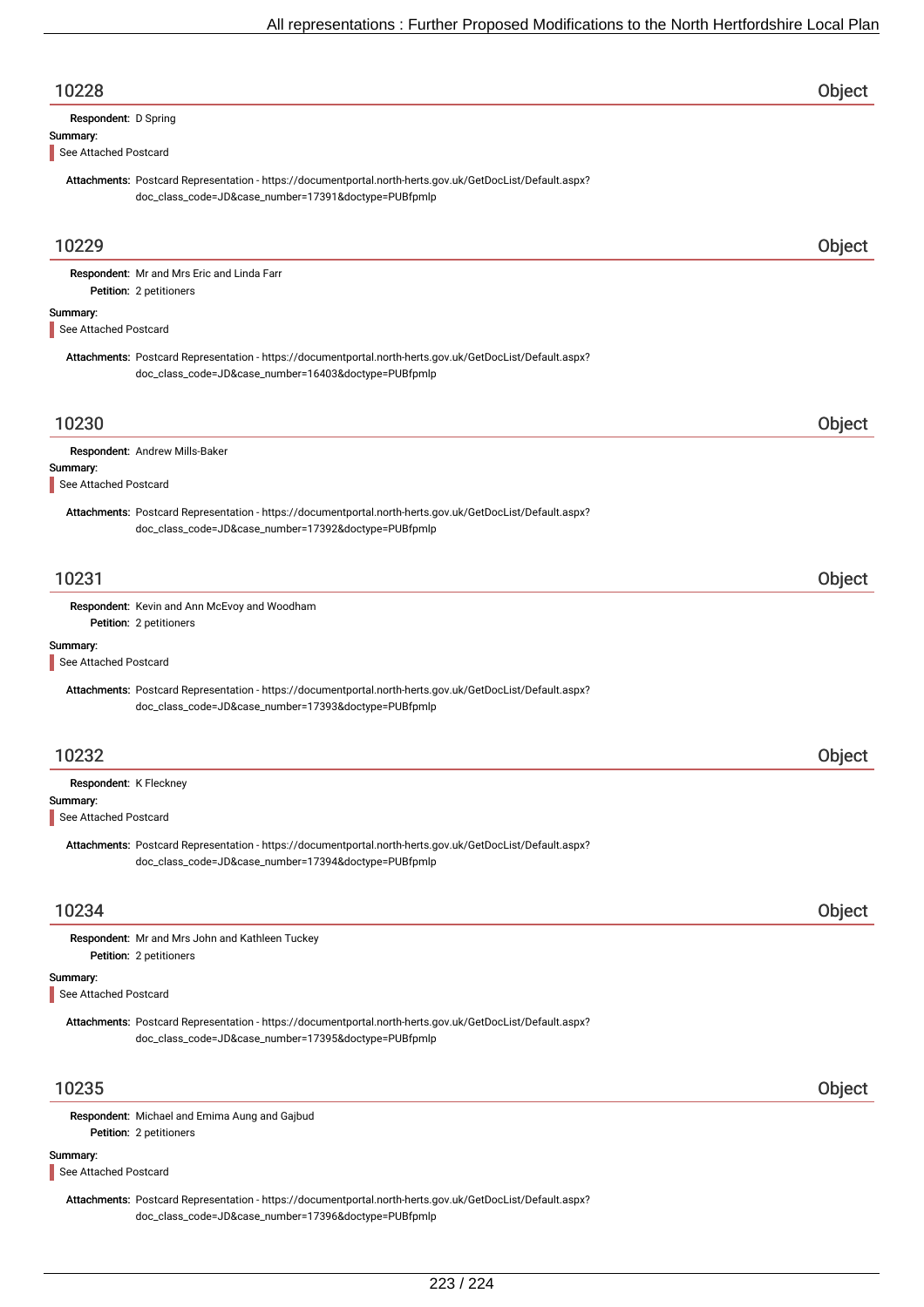## 10228 — Object

**Respondent:** D Spring

**Summary:**

See Attached Postcard

**Attachments:** Postcard Representation - https://documentportal.north-herts.gov.uk/GetDocList/Default.aspx?doc_class_code=JD&case_number=17391&doctype=PUBfpmlp

## 10229 — Object

**Respondent:** Mr and Mrs Eric and Linda Farr

**Petition:** 2 petitioners

**Summary:**

See Attached Postcard

**Attachments:** Postcard Representation - https://documentportal.north-herts.gov.uk/GetDocList/Default.aspx?doc_class_code=JD&case_number=16403&doctype=PUBfpmlp

## 10230 — Object

**Respondent:** Andrew Mills-Baker

**Summary:**

See Attached Postcard

**Attachments:** Postcard Representation - https://documentportal.north-herts.gov.uk/GetDocList/Default.aspx?doc_class_code=JD&case_number=17392&doctype=PUBfpmlp

## 10231 — Object

**Respondent:** Kevin and Ann McEvoy and Woodham

**Petition:** 2 petitioners

**Summary:**

See Attached Postcard

**Attachments:** Postcard Representation - https://documentportal.north-herts.gov.uk/GetDocList/Default.aspx?doc_class_code=JD&case_number=17393&doctype=PUBfpmlp

## 10232 — Object

**Respondent:** K Fleckney

**Summary:**

See Attached Postcard

**Attachments:** Postcard Representation - https://documentportal.north-herts.gov.uk/GetDocList/Default.aspx?doc_class_code=JD&case_number=17394&doctype=PUBfpmlp

## 10234 — Object

**Respondent:** Mr and Mrs John and Kathleen Tuckey

**Petition:** 2 petitioners

**Summary:**

See Attached Postcard

**Attachments:** Postcard Representation - https://documentportal.north-herts.gov.uk/GetDocList/Default.aspx?doc_class_code=JD&case_number=17395&doctype=PUBfpmlp

## 10235 — Object

**Respondent:** Michael and Emima Aung and Gajbud

**Petition:** 2 petitioners

**Summary:**

See Attached Postcard

**Attachments:** Postcard Representation - https://documentportal.north-herts.gov.uk/GetDocList/Default.aspx?doc_class_code=JD&case_number=17396&doctype=PUBfpmlp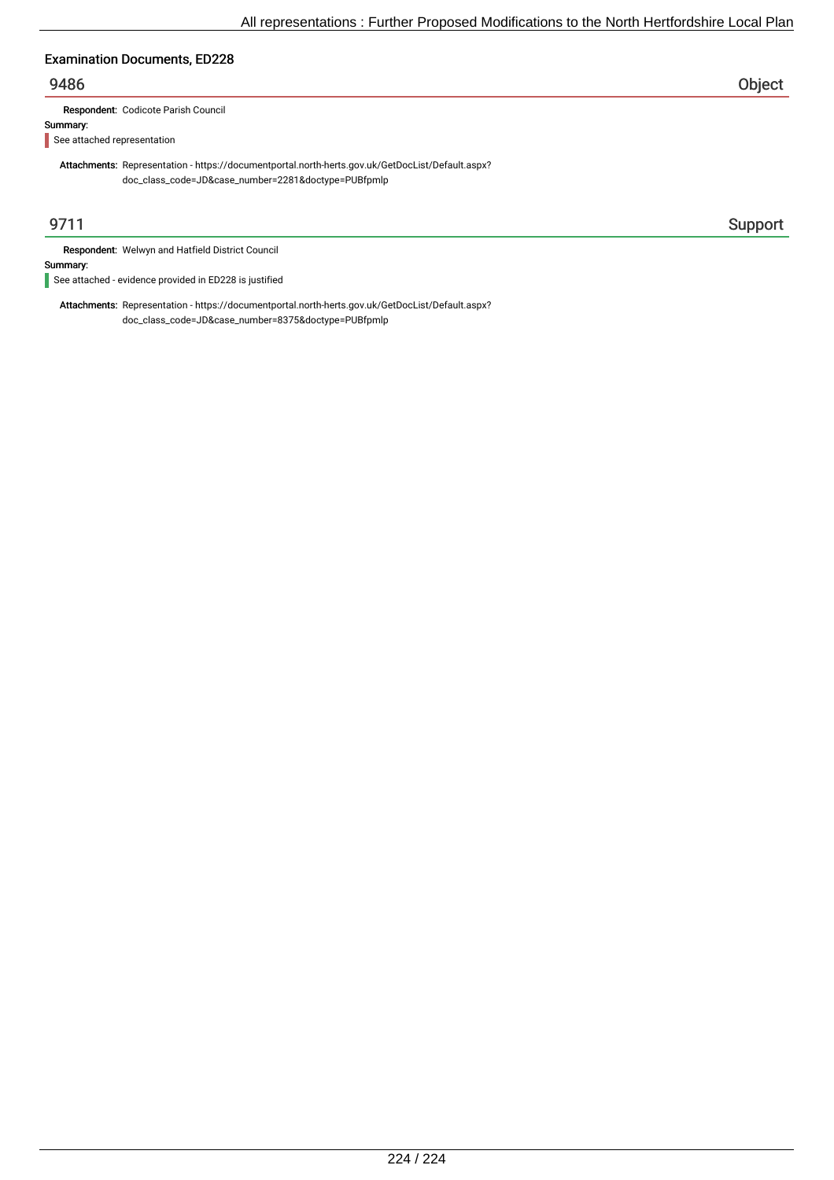## Examination Documents, ED228

### 9486 Object

**Respondent:** Codicote Parish Council

**Summary:**

See attached representation

**Attachments:** Representation - https://documentportal.north-herts.gov.uk/GetDocList/Default.aspx?doc_class_code=JD&case_number=2281&doctype=PUBfpmlp

### 9711 Support

**Respondent:** Welwyn and Hatfield District Council

**Summary:**

See attached - evidence provided in ED228 is justified

**Attachments:** Representation - https://documentportal.north-herts.gov.uk/GetDocList/Default.aspx?doc_class_code=JD&case_number=8375&doctype=PUBfpmlp